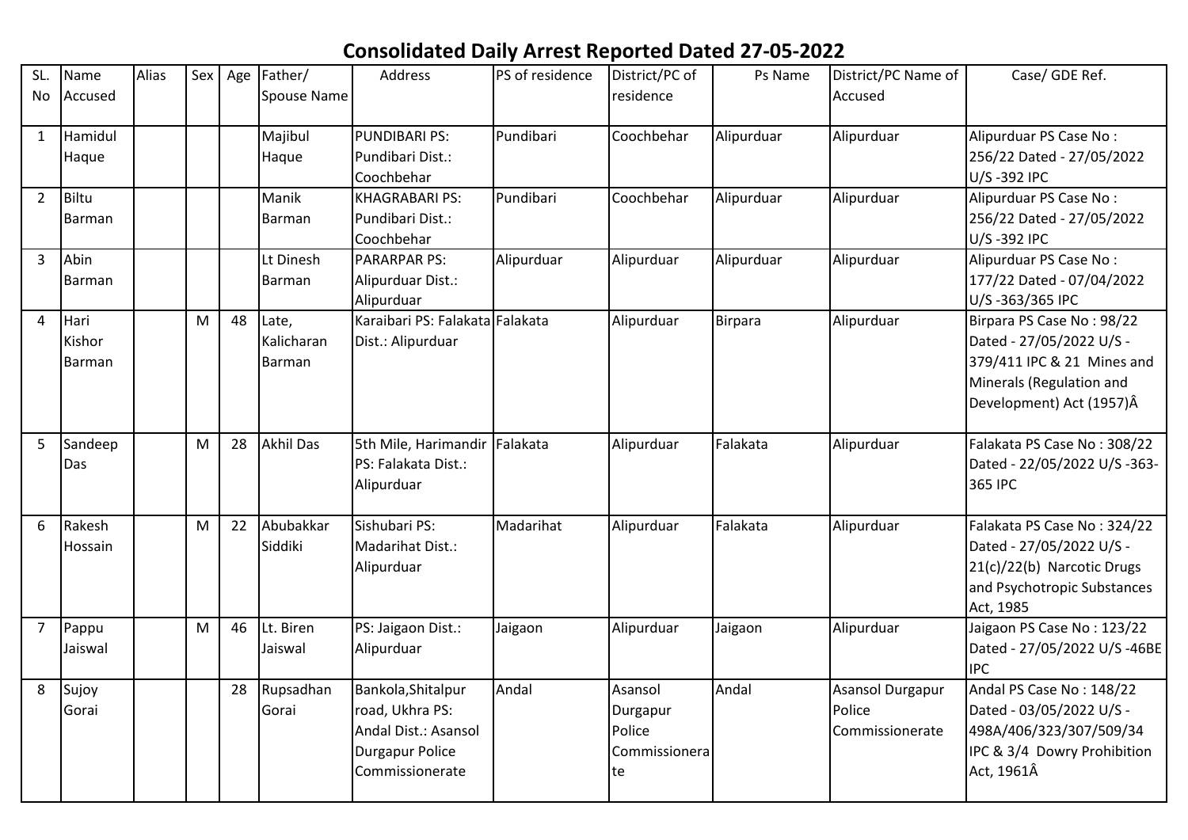# Consolidated Daily Arrest Reported Dated 27-05-2022

| SL. No | Name Accused | Alias | Sex | Age | Father/ Spouse Name | Address | PS of residence | District/PC of residence | Ps Name | District/PC Name of Accused | Case/ GDE Ref. |
|---|---|---|---|---|---|---|---|---|---|---|---|
| 1 | Hamidul Haque | | | | Majibul Haque | PUNDIBARI PS: Pundibari Dist.: Coochbehar | Pundibari | Coochbehar | Alipurduar | Alipurduar | Alipurduar PS Case No : 256/22 Dated - 27/05/2022 U/S -392 IPC |
| 2 | Biltu Barman | | | | Manik Barman | KHAGRABARI PS: Pundibari Dist.: Coochbehar | Pundibari | Coochbehar | Alipurduar | Alipurduar | Alipurduar PS Case No : 256/22 Dated - 27/05/2022 U/S -392 IPC |
| 3 | Abin Barman | | | | Lt Dinesh Barman | PARARPAR PS: Alipurduar Dist.: Alipurduar | Alipurduar | Alipurduar | Alipurduar | Alipurduar | Alipurduar PS Case No : 177/22 Dated - 07/04/2022 U/S -363/365 IPC |
| 4 | Hari Kishor Barman | | M | 48 | Late, Kalicharan Barman | Karaibari PS: Falakata Dist.: Alipurduar | Falakata | Alipurduar | Birpara | Alipurduar | Birpara PS Case No : 98/22 Dated - 27/05/2022 U/S -379/411 IPC & 21 Mines and Minerals (Regulation and Development) Act (1957)Â |
| 5 | Sandeep Das | | M | 28 | Akhil Das | 5th Mile, Harimandir PS: Falakata Dist.: Alipurduar | Falakata | Alipurduar | Falakata | Alipurduar | Falakata PS Case No : 308/22 Dated - 22/05/2022 U/S -363-365 IPC |
| 6 | Rakesh Hossain | | M | 22 | Abubakkar Siddiki | Sishubari PS: Madarihat Dist.: Alipurduar | Madarihat | Alipurduar | Falakata | Alipurduar | Falakata PS Case No : 324/22 Dated - 27/05/2022 U/S -21(c)/22(b) Narcotic Drugs and Psychotropic Substances Act, 1985 |
| 7 | Pappu Jaiswal | | M | 46 | Lt. Biren Jaiswal | PS: Jaigaon Dist.: Alipurduar | Jaigaon | Alipurduar | Jaigaon | Alipurduar | Jaigaon PS Case No : 123/22 Dated - 27/05/2022 U/S -46BE IPC |
| 8 | Sujoy Gorai | | | 28 | Rupsadhan Gorai | Bankola,Shitalpur road, Ukhra PS: Andal Dist.: Asansol Durgapur Police Commissionerate | Andal | Asansol Durgapur Police Commissionerate | Andal | Asansol Durgapur Police Commissionerate | Andal PS Case No : 148/22 Dated - 03/05/2022 U/S -498A/406/323/307/509/34 IPC & 3/4 Dowry Prohibition Act, 1961Â |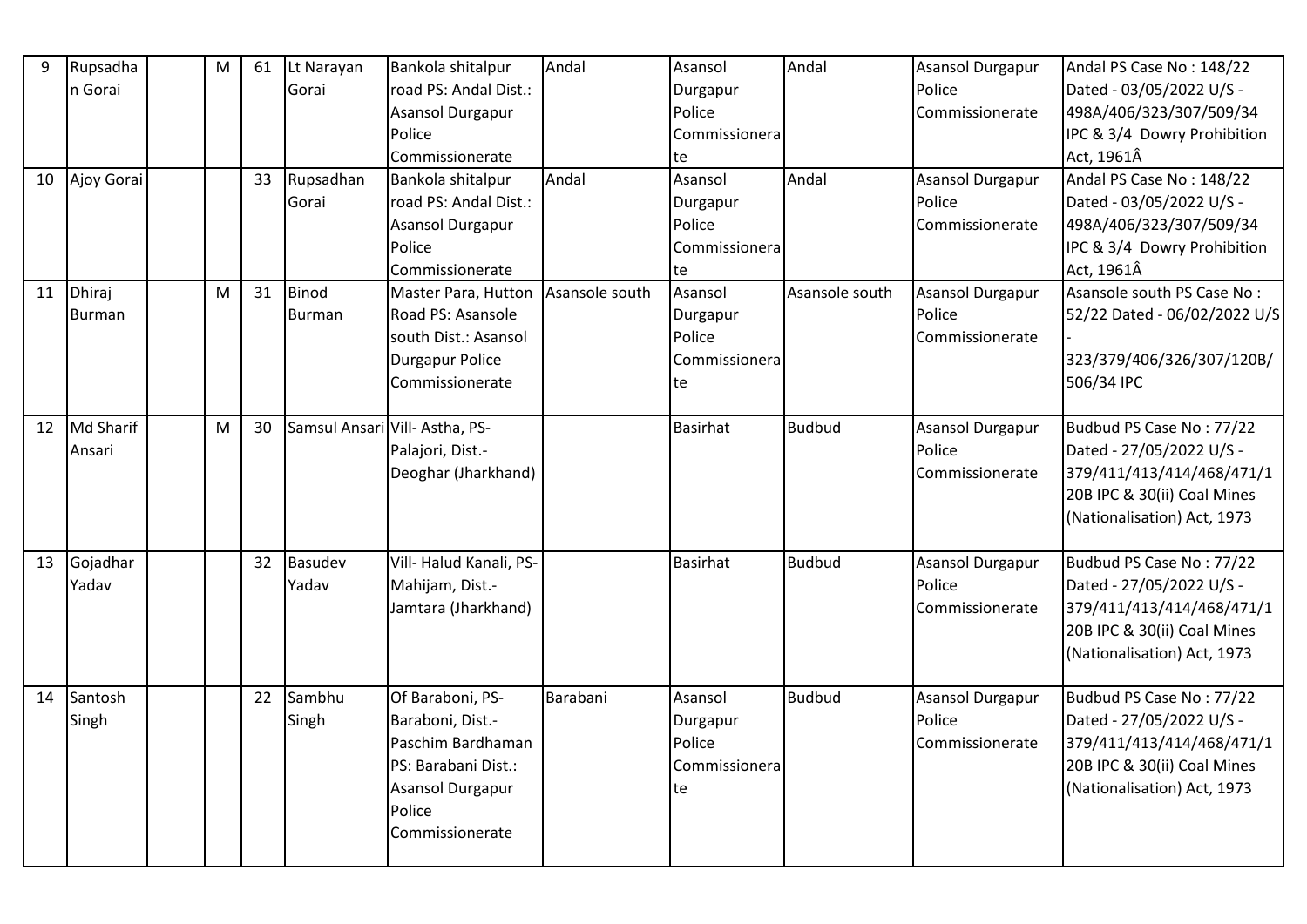| 9 | Rupsadhan Gorai | | M | 61 | Lt Narayan Gorai | Bankola shitalpur road PS: Andal Dist.: Asansol Durgapur Police Commissionerate | Andal | Asansol Durgapur Police Commissionerate | Andal | Asansol Durgapur Police Commissionerate | Andal PS Case No : 148/22 Dated - 03/05/2022 U/S - 498A/406/323/307/509/34 IPC & 3/4 Dowry Prohibition Act, 1961Â |
|---|---|---|---|---|---|---|---|---|---|---|---|
| 10 | Ajoy Gorai | | | 33 | Rupsadhan Gorai | Bankola shitalpur road PS: Andal Dist.: Asansol Durgapur Police Commissionerate | Andal | Asansol Durgapur Police Commissionerate | Andal | Asansol Durgapur Police Commissionerate | Andal PS Case No : 148/22 Dated - 03/05/2022 U/S - 498A/406/323/307/509/34 IPC & 3/4 Dowry Prohibition Act, 1961Â |
| 11 | Dhiraj Burman | | M | 31 | Binod Burman | Master Para, Hutton Road PS: Asansole south Dist.: Asansol Durgapur Police Commissionerate | Asansole south | Asansol Durgapur Police Commissionerate | Asansole south | Asansol Durgapur Police Commissionerate | Asansole south PS Case No : 52/22 Dated - 06/02/2022 U/S - 323/379/406/326/307/120B/506/34 IPC |
| 12 | Md Sharif Ansari | | M | 30 | Samsul Ansari | Vill- Astha, PS- Palajori, Dist.- Deoghar (Jharkhand) | | Basirhat | Budbud | Asansol Durgapur Police Commissionerate | Budbud PS Case No : 77/22 Dated - 27/05/2022 U/S - 379/411/413/414/468/471/120B IPC & 30(ii) Coal Mines (Nationalisation) Act, 1973 |
| 13 | Gojadhar Yadav | | | 32 | Basudev Yadav | Vill- Halud Kanali, PS- Mahijam, Dist.- Jamtara (Jharkhand) | | Basirhat | Budbud | Asansol Durgapur Police Commissionerate | Budbud PS Case No : 77/22 Dated - 27/05/2022 U/S - 379/411/413/414/468/471/120B IPC & 30(ii) Coal Mines (Nationalisation) Act, 1973 |
| 14 | Santosh Singh | | | 22 | Sambhu Singh | Of Baraboni, PS- Baraboni, Dist.- Paschim Bardhaman PS: Barabani Dist.: Asansol Durgapur Police Commissionerate | Barabani | Asansol Durgapur Police Commissionerate | Budbud | Asansol Durgapur Police Commissionerate | Budbud PS Case No : 77/22 Dated - 27/05/2022 U/S - 379/411/413/414/468/471/120B IPC & 30(ii) Coal Mines (Nationalisation) Act, 1973 |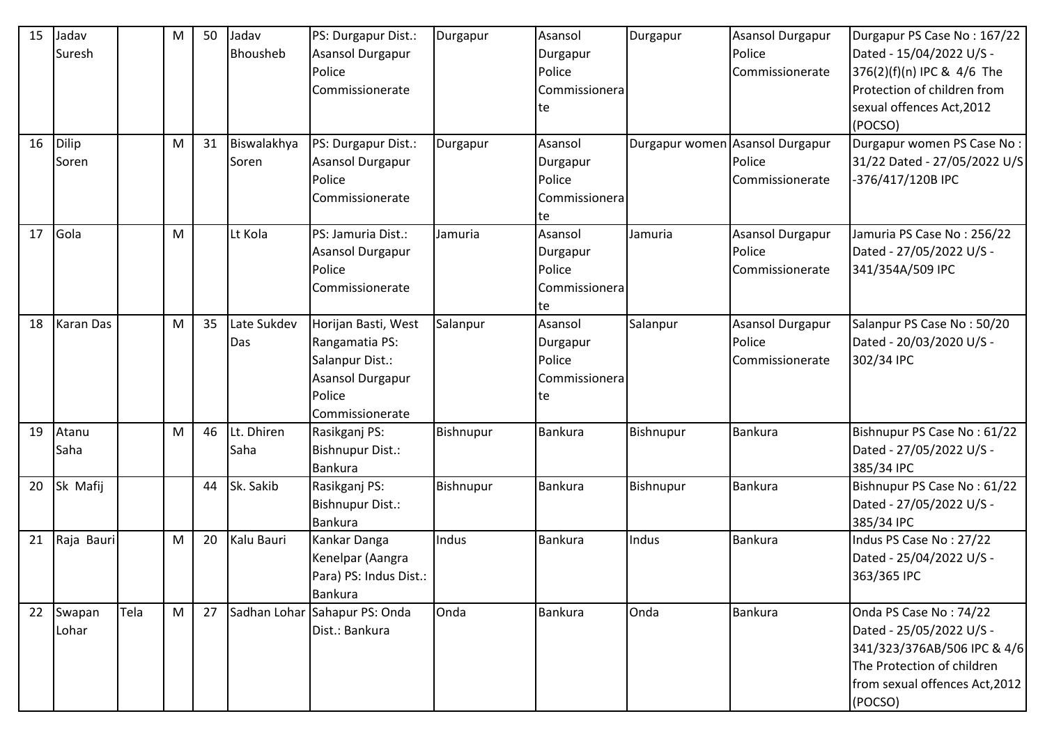| 15 | Jadav Suresh | | M | 50 | Jadav Bhousheb | PS: Durgapur Dist.: Asansol Durgapur Police Commissionerate | Durgapur | Asansol Durgapur Police Commissionerate | Durgapur | Asansol Durgapur Police Commissionerate | Durgapur PS Case No : 167/22 Dated - 15/04/2022 U/S - 376(2)(f)(n) IPC & 4/6 The Protection of children from sexual offences Act,2012 (POCSO) |
|---|---|---|---|---|---|---|---|---|---|---|---|
| 16 | Dilip Soren | | M | 31 | Biswalakhya Soren | PS: Durgapur Dist.: Asansol Durgapur Police Commissionerate | Durgapur | Asansol Durgapur Police Commissionerate | Durgapur women | Asansol Durgapur Police Commissionerate | Durgapur women PS Case No : 31/22 Dated - 27/05/2022 U/S -376/417/120B IPC |
| 17 | Gola | | M | | Lt Kola | PS: Jamuria Dist.: Asansol Durgapur Police Commissionerate | Jamuria | Asansol Durgapur Police Commissionerate | Jamuria | Asansol Durgapur Police Commissionerate | Jamuria PS Case No : 256/22 Dated - 27/05/2022 U/S - 341/354A/509 IPC |
| 18 | Karan Das | | M | 35 | Late Sukdev Das | Horijan Basti, West Rangamatia PS: Salanpur Dist.: Asansol Durgapur Police Commissionerate | Salanpur | Asansol Durgapur Police Commissionerate | Salanpur | Asansol Durgapur Police Commissionerate | Salanpur PS Case No : 50/20 Dated - 20/03/2020 U/S - 302/34 IPC |
| 19 | Atanu Saha | | M | 46 | Lt. Dhiren Saha | Rasikganj PS: Bishnupur Dist.: Bankura | Bishnupur | Bankura | Bishnupur | Bankura | Bishnupur PS Case No : 61/22 Dated - 27/05/2022 U/S - 385/34 IPC |
| 20 | Sk Mafij | | | 44 | Sk. Sakib | Rasikganj PS: Bishnupur Dist.: Bankura | Bishnupur | Bankura | Bishnupur | Bankura | Bishnupur PS Case No : 61/22 Dated - 27/05/2022 U/S - 385/34 IPC |
| 21 | Raja Bauri | | M | 20 | Kalu Bauri | Kankar Danga Kenelpar (Aangra Para) PS: Indus Dist.: Bankura | Indus | Bankura | Indus | Bankura | Indus PS Case No : 27/22 Dated - 25/04/2022 U/S - 363/365 IPC |
| 22 | Swapan Lohar | Tela | M | 27 | Sadhan Lohar | Sahapur PS: Onda Dist.: Bankura | Onda | Bankura | Onda | Bankura | Onda PS Case No : 74/22 Dated - 25/05/2022 U/S - 341/323/376AB/506 IPC & 4/6 The Protection of children from sexual offences Act,2012 (POCSO) |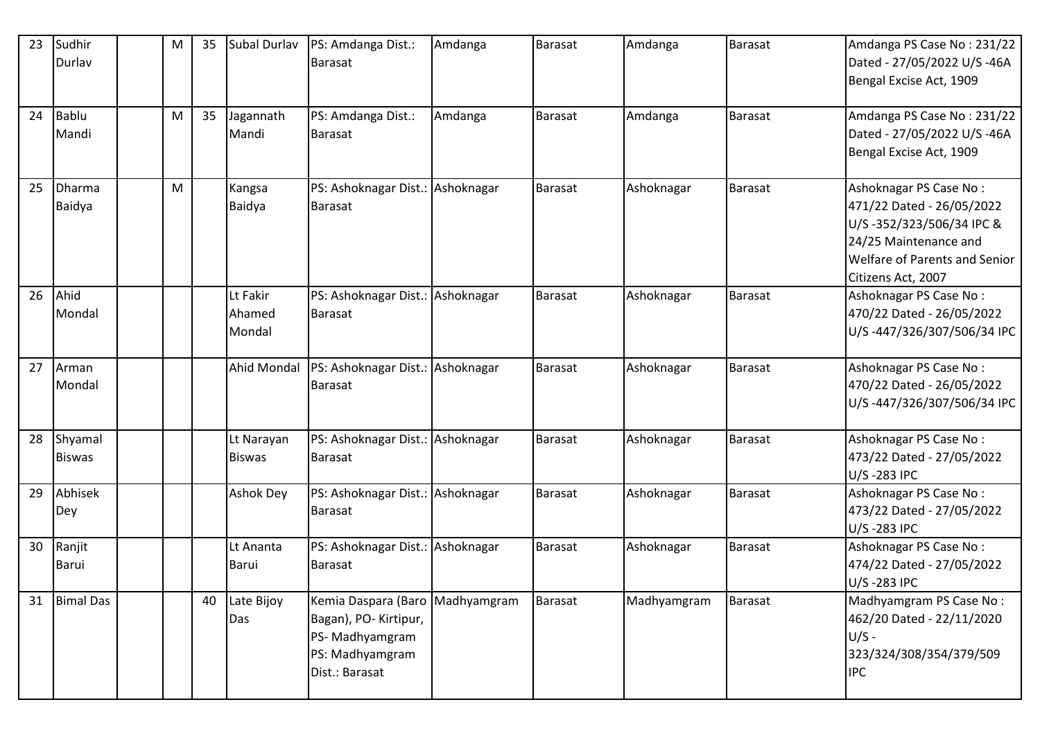| 23 | Sudhir Durlav | | M | 35 | Subal Durlav | PS: Amdanga Dist.: Barasat | Amdanga | Barasat | Amdanga | Barasat | Amdanga PS Case No : 231/22 Dated - 27/05/2022 U/S -46A Bengal Excise Act, 1909 |
|---|---|---|---|---|---|---|---|---|---|---|---|
| 24 | Bablu Mandi | | M | 35 | Jagannath Mandi | PS: Amdanga Dist.: Barasat | Amdanga | Barasat | Amdanga | Barasat | Amdanga PS Case No : 231/22 Dated - 27/05/2022 U/S -46A Bengal Excise Act, 1909 |
| 25 | Dharma Baidya | | M | | Kangsa Baidya | PS: Ashoknagar Dist.: Barasat | Ashoknagar | Barasat | Ashoknagar | Barasat | Ashoknagar PS Case No : 471/22 Dated - 26/05/2022 U/S -352/323/506/34 IPC & 24/25 Maintenance and Welfare of Parents and Senior Citizens Act, 2007 |
| 26 | Ahid Mondal | | | | Lt Fakir Ahamed Mondal | PS: Ashoknagar Dist.: Barasat | Ashoknagar | Barasat | Ashoknagar | Barasat | Ashoknagar PS Case No : 470/22 Dated - 26/05/2022 U/S -447/326/307/506/34 IPC |
| 27 | Arman Mondal | | | | Ahid Mondal | PS: Ashoknagar Dist.: Barasat | Ashoknagar | Barasat | Ashoknagar | Barasat | Ashoknagar PS Case No : 470/22 Dated - 26/05/2022 U/S -447/326/307/506/34 IPC |
| 28 | Shyamal Biswas | | | | Lt Narayan Biswas | PS: Ashoknagar Dist.: Barasat | Ashoknagar | Barasat | Ashoknagar | Barasat | Ashoknagar PS Case No : 473/22 Dated - 27/05/2022 U/S -283 IPC |
| 29 | Abhisek Dey | | | | Ashok Dey | PS: Ashoknagar Dist.: Barasat | Ashoknagar | Barasat | Ashoknagar | Barasat | Ashoknagar PS Case No : 473/22 Dated - 27/05/2022 U/S -283 IPC |
| 30 | Ranjit Barui | | | | Lt Ananta Barui | PS: Ashoknagar Dist.: Barasat | Ashoknagar | Barasat | Ashoknagar | Barasat | Ashoknagar PS Case No : 474/22 Dated - 27/05/2022 U/S -283 IPC |
| 31 | Bimal Das | | | 40 | Late Bijoy Das | Kemia Daspara (Baro Bagan), PO- Kirtipur, PS- Madhyamgram PS: Madhyamgram Dist.: Barasat | Madhyamgram | Barasat | Madhyamgram | Barasat | Madhyamgram PS Case No : 462/20 Dated - 22/11/2020 U/S - 323/324/308/354/379/509 IPC |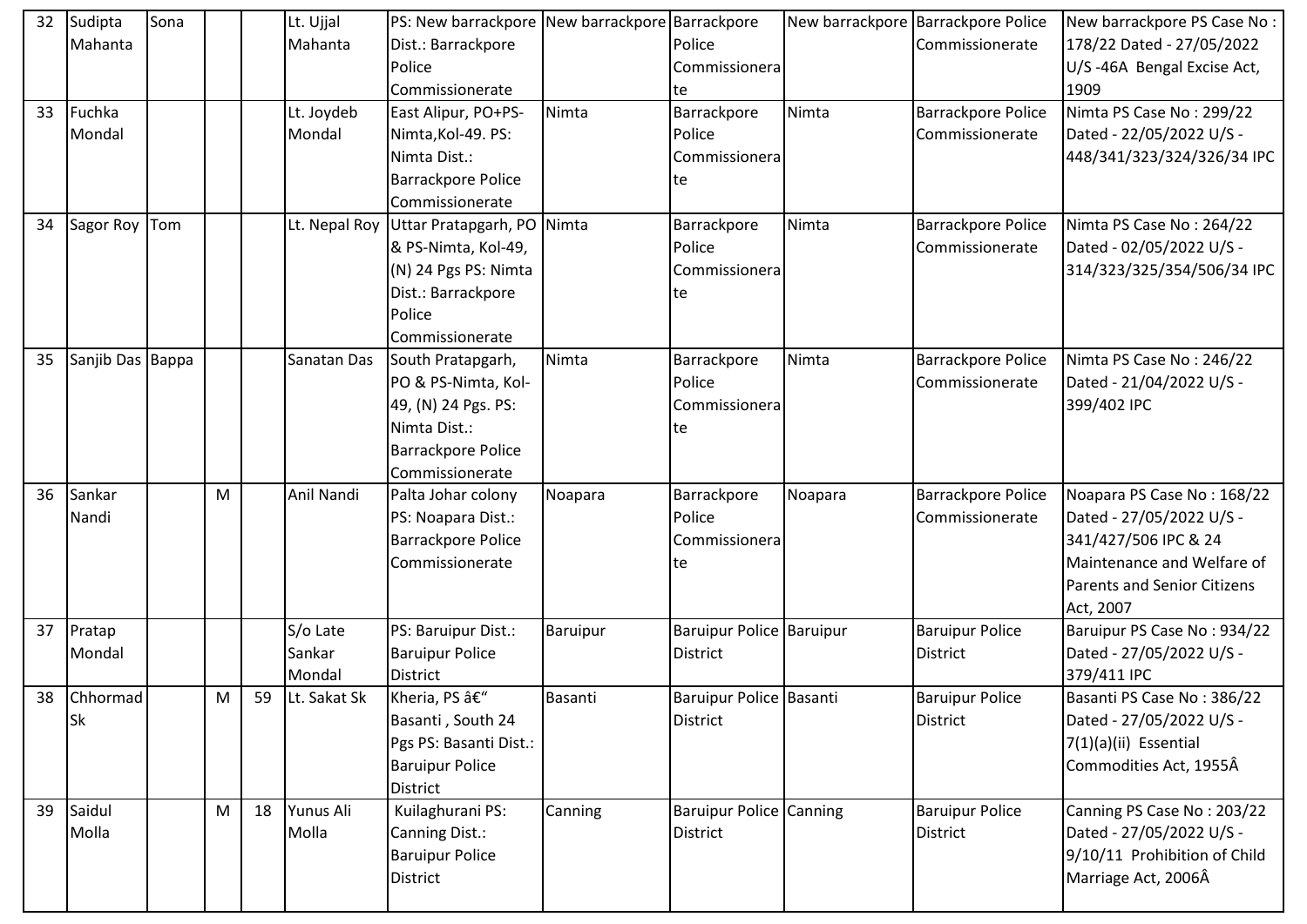| 32 | Sudipta Mahanta | Sona | | | Lt. Ujjal Mahanta | PS: New barrackpore Dist.: Barrackpore Police Commissionerate | New barrackpore | Barrackpore Police Commissionerate | New barrackpore | Barrackpore Police Commissionerate | New barrackpore PS Case No : 178/22 Dated - 27/05/2022 U/S -46A Bengal Excise Act, 1909 |
|---|---|---|---|---|---|---|---|---|---|---|---|
| 33 | Fuchka Mondal | | | | Lt. Joydeb Mondal | East Alipur, PO+PS-Nimta,Kol-49. PS: Nimta Dist.: Barrackpore Police Commissionerate | Nimta | Barrackpore Police Commissionerate | Nimta | Barrackpore Police Commissionerate | Nimta PS Case No : 299/22 Dated - 22/05/2022 U/S - 448/341/323/324/326/34 IPC |
| 34 | Sagor Roy | Tom | | | Lt. Nepal Roy | Uttar Pratapgarh, PO & PS-Nimta, Kol-49, (N) 24 Pgs PS: Nimta Dist.: Barrackpore Police Commissionerate | Nimta | Barrackpore Police Commissionerate | Nimta | Barrackpore Police Commissionerate | Nimta PS Case No : 264/22 Dated - 02/05/2022 U/S - 314/323/325/354/506/34 IPC |
| 35 | Sanjib Das | Bappa | | | Sanatan Das | South Pratapgarh, PO & PS-Nimta, Kol-49, (N) 24 Pgs. PS: Nimta Dist.: Barrackpore Police Commissionerate | Nimta | Barrackpore Police Commissionerate | Nimta | Barrackpore Police Commissionerate | Nimta PS Case No : 246/22 Dated - 21/04/2022 U/S - 399/402 IPC |
| 36 | Sankar Nandi | | M | | Anil Nandi | Palta Johar colony PS: Noapara Dist.: Barrackpore Police Commissionerate | Noapara | Barrackpore Police Commissionerate | Noapara | Barrackpore Police Commissionerate | Noapara PS Case No : 168/22 Dated - 27/05/2022 U/S - 341/427/506 IPC & 24 Maintenance and Welfare of Parents and Senior Citizens Act, 2007 |
| 37 | Pratap Mondal | | | | S/o Late Sankar Mondal | PS: Baruipur Dist.: Baruipur Police District | Baruipur | Baruipur Police District | Baruipur | Baruipur Police District | Baruipur PS Case No : 934/22 Dated - 27/05/2022 U/S - 379/411 IPC |
| 38 | Chhormad Sk | | M | 59 | Lt. Sakat Sk | Kheria, PS â€" Basanti , South 24 Pgs PS: Basanti Dist.: Baruipur Police District | Basanti | Baruipur Police District | Basanti | Baruipur Police District | Basanti PS Case No : 386/22 Dated - 27/05/2022 U/S - 7(1)(a)(ii) Essential Commodities Act, 1955Â |
| 39 | Saidul Molla | | M | 18 | Yunus Ali Molla | Kuilaghurani PS: Canning Dist.: Baruipur Police District | Canning | Baruipur Police District | Canning | Baruipur Police District | Canning PS Case No : 203/22 Dated - 27/05/2022 U/S - 9/10/11 Prohibition of Child Marriage Act, 2006Â |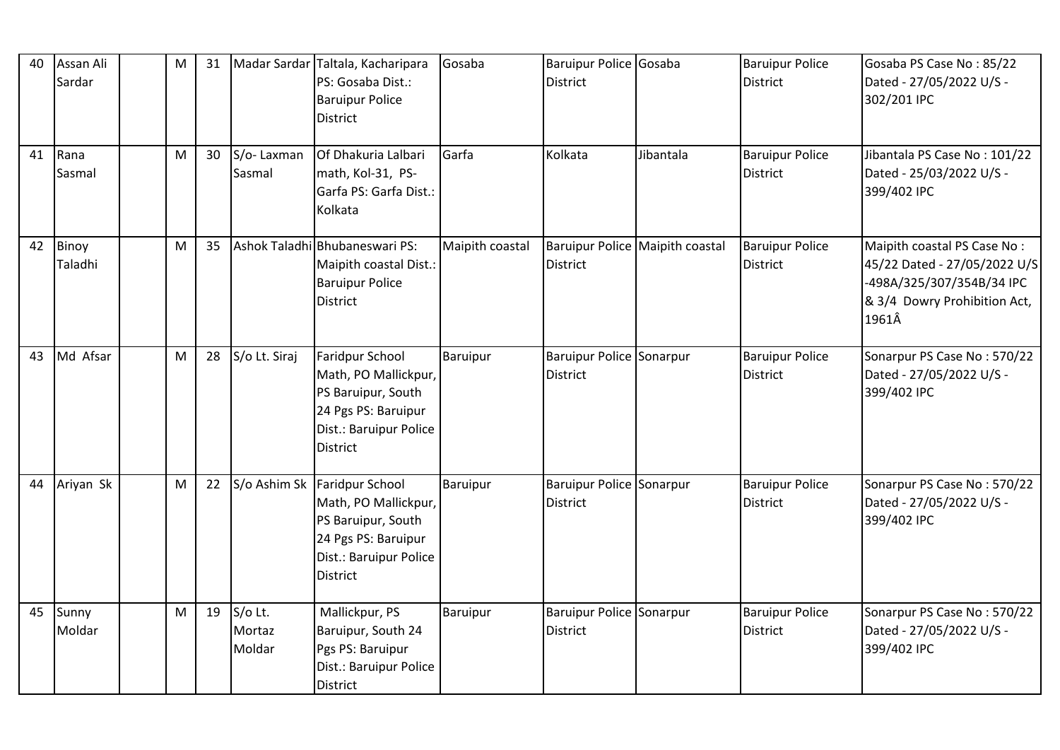| 40 | Assan Ali Sardar | | M | 31 | Madar Sardar | Taltala, Kacharipara PS: Gosaba Dist.: Baruipur Police District | Gosaba | Baruipur Police District | Gosaba | Baruipur Police District | Gosaba PS Case No : 85/22 Dated - 27/05/2022 U/S - 302/201 IPC |
|---|---|---|---|---|---|---|---|---|---|---|---|
| 41 | Rana Sasmal | | M | 30 | S/o- Laxman Sasmal | Of Dhakuria Lalbari math, Kol-31, PS- Garfa PS: Garfa Dist.: Kolkata | Garfa | Kolkata | Jibantala | Baruipur Police District | Jibantala PS Case No : 101/22 Dated - 25/03/2022 U/S - 399/402 IPC |
| 42 | Binoy Taladhi | | M | 35 | Ashok Taladhi | Bhubaneswari PS: Maipith coastal Dist.: Baruipur Police District | Maipith coastal | Baruipur Police District | Maipith coastal | Baruipur Police District | Maipith coastal PS Case No : 45/22 Dated - 27/05/2022 U/S -498A/325/307/354B/34 IPC & 3/4 Dowry Prohibition Act, 1961Â |
| 43 | Md Afsar | | M | 28 | S/o Lt. Siraj | Faridpur School Math, PO Mallickpur, PS Baruipur, South 24 Pgs PS: Baruipur Dist.: Baruipur Police District | Baruipur | Baruipur Police District | Sonarpur | Baruipur Police District | Sonarpur PS Case No : 570/22 Dated - 27/05/2022 U/S - 399/402 IPC |
| 44 | Ariyan Sk | | M | 22 | S/o Ashim Sk | Faridpur School Math, PO Mallickpur, PS Baruipur, South 24 Pgs PS: Baruipur Dist.: Baruipur Police District | Baruipur | Baruipur Police District | Sonarpur | Baruipur Police District | Sonarpur PS Case No : 570/22 Dated - 27/05/2022 U/S - 399/402 IPC |
| 45 | Sunny Moldar | | M | 19 | S/o Lt. Mortaz Moldar | Mallickpur, PS Baruipur, South 24 Pgs PS: Baruipur Dist.: Baruipur Police District | Baruipur | Baruipur Police District | Sonarpur | Baruipur Police District | Sonarpur PS Case No : 570/22 Dated - 27/05/2022 U/S - 399/402 IPC |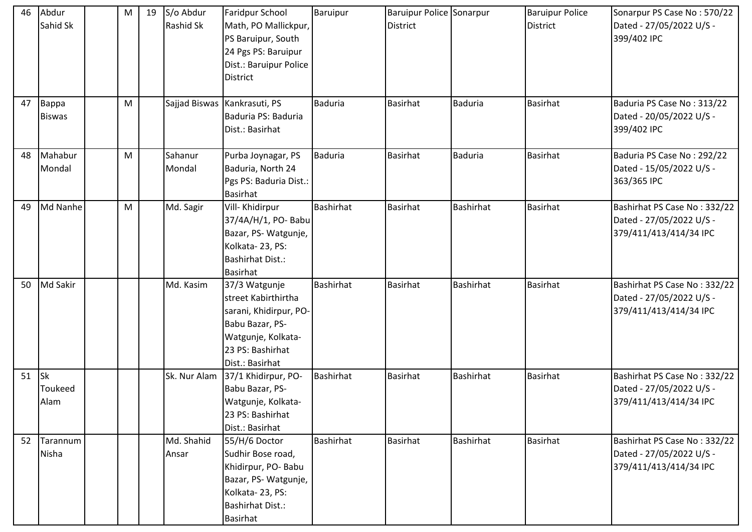| 46 | Abdur Sahid Sk | | M | 19 | S/o Abdur Rashid Sk | Faridpur School Math, PO Mallickpur, PS Baruipur, South 24 Pgs PS: Baruipur Dist.: Baruipur Police District | Baruipur | Baruipur Police District | Sonarpur | Baruipur Police District | Sonarpur PS Case No : 570/22 Dated - 27/05/2022 U/S - 399/402 IPC |
|---|---|---|---|---|---|---|---|---|---|---|---|
| 47 | Bappa Biswas | | M | | Sajjad Biswas | Kankrasuti, PS Baduria PS: Baduria Dist.: Basirhat | Baduria | Basirhat | Baduria | Basirhat | Baduria PS Case No : 313/22 Dated - 20/05/2022 U/S - 399/402 IPC |
| 48 | Mahabur Mondal | | M | | Sahanur Mondal | Purba Joynagar, PS Baduria, North 24 Pgs PS: Baduria Dist.: Basirhat | Baduria | Basirhat | Baduria | Basirhat | Baduria PS Case No : 292/22 Dated - 15/05/2022 U/S - 363/365 IPC |
| 49 | Md Nanhe | | M | | Md. Sagir | Vill- Khidirpur 37/4A/H/1, PO- Babu Bazar, PS- Watgunje, Kolkata- 23, PS: Bashirhat Dist.: Basirhat | Bashirhat | Basirhat | Bashirhat | Basirhat | Bashirhat PS Case No : 332/22 Dated - 27/05/2022 U/S - 379/411/413/414/34 IPC |
| 50 | Md Sakir | | | | Md. Kasim | 37/3 Watgunje street Kabirthirtha sarani, Khidirpur, PO- Babu Bazar, PS- Watgunje, Kolkata- 23 PS: Bashirhat Dist.: Basirhat | Bashirhat | Basirhat | Bashirhat | Basirhat | Bashirhat PS Case No : 332/22 Dated - 27/05/2022 U/S - 379/411/413/414/34 IPC |
| 51 | Sk Toukeed Alam | | | | Sk. Nur Alam | 37/1 Khidirpur, PO- Babu Bazar, PS- Watgunje, Kolkata- 23 PS: Bashirhat Dist.: Basirhat | Bashirhat | Basirhat | Bashirhat | Basirhat | Bashirhat PS Case No : 332/22 Dated - 27/05/2022 U/S - 379/411/413/414/34 IPC |
| 52 | Tarannum Nisha | | | | Md. Shahid Ansar | 55/H/6 Doctor Sudhir Bose road, Khidirpur, PO- Babu Bazar, PS- Watgunje, Kolkata- 23, PS: Bashirhat Dist.: Basirhat | Bashirhat | Basirhat | Bashirhat | Basirhat | Bashirhat PS Case No : 332/22 Dated - 27/05/2022 U/S - 379/411/413/414/34 IPC |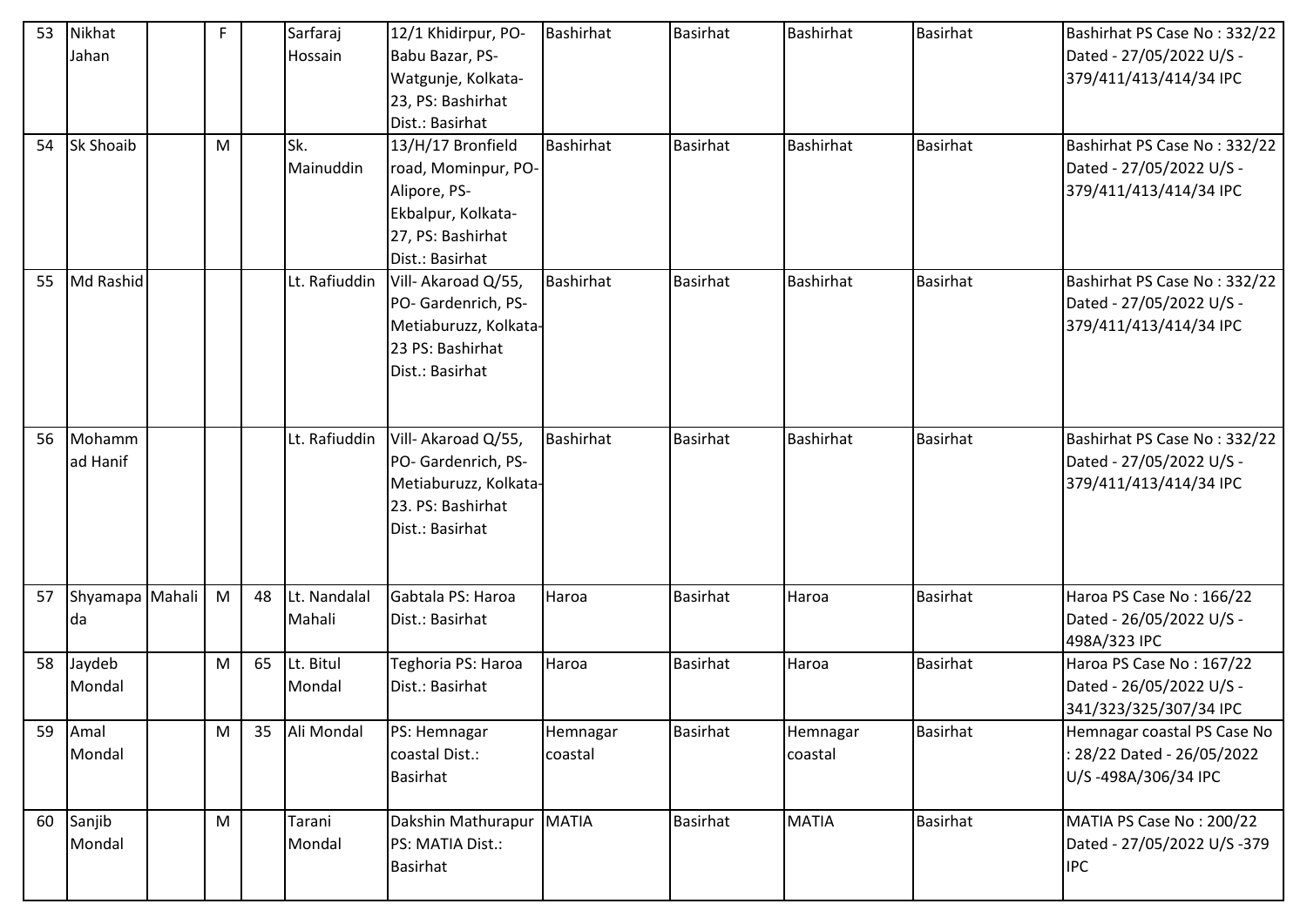| 53 | Nikhat Jahan | | F | | Sarfaraj Hossain | 12/1 Khidirpur, PO-Babu Bazar, PS-Watgunje, Kolkata-23, PS: Bashirhat Dist.: Basirhat | Bashirhat | Basirhat | Bashirhat | Basirhat | Bashirhat PS Case No : 332/22 Dated - 27/05/2022 U/S - 379/411/413/414/34 IPC |
|---|---|---|---|---|---|---|---|---|---|---|---|
| 54 | Sk Shoaib | | M | | Sk. Mainuddin | 13/H/17 Bronfield road, Mominpur, PO-Alipore, PS-Ekbalpur, Kolkata-27, PS: Bashirhat Dist.: Basirhat | Bashirhat | Basirhat | Bashirhat | Basirhat | Bashirhat PS Case No : 332/22 Dated - 27/05/2022 U/S - 379/411/413/414/34 IPC |
| 55 | Md Rashid | | | | Lt. Rafiuddin | Vill- Akaroad Q/55, PO- Gardenrich, PS-Metiaburuzz, Kolkata-23 PS: Bashirhat Dist.: Basirhat | Bashirhat | Basirhat | Bashirhat | Basirhat | Bashirhat PS Case No : 332/22 Dated - 27/05/2022 U/S - 379/411/413/414/34 IPC |
| 56 | Mohammad Hanif | | | | Lt. Rafiuddin | Vill- Akaroad Q/55, PO- Gardenrich, PS-Metiaburuzz, Kolkata-23. PS: Bashirhat Dist.: Basirhat | Bashirhat | Basirhat | Bashirhat | Basirhat | Bashirhat PS Case No : 332/22 Dated - 27/05/2022 U/S - 379/411/413/414/34 IPC |
| 57 | Shyamapada | Mahali | M | 48 | Lt. Nandalal Mahali | Gabtala PS: Haroa Dist.: Basirhat | Haroa | Basirhat | Haroa | Basirhat | Haroa PS Case No : 166/22 Dated - 26/05/2022 U/S - 498A/323 IPC |
| 58 | Jaydeb Mondal | | M | 65 | Lt. Bitul Mondal | Teghoria PS: Haroa Dist.: Basirhat | Haroa | Basirhat | Haroa | Basirhat | Haroa PS Case No : 167/22 Dated - 26/05/2022 U/S - 341/323/325/307/34 IPC |
| 59 | Amal Mondal | | M | 35 | Ali Mondal | PS: Hemnagar coastal Dist.: Basirhat | Hemnagar coastal | Basirhat | Hemnagar coastal | Basirhat | Hemnagar coastal PS Case No : 28/22 Dated - 26/05/2022 U/S -498A/306/34 IPC |
| 60 | Sanjib Mondal | | M | | Tarani Mondal | Dakshin Mathurapur PS: MATIA Dist.: Basirhat | MATIA | Basirhat | MATIA | Basirhat | MATIA PS Case No : 200/22 Dated - 27/05/2022 U/S -379 IPC |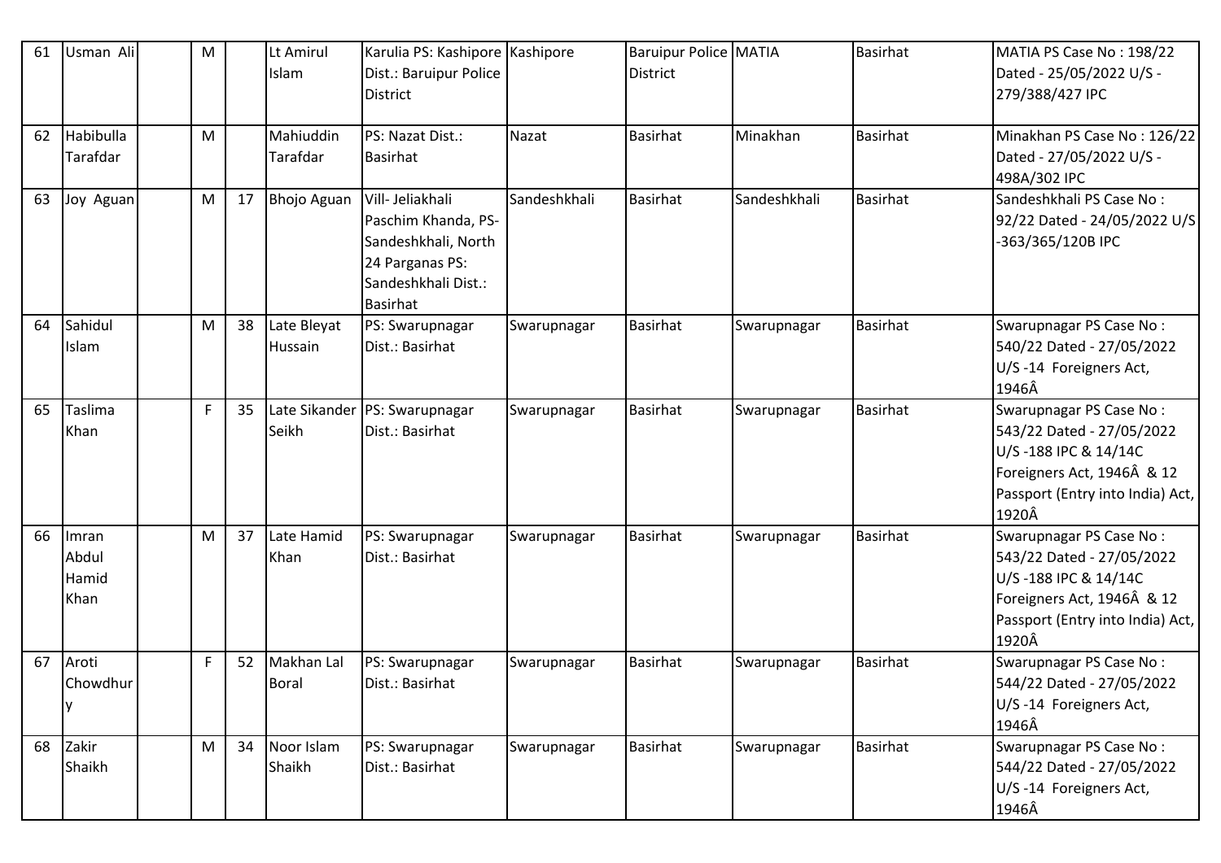| 61 | Usman Ali | | M | | Lt Amirul Islam | Karulia PS: Kashipore Dist.: Baruipur Police District | Kashipore | Baruipur Police District | MATIA | Basirhat | MATIA PS Case No : 198/22 Dated - 25/05/2022 U/S - 279/388/427 IPC |
|---|---|---|---|---|---|---|---|---|---|---|---|
| 62 | Habibulla Tarafdar | | M | | Mahiuddin Tarafdar | PS: Nazat Dist.: Basirhat | Nazat | Basirhat | Minakhan | Basirhat | Minakhan PS Case No : 126/22 Dated - 27/05/2022 U/S - 498A/302 IPC |
| 63 | Joy Aguan | | M | 17 | Bhojo Aguan | Vill- Jeliakhali Paschim Khanda, PS- Sandeshkhali, North 24 Parganas PS: Sandeshkhali Dist.: Basirhat | Sandeshkhali | Basirhat | Sandeshkhali | Basirhat | Sandeshkhali PS Case No : 92/22 Dated - 24/05/2022 U/S -363/365/120B IPC |
| 64 | Sahidul Islam | | M | 38 | Late Bleyat Hussain | PS: Swarupnagar Dist.: Basirhat | Swarupnagar | Basirhat | Swarupnagar | Basirhat | Swarupnagar PS Case No : 540/22 Dated - 27/05/2022 U/S -14 Foreigners Act, 1946Â |
| 65 | Taslima Khan | | F | 35 | Late Sikander Seikh | PS: Swarupnagar Dist.: Basirhat | Swarupnagar | Basirhat | Swarupnagar | Basirhat | Swarupnagar PS Case No : 543/22 Dated - 27/05/2022 U/S -188 IPC & 14/14C Foreigners Act, 1946Â & 12 Passport (Entry into India) Act, 1920Â |
| 66 | Imran Abdul Hamid Khan | | M | 37 | Late Hamid Khan | PS: Swarupnagar Dist.: Basirhat | Swarupnagar | Basirhat | Swarupnagar | Basirhat | Swarupnagar PS Case No : 543/22 Dated - 27/05/2022 U/S -188 IPC & 14/14C Foreigners Act, 1946Â & 12 Passport (Entry into India) Act, 1920Â |
| 67 | Aroti Chowdhury | | F | 52 | Makhan Lal Boral | PS: Swarupnagar Dist.: Basirhat | Swarupnagar | Basirhat | Swarupnagar | Basirhat | Swarupnagar PS Case No : 544/22 Dated - 27/05/2022 U/S -14 Foreigners Act, 1946Â |
| 68 | Zakir Shaikh | | M | 34 | Noor Islam Shaikh | PS: Swarupnagar Dist.: Basirhat | Swarupnagar | Basirhat | Swarupnagar | Basirhat | Swarupnagar PS Case No : 544/22 Dated - 27/05/2022 U/S -14 Foreigners Act, 1946Â |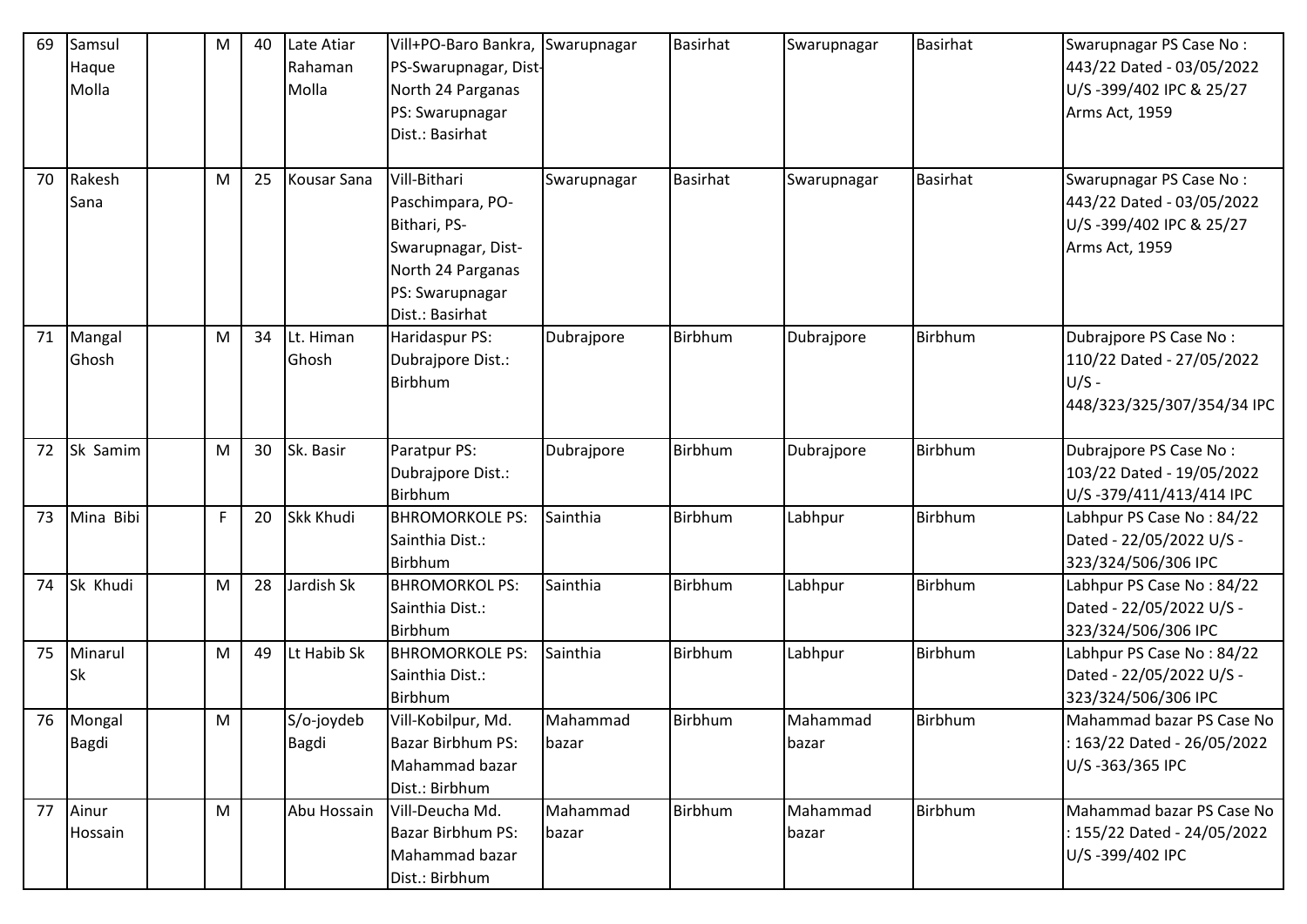| 69 | Samsul Haque Molla | | M | 40 | Late Atiar Rahaman Molla | Vill+PO-Baro Bankra, PS-Swarupnagar, Dist-North 24 Parganas PS: Swarupnagar Dist.: Basirhat | Swarupnagar | Basirhat | Swarupnagar | Basirhat | Swarupnagar PS Case No : 443/22 Dated - 03/05/2022 U/S -399/402 IPC & 25/27 Arms Act, 1959 |
|---|---|---|---|---|---|---|---|---|---|---|---|
| 70 | Rakesh Sana | | M | 25 | Kousar Sana | Vill-Bithari Paschimpara, PO-Bithari, PS-Swarupnagar, Dist-North 24 Parganas PS: Swarupnagar Dist.: Basirhat | Swarupnagar | Basirhat | Swarupnagar | Basirhat | Swarupnagar PS Case No : 443/22 Dated - 03/05/2022 U/S -399/402 IPC & 25/27 Arms Act, 1959 |
| 71 | Mangal Ghosh | | M | 34 | Lt. Himan Ghosh | Haridaspur PS: Dubrajpore Dist.: Birbhum | Dubrajpore | Birbhum | Dubrajpore | Birbhum | Dubrajpore PS Case No : 110/22 Dated - 27/05/2022 U/S - 448/323/325/307/354/34 IPC |
| 72 | Sk Samim | | M | 30 | Sk. Basir | Paratpur PS: Dubrajpore Dist.: Birbhum | Dubrajpore | Birbhum | Dubrajpore | Birbhum | Dubrajpore PS Case No : 103/22 Dated - 19/05/2022 U/S -379/411/413/414 IPC |
| 73 | Mina Bibi | | F | 20 | Skk Khudi | BHROMORKOLE PS: Sainthia Dist.: Birbhum | Sainthia | Birbhum | Labhpur | Birbhum | Labhpur PS Case No : 84/22 Dated - 22/05/2022 U/S - 323/324/506/306 IPC |
| 74 | Sk Khudi | | M | 28 | Jardish Sk | BHROMORKOL PS: Sainthia Dist.: Birbhum | Sainthia | Birbhum | Labhpur | Birbhum | Labhpur PS Case No : 84/22 Dated - 22/05/2022 U/S - 323/324/506/306 IPC |
| 75 | Minarul Sk | | M | 49 | Lt Habib Sk | BHROMORKOLE PS: Sainthia Dist.: Birbhum | Sainthia | Birbhum | Labhpur | Birbhum | Labhpur PS Case No : 84/22 Dated - 22/05/2022 U/S - 323/324/506/306 IPC |
| 76 | Mongal Bagdi | | M | | S/o-joydeb Bagdi | Vill-Kobilpur, Md. Bazar Birbhum PS: Mahammad bazar Dist.: Birbhum | Mahammad bazar | Birbhum | Mahammad bazar | Birbhum | Mahammad bazar PS Case No : 163/22 Dated - 26/05/2022 U/S -363/365 IPC |
| 77 | Ainur Hossain | | M | | Abu Hossain | Vill-Deucha Md. Bazar Birbhum PS: Mahammad bazar Dist.: Birbhum | Mahammad bazar | Birbhum | Mahammad bazar | Birbhum | Mahammad bazar PS Case No : 155/22 Dated - 24/05/2022 U/S -399/402 IPC |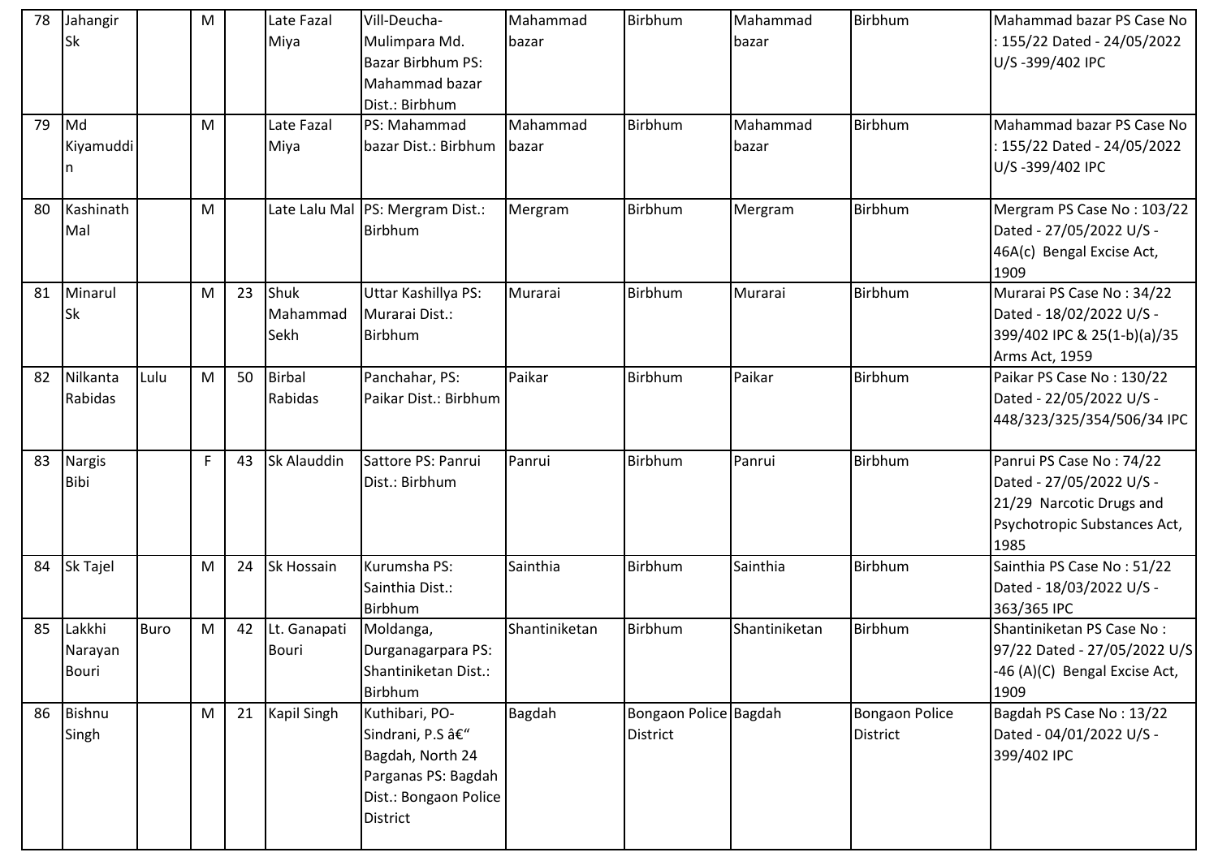| 78 | Jahangir Sk | | M | | Late Fazal Miya | Vill-Deucha-Mulimpara Md. Bazar Birbhum PS: Mahammad bazar Dist.: Birbhum | Mahammad bazar | Birbhum | Mahammad bazar | Birbhum | Mahammad bazar PS Case No : 155/22 Dated - 24/05/2022 U/S -399/402 IPC |
|---|---|---|---|---|---|---|---|---|---|---|---|
| 79 | Md Kiyamuddin | | M | | Late Fazal Miya | PS: Mahammad bazar Dist.: Birbhum | Mahammad bazar | Birbhum | Mahammad bazar | Birbhum | Mahammad bazar PS Case No : 155/22 Dated - 24/05/2022 U/S -399/402 IPC |
| 80 | Kashinath Mal | | M | | Late Lalu Mal | PS: Mergram Dist.: Birbhum | Mergram | Birbhum | Mergram | Birbhum | Mergram PS Case No : 103/22 Dated - 27/05/2022 U/S - 46A(c) Bengal Excise Act, 1909 |
| 81 | Minarul Sk | | M | 23 | Shuk Mahammad Sekh | Uttar Kashillya PS: Murarai Dist.: Birbhum | Murarai | Birbhum | Murarai | Birbhum | Murarai PS Case No : 34/22 Dated - 18/02/2022 U/S - 399/402 IPC & 25(1-b)(a)/35 Arms Act, 1959 |
| 82 | Nilkanta Rabidas | Lulu | M | 50 | Birbal Rabidas | Panchahar, PS: Paikar Dist.: Birbhum | Paikar | Birbhum | Paikar | Birbhum | Paikar PS Case No : 130/22 Dated - 22/05/2022 U/S - 448/323/325/354/506/34 IPC |
| 83 | Nargis Bibi | | F | 43 | Sk Alauddin | Sattore PS: Panrui Dist.: Birbhum | Panrui | Birbhum | Panrui | Birbhum | Panrui PS Case No : 74/22 Dated - 27/05/2022 U/S - 21/29 Narcotic Drugs and Psychotropic Substances Act, 1985 |
| 84 | Sk Tajel | | M | 24 | Sk Hossain | Kurumsha PS: Sainthia Dist.: Birbhum | Sainthia | Birbhum | Sainthia | Birbhum | Sainthia PS Case No : 51/22 Dated - 18/03/2022 U/S - 363/365 IPC |
| 85 | Lakkhi Narayan Bouri | Buro | M | 42 | Lt. Ganapati Bouri | Moldanga, Durganagarpara PS: Shantiniketan Dist.: Birbhum | Shantiniketan | Birbhum | Shantiniketan | Birbhum | Shantiniketan PS Case No : 97/22 Dated - 27/05/2022 U/S -46 (A)(C) Bengal Excise Act, 1909 |
| 86 | Bishnu Singh | | M | 21 | Kapil Singh | Kuthibari, PO-Sindrani, P.S â€“ Bagdah, North 24 Parganas PS: Bagdah Dist.: Bongaon Police District | Bagdah | Bongaon Police District | Bagdah | Bongaon Police District | Bagdah PS Case No : 13/22 Dated - 04/01/2022 U/S - 399/402 IPC |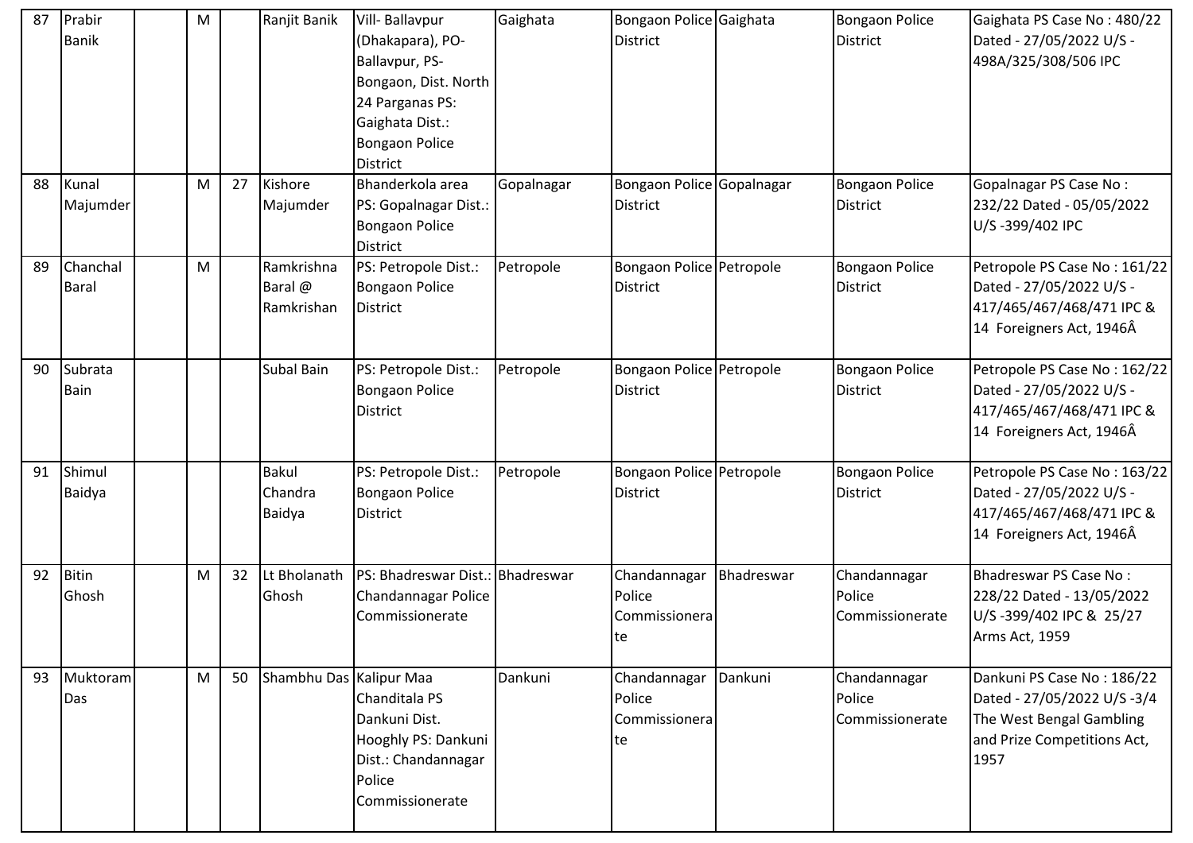| 87 | Prabir Banik | | M | | Ranjit Banik | Vill- Ballavpur (Dhakapara), PO- Ballavpur, PS- Bongaon, Dist. North 24 Parganas PS: Gaighata Dist.: Bongaon Police District | Gaighata | Bongaon Police District | Gaighata | Bongaon Police District | Gaighata PS Case No : 480/22 Dated - 27/05/2022 U/S - 498A/325/308/506 IPC |
|---|---|---|---|---|---|---|---|---|---|---|---|
| 88 | Kunal Majumder | | M | 27 | Kishore Majumder | Bhanderkola area PS: Gopalnagar Dist.: Bongaon Police District | Gopalnagar | Bongaon Police District | Gopalnagar | Bongaon Police District | Gopalnagar PS Case No : 232/22 Dated - 05/05/2022 U/S -399/402 IPC |
| 89 | Chanchal Baral | | M | | Ramkrishna Baral @ Ramkrishan | PS: Petropole Dist.: Bongaon Police District | Petropole | Bongaon Police District | Petropole | Bongaon Police District | Petropole PS Case No : 161/22 Dated - 27/05/2022 U/S - 417/465/467/468/471 IPC & 14 Foreigners Act, 1946Â |
| 90 | Subrata Bain | | | | Subal Bain | PS: Petropole Dist.: Bongaon Police District | Petropole | Bongaon Police District | Petropole | Bongaon Police District | Petropole PS Case No : 162/22 Dated - 27/05/2022 U/S - 417/465/467/468/471 IPC & 14 Foreigners Act, 1946Â |
| 91 | Shimul Baidya | | | | Bakul Chandra Baidya | PS: Petropole Dist.: Bongaon Police District | Petropole | Bongaon Police District | Petropole | Bongaon Police District | Petropole PS Case No : 163/22 Dated - 27/05/2022 U/S - 417/465/467/468/471 IPC & 14 Foreigners Act, 1946Â |
| 92 | Bitin Ghosh | | M | 32 | Lt Bholanath Ghosh | PS: Bhadreswar Dist.: Chandannagar Police Commissionerate | Bhadreswar | Chandannagar Police Commissionerate | Bhadreswar | Chandannagar Police Commissionerate | Bhadreswar PS Case No : 228/22 Dated - 13/05/2022 U/S -399/402 IPC & 25/27 Arms Act, 1959 |
| 93 | Muktoram Das | | M | 50 | Shambhu Das | Kalipur Maa Chanditala PS Dankuni Dist. Hooghly PS: Dankuni Dist.: Chandannagar Police Commissionerate | Dankuni | Chandannagar Police Commissionerate | Dankuni | Chandannagar Police Commissionerate | Dankuni PS Case No : 186/22 Dated - 27/05/2022 U/S -3/4 The West Bengal Gambling and Prize Competitions Act, 1957 |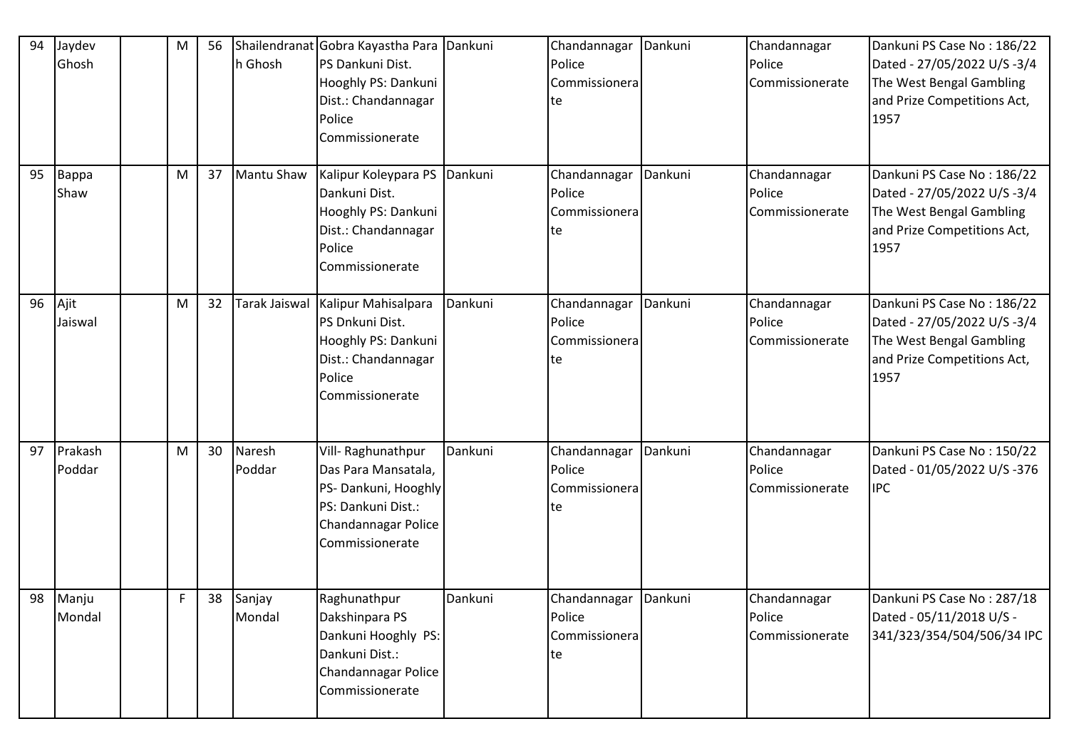| 94 | Jaydev Ghosh | | M | 56 | Shailendranath Ghosh | Gobra Kayastha Para PS Dankuni Dist. Hooghly PS: Dankuni Dist.: Chandannagar Police Commissionerate | Dankuni | Chandannagar Police Commissionerate | Dankuni | Chandannagar Police Commissionerate | Dankuni PS Case No : 186/22 Dated - 27/05/2022 U/S -3/4 The West Bengal Gambling and Prize Competitions Act, 1957 |
|---|---|---|---|---|---|---|---|---|---|---|---|
| 95 | Bappa Shaw | | M | 37 | Mantu Shaw | Kalipur Koleypara PS Dankuni Dist. Hooghly PS: Dankuni Dist.: Chandannagar Police Commissionerate | Dankuni | Chandannagar Police Commissionerate | Dankuni | Chandannagar Police Commissionerate | Dankuni PS Case No : 186/22 Dated - 27/05/2022 U/S -3/4 The West Bengal Gambling and Prize Competitions Act, 1957 |
| 96 | Ajit Jaiswal | | M | 32 | Tarak Jaiswal | Kalipur Mahisalpara PS Dnkuni Dist. Hooghly PS: Dankuni Dist.: Chandannagar Police Commissionerate | Dankuni | Chandannagar Police Commissionerate | Dankuni | Chandannagar Police Commissionerate | Dankuni PS Case No : 186/22 Dated - 27/05/2022 U/S -3/4 The West Bengal Gambling and Prize Competitions Act, 1957 |
| 97 | Prakash Poddar | | M | 30 | Naresh Poddar | Vill- Raghunathpur Das Para Mansatala, PS- Dankuni, Hooghly PS: Dankuni Dist.: Chandannagar Police Commissionerate | Dankuni | Chandannagar Police Commissionerate | Dankuni | Chandannagar Police Commissionerate | Dankuni PS Case No : 150/22 Dated - 01/05/2022 U/S -376 IPC |
| 98 | Manju Mondal | | F | 38 | Sanjay Mondal | Raghunathpur Dakshinpara PS Dankuni Hooghly PS: Dankuni Dist.: Chandannagar Police Commissionerate | Dankuni | Chandannagar Police Commissionerate | Dankuni | Chandannagar Police Commissionerate | Dankuni PS Case No : 287/18 Dated - 05/11/2018 U/S - 341/323/354/504/506/34 IPC |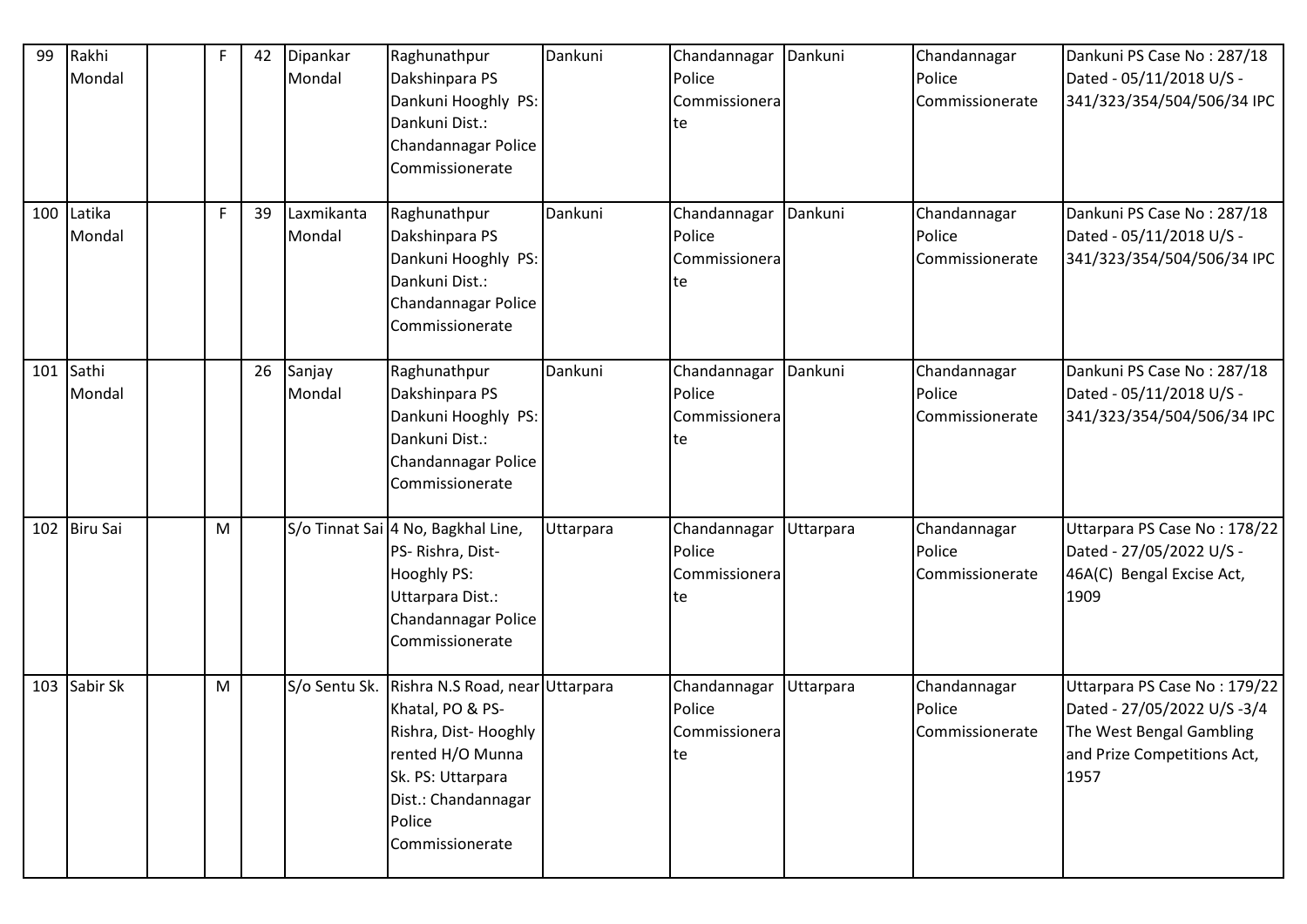| 99 | Rakhi Mondal | | F | 42 | Dipankar Mondal | Raghunathpur Dakshinpara PS Dankuni Hooghly PS: Dankuni Dist.: Chandannagar Police Commissionerate | Dankuni | Chandannagar Police Commissionerate | Dankuni | Chandannagar Police Commissionerate | Dankuni PS Case No : 287/18 Dated - 05/11/2018 U/S - 341/323/354/504/506/34 IPC |
|---|---|---|---|---|---|---|---|---|---|---|---|
| 100 | Latika Mondal | | F | 39 | Laxmikanta Mondal | Raghunathpur Dakshinpara PS Dankuni Hooghly PS: Dankuni Dist.: Chandannagar Police Commissionerate | Dankuni | Chandannagar Police Commissionerate | Dankuni | Chandannagar Police Commissionerate | Dankuni PS Case No : 287/18 Dated - 05/11/2018 U/S - 341/323/354/504/506/34 IPC |
| 101 | Sathi Mondal | | | 26 | Sanjay Mondal | Raghunathpur Dakshinpara PS Dankuni Hooghly PS: Dankuni Dist.: Chandannagar Police Commissionerate | Dankuni | Chandannagar Police Commissionerate | Dankuni | Chandannagar Police Commissionerate | Dankuni PS Case No : 287/18 Dated - 05/11/2018 U/S - 341/323/354/504/506/34 IPC |
| 102 | Biru Sai | | M | | S/o Tinnat Sai | 4 No, Bagkhal Line, PS- Rishra, Dist- Hooghly PS: Uttarpara Dist.: Chandannagar Police Commissionerate | Uttarpara | Chandannagar Police Commissionerate | Uttarpara | Chandannagar Police Commissionerate | Uttarpara PS Case No : 178/22 Dated - 27/05/2022 U/S - 46A(C) Bengal Excise Act, 1909 |
| 103 | Sabir Sk | | M | | S/o Sentu Sk. | Rishra N.S Road, near Khatal, PO & PS- Rishra, Dist- Hooghly rented H/O Munna Sk. PS: Uttarpara Dist.: Chandannagar Police Commissionerate | Uttarpara | Chandannagar Police Commissionerate | Uttarpara | Chandannagar Police Commissionerate | Uttarpara PS Case No : 179/22 Dated - 27/05/2022 U/S -3/4 The West Bengal Gambling and Prize Competitions Act, 1957 |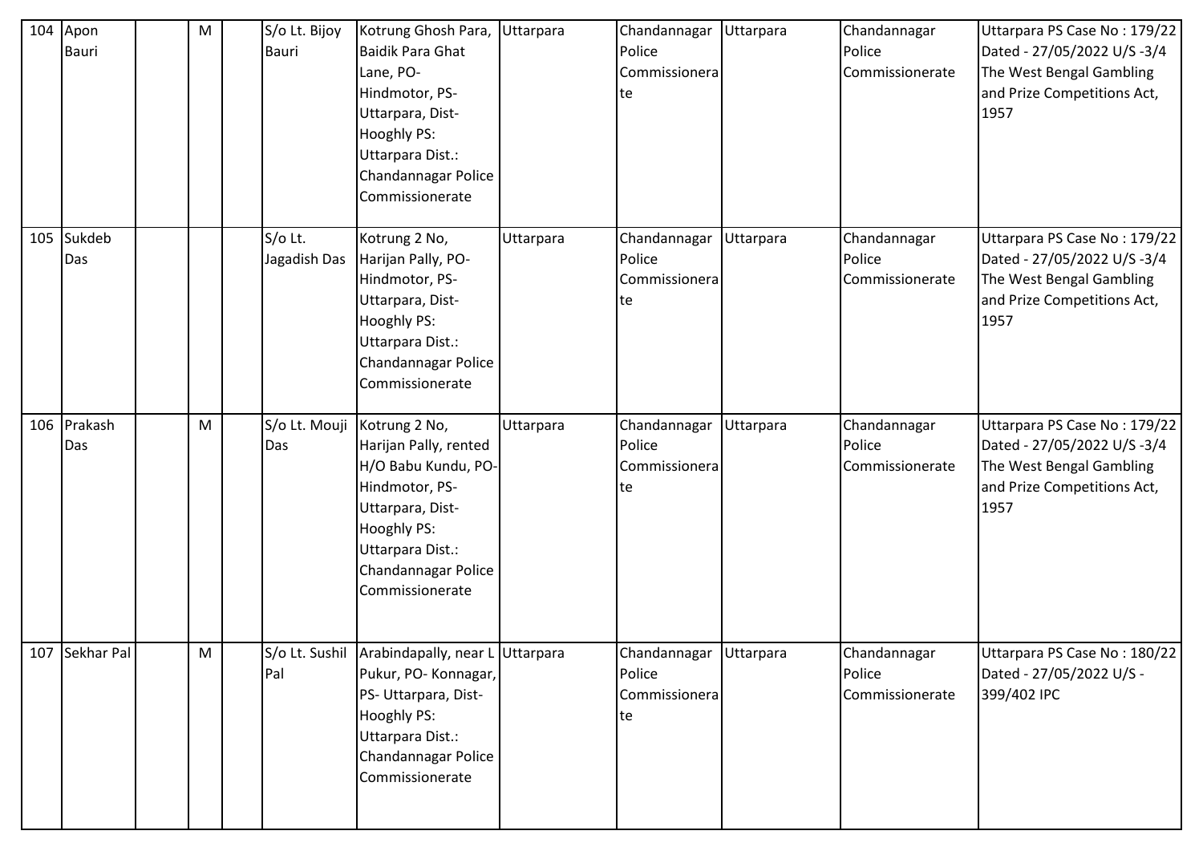| 104 | Apon Bauri | | M | | S/o Lt. Bijoy Bauri | Kotrung Ghosh Para, Baidik Para Ghat Lane, PO- Hindmotor, PS- Uttarpara, Dist- Hooghly PS: Uttarpara Dist.: Chandannagar Police Commissionerate | Uttarpara | Chandannagar Police Commissionerate | Uttarpara | Chandannagar Police Commissionerate | Uttarpara PS Case No : 179/22 Dated - 27/05/2022 U/S -3/4 The West Bengal Gambling and Prize Competitions Act, 1957 |
|---|---|---|---|---|---|---|---|---|---|---|---|
| 105 | Sukdeb Das | | | | S/o Lt. Jagadish Das | Kotrung 2 No, Harijan Pally, PO- Hindmotor, PS- Uttarpara, Dist- Hooghly PS: Uttarpara Dist.: Chandannagar Police Commissionerate | Uttarpara | Chandannagar Police Commissionerate | Uttarpara | Chandannagar Police Commissionerate | Uttarpara PS Case No : 179/22 Dated - 27/05/2022 U/S -3/4 The West Bengal Gambling and Prize Competitions Act, 1957 |
| 106 | Prakash Das | | M | | S/o Lt. Mouji Das | Kotrung 2 No, Harijan Pally, rented H/O Babu Kundu, PO- Hindmotor, PS- Uttarpara, Dist- Hooghly PS: Uttarpara Dist.: Chandannagar Police Commissionerate | Uttarpara | Chandannagar Police Commissionerate | Uttarpara | Chandannagar Police Commissionerate | Uttarpara PS Case No : 179/22 Dated - 27/05/2022 U/S -3/4 The West Bengal Gambling and Prize Competitions Act, 1957 |
| 107 | Sekhar Pal | | M | | S/o Lt. Sushil Pal | Arabindapally, near L Pukur, PO- Konnagar, PS- Uttarpara, Dist- Hooghly PS: Uttarpara Dist.: Chandannagar Police Commissionerate | Uttarpara | Chandannagar Police Commissionerate | Uttarpara | Chandannagar Police Commissionerate | Uttarpara PS Case No : 180/22 Dated - 27/05/2022 U/S - 399/402 IPC |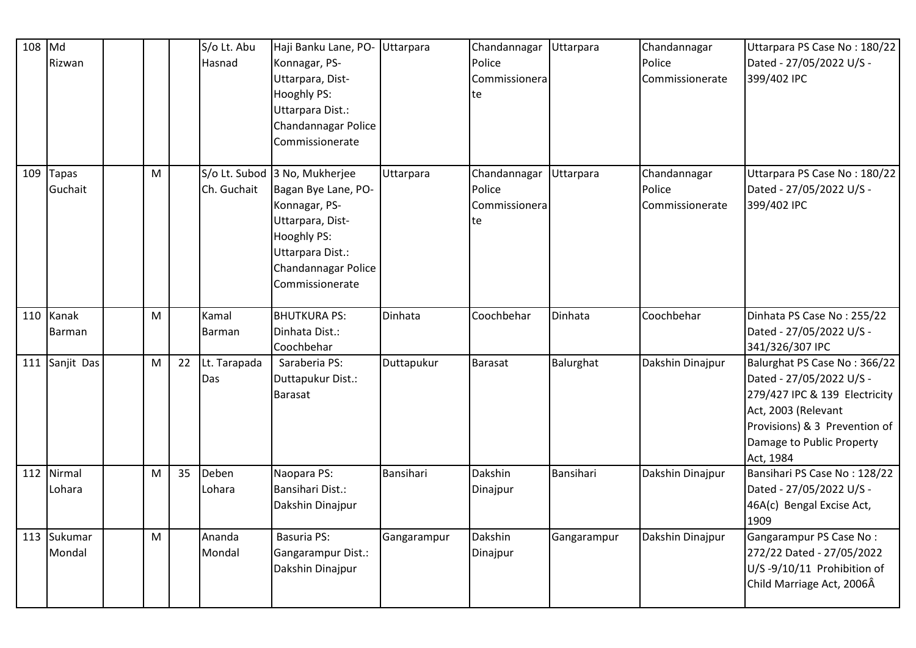| 108 | Md Rizwan | | | | S/o Lt. Abu Hasnad | Haji Banku Lane, PO-Konnagar, PS-Uttarpara, Dist-Hooghly PS: Uttarpara Dist.: Chandannagar Police Commissionerate | Uttarpara | Chandannagar Police Commissionerate | Uttarpara | Chandannagar Police Commissionerate | Uttarpara PS Case No : 180/22 Dated - 27/05/2022 U/S - 399/402 IPC |
|---|---|---|---|---|---|---|---|---|---|---|---|
| 109 | Tapas Guchait | | M | | S/o Lt. Subod Ch. Guchait | 3 No, Mukherjee Bagan Bye Lane, PO-Konnagar, PS-Uttarpara, Dist-Hooghly PS: Uttarpara Dist.: Chandannagar Police Commissionerate | Uttarpara | Chandannagar Police Commissionerate | Uttarpara | Chandannagar Police Commissionerate | Uttarpara PS Case No : 180/22 Dated - 27/05/2022 U/S - 399/402 IPC |
| 110 | Kanak Barman | | M | | Kamal Barman | BHUTKURA PS: Dinhata Dist.: Coochbehar | Dinhata | Coochbehar | Dinhata | Coochbehar | Dinhata PS Case No : 255/22 Dated - 27/05/2022 U/S - 341/326/307 IPC |
| 111 | Sanjit Das | | M | 22 | Lt. Tarapada Das | Saraberia PS: Duttapukur Dist.: Barasat | Duttapukur | Barasat | Balurghat | Dakshin Dinajpur | Balurghat PS Case No : 366/22 Dated - 27/05/2022 U/S - 279/427 IPC & 139 Electricity Act, 2003 (Relevant Provisions) & 3 Prevention of Damage to Public Property Act, 1984 |
| 112 | Nirmal Lohara | | M | 35 | Deben Lohara | Naopara PS: Bansihari Dist.: Dakshin Dinajpur | Bansihari | Dakshin Dinajpur | Bansihari | Dakshin Dinajpur | Bansihari PS Case No : 128/22 Dated - 27/05/2022 U/S - 46A(c) Bengal Excise Act, 1909 |
| 113 | Sukumar Mondal | | M | | Ananda Mondal | Basuria PS: Gangarampur Dist.: Dakshin Dinajpur | Gangarampur | Dakshin Dinajpur | Gangarampur | Dakshin Dinajpur | Gangarampur PS Case No : 272/22 Dated - 27/05/2022 U/S -9/10/11 Prohibition of Child Marriage Act, 2006Â |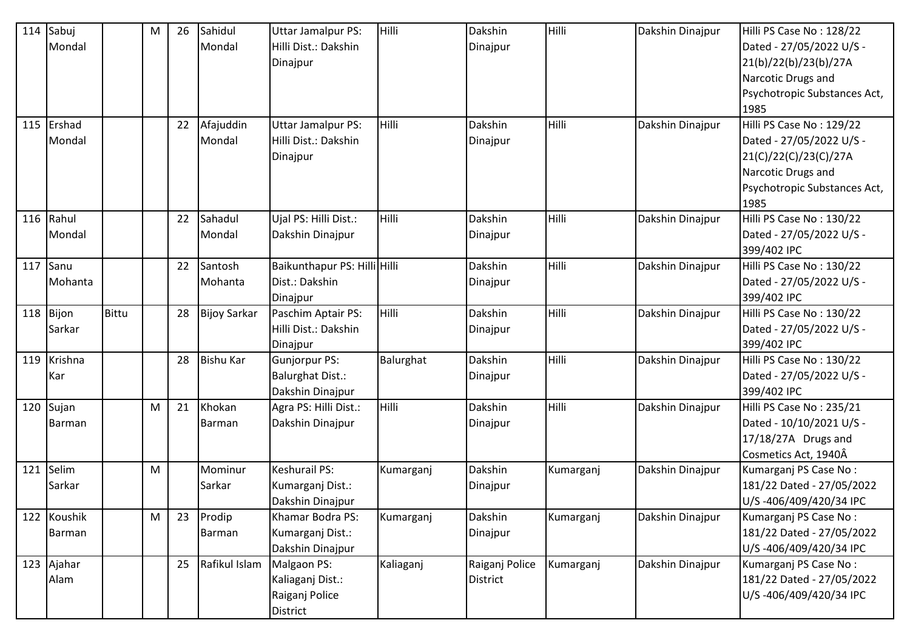| 114 | Sabuj Mondal | | M | 26 | Sahidul Mondal | Uttar Jamalpur PS: Hilli Dist.: Dakshin Dinajpur | Hilli | Dakshin Dinajpur | Hilli | Dakshin Dinajpur | Hilli PS Case No : 128/22 Dated - 27/05/2022 U/S - 21(b)/22(b)/23(b)/27A Narcotic Drugs and Psychotropic Substances Act, 1985 |
|---|---|---|---|---|---|---|---|---|---|---|---|
| 115 | Ershad Mondal | | | 22 | Afajuddin Mondal | Uttar Jamalpur PS: Hilli Dist.: Dakshin Dinajpur | Hilli | Dakshin Dinajpur | Hilli | Dakshin Dinajpur | Hilli PS Case No : 129/22 Dated - 27/05/2022 U/S - 21(C)/22(C)/23(C)/27A Narcotic Drugs and Psychotropic Substances Act, 1985 |
| 116 | Rahul Mondal | | | 22 | Sahadul Mondal | Ujal PS: Hilli Dist.: Dakshin Dinajpur | Hilli | Dakshin Dinajpur | Hilli | Dakshin Dinajpur | Hilli PS Case No : 130/22 Dated - 27/05/2022 U/S - 399/402 IPC |
| 117 | Sanu Mohanta | | | 22 | Santosh Mohanta | Baikunthapur PS: Hilli Dist.: Dakshin Dinajpur | Hilli | Dakshin Dinajpur | Hilli | Dakshin Dinajpur | Hilli PS Case No : 130/22 Dated - 27/05/2022 U/S - 399/402 IPC |
| 118 | Bijon Sarkar | Bittu | | 28 | Bijoy Sarkar | Paschim Aptair PS: Hilli Dist.: Dakshin Dinajpur | Hilli | Dakshin Dinajpur | Hilli | Dakshin Dinajpur | Hilli PS Case No : 130/22 Dated - 27/05/2022 U/S - 399/402 IPC |
| 119 | Krishna Kar | | | 28 | Bishu Kar | Gunjorpur PS: Balurghat Dist.: Dakshin Dinajpur | Balurghat | Dakshin Dinajpur | Hilli | Dakshin Dinajpur | Hilli PS Case No : 130/22 Dated - 27/05/2022 U/S - 399/402 IPC |
| 120 | Sujan Barman | | M | 21 | Khokan Barman | Agra PS: Hilli Dist.: Dakshin Dinajpur | Hilli | Dakshin Dinajpur | Hilli | Dakshin Dinajpur | Hilli PS Case No : 235/21 Dated - 10/10/2021 U/S - 17/18/27A Drugs and Cosmetics Act, 1940Â |
| 121 | Selim Sarkar | | M | | Mominur Sarkar | Keshurail PS: Kumarganj Dist.: Dakshin Dinajpur | Kumarganj | Dakshin Dinajpur | Kumarganj | Dakshin Dinajpur | Kumarganj PS Case No : 181/22 Dated - 27/05/2022 U/S -406/409/420/34 IPC |
| 122 | Koushik Barman | | M | 23 | Prodip Barman | Khamar Bodra PS: Kumarganj Dist.: Dakshin Dinajpur | Kumarganj | Dakshin Dinajpur | Kumarganj | Dakshin Dinajpur | Kumarganj PS Case No : 181/22 Dated - 27/05/2022 U/S -406/409/420/34 IPC |
| 123 | Ajahar Alam | | | 25 | Rafikul Islam | Malgaon PS: Kaliaganj Dist.: Raiganj Police District | Kaliaganj | Raiganj Police District | Kumarganj | Dakshin Dinajpur | Kumarganj PS Case No : 181/22 Dated - 27/05/2022 U/S -406/409/420/34 IPC |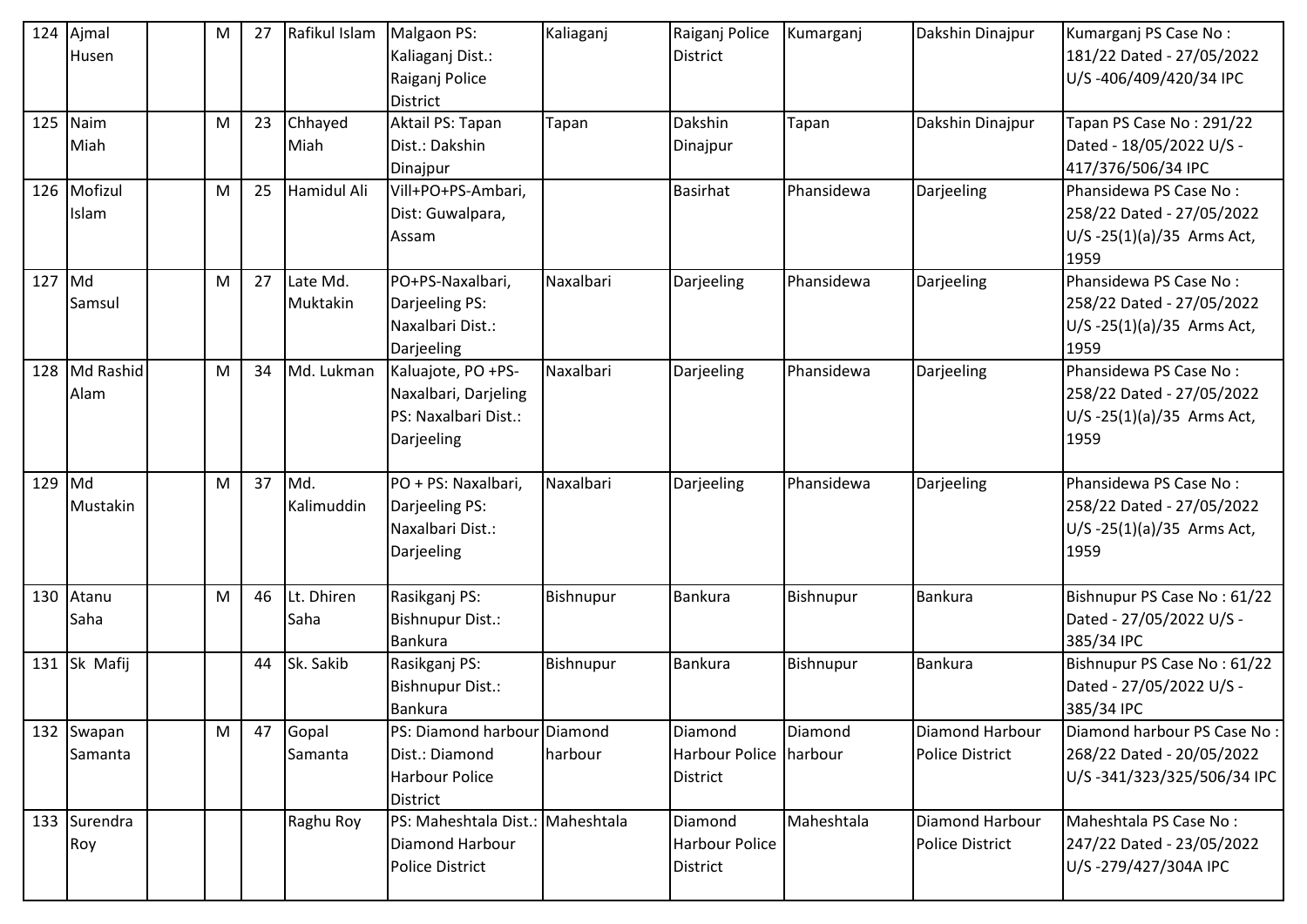| 124 | Ajmal Husen | | M | 27 | Rafikul Islam | Malgaon PS: Kaliaganj Dist.: Raiganj Police District | Kaliaganj | Raiganj Police District | Kumarganj | Dakshin Dinajpur | Kumarganj PS Case No : 181/22 Dated - 27/05/2022 U/S -406/409/420/34 IPC |
|---|---|---|---|---|---|---|---|---|---|---|---|
| 125 | Naim Miah | | M | 23 | Chhayed Miah | Aktail PS: Tapan Dist.: Dakshin Dinajpur | Tapan | Dakshin Dinajpur | Tapan | Dakshin Dinajpur | Tapan PS Case No : 291/22 Dated - 18/05/2022 U/S - 417/376/506/34 IPC |
| 126 | Mofizul Islam | | M | 25 | Hamidul Ali | Vill+PO+PS-Ambari, Dist: Guwalpara, Assam | | Basirhat | Phansidewa | Darjeeling | Phansidewa PS Case No : 258/22 Dated - 27/05/2022 U/S -25(1)(a)/35 Arms Act, 1959 |
| 127 | Md Samsul | | M | 27 | Late Md. Muktakin | PO+PS-Naxalbari, Darjeeling PS: Naxalbari Dist.: Darjeeling | Naxalbari | Darjeeling | Phansidewa | Darjeeling | Phansidewa PS Case No : 258/22 Dated - 27/05/2022 U/S -25(1)(a)/35 Arms Act, 1959 |
| 128 | Md Rashid Alam | | M | 34 | Md. Lukman | Kaluajote, PO +PS- Naxalbari, Darjeling PS: Naxalbari Dist.: Darjeeling | Naxalbari | Darjeeling | Phansidewa | Darjeeling | Phansidewa PS Case No : 258/22 Dated - 27/05/2022 U/S -25(1)(a)/35 Arms Act, 1959 |
| 129 | Md Mustakin | | M | 37 | Md. Kalimuddin | PO + PS: Naxalbari, Darjeeling PS: Naxalbari Dist.: Darjeeling | Naxalbari | Darjeeling | Phansidewa | Darjeeling | Phansidewa PS Case No : 258/22 Dated - 27/05/2022 U/S -25(1)(a)/35 Arms Act, 1959 |
| 130 | Atanu Saha | | M | 46 | Lt. Dhiren Saha | Rasikganj PS: Bishnupur Dist.: Bankura | Bishnupur | Bankura | Bishnupur | Bankura | Bishnupur PS Case No : 61/22 Dated - 27/05/2022 U/S - 385/34 IPC |
| 131 | Sk Mafij | | | 44 | Sk. Sakib | Rasikganj PS: Bishnupur Dist.: Bankura | Bishnupur | Bankura | Bishnupur | Bankura | Bishnupur PS Case No : 61/22 Dated - 27/05/2022 U/S - 385/34 IPC |
| 132 | Swapan Samanta | | M | 47 | Gopal Samanta | PS: Diamond harbour Dist.: Diamond Harbour Police District | Diamond harbour | Diamond Harbour Police District | Diamond harbour | Diamond Harbour Police District | Diamond harbour PS Case No : 268/22 Dated - 20/05/2022 U/S -341/323/325/506/34 IPC |
| 133 | Surendra Roy | | | | Raghu Roy | PS: Maheshtala Dist.: Diamond Harbour Police District | Maheshtala | Diamond Harbour Police District | Maheshtala | Diamond Harbour Police District | Maheshtala PS Case No : 247/22 Dated - 23/05/2022 U/S -279/427/304A IPC |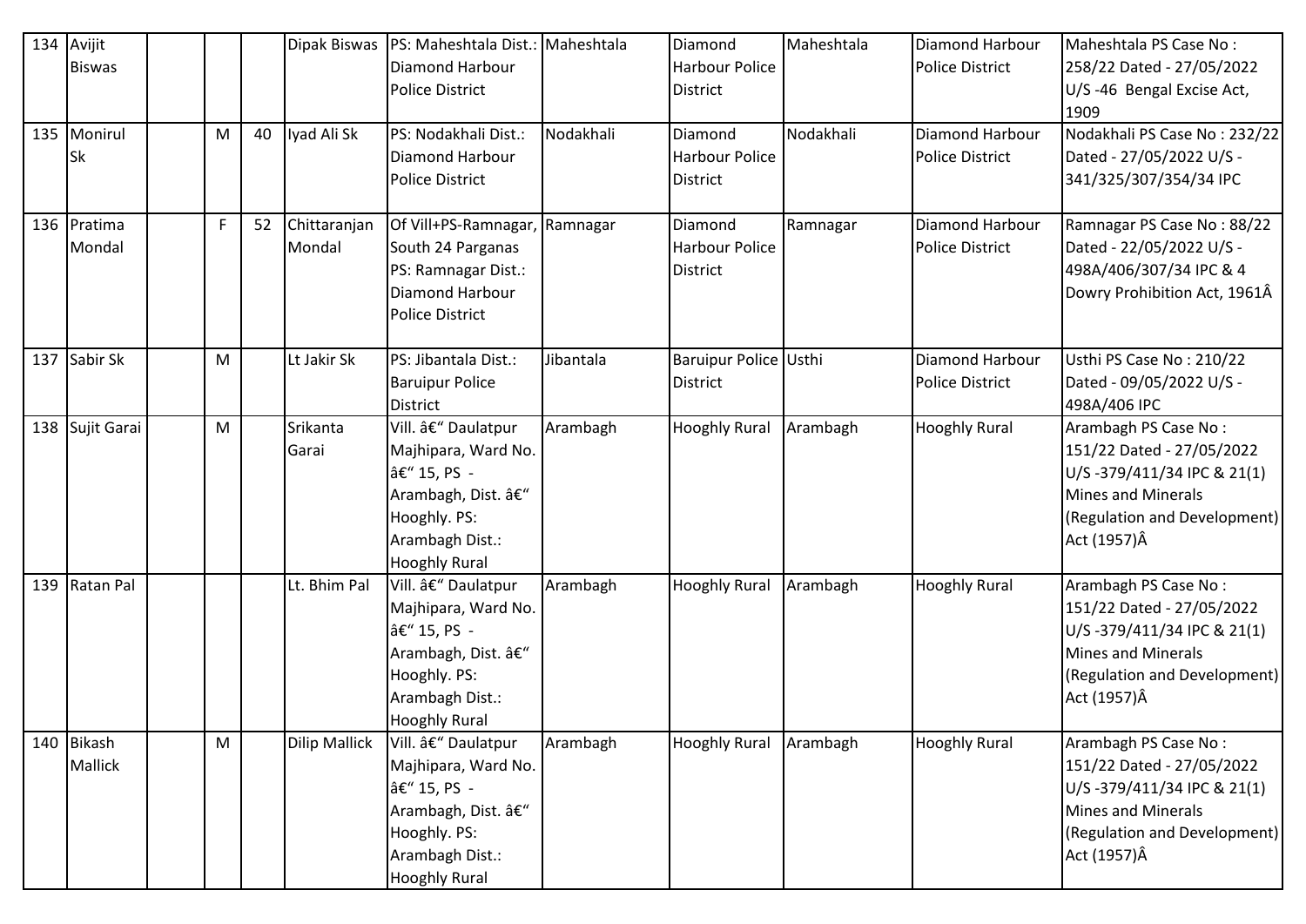| 134 | Avijit Biswas | | | | Dipak Biswas | PS: Maheshtala Dist.: Diamond Harbour Police District | Maheshtala | Diamond Harbour Police District | Maheshtala | Diamond Harbour Police District | Maheshtala PS Case No : 258/22 Dated - 27/05/2022 U/S -46 Bengal Excise Act, 1909 |
|---|---|---|---|---|---|---|---|---|---|---|---|
| 135 | Monirul Sk | | M | 40 | Iyad Ali Sk | PS: Nodakhali Dist.: Diamond Harbour Police District | Nodakhali | Diamond Harbour Police District | Nodakhali | Diamond Harbour Police District | Nodakhali PS Case No : 232/22 Dated - 27/05/2022 U/S - 341/325/307/354/34 IPC |
| 136 | Pratima Mondal | | F | 52 | Chittaranjan Mondal | Of Vill+PS-Ramnagar, South 24 Parganas PS: Ramnagar Dist.: Diamond Harbour Police District | Ramnagar | Diamond Harbour Police District | Ramnagar | Diamond Harbour Police District | Ramnagar PS Case No : 88/22 Dated - 22/05/2022 U/S - 498A/406/307/34 IPC & 4 Dowry Prohibition Act, 1961Â |
| 137 | Sabir Sk | | M | | Lt Jakir Sk | PS: Jibantala Dist.: Baruipur Police District | Jibantala | Baruipur Police District | Usthi | Diamond Harbour Police District | Usthi PS Case No : 210/22 Dated - 09/05/2022 U/S - 498A/406 IPC |
| 138 | Sujit Garai | | M | | Srikanta Garai | Vill. â€" Daulatpur Majhipara, Ward No. â€" 15, PS - Arambagh, Dist. â€" Hooghly. PS: Arambagh Dist.: Hooghly Rural | Arambagh | Hooghly Rural | Arambagh | Hooghly Rural | Arambagh PS Case No : 151/22 Dated - 27/05/2022 U/S -379/411/34 IPC & 21(1) Mines and Minerals (Regulation and Development) Act (1957)Â |
| 139 | Ratan Pal | | | | Lt. Bhim Pal | Vill. â€" Daulatpur Majhipara, Ward No. â€" 15, PS - Arambagh, Dist. â€" Hooghly. PS: Arambagh Dist.: Hooghly Rural | Arambagh | Hooghly Rural | Arambagh | Hooghly Rural | Arambagh PS Case No : 151/22 Dated - 27/05/2022 U/S -379/411/34 IPC & 21(1) Mines and Minerals (Regulation and Development) Act (1957)Â |
| 140 | Bikash Mallick | | M | | Dilip Mallick | Vill. â€" Daulatpur Majhipara, Ward No. â€" 15, PS - Arambagh, Dist. â€" Hooghly. PS: Arambagh Dist.: Hooghly Rural | Arambagh | Hooghly Rural | Arambagh | Hooghly Rural | Arambagh PS Case No : 151/22 Dated - 27/05/2022 U/S -379/411/34 IPC & 21(1) Mines and Minerals (Regulation and Development) Act (1957)Â |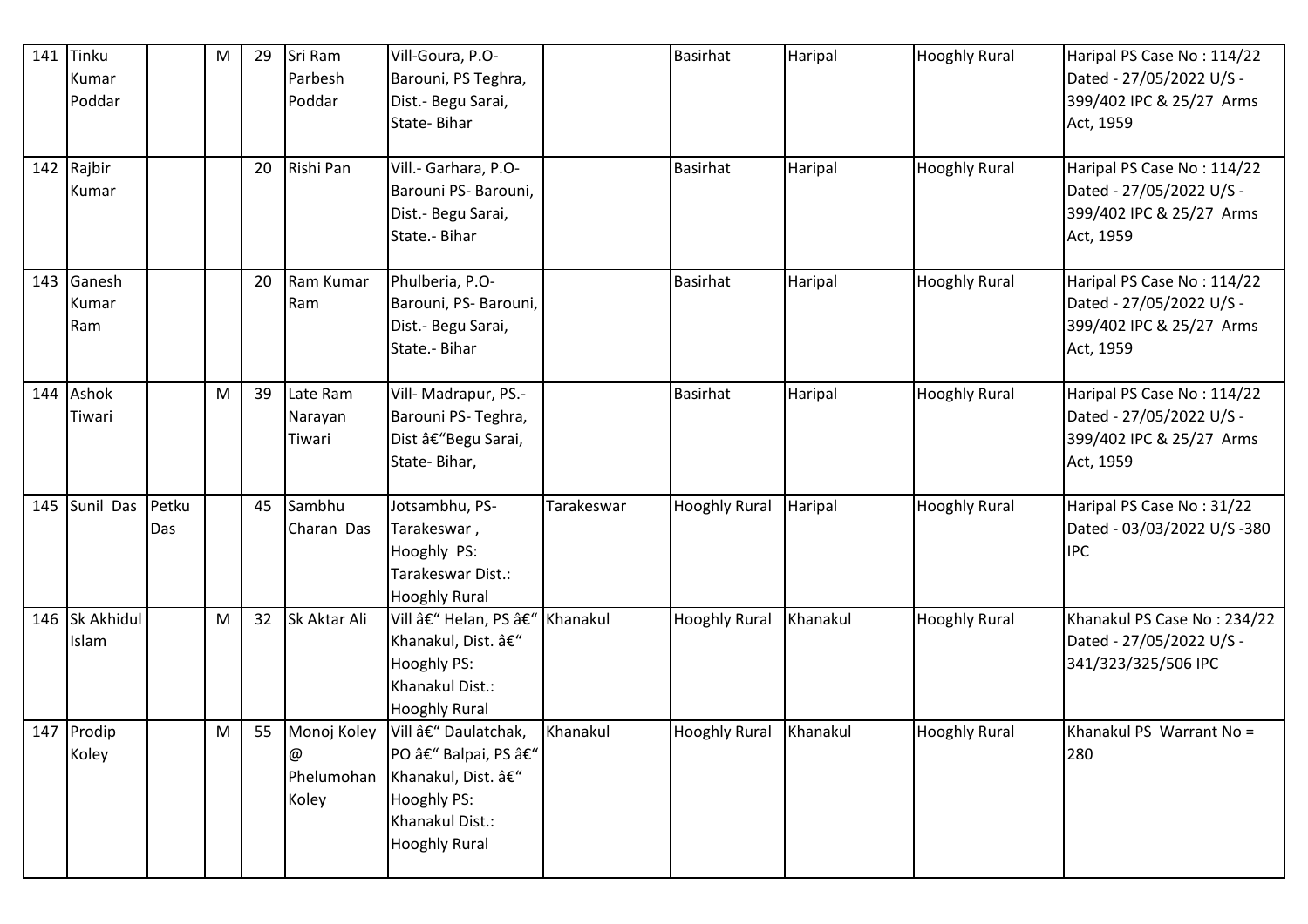| 141 | Tinku Kumar Poddar | | M | 29 | Sri Ram Parbesh Poddar | Vill-Goura, P.O- Barouni, PS Teghra, Dist.- Begu Sarai, State- Bihar | | Basirhat | Haripal | Hooghly Rural | Haripal PS Case No : 114/22 Dated - 27/05/2022 U/S - 399/402 IPC & 25/27 Arms Act, 1959 |
|---|---|---|---|---|---|---|---|---|---|---|---|
| 142 | Rajbir Kumar | | | 20 | Rishi Pan | Vill.- Garhara, P.O- Barouni PS- Barouni, Dist.- Begu Sarai, State.- Bihar | | Basirhat | Haripal | Hooghly Rural | Haripal PS Case No : 114/22 Dated - 27/05/2022 U/S - 399/402 IPC & 25/27 Arms Act, 1959 |
| 143 | Ganesh Kumar Ram | | | 20 | Ram Kumar Ram | Phulberia, P.O- Barouni, PS- Barouni, Dist.- Begu Sarai, State.- Bihar | | Basirhat | Haripal | Hooghly Rural | Haripal PS Case No : 114/22 Dated - 27/05/2022 U/S - 399/402 IPC & 25/27 Arms Act, 1959 |
| 144 | Ashok Tiwari | | M | 39 | Late Ram Narayan Tiwari | Vill- Madrapur, PS.- Barouni PS- Teghra, Dist â€"Begu Sarai, State- Bihar, | | Basirhat | Haripal | Hooghly Rural | Haripal PS Case No : 114/22 Dated - 27/05/2022 U/S - 399/402 IPC & 25/27 Arms Act, 1959 |
| 145 | Sunil Das | Petku Das | | 45 | Sambhu Charan Das | Jotsambhu, PS- Tarakeswar , Hooghly PS: Tarakeswar Dist.: Hooghly Rural | Tarakeswar | Hooghly Rural | Haripal | Hooghly Rural | Haripal PS Case No : 31/22 Dated - 03/03/2022 U/S -380 IPC |
| 146 | Sk Akhidul Islam | | M | 32 | Sk Aktar Ali | Vill â€" Helan, PS â€" Khanakul, Dist. â€" Hooghly PS: Khanakul Dist.: Hooghly Rural | Khanakul | Hooghly Rural | Khanakul | Hooghly Rural | Khanakul PS Case No : 234/22 Dated - 27/05/2022 U/S - 341/323/325/506 IPC |
| 147 | Prodip Koley | | M | 55 | Monoj Koley @ Phelumohan Koley | Vill â€" Daulatchak, PO â€" Balpai, PS â€" Khanakul, Dist. â€" Hooghly PS: Khanakul Dist.: Hooghly Rural | Khanakul | Hooghly Rural | Khanakul | Hooghly Rural | Khanakul PS Warrant No = 280 |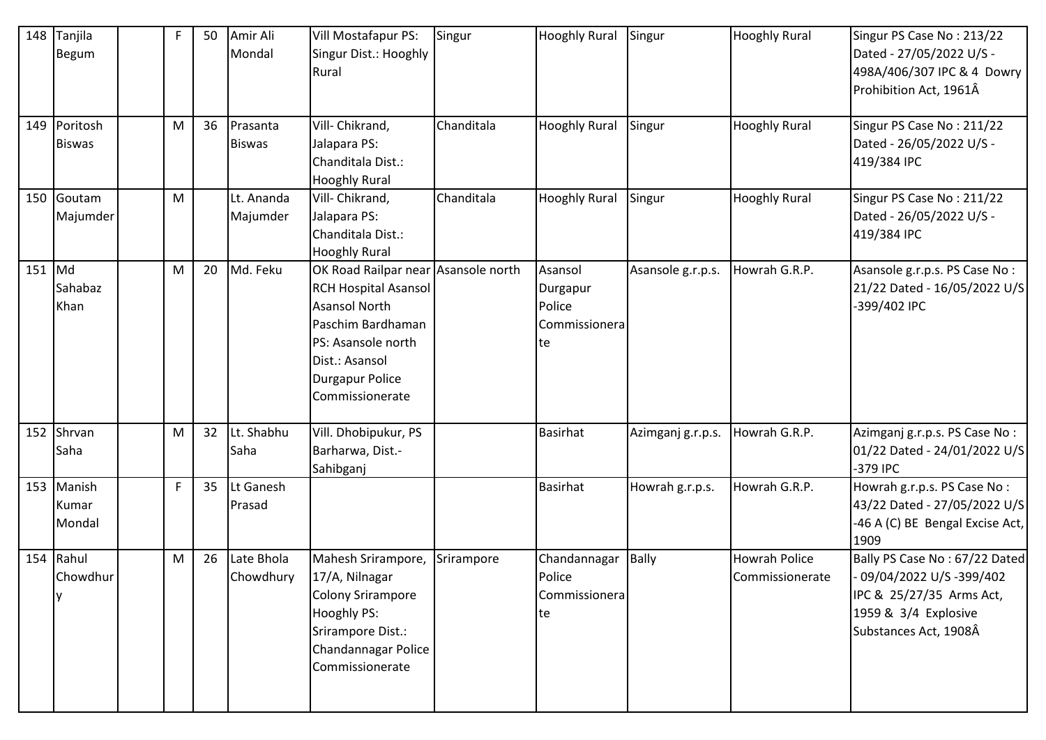| 148 | Tanjila Begum | | F | 50 | Amir Ali Mondal | Vill Mostafapur PS: Singur Dist.: Hooghly Rural | Singur | Hooghly Rural | Singur | Hooghly Rural | Singur PS Case No : 213/22 Dated - 27/05/2022 U/S - 498A/406/307 IPC & 4 Dowry Prohibition Act, 1961Â |
|---|---|---|---|---|---|---|---|---|---|---|---|
| 149 | Poritosh Biswas | | M | 36 | Prasanta Biswas | Vill- Chikrand, Jalapara PS: Chanditala Dist.: Hooghly Rural | Chanditala | Hooghly Rural | Singur | Hooghly Rural | Singur PS Case No : 211/22 Dated - 26/05/2022 U/S - 419/384 IPC |
| 150 | Goutam Majumder | | M | | Lt. Ananda Majumder | Vill- Chikrand, Jalapara PS: Chanditala Dist.: Hooghly Rural | Chanditala | Hooghly Rural | Singur | Hooghly Rural | Singur PS Case No : 211/22 Dated - 26/05/2022 U/S - 419/384 IPC |
| 151 | Md Sahabaz Khan | | M | 20 | Md. Feku | OK Road Railpar near RCH Hospital Asansol Asansol North Paschim Bardhaman PS: Asansole north Dist.: Asansol Durgapur Police Commissionerate | Asansole north | Asansol Durgapur Police Commissionerate | Asansole g.r.p.s. | Howrah G.R.P. | Asansole g.r.p.s. PS Case No : 21/22 Dated - 16/05/2022 U/S -399/402 IPC |
| 152 | Shrvan Saha | | M | 32 | Lt. Shabhu Saha | Vill. Dhobipukur, PS Barharwa, Dist.- Sahibganj | | Basirhat | Azimganj g.r.p.s. | Howrah G.R.P. | Azimganj g.r.p.s. PS Case No : 01/22 Dated - 24/01/2022 U/S -379 IPC |
| 153 | Manish Kumar Mondal | | F | 35 | Lt Ganesh Prasad | | | Basirhat | Howrah g.r.p.s. | Howrah G.R.P. | Howrah g.r.p.s. PS Case No : 43/22 Dated - 27/05/2022 U/S -46 A (C) BE Bengal Excise Act, 1909 |
| 154 | Rahul Chowdhury | | M | 26 | Late Bhola Chowdhury | Mahesh Srirampore, 17/A, Nilnagar Colony Srirampore Hooghly PS: Srirampore Dist.: Chandannagar Police Commissionerate | Srirampore | Chandannagar Police Commissionerate | Bally | Howrah Police Commissionerate | Bally PS Case No : 67/22 Dated - 09/04/2022 U/S -399/402 IPC & 25/27/35 Arms Act, 1959 & 3/4 Explosive Substances Act, 1908Â |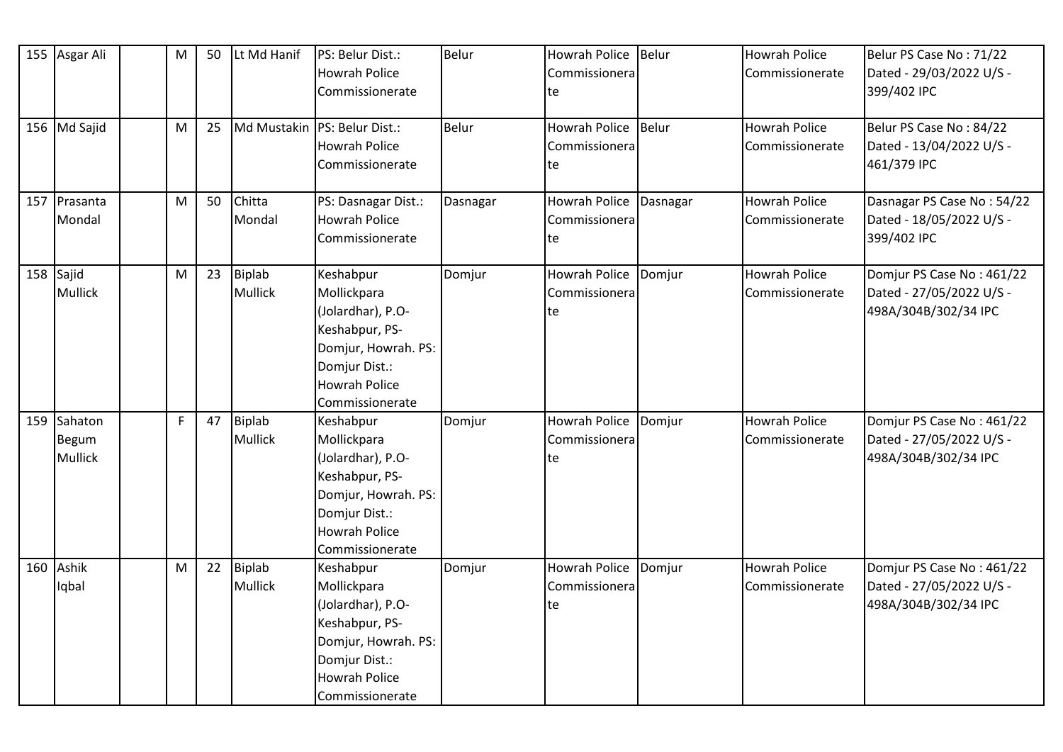| 155 | Asgar Ali | | M | 50 | Lt Md Hanif | PS: Belur Dist.: Howrah Police Commissionerate | Belur | Howrah Police Commissionerate | Belur | Howrah Police Commissionerate | Belur PS Case No : 71/22 Dated - 29/03/2022 U/S - 399/402 IPC |
|---|---|---|---|---|---|---|---|---|---|---|---|
| 156 | Md Sajid | | M | 25 | Md Mustakin | PS: Belur Dist.: Howrah Police Commissionerate | Belur | Howrah Police Commissionerate | Belur | Howrah Police Commissionerate | Belur PS Case No : 84/22 Dated - 13/04/2022 U/S - 461/379 IPC |
| 157 | Prasanta Mondal | | M | 50 | Chitta Mondal | PS: Dasnagar Dist.: Howrah Police Commissionerate | Dasnagar | Howrah Police Commissionerate | Dasnagar | Howrah Police Commissionerate | Dasnagar PS Case No : 54/22 Dated - 18/05/2022 U/S - 399/402 IPC |
| 158 | Sajid Mullick | | M | 23 | Biplab Mullick | Keshabpur Mollickpara (Jolardhar), P.O- Keshabpur, PS- Domjur, Howrah. PS: Domjur Dist.: Howrah Police Commissionerate | Domjur | Howrah Police Commissionerate | Domjur | Howrah Police Commissionerate | Domjur PS Case No : 461/22 Dated - 27/05/2022 U/S - 498A/304B/302/34 IPC |
| 159 | Sahaton Begum Mullick | | F | 47 | Biplab Mullick | Keshabpur Mollickpara (Jolardhar), P.O- Keshabpur, PS- Domjur, Howrah. PS: Domjur Dist.: Howrah Police Commissionerate | Domjur | Howrah Police Commissionerate | Domjur | Howrah Police Commissionerate | Domjur PS Case No : 461/22 Dated - 27/05/2022 U/S - 498A/304B/302/34 IPC |
| 160 | Ashik Iqbal | | M | 22 | Biplab Mullick | Keshabpur Mollickpara (Jolardhar), P.O- Keshabpur, PS- Domjur, Howrah. PS: Domjur Dist.: Howrah Police Commissionerate | Domjur | Howrah Police Commissionerate | Domjur | Howrah Police Commissionerate | Domjur PS Case No : 461/22 Dated - 27/05/2022 U/S - 498A/304B/302/34 IPC |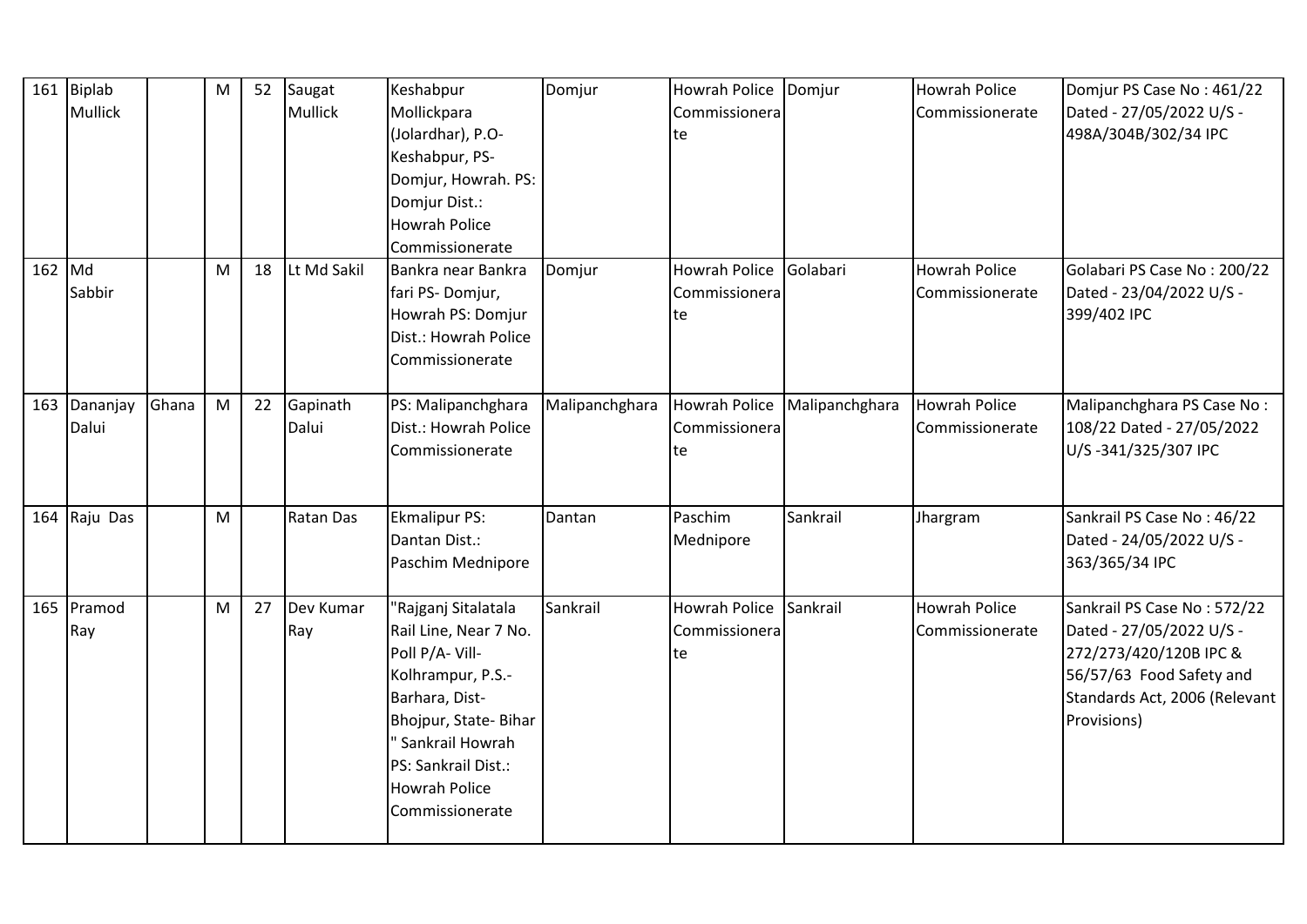| 161 | Biplab Mullick | | M | 52 | Saugat Mullick | Keshabpur Mollickpara (Jolardhar), P.O- Keshabpur, PS- Domjur, Howrah. PS: Domjur Dist.: Howrah Police Commissionerate | Domjur | Howrah Police Commissionerate | Domjur | Howrah Police Commissionerate | Domjur PS Case No : 461/22 Dated - 27/05/2022 U/S - 498A/304B/302/34 IPC |
|---|---|---|---|---|---|---|---|---|---|---|---|
| 162 | Md Sabbir | | M | 18 | Lt Md Sakil | Bankra near Bankra fari PS- Domjur, Howrah PS: Domjur Dist.: Howrah Police Commissionerate | Domjur | Howrah Police Commissionerate | Golabari | Howrah Police Commissionerate | Golabari PS Case No : 200/22 Dated - 23/04/2022 U/S - 399/402 IPC |
| 163 | Dananjay Dalui | Ghana | M | 22 | Gapinath Dalui | PS: Malipanchghara Dist.: Howrah Police Commissionerate | Malipanchghara | Howrah Police Commissionerate | Malipanchghara | Howrah Police Commissionerate | Malipanchghara PS Case No : 108/22 Dated - 27/05/2022 U/S -341/325/307 IPC |
| 164 | Raju Das | | M | | Ratan Das | Ekmalipur PS: Dantan Dist.: Paschim Mednipore | Dantan | Paschim Mednipore | Sankrail | Jhargram | Sankrail PS Case No : 46/22 Dated - 24/05/2022 U/S - 363/365/34 IPC |
| 165 | Pramod Ray | | M | 27 | Dev Kumar Ray | "Rajganj Sitalatala Rail Line, Near 7 No. Poll P/A- Vill- Kolhrampur, P.S.- Barhara, Dist- Bhojpur, State- Bihar " Sankrail Howrah PS: Sankrail Dist.: Howrah Police Commissionerate | Sankrail | Howrah Police Commissionerate | Sankrail | Howrah Police Commissionerate | Sankrail PS Case No : 572/22 Dated - 27/05/2022 U/S - 272/273/420/120B IPC & 56/57/63 Food Safety and Standards Act, 2006 (Relevant Provisions) |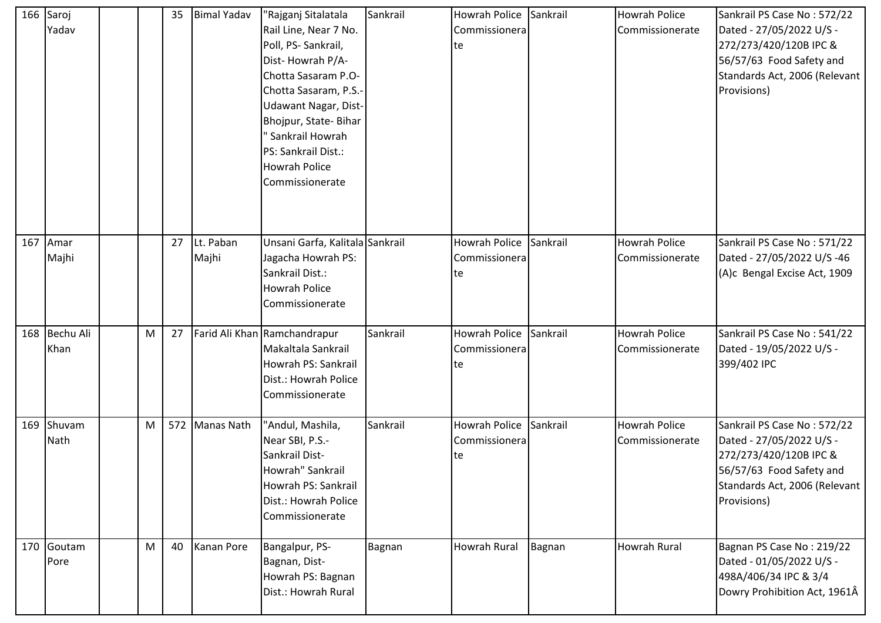| 166 | Saroj Yadav | | | 35 | Bimal Yadav | "Rajganj Sitalatala Rail Line, Near 7 No. Poll, PS- Sankrail, Dist- Howrah P/A- Chotta Sasaram P.O- Chotta Sasaram, P.S.- Udawant Nagar, Dist- Bhojpur, State- Bihar " Sankrail Howrah PS: Sankrail Dist.: Howrah Police Commissionerate | Sankrail | Howrah Police Commissionerate | Sankrail | Howrah Police Commissionerate | Sankrail PS Case No : 572/22 Dated - 27/05/2022 U/S - 272/273/420/120B IPC & 56/57/63 Food Safety and Standards Act, 2006 (Relevant Provisions) |
|---|---|---|---|---|---|---|---|---|---|---|---|
| 167 | Amar Majhi | | | 27 | Lt. Paban Majhi | Unsani Garfa, Kalitala Jagacha Howrah PS: Sankrail Dist.: Howrah Police Commissionerate | Sankrail | Howrah Police Commissionerate | Sankrail | Howrah Police Commissionerate | Sankrail PS Case No : 571/22 Dated - 27/05/2022 U/S -46 (A)c Bengal Excise Act, 1909 |
| 168 | Bechu Ali Khan | | M | 27 | Farid Ali Khan | Ramchandrapur Makaltala Sankrail Howrah PS: Sankrail Dist.: Howrah Police Commissionerate | Sankrail | Howrah Police Commissionerate | Sankrail | Howrah Police Commissionerate | Sankrail PS Case No : 541/22 Dated - 19/05/2022 U/S - 399/402 IPC |
| 169 | Shuvam Nath | | M | 572 | Manas Nath | "Andul, Mashila, Near SBI, P.S.- Sankrail Dist- Howrah" Sankrail Howrah PS: Sankrail Dist.: Howrah Police Commissionerate | Sankrail | Howrah Police Commissionerate | Sankrail | Howrah Police Commissionerate | Sankrail PS Case No : 572/22 Dated - 27/05/2022 U/S - 272/273/420/120B IPC & 56/57/63 Food Safety and Standards Act, 2006 (Relevant Provisions) |
| 170 | Goutam Pore | | M | 40 | Kanan Pore | Bangalpur, PS- Bagnan, Dist- Howrah PS: Bagnan Dist.: Howrah Rural | Bagnan | Howrah Rural | Bagnan | Howrah Rural | Bagnan PS Case No : 219/22 Dated - 01/05/2022 U/S - 498A/406/34 IPC & 3/4 Dowry Prohibition Act, 1961Â |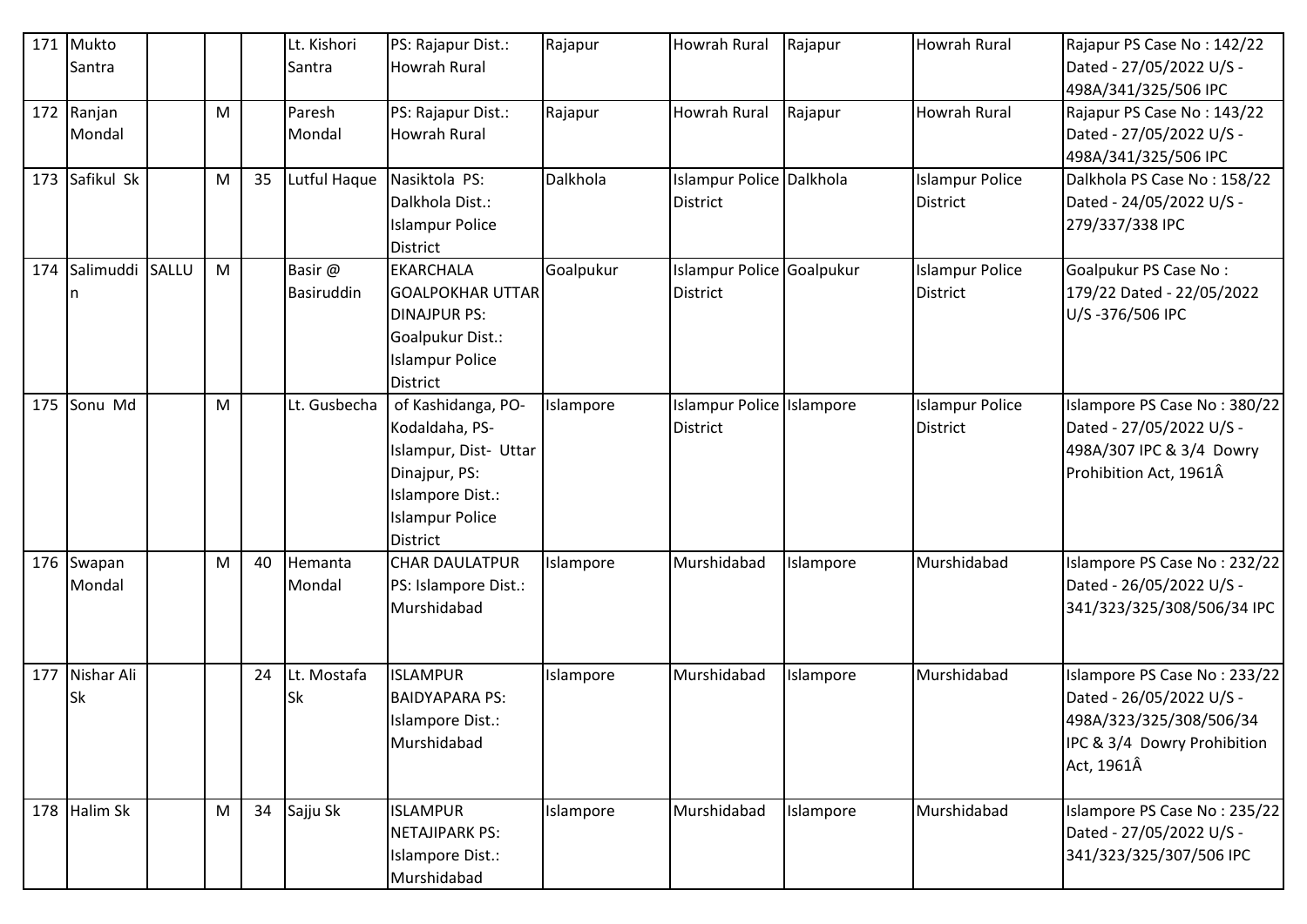| 171 | Mukto Santra | | | | Lt. Kishori Santra | PS: Rajapur Dist.: Howrah Rural | Rajapur | Howrah Rural | Rajapur | Howrah Rural | Rajapur PS Case No : 142/22 Dated - 27/05/2022 U/S - 498A/341/325/506 IPC |
|---|---|---|---|---|---|---|---|---|---|---|---|
| 172 | Ranjan Mondal | | M | | Paresh Mondal | PS: Rajapur Dist.: Howrah Rural | Rajapur | Howrah Rural | Rajapur | Howrah Rural | Rajapur PS Case No : 143/22 Dated - 27/05/2022 U/S - 498A/341/325/506 IPC |
| 173 | Safikul Sk | | M | 35 | Lutful Haque | Nasiktola PS: Dalkhola Dist.: Islampur Police District | Dalkhola | Islampur Police District | Dalkhola | Islampur Police District | Dalkhola PS Case No : 158/22 Dated - 24/05/2022 U/S - 279/337/338 IPC |
| 174 | Salimuddin | SALLU | M | | Basir @ Basiruddin | EKARCHALA GOALPOKHAR UTTAR DINAJPUR PS: Goalpukur Dist.: Islampur Police District | Goalpukur | Islampur Police District | Goalpukur | Islampur Police District | Goalpukur PS Case No : 179/22 Dated - 22/05/2022 U/S -376/506 IPC |
| 175 | Sonu Md | | M | | Lt. Gusbecha | of Kashidanga, PO-Kodaldaha, PS-Islampur, Dist- Uttar Dinajpur, PS: Islampore Dist.: Islampur Police District | Islampore | Islampur Police District | Islampore | Islampur Police District | Islampore PS Case No : 380/22 Dated - 27/05/2022 U/S - 498A/307 IPC & 3/4 Dowry Prohibition Act, 1961Â |
| 176 | Swapan Mondal | | M | 40 | Hemanta Mondal | CHAR DAULATPUR PS: Islampore Dist.: Murshidabad | Islampore | Murshidabad | Islampore | Murshidabad | Islampore PS Case No : 232/22 Dated - 26/05/2022 U/S - 341/323/325/308/506/34 IPC |
| 177 | Nishar Ali Sk | | | 24 | Lt. Mostafa Sk | ISLAMPUR BAIDYAPARA PS: Islampore Dist.: Murshidabad | Islampore | Murshidabad | Islampore | Murshidabad | Islampore PS Case No : 233/22 Dated - 26/05/2022 U/S - 498A/323/325/308/506/34 IPC & 3/4 Dowry Prohibition Act, 1961Â |
| 178 | Halim Sk | | M | 34 | Sajju Sk | ISLAMPUR NETAJIPARK PS: Islampore Dist.: Murshidabad | Islampore | Murshidabad | Islampore | Murshidabad | Islampore PS Case No : 235/22 Dated - 27/05/2022 U/S - 341/323/325/307/506 IPC |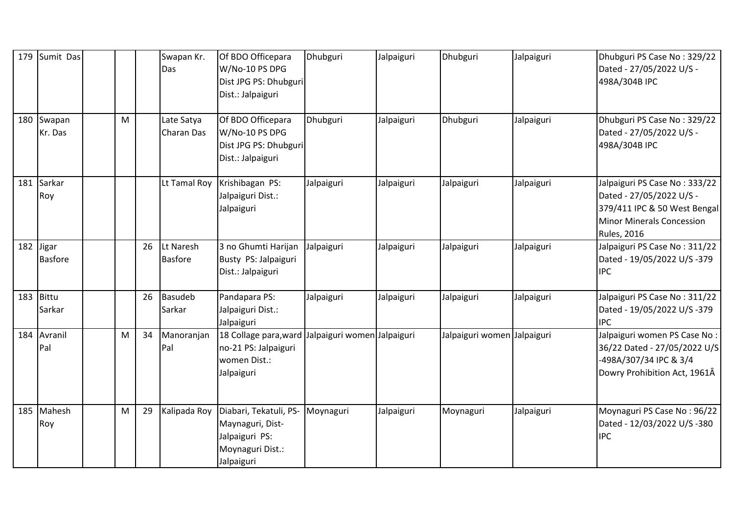| 179 | Sumit Das | | | | Swapan Kr. Das | Of BDO Officepara W/No-10 PS DPG Dist JPG PS: Dhubguri Dist.: Jalpaiguri | Dhubguri | Jalpaiguri | Dhubguri | Jalpaiguri | Dhubguri PS Case No : 329/22 Dated - 27/05/2022 U/S - 498A/304B IPC |
|---|---|---|---|---|---|---|---|---|---|---|---|
| 180 | Swapan Kr. Das | | M | | Late Satya Charan Das | Of BDO Officepara W/No-10 PS DPG Dist JPG PS: Dhubguri Dist.: Jalpaiguri | Dhubguri | Jalpaiguri | Dhubguri | Jalpaiguri | Dhubguri PS Case No : 329/22 Dated - 27/05/2022 U/S - 498A/304B IPC |
| 181 | Sarkar Roy | | | | Lt Tamal Roy | Krishibagan PS: Jalpaiguri Dist.: Jalpaiguri | Jalpaiguri | Jalpaiguri | Jalpaiguri | Jalpaiguri | Jalpaiguri PS Case No : 333/22 Dated - 27/05/2022 U/S - 379/411 IPC & 50 West Bengal Minor Minerals Concession Rules, 2016 |
| 182 | Jigar Basfore | | | 26 | Lt Naresh Basfore | 3 no Ghumti Harijan Busty PS: Jalpaiguri Dist.: Jalpaiguri | Jalpaiguri | Jalpaiguri | Jalpaiguri | Jalpaiguri | Jalpaiguri PS Case No : 311/22 Dated - 19/05/2022 U/S -379 IPC |
| 183 | Bittu Sarkar | | | 26 | Basudeb Sarkar | Pandapara PS: Jalpaiguri Dist.: Jalpaiguri | Jalpaiguri | Jalpaiguri | Jalpaiguri | Jalpaiguri | Jalpaiguri PS Case No : 311/22 Dated - 19/05/2022 U/S -379 IPC |
| 184 | Avranil Pal | | M | 34 | Manoranjan Pal | 18 Collage para,ward no-21 PS: Jalpaiguri women Dist.: Jalpaiguri | Jalpaiguri women | Jalpaiguri | Jalpaiguri women | Jalpaiguri | Jalpaiguri women PS Case No : 36/22 Dated - 27/05/2022 U/S -498A/307/34 IPC & 3/4 Dowry Prohibition Act, 1961Â |
| 185 | Mahesh Roy | | M | 29 | Kalipada Roy | Diabari, Tekatuli, PS-Maynaguri, Dist-Jalpaiguri PS: Moynaguri Dist.: Jalpaiguri | Moynaguri | Jalpaiguri | Moynaguri | Jalpaiguri | Moynaguri PS Case No : 96/22 Dated - 12/03/2022 U/S -380 IPC |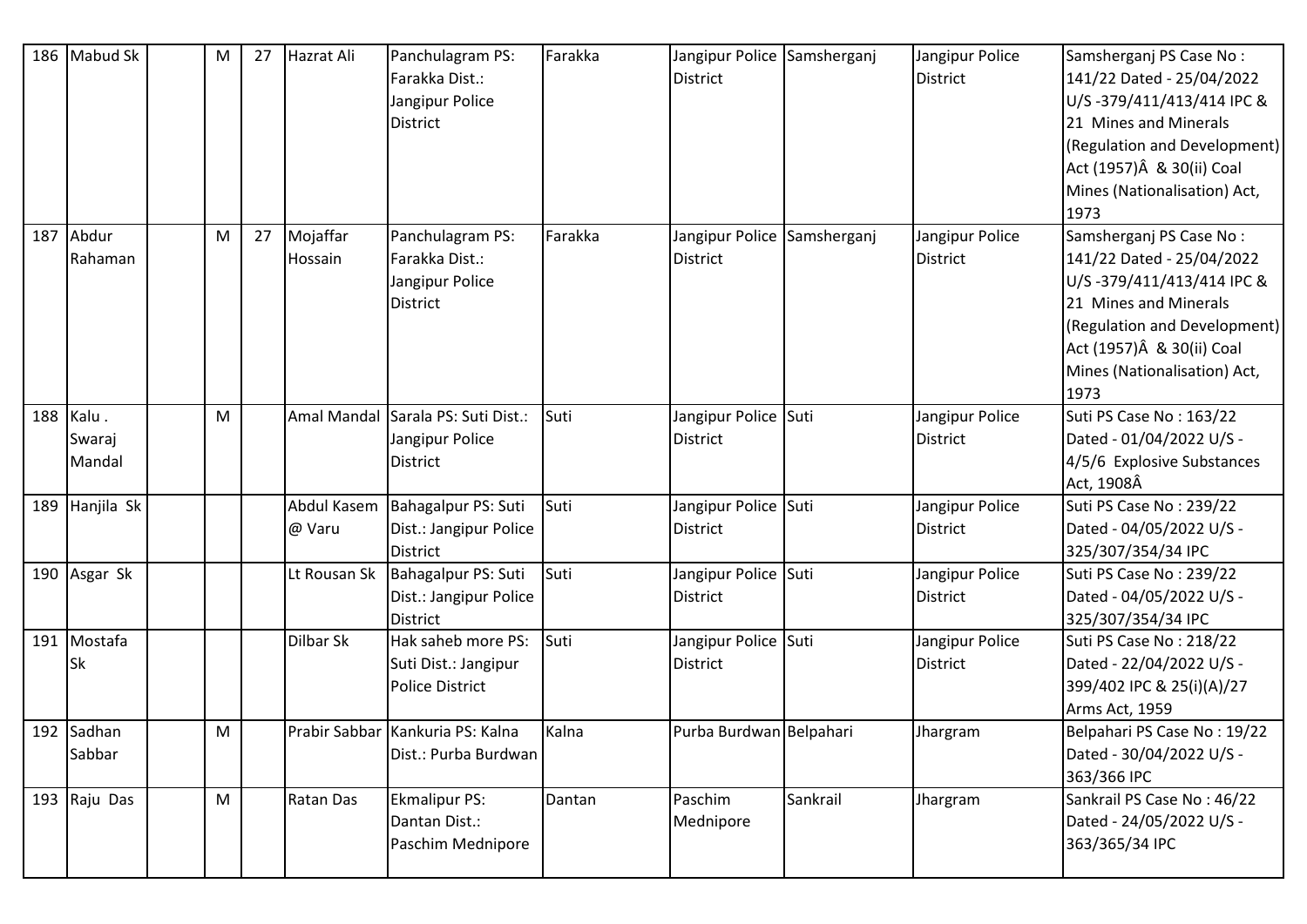| 186 | Mabud Sk | | M | 27 | Hazrat Ali | Panchulagram PS: Farakka Dist.: Jangipur Police District | Farakka | Jangipur Police District | Samsherganj | Jangipur Police District | Samsherganj PS Case No : 141/22 Dated - 25/04/2022 U/S -379/411/413/414 IPC & 21 Mines and Minerals (Regulation and Development) Act (1957)Â & 30(ii) Coal Mines (Nationalisation) Act, 1973 |
|---|---|---|---|---|---|---|---|---|---|---|---|
| 187 | Abdur Rahaman | | M | 27 | Mojaffar Hossain | Panchulagram PS: Farakka Dist.: Jangipur Police District | Farakka | Jangipur Police District | Samsherganj | Jangipur Police District | Samsherganj PS Case No : 141/22 Dated - 25/04/2022 U/S -379/411/413/414 IPC & 21 Mines and Minerals (Regulation and Development) Act (1957)Â & 30(ii) Coal Mines (Nationalisation) Act, 1973 |
| 188 | Kalu . Swaraj Mandal | | M | | Amal Mandal | Sarala PS: Suti Dist.: Jangipur Police District | Suti | Jangipur Police District | Suti | Jangipur Police District | Suti PS Case No : 163/22 Dated - 01/04/2022 U/S - 4/5/6 Explosive Substances Act, 1908Â |
| 189 | Hanjila Sk | | | | Abdul Kasem @ Varu | Bahagalpur PS: Suti Dist.: Jangipur Police District | Suti | Jangipur Police District | Suti | Jangipur Police District | Suti PS Case No : 239/22 Dated - 04/05/2022 U/S - 325/307/354/34 IPC |
| 190 | Asgar Sk | | | | Lt Rousan Sk | Bahagalpur PS: Suti Dist.: Jangipur Police District | Suti | Jangipur Police District | Suti | Jangipur Police District | Suti PS Case No : 239/22 Dated - 04/05/2022 U/S - 325/307/354/34 IPC |
| 191 | Mostafa Sk | | | | Dilbar Sk | Hak saheb more PS: Suti Dist.: Jangipur Police District | Suti | Jangipur Police District | Suti | Jangipur Police District | Suti PS Case No : 218/22 Dated - 22/04/2022 U/S - 399/402 IPC & 25(i)(A)/27 Arms Act, 1959 |
| 192 | Sadhan Sabbar | | M | | Prabir Sabbar | Kankuria PS: Kalna Dist.: Purba Burdwan | Kalna | Purba Burdwan | Belpahari | Jhargram | Belpahari PS Case No : 19/22 Dated - 30/04/2022 U/S - 363/366 IPC |
| 193 | Raju Das | | M | | Ratan Das | Ekmalipur PS: Dantan Dist.: Paschim Mednipore | Dantan | Paschim Mednipore | Sankrail | Jhargram | Sankrail PS Case No : 46/22 Dated - 24/05/2022 U/S - 363/365/34 IPC |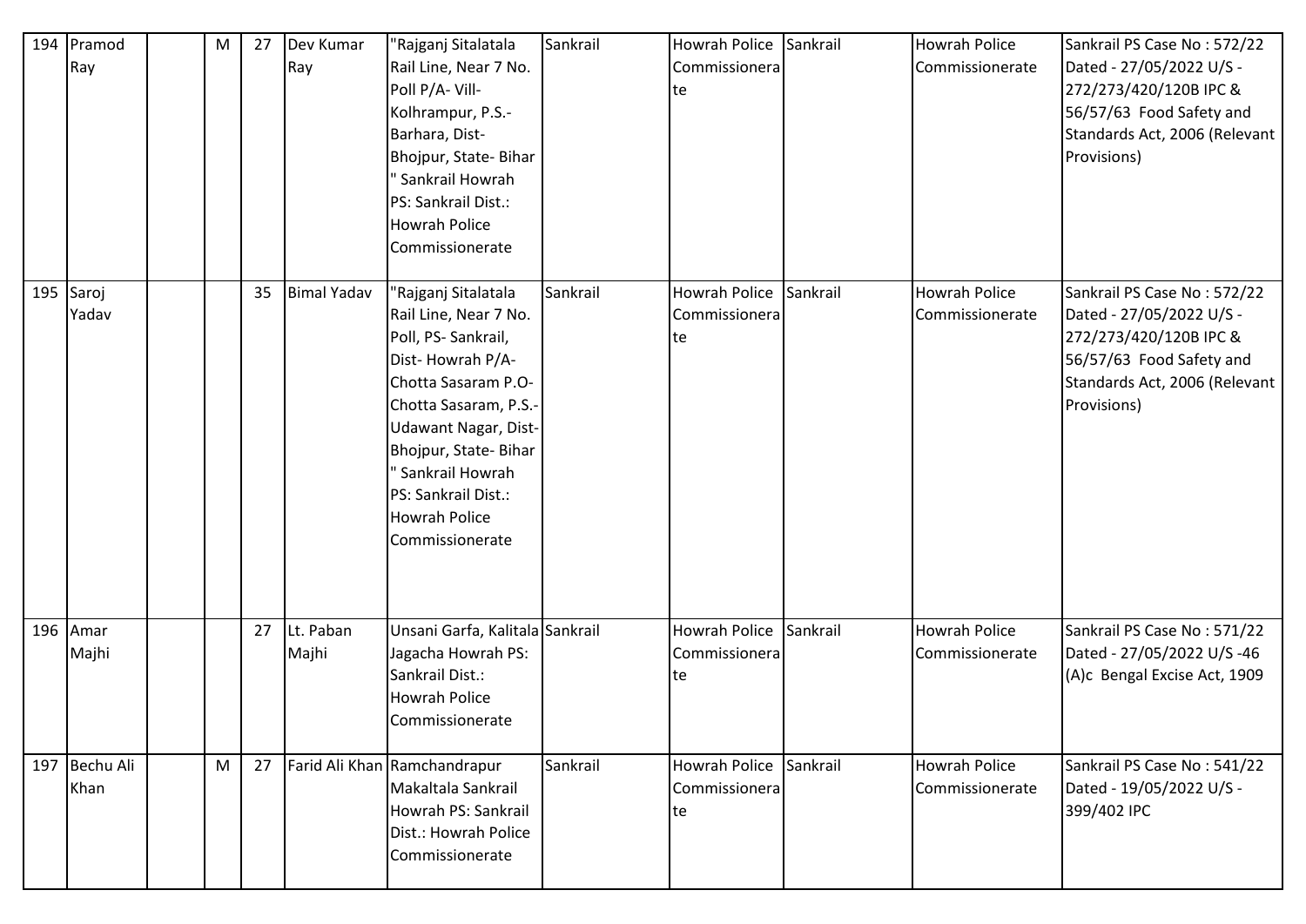| 194 | Pramod Ray | | M | 27 | Dev Kumar Ray | "Rajganj Sitalatala Rail Line, Near 7 No. Poll P/A- Vill- Kolhrampur, P.S.- Barhara, Dist- Bhojpur, State- Bihar " Sankrail Howrah PS: Sankrail Dist.: Howrah Police Commissionerate | Sankrail | Howrah Police Commissionerate | Sankrail | Howrah Police Commissionerate | Sankrail PS Case No : 572/22 Dated - 27/05/2022 U/S - 272/273/420/120B IPC & 56/57/63 Food Safety and Standards Act, 2006 (Relevant Provisions) |
|---|---|---|---|---|---|---|---|---|---|---|---|
| 195 | Saroj Yadav | | | 35 | Bimal Yadav | "Rajganj Sitalatala Rail Line, Near 7 No. Poll, PS- Sankrail, Dist- Howrah P/A- Chotta Sasaram P.O- Chotta Sasaram, P.S.- Udawant Nagar, Dist- Bhojpur, State- Bihar " Sankrail Howrah PS: Sankrail Dist.: Howrah Police Commissionerate | Sankrail | Howrah Police Commissionerate | Sankrail | Howrah Police Commissionerate | Sankrail PS Case No : 572/22 Dated - 27/05/2022 U/S - 272/273/420/120B IPC & 56/57/63 Food Safety and Standards Act, 2006 (Relevant Provisions) |
| 196 | Amar Majhi | | | 27 | Lt. Paban Majhi | Unsani Garfa, Kalitala Jagacha Howrah PS: Sankrail Dist.: Howrah Police Commissionerate | Sankrail | Howrah Police Commissionerate | Sankrail | Howrah Police Commissionerate | Sankrail PS Case No : 571/22 Dated - 27/05/2022 U/S -46 (A)c Bengal Excise Act, 1909 |
| 197 | Bechu Ali Khan | | M | 27 | Farid Ali Khan | Ramchandrapur Makaltala Sankrail Howrah PS: Sankrail Dist.: Howrah Police Commissionerate | Sankrail | Howrah Police Commissionerate | Sankrail | Howrah Police Commissionerate | Sankrail PS Case No : 541/22 Dated - 19/05/2022 U/S - 399/402 IPC |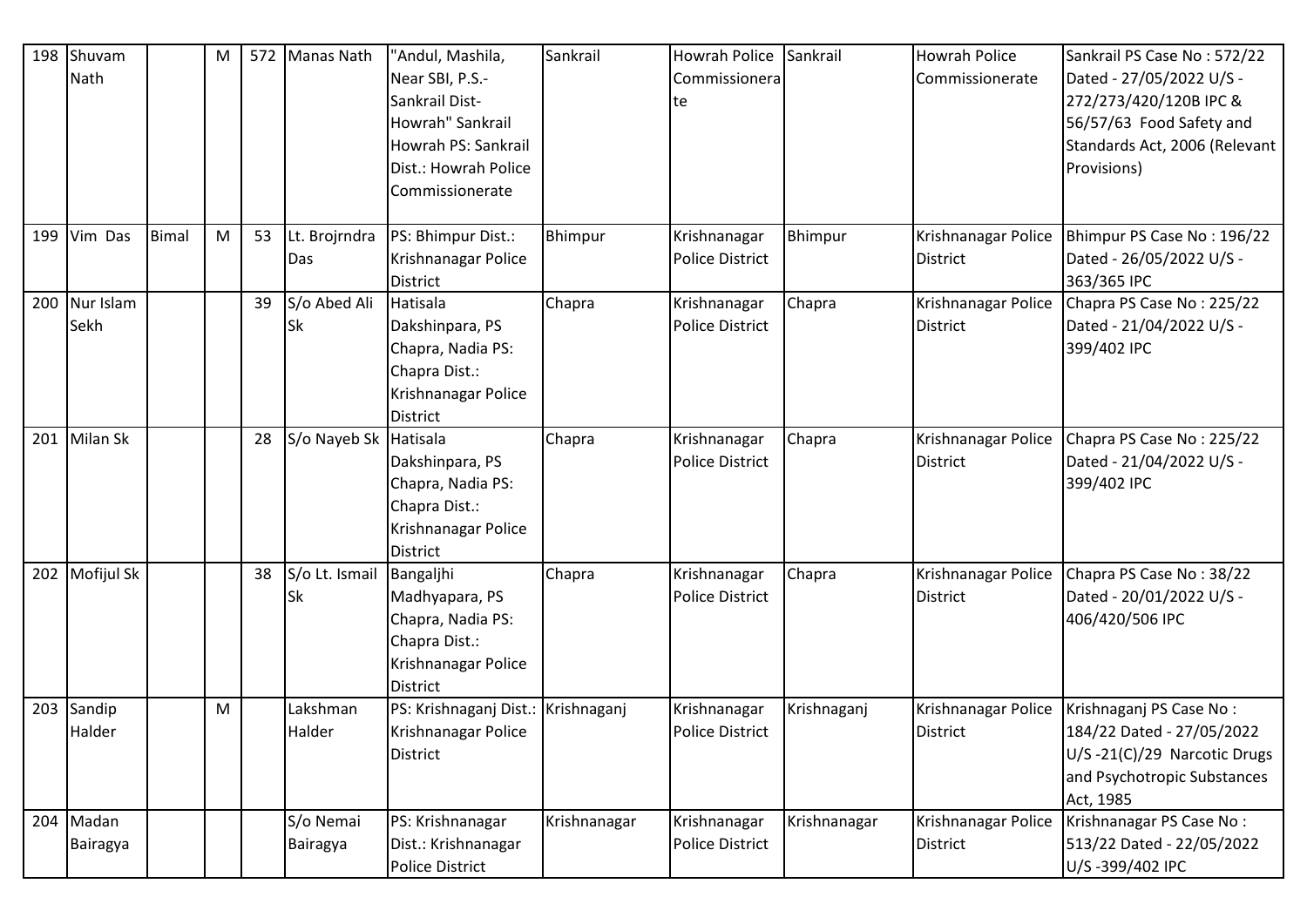| | | | | | | | | | | | |
|---|---|---|---|---|---|---|---|---|---|---|---|
| 198 | Shuvam Nath | | M | 572 | Manas Nath | "Andul, Mashila, Near SBI, P.S.- Sankrail Dist- Howrah" Sankrail Howrah PS: Sankrail Dist.: Howrah Police Commissionerate | Sankrail | Howrah Police Commissionerate | Sankrail | Howrah Police Commissionerate | Sankrail PS Case No : 572/22 Dated - 27/05/2022 U/S - 272/273/420/120B IPC & 56/57/63 Food Safety and Standards Act, 2006 (Relevant Provisions) |
| 199 | Vim Das | Bimal | M | 53 | Lt. Brojrndra Das | PS: Bhimpur Dist.: Krishnanagar Police District | Bhimpur | Krishnanagar Police District | Bhimpur | Krishnanagar Police District | Bhimpur PS Case No : 196/22 Dated - 26/05/2022 U/S - 363/365 IPC |
| 200 | Nur Islam Sekh | | | 39 | S/o Abed Ali Sk | Hatisala Dakshinpara, PS Chapra, Nadia PS: Chapra Dist.: Krishnanagar Police District | Chapra | Krishnanagar Police District | Chapra | Krishnanagar Police District | Chapra PS Case No : 225/22 Dated - 21/04/2022 U/S - 399/402 IPC |
| 201 | Milan Sk | | | 28 | S/o Nayeb Sk | Hatisala Dakshinpara, PS Chapra, Nadia PS: Chapra Dist.: Krishnanagar Police District | Chapra | Krishnanagar Police District | Chapra | Krishnanagar Police District | Chapra PS Case No : 225/22 Dated - 21/04/2022 U/S - 399/402 IPC |
| 202 | Mofijul Sk | | | 38 | S/o Lt. Ismail Sk | Bangaljhi Madhyapara, PS Chapra, Nadia PS: Chapra Dist.: Krishnanagar Police District | Chapra | Krishnanagar Police District | Chapra | Krishnanagar Police District | Chapra PS Case No : 38/22 Dated - 20/01/2022 U/S - 406/420/506 IPC |
| 203 | Sandip Halder | | M | | Lakshman Halder | PS: Krishnaganj Dist.: Krishnanagar Police District | Krishnaganj | Krishnanagar Police District | Krishnaganj | Krishnanagar Police District | Krishnaganj PS Case No : 184/22 Dated - 27/05/2022 U/S -21(C)/29 Narcotic Drugs and Psychotropic Substances Act, 1985 |
| 204 | Madan Bairagya | | | | S/o Nemai Bairagya | PS: Krishnanagar Dist.: Krishnanagar Police District | Krishnanagar | Krishnanagar Police District | Krishnanagar | Krishnanagar Police District | Krishnanagar PS Case No : 513/22 Dated - 22/05/2022 U/S -399/402 IPC |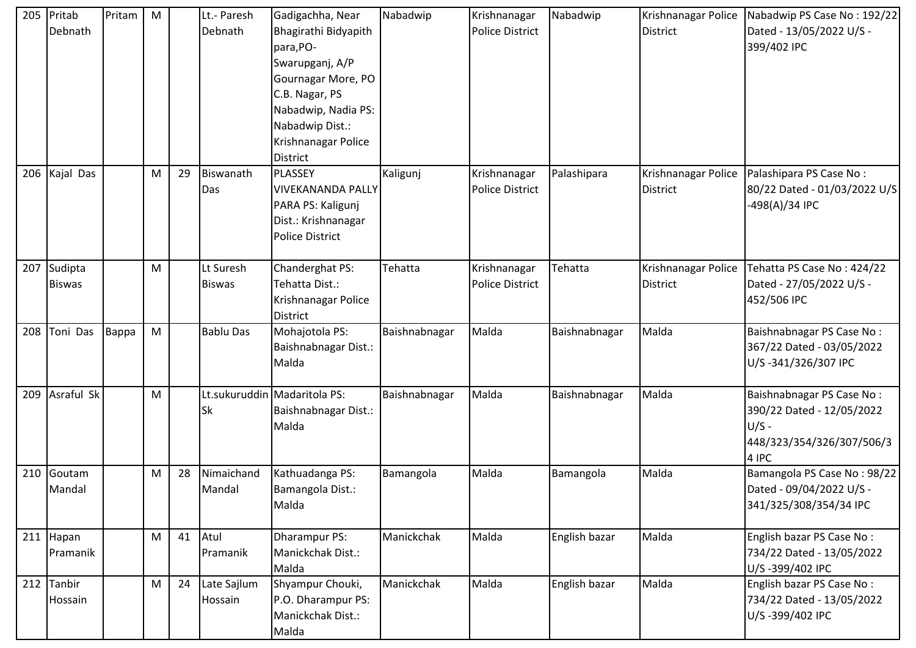| 205 | Pritab Debnath | Pritam | M | | Lt.- Paresh Debnath | Gadigachha, Near Bhagirathi Bidyapith para,PO- Swarupganj, A/P Gournagar More, PO C.B. Nagar, PS Nabadwip, Nadia PS: Nabadwip Dist.: Krishnanagar Police District | Nabadwip | Krishnanagar Police District | Nabadwip | Krishnanagar Police District | Nabadwip PS Case No : 192/22 Dated - 13/05/2022 U/S - 399/402 IPC |
|---|---|---|---|---|---|---|---|---|---|---|---|
| 206 | Kajal Das | | M | 29 | Biswanath Das | PLASSEY VIVEKANANDA PALLY PARA PS: Kaligunj Dist.: Krishnanagar Police District | Kaligunj | Krishnanagar Police District | Palashipara | Krishnanagar Police District | Palashipara PS Case No : 80/22 Dated - 01/03/2022 U/S -498(A)/34 IPC |
| 207 | Sudipta Biswas | | M | | Lt Suresh Biswas | Chanderghat PS: Tehatta Dist.: Krishnanagar Police District | Tehatta | Krishnanagar Police District | Tehatta | Krishnanagar Police District | Tehatta PS Case No : 424/22 Dated - 27/05/2022 U/S - 452/506 IPC |
| 208 | Toni Das | Bappa | M | | Bablu Das | Mohajotola PS: Baishnabnagar Dist.: Malda | Baishnabnagar | Malda | Baishnabnagar | Malda | Baishnabnagar PS Case No : 367/22 Dated - 03/05/2022 U/S -341/326/307 IPC |
| 209 | Asraful Sk | | M | | Lt.sukuruddin Sk | Madaritola PS: Baishnabnagar Dist.: Malda | Baishnabnagar | Malda | Baishnabnagar | Malda | Baishnabnagar PS Case No : 390/22 Dated - 12/05/2022 U/S - 448/323/354/326/307/506/34 IPC |
| 210 | Goutam Mandal | | M | 28 | Nimaichand Mandal | Kathuadanga PS: Bamangola Dist.: Malda | Bamangola | Malda | Bamangola | Malda | Bamangola PS Case No : 98/22 Dated - 09/04/2022 U/S - 341/325/308/354/34 IPC |
| 211 | Hapan Pramanik | | M | 41 | Atul Pramanik | Dharampur PS: Manickchak Dist.: Malda | Manickchak | Malda | English bazar | Malda | English bazar PS Case No : 734/22 Dated - 13/05/2022 U/S -399/402 IPC |
| 212 | Tanbir Hossain | | M | 24 | Late Sajlum Hossain | Shyampur Chouki, P.O. Dharampur PS: Manickchak Dist.: Malda | Manickchak | Malda | English bazar | Malda | English bazar PS Case No : 734/22 Dated - 13/05/2022 U/S -399/402 IPC |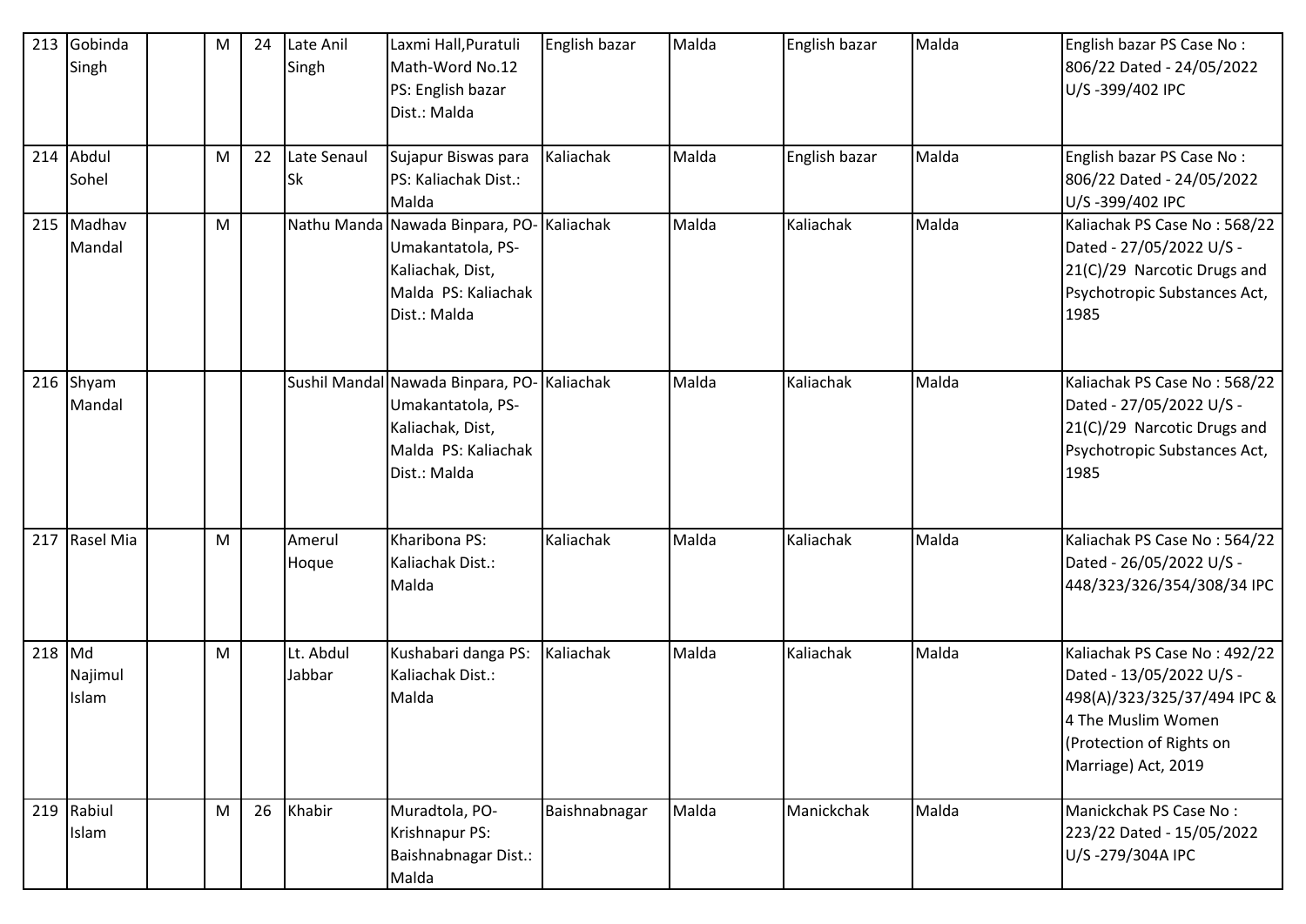| 213 | Gobinda Singh | | M | 24 | Late Anil Singh | Laxmi Hall,Puratuli Math-Word No.12 PS: English bazar Dist.: Malda | English bazar | Malda | English bazar | Malda | English bazar PS Case No : 806/22 Dated - 24/05/2022 U/S -399/402 IPC |
|---|---|---|---|---|---|---|---|---|---|---|---|
| 214 | Abdul Sohel | | M | 22 | Late Senaul Sk | Sujapur Biswas para PS: Kaliachak Dist.: Malda | Kaliachak | Malda | English bazar | Malda | English bazar PS Case No : 806/22 Dated - 24/05/2022 U/S -399/402 IPC |
| 215 | Madhav Mandal | | M | | Nathu Manda | Nawada Binpara, PO-Umakantatola, PS-Kaliachak, Dist, Malda PS: Kaliachak Dist.: Malda | Kaliachak | Malda | Kaliachak | Malda | Kaliachak PS Case No : 568/22 Dated - 27/05/2022 U/S - 21(C)/29 Narcotic Drugs and Psychotropic Substances Act, 1985 |
| 216 | Shyam Mandal | | | | Sushil Mandal | Nawada Binpara, PO-Umakantatola, PS-Kaliachak, Dist, Malda PS: Kaliachak Dist.: Malda | Kaliachak | Malda | Kaliachak | Malda | Kaliachak PS Case No : 568/22 Dated - 27/05/2022 U/S - 21(C)/29 Narcotic Drugs and Psychotropic Substances Act, 1985 |
| 217 | Rasel Mia | | M | | Amerul Hoque | Kharibona PS: Kaliachak Dist.: Malda | Kaliachak | Malda | Kaliachak | Malda | Kaliachak PS Case No : 564/22 Dated - 26/05/2022 U/S - 448/323/326/354/308/34 IPC |
| 218 | Md Najimul Islam | | M | | Lt. Abdul Jabbar | Kushabari danga PS: Kaliachak Dist.: Malda | Kaliachak | Malda | Kaliachak | Malda | Kaliachak PS Case No : 492/22 Dated - 13/05/2022 U/S - 498(A)/323/325/37/494 IPC & 4 The Muslim Women (Protection of Rights on Marriage) Act, 2019 |
| 219 | Rabiul Islam | | M | 26 | Khabir | Muradtola, PO-Krishnapur PS: Baishnabnagar Dist.: Malda | Baishnabnagar | Malda | Manickchak | Malda | Manickchak PS Case No : 223/22 Dated - 15/05/2022 U/S -279/304A IPC |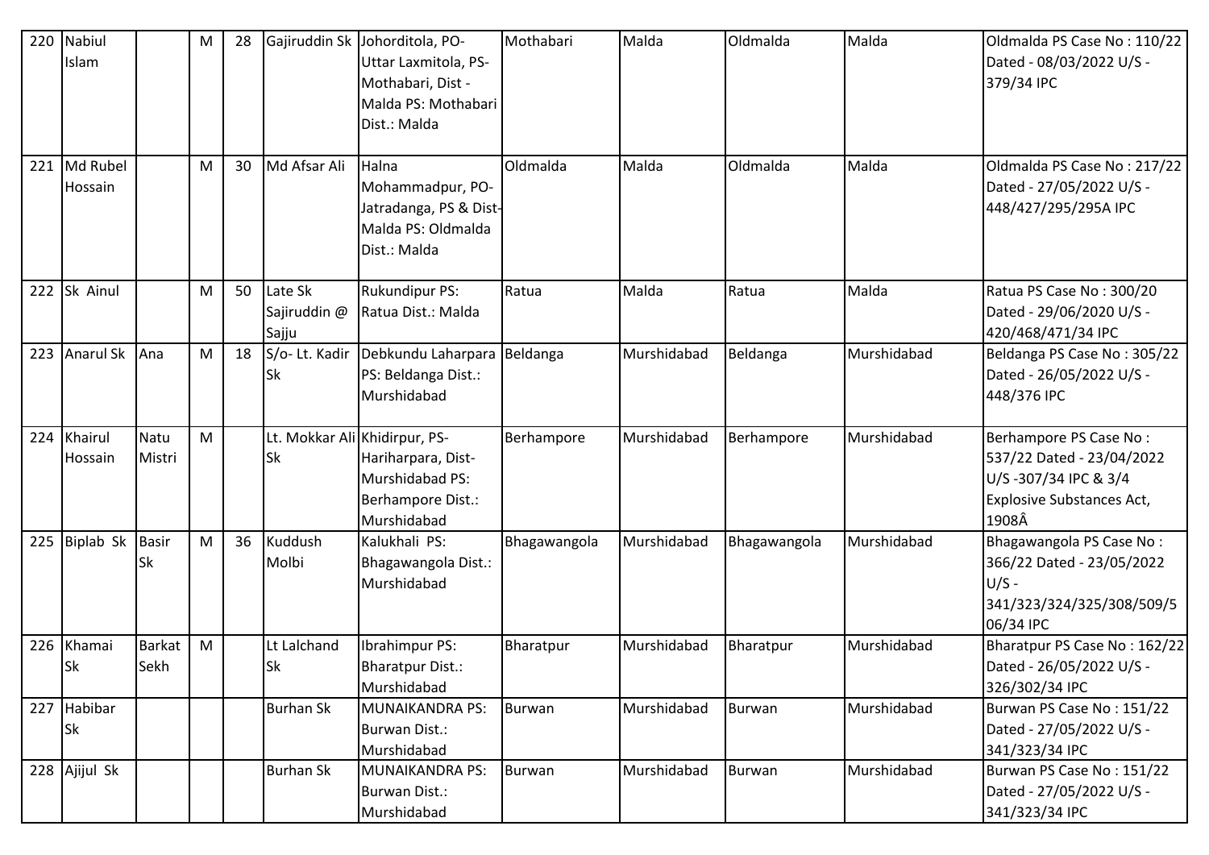| 220 | Nabiul Islam | | M | 28 | Gajiruddin Sk | Johorditola, PO-Uttar Laxmitola, PS-Mothabari, Dist -Malda PS: Mothabari Dist.: Malda | Mothabari | Malda | Oldmalda | Malda | Oldmalda PS Case No : 110/22 Dated - 08/03/2022 U/S - 379/34 IPC |
|---|---|---|---|---|---|---|---|---|---|---|---|
| 221 | Md Rubel Hossain | | M | 30 | Md Afsar Ali | Halna Mohammadpur, PO-Jatradanga, PS & Dist-Malda PS: Oldmalda Dist.: Malda | Oldmalda | Malda | Oldmalda | Malda | Oldmalda PS Case No : 217/22 Dated - 27/05/2022 U/S - 448/427/295/295A IPC |
| 222 | Sk Ainul | | M | 50 | Late Sk Sajiruddin @ Sajju | Rukundipur PS: Ratua Dist.: Malda | Ratua | Malda | Ratua | Malda | Ratua PS Case No : 300/20 Dated - 29/06/2020 U/S - 420/468/471/34 IPC |
| 223 | Anarul Sk | Ana | M | 18 | S/o- Lt. Kadir Sk | Debkundu Laharpara PS: Beldanga Dist.: Murshidabad | Beldanga | Murshidabad | Beldanga | Murshidabad | Beldanga PS Case No : 305/22 Dated - 26/05/2022 U/S - 448/376 IPC |
| 224 | Khairul Hossain | Natu Mistri | M | | Lt. Mokkar Ali Sk | Khidirpur, PS-Hariharpara, Dist-Murshidabad PS: Berhampore Dist.: Murshidabad | Berhampore | Murshidabad | Berhampore | Murshidabad | Berhampore PS Case No : 537/22 Dated - 23/04/2022 U/S -307/34 IPC & 3/4 Explosive Substances Act, 1908Â |
| 225 | Biplab Sk | Basir Sk | M | 36 | Kuddush Molbi | Kalukhali PS: Bhagawangola Dist.: Murshidabad | Bhagawangola | Murshidabad | Bhagawangola | Murshidabad | Bhagawangola PS Case No : 366/22 Dated - 23/05/2022 U/S - 341/323/324/325/308/509/506/34 IPC |
| 226 | Khamai Sk | Barkat Sekh | M | | Lt Lalchand Sk | Ibrahimpur PS: Bharatpur Dist.: Murshidabad | Bharatpur | Murshidabad | Bharatpur | Murshidabad | Bharatpur PS Case No : 162/22 Dated - 26/05/2022 U/S - 326/302/34 IPC |
| 227 | Habibar Sk | | | | Burhan Sk | MUNAIKANDRA PS: Burwan Dist.: Murshidabad | Burwan | Murshidabad | Burwan | Murshidabad | Burwan PS Case No : 151/22 Dated - 27/05/2022 U/S - 341/323/34 IPC |
| 228 | Ajijul Sk | | | | Burhan Sk | MUNAIKANDRA PS: Burwan Dist.: Murshidabad | Burwan | Murshidabad | Burwan | Murshidabad | Burwan PS Case No : 151/22 Dated - 27/05/2022 U/S - 341/323/34 IPC |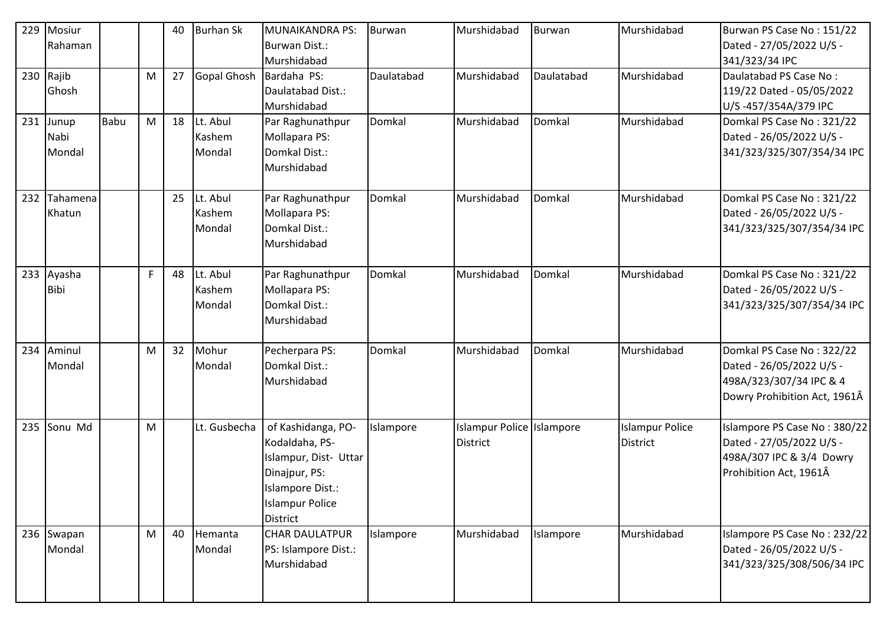| 229 | Mosiur Rahaman | | | 40 | Burhan Sk | MUNAIKANDRA PS: Burwan Dist.: Murshidabad | Burwan | Murshidabad | Burwan | Murshidabad | Burwan PS Case No : 151/22 Dated - 27/05/2022 U/S - 341/323/34 IPC |
|---|---|---|---|---|---|---|---|---|---|---|---|
| 230 | Rajib Ghosh | | M | 27 | Gopal Ghosh | Bardaha PS: Daulatabad Dist.: Murshidabad | Daulatabad | Murshidabad | Daulatabad | Murshidabad | Daulatabad PS Case No : 119/22 Dated - 05/05/2022 U/S -457/354A/379 IPC |
| 231 | Junup Nabi Mondal | Babu | M | 18 | Lt. Abul Kashem Mondal | Par Raghunathpur Mollapara PS: Domkal Dist.: Murshidabad | Domkal | Murshidabad | Domkal | Murshidabad | Domkal PS Case No : 321/22 Dated - 26/05/2022 U/S - 341/323/325/307/354/34 IPC |
| 232 | Tahamena Khatun | | | 25 | Lt. Abul Kashem Mondal | Par Raghunathpur Mollapara PS: Domkal Dist.: Murshidabad | Domkal | Murshidabad | Domkal | Murshidabad | Domkal PS Case No : 321/22 Dated - 26/05/2022 U/S - 341/323/325/307/354/34 IPC |
| 233 | Ayasha Bibi | | F | 48 | Lt. Abul Kashem Mondal | Par Raghunathpur Mollapara PS: Domkal Dist.: Murshidabad | Domkal | Murshidabad | Domkal | Murshidabad | Domkal PS Case No : 321/22 Dated - 26/05/2022 U/S - 341/323/325/307/354/34 IPC |
| 234 | Aminul Mondal | | M | 32 | Mohur Mondal | Pecherpara PS: Domkal Dist.: Murshidabad | Domkal | Murshidabad | Domkal | Murshidabad | Domkal PS Case No : 322/22 Dated - 26/05/2022 U/S - 498A/323/307/34 IPC & 4 Dowry Prohibition Act, 1961Â |
| 235 | Sonu Md | | M | | Lt. Gusbecha | of Kashidanga, PO-Kodaldaha, PS-Islampur, Dist- Uttar Dinajpur, PS: Islampore Dist.: Islampur Police District | Islampore | Islampur Police District | Islampore | Islampur Police District | Islampore PS Case No : 380/22 Dated - 27/05/2022 U/S - 498A/307 IPC & 3/4 Dowry Prohibition Act, 1961Â |
| 236 | Swapan Mondal | | M | 40 | Hemanta Mondal | CHAR DAULATPUR PS: Islampore Dist.: Murshidabad | Islampore | Murshidabad | Islampore | Murshidabad | Islampore PS Case No : 232/22 Dated - 26/05/2022 U/S - 341/323/325/308/506/34 IPC |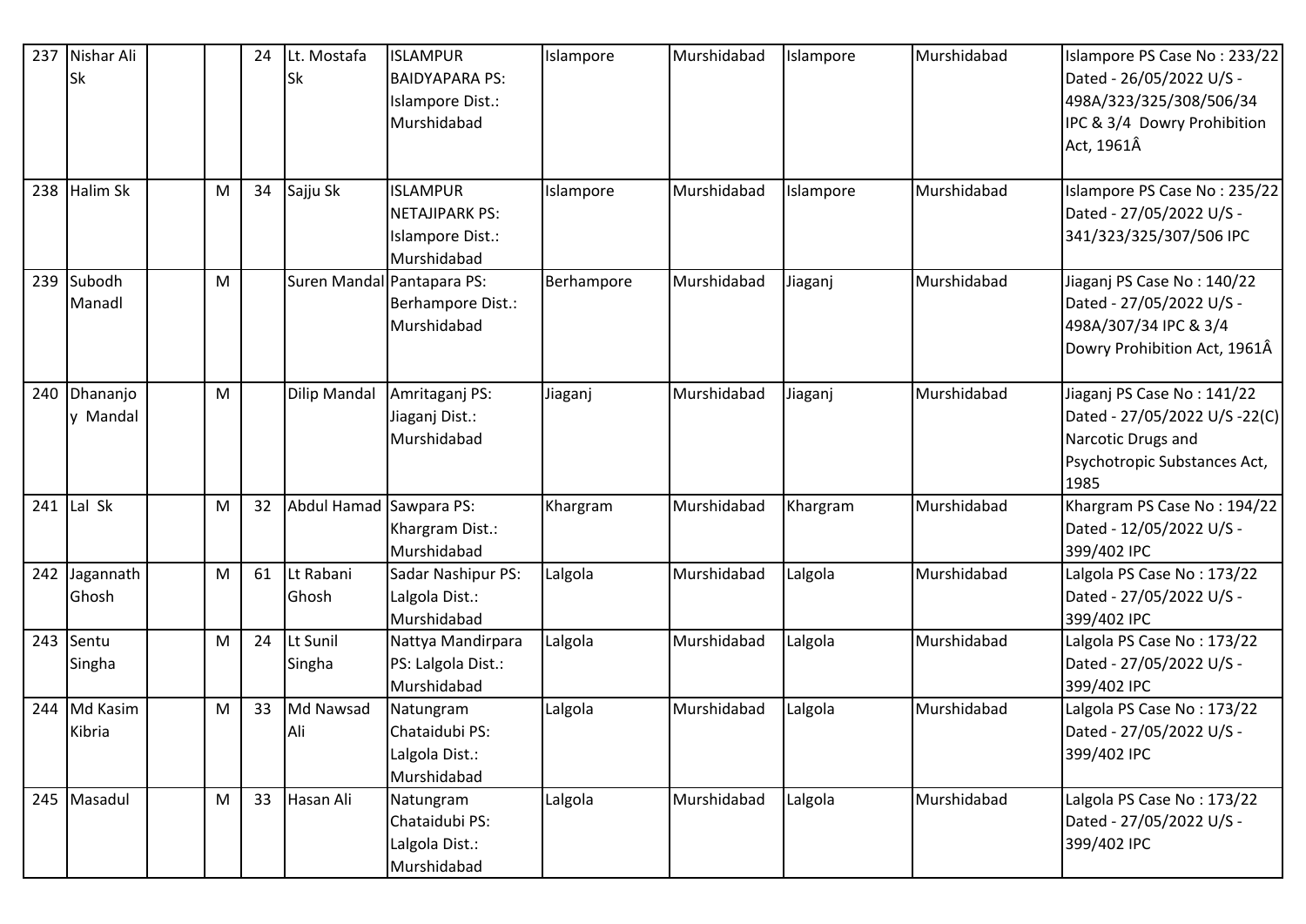| 237 | Nishar Ali Sk | | | 24 | Lt. Mostafa Sk | ISLAMPUR BAIDYAPARA PS: Islampore Dist.: Murshidabad | Islampore | Murshidabad | Islampore | Murshidabad | Islampore PS Case No : 233/22 Dated - 26/05/2022 U/S - 498A/323/325/308/506/34 IPC & 3/4 Dowry Prohibition Act, 1961Â |
|---|---|---|---|---|---|---|---|---|---|---|---|
| 238 | Halim Sk | | M | 34 | Sajju Sk | ISLAMPUR NETAJIPARK PS: Islampore Dist.: Murshidabad | Islampore | Murshidabad | Islampore | Murshidabad | Islampore PS Case No : 235/22 Dated - 27/05/2022 U/S - 341/323/325/307/506 IPC |
| 239 | Subodh Manadl | | M | | Suren Mandal | Pantapara PS: Berhampore Dist.: Murshidabad | Berhampore | Murshidabad | Jiaganj | Murshidabad | Jiaganj PS Case No : 140/22 Dated - 27/05/2022 U/S - 498A/307/34 IPC & 3/4 Dowry Prohibition Act, 1961Â |
| 240 | Dhananjoy Mandal | | M | | Dilip Mandal | Amritaganj PS: Jiaganj Dist.: Murshidabad | Jiaganj | Murshidabad | Jiaganj | Murshidabad | Jiaganj PS Case No : 141/22 Dated - 27/05/2022 U/S -22(C) Narcotic Drugs and Psychotropic Substances Act, 1985 |
| 241 | Lal Sk | | M | 32 | Abdul Hamad | Sawpara PS: Khargram Dist.: Murshidabad | Khargram | Murshidabad | Khargram | Murshidabad | Khargram PS Case No : 194/22 Dated - 12/05/2022 U/S - 399/402 IPC |
| 242 | Jagannath Ghosh | | M | 61 | Lt Rabani Ghosh | Sadar Nashipur PS: Lalgola Dist.: Murshidabad | Lalgola | Murshidabad | Lalgola | Murshidabad | Lalgola PS Case No : 173/22 Dated - 27/05/2022 U/S - 399/402 IPC |
| 243 | Sentu Singha | | M | 24 | Lt Sunil Singha | Nattya Mandirpara PS: Lalgola Dist.: Murshidabad | Lalgola | Murshidabad | Lalgola | Murshidabad | Lalgola PS Case No : 173/22 Dated - 27/05/2022 U/S - 399/402 IPC |
| 244 | Md Kasim Kibria | | M | 33 | Md Nawsad Ali | Natungram Chataidubi PS: Lalgola Dist.: Murshidabad | Lalgola | Murshidabad | Lalgola | Murshidabad | Lalgola PS Case No : 173/22 Dated - 27/05/2022 U/S - 399/402 IPC |
| 245 | Masadul | | M | 33 | Hasan Ali | Natungram Chataidubi PS: Lalgola Dist.: Murshidabad | Lalgola | Murshidabad | Lalgola | Murshidabad | Lalgola PS Case No : 173/22 Dated - 27/05/2022 U/S - 399/402 IPC |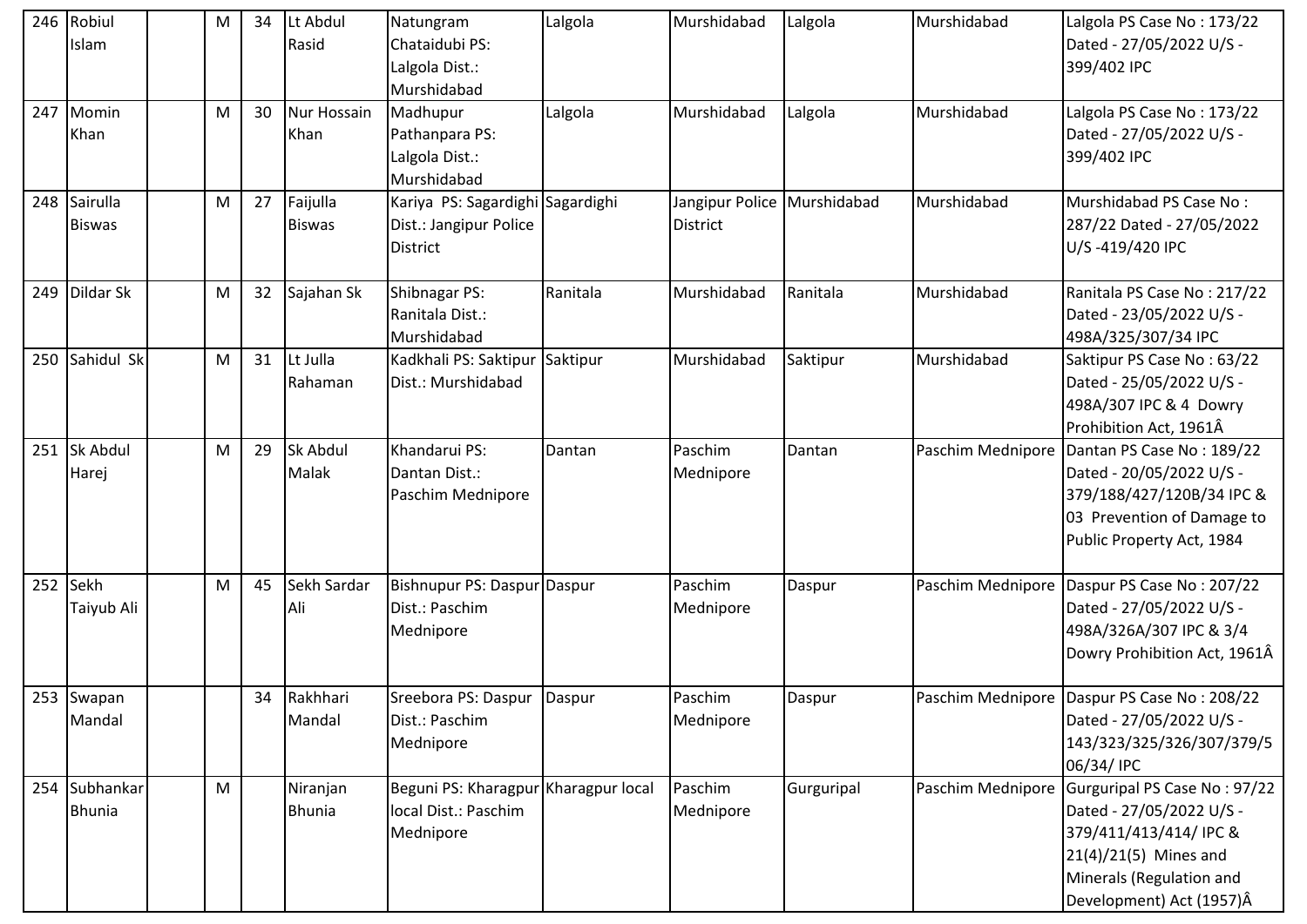| 246 | Robiul Islam | | M | 34 | Lt Abdul Rasid | Natungram Chataidubi PS: Lalgola Dist.: Murshidabad | Lalgola | Murshidabad | Lalgola | Murshidabad | Lalgola PS Case No : 173/22 Dated - 27/05/2022 U/S - 399/402 IPC |
|---|---|---|---|---|---|---|---|---|---|---|---|
| 247 | Momin Khan | | M | 30 | Nur Hossain Khan | Madhupur Pathanpara PS: Lalgola Dist.: Murshidabad | Lalgola | Murshidabad | Lalgola | Murshidabad | Lalgola PS Case No : 173/22 Dated - 27/05/2022 U/S - 399/402 IPC |
| 248 | Sairulla Biswas | | M | 27 | Faijulla Biswas | Kariya PS: Sagardighi Dist.: Jangipur Police District | Sagardighi | Jangipur Police District | Murshidabad | Murshidabad | Murshidabad PS Case No : 287/22 Dated - 27/05/2022 U/S -419/420 IPC |
| 249 | Dildar Sk | | M | 32 | Sajahan Sk | Shibnagar PS: Ranitala Dist.: Murshidabad | Ranitala | Murshidabad | Ranitala | Murshidabad | Ranitala PS Case No : 217/22 Dated - 23/05/2022 U/S - 498A/325/307/34 IPC |
| 250 | Sahidul Sk | | M | 31 | Lt Julla Rahaman | Kadkhali PS: Saktipur Dist.: Murshidabad | Saktipur | Murshidabad | Saktipur | Murshidabad | Saktipur PS Case No : 63/22 Dated - 25/05/2022 U/S - 498A/307 IPC & 4 Dowry Prohibition Act, 1961Â |
| 251 | Sk Abdul Harej | | M | 29 | Sk Abdul Malak | Khandarui PS: Dantan Dist.: Paschim Mednipore | Dantan | Paschim Mednipore | Dantan | Paschim Mednipore | Dantan PS Case No : 189/22 Dated - 20/05/2022 U/S - 379/188/427/120B/34 IPC & 03 Prevention of Damage to Public Property Act, 1984 |
| 252 | Sekh Taiyub Ali | | M | 45 | Sekh Sardar Ali | Bishnupur PS: Daspur Dist.: Paschim Mednipore | Daspur | Paschim Mednipore | Daspur | Paschim Mednipore | Daspur PS Case No : 207/22 Dated - 27/05/2022 U/S - 498A/326A/307 IPC & 3/4 Dowry Prohibition Act, 1961Â |
| 253 | Swapan Mandal | | | 34 | Rakhhari Mandal | Sreebora PS: Daspur Dist.: Paschim Mednipore | Daspur | Paschim Mednipore | Daspur | Paschim Mednipore | Daspur PS Case No : 208/22 Dated - 27/05/2022 U/S - 143/323/325/326/307/379/506/34/ IPC |
| 254 | Subhankar Bhunia | | M | | Niranjan Bhunia | Beguni PS: Kharagpur local Dist.: Paschim Mednipore | Kharagpur local | Paschim Mednipore | Gurguripal | Paschim Mednipore | Gurguripal PS Case No : 97/22 Dated - 27/05/2022 U/S - 379/411/413/414/ IPC & 21(4)/21(5) Mines and Minerals (Regulation and Development) Act (1957)Â |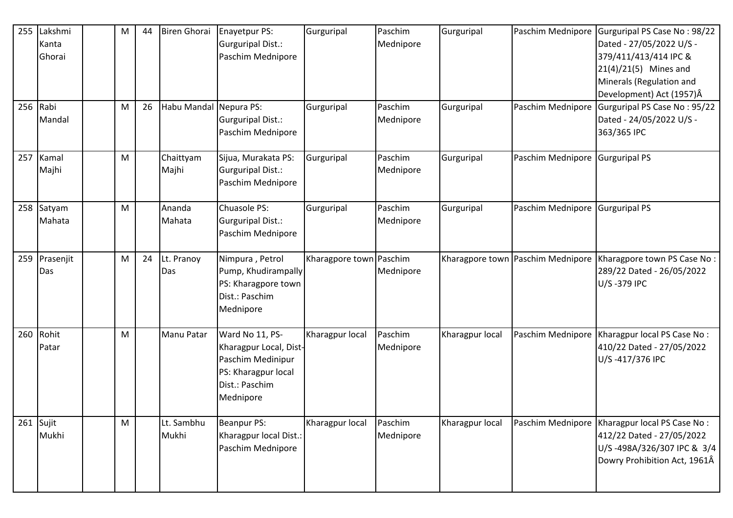| 255 | Lakshmi Kanta Ghorai | | M | 44 | Biren Ghorai | Enayetpur PS: Gurguripal Dist.: Paschim Mednipore | Gurguripal | Paschim Mednipore | Gurguripal | Paschim Mednipore | Gurguripal PS Case No : 98/22 Dated - 27/05/2022 U/S - 379/411/413/414 IPC & 21(4)/21(5) Mines and Minerals (Regulation and Development) Act (1957)Â |
|---|---|---|---|---|---|---|---|---|---|---|---|
| 256 | Rabi Mandal | | M | 26 | Habu Mandal | Nepura PS: Gurguripal Dist.: Paschim Mednipore | Gurguripal | Paschim Mednipore | Gurguripal | Paschim Mednipore | Gurguripal PS Case No : 95/22 Dated - 24/05/2022 U/S - 363/365 IPC |
| 257 | Kamal Majhi | | M | | Chaittyam Majhi | Sijua, Murakata PS: Gurguripal Dist.: Paschim Mednipore | Gurguripal | Paschim Mednipore | Gurguripal | Paschim Mednipore | Gurguripal PS |
| 258 | Satyam Mahata | | M | | Ananda Mahata | Chuasole PS: Gurguripal Dist.: Paschim Mednipore | Gurguripal | Paschim Mednipore | Gurguripal | Paschim Mednipore | Gurguripal PS |
| 259 | Prasenjit Das | | M | 24 | Lt. Pranoy Das | Nimpura , Petrol Pump, Khudirampally PS: Kharagpore town Dist.: Paschim Mednipore | Kharagpore town | Paschim Mednipore | Kharagpore town | Paschim Mednipore | Kharagpore town PS Case No : 289/22 Dated - 26/05/2022 U/S -379 IPC |
| 260 | Rohit Patar | | M | | Manu Patar | Ward No 11, PS- Kharagpur Local, Dist- Paschim Medinipur PS: Kharagpur local Dist.: Paschim Mednipore | Kharagpur local | Paschim Mednipore | Kharagpur local | Paschim Mednipore | Kharagpur local PS Case No : 410/22 Dated - 27/05/2022 U/S -417/376 IPC |
| 261 | Sujit Mukhi | | M | | Lt. Sambhu Mukhi | Beanpur PS: Kharagpur local Dist.: Paschim Mednipore | Kharagpur local | Paschim Mednipore | Kharagpur local | Paschim Mednipore | Kharagpur local PS Case No : 412/22 Dated - 27/05/2022 U/S -498A/326/307 IPC & 3/4 Dowry Prohibition Act, 1961Â |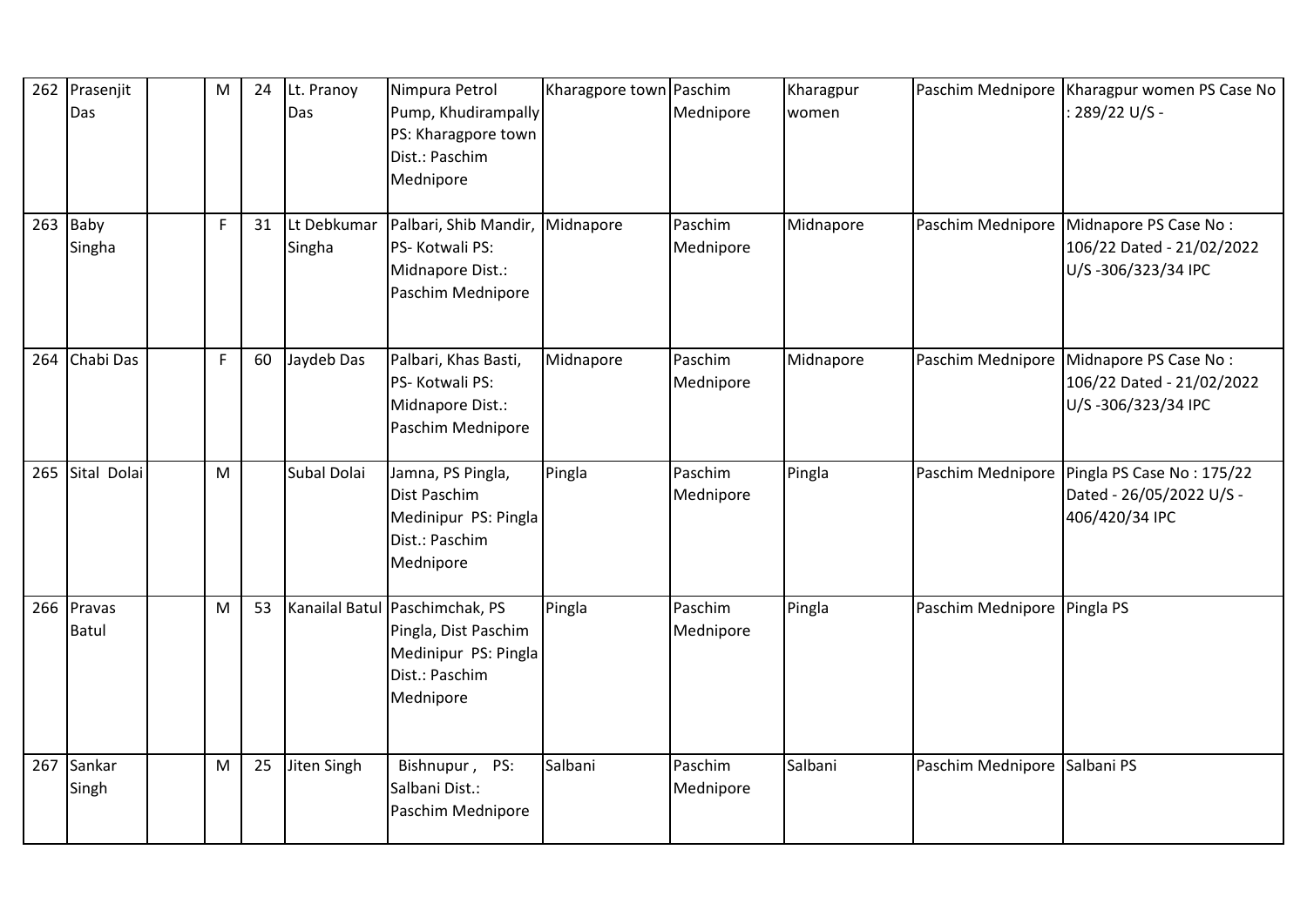| 262 | Prasenjit Das | | M | 24 | Lt. Pranoy Das | Nimpura Petrol Pump, Khudirampally PS: Kharagpore town Dist.: Paschim Mednipore | Kharagpore town | Paschim Mednipore | Kharagpur women | Paschim Mednipore | Kharagpur women PS Case No : 289/22 U/S - |
|---|---|---|---|---|---|---|---|---|---|---|---|
| 263 | Baby Singha | | F | 31 | Lt Debkumar Singha | Palbari, Shib Mandir, PS- Kotwali PS: Midnapore Dist.: Paschim Mednipore | Midnapore | Paschim Mednipore | Midnapore | Paschim Mednipore | Midnapore PS Case No : 106/22 Dated - 21/02/2022 U/S -306/323/34 IPC |
| 264 | Chabi Das | | F | 60 | Jaydeb Das | Palbari, Khas Basti, PS- Kotwali PS: Midnapore Dist.: Paschim Mednipore | Midnapore | Paschim Mednipore | Midnapore | Paschim Mednipore | Midnapore PS Case No : 106/22 Dated - 21/02/2022 U/S -306/323/34 IPC |
| 265 | Sital Dolai | | M | | Subal Dolai | Jamna, PS Pingla, Dist Paschim Medinipur PS: Pingla Dist.: Paschim Mednipore | Pingla | Paschim Mednipore | Pingla | Paschim Mednipore | Pingla PS Case No : 175/22 Dated - 26/05/2022 U/S - 406/420/34 IPC |
| 266 | Pravas Batul | | M | 53 | Kanailal Batul | Paschimchak, PS Pingla, Dist Paschim Medinipur PS: Pingla Dist.: Paschim Mednipore | Pingla | Paschim Mednipore | Pingla | Paschim Mednipore | Pingla PS |
| 267 | Sankar Singh | | M | 25 | Jiten Singh | Bishnupur , PS: Salbani Dist.: Paschim Mednipore | Salbani | Paschim Mednipore | Salbani | Paschim Mednipore | Salbani PS |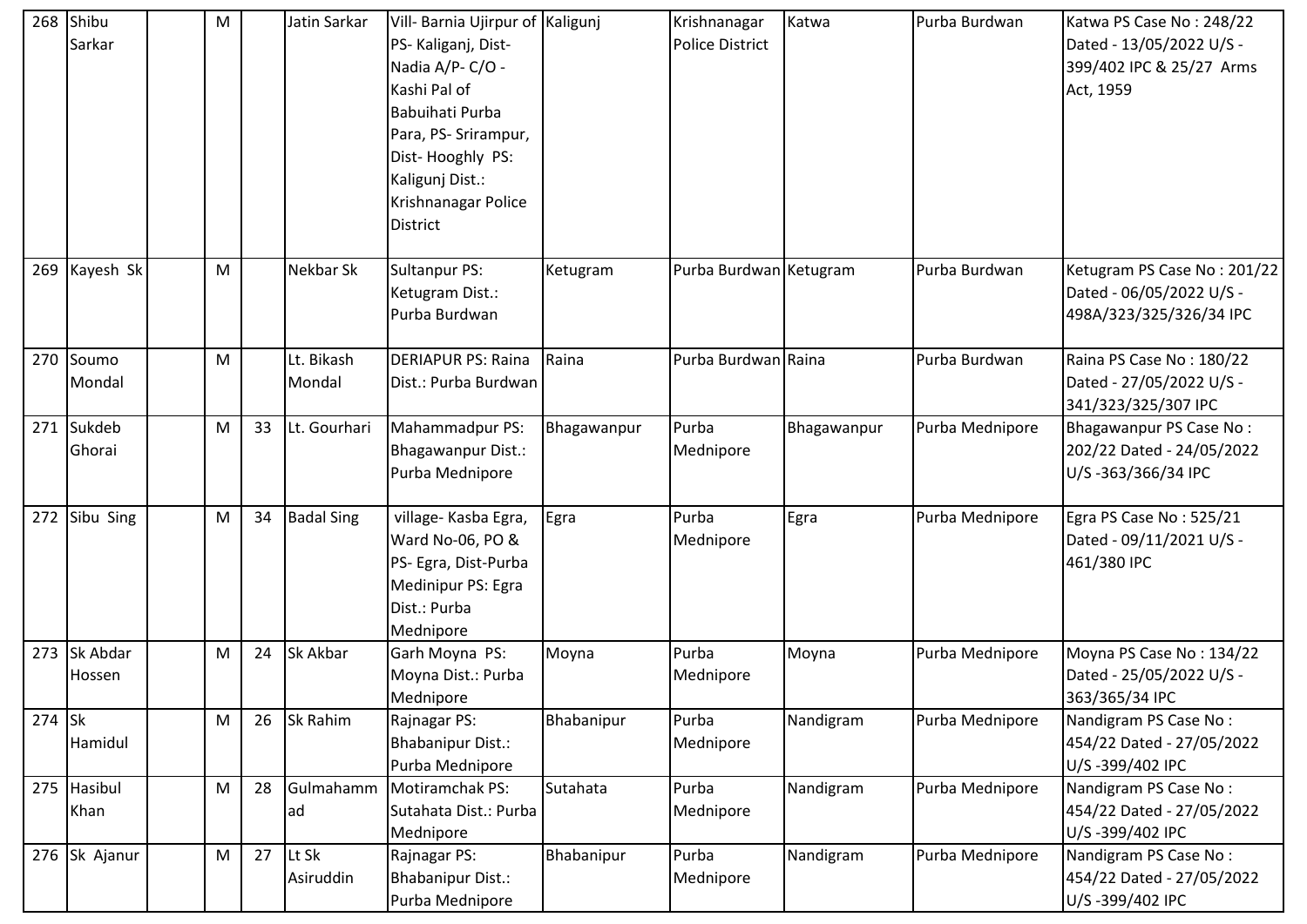| 268 | Shibu Sarkar | | M | | Jatin Sarkar | Vill- Barnia Ujirpur of PS- Kaliganj, Dist- Nadia A/P- C/O - Kashi Pal of Babuihati Purba Para, PS- Srirampur, Dist- Hooghly PS: Kaligunj Dist.: Krishnanagar Police District | Kaligunj | Krishnanagar Police District | Katwa | Purba Burdwan | Katwa PS Case No : 248/22 Dated - 13/05/2022 U/S - 399/402 IPC & 25/27 Arms Act, 1959 |
|---|---|---|---|---|---|---|---|---|---|---|---|
| 269 | Kayesh Sk | | M | | Nekbar Sk | Sultanpur PS: Ketugram Dist.: Purba Burdwan | Ketugram | Purba Burdwan | Ketugram | Purba Burdwan | Ketugram PS Case No : 201/22 Dated - 06/05/2022 U/S - 498A/323/325/326/34 IPC |
| 270 | Soumo Mondal | | M | | Lt. Bikash Mondal | DERIAPUR PS: Raina Dist.: Purba Burdwan | Raina | Purba Burdwan | Raina | Purba Burdwan | Raina PS Case No : 180/22 Dated - 27/05/2022 U/S - 341/323/325/307 IPC |
| 271 | Sukdeb Ghorai | | M | 33 | Lt. Gourhari | Mahammadpur PS: Bhagawanpur Dist.: Purba Mednipore | Bhagawanpur | Purba Mednipore | Bhagawanpur | Purba Mednipore | Bhagawanpur PS Case No : 202/22 Dated - 24/05/2022 U/S -363/366/34 IPC |
| 272 | Sibu Sing | | M | 34 | Badal Sing | village- Kasba Egra, Ward No-06, PO & PS- Egra, Dist-Purba Medinipur PS: Egra Dist.: Purba Mednipore | Egra | Purba Mednipore | Egra | Purba Mednipore | Egra PS Case No : 525/21 Dated - 09/11/2021 U/S - 461/380 IPC |
| 273 | Sk Abdar Hossen | | M | 24 | Sk Akbar | Garh Moyna PS: Moyna Dist.: Purba Mednipore | Moyna | Purba Mednipore | Moyna | Purba Mednipore | Moyna PS Case No : 134/22 Dated - 25/05/2022 U/S - 363/365/34 IPC |
| 274 | Sk Hamidul | | M | 26 | Sk Rahim | Rajnagar PS: Bhabanipur Dist.: Purba Mednipore | Bhabanipur | Purba Mednipore | Nandigram | Purba Mednipore | Nandigram PS Case No : 454/22 Dated - 27/05/2022 U/S -399/402 IPC |
| 275 | Hasibul Khan | | M | 28 | Gulmahammad | Motiramchak PS: Sutahata Dist.: Purba Mednipore | Sutahata | Purba Mednipore | Nandigram | Purba Mednipore | Nandigram PS Case No : 454/22 Dated - 27/05/2022 U/S -399/402 IPC |
| 276 | Sk Ajanur | | M | 27 | Lt Sk Asiruddin | Rajnagar PS: Bhabanipur Dist.: Purba Mednipore | Bhabanipur | Purba Mednipore | Nandigram | Purba Mednipore | Nandigram PS Case No : 454/22 Dated - 27/05/2022 U/S -399/402 IPC |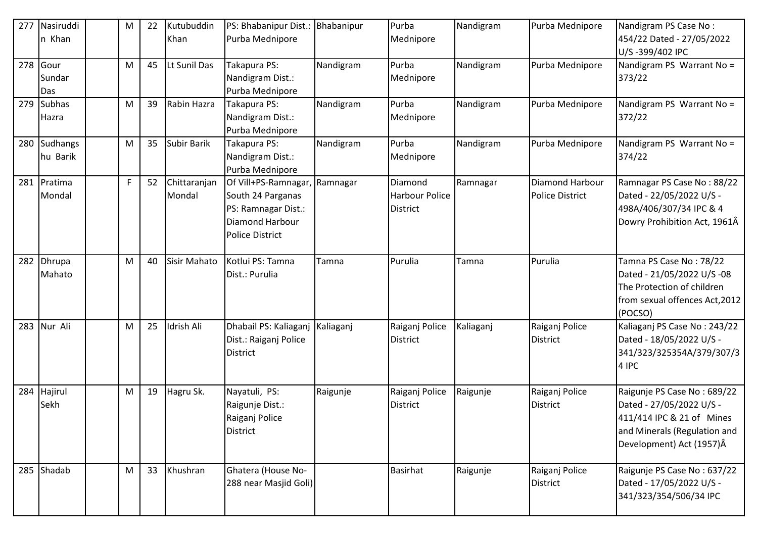| 277 | Nasiruddin Khan | | M | 22 | Kutubuddin Khan | PS: Bhabanipur Dist.: Purba Mednipore | Bhabanipur | Purba Mednipore | Nandigram | Purba Mednipore | Nandigram PS Case No : 454/22 Dated - 27/05/2022 U/S -399/402 IPC |
|---|---|---|---|---|---|---|---|---|---|---|---|
| 278 | Gour Sundar Das | | M | 45 | Lt Sunil Das | Takapura PS: Nandigram Dist.: Purba Mednipore | Nandigram | Purba Mednipore | Nandigram | Purba Mednipore | Nandigram PS Warrant No = 373/22 |
| 279 | Subhas Hazra | | M | 39 | Rabin Hazra | Takapura PS: Nandigram Dist.: Purba Mednipore | Nandigram | Purba Mednipore | Nandigram | Purba Mednipore | Nandigram PS Warrant No = 372/22 |
| 280 | Sudhangshu Barik | | M | 35 | Subir Barik | Takapura PS: Nandigram Dist.: Purba Mednipore | Nandigram | Purba Mednipore | Nandigram | Purba Mednipore | Nandigram PS Warrant No = 374/22 |
| 281 | Pratima Mondal | | F | 52 | Chittaranjan Mondal | Of Vill+PS-Ramnagar, South 24 Parganas PS: Ramnagar Dist.: Diamond Harbour Police District | Ramnagar | Diamond Harbour Police District | Ramnagar | Diamond Harbour Police District | Ramnagar PS Case No : 88/22 Dated - 22/05/2022 U/S - 498A/406/307/34 IPC & 4 Dowry Prohibition Act, 1961Â |
| 282 | Dhrupa Mahato | | M | 40 | Sisir Mahato | Kotlui PS: Tamna Dist.: Purulia | Tamna | Purulia | Tamna | Purulia | Tamna PS Case No : 78/22 Dated - 21/05/2022 U/S -08 The Protection of children from sexual offences Act,2012 (POCSO) |
| 283 | Nur Ali | | M | 25 | Idrish Ali | Dhabail PS: Kaliaganj Dist.: Raiganj Police District | Kaliaganj | Raiganj Police District | Kaliaganj | Raiganj Police District | Kaliaganj PS Case No : 243/22 Dated - 18/05/2022 U/S - 341/323/325354A/379/307/34 IPC |
| 284 | Hajirul Sekh | | M | 19 | Hagru Sk. | Nayatuli, PS: Raigunje Dist.: Raiganj Police District | Raigunje | Raiganj Police District | Raigunje | Raiganj Police District | Raigunje PS Case No : 689/22 Dated - 27/05/2022 U/S - 411/414 IPC & 21 of Mines and Minerals (Regulation and Development) Act (1957)Â |
| 285 | Shadab | | M | 33 | Khushran | Ghatera (House No-288 near Masjid Goli) | | Basirhat | Raigunje | Raiganj Police District | Raigunje PS Case No : 637/22 Dated - 17/05/2022 U/S - 341/323/354/506/34 IPC |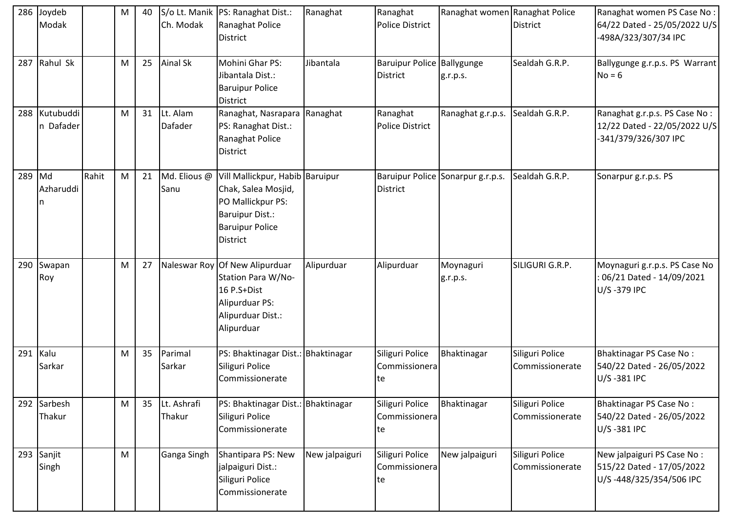| 286 | Joydeb Modak | | M | 40 | S/o Lt. Manik Ch. Modak | PS: Ranaghat Dist.: Ranaghat Police District | Ranaghat | Ranaghat Police District | Ranaghat women | Ranaghat Police District | Ranaghat women PS Case No : 64/22 Dated - 25/05/2022 U/S -498A/323/307/34 IPC |
|---|---|---|---|---|---|---|---|---|---|---|---|
| 287 | Rahul Sk | | M | 25 | Ainal Sk | Mohini Ghar PS: Jibantala Dist.: Baruipur Police District | Jibantala | Baruipur Police District | Ballygunge g.r.p.s. | Sealdah G.R.P. | Ballygunge g.r.p.s. PS Warrant No = 6 |
| 288 | Kutubuddin Dafader | | M | 31 | Lt. Alam Dafader | Ranaghat, Nasrapara PS: Ranaghat Dist.: Ranaghat Police District | Ranaghat | Ranaghat Police District | Ranaghat g.r.p.s. | Sealdah G.R.P. | Ranaghat g.r.p.s. PS Case No : 12/22 Dated - 22/05/2022 U/S -341/379/326/307 IPC |
| 289 | Md Azharuddin | Rahit | M | 21 | Md. Elious @ Sanu | Vill Mallickpur, Habib Chak, Salea Mosjid, PO Mallickpur PS: Baruipur Dist.: Baruipur Police District | Baruipur | Baruipur Police District | Sonarpur g.r.p.s. | Sealdah G.R.P. | Sonarpur g.r.p.s. PS |
| 290 | Swapan Roy | | M | 27 | Naleswar Roy | Of New Alipurduar Station Para W/No-16 P.S+Dist Alipurduar PS: Alipurduar Dist.: Alipurduar | Alipurduar | Alipurduar | Moynaguri g.r.p.s. | SILIGURI G.R.P. | Moynaguri g.r.p.s. PS Case No : 06/21 Dated - 14/09/2021 U/S -379 IPC |
| 291 | Kalu Sarkar | | M | 35 | Parimal Sarkar | PS: Bhaktinagar Dist.: Siliguri Police Commissionerate | Bhaktinagar | Siliguri Police Commissionerate | Bhaktinagar | Siliguri Police Commissionerate | Bhaktinagar PS Case No : 540/22 Dated - 26/05/2022 U/S -381 IPC |
| 292 | Sarbesh Thakur | | M | 35 | Lt. Ashrafi Thakur | PS: Bhaktinagar Dist.: Siliguri Police Commissionerate | Bhaktinagar | Siliguri Police Commissionerate | Bhaktinagar | Siliguri Police Commissionerate | Bhaktinagar PS Case No : 540/22 Dated - 26/05/2022 U/S -381 IPC |
| 293 | Sanjit Singh | | M | | Ganga Singh | Shantipara PS: New jalpaiguri Dist.: Siliguri Police Commissionerate | New jalpaiguri | Siliguri Police Commissionerate | New jalpaiguri | Siliguri Police Commissionerate | New jalpaiguri PS Case No : 515/22 Dated - 17/05/2022 U/S -448/325/354/506 IPC |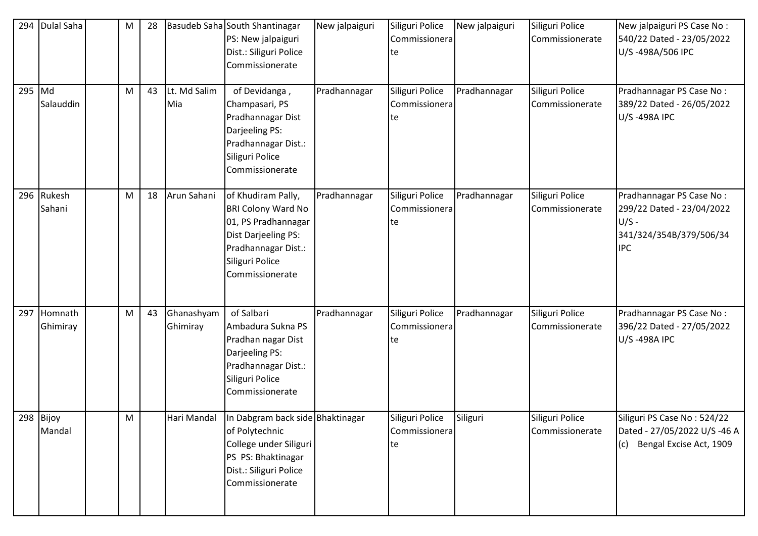| 294 | Dulal Saha | | M | 28 | Basudeb Saha | South Shantinagar PS: New jalpaiguri Dist.: Siliguri Police Commissionerate | New jalpaiguri | Siliguri Police Commissionerate | New jalpaiguri | Siliguri Police Commissionerate | New jalpaiguri PS Case No : 540/22 Dated - 23/05/2022 U/S -498A/506 IPC |
|---|---|---|---|---|---|---|---|---|---|---|---|
| 295 | Md Salauddin | | M | 43 | Lt. Md Salim Mia | of Devidanga , Champasari, PS Pradhannagar Dist Darjeeling PS: Pradhannagar Dist.: Siliguri Police Commissionerate | Pradhannagar | Siliguri Police Commissionerate | Pradhannagar | Siliguri Police Commissionerate | Pradhannagar PS Case No : 389/22 Dated - 26/05/2022 U/S -498A IPC |
| 296 | Rukesh Sahani | | M | 18 | Arun Sahani | of Khudiram Pally, BRI Colony Ward No 01, PS Pradhannagar Dist Darjeeling PS: Pradhannagar Dist.: Siliguri Police Commissionerate | Pradhannagar | Siliguri Police Commissionerate | Pradhannagar | Siliguri Police Commissionerate | Pradhannagar PS Case No : 299/22 Dated - 23/04/2022 U/S - 341/324/354B/379/506/34 IPC |
| 297 | Homnath Ghimiray | | M | 43 | Ghanashyam Ghimiray | of Salbari Ambadura Sukna PS Pradhan nagar Dist Darjeeling PS: Pradhannagar Dist.: Siliguri Police Commissionerate | Pradhannagar | Siliguri Police Commissionerate | Pradhannagar | Siliguri Police Commissionerate | Pradhannagar PS Case No : 396/22 Dated - 27/05/2022 U/S -498A IPC |
| 298 | Bijoy Mandal | | M | | Hari Mandal | In Dabgram back side of Polytechnic College under Siliguri PS PS: Bhaktinagar Dist.: Siliguri Police Commissionerate | Bhaktinagar | Siliguri Police Commissionerate | Siliguri | Siliguri Police Commissionerate | Siliguri PS Case No : 524/22 Dated - 27/05/2022 U/S -46 A (c) Bengal Excise Act, 1909 |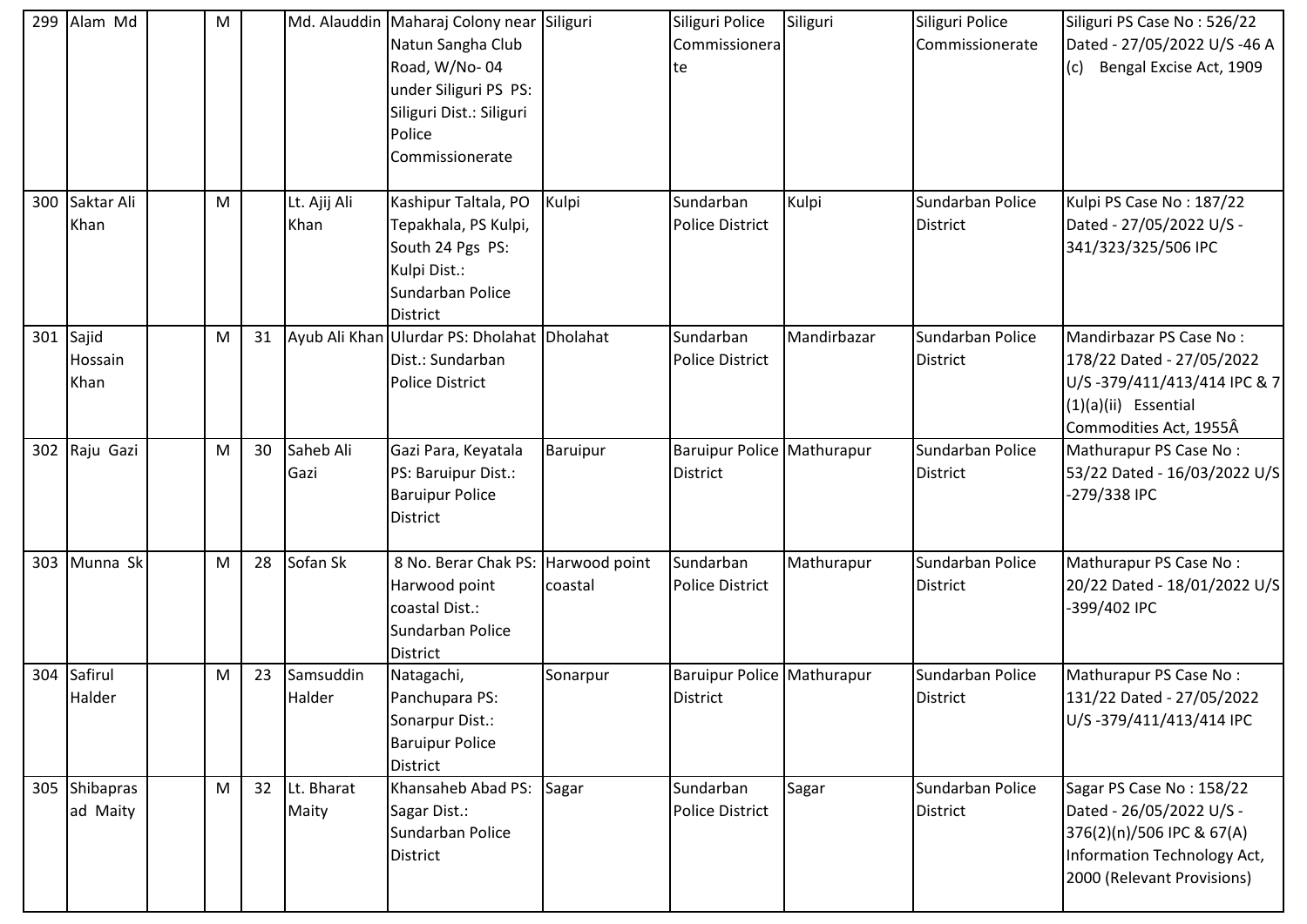| 299 | Alam Md | | M | | Md. Alauddin | Maharaj Colony near Natun Sangha Club Road, W/No- 04 under Siliguri PS PS: Siliguri Dist.: Siliguri Police Commissionerate | Siliguri | Siliguri Police Commissionerate | Siliguri | Siliguri Police Commissionerate | Siliguri PS Case No : 526/22 Dated - 27/05/2022 U/S -46 A (c) Bengal Excise Act, 1909 |
|---|---|---|---|---|---|---|---|---|---|---|---|
| 300 | Saktar Ali Khan | | M | | Lt. Ajij Ali Khan | Kashipur Taltala, PO Tepakhala, PS Kulpi, South 24 Pgs PS: Kulpi Dist.: Sundarban Police District | Kulpi | Sundarban Police District | Kulpi | Sundarban Police District | Kulpi PS Case No : 187/22 Dated - 27/05/2022 U/S -341/323/325/506 IPC |
| 301 | Sajid Hossain Khan | | M | 31 | Ayub Ali Khan | Ulurdar PS: Dholahat Dist.: Sundarban Police District | Dholahat | Sundarban Police District | Mandirbazar | Sundarban Police District | Mandirbazar PS Case No : 178/22 Dated - 27/05/2022 U/S -379/411/413/414 IPC & 7 (1)(a)(ii) Essential Commodities Act, 1955Â |
| 302 | Raju Gazi | | M | 30 | Saheb Ali Gazi | Gazi Para, Keyatala PS: Baruipur Dist.: Baruipur Police District | Baruipur | Baruipur Police District | Mathurapur | Sundarban Police District | Mathurapur PS Case No : 53/22 Dated - 16/03/2022 U/S -279/338 IPC |
| 303 | Munna Sk | | M | 28 | Sofan Sk | 8 No. Berar Chak PS: Harwood point coastal Dist.: Sundarban Police District | Harwood point coastal | Sundarban Police District | Mathurapur | Sundarban Police District | Mathurapur PS Case No : 20/22 Dated - 18/01/2022 U/S -399/402 IPC |
| 304 | Safirul Halder | | M | 23 | Samsuddin Halder | Natagachi, Panchupara PS: Sonarpur Dist.: Baruipur Police District | Sonarpur | Baruipur Police District | Mathurapur | Sundarban Police District | Mathurapur PS Case No : 131/22 Dated - 27/05/2022 U/S -379/411/413/414 IPC |
| 305 | Shibaprasad Maity | | M | 32 | Lt. Bharat Maity | Khansaheb Abad PS: Sagar Dist.: Sundarban Police District | Sagar | Sundarban Police District | Sagar | Sundarban Police District | Sagar PS Case No : 158/22 Dated - 26/05/2022 U/S -376(2)(n)/506 IPC & 67(A) Information Technology Act, 2000 (Relevant Provisions) |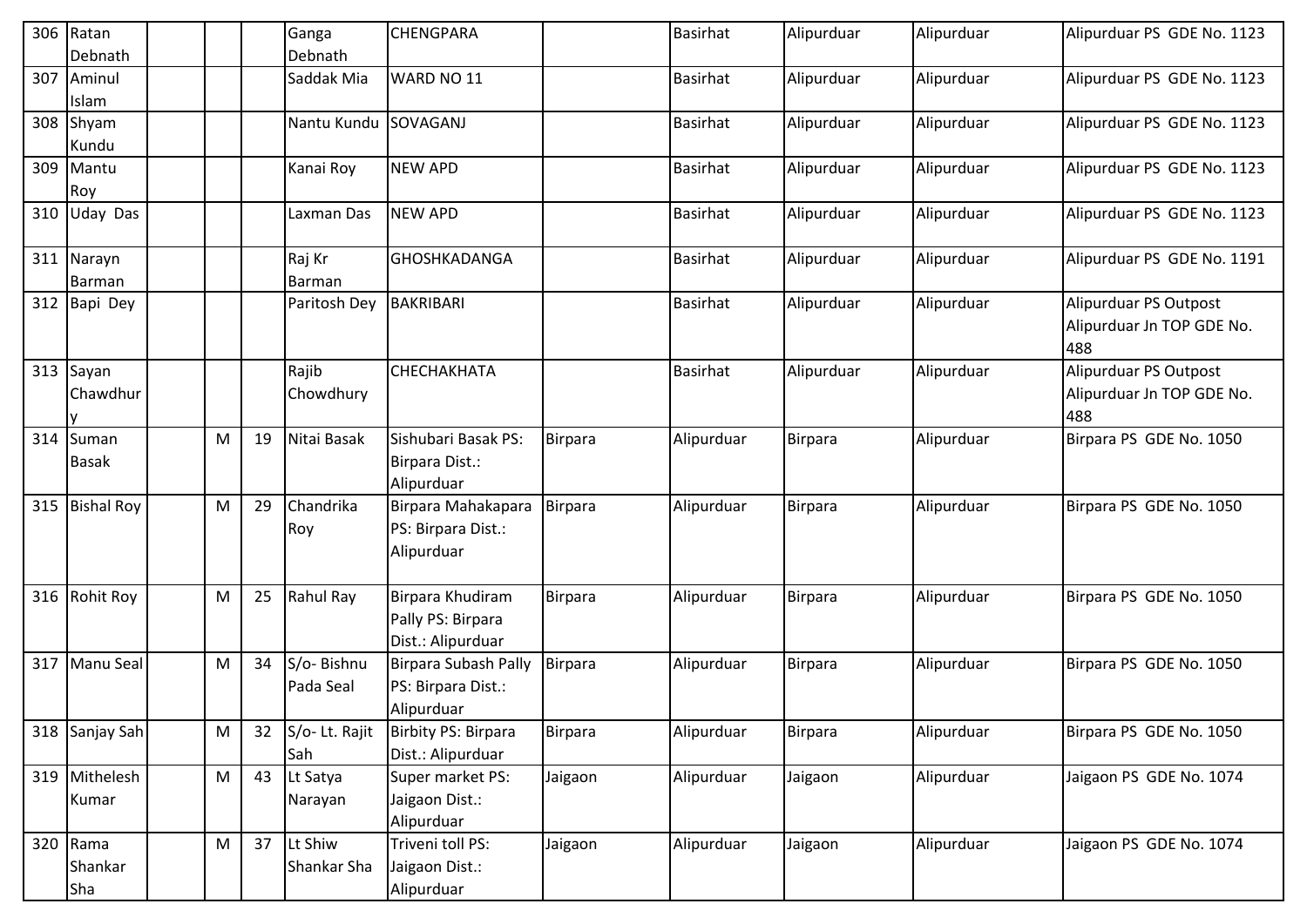| 306 | Ratan Debnath | | | | Ganga Debnath | CHENGPARA | | Basirhat | Alipurduar | Alipurduar | Alipurduar PS GDE No. 1123 |
|---|---|---|---|---|---|---|---|---|---|---|---|
| 307 | Aminul Islam | | | | Saddak Mia | WARD NO 11 | | Basirhat | Alipurduar | Alipurduar | Alipurduar PS GDE No. 1123 |
| 308 | Shyam Kundu | | | | Nantu Kundu | SOVAGANJ | | Basirhat | Alipurduar | Alipurduar | Alipurduar PS GDE No. 1123 |
| 309 | Mantu Roy | | | | Kanai Roy | NEW APD | | Basirhat | Alipurduar | Alipurduar | Alipurduar PS GDE No. 1123 |
| 310 | Uday Das | | | | Laxman Das | NEW APD | | Basirhat | Alipurduar | Alipurduar | Alipurduar PS GDE No. 1123 |
| 311 | Narayn Barman | | | | Raj Kr Barman | GHOSHKADANGA | | Basirhat | Alipurduar | Alipurduar | Alipurduar PS GDE No. 1191 |
| 312 | Bapi Dey | | | | Paritosh Dey | BAKRIBARI | | Basirhat | Alipurduar | Alipurduar | Alipurduar PS Outpost Alipurduar Jn TOP GDE No. 488 |
| 313 | Sayan Chawdhury | | | | Rajib Chowdhury | CHECHAKHATA | | Basirhat | Alipurduar | Alipurduar | Alipurduar PS Outpost Alipurduar Jn TOP GDE No. 488 |
| 314 | Suman Basak | | M | 19 | Nitai Basak | Sishubari Basak PS: Birpara Dist.: Alipurduar | Birpara | Alipurduar | Birpara | Alipurduar | Birpara PS GDE No. 1050 |
| 315 | Bishal Roy | | M | 29 | Chandrika Roy | Birpara Mahakapara PS: Birpara Dist.: Alipurduar | Birpara | Alipurduar | Birpara | Alipurduar | Birpara PS GDE No. 1050 |
| 316 | Rohit Roy | | M | 25 | Rahul Ray | Birpara Khudiram Pally PS: Birpara Dist.: Alipurduar | Birpara | Alipurduar | Birpara | Alipurduar | Birpara PS GDE No. 1050 |
| 317 | Manu Seal | | M | 34 | S/o- Bishnu Pada Seal | Birpara Subash Pally PS: Birpara Dist.: Alipurduar | Birpara | Alipurduar | Birpara | Alipurduar | Birpara PS GDE No. 1050 |
| 318 | Sanjay Sah | | M | 32 | S/o- Lt. Rajit Sah | Birbity PS: Birpara Dist.: Alipurduar | Birpara | Alipurduar | Birpara | Alipurduar | Birpara PS GDE No. 1050 |
| 319 | Mithelesh Kumar | | M | 43 | Lt Satya Narayan | Super market PS: Jaigaon Dist.: Alipurduar | Jaigaon | Alipurduar | Jaigaon | Alipurduar | Jaigaon PS GDE No. 1074 |
| 320 | Rama Shankar Sha | | M | 37 | Lt Shiw Shankar Sha | Triveni toll PS: Jaigaon Dist.: Alipurduar | Jaigaon | Alipurduar | Jaigaon | Alipurduar | Jaigaon PS GDE No. 1074 |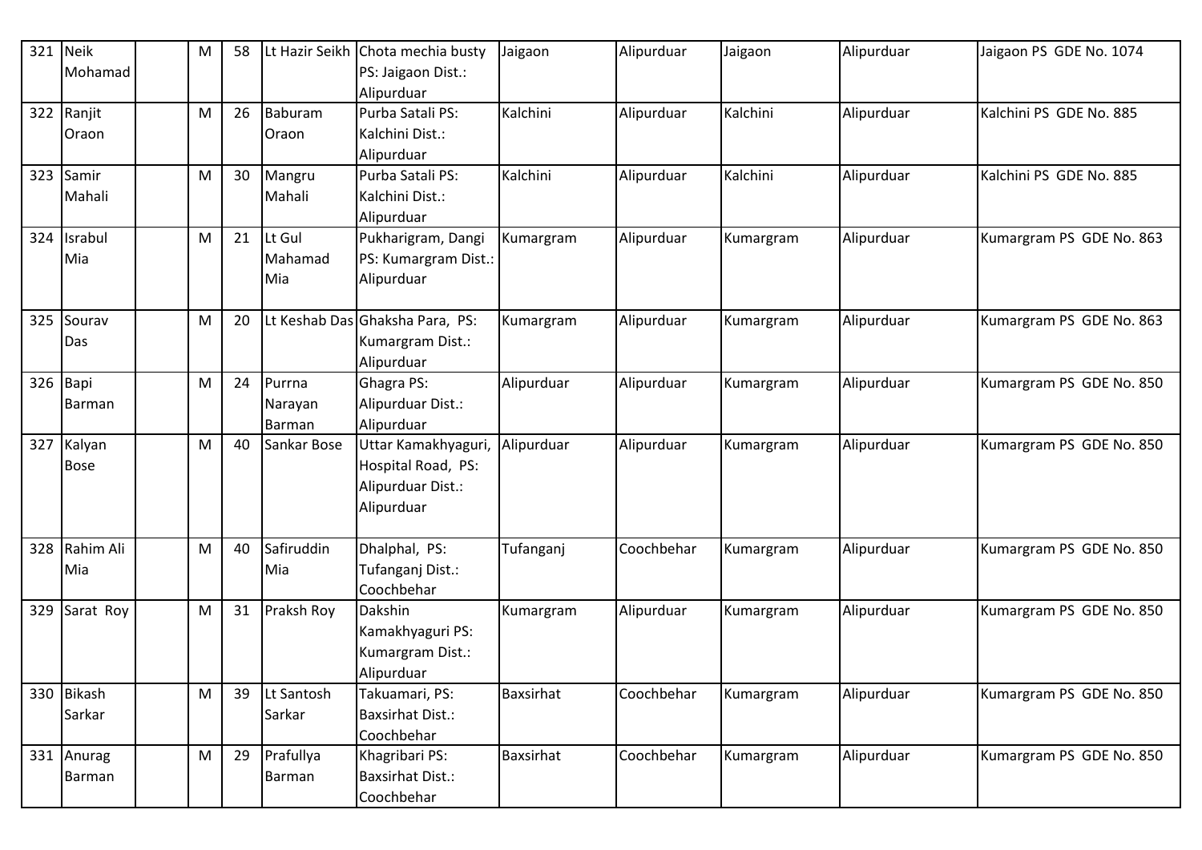| 321 | Neik Mohamad | | M | 58 | Lt Hazir Seikh | Chota mechia busty PS: Jaigaon Dist.: Alipurduar | Jaigaon | Alipurduar | Jaigaon | Alipurduar | Jaigaon PS GDE No. 1074 |
|---|---|---|---|---|---|---|---|---|---|---|---|
| 322 | Ranjit Oraon | | M | 26 | Baburam Oraon | Purba Satali PS: Kalchini Dist.: Alipurduar | Kalchini | Alipurduar | Kalchini | Alipurduar | Kalchini PS GDE No. 885 |
| 323 | Samir Mahali | | M | 30 | Mangru Mahali | Purba Satali PS: Kalchini Dist.: Alipurduar | Kalchini | Alipurduar | Kalchini | Alipurduar | Kalchini PS GDE No. 885 |
| 324 | Israbul Mia | | M | 21 | Lt Gul Mahamad Mia | Pukharigram, Dangi PS: Kumargram Dist.: Alipurduar | Kumargram | Alipurduar | Kumargram | Alipurduar | Kumargram PS GDE No. 863 |
| 325 | Sourav Das | | M | 20 | Lt Keshab Das | Ghaksha Para, PS: Kumargram Dist.: Alipurduar | Kumargram | Alipurduar | Kumargram | Alipurduar | Kumargram PS GDE No. 863 |
| 326 | Bapi Barman | | M | 24 | Purrna Narayan Barman | Ghagra PS: Alipurduar Dist.: Alipurduar | Alipurduar | Alipurduar | Kumargram | Alipurduar | Kumargram PS GDE No. 850 |
| 327 | Kalyan Bose | | M | 40 | Sankar Bose | Uttar Kamakhyaguri, Hospital Road, PS: Alipurduar Dist.: Alipurduar | Alipurduar | Alipurduar | Kumargram | Alipurduar | Kumargram PS GDE No. 850 |
| 328 | Rahim Ali Mia | | M | 40 | Safiruddin Mia | Dhalphal, PS: Tufanganj Dist.: Coochbehar | Tufanganj | Coochbehar | Kumargram | Alipurduar | Kumargram PS GDE No. 850 |
| 329 | Sarat Roy | | M | 31 | Praksh Roy | Dakshin Kamakhyaguri PS: Kumargram Dist.: Alipurduar | Kumargram | Alipurduar | Kumargram | Alipurduar | Kumargram PS GDE No. 850 |
| 330 | Bikash Sarkar | | M | 39 | Lt Santosh Sarkar | Takuamari, PS: Baxsirhat Dist.: Coochbehar | Baxsirhat | Coochbehar | Kumargram | Alipurduar | Kumargram PS GDE No. 850 |
| 331 | Anurag Barman | | M | 29 | Prafullya Barman | Khagribari PS: Baxsirhat Dist.: Coochbehar | Baxsirhat | Coochbehar | Kumargram | Alipurduar | Kumargram PS GDE No. 850 |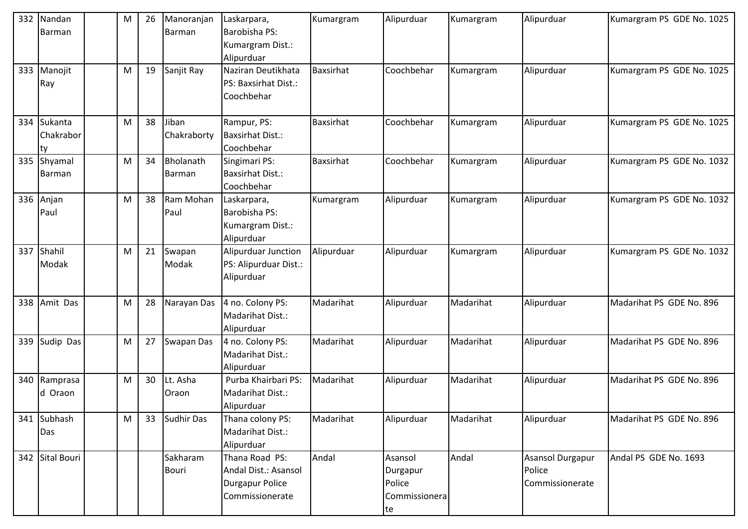| 332 | Nandan Barman | | M | 26 | Manoranjan Barman | Laskarpara, Barobisha PS: Kumargram Dist.: Alipurduar | Kumargram | Alipurduar | Kumargram | Alipurduar | Kumargram PS GDE No. 1025 |
|---|---|---|---|---|---|---|---|---|---|---|---|
| 333 | Manojit Ray | | M | 19 | Sanjit Ray | Naziran Deutikhata PS: Baxsirhat Dist.: Coochbehar | Baxsirhat | Coochbehar | Kumargram | Alipurduar | Kumargram PS GDE No. 1025 |
| 334 | Sukanta Chakraborty | | M | 38 | Jiban Chakraborty | Rampur, PS: Baxsirhat Dist.: Coochbehar | Baxsirhat | Coochbehar | Kumargram | Alipurduar | Kumargram PS GDE No. 1025 |
| 335 | Shyamal Barman | | M | 34 | Bholanath Barman | Singimari PS: Baxsirhat Dist.: Coochbehar | Baxsirhat | Coochbehar | Kumargram | Alipurduar | Kumargram PS GDE No. 1032 |
| 336 | Anjan Paul | | M | 38 | Ram Mohan Paul | Laskarpara, Barobisha PS: Kumargram Dist.: Alipurduar | Kumargram | Alipurduar | Kumargram | Alipurduar | Kumargram PS GDE No. 1032 |
| 337 | Shahil Modak | | M | 21 | Swapan Modak | Alipurduar Junction PS: Alipurduar Dist.: Alipurduar | Alipurduar | Alipurduar | Kumargram | Alipurduar | Kumargram PS GDE No. 1032 |
| 338 | Amit Das | | M | 28 | Narayan Das | 4 no. Colony PS: Madarihat Dist.: Alipurduar | Madarihat | Alipurduar | Madarihat | Alipurduar | Madarihat PS GDE No. 896 |
| 339 | Sudip Das | | M | 27 | Swapan Das | 4 no. Colony PS: Madarihat Dist.: Alipurduar | Madarihat | Alipurduar | Madarihat | Alipurduar | Madarihat PS GDE No. 896 |
| 340 | Ramprasad Oraon | | M | 30 | Lt. Asha Oraon | Purba Khairbari PS: Madarihat Dist.: Alipurduar | Madarihat | Alipurduar | Madarihat | Alipurduar | Madarihat PS GDE No. 896 |
| 341 | Subhash Das | | M | 33 | Sudhir Das | Thana colony PS: Madarihat Dist.: Alipurduar | Madarihat | Alipurduar | Madarihat | Alipurduar | Madarihat PS GDE No. 896 |
| 342 | Sital Bouri | | | | Sakharam Bouri | Thana Road PS: Andal Dist.: Asansol Durgapur Police Commissionerate | Andal | Asansol Durgapur Police Commissionerate | Andal | Asansol Durgapur Police Commissionerate | Andal PS GDE No. 1693 |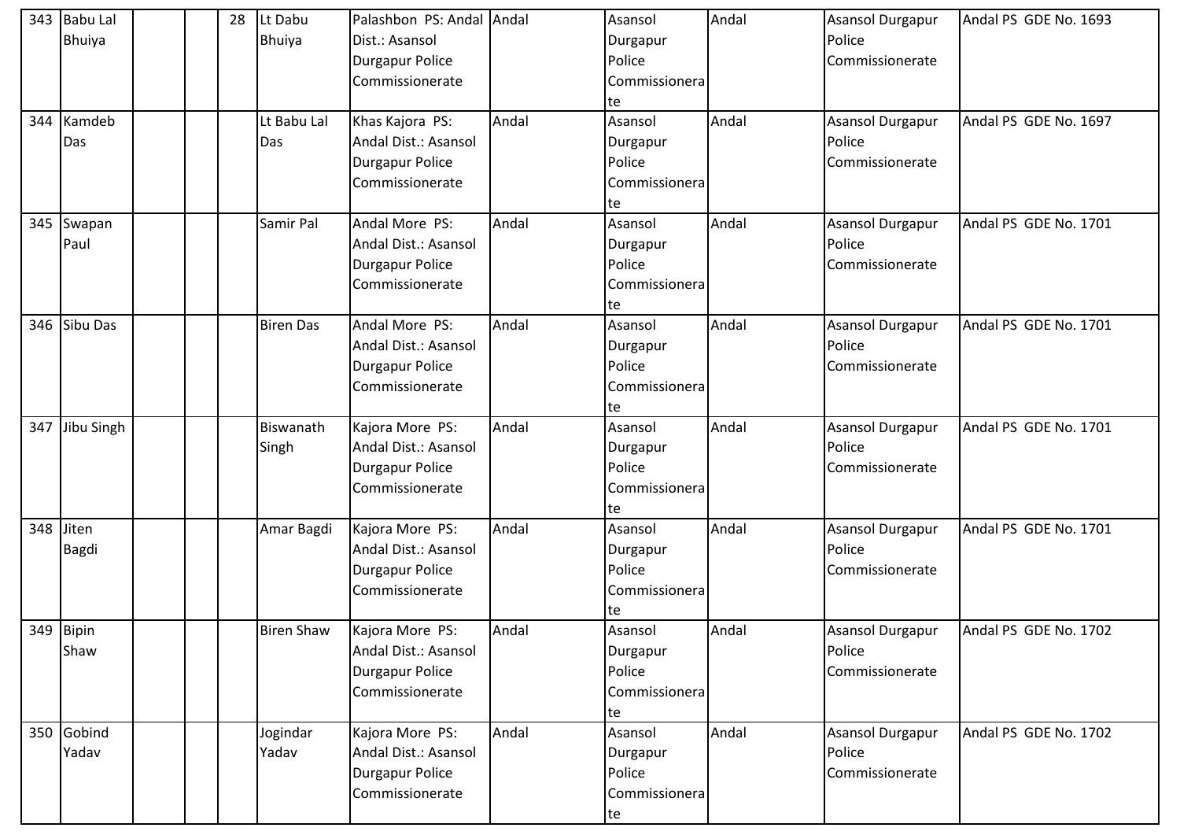| 343 | Babu Lal Bhuiya | | | 28 | Lt Dabu Bhuiya | Palashbon PS: Andal Dist.: Asansol Durgapur Police Commissionerate | Andal | Asansol Durgapur Police Commissionerate | Andal | Asansol Durgapur Police Commissionerate | Andal PS GDE No. 1693 |
|---|---|---|---|---|---|---|---|---|---|---|---|
| 344 | Kamdeb Das | | | | Lt Babu Lal Das | Khas Kajora PS: Andal Dist.: Asansol Durgapur Police Commissionerate | Andal | Asansol Durgapur Police Commissionerate | Andal | Asansol Durgapur Police Commissionerate | Andal PS GDE No. 1697 |
| 345 | Swapan Paul | | | | Samir Pal | Andal More PS: Andal Dist.: Asansol Durgapur Police Commissionerate | Andal | Asansol Durgapur Police Commissionerate | Andal | Asansol Durgapur Police Commissionerate | Andal PS GDE No. 1701 |
| 346 | Sibu Das | | | | Biren Das | Andal More PS: Andal Dist.: Asansol Durgapur Police Commissionerate | Andal | Asansol Durgapur Police Commissionerate | Andal | Asansol Durgapur Police Commissionerate | Andal PS GDE No. 1701 |
| 347 | Jibu Singh | | | | Biswanath Singh | Kajora More PS: Andal Dist.: Asansol Durgapur Police Commissionerate | Andal | Asansol Durgapur Police Commissionerate | Andal | Asansol Durgapur Police Commissionerate | Andal PS GDE No. 1701 |
| 348 | Jiten Bagdi | | | | Amar Bagdi | Kajora More PS: Andal Dist.: Asansol Durgapur Police Commissionerate | Andal | Asansol Durgapur Police Commissionerate | Andal | Asansol Durgapur Police Commissionerate | Andal PS GDE No. 1701 |
| 349 | Bipin Shaw | | | | Biren Shaw | Kajora More PS: Andal Dist.: Asansol Durgapur Police Commissionerate | Andal | Asansol Durgapur Police Commissionerate | Andal | Asansol Durgapur Police Commissionerate | Andal PS GDE No. 1702 |
| 350 | Gobind Yadav | | | | Jogindar Yadav | Kajora More PS: Andal Dist.: Asansol Durgapur Police Commissionerate | Andal | Asansol Durgapur Police Commissionerate | Andal | Asansol Durgapur Police Commissionerate | Andal PS GDE No. 1702 |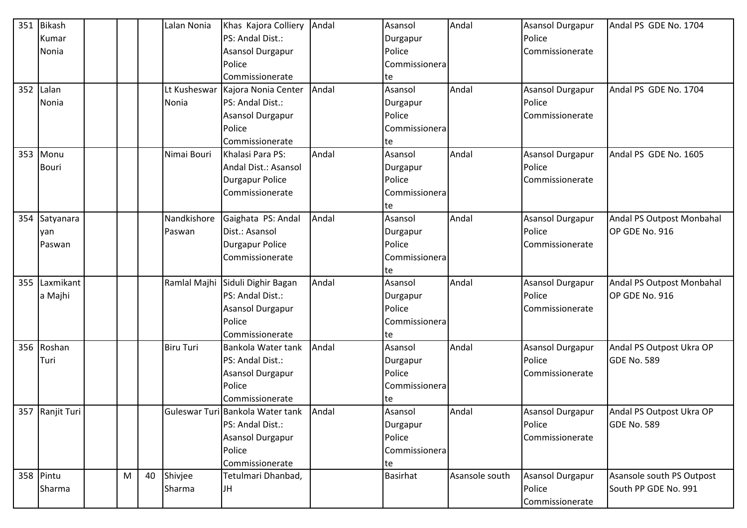| 351 | Bikash Kumar Nonia | | | | Lalan Nonia | Khas Kajora Colliery PS: Andal Dist.: Asansol Durgapur Police Commissionerate | Andal | Asansol Durgapur Police Commissionerate | Andal | Asansol Durgapur Police Commissionerate | Andal PS GDE No. 1704 |
|---|---|---|---|---|---|---|---|---|---|---|---|
| 352 | Lalan Nonia | | | | Lt Kusheswar Nonia | Kajora Nonia Center PS: Andal Dist.: Asansol Durgapur Police Commissionerate | Andal | Asansol Durgapur Police Commissionerate | Andal | Asansol Durgapur Police Commissionerate | Andal PS GDE No. 1704 |
| 353 | Monu Bouri | | | | Nimai Bouri | Khalasi Para PS: Andal Dist.: Asansol Durgapur Police Commissionerate | Andal | Asansol Durgapur Police Commissionerate | Andal | Asansol Durgapur Police Commissionerate | Andal PS GDE No. 1605 |
| 354 | Satyanarayan Paswan | | | | Nandkishore Paswan | Gaighata PS: Andal Dist.: Asansol Durgapur Police Commissionerate | Andal | Asansol Durgapur Police Commissionerate | Andal | Asansol Durgapur Police Commissionerate | Andal PS Outpost Monbahal OP GDE No. 916 |
| 355 | Laxmikanta Majhi | | | | Ramlal Majhi | Siduli Dighir Bagan PS: Andal Dist.: Asansol Durgapur Police Commissionerate | Andal | Asansol Durgapur Police Commissionerate | Andal | Asansol Durgapur Police Commissionerate | Andal PS Outpost Monbahal OP GDE No. 916 |
| 356 | Roshan Turi | | | | Biru Turi | Bankola Water tank PS: Andal Dist.: Asansol Durgapur Police Commissionerate | Andal | Asansol Durgapur Police Commissionerate | Andal | Asansol Durgapur Police Commissionerate | Andal PS Outpost Ukra OP GDE No. 589 |
| 357 | Ranjit Turi | | | | Guleswar Turi | Bankola Water tank PS: Andal Dist.: Asansol Durgapur Police Commissionerate | Andal | Asansol Durgapur Police Commissionerate | Andal | Asansol Durgapur Police Commissionerate | Andal PS Outpost Ukra OP GDE No. 589 |
| 358 | Pintu Sharma | | M | 40 | Shivjee Sharma | Tetulmari Dhanbad, JH | | Basirhat | Asansole south | Asansol Durgapur Police Commissionerate | Asansole south PS Outpost South PP GDE No. 991 |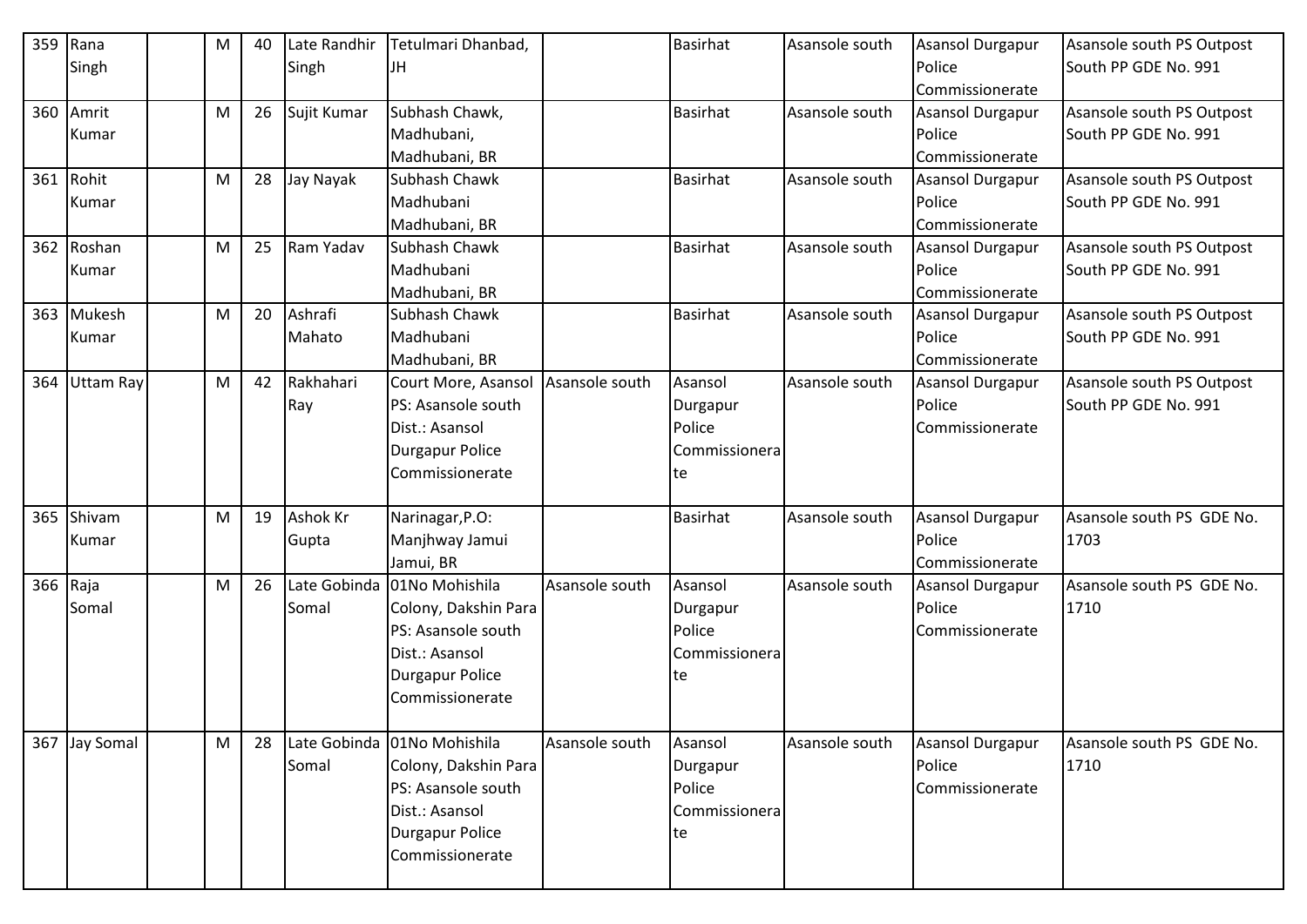| 359 | Rana Singh | | M | 40 | Late Randhir Singh | Tetulmari Dhanbad, JH | | Basirhat | Asansole south | Asansol Durgapur Police Commissionerate | Asansole south PS Outpost South PP GDE No. 991 |
|---|---|---|---|---|---|---|---|---|---|---|---|
| 360 | Amrit Kumar | | M | 26 | Sujit Kumar | Subhash Chawk, Madhubani, Madhubani, BR | | Basirhat | Asansole south | Asansol Durgapur Police Commissionerate | Asansole south PS Outpost South PP GDE No. 991 |
| 361 | Rohit Kumar | | M | 28 | Jay Nayak | Subhash Chawk Madhubani Madhubani, BR | | Basirhat | Asansole south | Asansol Durgapur Police Commissionerate | Asansole south PS Outpost South PP GDE No. 991 |
| 362 | Roshan Kumar | | M | 25 | Ram Yadav | Subhash Chawk Madhubani Madhubani, BR | | Basirhat | Asansole south | Asansol Durgapur Police Commissionerate | Asansole south PS Outpost South PP GDE No. 991 |
| 363 | Mukesh Kumar | | M | 20 | Ashrafi Mahato | Subhash Chawk Madhubani Madhubani, BR | | Basirhat | Asansole south | Asansol Durgapur Police Commissionerate | Asansole south PS Outpost South PP GDE No. 991 |
| 364 | Uttam Ray | | M | 42 | Rakhahari Ray | Court More, Asansol PS: Asansole south Dist.: Asansol Durgapur Police Commissionerate | Asansole south | Asansol Durgapur Police Commissionerate | Asansole south | Asansol Durgapur Police Commissionerate | Asansole south PS Outpost South PP GDE No. 991 |
| 365 | Shivam Kumar | | M | 19 | Ashok Kr Gupta | Narinagar,P.O: Manjhway Jamui Jamui, BR | | Basirhat | Asansole south | Asansol Durgapur Police Commissionerate | Asansole south PS GDE No. 1703 |
| 366 | Raja Somal | | M | 26 | Late Gobinda Somal | 01No Mohishila Colony, Dakshin Para PS: Asansole south Dist.: Asansol Durgapur Police Commissionerate | Asansole south | Asansol Durgapur Police Commissionerate | Asansole south | Asansol Durgapur Police Commissionerate | Asansole south PS GDE No. 1710 |
| 367 | Jay Somal | | M | 28 | Late Gobinda Somal | 01No Mohishila Colony, Dakshin Para PS: Asansole south Dist.: Asansol Durgapur Police Commissionerate | Asansole south | Asansol Durgapur Police Commissionerate | Asansole south | Asansol Durgapur Police Commissionerate | Asansole south PS GDE No. 1710 |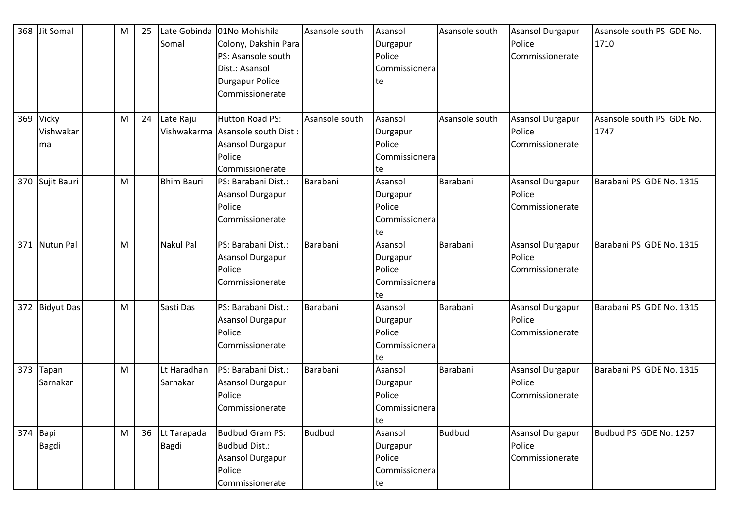| 368 | Jit Somal | | M | 25 | Late Gobinda Somal | 01No Mohishila Colony, Dakshin Para PS: Asansole south Dist.: Asansol Durgapur Police Commissionerate | Asansole south | Asansol Durgapur Police Commissionerate | Asansole south | Asansol Durgapur Police Commissionerate | Asansole south PS GDE No. 1710 |
|---|---|---|---|---|---|---|---|---|---|---|---|
| 369 | Vicky Vishwakarma | | M | 24 | Late Raju Vishwakarma | Hutton Road PS: Asansole south Dist.: Asansol Durgapur Police Commissionerate | Asansole south | Asansol Durgapur Police Commissionerate | Asansole south | Asansol Durgapur Police Commissionerate | Asansole south PS GDE No. 1747 |
| 370 | Sujit Bauri | | M | | Bhim Bauri | PS: Barabani Dist.: Asansol Durgapur Police Commissionerate | Barabani | Asansol Durgapur Police Commissionerate | Barabani | Asansol Durgapur Police Commissionerate | Barabani PS GDE No. 1315 |
| 371 | Nutun Pal | | M | | Nakul Pal | PS: Barabani Dist.: Asansol Durgapur Police Commissionerate | Barabani | Asansol Durgapur Police Commissionerate | Barabani | Asansol Durgapur Police Commissionerate | Barabani PS GDE No. 1315 |
| 372 | Bidyut Das | | M | | Sasti Das | PS: Barabani Dist.: Asansol Durgapur Police Commissionerate | Barabani | Asansol Durgapur Police Commissionerate | Barabani | Asansol Durgapur Police Commissionerate | Barabani PS GDE No. 1315 |
| 373 | Tapan Sarnakar | | M | | Lt Haradhan Sarnakar | PS: Barabani Dist.: Asansol Durgapur Police Commissionerate | Barabani | Asansol Durgapur Police Commissionerate | Barabani | Asansol Durgapur Police Commissionerate | Barabani PS GDE No. 1315 |
| 374 | Bapi Bagdi | | M | 36 | Lt Tarapada Bagdi | Budbud Gram PS: Budbud Dist.: Asansol Durgapur Police Commissionerate | Budbud | Asansol Durgapur Police Commissionerate | Budbud | Asansol Durgapur Police Commissionerate | Budbud PS GDE No. 1257 |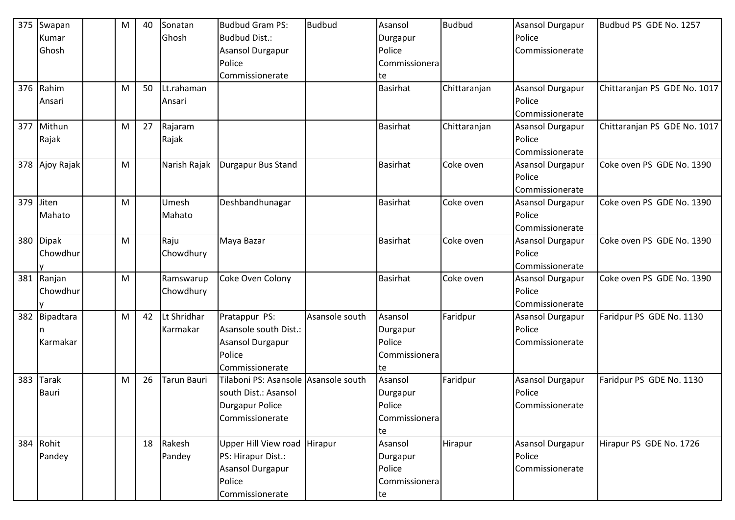| 375 | Swapan Kumar Ghosh | | M | 40 | Sonatan Ghosh | Budbud Gram PS: Budbud Dist.: Asansol Durgapur Police Commissionerate | Budbud | Asansol Durgapur Police Commissionerate | Budbud | Asansol Durgapur Police Commissionerate | Budbud PS GDE No. 1257 |
|---|---|---|---|---|---|---|---|---|---|---|---|
| 376 | Rahim Ansari | | M | 50 | Lt.rahaman Ansari | | | Basirhat | Chittaranjan | Asansol Durgapur Police Commissionerate | Chittaranjan PS GDE No. 1017 |
| 377 | Mithun Rajak | | M | 27 | Rajaram Rajak | | | Basirhat | Chittaranjan | Asansol Durgapur Police Commissionerate | Chittaranjan PS GDE No. 1017 |
| 378 | Ajoy Rajak | | M | | Narish Rajak | Durgapur Bus Stand | | Basirhat | Coke oven | Asansol Durgapur Police Commissionerate | Coke oven PS GDE No. 1390 |
| 379 | Jiten Mahato | | M | | Umesh Mahato | Deshbandhunagar | | Basirhat | Coke oven | Asansol Durgapur Police Commissionerate | Coke oven PS GDE No. 1390 |
| 380 | Dipak Chowdhury | | M | | Raju Chowdhury | Maya Bazar | | Basirhat | Coke oven | Asansol Durgapur Police Commissionerate | Coke oven PS GDE No. 1390 |
| 381 | Ranjan Chowdhury | | M | | Ramswarup Chowdhury | Coke Oven Colony | | Basirhat | Coke oven | Asansol Durgapur Police Commissionerate | Coke oven PS GDE No. 1390 |
| 382 | Bipadtaran Karmakar | | M | 42 | Lt Shridhar Karmakar | Pratappur PS: Asansole south Dist.: Asansol Durgapur Police Commissionerate | Asansole south | Asansol Durgapur Police Commissionerate | Faridpur | Asansol Durgapur Police Commissionerate | Faridpur PS GDE No. 1130 |
| 383 | Tarak Bauri | | M | 26 | Tarun Bauri | Tilaboni PS: Asansole south Dist.: Asansol Durgapur Police Commissionerate | Asansole south | Asansol Durgapur Police Commissionerate | Faridpur | Asansol Durgapur Police Commissionerate | Faridpur PS GDE No. 1130 |
| 384 | Rohit Pandey | | | 18 | Rakesh Pandey | Upper Hill View road PS: Hirapur Dist.: Asansol Durgapur Police Commissionerate | Hirapur | Asansol Durgapur Police Commissionerate | Hirapur | Asansol Durgapur Police Commissionerate | Hirapur PS GDE No. 1726 |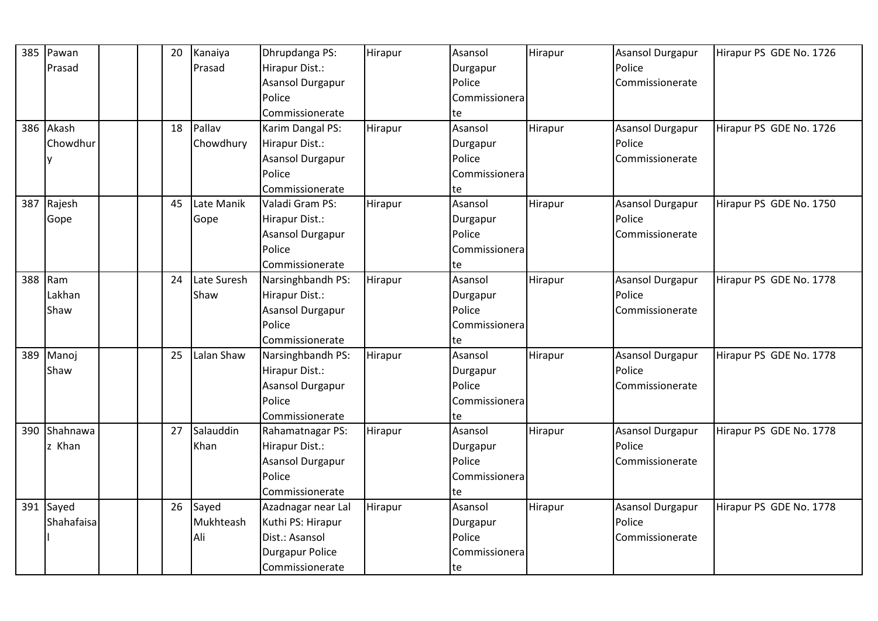| 385 | Pawan Prasad | | | 20 | Kanaiya Prasad | Dhrupdanga PS: Hirapur Dist.: Asansol Durgapur Police Commissionerate | Hirapur | Asansol Durgapur Police Commissionerate | Hirapur | Asansol Durgapur Police Commissionerate | Hirapur PS GDE No. 1726 |
|---|---|---|---|---|---|---|---|---|---|---|---|
| 386 | Akash Chowdhury | | | 18 | Pallav Chowdhury | Karim Dangal PS: Hirapur Dist.: Asansol Durgapur Police Commissionerate | Hirapur | Asansol Durgapur Police Commissionerate | Hirapur | Asansol Durgapur Police Commissionerate | Hirapur PS GDE No. 1726 |
| 387 | Rajesh Gope | | | 45 | Late Manik Gope | Valadi Gram PS: Hirapur Dist.: Asansol Durgapur Police Commissionerate | Hirapur | Asansol Durgapur Police Commissionerate | Hirapur | Asansol Durgapur Police Commissionerate | Hirapur PS GDE No. 1750 |
| 388 | Ram Lakhan Shaw | | | 24 | Late Suresh Shaw | Narsinghbandh PS: Hirapur Dist.: Asansol Durgapur Police Commissionerate | Hirapur | Asansol Durgapur Police Commissionerate | Hirapur | Asansol Durgapur Police Commissionerate | Hirapur PS GDE No. 1778 |
| 389 | Manoj Shaw | | | 25 | Lalan Shaw | Narsinghbandh PS: Hirapur Dist.: Asansol Durgapur Police Commissionerate | Hirapur | Asansol Durgapur Police Commissionerate | Hirapur | Asansol Durgapur Police Commissionerate | Hirapur PS GDE No. 1778 |
| 390 | Shahnawaz Khan | | | 27 | Salauddin Khan | Rahamatnagar PS: Hirapur Dist.: Asansol Durgapur Police Commissionerate | Hirapur | Asansol Durgapur Police Commissionerate | Hirapur | Asansol Durgapur Police Commissionerate | Hirapur PS GDE No. 1778 |
| 391 | Sayed Shahafaisal | | | 26 | Sayed Mukhteash Ali | Azadnagar near Lal Kuthi PS: Hirapur Dist.: Asansol Durgapur Police Commissionerate | Hirapur | Asansol Durgapur Police Commissionerate | Hirapur | Asansol Durgapur Police Commissionerate | Hirapur PS GDE No. 1778 |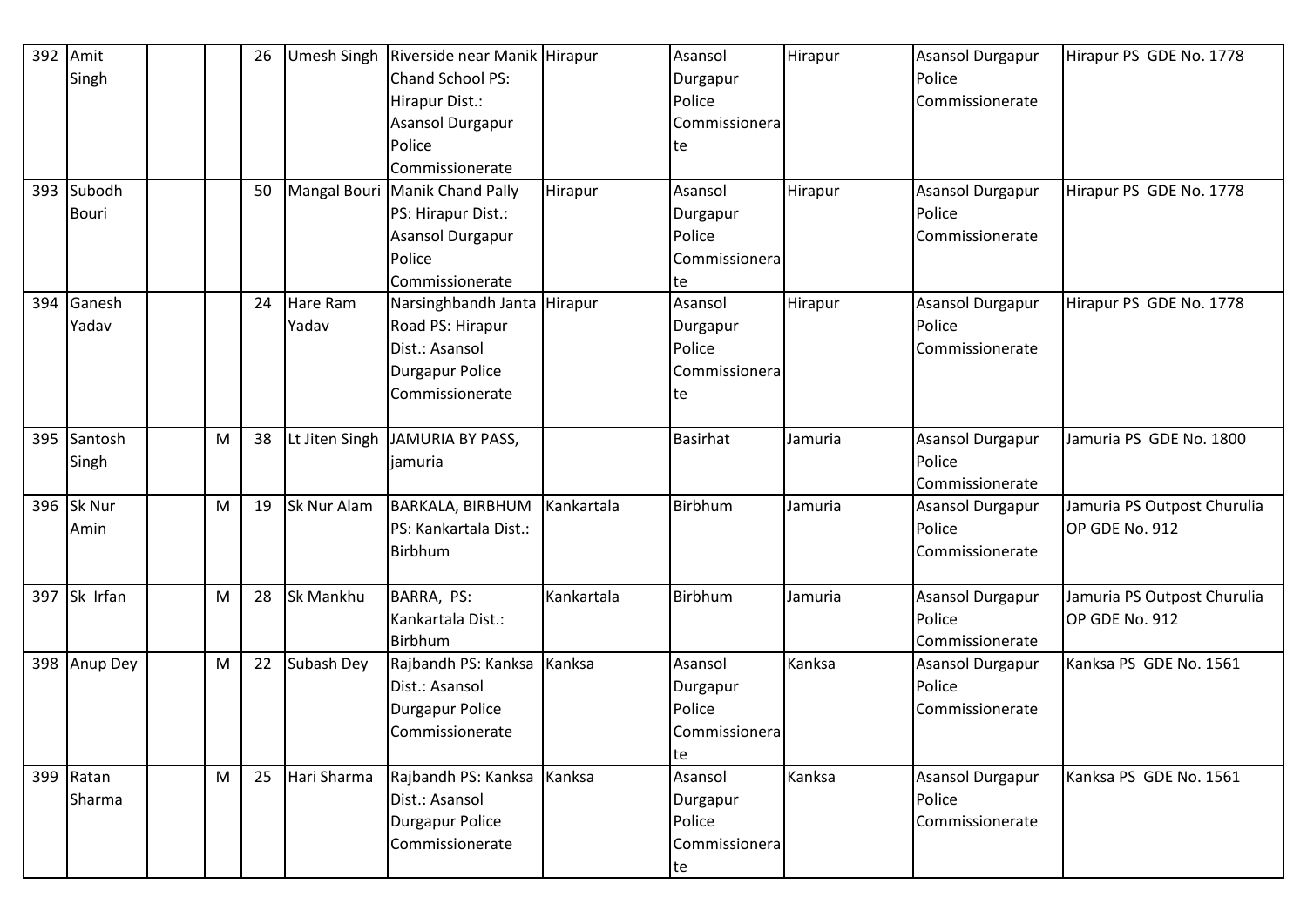| 392 | Amit Singh | | | 26 | Umesh Singh | Riverside near Manik Chand School PS: Hirapur Dist.: Asansol Durgapur Police Commissionerate | Hirapur | Asansol Durgapur Police Commissionerate | Hirapur | Asansol Durgapur Police Commissionerate | Hirapur PS GDE No. 1778 |
|---|---|---|---|---|---|---|---|---|---|---|---|
| 393 | Subodh Bouri | | | 50 | Mangal Bouri | Manik Chand Pally PS: Hirapur Dist.: Asansol Durgapur Police Commissionerate | Hirapur | Asansol Durgapur Police Commissionerate | Hirapur | Asansol Durgapur Police Commissionerate | Hirapur PS GDE No. 1778 |
| 394 | Ganesh Yadav | | | 24 | Hare Ram Yadav | Narsinghbandh Janta Road PS: Hirapur Dist.: Asansol Durgapur Police Commissionerate | Hirapur | Asansol Durgapur Police Commissionerate | Hirapur | Asansol Durgapur Police Commissionerate | Hirapur PS GDE No. 1778 |
| 395 | Santosh Singh | | M | 38 | Lt Jiten Singh | JAMURIA BY PASS, jamuria | | Basirhat | Jamuria | Asansol Durgapur Police Commissionerate | Jamuria PS GDE No. 1800 |
| 396 | Sk Nur Amin | | M | 19 | Sk Nur Alam | BARKALA, BIRBHUM PS: Kankartala Dist.: Birbhum | Kankartala | Birbhum | Jamuria | Asansol Durgapur Police Commissionerate | Jamuria PS Outpost Churulia OP GDE No. 912 |
| 397 | Sk Irfan | | M | 28 | Sk Mankhu | BARRA, PS: Kankartala Dist.: Birbhum | Kankartala | Birbhum | Jamuria | Asansol Durgapur Police Commissionerate | Jamuria PS Outpost Churulia OP GDE No. 912 |
| 398 | Anup Dey | | M | 22 | Subash Dey | Rajbandh PS: Kanksa Dist.: Asansol Durgapur Police Commissionerate | Kanksa | Asansol Durgapur Police Commissionerate | Kanksa | Asansol Durgapur Police Commissionerate | Kanksa PS GDE No. 1561 |
| 399 | Ratan Sharma | | M | 25 | Hari Sharma | Rajbandh PS: Kanksa Dist.: Asansol Durgapur Police Commissionerate | Kanksa | Asansol Durgapur Police Commissionerate | Kanksa | Asansol Durgapur Police Commissionerate | Kanksa PS GDE No. 1561 |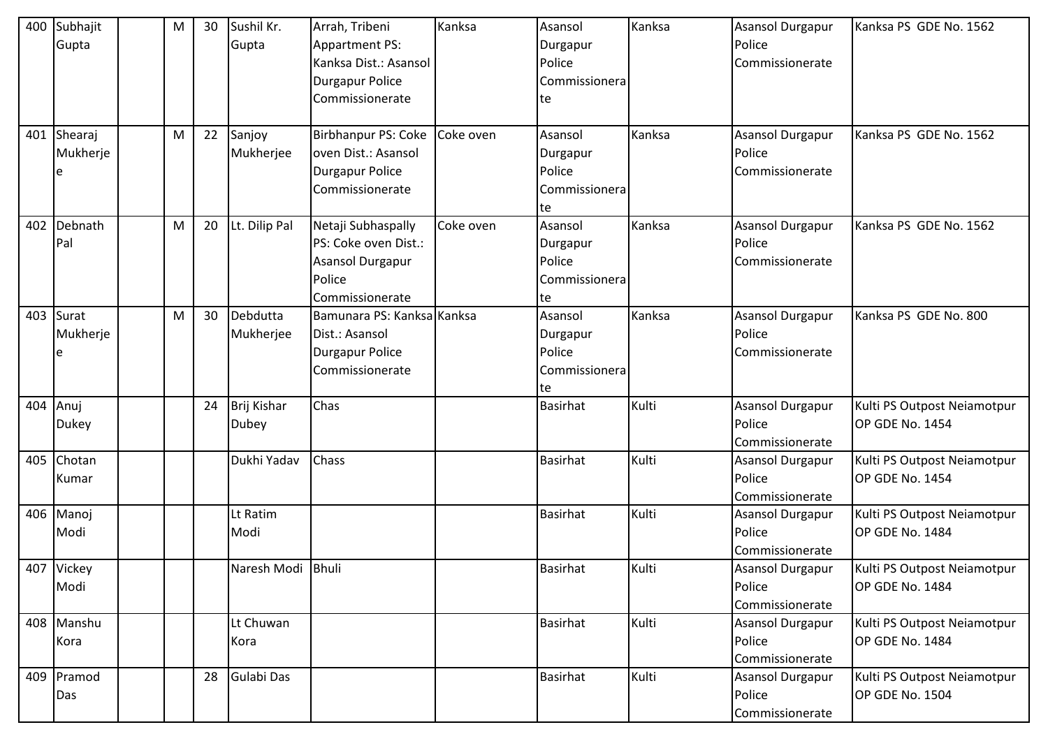| 400 | Subhajit Gupta | | M | 30 | Sushil Kr. Gupta | Arrah, Tribeni Appartment PS: Kanksa Dist.: Asansol Durgapur Police Commissionerate | Kanksa | Asansol Durgapur Police Commissionerate | Kanksa | Asansol Durgapur Police Commissionerate | Kanksa PS GDE No. 1562 |
|---|---|---|---|---|---|---|---|---|---|---|---|
| 401 | Shearaj Mukherjee | | M | 22 | Sanjoy Mukherjee | Birbhanpur PS: Coke oven Dist.: Asansol Durgapur Police Commissionerate | Coke oven | Asansol Durgapur Police Commissionerate | Kanksa | Asansol Durgapur Police Commissionerate | Kanksa PS GDE No. 1562 |
| 402 | Debnath Pal | | M | 20 | Lt. Dilip Pal | Netaji Subhaspally PS: Coke oven Dist.: Asansol Durgapur Police Commissionerate | Coke oven | Asansol Durgapur Police Commissionerate | Kanksa | Asansol Durgapur Police Commissionerate | Kanksa PS GDE No. 1562 |
| 403 | Surat Mukherjee | | M | 30 | Debdutta Mukherjee | Bamunara PS: Kanksa Dist.: Asansol Durgapur Police Commissionerate | Kanksa | Asansol Durgapur Police Commissionerate | Kanksa | Asansol Durgapur Police Commissionerate | Kanksa PS GDE No. 800 |
| 404 | Anuj Dukey | | | 24 | Brij Kishar Dubey | Chas | | Basirhat | Kulti | Asansol Durgapur Police Commissionerate | Kulti PS Outpost Neiamotpur OP GDE No. 1454 |
| 405 | Chotan Kumar | | | | Dukhi Yadav | Chass | | Basirhat | Kulti | Asansol Durgapur Police Commissionerate | Kulti PS Outpost Neiamotpur OP GDE No. 1454 |
| 406 | Manoj Modi | | | | Lt Ratim Modi | | | Basirhat | Kulti | Asansol Durgapur Police Commissionerate | Kulti PS Outpost Neiamotpur OP GDE No. 1484 |
| 407 | Vickey Modi | | | | Naresh Modi | Bhuli | | Basirhat | Kulti | Asansol Durgapur Police Commissionerate | Kulti PS Outpost Neiamotpur OP GDE No. 1484 |
| 408 | Manshu Kora | | | | Lt Chuwan Kora | | | Basirhat | Kulti | Asansol Durgapur Police Commissionerate | Kulti PS Outpost Neiamotpur OP GDE No. 1484 |
| 409 | Pramod Das | | | 28 | Gulabi Das | | | Basirhat | Kulti | Asansol Durgapur Police Commissionerate | Kulti PS Outpost Neiamotpur OP GDE No. 1504 |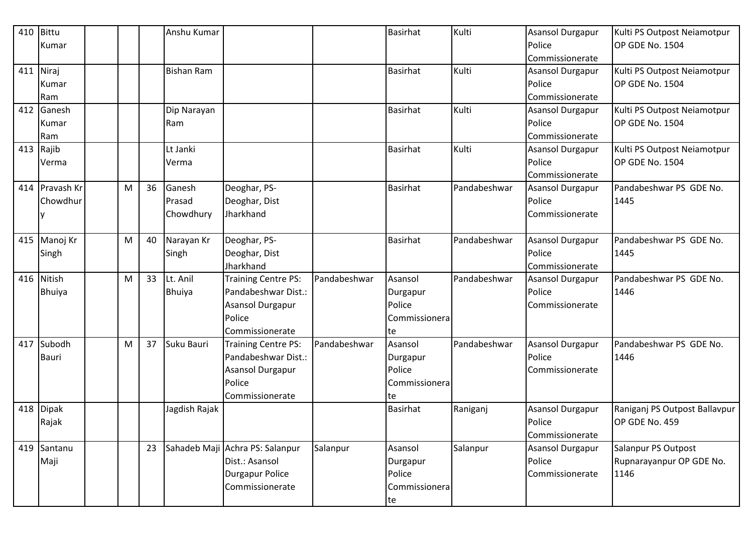| 410 | Bittu Kumar | | | | Anshu Kumar | | | Basirhat | Kulti | Asansol Durgapur Police Commissionerate | Kulti PS Outpost Neiamotpur OP GDE No. 1504 |
|---|---|---|---|---|---|---|---|---|---|---|---|
| 411 | Niraj Kumar Ram | | | | Bishan Ram | | | Basirhat | Kulti | Asansol Durgapur Police Commissionerate | Kulti PS Outpost Neiamotpur OP GDE No. 1504 |
| 412 | Ganesh Kumar Ram | | | | Dip Narayan Ram | | | Basirhat | Kulti | Asansol Durgapur Police Commissionerate | Kulti PS Outpost Neiamotpur OP GDE No. 1504 |
| 413 | Rajib Verma | | | | Lt Janki Verma | | | Basirhat | Kulti | Asansol Durgapur Police Commissionerate | Kulti PS Outpost Neiamotpur OP GDE No. 1504 |
| 414 | Pravash Kr Chowdhury | | M | 36 | Ganesh Prasad Chowdhury | Deoghar, PS- Deoghar, Dist Jharkhand | | Basirhat | Pandabeshwar | Asansol Durgapur Police Commissionerate | Pandabeshwar PS GDE No. 1445 |
| 415 | Manoj Kr Singh | | M | 40 | Narayan Kr Singh | Deoghar, PS- Deoghar, Dist Jharkhand | | Basirhat | Pandabeshwar | Asansol Durgapur Police Commissionerate | Pandabeshwar PS GDE No. 1445 |
| 416 | Nitish Bhuiya | | M | 33 | Lt. Anil Bhuiya | Training Centre PS: Pandabeshwar Dist.: Asansol Durgapur Police Commissionerate | Pandabeshwar | Asansol Durgapur Police Commissionerate | Pandabeshwar | Asansol Durgapur Police Commissionerate | Pandabeshwar PS GDE No. 1446 |
| 417 | Subodh Bauri | | M | 37 | Suku Bauri | Training Centre PS: Pandabeshwar Dist.: Asansol Durgapur Police Commissionerate | Pandabeshwar | Asansol Durgapur Police Commissionerate | Pandabeshwar | Asansol Durgapur Police Commissionerate | Pandabeshwar PS GDE No. 1446 |
| 418 | Dipak Rajak | | | | Jagdish Rajak | | | Basirhat | Raniganj | Asansol Durgapur Police Commissionerate | Raniganj PS Outpost Ballavpur OP GDE No. 459 |
| 419 | Santanu Maji | | | 23 | Sahadeb Maji | Achra PS: Salanpur Dist.: Asansol Durgapur Police Commissionerate | Salanpur | Asansol Durgapur Police Commissionerate | Salanpur | Asansol Durgapur Police Commissionerate | Salanpur PS Outpost Rupnarayanpur OP GDE No. 1146 |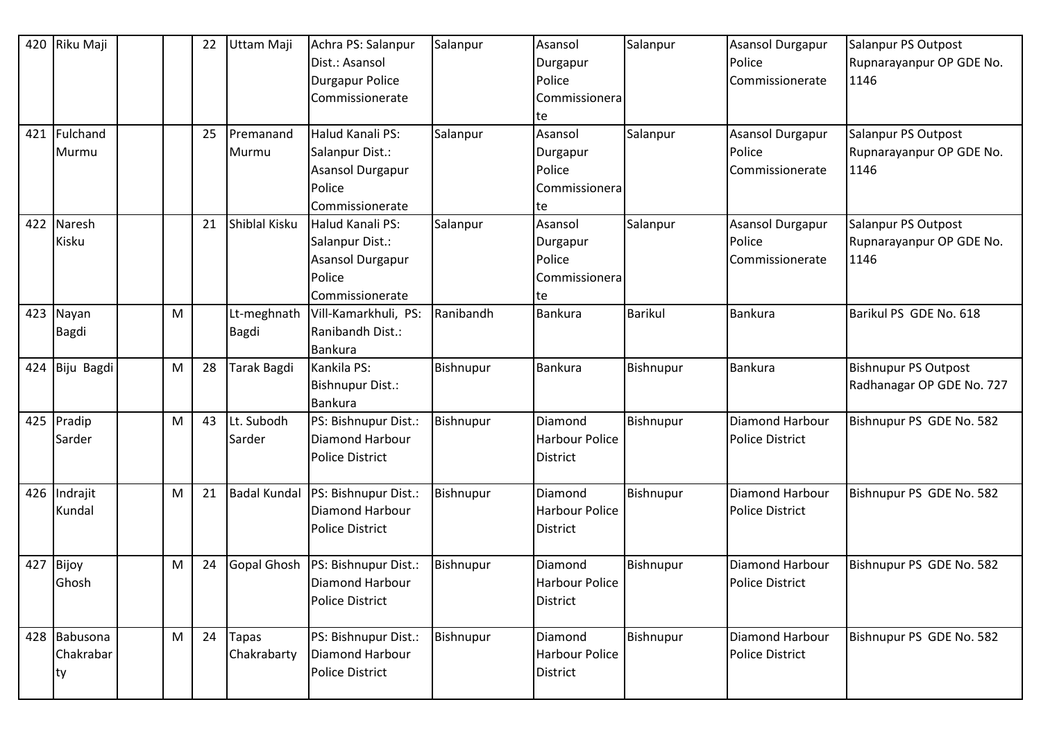| 420 | Riku Maji | | | 22 | Uttam Maji | Achra PS: Salanpur Dist.: Asansol Durgapur Police Commissionerate | Salanpur | Asansol Durgapur Police Commissionerate | Salanpur | Asansol Durgapur Police Commissionerate | Salanpur PS Outpost Rupnarayanpur OP GDE No. 1146 |
|---|---|---|---|---|---|---|---|---|---|---|---|
| 421 | Fulchand Murmu | | | 25 | Premanand Murmu | Halud Kanali PS: Salanpur Dist.: Asansol Durgapur Police Commissionerate | Salanpur | Asansol Durgapur Police Commissionerate | Salanpur | Asansol Durgapur Police Commissionerate | Salanpur PS Outpost Rupnarayanpur OP GDE No. 1146 |
| 422 | Naresh Kisku | | | 21 | Shiblal Kisku | Halud Kanali PS: Salanpur Dist.: Asansol Durgapur Police Commissionerate | Salanpur | Asansol Durgapur Police Commissionerate | Salanpur | Asansol Durgapur Police Commissionerate | Salanpur PS Outpost Rupnarayanpur OP GDE No. 1146 |
| 423 | Nayan Bagdi | | M | | Lt-meghnath Bagdi | Vill-Kamarkhuli, PS: Ranibandh Dist.: Bankura | Ranibandh | Bankura | Barikul | Bankura | Barikul PS GDE No. 618 |
| 424 | Biju Bagdi | | M | 28 | Tarak Bagdi | Kankila PS: Bishnupur Dist.: Bankura | Bishnupur | Bankura | Bishnupur | Bankura | Bishnupur PS Outpost Radhanagar OP GDE No. 727 |
| 425 | Pradip Sarder | | M | 43 | Lt. Subodh Sarder | PS: Bishnupur Dist.: Diamond Harbour Police District | Bishnupur | Diamond Harbour Police District | Bishnupur | Diamond Harbour Police District | Bishnupur PS GDE No. 582 |
| 426 | Indrajit Kundal | | M | 21 | Badal Kundal | PS: Bishnupur Dist.: Diamond Harbour Police District | Bishnupur | Diamond Harbour Police District | Bishnupur | Diamond Harbour Police District | Bishnupur PS GDE No. 582 |
| 427 | Bijoy Ghosh | | M | 24 | Gopal Ghosh | PS: Bishnupur Dist.: Diamond Harbour Police District | Bishnupur | Diamond Harbour Police District | Bishnupur | Diamond Harbour Police District | Bishnupur PS GDE No. 582 |
| 428 | Babusona Chakrabarty | | M | 24 | Tapas Chakrabarty | PS: Bishnupur Dist.: Diamond Harbour Police District | Bishnupur | Diamond Harbour Police District | Bishnupur | Diamond Harbour Police District | Bishnupur PS GDE No. 582 |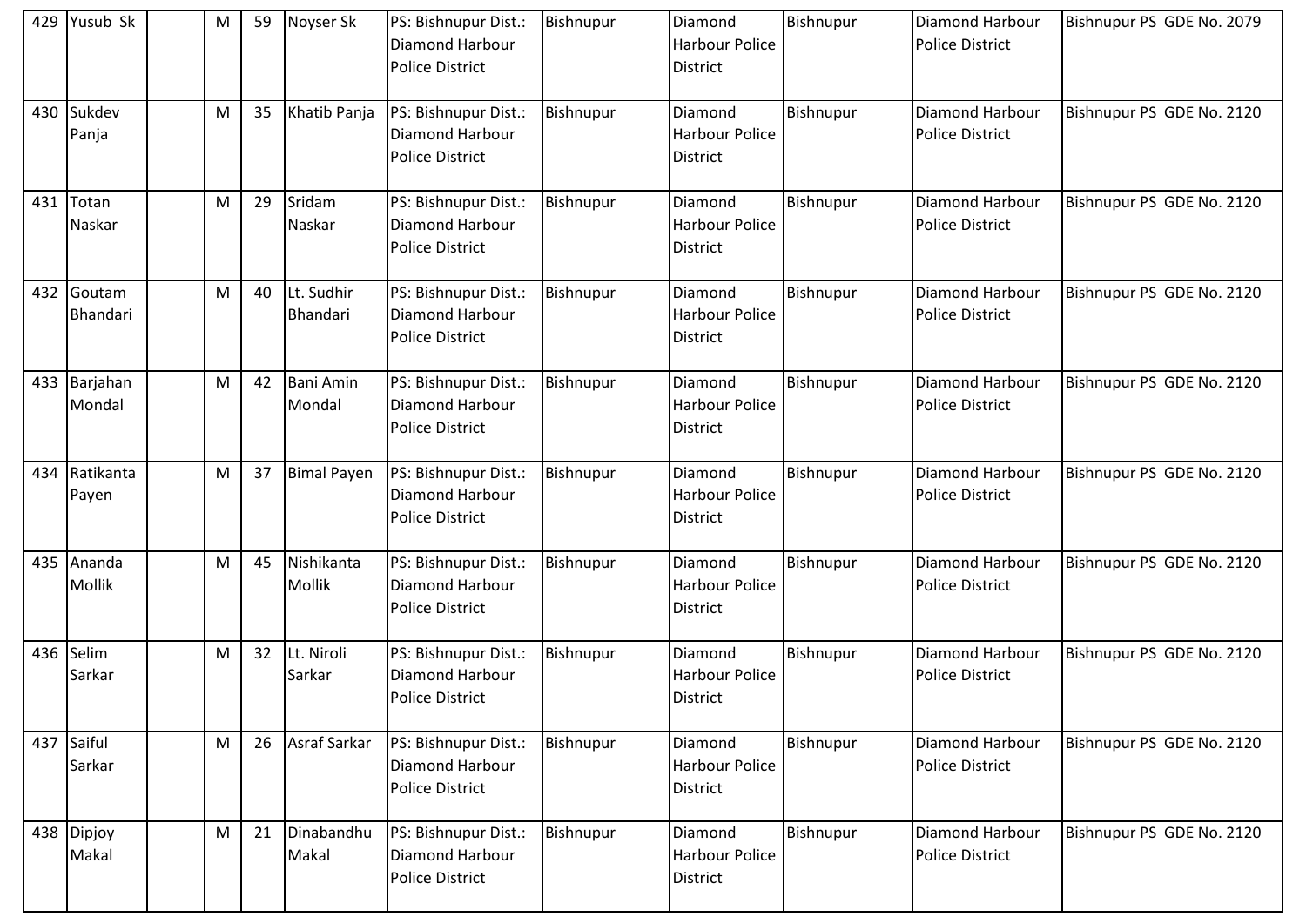| 429 | Yusub Sk | | M | 59 | Noyser Sk | PS: Bishnupur Dist.: Diamond Harbour Police District | Bishnupur | Diamond Harbour Police District | Bishnupur | Diamond Harbour Police District | Bishnupur PS GDE No. 2079 |
|---|---|---|---|---|---|---|---|---|---|---|---|
| 430 | Sukdev Panja | | M | 35 | Khatib Panja | PS: Bishnupur Dist.: Diamond Harbour Police District | Bishnupur | Diamond Harbour Police District | Bishnupur | Diamond Harbour Police District | Bishnupur PS GDE No. 2120 |
| 431 | Totan Naskar | | M | 29 | Sridam Naskar | PS: Bishnupur Dist.: Diamond Harbour Police District | Bishnupur | Diamond Harbour Police District | Bishnupur | Diamond Harbour Police District | Bishnupur PS GDE No. 2120 |
| 432 | Goutam Bhandari | | M | 40 | Lt. Sudhir Bhandari | PS: Bishnupur Dist.: Diamond Harbour Police District | Bishnupur | Diamond Harbour Police District | Bishnupur | Diamond Harbour Police District | Bishnupur PS GDE No. 2120 |
| 433 | Barjahan Mondal | | M | 42 | Bani Amin Mondal | PS: Bishnupur Dist.: Diamond Harbour Police District | Bishnupur | Diamond Harbour Police District | Bishnupur | Diamond Harbour Police District | Bishnupur PS GDE No. 2120 |
| 434 | Ratikanta Payen | | M | 37 | Bimal Payen | PS: Bishnupur Dist.: Diamond Harbour Police District | Bishnupur | Diamond Harbour Police District | Bishnupur | Diamond Harbour Police District | Bishnupur PS GDE No. 2120 |
| 435 | Ananda Mollik | | M | 45 | Nishikanta Mollik | PS: Bishnupur Dist.: Diamond Harbour Police District | Bishnupur | Diamond Harbour Police District | Bishnupur | Diamond Harbour Police District | Bishnupur PS GDE No. 2120 |
| 436 | Selim Sarkar | | M | 32 | Lt. Niroli Sarkar | PS: Bishnupur Dist.: Diamond Harbour Police District | Bishnupur | Diamond Harbour Police District | Bishnupur | Diamond Harbour Police District | Bishnupur PS GDE No. 2120 |
| 437 | Saiful Sarkar | | M | 26 | Asraf Sarkar | PS: Bishnupur Dist.: Diamond Harbour Police District | Bishnupur | Diamond Harbour Police District | Bishnupur | Diamond Harbour Police District | Bishnupur PS GDE No. 2120 |
| 438 | Dipjoy Makal | | M | 21 | Dinabandhu Makal | PS: Bishnupur Dist.: Diamond Harbour Police District | Bishnupur | Diamond Harbour Police District | Bishnupur | Diamond Harbour Police District | Bishnupur PS GDE No. 2120 |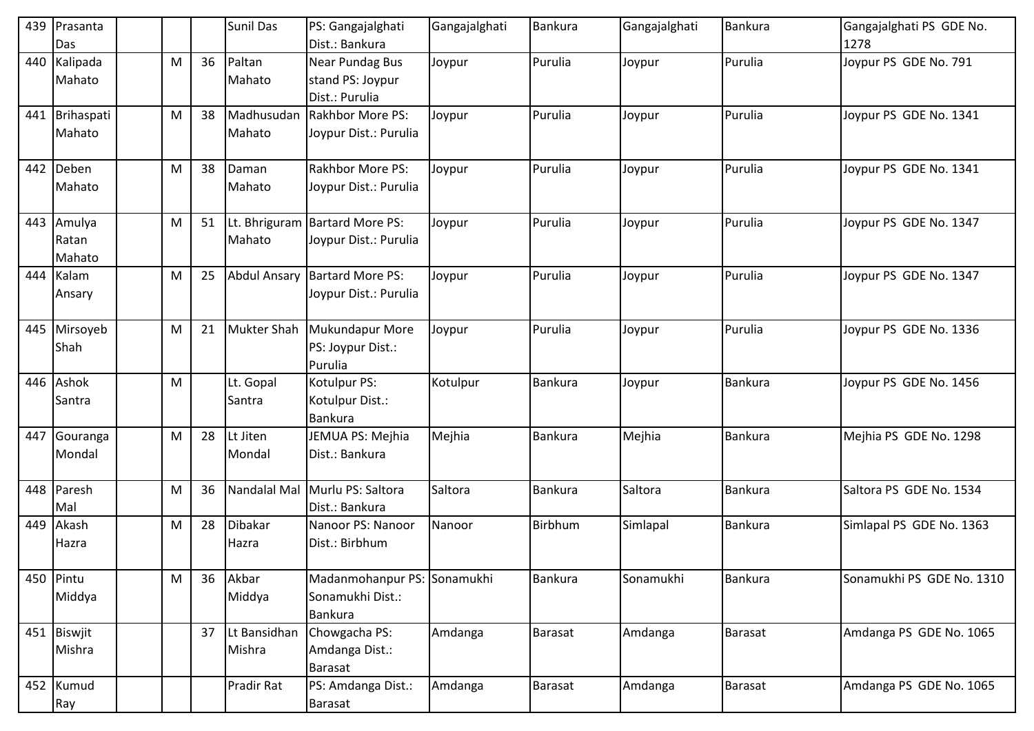| 439 | Prasanta Das | | | | Sunil Das | PS: Gangajalghati Dist.: Bankura | Gangajalghati | Bankura | Gangajalghati | Bankura | Gangajalghati PS GDE No. 1278 |
|---|---|---|---|---|---|---|---|---|---|---|---|
| 440 | Kalipada Mahato | | M | 36 | Paltan Mahato | Near Pundag Bus stand PS: Joypur Dist.: Purulia | Joypur | Purulia | Joypur | Purulia | Joypur PS GDE No. 791 |
| 441 | Brihaspati Mahato | | M | 38 | Madhusudan Mahato | Rakhbor More PS: Joypur Dist.: Purulia | Joypur | Purulia | Joypur | Purulia | Joypur PS GDE No. 1341 |
| 442 | Deben Mahato | | M | 38 | Daman Mahato | Rakhbor More PS: Joypur Dist.: Purulia | Joypur | Purulia | Joypur | Purulia | Joypur PS GDE No. 1341 |
| 443 | Amulya Ratan Mahato | | M | 51 | Lt. Bhriguram Mahato | Bartard More PS: Joypur Dist.: Purulia | Joypur | Purulia | Joypur | Purulia | Joypur PS GDE No. 1347 |
| 444 | Kalam Ansary | | M | 25 | Abdul Ansary | Bartard More PS: Joypur Dist.: Purulia | Joypur | Purulia | Joypur | Purulia | Joypur PS GDE No. 1347 |
| 445 | Mirsoyeb Shah | | M | 21 | Mukter Shah | Mukundapur More PS: Joypur Dist.: Purulia | Joypur | Purulia | Joypur | Purulia | Joypur PS GDE No. 1336 |
| 446 | Ashok Santra | | M | | Lt. Gopal Santra | Kotulpur PS: Kotulpur Dist.: Bankura | Kotulpur | Bankura | Joypur | Bankura | Joypur PS GDE No. 1456 |
| 447 | Gouranga Mondal | | M | 28 | Lt Jiten Mondal | JEMUA PS: Mejhia Dist.: Bankura | Mejhia | Bankura | Mejhia | Bankura | Mejhia PS GDE No. 1298 |
| 448 | Paresh Mal | | M | 36 | Nandalal Mal | Murlu PS: Saltora Dist.: Bankura | Saltora | Bankura | Saltora | Bankura | Saltora PS GDE No. 1534 |
| 449 | Akash Hazra | | M | 28 | Dibakar Hazra | Nanoor PS: Nanoor Dist.: Birbhum | Nanoor | Birbhum | Simlapal | Bankura | Simlapal PS GDE No. 1363 |
| 450 | Pintu Middya | | M | 36 | Akbar Middya | Madanmohanpur PS: Sonamukhi Dist.: Bankura | Sonamukhi | Bankura | Sonamukhi | Bankura | Sonamukhi PS GDE No. 1310 |
| 451 | Biswjit Mishra | | | 37 | Lt Bansidhan Mishra | Chowgacha PS: Amdanga Dist.: Barasat | Amdanga | Barasat | Amdanga | Barasat | Amdanga PS GDE No. 1065 |
| 452 | Kumud Ray | | | | Pradir Rat | PS: Amdanga Dist.: Barasat | Amdanga | Barasat | Amdanga | Barasat | Amdanga PS GDE No. 1065 |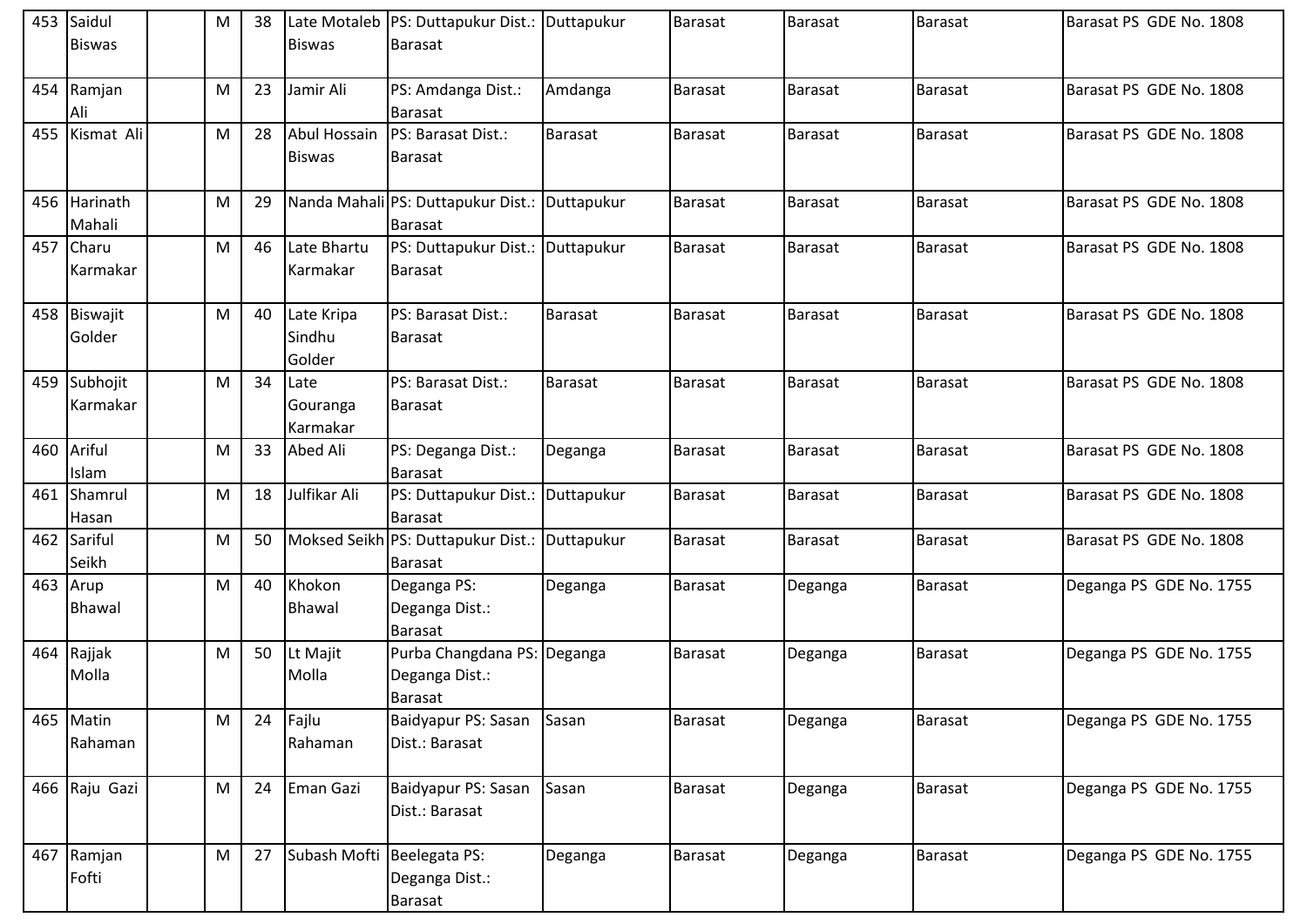| 453 | Saidul Biswas | | M | 38 | Late Motaleb Biswas | PS: Duttapukur Dist.: Barasat | Duttapukur | Barasat | Barasat | Barasat | Barasat PS GDE No. 1808 |
|---|---|---|---|---|---|---|---|---|---|---|---|
| 454 | Ramjan Ali | | M | 23 | Jamir Ali | PS: Amdanga Dist.: Barasat | Amdanga | Barasat | Barasat | Barasat | Barasat PS GDE No. 1808 |
| 455 | Kismat Ali | | M | 28 | Abul Hossain Biswas | PS: Barasat Dist.: Barasat | Barasat | Barasat | Barasat | Barasat | Barasat PS GDE No. 1808 |
| 456 | Harinath Mahali | | M | 29 | Nanda Mahali | PS: Duttapukur Dist.: Barasat | Duttapukur | Barasat | Barasat | Barasat | Barasat PS GDE No. 1808 |
| 457 | Charu Karmakar | | M | 46 | Late Bhartu Karmakar | PS: Duttapukur Dist.: Barasat | Duttapukur | Barasat | Barasat | Barasat | Barasat PS GDE No. 1808 |
| 458 | Biswajit Golder | | M | 40 | Late Kripa Sindhu Golder | PS: Barasat Dist.: Barasat | Barasat | Barasat | Barasat | Barasat | Barasat PS GDE No. 1808 |
| 459 | Subhojit Karmakar | | M | 34 | Late Gouranga Karmakar | PS: Barasat Dist.: Barasat | Barasat | Barasat | Barasat | Barasat | Barasat PS GDE No. 1808 |
| 460 | Ariful Islam | | M | 33 | Abed Ali | PS: Deganga Dist.: Barasat | Deganga | Barasat | Barasat | Barasat | Barasat PS GDE No. 1808 |
| 461 | Shamrul Hasan | | M | 18 | Julfikar Ali | PS: Duttapukur Dist.: Barasat | Duttapukur | Barasat | Barasat | Barasat | Barasat PS GDE No. 1808 |
| 462 | Sariful Seikh | | M | 50 | Moksed Seikh | PS: Duttapukur Dist.: Barasat | Duttapukur | Barasat | Barasat | Barasat | Barasat PS GDE No. 1808 |
| 463 | Arup Bhawal | | M | 40 | Khokon Bhawal | Deganga PS: Deganga Dist.: Barasat | Deganga | Barasat | Deganga | Barasat | Deganga PS GDE No. 1755 |
| 464 | Rajjak Molla | | M | 50 | Lt Majit Molla | Purba Changdana PS: Deganga Dist.: Barasat | Deganga | Barasat | Deganga | Barasat | Deganga PS GDE No. 1755 |
| 465 | Matin Rahaman | | M | 24 | Fajlu Rahaman | Baidyapur PS: Sasan Dist.: Barasat | Sasan | Barasat | Deganga | Barasat | Deganga PS GDE No. 1755 |
| 466 | Raju Gazi | | M | 24 | Eman Gazi | Baidyapur PS: Sasan Dist.: Barasat | Sasan | Barasat | Deganga | Barasat | Deganga PS GDE No. 1755 |
| 467 | Ramjan Fofti | | M | 27 | Subash Mofti | Beelegata PS: Deganga Dist.: Barasat | Deganga | Barasat | Deganga | Barasat | Deganga PS GDE No. 1755 |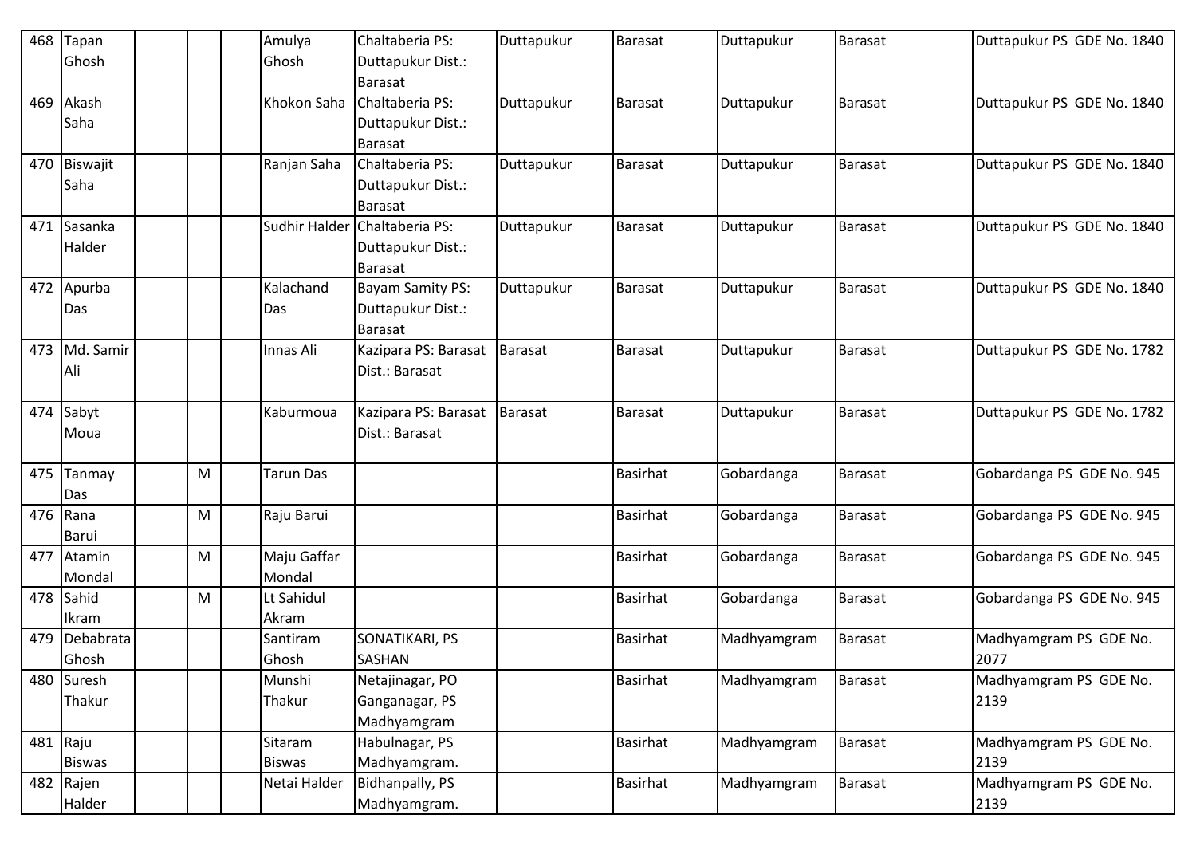| 468 | Tapan Ghosh | | | | Amulya Ghosh | Chaltaberia PS: Duttapukur Dist.: Barasat | Duttapukur | Barasat | Duttapukur | Barasat | Duttapukur PS GDE No. 1840 |
|---|---|---|---|---|---|---|---|---|---|---|---|
| 469 | Akash Saha | | | | Khokon Saha | Chaltaberia PS: Duttapukur Dist.: Barasat | Duttapukur | Barasat | Duttapukur | Barasat | Duttapukur PS GDE No. 1840 |
| 470 | Biswajit Saha | | | | Ranjan Saha | Chaltaberia PS: Duttapukur Dist.: Barasat | Duttapukur | Barasat | Duttapukur | Barasat | Duttapukur PS GDE No. 1840 |
| 471 | Sasanka Halder | | | | Sudhir Halder | Chaltaberia PS: Duttapukur Dist.: Barasat | Duttapukur | Barasat | Duttapukur | Barasat | Duttapukur PS GDE No. 1840 |
| 472 | Apurba Das | | | | Kalachand Das | Bayam Samity PS: Duttapukur Dist.: Barasat | Duttapukur | Barasat | Duttapukur | Barasat | Duttapukur PS GDE No. 1840 |
| 473 | Md. Samir Ali | | | | Innas Ali | Kazipara PS: Barasat Dist.: Barasat | Barasat | Barasat | Duttapukur | Barasat | Duttapukur PS GDE No. 1782 |
| 474 | Sabyt Moua | | | | Kaburmoua | Kazipara PS: Barasat Dist.: Barasat | Barasat | Barasat | Duttapukur | Barasat | Duttapukur PS GDE No. 1782 |
| 475 | Tanmay Das | | M | | Tarun Das | | | Basirhat | Gobardanga | Barasat | Gobardanga PS GDE No. 945 |
| 476 | Rana Barui | | M | | Raju Barui | | | Basirhat | Gobardanga | Barasat | Gobardanga PS GDE No. 945 |
| 477 | Atamin Mondal | | M | | Maju Gaffar Mondal | | | Basirhat | Gobardanga | Barasat | Gobardanga PS GDE No. 945 |
| 478 | Sahid Ikram | | M | | Lt Sahidul Akram | | | Basirhat | Gobardanga | Barasat | Gobardanga PS GDE No. 945 |
| 479 | Debabrata Ghosh | | | | Santiram Ghosh | SONATIKARI, PS SASHAN | | Basirhat | Madhyamgram | Barasat | Madhyamgram PS GDE No. 2077 |
| 480 | Suresh Thakur | | | | Munshi Thakur | Netajinagar, PO Ganganagar, PS Madhyamgram | | Basirhat | Madhyamgram | Barasat | Madhyamgram PS GDE No. 2139 |
| 481 | Raju Biswas | | | | Sitaram Biswas | Habulnagar, PS Madhyamgram. | | Basirhat | Madhyamgram | Barasat | Madhyamgram PS GDE No. 2139 |
| 482 | Rajen Halder | | | | Netai Halder | Bidhanpally, PS Madhyamgram. | | Basirhat | Madhyamgram | Barasat | Madhyamgram PS GDE No. 2139 |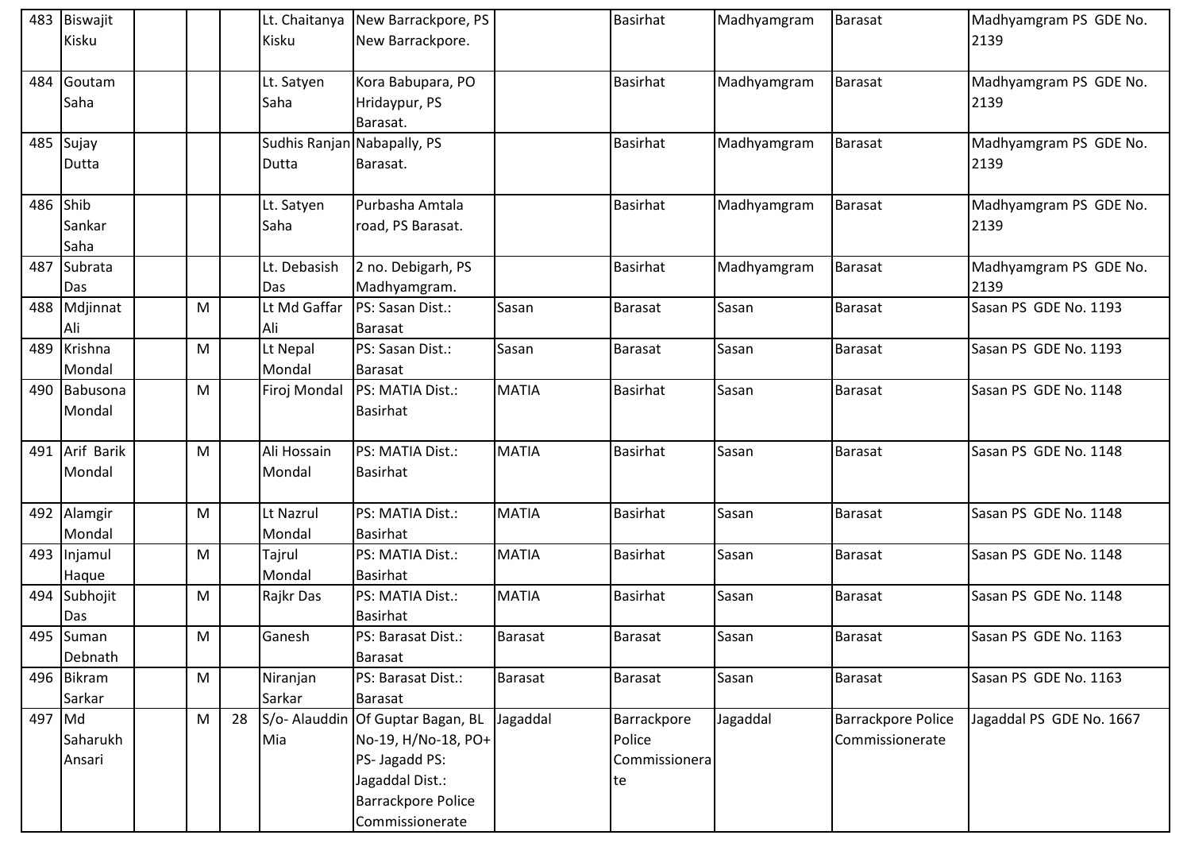| 483 | Biswajit Kisku | | | | Lt. Chaitanya Kisku | New Barrackpore, PS New Barrackpore. | | Basirhat | Madhyamgram | Barasat | Madhyamgram PS GDE No. 2139 |
|---|---|---|---|---|---|---|---|---|---|---|---|
| 484 | Goutam Saha | | | | Lt. Satyen Saha | Kora Babupara, PO Hridaypur, PS Barasat. | | Basirhat | Madhyamgram | Barasat | Madhyamgram PS GDE No. 2139 |
| 485 | Sujay Dutta | | | | Sudhis Ranjan Dutta | Nabapally, PS Barasat. | | Basirhat | Madhyamgram | Barasat | Madhyamgram PS GDE No. 2139 |
| 486 | Shib Sankar Saha | | | | Lt. Satyen Saha | Purbasha Amtala road, PS Barasat. | | Basirhat | Madhyamgram | Barasat | Madhyamgram PS GDE No. 2139 |
| 487 | Subrata Das | | | | Lt. Debasish Das | 2 no. Debigarh, PS Madhyamgram. | | Basirhat | Madhyamgram | Barasat | Madhyamgram PS GDE No. 2139 |
| 488 | Mdjinnat Ali | | M | | Lt Md Gaffar Ali | PS: Sasan Dist.: Barasat | Sasan | Barasat | Sasan | Barasat | Sasan PS GDE No. 1193 |
| 489 | Krishna Mondal | | M | | Lt Nepal Mondal | PS: Sasan Dist.: Barasat | Sasan | Barasat | Sasan | Barasat | Sasan PS GDE No. 1193 |
| 490 | Babusona Mondal | | M | | Firoj Mondal | PS: MATIA Dist.: Basirhat | MATIA | Basirhat | Sasan | Barasat | Sasan PS GDE No. 1148 |
| 491 | Arif Barik Mondal | | M | | Ali Hossain Mondal | PS: MATIA Dist.: Basirhat | MATIA | Basirhat | Sasan | Barasat | Sasan PS GDE No. 1148 |
| 492 | Alamgir Mondal | | M | | Lt Nazrul Mondal | PS: MATIA Dist.: Basirhat | MATIA | Basirhat | Sasan | Barasat | Sasan PS GDE No. 1148 |
| 493 | Injamul Haque | | M | | Tajrul Mondal | PS: MATIA Dist.: Basirhat | MATIA | Basirhat | Sasan | Barasat | Sasan PS GDE No. 1148 |
| 494 | Subhojit Das | | M | | Rajkr Das | PS: MATIA Dist.: Basirhat | MATIA | Basirhat | Sasan | Barasat | Sasan PS GDE No. 1148 |
| 495 | Suman Debnath | | M | | Ganesh | PS: Barasat Dist.: Barasat | Barasat | Barasat | Sasan | Barasat | Sasan PS GDE No. 1163 |
| 496 | Bikram Sarkar | | M | | Niranjan Sarkar | PS: Barasat Dist.: Barasat | Barasat | Barasat | Sasan | Barasat | Sasan PS GDE No. 1163 |
| 497 | Md Saharukh Ansari | | M | 28 | S/o- Alauddin Mia | Of Guptar Bagan, BL No-19, H/No-18, PO+ PS- Jagadd PS: Jagaddal Dist.: Barrackpore Police Commissionerate | Jagaddal | Barrackpore Police Commissionerate | Jagaddal | Barrackpore Police Commissionerate | Jagaddal PS GDE No. 1667 |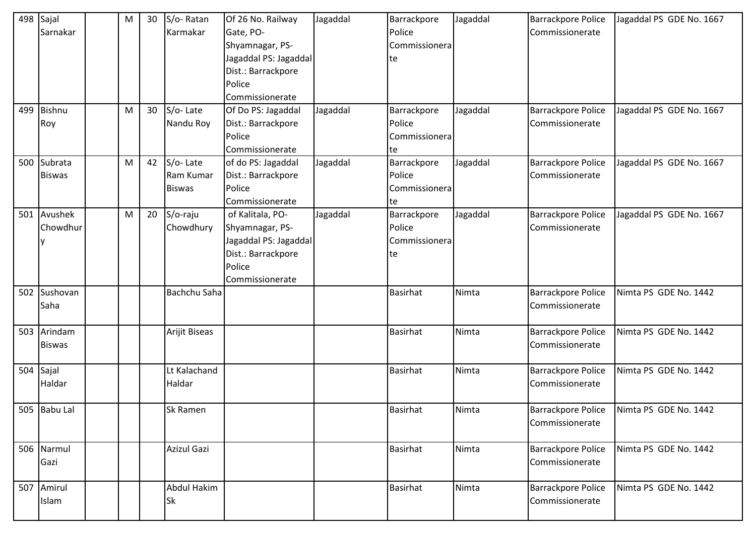| 498 | Sajal Sarnakar | | M | 30 | S/o- Ratan Karmakar | Of 26 No. Railway Gate, PO- Shyamnagar, PS- Jagaddal PS: Jagaddal Dist.: Barrackpore Police Commissionerate | Jagaddal | Barrackpore Police Commissionerate | Jagaddal | Barrackpore Police Commissionerate | Jagaddal PS GDE No. 1667 |
|---|---|---|---|---|---|---|---|---|---|---|---|
| 499 | Bishnu Roy | | M | 30 | S/o- Late Nandu Roy | Of Do PS: Jagaddal Dist.: Barrackpore Police Commissionerate | Jagaddal | Barrackpore Police Commissionerate | Jagaddal | Barrackpore Police Commissionerate | Jagaddal PS GDE No. 1667 |
| 500 | Subrata Biswas | | M | 42 | S/o- Late Ram Kumar Biswas | of do PS: Jagaddal Dist.: Barrackpore Police Commissionerate | Jagaddal | Barrackpore Police Commissionerate | Jagaddal | Barrackpore Police Commissionerate | Jagaddal PS GDE No. 1667 |
| 501 | Avushek Chowdhury | | M | 20 | S/o-raju Chowdhury | of Kalitala, PO- Shyamnagar, PS- Jagaddal PS: Jagaddal Dist.: Barrackpore Police Commissionerate | Jagaddal | Barrackpore Police Commissionerate | Jagaddal | Barrackpore Police Commissionerate | Jagaddal PS GDE No. 1667 |
| 502 | Sushovan Saha | | | | Bachchu Saha | | | Basirhat | Nimta | Barrackpore Police Commissionerate | Nimta PS GDE No. 1442 |
| 503 | Arindam Biswas | | | | Arijit Biseas | | | Basirhat | Nimta | Barrackpore Police Commissionerate | Nimta PS GDE No. 1442 |
| 504 | Sajal Haldar | | | | Lt Kalachand Haldar | | | Basirhat | Nimta | Barrackpore Police Commissionerate | Nimta PS GDE No. 1442 |
| 505 | Babu Lal | | | | Sk Ramen | | | Basirhat | Nimta | Barrackpore Police Commissionerate | Nimta PS GDE No. 1442 |
| 506 | Narmul Gazi | | | | Azizul Gazi | | | Basirhat | Nimta | Barrackpore Police Commissionerate | Nimta PS GDE No. 1442 |
| 507 | Amirul Islam | | | | Abdul Hakim Sk | | | Basirhat | Nimta | Barrackpore Police Commissionerate | Nimta PS GDE No. 1442 |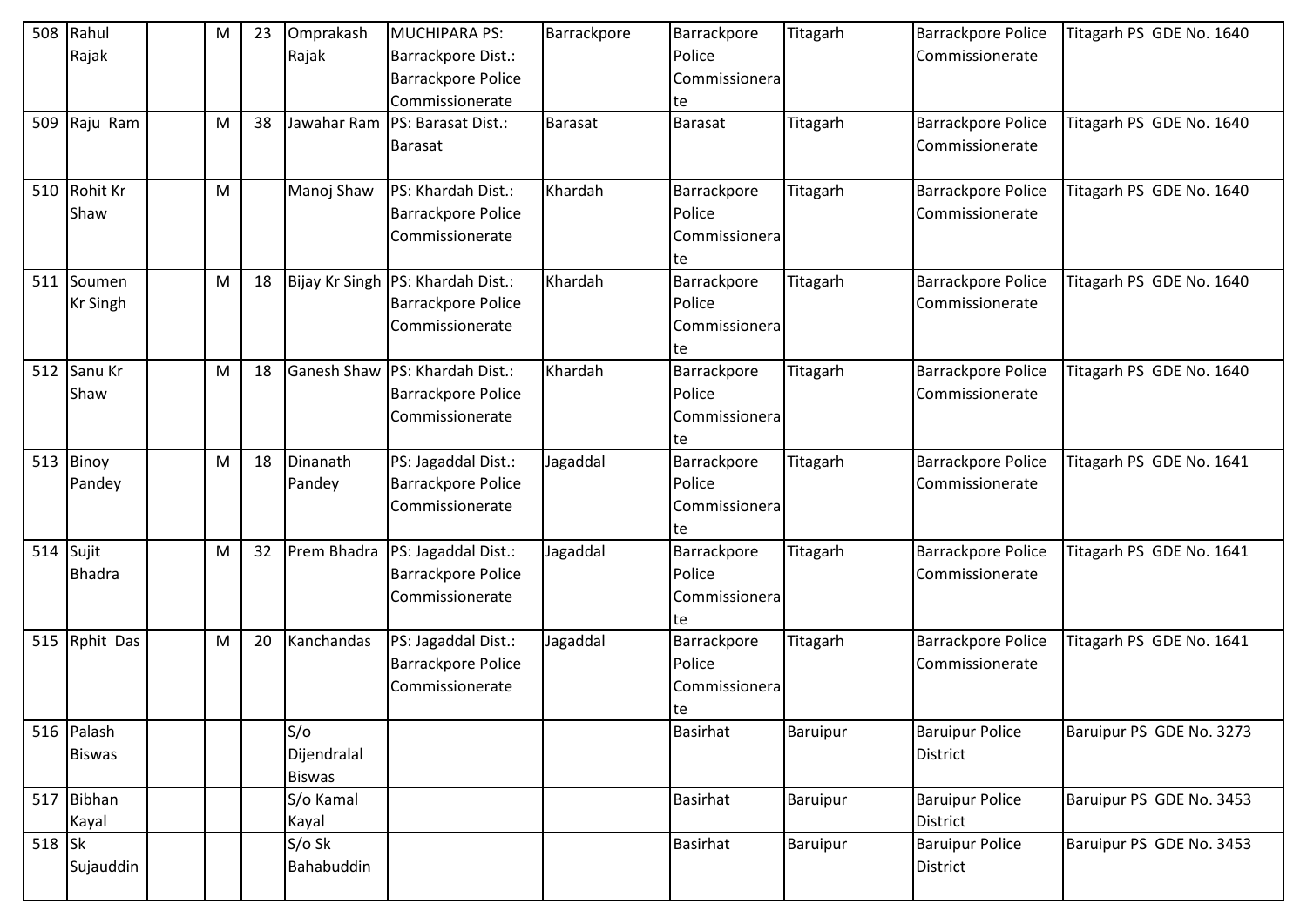| 508 | Rahul Rajak | | M | 23 | Omprakash Rajak | MUCHIPARA PS: Barrackpore Dist.: Barrackpore Police Commissionerate | Barrackpore | Barrackpore Police Commissionerate | Titagarh | Barrackpore Police Commissionerate | Titagarh PS GDE No. 1640 |
|---|---|---|---|---|---|---|---|---|---|---|---|
| 509 | Raju Ram | | M | 38 | Jawahar Ram | PS: Barasat Dist.: Barasat | Barasat | Barasat | Titagarh | Barrackpore Police Commissionerate | Titagarh PS GDE No. 1640 |
| 510 | Rohit Kr Shaw | | M | | Manoj Shaw | PS: Khardah Dist.: Barrackpore Police Commissionerate | Khardah | Barrackpore Police Commissionerate | Titagarh | Barrackpore Police Commissionerate | Titagarh PS GDE No. 1640 |
| 511 | Soumen Kr Singh | | M | 18 | Bijay Kr Singh | PS: Khardah Dist.: Barrackpore Police Commissionerate | Khardah | Barrackpore Police Commissionerate | Titagarh | Barrackpore Police Commissionerate | Titagarh PS GDE No. 1640 |
| 512 | Sanu Kr Shaw | | M | 18 | Ganesh Shaw | PS: Khardah Dist.: Barrackpore Police Commissionerate | Khardah | Barrackpore Police Commissionerate | Titagarh | Barrackpore Police Commissionerate | Titagarh PS GDE No. 1640 |
| 513 | Binoy Pandey | | M | 18 | Dinanath Pandey | PS: Jagaddal Dist.: Barrackpore Police Commissionerate | Jagaddal | Barrackpore Police Commissionerate | Titagarh | Barrackpore Police Commissionerate | Titagarh PS GDE No. 1641 |
| 514 | Sujit Bhadra | | M | 32 | Prem Bhadra | PS: Jagaddal Dist.: Barrackpore Police Commissionerate | Jagaddal | Barrackpore Police Commissionerate | Titagarh | Barrackpore Police Commissionerate | Titagarh PS GDE No. 1641 |
| 515 | Rphit Das | | M | 20 | Kanchandas | PS: Jagaddal Dist.: Barrackpore Police Commissionerate | Jagaddal | Barrackpore Police Commissionerate | Titagarh | Barrackpore Police Commissionerate | Titagarh PS GDE No. 1641 |
| 516 | Palash Biswas | | | | S/o Dijendralal Biswas | | | Basirhat | Baruipur | Baruipur Police District | Baruipur PS GDE No. 3273 |
| 517 | Bibhan Kayal | | | | S/o Kamal Kayal | | | Basirhat | Baruipur | Baruipur Police District | Baruipur PS GDE No. 3453 |
| 518 | Sk Sujauddin | | | | S/o Sk Bahabuddin | | | Basirhat | Baruipur | Baruipur Police District | Baruipur PS GDE No. 3453 |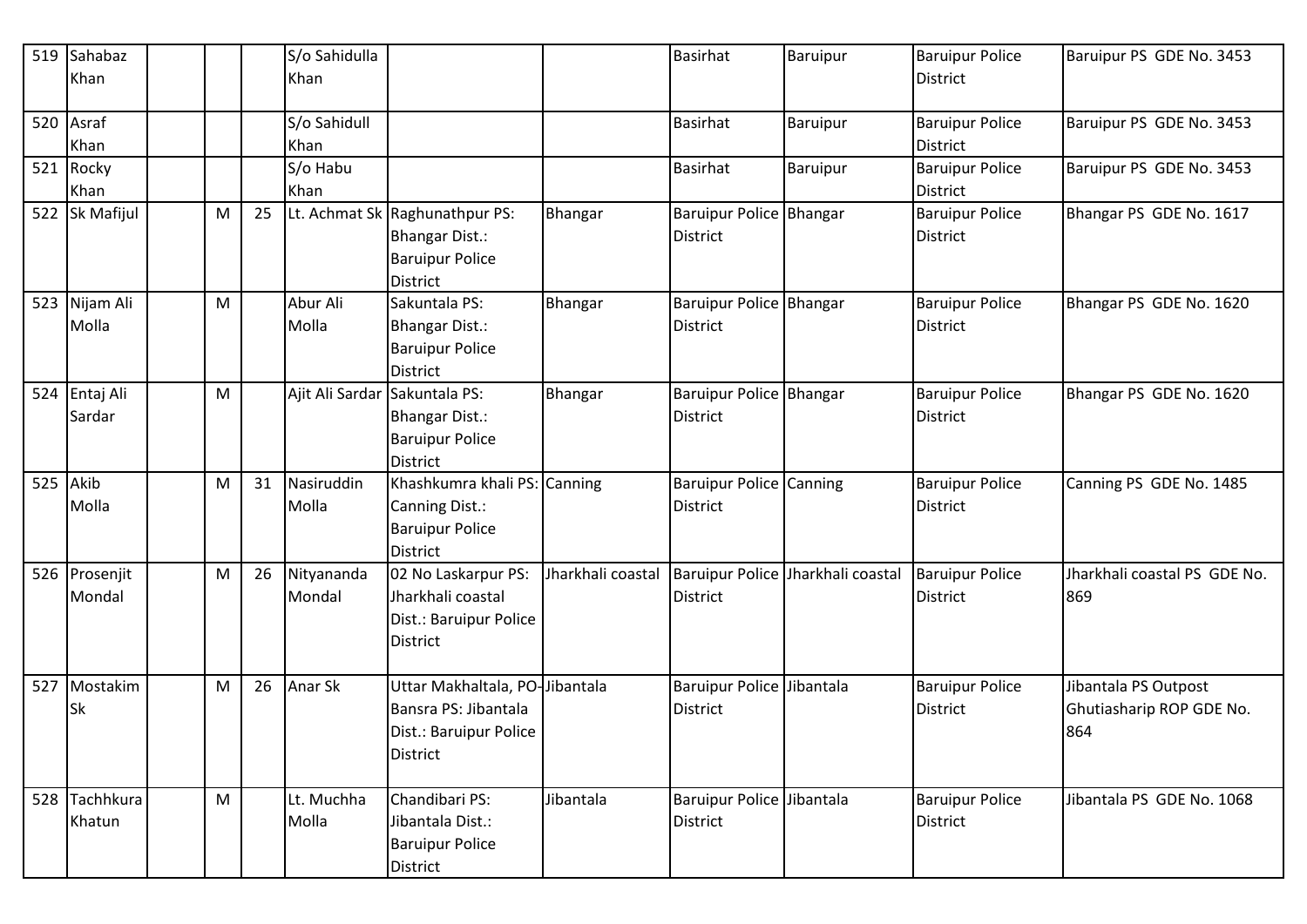| 519 | Sahabaz Khan | | | | S/o Sahidulla Khan | | | Basirhat | Baruipur | Baruipur Police District | Baruipur PS GDE No. 3453 |
|---|---|---|---|---|---|---|---|---|---|---|---|
| 520 | Asraf Khan | | | | S/o Sahidull Khan | | | Basirhat | Baruipur | Baruipur Police District | Baruipur PS GDE No. 3453 |
| 521 | Rocky Khan | | | | S/o Habu Khan | | | Basirhat | Baruipur | Baruipur Police District | Baruipur PS GDE No. 3453 |
| 522 | Sk Mafijul | | M | 25 | Lt. Achmat Sk | Raghunathpur PS: Bhangar Dist.: Baruipur Police District | Bhangar | Baruipur Police District | Bhangar | Baruipur Police District | Bhangar PS GDE No. 1617 |
| 523 | Nijam Ali Molla | | M | | Abur Ali Molla | Sakuntala PS: Bhangar Dist.: Baruipur Police District | Bhangar | Baruipur Police District | Bhangar | Baruipur Police District | Bhangar PS GDE No. 1620 |
| 524 | Entaj Ali Sardar | | M | | Ajit Ali Sardar | Sakuntala PS: Bhangar Dist.: Baruipur Police District | Bhangar | Baruipur Police District | Bhangar | Baruipur Police District | Bhangar PS GDE No. 1620 |
| 525 | Akib Molla | | M | 31 | Nasiruddin Molla | Khashkumra khali PS: Canning Dist.: Baruipur Police District | Canning | Baruipur Police District | Canning | Baruipur Police District | Canning PS GDE No. 1485 |
| 526 | Prosenjit Mondal | | M | 26 | Nityananda Mondal | 02 No Laskarpur PS: Jharkhali coastal Dist.: Baruipur Police District | Jharkhali coastal | Baruipur Police District | Jharkhali coastal | Baruipur Police District | Jharkhali coastal PS GDE No. 869 |
| 527 | Mostakim Sk | | M | 26 | Anar Sk | Uttar Makhaltala, PO- Bansra PS: Jibantala Dist.: Baruipur Police District | Jibantala | Baruipur Police District | Jibantala | Baruipur Police District | Jibantala PS Outpost Ghutiasharip ROP GDE No. 864 |
| 528 | Tachhkura Khatun | | M | | Lt. Muchha Molla | Chandibari PS: Jibantala Dist.: Baruipur Police District | Jibantala | Baruipur Police District | Jibantala | Baruipur Police District | Jibantala PS GDE No. 1068 |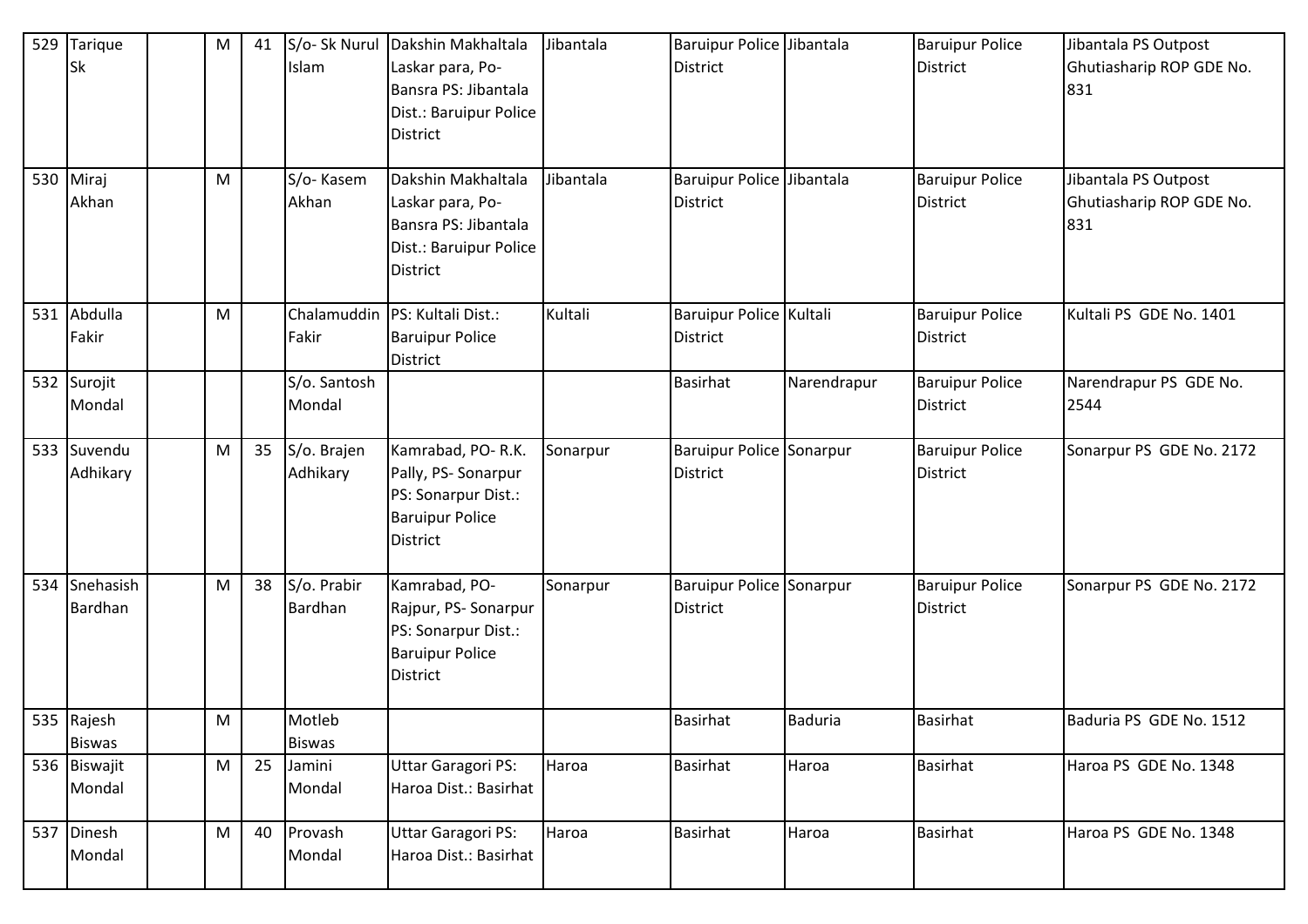| 529 | Tarique Sk | | M | 41 | S/o- Sk Nurul Islam | Dakshin Makhaltala Laskar para, Po-Bansra PS: Jibantala Dist.: Baruipur Police District | Jibantala | Baruipur Police District | Jibantala | Baruipur Police District | Jibantala PS Outpost Ghutiasharip ROP GDE No. 831 |
|---|---|---|---|---|---|---|---|---|---|---|---|
| 530 | Miraj Akhan | | M | | S/o- Kasem Akhan | Dakshin Makhaltala Laskar para, Po-Bansra PS: Jibantala Dist.: Baruipur Police District | Jibantala | Baruipur Police District | Jibantala | Baruipur Police District | Jibantala PS Outpost Ghutiasharip ROP GDE No. 831 |
| 531 | Abdulla Fakir | | M | | Chalamuddin Fakir | PS: Kultali Dist.: Baruipur Police District | Kultali | Baruipur Police District | Kultali | Baruipur Police District | Kultali PS GDE No. 1401 |
| 532 | Surojit Mondal | | | | S/o. Santosh Mondal | | | Basirhat | Narendrapur | Baruipur Police District | Narendrapur PS GDE No. 2544 |
| 533 | Suvendu Adhikary | | M | 35 | S/o. Brajen Adhikary | Kamrabad, PO- R.K. Pally, PS- Sonarpur PS: Sonarpur Dist.: Baruipur Police District | Sonarpur | Baruipur Police District | Sonarpur | Baruipur Police District | Sonarpur PS GDE No. 2172 |
| 534 | Snehasish Bardhan | | M | 38 | S/o. Prabir Bardhan | Kamrabad, PO-Rajpur, PS- Sonarpur PS: Sonarpur Dist.: Baruipur Police District | Sonarpur | Baruipur Police District | Sonarpur | Baruipur Police District | Sonarpur PS GDE No. 2172 |
| 535 | Rajesh Biswas | | M | | Motleb Biswas | | | Basirhat | Baduria | Basirhat | Baduria PS GDE No. 1512 |
| 536 | Biswajit Mondal | | M | 25 | Jamini Mondal | Uttar Garagori PS: Haroa Dist.: Basirhat | Haroa | Basirhat | Haroa | Basirhat | Haroa PS GDE No. 1348 |
| 537 | Dinesh Mondal | | M | 40 | Provash Mondal | Uttar Garagori PS: Haroa Dist.: Basirhat | Haroa | Basirhat | Haroa | Basirhat | Haroa PS GDE No. 1348 |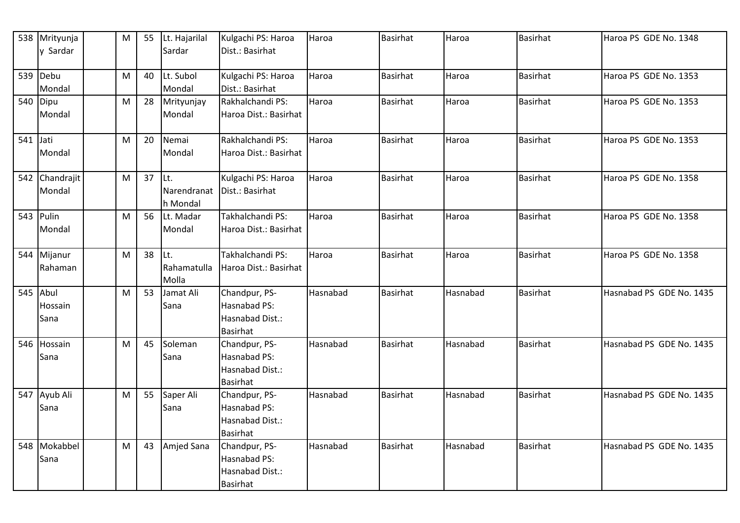| 538 | Mrityunjay Sardar | | M | 55 | Lt. Hajarilal Sardar | Kulgachi PS: Haroa Dist.: Basirhat | Haroa | Basirhat | Haroa | Basirhat | Haroa PS GDE No. 1348 |
|---|---|---|---|---|---|---|---|---|---|---|---|
| 539 | Debu Mondal | | M | 40 | Lt. Subol Mondal | Kulgachi PS: Haroa Dist.: Basirhat | Haroa | Basirhat | Haroa | Basirhat | Haroa PS GDE No. 1353 |
| 540 | Dipu Mondal | | M | 28 | Mrityunjay Mondal | Rakhalchandi PS: Haroa Dist.: Basirhat | Haroa | Basirhat | Haroa | Basirhat | Haroa PS GDE No. 1353 |
| 541 | Jati Mondal | | M | 20 | Nemai Mondal | Rakhalchandi PS: Haroa Dist.: Basirhat | Haroa | Basirhat | Haroa | Basirhat | Haroa PS GDE No. 1353 |
| 542 | Chandrajit Mondal | | M | 37 | Lt. Narendranath Mondal | Kulgachi PS: Haroa Dist.: Basirhat | Haroa | Basirhat | Haroa | Basirhat | Haroa PS GDE No. 1358 |
| 543 | Pulin Mondal | | M | 56 | Lt. Madar Mondal | Takhalchandi PS: Haroa Dist.: Basirhat | Haroa | Basirhat | Haroa | Basirhat | Haroa PS GDE No. 1358 |
| 544 | Mijanur Rahaman | | M | 38 | Lt. Rahamatulla Molla | Takhalchandi PS: Haroa Dist.: Basirhat | Haroa | Basirhat | Haroa | Basirhat | Haroa PS GDE No. 1358 |
| 545 | Abul Hossain Sana | | M | 53 | Jamat Ali Sana | Chandpur, PS-Hasnabad PS: Hasnabad Dist.: Basirhat | Hasnabad | Basirhat | Hasnabad | Basirhat | Hasnabad PS GDE No. 1435 |
| 546 | Hossain Sana | | M | 45 | Soleman Sana | Chandpur, PS-Hasnabad PS: Hasnabad Dist.: Basirhat | Hasnabad | Basirhat | Hasnabad | Basirhat | Hasnabad PS GDE No. 1435 |
| 547 | Ayub Ali Sana | | M | 55 | Saper Ali Sana | Chandpur, PS-Hasnabad PS: Hasnabad Dist.: Basirhat | Hasnabad | Basirhat | Hasnabad | Basirhat | Hasnabad PS GDE No. 1435 |
| 548 | Mokabbel Sana | | M | 43 | Amjed Sana | Chandpur, PS-Hasnabad PS: Hasnabad Dist.: Basirhat | Hasnabad | Basirhat | Hasnabad | Basirhat | Hasnabad PS GDE No. 1435 |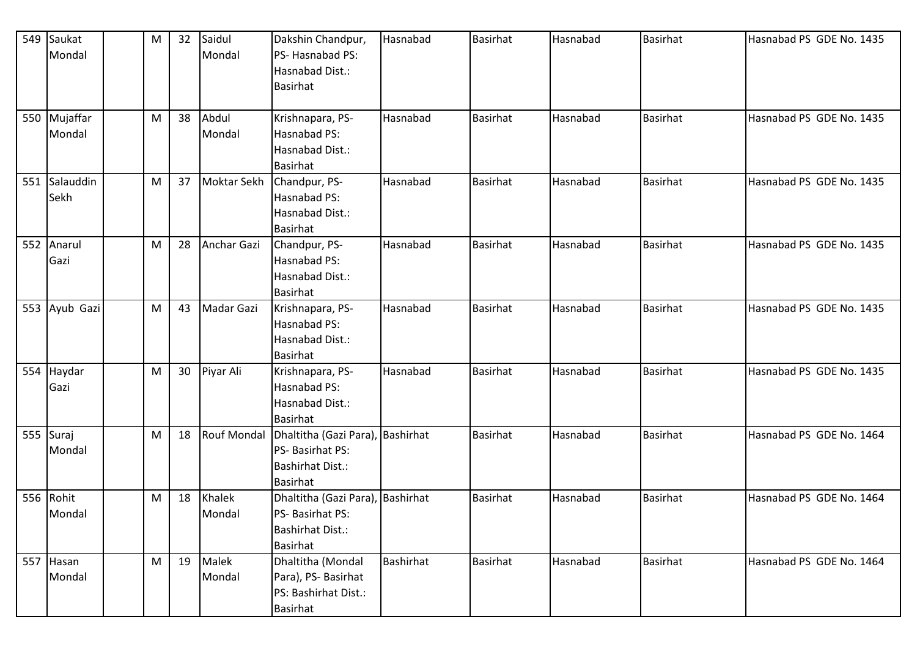| 549 | Saukat Mondal | | M | 32 | Saidul Mondal | Dakshin Chandpur, PS- Hasnabad PS: Hasnabad Dist.: Basirhat | Hasnabad | Basirhat | Hasnabad | Basirhat | Hasnabad PS GDE No. 1435 |
|---|---|---|---|---|---|---|---|---|---|---|---|
| 550 | Mujaffar Mondal | | M | 38 | Abdul Mondal | Krishnapara, PS- Hasnabad PS: Hasnabad Dist.: Basirhat | Hasnabad | Basirhat | Hasnabad | Basirhat | Hasnabad PS GDE No. 1435 |
| 551 | Salauddin Sekh | | M | 37 | Moktar Sekh | Chandpur, PS- Hasnabad PS: Hasnabad Dist.: Basirhat | Hasnabad | Basirhat | Hasnabad | Basirhat | Hasnabad PS GDE No. 1435 |
| 552 | Anarul Gazi | | M | 28 | Anchar Gazi | Chandpur, PS- Hasnabad PS: Hasnabad Dist.: Basirhat | Hasnabad | Basirhat | Hasnabad | Basirhat | Hasnabad PS GDE No. 1435 |
| 553 | Ayub Gazi | | M | 43 | Madar Gazi | Krishnapara, PS- Hasnabad PS: Hasnabad Dist.: Basirhat | Hasnabad | Basirhat | Hasnabad | Basirhat | Hasnabad PS GDE No. 1435 |
| 554 | Haydar Gazi | | M | 30 | Piyar Ali | Krishnapara, PS- Hasnabad PS: Hasnabad Dist.: Basirhat | Hasnabad | Basirhat | Hasnabad | Basirhat | Hasnabad PS GDE No. 1435 |
| 555 | Suraj Mondal | | M | 18 | Rouf Mondal | Dhaltitha (Gazi Para), PS- Basirhat PS: Bashirhat Dist.: Basirhat | Bashirhat | Basirhat | Hasnabad | Basirhat | Hasnabad PS GDE No. 1464 |
| 556 | Rohit Mondal | | M | 18 | Khalek Mondal | Dhaltitha (Gazi Para), PS- Basirhat PS: Bashirhat Dist.: Basirhat | Bashirhat | Basirhat | Hasnabad | Basirhat | Hasnabad PS GDE No. 1464 |
| 557 | Hasan Mondal | | M | 19 | Malek Mondal | Dhaltitha (Mondal Para), PS- Basirhat PS: Bashirhat Dist.: Basirhat | Bashirhat | Basirhat | Hasnabad | Basirhat | Hasnabad PS GDE No. 1464 |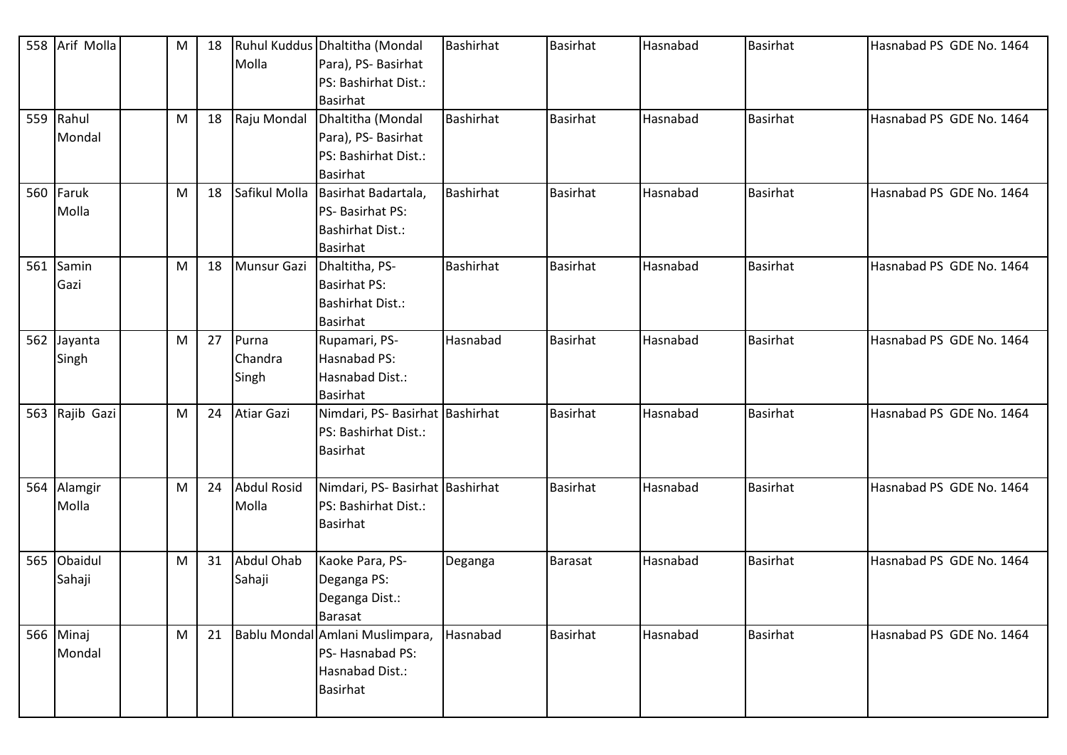| 558 | Arif Molla | | M | 18 | Ruhul Kuddus Molla | Dhaltitha (Mondal Para), PS- Basirhat PS: Bashirhat Dist.: Basirhat | Bashirhat | Basirhat | Hasnabad | Basirhat | Hasnabad PS GDE No. 1464 |
|---|---|---|---|---|---|---|---|---|---|---|---|
| 559 | Rahul Mondal | | M | 18 | Raju Mondal | Dhaltitha (Mondal Para), PS- Basirhat PS: Bashirhat Dist.: Basirhat | Bashirhat | Basirhat | Hasnabad | Basirhat | Hasnabad PS GDE No. 1464 |
| 560 | Faruk Molla | | M | 18 | Safikul Molla | Basirhat Badartala, PS- Basirhat PS: Bashirhat Dist.: Basirhat | Bashirhat | Basirhat | Hasnabad | Basirhat | Hasnabad PS GDE No. 1464 |
| 561 | Samin Gazi | | M | 18 | Munsur Gazi | Dhaltitha, PS- Basirhat PS: Bashirhat Dist.: Basirhat | Bashirhat | Basirhat | Hasnabad | Basirhat | Hasnabad PS GDE No. 1464 |
| 562 | Jayanta Singh | | M | 27 | Purna Chandra Singh | Rupamari, PS- Hasnabad PS: Hasnabad Dist.: Basirhat | Hasnabad | Basirhat | Hasnabad | Basirhat | Hasnabad PS GDE No. 1464 |
| 563 | Rajib Gazi | | M | 24 | Atiar Gazi | Nimdari, PS- Basirhat PS: Bashirhat Dist.: Basirhat | Bashirhat | Basirhat | Hasnabad | Basirhat | Hasnabad PS GDE No. 1464 |
| 564 | Alamgir Molla | | M | 24 | Abdul Rosid Molla | Nimdari, PS- Basirhat PS: Bashirhat Dist.: Basirhat | Bashirhat | Basirhat | Hasnabad | Basirhat | Hasnabad PS GDE No. 1464 |
| 565 | Obaidul Sahaji | | M | 31 | Abdul Ohab Sahaji | Kaoke Para, PS- Deganga PS: Deganga Dist.: Barasat | Deganga | Barasat | Hasnabad | Basirhat | Hasnabad PS GDE No. 1464 |
| 566 | Minaj Mondal | | M | 21 | Bablu Mondal | Amlani Muslimpara, PS- Hasnabad PS: Hasnabad Dist.: Basirhat | Hasnabad | Basirhat | Hasnabad | Basirhat | Hasnabad PS GDE No. 1464 |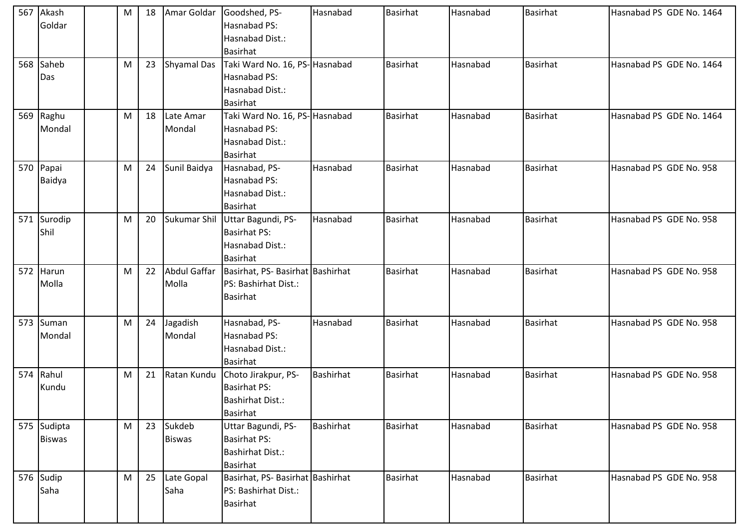| 567 | Akash Goldar | | M | 18 | Amar Goldar | Goodshed, PS- Hasnabad PS: Hasnabad Dist.: Basirhat | Hasnabad | Basirhat | Hasnabad | Basirhat | Hasnabad PS GDE No. 1464 |
|---|---|---|---|---|---|---|---|---|---|---|---|
| 568 | Saheb Das | | M | 23 | Shyamal Das | Taki Ward No. 16, PS- Hasnabad PS: Hasnabad Dist.: Basirhat | Hasnabad | Basirhat | Hasnabad | Basirhat | Hasnabad PS GDE No. 1464 |
| 569 | Raghu Mondal | | M | 18 | Late Amar Mondal | Taki Ward No. 16, PS- Hasnabad PS: Hasnabad Dist.: Basirhat | Hasnabad | Basirhat | Hasnabad | Basirhat | Hasnabad PS GDE No. 1464 |
| 570 | Papai Baidya | | M | 24 | Sunil Baidya | Hasnabad, PS- Hasnabad PS: Hasnabad Dist.: Basirhat | Hasnabad | Basirhat | Hasnabad | Basirhat | Hasnabad PS GDE No. 958 |
| 571 | Surodip Shil | | M | 20 | Sukumar Shil | Uttar Bagundi, PS- Basirhat PS: Hasnabad Dist.: Basirhat | Hasnabad | Basirhat | Hasnabad | Basirhat | Hasnabad PS GDE No. 958 |
| 572 | Harun Molla | | M | 22 | Abdul Gaffar Molla | Basirhat, PS- Basirhat PS: Bashirhat Dist.: Basirhat | Bashirhat | Basirhat | Hasnabad | Basirhat | Hasnabad PS GDE No. 958 |
| 573 | Suman Mondal | | M | 24 | Jagadish Mondal | Hasnabad, PS- Hasnabad PS: Hasnabad Dist.: Basirhat | Hasnabad | Basirhat | Hasnabad | Basirhat | Hasnabad PS GDE No. 958 |
| 574 | Rahul Kundu | | M | 21 | Ratan Kundu | Choto Jirakpur, PS- Basirhat PS: Bashirhat Dist.: Basirhat | Bashirhat | Basirhat | Hasnabad | Basirhat | Hasnabad PS GDE No. 958 |
| 575 | Sudipta Biswas | | M | 23 | Sukdeb Biswas | Uttar Bagundi, PS- Basirhat PS: Bashirhat Dist.: Basirhat | Bashirhat | Basirhat | Hasnabad | Basirhat | Hasnabad PS GDE No. 958 |
| 576 | Sudip Saha | | M | 25 | Late Gopal Saha | Basirhat, PS- Basirhat PS: Bashirhat Dist.: Basirhat | Bashirhat | Basirhat | Hasnabad | Basirhat | Hasnabad PS GDE No. 958 |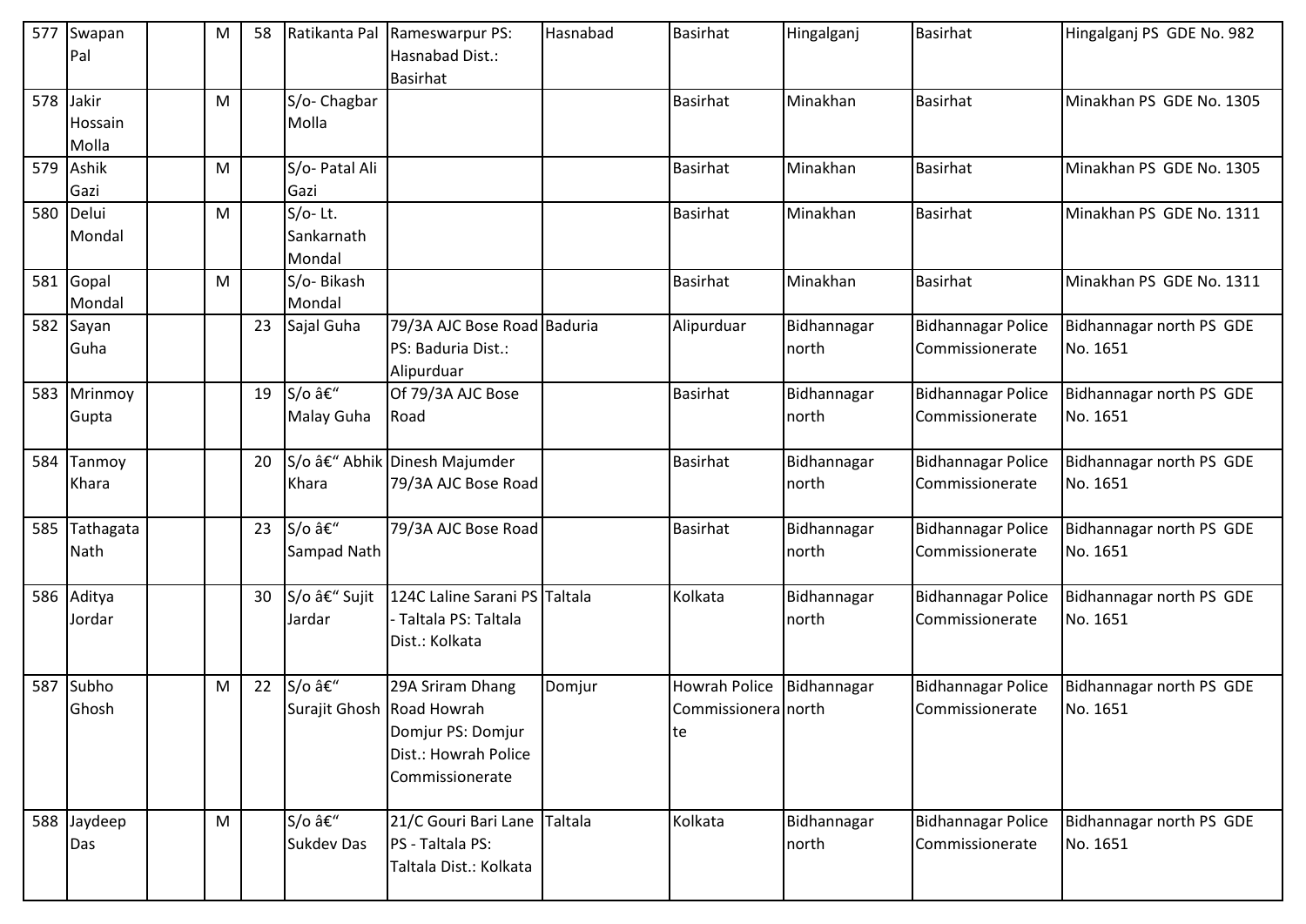| 577 | Swapan Pal | | M | 58 | Ratikanta Pal | Rameswarpur PS: Hasnabad Dist.: Basirhat | Hasnabad | Basirhat | Hingalganj | Basirhat | Hingalganj PS GDE No. 982 |
|---|---|---|---|---|---|---|---|---|---|---|---|
| 578 | Jakir Hossain Molla | | M | | S/o- Chagbar Molla | | | Basirhat | Minakhan | Basirhat | Minakhan PS GDE No. 1305 |
| 579 | Ashik Gazi | | M | | S/o- Patal Ali Gazi | | | Basirhat | Minakhan | Basirhat | Minakhan PS GDE No. 1305 |
| 580 | Delui Mondal | | M | | S/o- Lt. Sankarnath Mondal | | | Basirhat | Minakhan | Basirhat | Minakhan PS GDE No. 1311 |
| 581 | Gopal Mondal | | M | | S/o- Bikash Mondal | | | Basirhat | Minakhan | Basirhat | Minakhan PS GDE No. 1311 |
| 582 | Sayan Guha | | | 23 | Sajal Guha | 79/3A AJC Bose Road PS: Baduria Dist.: Alipurduar | Baduria | Alipurduar | Bidhannagar north | Bidhannagar Police Commissionerate | Bidhannagar north PS GDE No. 1651 |
| 583 | Mrinmoy Gupta | | | 19 | S/o â€“ Malay Guha | Of 79/3A AJC Bose Road | | Basirhat | Bidhannagar north | Bidhannagar Police Commissionerate | Bidhannagar north PS GDE No. 1651 |
| 584 | Tanmoy Khara | | | 20 | S/o â€“ Abhik Khara | Dinesh Majumder 79/3A AJC Bose Road | | Basirhat | Bidhannagar north | Bidhannagar Police Commissionerate | Bidhannagar north PS GDE No. 1651 |
| 585 | Tathagata Nath | | | 23 | S/o â€“ Sampad Nath | 79/3A AJC Bose Road | | Basirhat | Bidhannagar north | Bidhannagar Police Commissionerate | Bidhannagar north PS GDE No. 1651 |
| 586 | Aditya Jordar | | | 30 | S/o â€“ Sujit Jardar | 124C Laline Sarani PS - Taltala PS: Taltala Dist.: Kolkata | Taltala | Kolkata | Bidhannagar north | Bidhannagar Police Commissionerate | Bidhannagar north PS GDE No. 1651 |
| 587 | Subho Ghosh | | M | 22 | S/o â€“ Surajit Ghosh | 29A Sriram Dhang Road Howrah Domjur PS: Domjur Dist.: Howrah Police Commissionerate | Domjur | Howrah Police Commissionerate | Bidhannagar north | Bidhannagar Police Commissionerate | Bidhannagar north PS GDE No. 1651 |
| 588 | Jaydeep Das | | M | | S/o â€“ Sukdev Das | 21/C Gouri Bari Lane PS - Taltala PS: Taltala Dist.: Kolkata | Taltala | Kolkata | Bidhannagar north | Bidhannagar Police Commissionerate | Bidhannagar north PS GDE No. 1651 |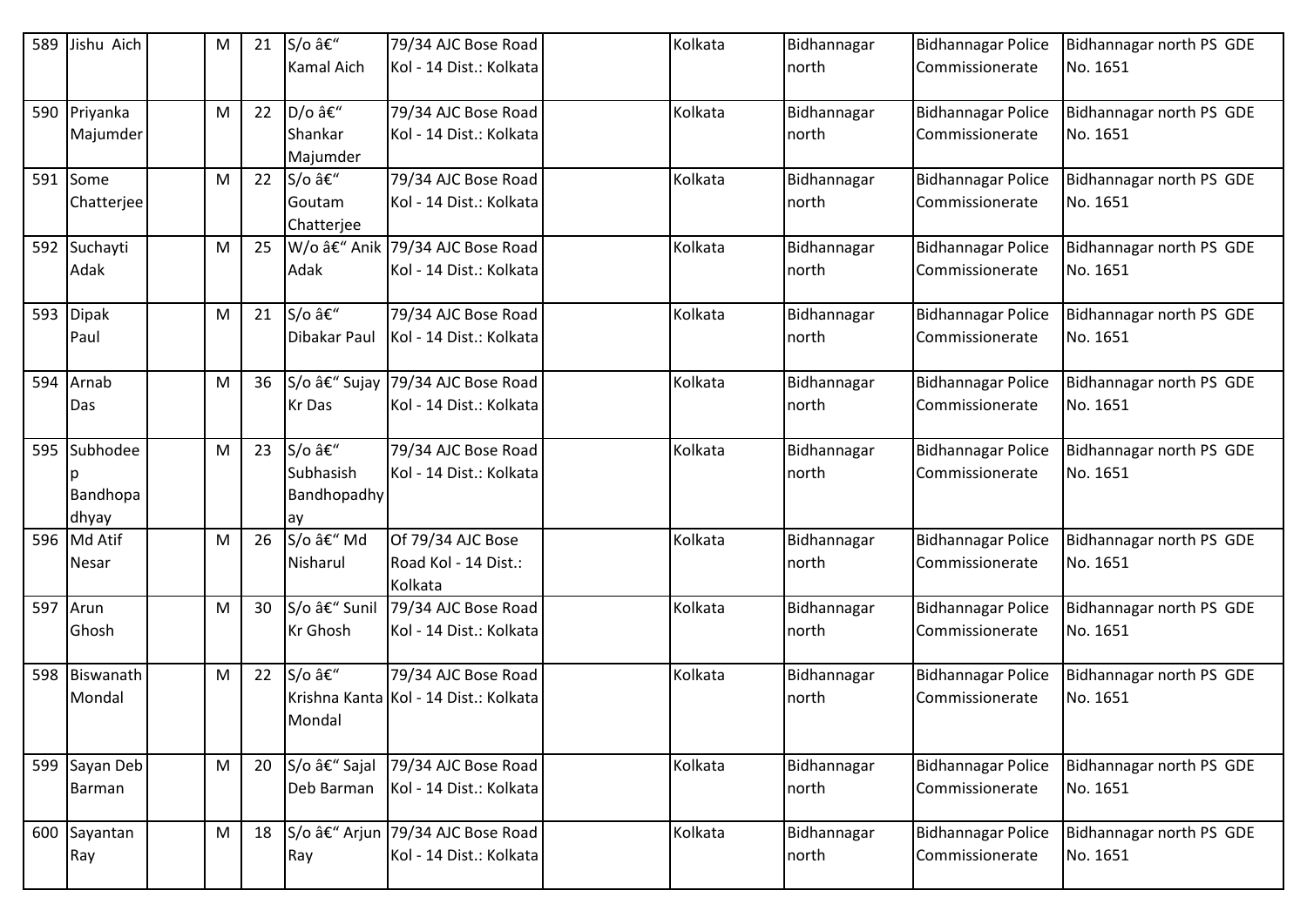| 589 | Jishu Aich | | M | 21 | S/o â€“ Kamal Aich | 79/34 AJC Bose Road Kol - 14 Dist.: Kolkata | | Kolkata | Bidhannagar north | Bidhannagar Police Commissionerate | Bidhannagar north PS GDE No. 1651 |
|---|---|---|---|---|---|---|---|---|---|---|---|
| 590 | Priyanka Majumder | | M | 22 | D/o â€“ Shankar Majumder | 79/34 AJC Bose Road Kol - 14 Dist.: Kolkata | | Kolkata | Bidhannagar north | Bidhannagar Police Commissionerate | Bidhannagar north PS GDE No. 1651 |
| 591 | Some Chatterjee | | M | 22 | S/o â€“ Goutam Chatterjee | 79/34 AJC Bose Road Kol - 14 Dist.: Kolkata | | Kolkata | Bidhannagar north | Bidhannagar Police Commissionerate | Bidhannagar north PS GDE No. 1651 |
| 592 | Suchayti Adak | | M | 25 | W/o â€“ Anik Adak | 79/34 AJC Bose Road Kol - 14 Dist.: Kolkata | | Kolkata | Bidhannagar north | Bidhannagar Police Commissionerate | Bidhannagar north PS GDE No. 1651 |
| 593 | Dipak Paul | | M | 21 | S/o â€“ Dibakar Paul | 79/34 AJC Bose Road Kol - 14 Dist.: Kolkata | | Kolkata | Bidhannagar north | Bidhannagar Police Commissionerate | Bidhannagar north PS GDE No. 1651 |
| 594 | Arnab Das | | M | 36 | S/o â€“ Sujay Kr Das | 79/34 AJC Bose Road Kol - 14 Dist.: Kolkata | | Kolkata | Bidhannagar north | Bidhannagar Police Commissionerate | Bidhannagar north PS GDE No. 1651 |
| 595 | Subhodeep Bandhopadhyay | | M | 23 | S/o â€“ Subhasish Bandhopadhyay | 79/34 AJC Bose Road Kol - 14 Dist.: Kolkata | | Kolkata | Bidhannagar north | Bidhannagar Police Commissionerate | Bidhannagar north PS GDE No. 1651 |
| 596 | Md Atif Nesar | | M | 26 | S/o â€“ Md Nisharul | Of 79/34 AJC Bose Road Kol - 14 Dist.: Kolkata | | Kolkata | Bidhannagar north | Bidhannagar Police Commissionerate | Bidhannagar north PS GDE No. 1651 |
| 597 | Arun Ghosh | | M | 30 | S/o â€“ Sunil Kr Ghosh | 79/34 AJC Bose Road Kol - 14 Dist.: Kolkata | | Kolkata | Bidhannagar north | Bidhannagar Police Commissionerate | Bidhannagar north PS GDE No. 1651 |
| 598 | Biswanath Mondal | | M | 22 | S/o â€“ Krishna Kanta Mondal | 79/34 AJC Bose Road Kol - 14 Dist.: Kolkata | | Kolkata | Bidhannagar north | Bidhannagar Police Commissionerate | Bidhannagar north PS GDE No. 1651 |
| 599 | Sayan Deb Barman | | M | 20 | S/o â€“ Sajal Deb Barman | 79/34 AJC Bose Road Kol - 14 Dist.: Kolkata | | Kolkata | Bidhannagar north | Bidhannagar Police Commissionerate | Bidhannagar north PS GDE No. 1651 |
| 600 | Sayantan Ray | | M | 18 | S/o â€“ Arjun Ray | 79/34 AJC Bose Road Kol - 14 Dist.: Kolkata | | Kolkata | Bidhannagar north | Bidhannagar Police Commissionerate | Bidhannagar north PS GDE No. 1651 |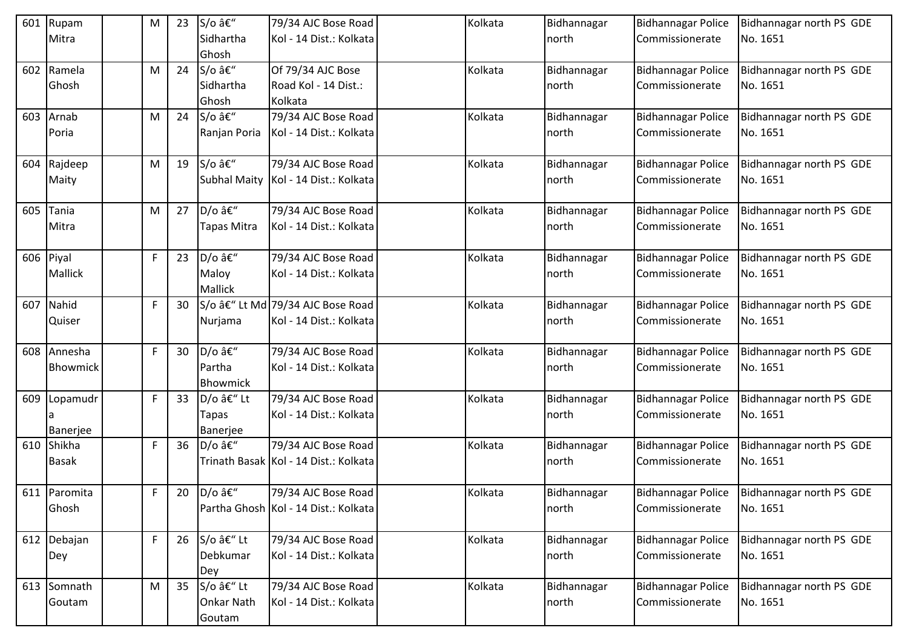| 601 | Rupam Mitra | | M | 23 | S/o â€" Sidhartha Ghosh | 79/34 AJC Bose Road Kol - 14 Dist.: Kolkata | | Kolkata | Bidhannagar north | Bidhannagar Police Commissionerate | Bidhannagar north PS GDE No. 1651 |
|---|---|---|---|---|---|---|---|---|---|---|---|
| 602 | Ramela Ghosh | | M | 24 | S/o â€" Sidhartha Ghosh | Of 79/34 AJC Bose Road Kol - 14 Dist.: Kolkata | | Kolkata | Bidhannagar north | Bidhannagar Police Commissionerate | Bidhannagar north PS GDE No. 1651 |
| 603 | Arnab Poria | | M | 24 | S/o â€" Ranjan Poria | 79/34 AJC Bose Road Kol - 14 Dist.: Kolkata | | Kolkata | Bidhannagar north | Bidhannagar Police Commissionerate | Bidhannagar north PS GDE No. 1651 |
| 604 | Rajdeep Maity | | M | 19 | S/o â€" Subhal Maity | 79/34 AJC Bose Road Kol - 14 Dist.: Kolkata | | Kolkata | Bidhannagar north | Bidhannagar Police Commissionerate | Bidhannagar north PS GDE No. 1651 |
| 605 | Tania Mitra | | M | 27 | D/o â€" Tapas Mitra | 79/34 AJC Bose Road Kol - 14 Dist.: Kolkata | | Kolkata | Bidhannagar north | Bidhannagar Police Commissionerate | Bidhannagar north PS GDE No. 1651 |
| 606 | Piyal Mallick | | F | 23 | D/o â€" Maloy Mallick | 79/34 AJC Bose Road Kol - 14 Dist.: Kolkata | | Kolkata | Bidhannagar north | Bidhannagar Police Commissionerate | Bidhannagar north PS GDE No. 1651 |
| 607 | Nahid Quiser | | F | 30 | S/o â€" Lt Md Nurjama | 79/34 AJC Bose Road Kol - 14 Dist.: Kolkata | | Kolkata | Bidhannagar north | Bidhannagar Police Commissionerate | Bidhannagar north PS GDE No. 1651 |
| 608 | Annesha Bhowmick | | F | 30 | D/o â€" Partha Bhowmick | 79/34 AJC Bose Road Kol - 14 Dist.: Kolkata | | Kolkata | Bidhannagar north | Bidhannagar Police Commissionerate | Bidhannagar north PS GDE No. 1651 |
| 609 | Lopamudra Banerjee | | F | 33 | D/o â€" Lt Tapas Banerjee | 79/34 AJC Bose Road Kol - 14 Dist.: Kolkata | | Kolkata | Bidhannagar north | Bidhannagar Police Commissionerate | Bidhannagar north PS GDE No. 1651 |
| 610 | Shikha Basak | | F | 36 | D/o â€" Trinath Basak | 79/34 AJC Bose Road Kol - 14 Dist.: Kolkata | | Kolkata | Bidhannagar north | Bidhannagar Police Commissionerate | Bidhannagar north PS GDE No. 1651 |
| 611 | Paromita Ghosh | | F | 20 | D/o â€" Partha Ghosh | 79/34 AJC Bose Road Kol - 14 Dist.: Kolkata | | Kolkata | Bidhannagar north | Bidhannagar Police Commissionerate | Bidhannagar north PS GDE No. 1651 |
| 612 | Debajan Dey | | F | 26 | S/o â€" Lt Debkumar Dey | 79/34 AJC Bose Road Kol - 14 Dist.: Kolkata | | Kolkata | Bidhannagar north | Bidhannagar Police Commissionerate | Bidhannagar north PS GDE No. 1651 |
| 613 | Somnath Goutam | | M | 35 | S/o â€" Lt Onkar Nath Goutam | 79/34 AJC Bose Road Kol - 14 Dist.: Kolkata | | Kolkata | Bidhannagar north | Bidhannagar Police Commissionerate | Bidhannagar north PS GDE No. 1651 |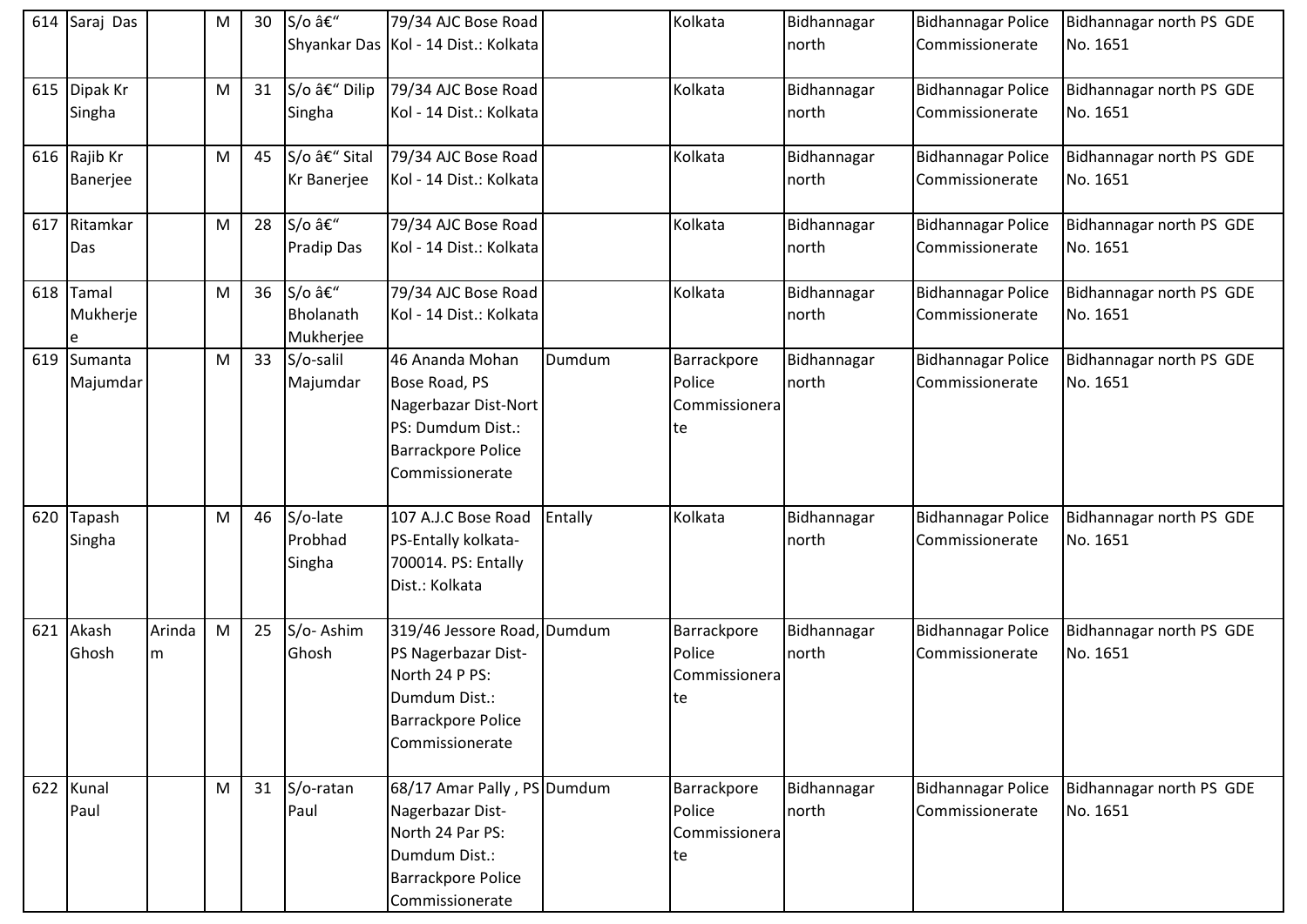| 614 | Saraj Das | | M | 30 | S/o â€“ Shyankar Das | 79/34 AJC Bose Road Kol - 14 Dist.: Kolkata | | Kolkata | Bidhannagar north | Bidhannagar Police Commissionerate | Bidhannagar north PS GDE No. 1651 |
|---|---|---|---|---|---|---|---|---|---|---|---|
| 615 | Dipak Kr Singha | | M | 31 | S/o â€“ Dilip Singha | 79/34 AJC Bose Road Kol - 14 Dist.: Kolkata | | Kolkata | Bidhannagar north | Bidhannagar Police Commissionerate | Bidhannagar north PS GDE No. 1651 |
| 616 | Rajib Kr Banerjee | | M | 45 | S/o â€“ Sital Kr Banerjee | 79/34 AJC Bose Road Kol - 14 Dist.: Kolkata | | Kolkata | Bidhannagar north | Bidhannagar Police Commissionerate | Bidhannagar north PS GDE No. 1651 |
| 617 | Ritamkar Das | | M | 28 | S/o â€“ Pradip Das | 79/34 AJC Bose Road Kol - 14 Dist.: Kolkata | | Kolkata | Bidhannagar north | Bidhannagar Police Commissionerate | Bidhannagar north PS GDE No. 1651 |
| 618 | Tamal Mukherjee | | M | 36 | S/o â€“ Bholanath Mukherjee | 79/34 AJC Bose Road Kol - 14 Dist.: Kolkata | | Kolkata | Bidhannagar north | Bidhannagar Police Commissionerate | Bidhannagar north PS GDE No. 1651 |
| 619 | Sumanta Majumdar | | M | 33 | S/o-salil Majumdar | 46 Ananda Mohan Bose Road, PS Nagerbazar Dist-Nort PS: Dumdum Dist.: Barrackpore Police Commissionerate | Dumdum | Barrackpore Police Commissionerate | Bidhannagar north | Bidhannagar Police Commissionerate | Bidhannagar north PS GDE No. 1651 |
| 620 | Tapash Singha | | M | 46 | S/o-late Probhad Singha | 107 A.J.C Bose Road PS-Entally kolkata-700014. PS: Entally Dist.: Kolkata | Entally | Kolkata | Bidhannagar north | Bidhannagar Police Commissionerate | Bidhannagar north PS GDE No. 1651 |
| 621 | Akash Ghosh | Arindam | M | 25 | S/o- Ashim Ghosh | 319/46 Jessore Road, PS Nagerbazar Dist-North 24 P PS: Dumdum Dist.: Barrackpore Police Commissionerate | Dumdum | Barrackpore Police Commissionerate | Bidhannagar north | Bidhannagar Police Commissionerate | Bidhannagar north PS GDE No. 1651 |
| 622 | Kunal Paul | | M | 31 | S/o-ratan Paul | 68/17 Amar Pally , PS Nagerbazar Dist-North 24 Par PS: Dumdum Dist.: Barrackpore Police Commissionerate | Dumdum | Barrackpore Police Commissionerate | Bidhannagar north | Bidhannagar Police Commissionerate | Bidhannagar north PS GDE No. 1651 |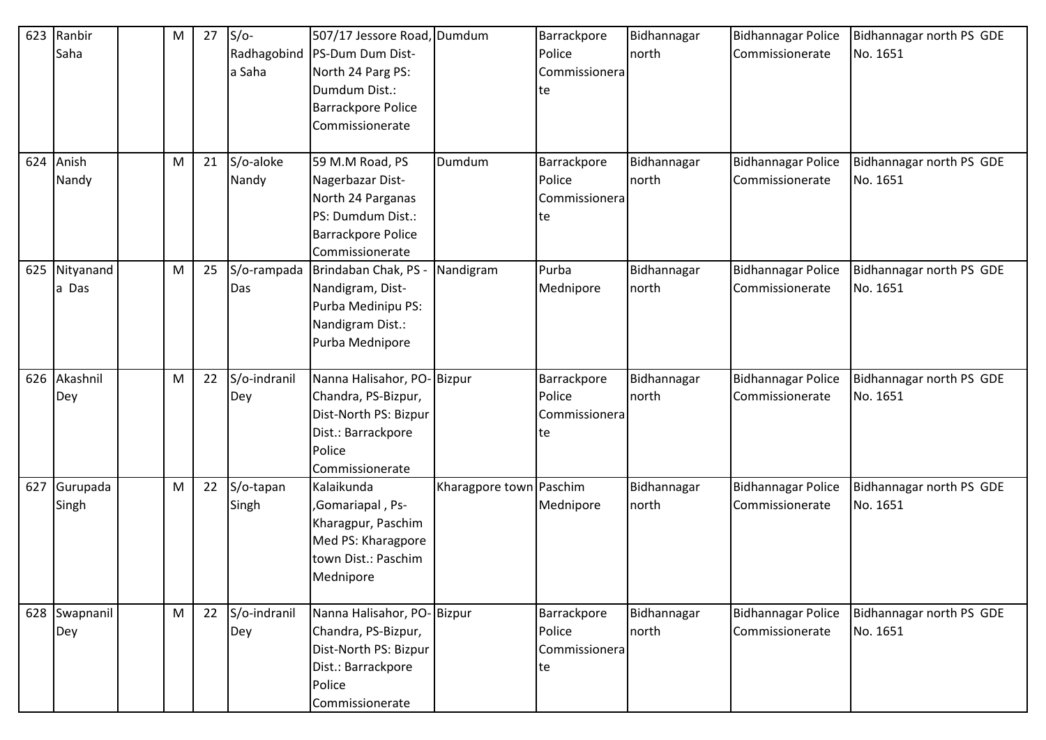| 623 | Ranbir Saha | | M | 27 | S/o-Radhagobinda Saha | 507/17 Jessore Road, PS-Dum Dum Dist-North 24 Parg PS: Dumdum Dist.: Barrackpore Police Commissionerate | Dumdum | Barrackpore Police Commissionerate | Bidhannagar north | Bidhannagar Police Commissionerate | Bidhannagar north PS GDE No. 1651 |
|---|---|---|---|---|---|---|---|---|---|---|---|
| 624 | Anish Nandy | | M | 21 | S/o-aloke Nandy | 59 M.M Road, PS Nagerbazar Dist-North 24 Parganas PS: Dumdum Dist.: Barrackpore Police Commissionerate | Dumdum | Barrackpore Police Commissionerate | Bidhannagar north | Bidhannagar Police Commissionerate | Bidhannagar north PS GDE No. 1651 |
| 625 | Nityananda Das | | M | 25 | S/o-rampada Das | Brindaban Chak, PS - Nandigram, Dist-Purba Medinipu PS: Nandigram Dist.: Purba Mednipore | Nandigram | Purba Mednipore | Bidhannagar north | Bidhannagar Police Commissionerate | Bidhannagar north PS GDE No. 1651 |
| 626 | Akashnil Dey | | M | 22 | S/o-indranil Dey | Nanna Halisahor, PO-Chandra, PS-Bizpur, Dist-North PS: Bizpur Dist.: Barrackpore Police Commissionerate | Bizpur | Barrackpore Police Commissionerate | Bidhannagar north | Bidhannagar Police Commissionerate | Bidhannagar north PS GDE No. 1651 |
| 627 | Gurupada Singh | | M | 22 | S/o-tapan Singh | Kalaikunda ,Gomariapal , Ps-Kharagpur, Paschim Med PS: Kharagpore town Dist.: Paschim Mednipore | Kharagpore town | Paschim Mednipore | Bidhannagar north | Bidhannagar Police Commissionerate | Bidhannagar north PS GDE No. 1651 |
| 628 | Swapnanil Dey | | M | 22 | S/o-indranil Dey | Nanna Halisahor, PO-Chandra, PS-Bizpur, Dist-North PS: Bizpur Dist.: Barrackpore Police Commissionerate | Bizpur | Barrackpore Police Commissionerate | Bidhannagar north | Bidhannagar Police Commissionerate | Bidhannagar north PS GDE No. 1651 |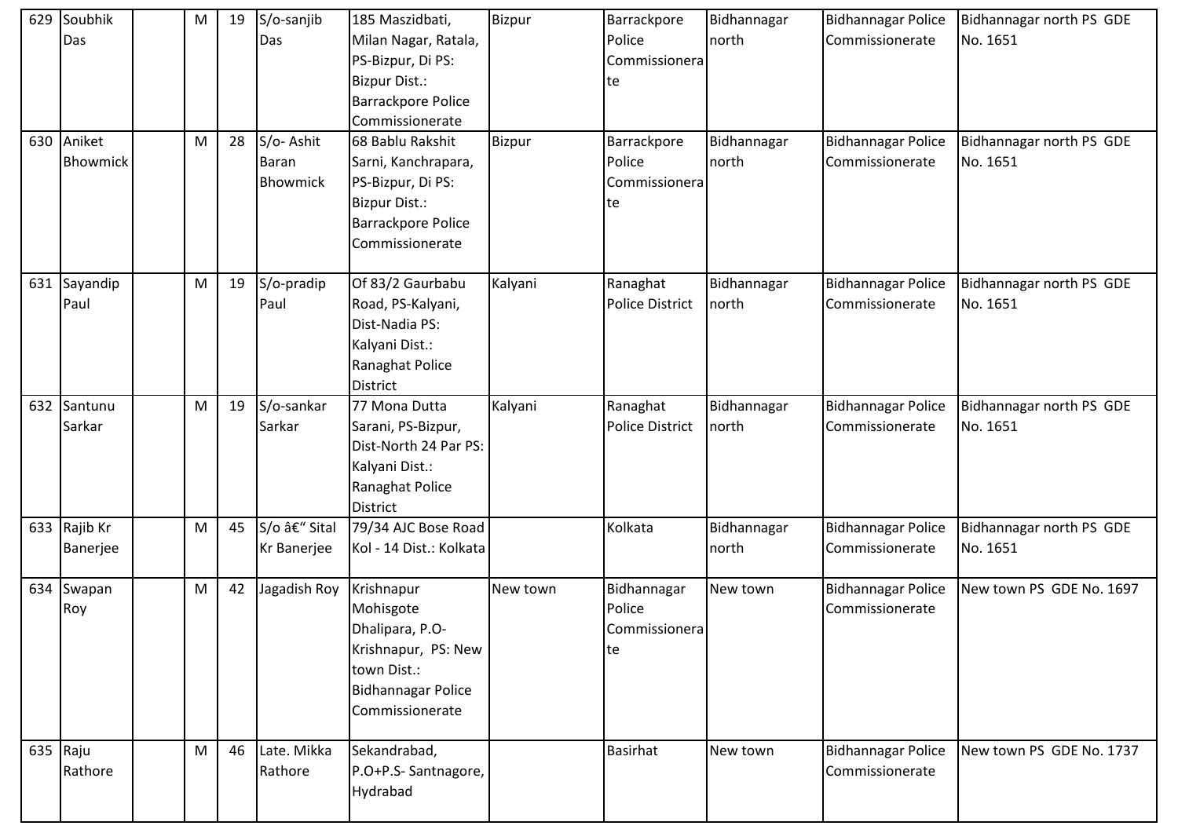| 629 | Soubhik Das | | M | 19 | S/o-sanjib Das | 185 Maszidbati, Milan Nagar, Ratala, PS-Bizpur, Di PS: Bizpur Dist.: Barrackpore Police Commissionerate | Bizpur | Barrackpore Police Commissionerate | Bidhannagar north | Bidhannagar Police Commissionerate | Bidhannagar north PS GDE No. 1651 |
|---|---|---|---|---|---|---|---|---|---|---|---|
| 630 | Aniket Bhowmick | | M | 28 | S/o- Ashit Baran Bhowmick | 68 Bablu Rakshit Sarni, Kanchrapara, PS-Bizpur, Di PS: Bizpur Dist.: Barrackpore Police Commissionerate | Bizpur | Barrackpore Police Commissionerate | Bidhannagar north | Bidhannagar Police Commissionerate | Bidhannagar north PS GDE No. 1651 |
| 631 | Sayandip Paul | | M | 19 | S/o-pradip Paul | Of 83/2 Gaurbabu Road, PS-Kalyani, Dist-Nadia PS: Kalyani Dist.: Ranaghat Police District | Kalyani | Ranaghat Police District | Bidhannagar north | Bidhannagar Police Commissionerate | Bidhannagar north PS GDE No. 1651 |
| 632 | Santunu Sarkar | | M | 19 | S/o-sankar Sarkar | 77 Mona Dutta Sarani, PS-Bizpur, Dist-North 24 Par PS: Kalyani Dist.: Ranaghat Police District | Kalyani | Ranaghat Police District | Bidhannagar north | Bidhannagar Police Commissionerate | Bidhannagar north PS GDE No. 1651 |
| 633 | Rajib Kr Banerjee | | M | 45 | S/o â€" Sital Kr Banerjee | 79/34 AJC Bose Road Kol - 14 Dist.: Kolkata | | Kolkata | Bidhannagar north | Bidhannagar Police Commissionerate | Bidhannagar north PS GDE No. 1651 |
| 634 | Swapan Roy | | M | 42 | Jagadish Roy | Krishnapur Mohisgote Dhalipara, P.O-Krishnapur, PS: New town Dist.: Bidhannagar Police Commissionerate | New town | Bidhannagar Police Commissionerate | New town | Bidhannagar Police Commissionerate | New town PS GDE No. 1697 |
| 635 | Raju Rathore | | M | 46 | Late. Mikka Rathore | Sekandrabad, P.O+P.S- Santnagore, Hydrabad | | Basirhat | New town | Bidhannagar Police Commissionerate | New town PS GDE No. 1737 |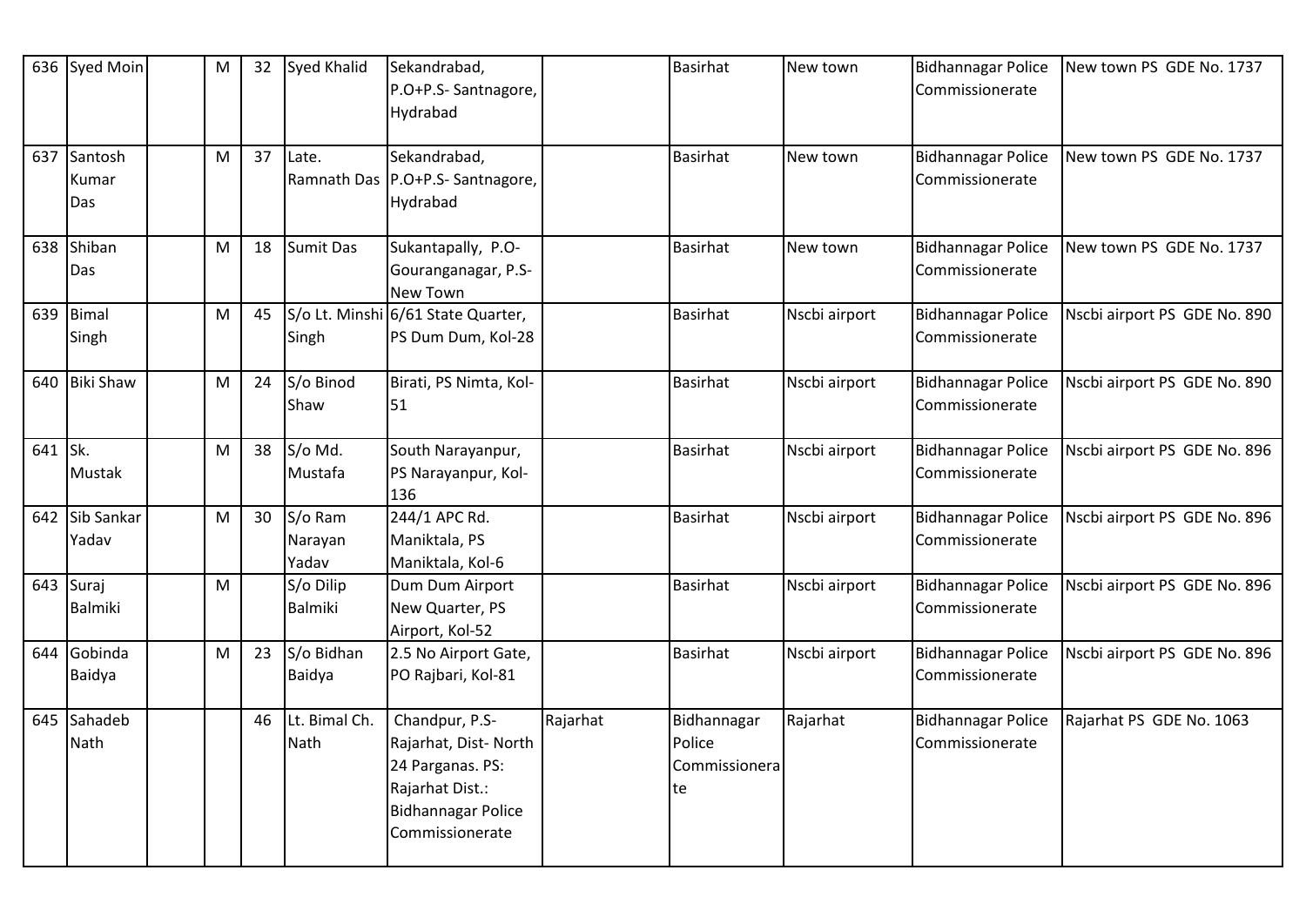| 636 | Syed Moin | | M | 32 | Syed Khalid | Sekandrabad, P.O+P.S- Santnagore, Hydrabad | | Basirhat | New town | Bidhannagar Police Commissionerate | New town PS GDE No. 1737 |
|---|---|---|---|---|---|---|---|---|---|---|---|
| 637 | Santosh Kumar Das | | M | 37 | Late. Ramnath Das | Sekandrabad, P.O+P.S- Santnagore, Hydrabad | | Basirhat | New town | Bidhannagar Police Commissionerate | New town PS GDE No. 1737 |
| 638 | Shiban Das | | M | 18 | Sumit Das | Sukantapally, P.O- Gouranganagar, P.S- New Town | | Basirhat | New town | Bidhannagar Police Commissionerate | New town PS GDE No. 1737 |
| 639 | Bimal Singh | | M | 45 | S/o Lt. Minshi Singh | 6/61 State Quarter, PS Dum Dum, Kol-28 | | Basirhat | Nscbi airport | Bidhannagar Police Commissionerate | Nscbi airport PS GDE No. 890 |
| 640 | Biki Shaw | | M | 24 | S/o Binod Shaw | Birati, PS Nimta, Kol-51 | | Basirhat | Nscbi airport | Bidhannagar Police Commissionerate | Nscbi airport PS GDE No. 890 |
| 641 | Sk. Mustak | | M | 38 | S/o Md. Mustafa | South Narayanpur, PS Narayanpur, Kol-136 | | Basirhat | Nscbi airport | Bidhannagar Police Commissionerate | Nscbi airport PS GDE No. 896 |
| 642 | Sib Sankar Yadav | | M | 30 | S/o Ram Narayan Yadav | 244/1 APC Rd. Maniktala, PS Maniktala, Kol-6 | | Basirhat | Nscbi airport | Bidhannagar Police Commissionerate | Nscbi airport PS GDE No. 896 |
| 643 | Suraj Balmiki | | M | | S/o Dilip Balmiki | Dum Dum Airport New Quarter, PS Airport, Kol-52 | | Basirhat | Nscbi airport | Bidhannagar Police Commissionerate | Nscbi airport PS GDE No. 896 |
| 644 | Gobinda Baidya | | M | 23 | S/o Bidhan Baidya | 2.5 No Airport Gate, PO Rajbari, Kol-81 | | Basirhat | Nscbi airport | Bidhannagar Police Commissionerate | Nscbi airport PS GDE No. 896 |
| 645 | Sahadeb Nath | | | 46 | Lt. Bimal Ch. Nath | Chandpur, P.S- Rajarhat, Dist- North 24 Parganas. PS: Rajarhat Dist.: Bidhannagar Police Commissionerate | Rajarhat | Bidhannagar Police Commissionerate | Rajarhat | Bidhannagar Police Commissionerate | Rajarhat PS GDE No. 1063 |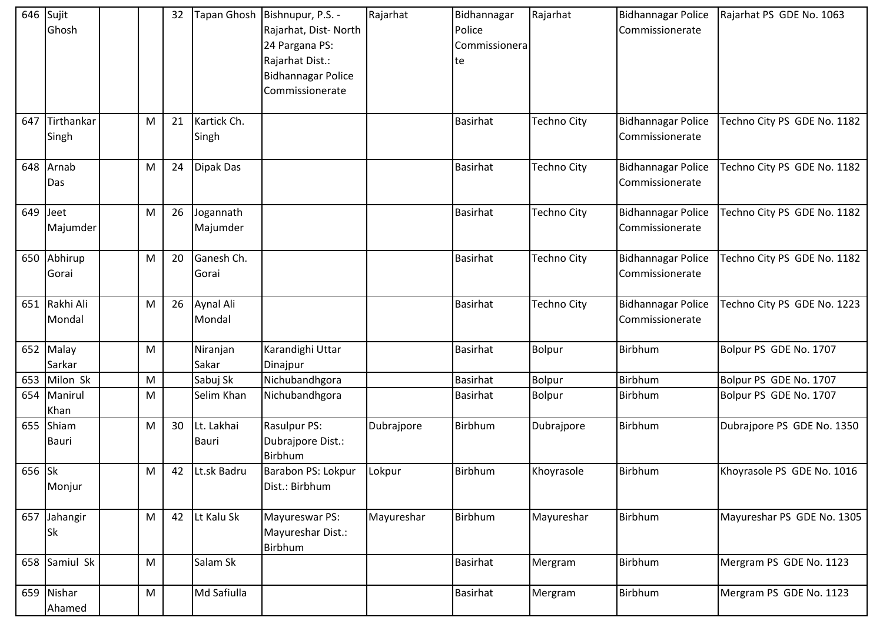| 646 | Sujit Ghosh | | | 32 | Tapan Ghosh | Bishnupur, P.S. - Rajarhat, Dist- North 24 Pargana PS: Rajarhat Dist.: Bidhannagar Police Commissionerate | Rajarhat | Bidhannagar Police Commissionerate | Rajarhat | Bidhannagar Police Commissionerate | Rajarhat PS GDE No. 1063 |
|---|---|---|---|---|---|---|---|---|---|---|---|
| 647 | Tirthankar Singh | | M | 21 | Kartick Ch. Singh | | | Basirhat | Techno City | Bidhannagar Police Commissionerate | Techno City PS GDE No. 1182 |
| 648 | Arnab Das | | M | 24 | Dipak Das | | | Basirhat | Techno City | Bidhannagar Police Commissionerate | Techno City PS GDE No. 1182 |
| 649 | Jeet Majumder | | M | 26 | Jogannath Majumder | | | Basirhat | Techno City | Bidhannagar Police Commissionerate | Techno City PS GDE No. 1182 |
| 650 | Abhirup Gorai | | M | 20 | Ganesh Ch. Gorai | | | Basirhat | Techno City | Bidhannagar Police Commissionerate | Techno City PS GDE No. 1182 |
| 651 | Rakhi Ali Mondal | | M | 26 | Aynal Ali Mondal | | | Basirhat | Techno City | Bidhannagar Police Commissionerate | Techno City PS GDE No. 1223 |
| 652 | Malay Sarkar | | M | | Niranjan Sakar | Karandighi Uttar Dinajpur | | Basirhat | Bolpur | Birbhum | Bolpur PS GDE No. 1707 |
| 653 | Milon Sk | | M | | Sabuj Sk | Nichubandhgora | | Basirhat | Bolpur | Birbhum | Bolpur PS GDE No. 1707 |
| 654 | Manirul Khan | | M | | Selim Khan | Nichubandhgora | | Basirhat | Bolpur | Birbhum | Bolpur PS GDE No. 1707 |
| 655 | Shiam Bauri | | M | 30 | Lt. Lakhai Bauri | Rasulpur PS: Dubrajpore Dist.: Birbhum | Dubrajpore | Birbhum | Dubrajpore | Birbhum | Dubrajpore PS GDE No. 1350 |
| 656 | Sk Monjur | | M | 42 | Lt.sk Badru | Barabon PS: Lokpur Dist.: Birbhum | Lokpur | Birbhum | Khoyrasole | Birbhum | Khoyrasole PS GDE No. 1016 |
| 657 | Jahangir Sk | | M | 42 | Lt Kalu Sk | Mayureswar PS: Mayureshar Dist.: Birbhum | Mayureshar | Birbhum | Mayureshar | Birbhum | Mayureshar PS GDE No. 1305 |
| 658 | Samiul Sk | | M | | Salam Sk | | | Basirhat | Mergram | Birbhum | Mergram PS GDE No. 1123 |
| 659 | Nishar Ahamed | | M | | Md Safiulla | | | Basirhat | Mergram | Birbhum | Mergram PS GDE No. 1123 |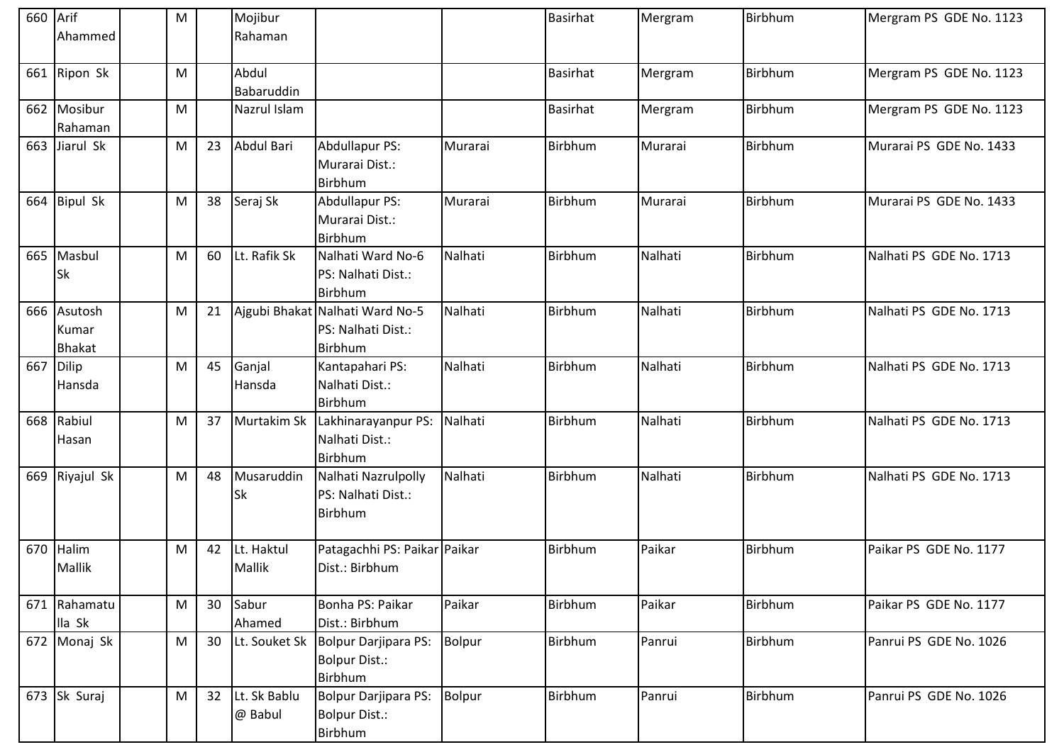| 660 | Arif Ahammed | | M | | Mojibur Rahaman | | | Basirhat | Mergram | Birbhum | Mergram PS GDE No. 1123 |
|---|---|---|---|---|---|---|---|---|---|---|---|
| 661 | Ripon Sk | | M | | Abdul Babaruddin | | | Basirhat | Mergram | Birbhum | Mergram PS GDE No. 1123 |
| 662 | Mosibur Rahaman | | M | | Nazrul Islam | | | Basirhat | Mergram | Birbhum | Mergram PS GDE No. 1123 |
| 663 | Jiarul Sk | | M | 23 | Abdul Bari | Abdullapur PS: Murarai Dist.: Birbhum | Murarai | Birbhum | Murarai | Birbhum | Murarai PS GDE No. 1433 |
| 664 | Bipul Sk | | M | 38 | Seraj Sk | Abdullapur PS: Murarai Dist.: Birbhum | Murarai | Birbhum | Murarai | Birbhum | Murarai PS GDE No. 1433 |
| 665 | Masbul Sk | | M | 60 | Lt. Rafik Sk | Nalhati Ward No-6 PS: Nalhati Dist.: Birbhum | Nalhati | Birbhum | Nalhati | Birbhum | Nalhati PS GDE No. 1713 |
| 666 | Asutosh Kumar Bhakat | | M | 21 | Ajgubi Bhakat | Nalhati Ward No-5 PS: Nalhati Dist.: Birbhum | Nalhati | Birbhum | Nalhati | Birbhum | Nalhati PS GDE No. 1713 |
| 667 | Dilip Hansda | | M | 45 | Ganjal Hansda | Kantapahari PS: Nalhati Dist.: Birbhum | Nalhati | Birbhum | Nalhati | Birbhum | Nalhati PS GDE No. 1713 |
| 668 | Rabiul Hasan | | M | 37 | Murtakim Sk | Lakhinarayanpur PS: Nalhati Dist.: Birbhum | Nalhati | Birbhum | Nalhati | Birbhum | Nalhati PS GDE No. 1713 |
| 669 | Riyajul Sk | | M | 48 | Musaruddin Sk | Nalhati Nazrulpolly PS: Nalhati Dist.: Birbhum | Nalhati | Birbhum | Nalhati | Birbhum | Nalhati PS GDE No. 1713 |
| 670 | Halim Mallik | | M | 42 | Lt. Haktul Mallik | Patagachhi PS: Paikar Dist.: Birbhum | Paikar | Birbhum | Paikar | Birbhum | Paikar PS GDE No. 1177 |
| 671 | Rahamatulla Sk | | M | 30 | Sabur Ahamed | Bonha PS: Paikar Dist.: Birbhum | Paikar | Birbhum | Paikar | Birbhum | Paikar PS GDE No. 1177 |
| 672 | Monaj Sk | | M | 30 | Lt. Souket Sk | Bolpur Darjipara PS: Bolpur Dist.: Birbhum | Bolpur | Birbhum | Panrui | Birbhum | Panrui PS GDE No. 1026 |
| 673 | Sk Suraj | | M | 32 | Lt. Sk Bablu @ Babul | Bolpur Darjipara PS: Bolpur Dist.: Birbhum | Bolpur | Birbhum | Panrui | Birbhum | Panrui PS GDE No. 1026 |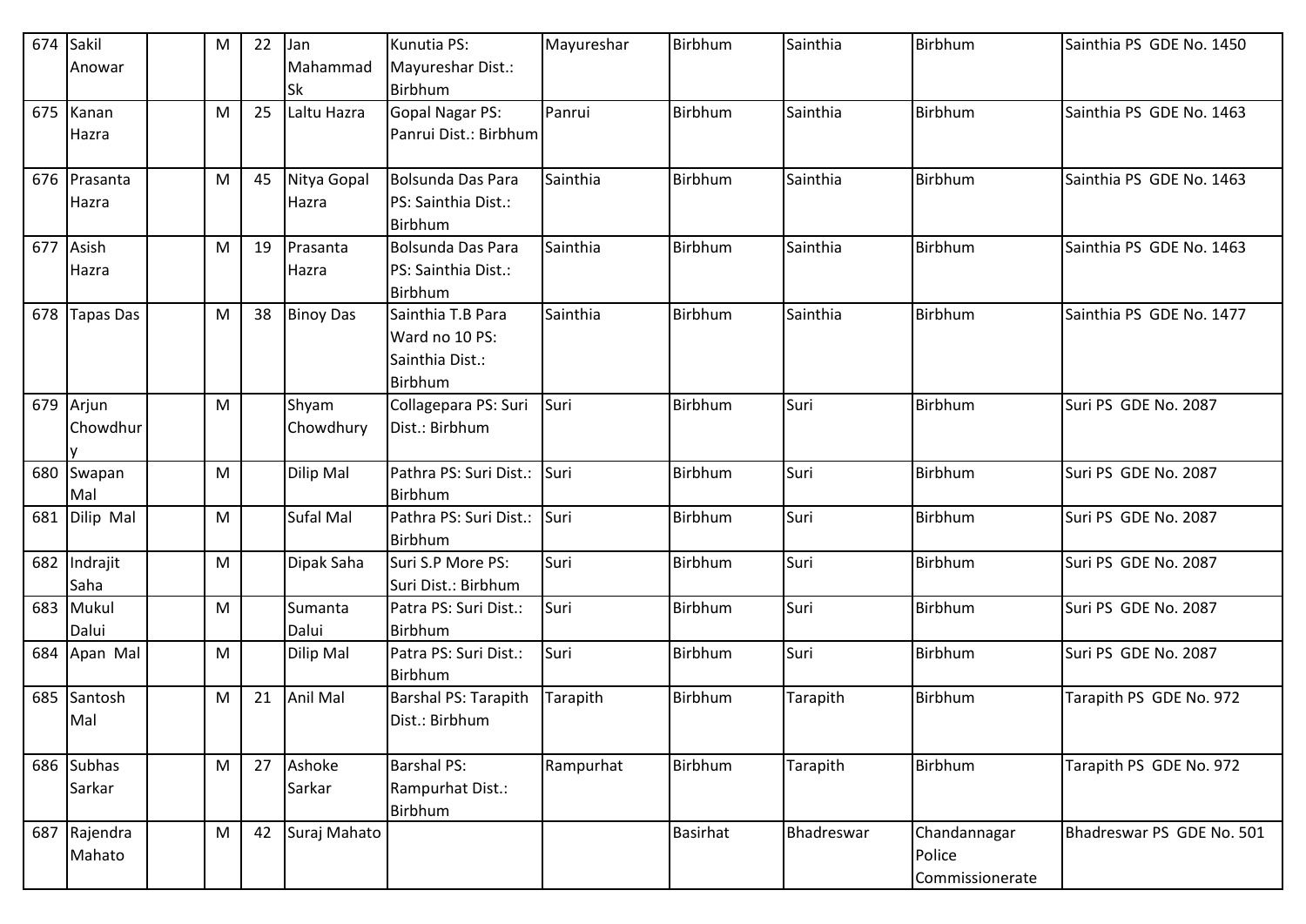| 674 | Sakil Anowar | | M | 22 | Jan Mahammad Sk | Kunutia PS: Mayureshar Dist.: Birbhum | Mayureshar | Birbhum | Sainthia | Birbhum | Sainthia PS GDE No. 1450 |
|---|---|---|---|---|---|---|---|---|---|---|---|
| 675 | Kanan Hazra | | M | 25 | Laltu Hazra | Gopal Nagar PS: Panrui Dist.: Birbhum | Panrui | Birbhum | Sainthia | Birbhum | Sainthia PS GDE No. 1463 |
| 676 | Prasanta Hazra | | M | 45 | Nitya Gopal Hazra | Bolsunda Das Para PS: Sainthia Dist.: Birbhum | Sainthia | Birbhum | Sainthia | Birbhum | Sainthia PS GDE No. 1463 |
| 677 | Asish Hazra | | M | 19 | Prasanta Hazra | Bolsunda Das Para PS: Sainthia Dist.: Birbhum | Sainthia | Birbhum | Sainthia | Birbhum | Sainthia PS GDE No. 1463 |
| 678 | Tapas Das | | M | 38 | Binoy Das | Sainthia T.B Para Ward no 10 PS: Sainthia Dist.: Birbhum | Sainthia | Birbhum | Sainthia | Birbhum | Sainthia PS GDE No. 1477 |
| 679 | Arjun Chowdhury | | M | | Shyam Chowdhury | Collagepara PS: Suri Dist.: Birbhum | Suri | Birbhum | Suri | Birbhum | Suri PS GDE No. 2087 |
| 680 | Swapan Mal | | M | | Dilip Mal | Pathra PS: Suri Dist.: Birbhum | Suri | Birbhum | Suri | Birbhum | Suri PS GDE No. 2087 |
| 681 | Dilip Mal | | M | | Sufal Mal | Pathra PS: Suri Dist.: Birbhum | Suri | Birbhum | Suri | Birbhum | Suri PS GDE No. 2087 |
| 682 | Indrajit Saha | | M | | Dipak Saha | Suri S.P More PS: Suri Dist.: Birbhum | Suri | Birbhum | Suri | Birbhum | Suri PS GDE No. 2087 |
| 683 | Mukul Dalui | | M | | Sumanta Dalui | Patra PS: Suri Dist.: Birbhum | Suri | Birbhum | Suri | Birbhum | Suri PS GDE No. 2087 |
| 684 | Apan Mal | | M | | Dilip Mal | Patra PS: Suri Dist.: Birbhum | Suri | Birbhum | Suri | Birbhum | Suri PS GDE No. 2087 |
| 685 | Santosh Mal | | M | 21 | Anil Mal | Barshal PS: Tarapith Dist.: Birbhum | Tarapith | Birbhum | Tarapith | Birbhum | Tarapith PS GDE No. 972 |
| 686 | Subhas Sarkar | | M | 27 | Ashoke Sarkar | Barshal PS: Rampurhat Dist.: Birbhum | Rampurhat | Birbhum | Tarapith | Birbhum | Tarapith PS GDE No. 972 |
| 687 | Rajendra Mahato | | M | 42 | Suraj Mahato | | | Basirhat | Bhadreswar | Chandannagar Police Commissionerate | Bhadreswar PS GDE No. 501 |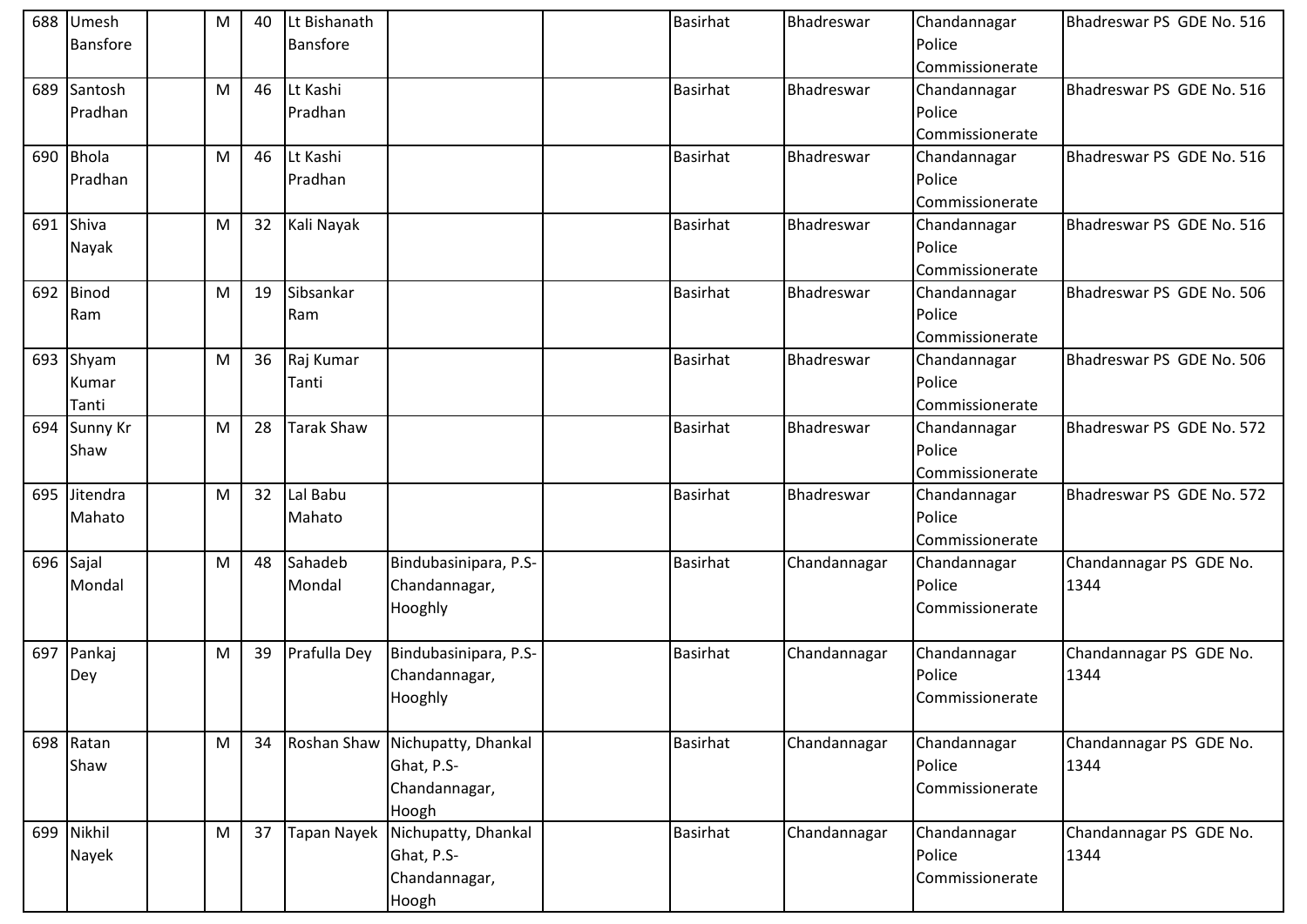| | | | | | | | | | | | |
|---|---|---|---|---|---|---|---|---|---|---|---|
| 688 | Umesh Bansfore | | M | 40 | Lt Bishanath Bansfore | | | Basirhat | Bhadreswar | Chandannagar Police Commissionerate | Bhadreswar PS GDE No. 516 |
| 689 | Santosh Pradhan | | M | 46 | Lt Kashi Pradhan | | | Basirhat | Bhadreswar | Chandannagar Police Commissionerate | Bhadreswar PS GDE No. 516 |
| 690 | Bhola Pradhan | | M | 46 | Lt Kashi Pradhan | | | Basirhat | Bhadreswar | Chandannagar Police Commissionerate | Bhadreswar PS GDE No. 516 |
| 691 | Shiva Nayak | | M | 32 | Kali Nayak | | | Basirhat | Bhadreswar | Chandannagar Police Commissionerate | Bhadreswar PS GDE No. 516 |
| 692 | Binod Ram | | M | 19 | Sibsankar Ram | | | Basirhat | Bhadreswar | Chandannagar Police Commissionerate | Bhadreswar PS GDE No. 506 |
| 693 | Shyam Kumar Tanti | | M | 36 | Raj Kumar Tanti | | | Basirhat | Bhadreswar | Chandannagar Police Commissionerate | Bhadreswar PS GDE No. 506 |
| 694 | Sunny Kr Shaw | | M | 28 | Tarak Shaw | | | Basirhat | Bhadreswar | Chandannagar Police Commissionerate | Bhadreswar PS GDE No. 572 |
| 695 | Jitendra Mahato | | M | 32 | Lal Babu Mahato | | | Basirhat | Bhadreswar | Chandannagar Police Commissionerate | Bhadreswar PS GDE No. 572 |
| 696 | Sajal Mondal | | M | 48 | Sahadeb Mondal | Bindubasinipara, P.S-Chandannagar, Hooghly | | Basirhat | Chandannagar | Chandannagar Police Commissionerate | Chandannagar PS GDE No. 1344 |
| 697 | Pankaj Dey | | M | 39 | Prafulla Dey | Bindubasinipara, P.S-Chandannagar, Hooghly | | Basirhat | Chandannagar | Chandannagar Police Commissionerate | Chandannagar PS GDE No. 1344 |
| 698 | Ratan Shaw | | M | 34 | Roshan Shaw | Nichupatty, Dhankal Ghat, P.S-Chandannagar, Hoogh | | Basirhat | Chandannagar | Chandannagar Police Commissionerate | Chandannagar PS GDE No. 1344 |
| 699 | Nikhil Nayek | | M | 37 | Tapan Nayek | Nichupatty, Dhankal Ghat, P.S-Chandannagar, Hoogh | | Basirhat | Chandannagar | Chandannagar Police Commissionerate | Chandannagar PS GDE No. 1344 |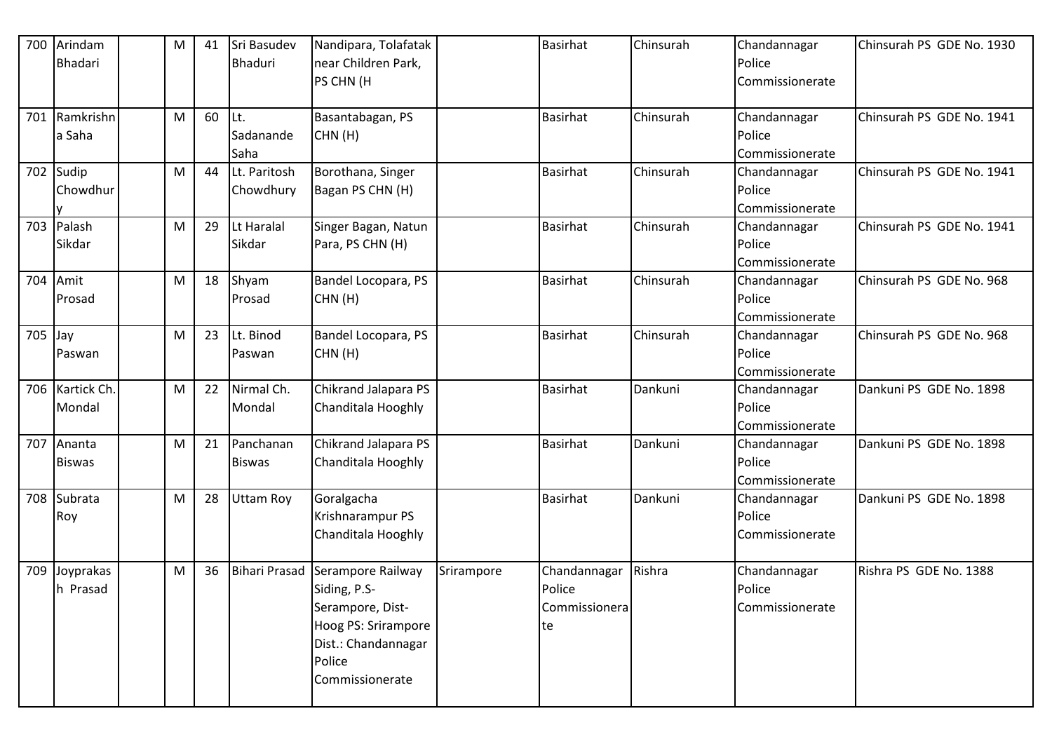| 700 | Arindam Bhadari | | M | 41 | Sri Basudev Bhaduri | Nandipara, Tolafatak near Children Park, PS CHN (H | | Basirhat | Chinsurah | Chandannagar Police Commissionerate | Chinsurah PS GDE No. 1930 |
|---|---|---|---|---|---|---|---|---|---|---|---|
| 701 | Ramkrishna Saha | | M | 60 | Lt. Sadanande Saha | Basantabagan, PS CHN (H) | | Basirhat | Chinsurah | Chandannagar Police Commissionerate | Chinsurah PS GDE No. 1941 |
| 702 | Sudip Chowdhury | | M | 44 | Lt. Paritosh Chowdhury | Borothana, Singer Bagan PS CHN (H) | | Basirhat | Chinsurah | Chandannagar Police Commissionerate | Chinsurah PS GDE No. 1941 |
| 703 | Palash Sikdar | | M | 29 | Lt Haralal Sikdar | Singer Bagan, Natun Para, PS CHN (H) | | Basirhat | Chinsurah | Chandannagar Police Commissionerate | Chinsurah PS GDE No. 1941 |
| 704 | Amit Prosad | | M | 18 | Shyam Prosad | Bandel Locopara, PS CHN (H) | | Basirhat | Chinsurah | Chandannagar Police Commissionerate | Chinsurah PS GDE No. 968 |
| 705 | Jay Paswan | | M | 23 | Lt. Binod Paswan | Bandel Locopara, PS CHN (H) | | Basirhat | Chinsurah | Chandannagar Police Commissionerate | Chinsurah PS GDE No. 968 |
| 706 | Kartick Ch. Mondal | | M | 22 | Nirmal Ch. Mondal | Chikrand Jalapara PS Chanditala Hooghly | | Basirhat | Dankuni | Chandannagar Police Commissionerate | Dankuni PS GDE No. 1898 |
| 707 | Ananta Biswas | | M | 21 | Panchanan Biswas | Chikrand Jalapara PS Chanditala Hooghly | | Basirhat | Dankuni | Chandannagar Police Commissionerate | Dankuni PS GDE No. 1898 |
| 708 | Subrata Roy | | M | 28 | Uttam Roy | Goralgacha Krishnarampur PS Chanditala Hooghly | | Basirhat | Dankuni | Chandannagar Police Commissionerate | Dankuni PS GDE No. 1898 |
| 709 | Joyprakash Prasad | | M | 36 | Bihari Prasad | Serampore Railway Siding, P.S-Serampore, Dist-Hoog PS: Srirampore Dist.: Chandannagar Police Commissionerate | Srirampore | Chandannagar Police Commissionerate | Rishra | Chandannagar Police Commissionerate | Rishra PS GDE No. 1388 |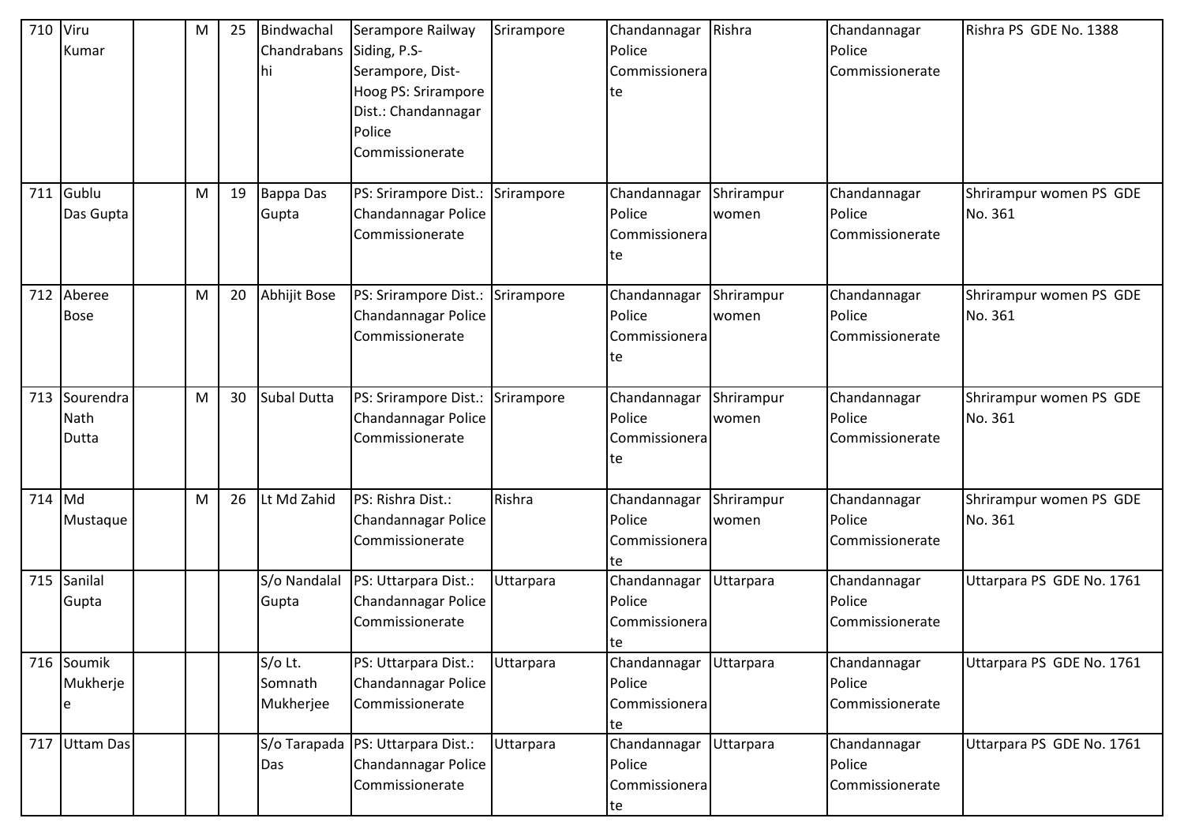| 710 | Viru Kumar | | M | 25 | Bindwachal Chandrabanshi | Serampore Railway Siding, P.S-Serampore, Dist-Hoog PS: Srirampore Dist.: Chandannagar Police Commissionerate | Srirampore | Chandannagar Police Commissionerate | Rishra | Chandannagar Police Commissionerate | Rishra PS GDE No. 1388 |
|---|---|---|---|---|---|---|---|---|---|---|---|
| 711 | Gublu Das Gupta | | M | 19 | Bappa Das Gupta | PS: Srirampore Dist.: Chandannagar Police Commissionerate | Srirampore | Chandannagar Police Commissionerate | Shrirampur women | Chandannagar Police Commissionerate | Shrirampur women PS GDE No. 361 |
| 712 | Aberee Bose | | M | 20 | Abhijit Bose | PS: Srirampore Dist.: Chandannagar Police Commissionerate | Srirampore | Chandannagar Police Commissionerate | Shrirampur women | Chandannagar Police Commissionerate | Shrirampur women PS GDE No. 361 |
| 713 | Sourendra Nath Dutta | | M | 30 | Subal Dutta | PS: Srirampore Dist.: Chandannagar Police Commissionerate | Srirampore | Chandannagar Police Commissionerate | Shrirampur women | Chandannagar Police Commissionerate | Shrirampur women PS GDE No. 361 |
| 714 | Md Mustaque | | M | 26 | Lt Md Zahid | PS: Rishra Dist.: Chandannagar Police Commissionerate | Rishra | Chandannagar Police Commissionerate | Shrirampur women | Chandannagar Police Commissionerate | Shrirampur women PS GDE No. 361 |
| 715 | Sanilal Gupta | | | | S/o Nandalal Gupta | PS: Uttarpara Dist.: Chandannagar Police Commissionerate | Uttarpara | Chandannagar Police Commissionerate | Uttarpara | Chandannagar Police Commissionerate | Uttarpara PS GDE No. 1761 |
| 716 | Soumik Mukherjee | | | | S/o Lt. Somnath Mukherjee | PS: Uttarpara Dist.: Chandannagar Police Commissionerate | Uttarpara | Chandannagar Police Commissionerate | Uttarpara | Chandannagar Police Commissionerate | Uttarpara PS GDE No. 1761 |
| 717 | Uttam Das | | | | S/o Tarapada Das | PS: Uttarpara Dist.: Chandannagar Police Commissionerate | Uttarpara | Chandannagar Police Commissionerate | Uttarpara | Chandannagar Police Commissionerate | Uttarpara PS GDE No. 1761 |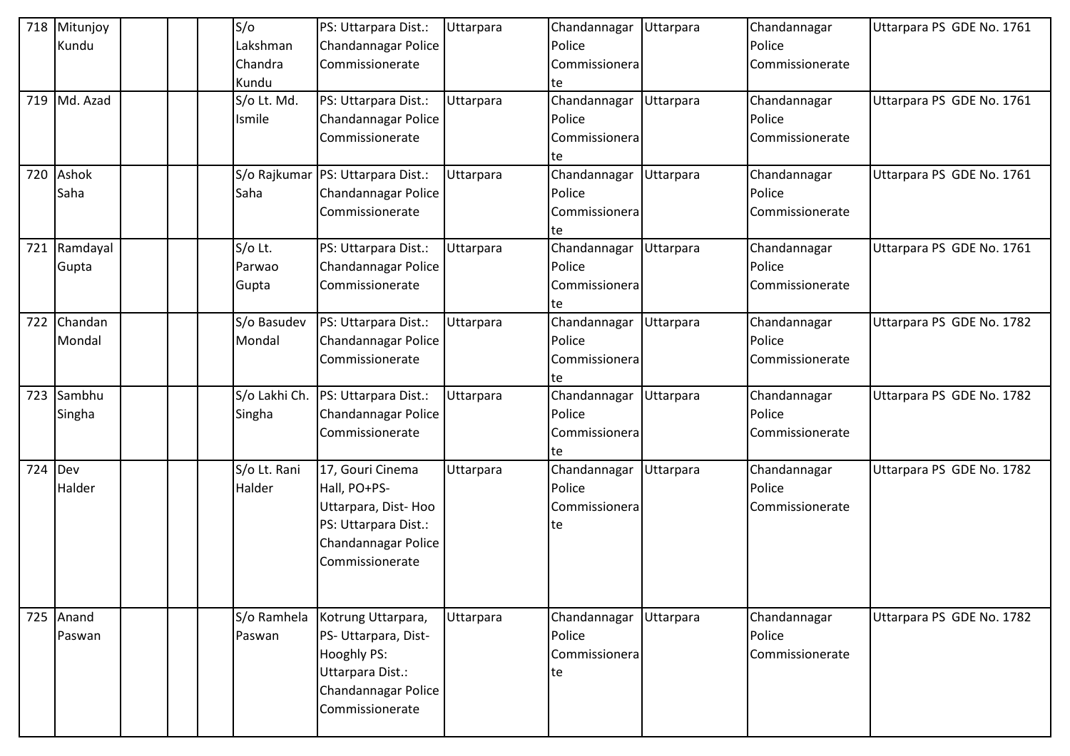| 718 | Mitunjoy Kundu | | | | S/o Lakshman Chandra Kundu | PS: Uttarpara Dist.: Chandannagar Police Commissionerate | Uttarpara | Chandannagar Police Commissionerate | Uttarpara | Chandannagar Police Commissionerate | Uttarpara PS GDE No. 1761 |
|---|---|---|---|---|---|---|---|---|---|---|---|
| 719 | Md. Azad | | | | S/o Lt. Md. Ismile | PS: Uttarpara Dist.: Chandannagar Police Commissionerate | Uttarpara | Chandannagar Police Commissionerate | Uttarpara | Chandannagar Police Commissionerate | Uttarpara PS GDE No. 1761 |
| 720 | Ashok Saha | | | | S/o Rajkumar Saha | PS: Uttarpara Dist.: Chandannagar Police Commissionerate | Uttarpara | Chandannagar Police Commissionerate | Uttarpara | Chandannagar Police Commissionerate | Uttarpara PS GDE No. 1761 |
| 721 | Ramdayal Gupta | | | | S/o Lt. Parwao Gupta | PS: Uttarpara Dist.: Chandannagar Police Commissionerate | Uttarpara | Chandannagar Police Commissionerate | Uttarpara | Chandannagar Police Commissionerate | Uttarpara PS GDE No. 1761 |
| 722 | Chandan Mondal | | | | S/o Basudev Mondal | PS: Uttarpara Dist.: Chandannagar Police Commissionerate | Uttarpara | Chandannagar Police Commissionerate | Uttarpara | Chandannagar Police Commissionerate | Uttarpara PS GDE No. 1782 |
| 723 | Sambhu Singha | | | | S/o Lakhi Ch. Singha | PS: Uttarpara Dist.: Chandannagar Police Commissionerate | Uttarpara | Chandannagar Police Commissionerate | Uttarpara | Chandannagar Police Commissionerate | Uttarpara PS GDE No. 1782 |
| 724 | Dev Halder | | | | S/o Lt. Rani Halder | 17, Gouri Cinema Hall, PO+PS-Uttarpara, Dist- Hoo PS: Uttarpara Dist.: Chandannagar Police Commissionerate | Uttarpara | Chandannagar Police Commissionerate | Uttarpara | Chandannagar Police Commissionerate | Uttarpara PS GDE No. 1782 |
| 725 | Anand Paswan | | | | S/o Ramhela Paswan | Kotrung Uttarpara, PS- Uttarpara, Dist-Hooghly PS: Uttarpara Dist.: Chandannagar Police Commissionerate | Uttarpara | Chandannagar Police Commissionerate | Uttarpara | Chandannagar Police Commissionerate | Uttarpara PS GDE No. 1782 |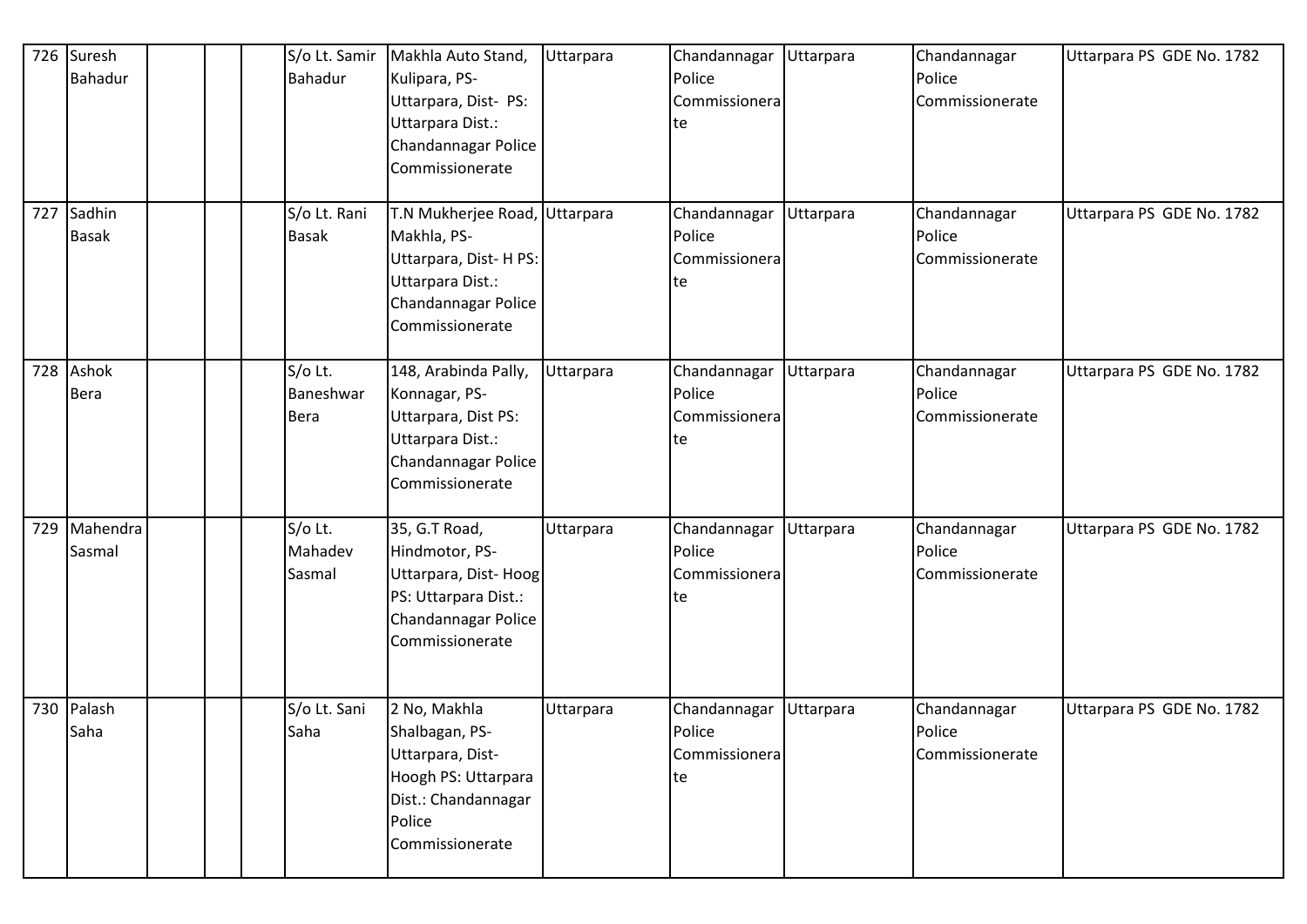| 726 | Suresh Bahadur | | | | S/o Lt. Samir Bahadur | Makhla Auto Stand, Kulipara, PS- Uttarpara, Dist- PS: Uttarpara Dist.: Chandannagar Police Commissionerate | Uttarpara | Chandannagar Police Commissionerate | Uttarpara | Chandannagar Police Commissionerate | Uttarpara PS GDE No. 1782 |
|---|---|---|---|---|---|---|---|---|---|---|---|
| 727 | Sadhin Basak | | | | S/o Lt. Rani Basak | T.N Mukherjee Road, Makhla, PS- Uttarpara, Dist- H PS: Uttarpara Dist.: Chandannagar Police Commissionerate | Uttarpara | Chandannagar Police Commissionerate | Uttarpara | Chandannagar Police Commissionerate | Uttarpara PS GDE No. 1782 |
| 728 | Ashok Bera | | | | S/o Lt. Baneshwar Bera | 148, Arabinda Pally, Konnagar, PS- Uttarpara, Dist PS: Uttarpara Dist.: Chandannagar Police Commissionerate | Uttarpara | Chandannagar Police Commissionerate | Uttarpara | Chandannagar Police Commissionerate | Uttarpara PS GDE No. 1782 |
| 729 | Mahendra Sasmal | | | | S/o Lt. Mahadev Sasmal | 35, G.T Road, Hindmotor, PS- Uttarpara, Dist- Hoog PS: Uttarpara Dist.: Chandannagar Police Commissionerate | Uttarpara | Chandannagar Police Commissionerate | Uttarpara | Chandannagar Police Commissionerate | Uttarpara PS GDE No. 1782 |
| 730 | Palash Saha | | | | S/o Lt. Sani Saha | 2 No, Makhla Shalbagan, PS- Uttarpara, Dist- Hoogh PS: Uttarpara Dist.: Chandannagar Police Commissionerate | Uttarpara | Chandannagar Police Commissionerate | Uttarpara | Chandannagar Police Commissionerate | Uttarpara PS GDE No. 1782 |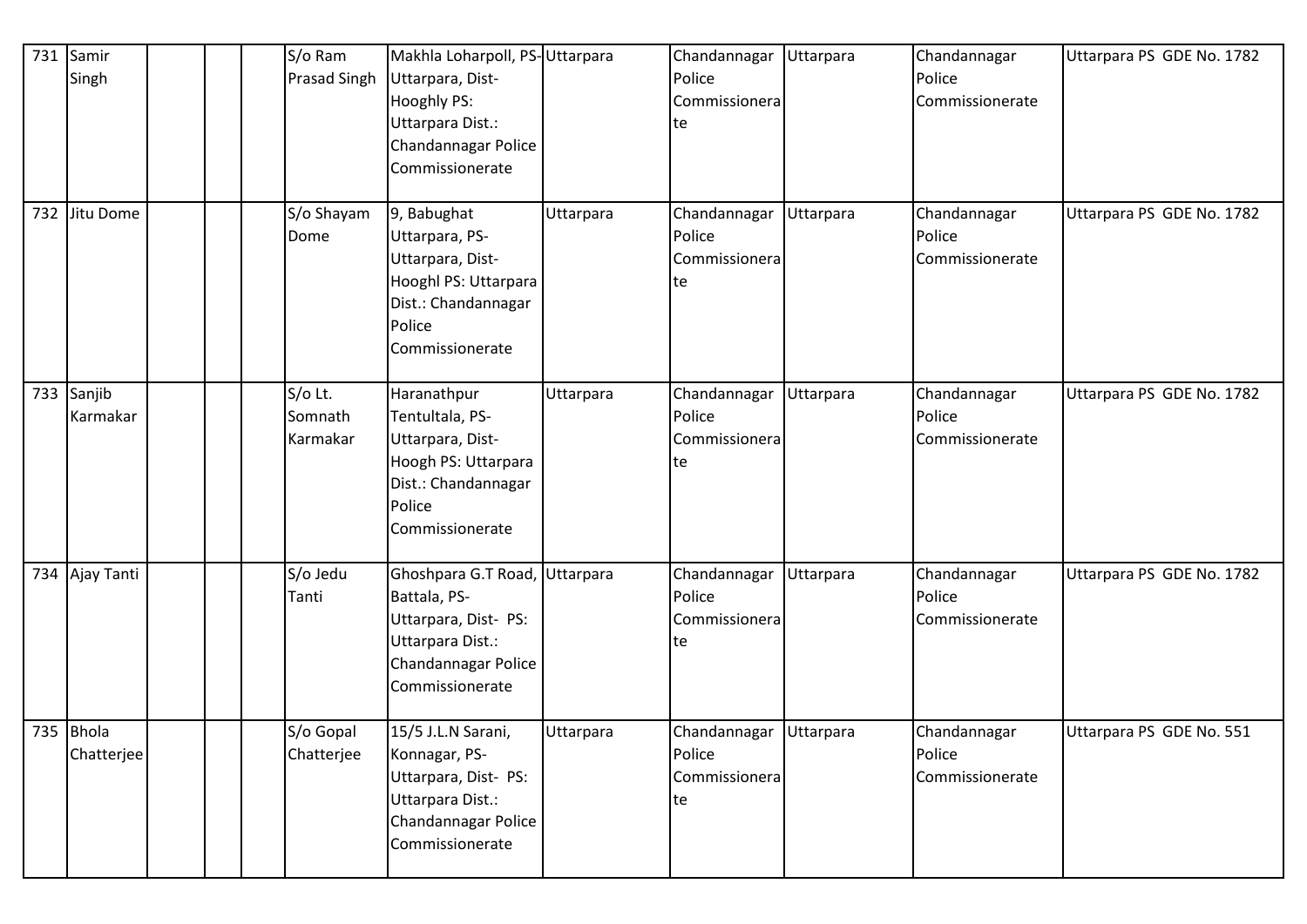| 731 | Samir Singh | | | | S/o Ram Prasad Singh | Makhla Loharpoll, PS-Uttarpara, Dist-Hooghly PS: Uttarpara Dist.: Chandannagar Police Commissionerate | Uttarpara | Chandannagar Police Commissionerate | Uttarpara | Chandannagar Police Commissionerate | Uttarpara PS GDE No. 1782 |
|---|---|---|---|---|---|---|---|---|---|---|---|
| 732 | Jitu Dome | | | | S/o Shayam Dome | 9, Babughat Uttarpara, PS-Uttarpara, Dist-Hooghl PS: Uttarpara Dist.: Chandannagar Police Commissionerate | Uttarpara | Chandannagar Police Commissionerate | Uttarpara | Chandannagar Police Commissionerate | Uttarpara PS GDE No. 1782 |
| 733 | Sanjib Karmakar | | | | S/o Lt. Somnath Karmakar | Haranathpur Tentultala, PS-Uttarpara, Dist-Hoogh PS: Uttarpara Dist.: Chandannagar Police Commissionerate | Uttarpara | Chandannagar Police Commissionerate | Uttarpara | Chandannagar Police Commissionerate | Uttarpara PS GDE No. 1782 |
| 734 | Ajay Tanti | | | | S/o Jedu Tanti | Ghoshpara G.T Road, Battala, PS-Uttarpara, Dist- PS: Uttarpara Dist.: Chandannagar Police Commissionerate | Uttarpara | Chandannagar Police Commissionerate | Uttarpara | Chandannagar Police Commissionerate | Uttarpara PS GDE No. 1782 |
| 735 | Bhola Chatterjee | | | | S/o Gopal Chatterjee | 15/5 J.L.N Sarani, Konnagar, PS-Uttarpara, Dist- PS: Uttarpara Dist.: Chandannagar Police Commissionerate | Uttarpara | Chandannagar Police Commissionerate | Uttarpara | Chandannagar Police Commissionerate | Uttarpara PS GDE No. 551 |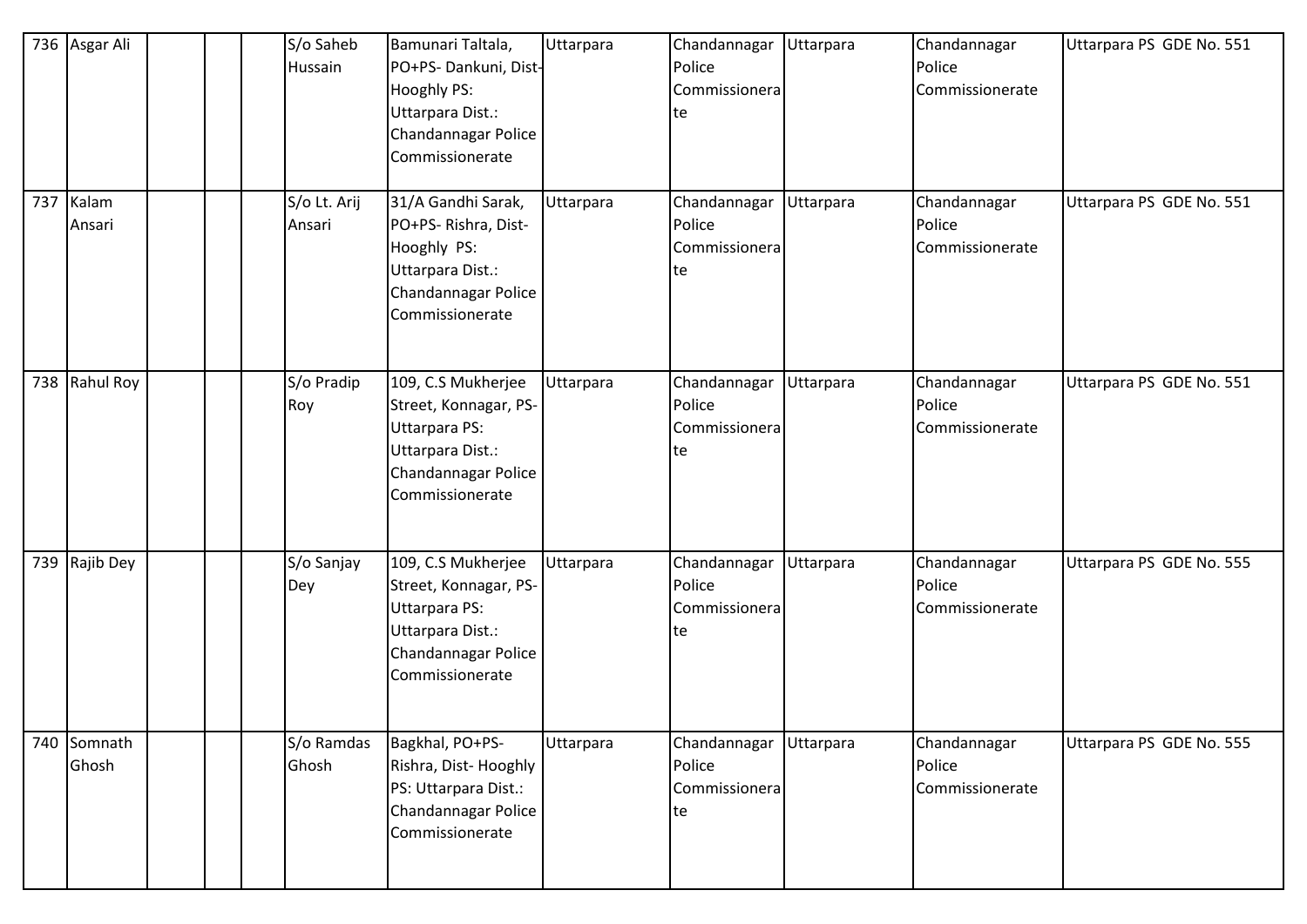| 736 | Asgar Ali | | | | S/o Saheb Hussain | Bamunari Taltala, PO+PS- Dankuni, Dist-Hooghly PS: Uttarpara Dist.: Chandannagar Police Commissionerate | Uttarpara | Chandannagar Police Commissionerate | Uttarpara | Chandannagar Police Commissionerate | Uttarpara PS GDE No. 551 |
|---|---|---|---|---|---|---|---|---|---|---|---|
| 737 | Kalam Ansari | | | | S/o Lt. Arij Ansari | 31/A Gandhi Sarak, PO+PS- Rishra, Dist-Hooghly PS: Uttarpara Dist.: Chandannagar Police Commissionerate | Uttarpara | Chandannagar Police Commissionerate | Uttarpara | Chandannagar Police Commissionerate | Uttarpara PS GDE No. 551 |
| 738 | Rahul Roy | | | | S/o Pradip Roy | 109, C.S Mukherjee Street, Konnagar, PS-Uttarpara PS: Uttarpara Dist.: Chandannagar Police Commissionerate | Uttarpara | Chandannagar Police Commissionerate | Uttarpara | Chandannagar Police Commissionerate | Uttarpara PS GDE No. 551 |
| 739 | Rajib Dey | | | | S/o Sanjay Dey | 109, C.S Mukherjee Street, Konnagar, PS-Uttarpara PS: Uttarpara Dist.: Chandannagar Police Commissionerate | Uttarpara | Chandannagar Police Commissionerate | Uttarpara | Chandannagar Police Commissionerate | Uttarpara PS GDE No. 555 |
| 740 | Somnath Ghosh | | | | S/o Ramdas Ghosh | Bagkhal, PO+PS-Rishra, Dist- Hooghly PS: Uttarpara Dist.: Chandannagar Police Commissionerate | Uttarpara | Chandannagar Police Commissionerate | Uttarpara | Chandannagar Police Commissionerate | Uttarpara PS GDE No. 555 |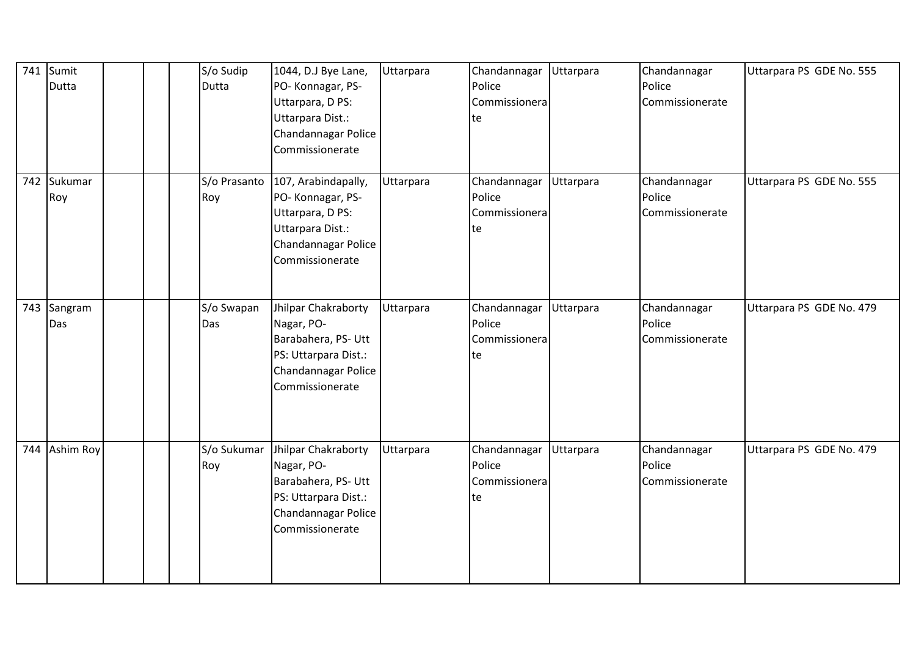| 741 | Sumit Dutta | | | | S/o Sudip Dutta | 1044, D.J Bye Lane, PO- Konnagar, PS- Uttarpara, D PS: Uttarpara Dist.: Chandannagar Police Commissionerate | Uttarpara | Chandannagar Police Commissionerate | Uttarpara | Chandannagar Police Commissionerate | Uttarpara PS GDE No. 555 |
|---|---|---|---|---|---|---|---|---|---|---|---|
| 742 | Sukumar Roy | | | | S/o Prasanto Roy | 107, Arabindapally, PO- Konnagar, PS- Uttarpara, D PS: Uttarpara Dist.: Chandannagar Police Commissionerate | Uttarpara | Chandannagar Police Commissionerate | Uttarpara | Chandannagar Police Commissionerate | Uttarpara PS GDE No. 555 |
| 743 | Sangram Das | | | | S/o Swapan Das | Jhilpar Chakraborty Nagar, PO- Barabahera, PS- Utt PS: Uttarpara Dist.: Chandannagar Police Commissionerate | Uttarpara | Chandannagar Police Commissionerate | Uttarpara | Chandannagar Police Commissionerate | Uttarpara PS GDE No. 479 |
| 744 | Ashim Roy | | | | S/o Sukumar Roy | Jhilpar Chakraborty Nagar, PO- Barabahera, PS- Utt PS: Uttarpara Dist.: Chandannagar Police Commissionerate | Uttarpara | Chandannagar Police Commissionerate | Uttarpara | Chandannagar Police Commissionerate | Uttarpara PS GDE No. 479 |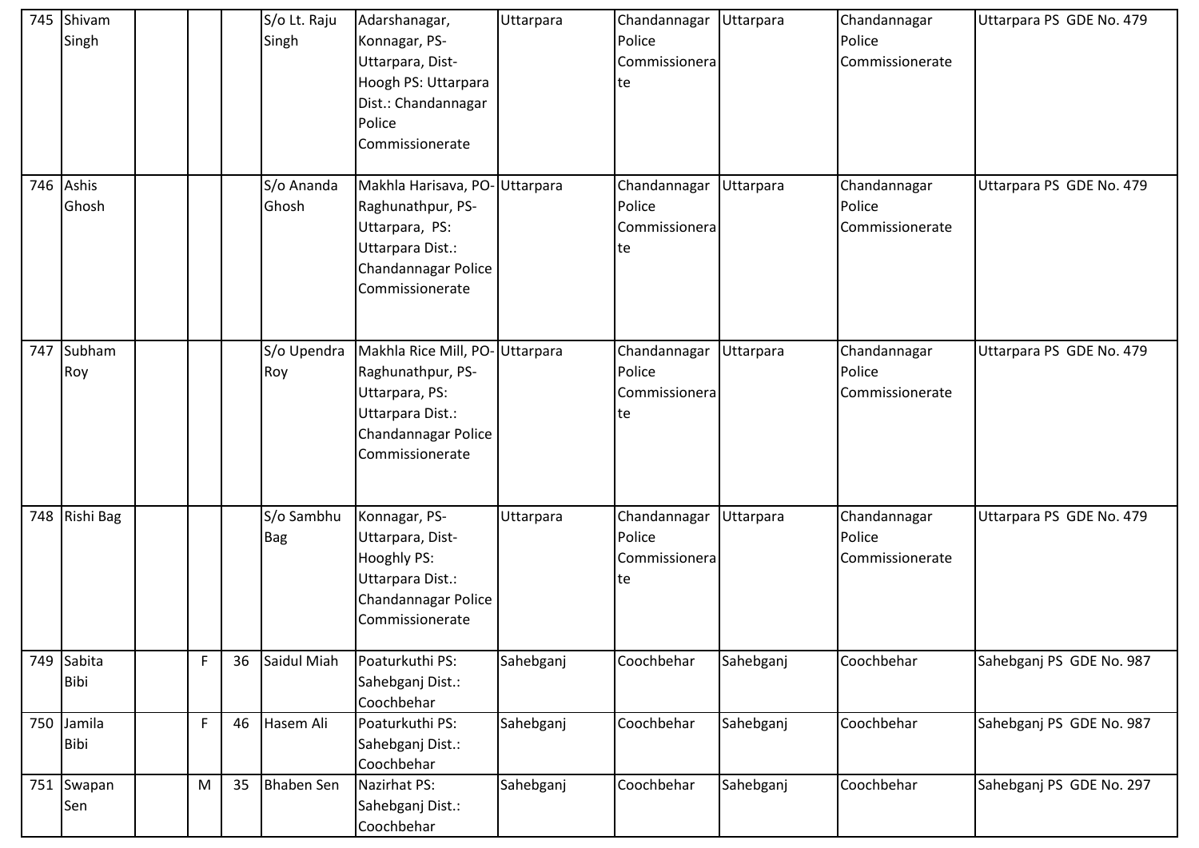| | | | | | | | | | | | |
|---|---|---|---|---|---|---|---|---|---|---|---|
| 745 | Shivam Singh | | | | S/o Lt. Raju Singh | Adarshanagar, Konnagar, PS-Uttarpara, Dist-Hoogh PS: Uttarpara Dist.: Chandannagar Police Commissionerate | Uttarpara | Chandannagar Police Commissionerate | Uttarpara | Chandannagar Police Commissionerate | Uttarpara PS GDE No. 479 |
| 746 | Ashis Ghosh | | | | S/o Ananda Ghosh | Makhla Harisava, PO-Raghunathpur, PS-Uttarpara, PS: Uttarpara Dist.: Chandannagar Police Commissionerate | Uttarpara | Chandannagar Police Commissionerate | Uttarpara | Chandannagar Police Commissionerate | Uttarpara PS GDE No. 479 |
| 747 | Subham Roy | | | | S/o Upendra Roy | Makhla Rice Mill, PO-Raghunathpur, PS-Uttarpara, PS: Uttarpara Dist.: Chandannagar Police Commissionerate | Uttarpara | Chandannagar Police Commissionerate | Uttarpara | Chandannagar Police Commissionerate | Uttarpara PS GDE No. 479 |
| 748 | Rishi Bag | | | | S/o Sambhu Bag | Konnagar, PS-Uttarpara, Dist-Hooghly PS: Uttarpara Dist.: Chandannagar Police Commissionerate | Uttarpara | Chandannagar Police Commissionerate | Uttarpara | Chandannagar Police Commissionerate | Uttarpara PS GDE No. 479 |
| 749 | Sabita Bibi | | F | 36 | Saidul Miah | Poaturkuthi PS: Sahebganj Dist.: Coochbehar | Sahebganj | Coochbehar | Sahebganj | Coochbehar | Sahebganj PS GDE No. 987 |
| 750 | Jamila Bibi | | F | 46 | Hasem Ali | Poaturkuthi PS: Sahebganj Dist.: Coochbehar | Sahebganj | Coochbehar | Sahebganj | Coochbehar | Sahebganj PS GDE No. 987 |
| 751 | Swapan Sen | | M | 35 | Bhaben Sen | Nazirhat PS: Sahebganj Dist.: Coochbehar | Sahebganj | Coochbehar | Sahebganj | Coochbehar | Sahebganj PS GDE No. 297 |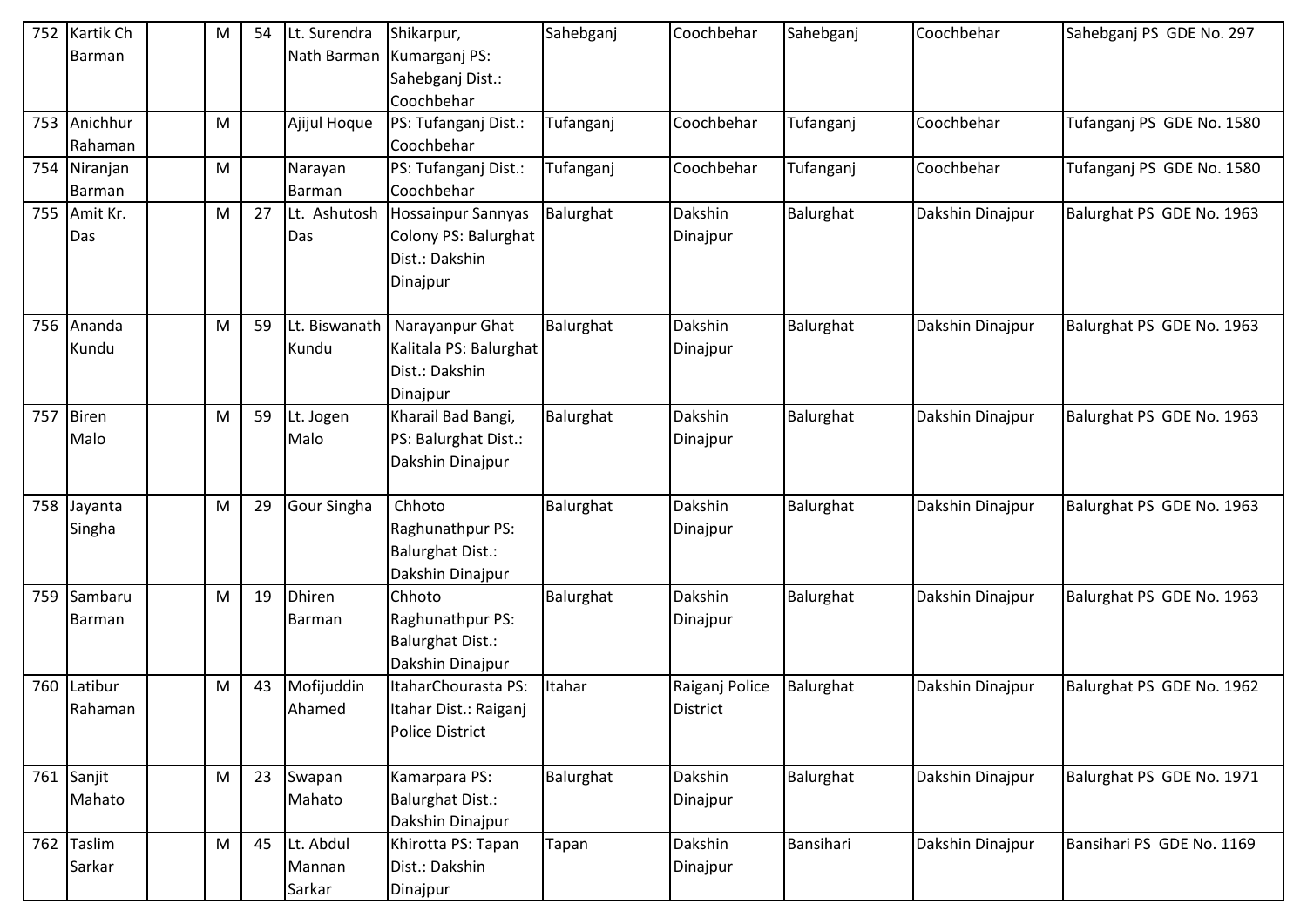| 752 | Kartik Ch Barman | | M | 54 | Lt. Surendra Nath Barman | Shikarpur, Kumarganj PS: Sahebganj Dist.: Coochbehar | Sahebganj | Coochbehar | Sahebganj | Coochbehar | Sahebganj PS GDE No. 297 |
|---|---|---|---|---|---|---|---|---|---|---|---|
| 753 | Anichhur Rahaman | | M | | Ajijul Hoque | PS: Tufanganj Dist.: Coochbehar | Tufanganj | Coochbehar | Tufanganj | Coochbehar | Tufanganj PS GDE No. 1580 |
| 754 | Niranjan Barman | | M | | Narayan Barman | PS: Tufanganj Dist.: Coochbehar | Tufanganj | Coochbehar | Tufanganj | Coochbehar | Tufanganj PS GDE No. 1580 |
| 755 | Amit Kr. Das | | M | 27 | Lt. Ashutosh Das | Hossainpur Sannyas Colony PS: Balurghat Dist.: Dakshin Dinajpur | Balurghat | Dakshin Dinajpur | Balurghat | Dakshin Dinajpur | Balurghat PS GDE No. 1963 |
| 756 | Ananda Kundu | | M | 59 | Lt. Biswanath Kundu | Narayanpur Ghat Kalitala PS: Balurghat Dist.: Dakshin Dinajpur | Balurghat | Dakshin Dinajpur | Balurghat | Dakshin Dinajpur | Balurghat PS GDE No. 1963 |
| 757 | Biren Malo | | M | 59 | Lt. Jogen Malo | Kharail Bad Bangi, PS: Balurghat Dist.: Dakshin Dinajpur | Balurghat | Dakshin Dinajpur | Balurghat | Dakshin Dinajpur | Balurghat PS GDE No. 1963 |
| 758 | Jayanta Singha | | M | 29 | Gour Singha | Chhoto Raghunathpur PS: Balurghat Dist.: Dakshin Dinajpur | Balurghat | Dakshin Dinajpur | Balurghat | Dakshin Dinajpur | Balurghat PS GDE No. 1963 |
| 759 | Sambaru Barman | | M | 19 | Dhiren Barman | Chhoto Raghunathpur PS: Balurghat Dist.: Dakshin Dinajpur | Balurghat | Dakshin Dinajpur | Balurghat | Dakshin Dinajpur | Balurghat PS GDE No. 1963 |
| 760 | Latibur Rahaman | | M | 43 | Mofijuddin Ahamed | ItaharChourasta PS: Itahar Dist.: Raiganj Police District | Itahar | Raiganj Police District | Balurghat | Dakshin Dinajpur | Balurghat PS GDE No. 1962 |
| 761 | Sanjit Mahato | | M | 23 | Swapan Mahato | Kamarpara PS: Balurghat Dist.: Dakshin Dinajpur | Balurghat | Dakshin Dinajpur | Balurghat | Dakshin Dinajpur | Balurghat PS GDE No. 1971 |
| 762 | Taslim Sarkar | | M | 45 | Lt. Abdul Mannan Sarkar | Khirotta PS: Tapan Dist.: Dakshin Dinajpur | Tapan | Dakshin Dinajpur | Bansihari | Dakshin Dinajpur | Bansihari PS GDE No. 1169 |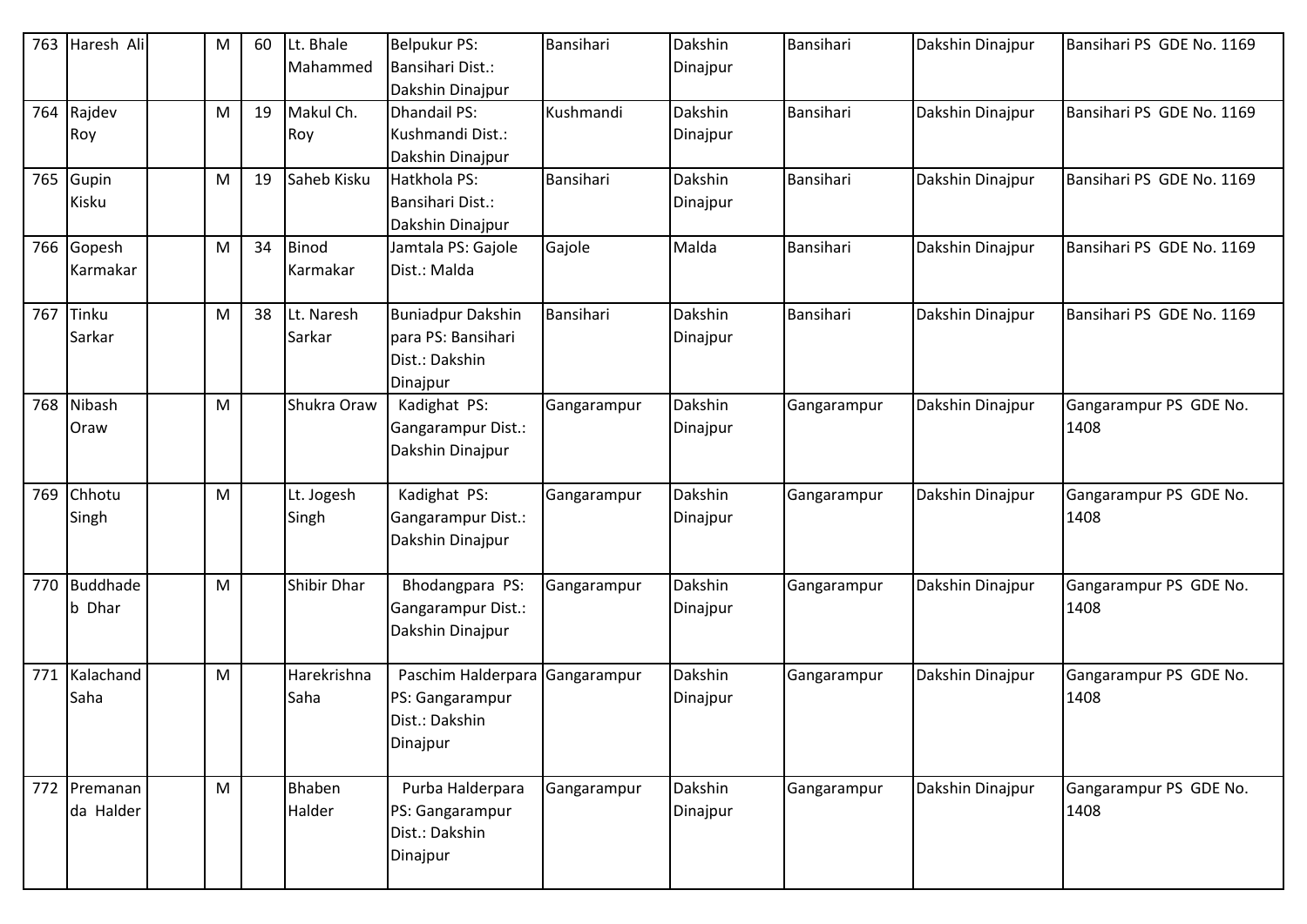| 763 | Haresh Ali | | M | 60 | Lt. Bhale Mahammed | Belpukur PS: Bansihari Dist.: Dakshin Dinajpur | Bansihari | Dakshin Dinajpur | Bansihari | Dakshin Dinajpur | Bansihari PS GDE No. 1169 |
|---|---|---|---|---|---|---|---|---|---|---|---|
| 764 | Rajdev Roy | | M | 19 | Makul Ch. Roy | Dhandail PS: Kushmandi Dist.: Dakshin Dinajpur | Kushmandi | Dakshin Dinajpur | Bansihari | Dakshin Dinajpur | Bansihari PS GDE No. 1169 |
| 765 | Gupin Kisku | | M | 19 | Saheb Kisku | Hatkhola PS: Bansihari Dist.: Dakshin Dinajpur | Bansihari | Dakshin Dinajpur | Bansihari | Dakshin Dinajpur | Bansihari PS GDE No. 1169 |
| 766 | Gopesh Karmakar | | M | 34 | Binod Karmakar | Jamtala PS: Gajole Dist.: Malda | Gajole | Malda | Bansihari | Dakshin Dinajpur | Bansihari PS GDE No. 1169 |
| 767 | Tinku Sarkar | | M | 38 | Lt. Naresh Sarkar | Buniadpur Dakshin para PS: Bansihari Dist.: Dakshin Dinajpur | Bansihari | Dakshin Dinajpur | Bansihari | Dakshin Dinajpur | Bansihari PS GDE No. 1169 |
| 768 | Nibash Oraw | | M | | Shukra Oraw | Kadighat PS: Gangarampur Dist.: Dakshin Dinajpur | Gangarampur | Dakshin Dinajpur | Gangarampur | Dakshin Dinajpur | Gangarampur PS GDE No. 1408 |
| 769 | Chhotu Singh | | M | | Lt. Jogesh Singh | Kadighat PS: Gangarampur Dist.: Dakshin Dinajpur | Gangarampur | Dakshin Dinajpur | Gangarampur | Dakshin Dinajpur | Gangarampur PS GDE No. 1408 |
| 770 | Buddhadeb Dhar | | M | | Shibir Dhar | Bhodangpara PS: Gangarampur Dist.: Dakshin Dinajpur | Gangarampur | Dakshin Dinajpur | Gangarampur | Dakshin Dinajpur | Gangarampur PS GDE No. 1408 |
| 771 | Kalachand Saha | | M | | Harekrishna Saha | Paschim Halderpara PS: Gangarampur Dist.: Dakshin Dinajpur | Gangarampur | Dakshin Dinajpur | Gangarampur | Dakshin Dinajpur | Gangarampur PS GDE No. 1408 |
| 772 | Premananda Halder | | M | | Bhaben Halder | Purba Halderpara PS: Gangarampur Dist.: Dakshin Dinajpur | Gangarampur | Dakshin Dinajpur | Gangarampur | Dakshin Dinajpur | Gangarampur PS GDE No. 1408 |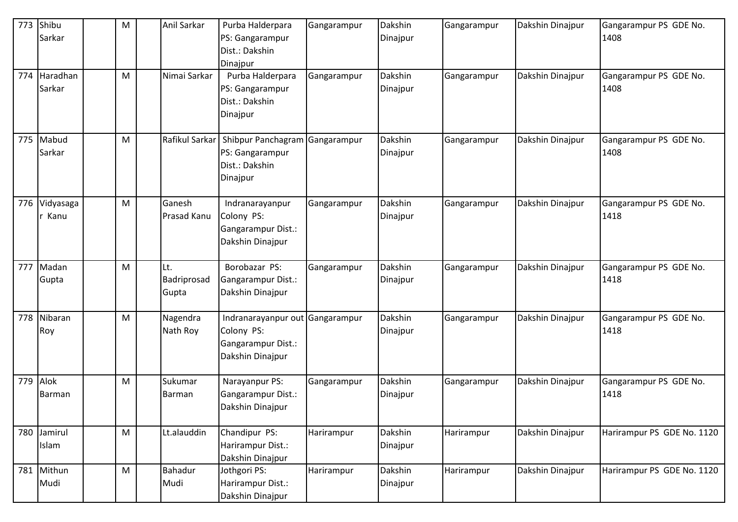| 773 | Shibu Sarkar | | M | | Anil Sarkar | Purba Halderpara PS: Gangarampur Dist.: Dakshin Dinajpur | Gangarampur | Dakshin Dinajpur | Gangarampur | Dakshin Dinajpur | Gangarampur PS GDE No. 1408 |
|---|---|---|---|---|---|---|---|---|---|---|---|
| 774 | Haradhan Sarkar | | M | | Nimai Sarkar | Purba Halderpara PS: Gangarampur Dist.: Dakshin Dinajpur | Gangarampur | Dakshin Dinajpur | Gangarampur | Dakshin Dinajpur | Gangarampur PS GDE No. 1408 |
| 775 | Mabud Sarkar | | M | | Rafikul Sarkar | Shibpur Panchagram PS: Gangarampur Dist.: Dakshin Dinajpur | Gangarampur | Dakshin Dinajpur | Gangarampur | Dakshin Dinajpur | Gangarampur PS GDE No. 1408 |
| 776 | Vidyasagar Kanu | | M | | Ganesh Prasad Kanu | Indranarayanpur Colony PS: Gangarampur Dist.: Dakshin Dinajpur | Gangarampur | Dakshin Dinajpur | Gangarampur | Dakshin Dinajpur | Gangarampur PS GDE No. 1418 |
| 777 | Madan Gupta | | M | | Lt. Badriprosad Gupta | Borobazar PS: Gangarampur Dist.: Dakshin Dinajpur | Gangarampur | Dakshin Dinajpur | Gangarampur | Dakshin Dinajpur | Gangarampur PS GDE No. 1418 |
| 778 | Nibaran Roy | | M | | Nagendra Nath Roy | Indranarayanpur out Colony PS: Gangarampur Dist.: Dakshin Dinajpur | Gangarampur | Dakshin Dinajpur | Gangarampur | Dakshin Dinajpur | Gangarampur PS GDE No. 1418 |
| 779 | Alok Barman | | M | | Sukumar Barman | Narayanpur PS: Gangarampur Dist.: Dakshin Dinajpur | Gangarampur | Dakshin Dinajpur | Gangarampur | Dakshin Dinajpur | Gangarampur PS GDE No. 1418 |
| 780 | Jamirul Islam | | M | | Lt.alauddin | Chandipur PS: Harirampur Dist.: Dakshin Dinajpur | Harirampur | Dakshin Dinajpur | Harirampur | Dakshin Dinajpur | Harirampur PS GDE No. 1120 |
| 781 | Mithun Mudi | | M | | Bahadur Mudi | Jothgori PS: Harirampur Dist.: Dakshin Dinajpur | Harirampur | Dakshin Dinajpur | Harirampur | Dakshin Dinajpur | Harirampur PS GDE No. 1120 |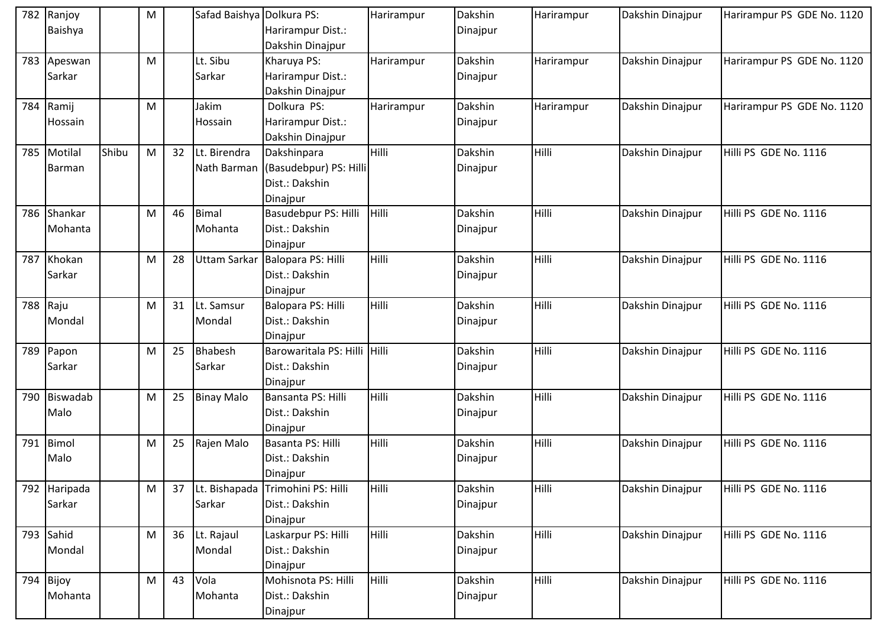| 782 | Ranjoy Baishya | | M | | Safad Baishya | Dolkura PS: Harirampur Dist.: Dakshin Dinajpur | Harirampur | Dakshin Dinajpur | Harirampur | Dakshin Dinajpur | Harirampur PS GDE No. 1120 |
|---|---|---|---|---|---|---|---|---|---|---|---|
| 783 | Apeswan Sarkar | | M | | Lt. Sibu Sarkar | Kharuya PS: Harirampur Dist.: Dakshin Dinajpur | Harirampur | Dakshin Dinajpur | Harirampur | Dakshin Dinajpur | Harirampur PS GDE No. 1120 |
| 784 | Ramij Hossain | | M | | Jakim Hossain | Dolkura PS: Harirampur Dist.: Dakshin Dinajpur | Harirampur | Dakshin Dinajpur | Harirampur | Dakshin Dinajpur | Harirampur PS GDE No. 1120 |
| 785 | Motilal Barman | Shibu | M | 32 | Lt. Birendra Nath Barman | Dakshinpara (Basudebpur) PS: Hilli Dist.: Dakshin Dinajpur | Hilli | Dakshin Dinajpur | Hilli | Dakshin Dinajpur | Hilli PS GDE No. 1116 |
| 786 | Shankar Mohanta | | M | 46 | Bimal Mohanta | Basudebpur PS: Hilli Dist.: Dakshin Dinajpur | Hilli | Dakshin Dinajpur | Hilli | Dakshin Dinajpur | Hilli PS GDE No. 1116 |
| 787 | Khokan Sarkar | | M | 28 | Uttam Sarkar | Balopara PS: Hilli Dist.: Dakshin Dinajpur | Hilli | Dakshin Dinajpur | Hilli | Dakshin Dinajpur | Hilli PS GDE No. 1116 |
| 788 | Raju Mondal | | M | 31 | Lt. Samsur Mondal | Balopara PS: Hilli Dist.: Dakshin Dinajpur | Hilli | Dakshin Dinajpur | Hilli | Dakshin Dinajpur | Hilli PS GDE No. 1116 |
| 789 | Papon Sarkar | | M | 25 | Bhabesh Sarkar | Barowaritala PS: Hilli Dist.: Dakshin Dinajpur | Hilli | Dakshin Dinajpur | Hilli | Dakshin Dinajpur | Hilli PS GDE No. 1116 |
| 790 | Biswadab Malo | | M | 25 | Binay Malo | Bansanta PS: Hilli Dist.: Dakshin Dinajpur | Hilli | Dakshin Dinajpur | Hilli | Dakshin Dinajpur | Hilli PS GDE No. 1116 |
| 791 | Bimol Malo | | M | 25 | Rajen Malo | Basanta PS: Hilli Dist.: Dakshin Dinajpur | Hilli | Dakshin Dinajpur | Hilli | Dakshin Dinajpur | Hilli PS GDE No. 1116 |
| 792 | Haripada Sarkar | | M | 37 | Lt. Bishapada Sarkar | Trimohini PS: Hilli Dist.: Dakshin Dinajpur | Hilli | Dakshin Dinajpur | Hilli | Dakshin Dinajpur | Hilli PS GDE No. 1116 |
| 793 | Sahid Mondal | | M | 36 | Lt. Rajaul Mondal | Laskarpur PS: Hilli Dist.: Dakshin Dinajpur | Hilli | Dakshin Dinajpur | Hilli | Dakshin Dinajpur | Hilli PS GDE No. 1116 |
| 794 | Bijoy Mohanta | | M | 43 | Vola Mohanta | Mohisnota PS: Hilli Dist.: Dakshin Dinajpur | Hilli | Dakshin Dinajpur | Hilli | Dakshin Dinajpur | Hilli PS GDE No. 1116 |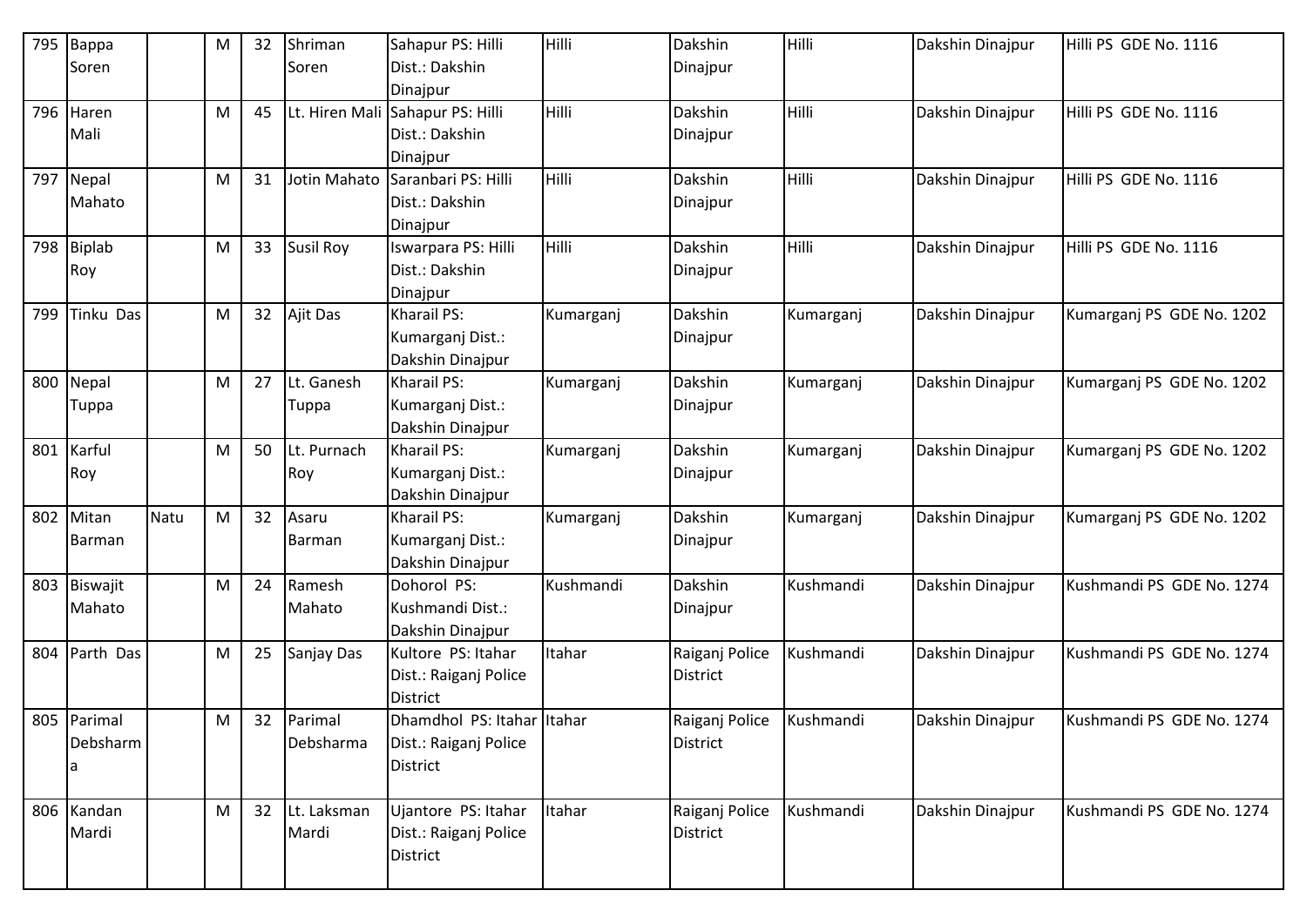| 795 | Bappa Soren | | M | 32 | Shriman Soren | Sahapur PS: Hilli Dist.: Dakshin Dinajpur | Hilli | Dakshin Dinajpur | Hilli | Dakshin Dinajpur | Hilli PS GDE No. 1116 |
|---|---|---|---|---|---|---|---|---|---|---|---|
| 796 | Haren Mali | | M | 45 | Lt. Hiren Mali | Sahapur PS: Hilli Dist.: Dakshin Dinajpur | Hilli | Dakshin Dinajpur | Hilli | Dakshin Dinajpur | Hilli PS GDE No. 1116 |
| 797 | Nepal Mahato | | M | 31 | Jotin Mahato | Saranbari PS: Hilli Dist.: Dakshin Dinajpur | Hilli | Dakshin Dinajpur | Hilli | Dakshin Dinajpur | Hilli PS GDE No. 1116 |
| 798 | Biplab Roy | | M | 33 | Susil Roy | Iswarpara PS: Hilli Dist.: Dakshin Dinajpur | Hilli | Dakshin Dinajpur | Hilli | Dakshin Dinajpur | Hilli PS GDE No. 1116 |
| 799 | Tinku Das | | M | 32 | Ajit Das | Kharail PS: Kumarganj Dist.: Dakshin Dinajpur | Kumarganj | Dakshin Dinajpur | Kumarganj | Dakshin Dinajpur | Kumarganj PS GDE No. 1202 |
| 800 | Nepal Tuppa | | M | 27 | Lt. Ganesh Tuppa | Kharail PS: Kumarganj Dist.: Dakshin Dinajpur | Kumarganj | Dakshin Dinajpur | Kumarganj | Dakshin Dinajpur | Kumarganj PS GDE No. 1202 |
| 801 | Karful Roy | | M | 50 | Lt. Purnach Roy | Kharail PS: Kumarganj Dist.: Dakshin Dinajpur | Kumarganj | Dakshin Dinajpur | Kumarganj | Dakshin Dinajpur | Kumarganj PS GDE No. 1202 |
| 802 | Mitan Barman | Natu | M | 32 | Asaru Barman | Kharail PS: Kumarganj Dist.: Dakshin Dinajpur | Kumarganj | Dakshin Dinajpur | Kumarganj | Dakshin Dinajpur | Kumarganj PS GDE No. 1202 |
| 803 | Biswajit Mahato | | M | 24 | Ramesh Mahato | Dohorol PS: Kushmandi Dist.: Dakshin Dinajpur | Kushmandi | Dakshin Dinajpur | Kushmandi | Dakshin Dinajpur | Kushmandi PS GDE No. 1274 |
| 804 | Parth Das | | M | 25 | Sanjay Das | Kultore PS: Itahar Dist.: Raiganj Police District | Itahar | Raiganj Police District | Kushmandi | Dakshin Dinajpur | Kushmandi PS GDE No. 1274 |
| 805 | Parimal Debsharma | | M | 32 | Parimal Debsharma | Dhamdhol PS: Itahar Dist.: Raiganj Police District | Itahar | Raiganj Police District | Kushmandi | Dakshin Dinajpur | Kushmandi PS GDE No. 1274 |
| 806 | Kandan Mardi | | M | 32 | Lt. Laksman Mardi | Ujantore PS: Itahar Dist.: Raiganj Police District | Itahar | Raiganj Police District | Kushmandi | Dakshin Dinajpur | Kushmandi PS GDE No. 1274 |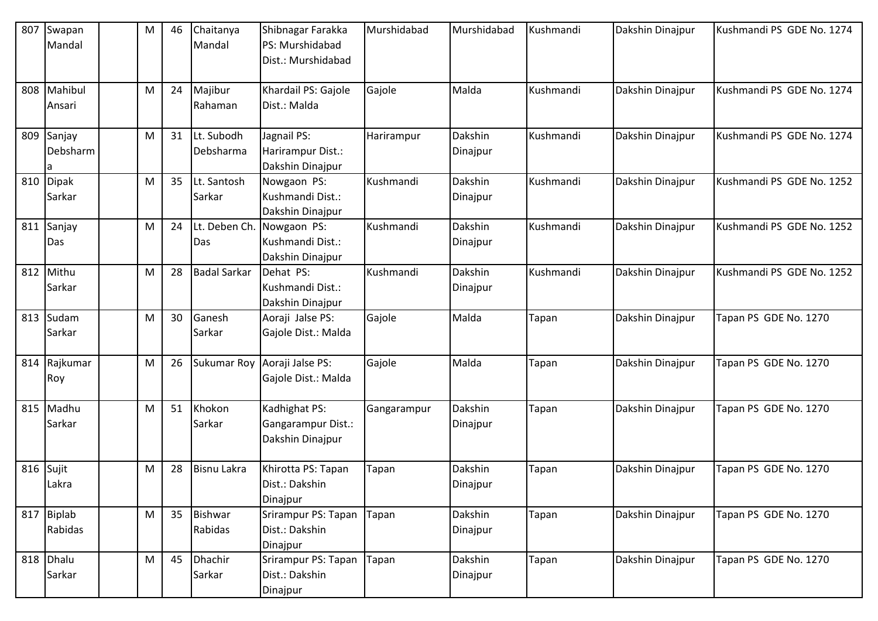| 807 | Swapan Mandal | | M | 46 | Chaitanya Mandal | Shibnagar Farakka PS: Murshidabad Dist.: Murshidabad | Murshidabad | Murshidabad | Kushmandi | Dakshin Dinajpur | Kushmandi PS GDE No. 1274 |
|---|---|---|---|---|---|---|---|---|---|---|---|
| 808 | Mahibul Ansari | | M | 24 | Majibur Rahaman | Khardail PS: Gajole Dist.: Malda | Gajole | Malda | Kushmandi | Dakshin Dinajpur | Kushmandi PS GDE No. 1274 |
| 809 | Sanjay Debsharma | | M | 31 | Lt. Subodh Debsharma | Jagnail PS: Harirampur Dist.: Dakshin Dinajpur | Harirampur | Dakshin Dinajpur | Kushmandi | Dakshin Dinajpur | Kushmandi PS GDE No. 1274 |
| 810 | Dipak Sarkar | | M | 35 | Lt. Santosh Sarkar | Nowgaon PS: Kushmandi Dist.: Dakshin Dinajpur | Kushmandi | Dakshin Dinajpur | Kushmandi | Dakshin Dinajpur | Kushmandi PS GDE No. 1252 |
| 811 | Sanjay Das | | M | 24 | Lt. Deben Ch. Das | Nowgaon PS: Kushmandi Dist.: Dakshin Dinajpur | Kushmandi | Dakshin Dinajpur | Kushmandi | Dakshin Dinajpur | Kushmandi PS GDE No. 1252 |
| 812 | Mithu Sarkar | | M | 28 | Badal Sarkar | Dehat PS: Kushmandi Dist.: Dakshin Dinajpur | Kushmandi | Dakshin Dinajpur | Kushmandi | Dakshin Dinajpur | Kushmandi PS GDE No. 1252 |
| 813 | Sudam Sarkar | | M | 30 | Ganesh Sarkar | Aoraji Jalse PS: Gajole Dist.: Malda | Gajole | Malda | Tapan | Dakshin Dinajpur | Tapan PS GDE No. 1270 |
| 814 | Rajkumar Roy | | M | 26 | Sukumar Roy | Aoraji Jalse PS: Gajole Dist.: Malda | Gajole | Malda | Tapan | Dakshin Dinajpur | Tapan PS GDE No. 1270 |
| 815 | Madhu Sarkar | | M | 51 | Khokon Sarkar | Kadhighat PS: Gangarampur Dist.: Dakshin Dinajpur | Gangarampur | Dakshin Dinajpur | Tapan | Dakshin Dinajpur | Tapan PS GDE No. 1270 |
| 816 | Sujit Lakra | | M | 28 | Bisnu Lakra | Khirotta PS: Tapan Dist.: Dakshin Dinajpur | Tapan | Dakshin Dinajpur | Tapan | Dakshin Dinajpur | Tapan PS GDE No. 1270 |
| 817 | Biplab Rabidas | | M | 35 | Bishwar Rabidas | Srirampur PS: Tapan Dist.: Dakshin Dinajpur | Tapan | Dakshin Dinajpur | Tapan | Dakshin Dinajpur | Tapan PS GDE No. 1270 |
| 818 | Dhalu Sarkar | | M | 45 | Dhachir Sarkar | Srirampur PS: Tapan Dist.: Dakshin Dinajpur | Tapan | Dakshin Dinajpur | Tapan | Dakshin Dinajpur | Tapan PS GDE No. 1270 |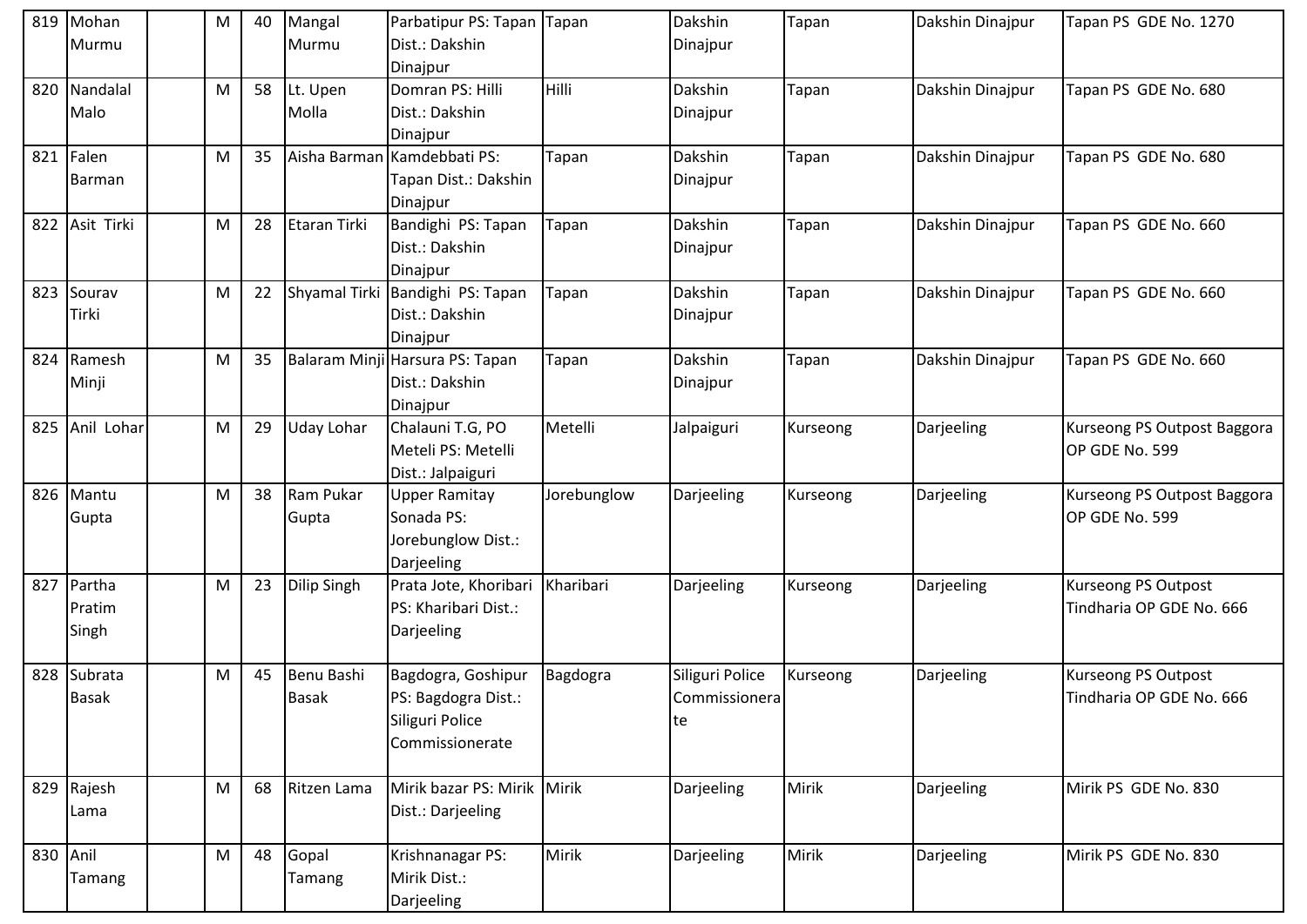| 819 | Mohan Murmu | | M | 40 | Mangal Murmu | Parbatipur PS: Tapan Dist.: Dakshin Dinajpur | Tapan | Dakshin Dinajpur | Tapan | Dakshin Dinajpur | Tapan PS GDE No. 1270 |
|---|---|---|---|---|---|---|---|---|---|---|---|
| 820 | Nandalal Malo | | M | 58 | Lt. Upen Molla | Domran PS: Hilli Dist.: Dakshin Dinajpur | Hilli | Dakshin Dinajpur | Tapan | Dakshin Dinajpur | Tapan PS GDE No. 680 |
| 821 | Falen Barman | | M | 35 | Aisha Barman | Kamdebbati PS: Tapan Dist.: Dakshin Dinajpur | Tapan | Dakshin Dinajpur | Tapan | Dakshin Dinajpur | Tapan PS GDE No. 680 |
| 822 | Asit Tirki | | M | 28 | Etaran Tirki | Bandighi PS: Tapan Dist.: Dakshin Dinajpur | Tapan | Dakshin Dinajpur | Tapan | Dakshin Dinajpur | Tapan PS GDE No. 660 |
| 823 | Sourav Tirki | | M | 22 | Shyamal Tirki | Bandighi PS: Tapan Dist.: Dakshin Dinajpur | Tapan | Dakshin Dinajpur | Tapan | Dakshin Dinajpur | Tapan PS GDE No. 660 |
| 824 | Ramesh Minji | | M | 35 | Balaram Minji | Harsura PS: Tapan Dist.: Dakshin Dinajpur | Tapan | Dakshin Dinajpur | Tapan | Dakshin Dinajpur | Tapan PS GDE No. 660 |
| 825 | Anil Lohar | | M | 29 | Uday Lohar | Chalauni T.G, PO Meteli PS: Metelli Dist.: Jalpaiguri | Metelli | Jalpaiguri | Kurseong | Darjeeling | Kurseong PS Outpost Baggora OP GDE No. 599 |
| 826 | Mantu Gupta | | M | 38 | Ram Pukar Gupta | Upper Ramitay Sonada PS: Jorebunglow Dist.: Darjeeling | Jorebunglow | Darjeeling | Kurseong | Darjeeling | Kurseong PS Outpost Baggora OP GDE No. 599 |
| 827 | Partha Pratim Singh | | M | 23 | Dilip Singh | Prata Jote, Khoribari PS: Kharibari Dist.: Darjeeling | Kharibari | Darjeeling | Kurseong | Darjeeling | Kurseong PS Outpost Tindharia OP GDE No. 666 |
| 828 | Subrata Basak | | M | 45 | Benu Bashi Basak | Bagdogra, Goshipur PS: Bagdogra Dist.: Siliguri Police Commissionerate | Bagdogra | Siliguri Police Commissionerate | Kurseong | Darjeeling | Kurseong PS Outpost Tindharia OP GDE No. 666 |
| 829 | Rajesh Lama | | M | 68 | Ritzen Lama | Mirik bazar PS: Mirik Dist.: Darjeeling | Mirik | Darjeeling | Mirik | Darjeeling | Mirik PS GDE No. 830 |
| 830 | Anil Tamang | | M | 48 | Gopal Tamang | Krishnanagar PS: Mirik Dist.: Darjeeling | Mirik | Darjeeling | Mirik | Darjeeling | Mirik PS GDE No. 830 |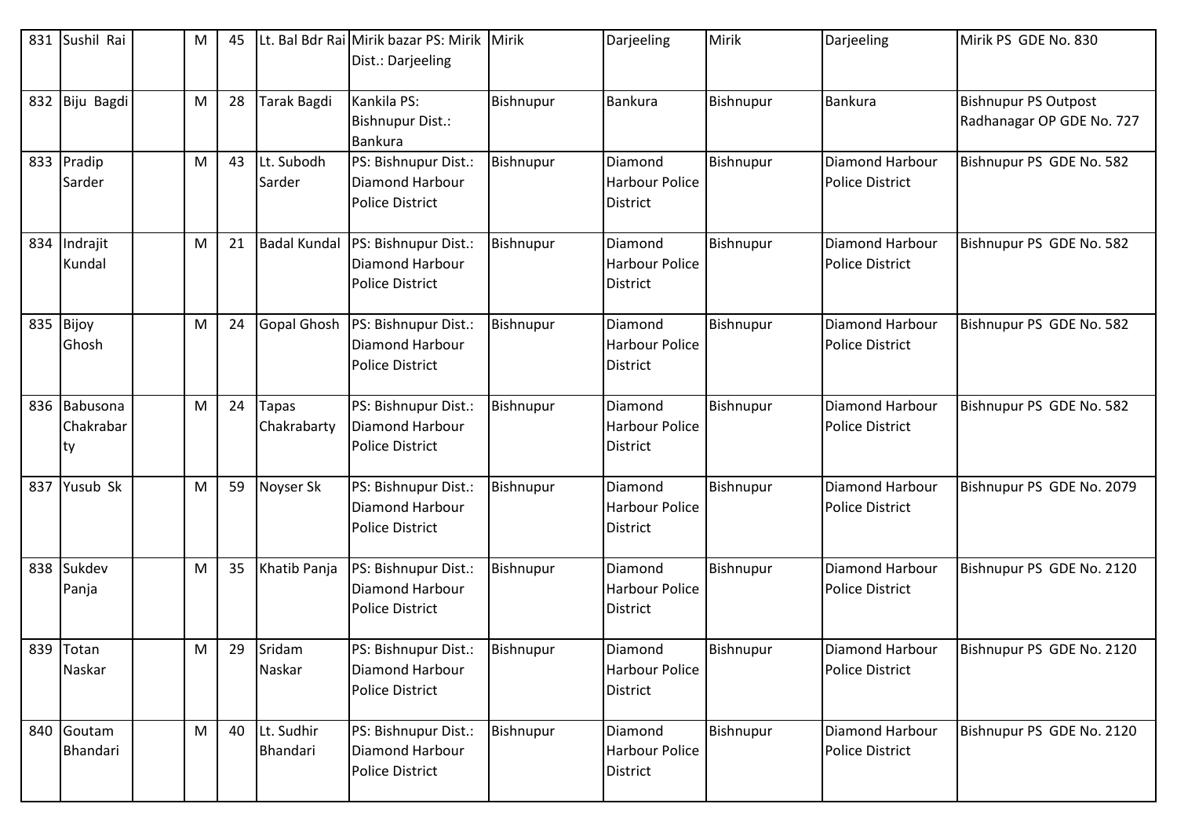| 831 | Sushil Rai | | M | 45 | Lt. Bal Bdr Rai | Mirik bazar PS: Mirik Dist.: Darjeeling | Mirik | Darjeeling | Mirik | Darjeeling | Mirik PS GDE No. 830 |
|---|---|---|---|---|---|---|---|---|---|---|---|
| 832 | Biju Bagdi | | M | 28 | Tarak Bagdi | Kankila PS: Bishnupur Dist.: Bankura | Bishnupur | Bankura | Bishnupur | Bankura | Bishnupur PS Outpost Radhanagar OP GDE No. 727 |
| 833 | Pradip Sarder | | M | 43 | Lt. Subodh Sarder | PS: Bishnupur Dist.: Diamond Harbour Police District | Bishnupur | Diamond Harbour Police District | Bishnupur | Diamond Harbour Police District | Bishnupur PS GDE No. 582 |
| 834 | Indrajit Kundal | | M | 21 | Badal Kundal | PS: Bishnupur Dist.: Diamond Harbour Police District | Bishnupur | Diamond Harbour Police District | Bishnupur | Diamond Harbour Police District | Bishnupur PS GDE No. 582 |
| 835 | Bijoy Ghosh | | M | 24 | Gopal Ghosh | PS: Bishnupur Dist.: Diamond Harbour Police District | Bishnupur | Diamond Harbour Police District | Bishnupur | Diamond Harbour Police District | Bishnupur PS GDE No. 582 |
| 836 | Babusona Chakrabarty | | M | 24 | Tapas Chakrabarty | PS: Bishnupur Dist.: Diamond Harbour Police District | Bishnupur | Diamond Harbour Police District | Bishnupur | Diamond Harbour Police District | Bishnupur PS GDE No. 582 |
| 837 | Yusub Sk | | M | 59 | Noyser Sk | PS: Bishnupur Dist.: Diamond Harbour Police District | Bishnupur | Diamond Harbour Police District | Bishnupur | Diamond Harbour Police District | Bishnupur PS GDE No. 2079 |
| 838 | Sukdev Panja | | M | 35 | Khatib Panja | PS: Bishnupur Dist.: Diamond Harbour Police District | Bishnupur | Diamond Harbour Police District | Bishnupur | Diamond Harbour Police District | Bishnupur PS GDE No. 2120 |
| 839 | Totan Naskar | | M | 29 | Sridam Naskar | PS: Bishnupur Dist.: Diamond Harbour Police District | Bishnupur | Diamond Harbour Police District | Bishnupur | Diamond Harbour Police District | Bishnupur PS GDE No. 2120 |
| 840 | Goutam Bhandari | | M | 40 | Lt. Sudhir Bhandari | PS: Bishnupur Dist.: Diamond Harbour Police District | Bishnupur | Diamond Harbour Police District | Bishnupur | Diamond Harbour Police District | Bishnupur PS GDE No. 2120 |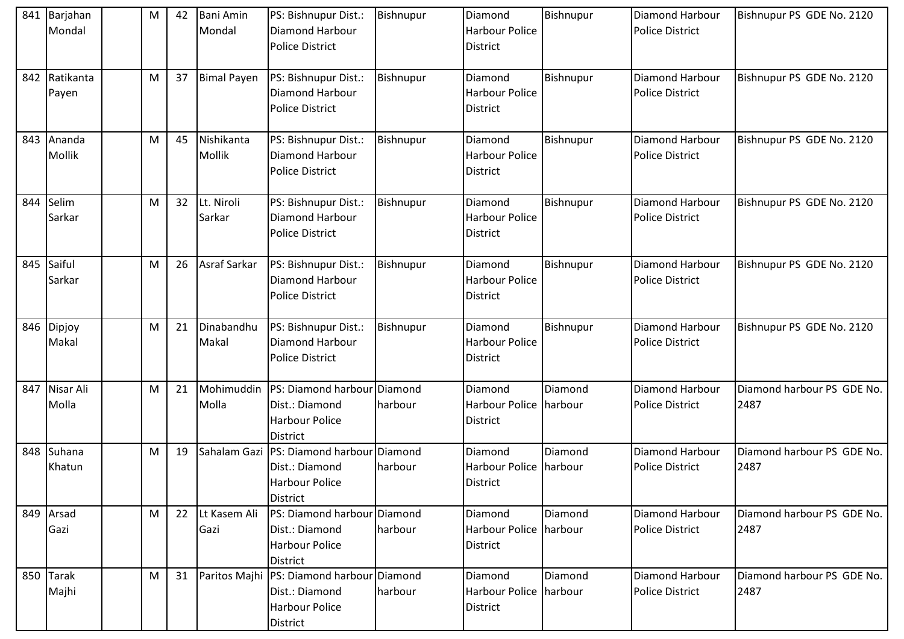| 841 | Barjahan Mondal | | M | 42 | Bani Amin Mondal | PS: Bishnupur Dist.: Diamond Harbour Police District | Bishnupur | Diamond Harbour Police District | Bishnupur | Diamond Harbour Police District | Bishnupur PS GDE No. 2120 |
|---|---|---|---|---|---|---|---|---|---|---|---|
| 842 | Ratikanta Payen | | M | 37 | Bimal Payen | PS: Bishnupur Dist.: Diamond Harbour Police District | Bishnupur | Diamond Harbour Police District | Bishnupur | Diamond Harbour Police District | Bishnupur PS GDE No. 2120 |
| 843 | Ananda Mollik | | M | 45 | Nishikanta Mollik | PS: Bishnupur Dist.: Diamond Harbour Police District | Bishnupur | Diamond Harbour Police District | Bishnupur | Diamond Harbour Police District | Bishnupur PS GDE No. 2120 |
| 844 | Selim Sarkar | | M | 32 | Lt. Niroli Sarkar | PS: Bishnupur Dist.: Diamond Harbour Police District | Bishnupur | Diamond Harbour Police District | Bishnupur | Diamond Harbour Police District | Bishnupur PS GDE No. 2120 |
| 845 | Saiful Sarkar | | M | 26 | Asraf Sarkar | PS: Bishnupur Dist.: Diamond Harbour Police District | Bishnupur | Diamond Harbour Police District | Bishnupur | Diamond Harbour Police District | Bishnupur PS GDE No. 2120 |
| 846 | Dipjoy Makal | | M | 21 | Dinabandhu Makal | PS: Bishnupur Dist.: Diamond Harbour Police District | Bishnupur | Diamond Harbour Police District | Bishnupur | Diamond Harbour Police District | Bishnupur PS GDE No. 2120 |
| 847 | Nisar Ali Molla | | M | 21 | Mohimuddin Molla | PS: Diamond harbour Dist.: Diamond Harbour Police District | Diamond harbour | Diamond Harbour Police District | Diamond harbour | Diamond Harbour Police District | Diamond harbour PS GDE No. 2487 |
| 848 | Suhana Khatun | | M | 19 | Sahalam Gazi | PS: Diamond harbour Dist.: Diamond Harbour Police District | Diamond harbour | Diamond Harbour Police District | Diamond harbour | Diamond Harbour Police District | Diamond harbour PS GDE No. 2487 |
| 849 | Arsad Gazi | | M | 22 | Lt Kasem Ali Gazi | PS: Diamond harbour Dist.: Diamond Harbour Police District | Diamond harbour | Diamond Harbour Police District | Diamond harbour | Diamond Harbour Police District | Diamond harbour PS GDE No. 2487 |
| 850 | Tarak Majhi | | M | 31 | Paritos Majhi | PS: Diamond harbour Dist.: Diamond Harbour Police District | Diamond harbour | Diamond Harbour Police District | Diamond harbour | Diamond Harbour Police District | Diamond harbour PS GDE No. 2487 |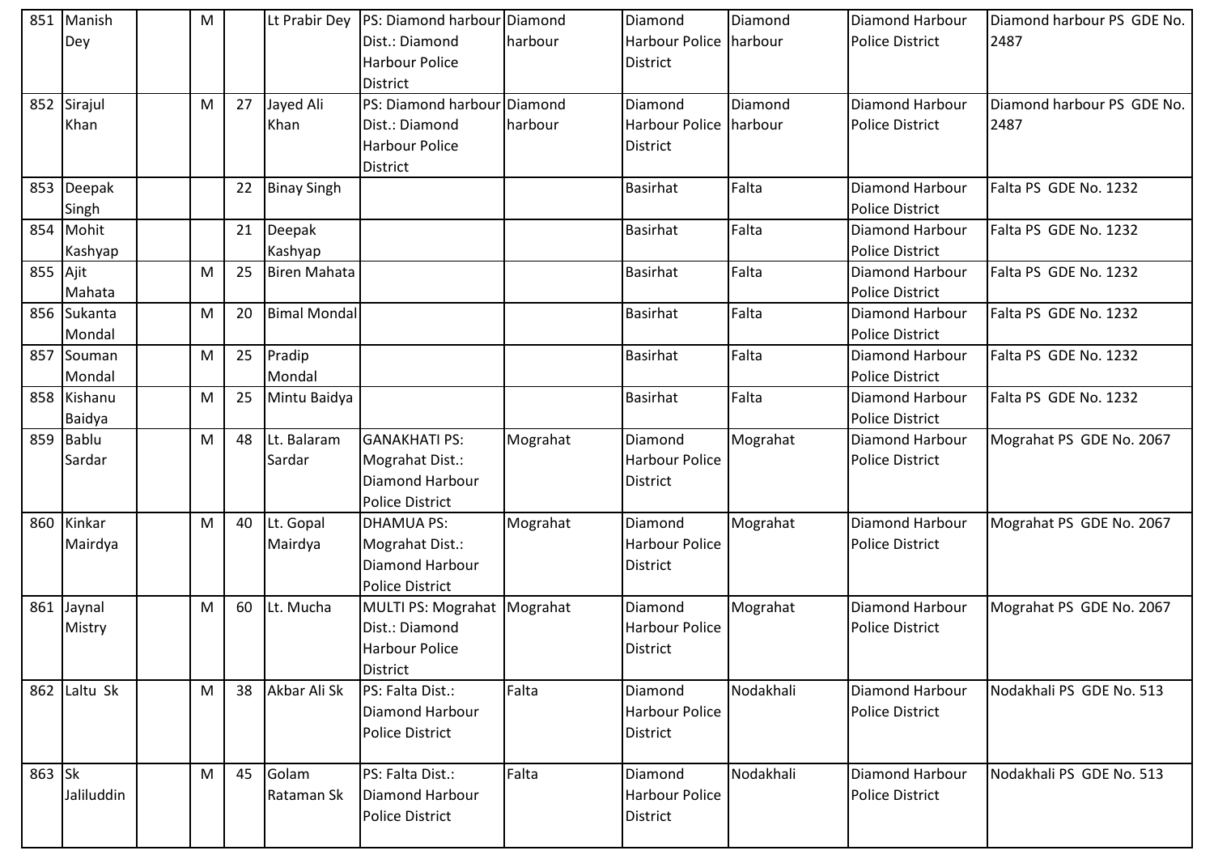| | | | | | | | | | | | |
|---|---|---|---|---|---|---|---|---|---|---|---|
| 851 | Manish Dey | | M | | Lt Prabir Dey | PS: Diamond harbour Dist.: Diamond Harbour Police District | Diamond harbour | Diamond Harbour Police District | Diamond harbour | Diamond Harbour Police District | Diamond harbour PS GDE No. 2487 |
| 852 | Sirajul Khan | | M | 27 | Jayed Ali Khan | PS: Diamond harbour Dist.: Diamond Harbour Police District | Diamond harbour | Diamond Harbour Police District | Diamond harbour | Diamond Harbour Police District | Diamond harbour PS GDE No. 2487 |
| 853 | Deepak Singh | | | 22 | Binay Singh | | | Basirhat | Falta | Diamond Harbour Police District | Falta PS GDE No. 1232 |
| 854 | Mohit Kashyap | | | 21 | Deepak Kashyap | | | Basirhat | Falta | Diamond Harbour Police District | Falta PS GDE No. 1232 |
| 855 | Ajit Mahata | | M | 25 | Biren Mahata | | | Basirhat | Falta | Diamond Harbour Police District | Falta PS GDE No. 1232 |
| 856 | Sukanta Mondal | | M | 20 | Bimal Mondal | | | Basirhat | Falta | Diamond Harbour Police District | Falta PS GDE No. 1232 |
| 857 | Souman Mondal | | M | 25 | Pradip Mondal | | | Basirhat | Falta | Diamond Harbour Police District | Falta PS GDE No. 1232 |
| 858 | Kishanu Baidya | | M | 25 | Mintu Baidya | | | Basirhat | Falta | Diamond Harbour Police District | Falta PS GDE No. 1232 |
| 859 | Bablu Sardar | | M | 48 | Lt. Balaram Sardar | GANAKHATI PS: Mograhat Dist.: Diamond Harbour Police District | Mograhat | Diamond Harbour Police District | Mograhat | Diamond Harbour Police District | Mograhat PS GDE No. 2067 |
| 860 | Kinkar Mairdya | | M | 40 | Lt. Gopal Mairdya | DHAMUA PS: Mograhat Dist.: Diamond Harbour Police District | Mograhat | Diamond Harbour Police District | Mograhat | Diamond Harbour Police District | Mograhat PS GDE No. 2067 |
| 861 | Jaynal Mistry | | M | 60 | Lt. Mucha | MULTI PS: Mograhat Dist.: Diamond Harbour Police District | Mograhat | Diamond Harbour Police District | Mograhat | Diamond Harbour Police District | Mograhat PS GDE No. 2067 |
| 862 | Laltu Sk | | M | 38 | Akbar Ali Sk | PS: Falta Dist.: Diamond Harbour Police District | Falta | Diamond Harbour Police District | Nodakhali | Diamond Harbour Police District | Nodakhali PS GDE No. 513 |
| 863 | Sk Jaliluddin | | M | 45 | Golam Rataman Sk | PS: Falta Dist.: Diamond Harbour Police District | Falta | Diamond Harbour Police District | Nodakhali | Diamond Harbour Police District | Nodakhali PS GDE No. 513 |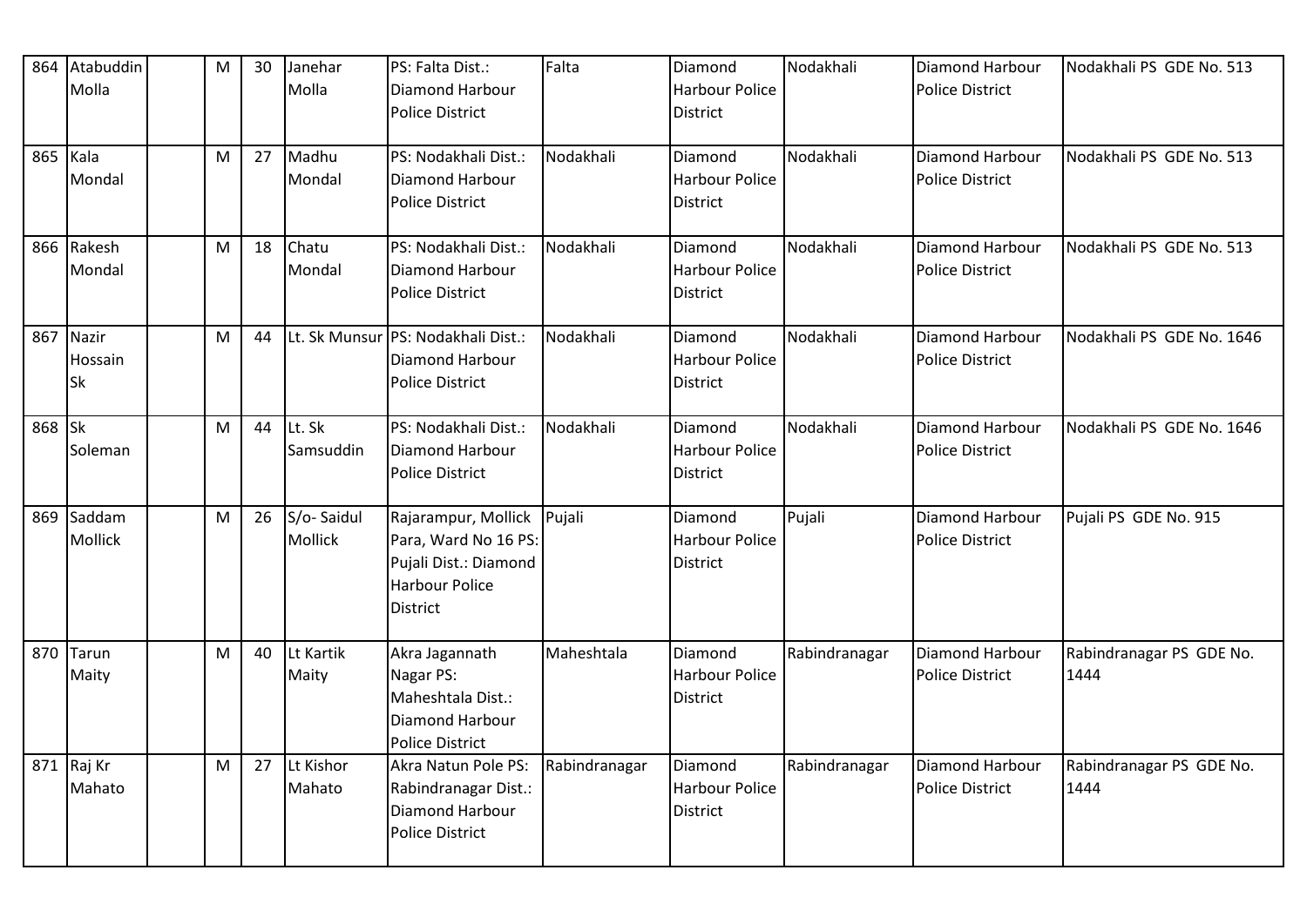| 864 | Atabuddin Molla | | M | 30 | Janehar Molla | PS: Falta Dist.: Diamond Harbour Police District | Falta | Diamond Harbour Police District | Nodakhali | Diamond Harbour Police District | Nodakhali PS GDE No. 513 |
|---|---|---|---|---|---|---|---|---|---|---|---|
| 865 | Kala Mondal | | M | 27 | Madhu Mondal | PS: Nodakhali Dist.: Diamond Harbour Police District | Nodakhali | Diamond Harbour Police District | Nodakhali | Diamond Harbour Police District | Nodakhali PS GDE No. 513 |
| 866 | Rakesh Mondal | | M | 18 | Chatu Mondal | PS: Nodakhali Dist.: Diamond Harbour Police District | Nodakhali | Diamond Harbour Police District | Nodakhali | Diamond Harbour Police District | Nodakhali PS GDE No. 513 |
| 867 | Nazir Hossain Sk | | M | 44 | Lt. Sk Munsur | PS: Nodakhali Dist.: Diamond Harbour Police District | Nodakhali | Diamond Harbour Police District | Nodakhali | Diamond Harbour Police District | Nodakhali PS GDE No. 1646 |
| 868 | Sk Soleman | | M | 44 | Lt. Sk Samsuddin | PS: Nodakhali Dist.: Diamond Harbour Police District | Nodakhali | Diamond Harbour Police District | Nodakhali | Diamond Harbour Police District | Nodakhali PS GDE No. 1646 |
| 869 | Saddam Mollick | | M | 26 | S/o- Saidul Mollick | Rajarampur, Mollick Para, Ward No 16 PS: Pujali Dist.: Diamond Harbour Police District | Pujali | Diamond Harbour Police District | Pujali | Diamond Harbour Police District | Pujali PS GDE No. 915 |
| 870 | Tarun Maity | | M | 40 | Lt Kartik Maity | Akra Jagannath Nagar PS: Maheshtala Dist.: Diamond Harbour Police District | Maheshtala | Diamond Harbour Police District | Rabindranagar | Diamond Harbour Police District | Rabindranagar PS GDE No. 1444 |
| 871 | Raj Kr Mahato | | M | 27 | Lt Kishor Mahato | Akra Natun Pole PS: Rabindranagar Dist.: Diamond Harbour Police District | Rabindranagar | Diamond Harbour Police District | Rabindranagar | Diamond Harbour Police District | Rabindranagar PS GDE No. 1444 |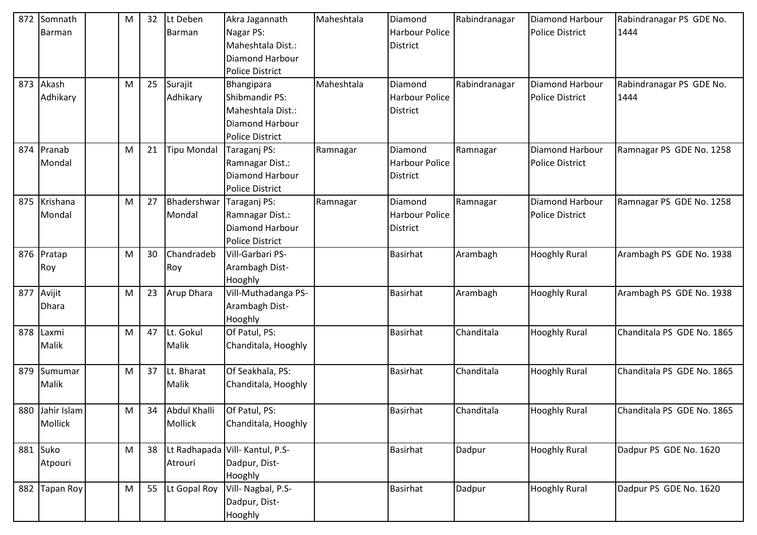| 872 | Somnath Barman | | M | 32 | Lt Deben Barman | Akra Jagannath Nagar PS: Maheshtala Dist.: Diamond Harbour Police District | Maheshtala | Diamond Harbour Police District | Rabindranagar | Diamond Harbour Police District | Rabindranagar PS GDE No. 1444 |
|---|---|---|---|---|---|---|---|---|---|---|---|
| 873 | Akash Adhikary | | M | 25 | Surajit Adhikary | Bhangipara Shibmandir PS: Maheshtala Dist.: Diamond Harbour Police District | Maheshtala | Diamond Harbour Police District | Rabindranagar | Diamond Harbour Police District | Rabindranagar PS GDE No. 1444 |
| 874 | Pranab Mondal | | M | 21 | Tipu Mondal | Taraganj PS: Ramnagar Dist.: Diamond Harbour Police District | Ramnagar | Diamond Harbour Police District | Ramnagar | Diamond Harbour Police District | Ramnagar PS GDE No. 1258 |
| 875 | Krishana Mondal | | M | 27 | Bhadershwar Mondal | Taraganj PS: Ramnagar Dist.: Diamond Harbour Police District | Ramnagar | Diamond Harbour Police District | Ramnagar | Diamond Harbour Police District | Ramnagar PS GDE No. 1258 |
| 876 | Pratap Roy | | M | 30 | Chandradeb Roy | Vill-Garbari PS-Arambagh Dist-Hooghly | | Basirhat | Arambagh | Hooghly Rural | Arambagh PS GDE No. 1938 |
| 877 | Avijit Dhara | | M | 23 | Arup Dhara | Vill-Muthadanga PS-Arambagh Dist-Hooghly | | Basirhat | Arambagh | Hooghly Rural | Arambagh PS GDE No. 1938 |
| 878 | Laxmi Malik | | M | 47 | Lt. Gokul Malik | Of Patul, PS: Chanditala, Hooghly | | Basirhat | Chanditala | Hooghly Rural | Chanditala PS GDE No. 1865 |
| 879 | Sumumar Malik | | M | 37 | Lt. Bharat Malik | Of Seakhala, PS: Chanditala, Hooghly | | Basirhat | Chanditala | Hooghly Rural | Chanditala PS GDE No. 1865 |
| 880 | Jahir Islam Mollick | | M | 34 | Abdul Khalli Mollick | Of Patul, PS: Chanditala, Hooghly | | Basirhat | Chanditala | Hooghly Rural | Chanditala PS GDE No. 1865 |
| 881 | Suko Atpouri | | M | 38 | Lt Radhapada Atrouri | Vill- Kantul, P.S-Dadpur, Dist-Hooghly | | Basirhat | Dadpur | Hooghly Rural | Dadpur PS GDE No. 1620 |
| 882 | Tapan Roy | | M | 55 | Lt Gopal Roy | Vill- Nagbal, P.S-Dadpur, Dist-Hooghly | | Basirhat | Dadpur | Hooghly Rural | Dadpur PS GDE No. 1620 |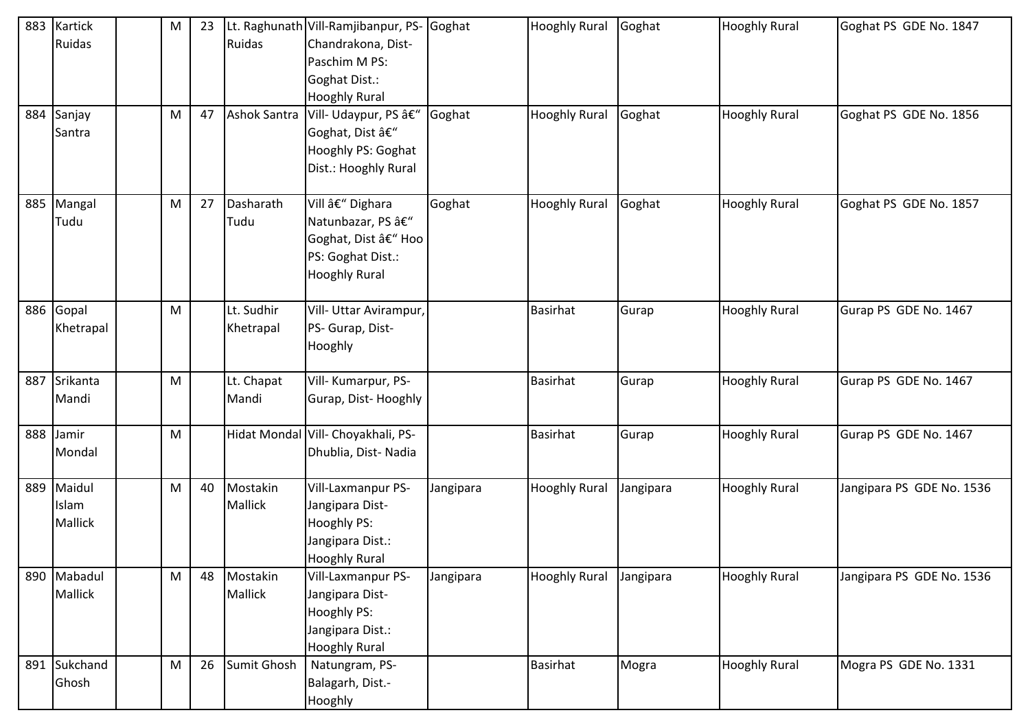| 883 | Kartick Ruidas | | M | 23 | Lt. Raghunath Ruidas | Vill-Ramjibanpur, PS-Chandrakona, Dist-Paschim M PS: Goghat Dist.: Hooghly Rural | Goghat | Hooghly Rural | Goghat | Hooghly Rural | Goghat PS GDE No. 1847 |
|---|---|---|---|---|---|---|---|---|---|---|---|
| 884 | Sanjay Santra | | M | 47 | Ashok Santra | Vill- Udaypur, PS â€" Goghat, Dist â€" Hooghly PS: Goghat Dist.: Hooghly Rural | Goghat | Hooghly Rural | Goghat | Hooghly Rural | Goghat PS GDE No. 1856 |
| 885 | Mangal Tudu | | M | 27 | Dasharath Tudu | Vill â€" Dighara Natunbazar, PS â€" Goghat, Dist â€" Hoo PS: Goghat Dist.: Hooghly Rural | Goghat | Hooghly Rural | Goghat | Hooghly Rural | Goghat PS GDE No. 1857 |
| 886 | Gopal Khetrapal | | M | | Lt. Sudhir Khetrapal | Vill- Uttar Avirampur, PS- Gurap, Dist-Hooghly | | Basirhat | Gurap | Hooghly Rural | Gurap PS GDE No. 1467 |
| 887 | Srikanta Mandi | | M | | Lt. Chapat Mandi | Vill- Kumarpur, PS-Gurap, Dist- Hooghly | | Basirhat | Gurap | Hooghly Rural | Gurap PS GDE No. 1467 |
| 888 | Jamir Mondal | | M | | Hidat Mondal | Vill- Choyakhali, PS-Dhublia, Dist- Nadia | | Basirhat | Gurap | Hooghly Rural | Gurap PS GDE No. 1467 |
| 889 | Maidul Islam Mallick | | M | 40 | Mostakin Mallick | Vill-Laxmanpur PS-Jangipara Dist-Hooghly PS: Jangipara Dist.: Hooghly Rural | Jangipara | Hooghly Rural | Jangipara | Hooghly Rural | Jangipara PS GDE No. 1536 |
| 890 | Mabadul Mallick | | M | 48 | Mostakin Mallick | Vill-Laxmanpur PS-Jangipara Dist-Hooghly PS: Jangipara Dist.: Hooghly Rural | Jangipara | Hooghly Rural | Jangipara | Hooghly Rural | Jangipara PS GDE No. 1536 |
| 891 | Sukchand Ghosh | | M | 26 | Sumit Ghosh | Natungram, PS-Balagarh, Dist.-Hooghly | | Basirhat | Mogra | Hooghly Rural | Mogra PS GDE No. 1331 |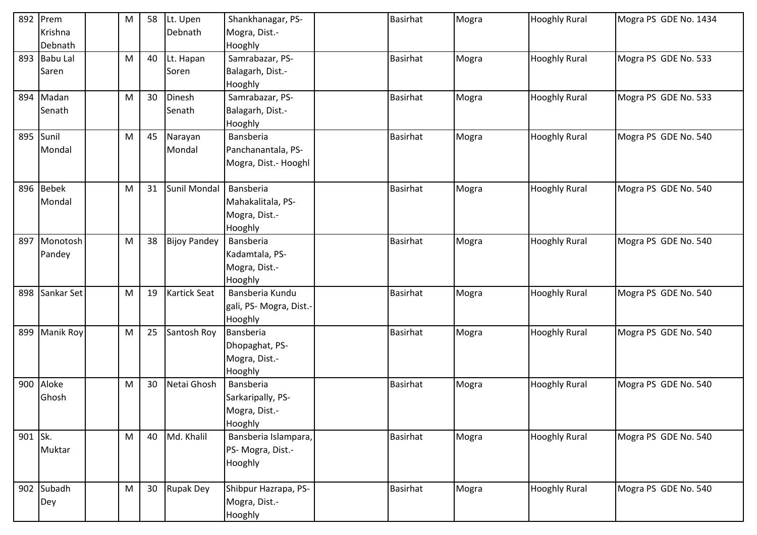| 892 | Prem Krishna Debnath | | M | 58 | Lt. Upen Debnath | Shankhanagar, PS- Mogra, Dist.- Hooghly | | Basirhat | Mogra | Hooghly Rural | Mogra PS GDE No. 1434 |
|---|---|---|---|---|---|---|---|---|---|---|---|
| 893 | Babu Lal Saren | | M | 40 | Lt. Hapan Soren | Samrabazar, PS- Balagarh, Dist.- Hooghly | | Basirhat | Mogra | Hooghly Rural | Mogra PS GDE No. 533 |
| 894 | Madan Senath | | M | 30 | Dinesh Senath | Samrabazar, PS- Balagarh, Dist.- Hooghly | | Basirhat | Mogra | Hooghly Rural | Mogra PS GDE No. 533 |
| 895 | Sunil Mondal | | M | 45 | Narayan Mondal | Bansberia Panchanantala, PS- Mogra, Dist.- Hooghl | | Basirhat | Mogra | Hooghly Rural | Mogra PS GDE No. 540 |
| 896 | Bebek Mondal | | M | 31 | Sunil Mondal | Bansberia Mahakalitala, PS- Mogra, Dist.- Hooghly | | Basirhat | Mogra | Hooghly Rural | Mogra PS GDE No. 540 |
| 897 | Monotosh Pandey | | M | 38 | Bijoy Pandey | Bansberia Kadamtala, PS- Mogra, Dist.- Hooghly | | Basirhat | Mogra | Hooghly Rural | Mogra PS GDE No. 540 |
| 898 | Sankar Set | | M | 19 | Kartick Seat | Bansberia Kundu gali, PS- Mogra, Dist.- Hooghly | | Basirhat | Mogra | Hooghly Rural | Mogra PS GDE No. 540 |
| 899 | Manik Roy | | M | 25 | Santosh Roy | Bansberia Dhopaghat, PS- Mogra, Dist.- Hooghly | | Basirhat | Mogra | Hooghly Rural | Mogra PS GDE No. 540 |
| 900 | Aloke Ghosh | | M | 30 | Netai Ghosh | Bansberia Sarkaripally, PS- Mogra, Dist.- Hooghly | | Basirhat | Mogra | Hooghly Rural | Mogra PS GDE No. 540 |
| 901 | Sk. Muktar | | M | 40 | Md. Khalil | Bansberia Islampara, PS- Mogra, Dist.- Hooghly | | Basirhat | Mogra | Hooghly Rural | Mogra PS GDE No. 540 |
| 902 | Subadh Dey | | M | 30 | Rupak Dey | Shibpur Hazrapa, PS- Mogra, Dist.- Hooghly | | Basirhat | Mogra | Hooghly Rural | Mogra PS GDE No. 540 |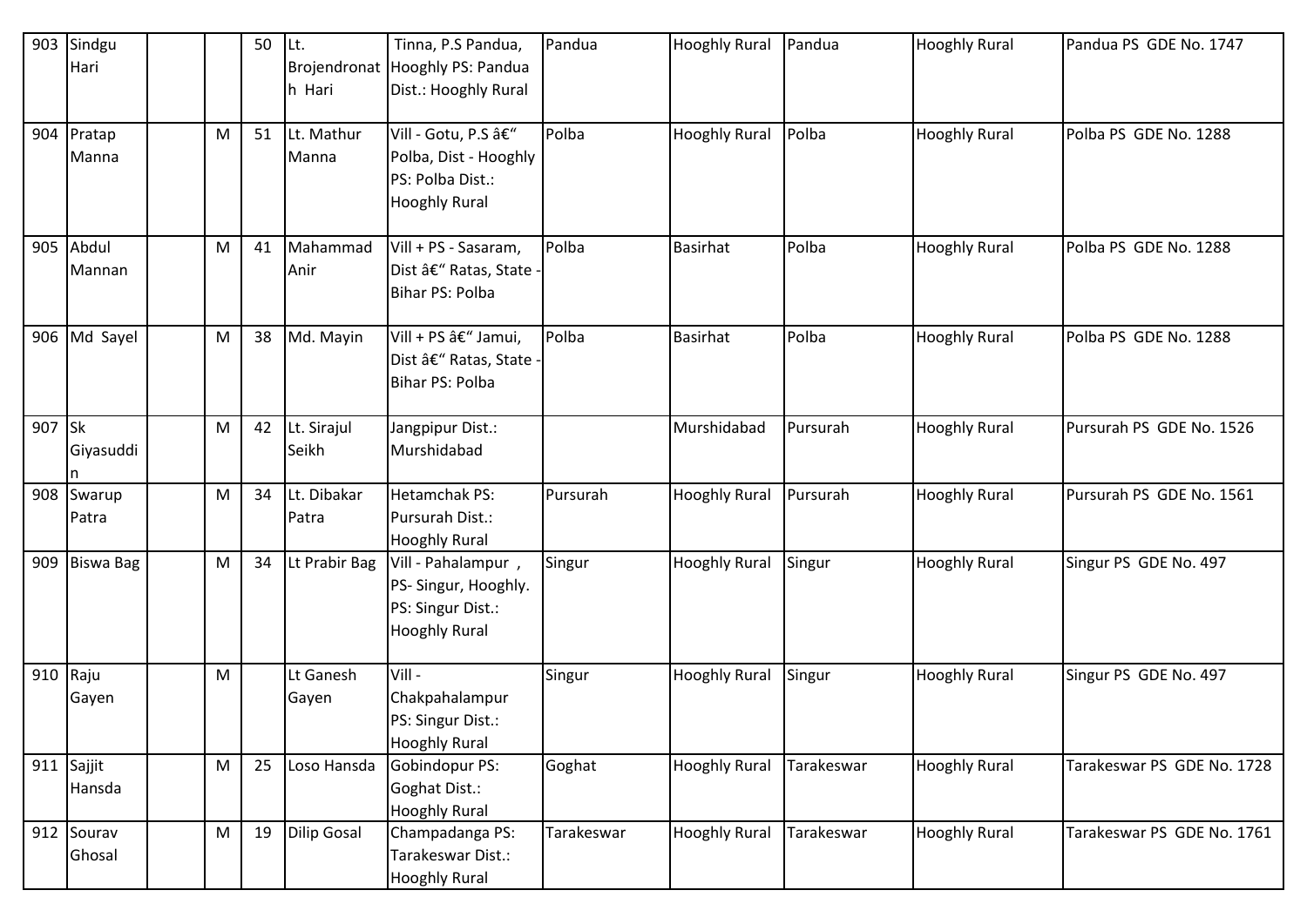| 903 | Sindgu Hari | | | 50 | Lt. Brojendronath Hari | Tinna, P.S Pandua, Hooghly PS: Pandua Dist.: Hooghly Rural | Pandua | Hooghly Rural | Pandua | Hooghly Rural | Pandua PS GDE No. 1747 |
|---|---|---|---|---|---|---|---|---|---|---|---|
| 904 | Pratap Manna | | M | 51 | Lt. Mathur Manna | Vill - Gotu, P.S â€“ Polba, Dist - Hooghly PS: Polba Dist.: Hooghly Rural | Polba | Hooghly Rural | Polba | Hooghly Rural | Polba PS GDE No. 1288 |
| 905 | Abdul Mannan | | M | 41 | Mahammad Anir | Vill + PS - Sasaram, Dist â€“ Ratas, State - Bihar PS: Polba | Polba | Basirhat | Polba | Hooghly Rural | Polba PS GDE No. 1288 |
| 906 | Md Sayel | | M | 38 | Md. Mayin | Vill + PS â€“ Jamui, Dist â€“ Ratas, State - Bihar PS: Polba | Polba | Basirhat | Polba | Hooghly Rural | Polba PS GDE No. 1288 |
| 907 | Sk Giyasuddin | | M | 42 | Lt. Sirajul Seikh | Jangpipur Dist.: Murshidabad | | Murshidabad | Pursurah | Hooghly Rural | Pursurah PS GDE No. 1526 |
| 908 | Swarup Patra | | M | 34 | Lt. Dibakar Patra | Hetamchak PS: Pursurah Dist.: Hooghly Rural | Pursurah | Hooghly Rural | Pursurah | Hooghly Rural | Pursurah PS GDE No. 1561 |
| 909 | Biswa Bag | | M | 34 | Lt Prabir Bag | Vill - Pahalampur , PS- Singur, Hooghly. PS: Singur Dist.: Hooghly Rural | Singur | Hooghly Rural | Singur | Hooghly Rural | Singur PS GDE No. 497 |
| 910 | Raju Gayen | | M | | Lt Ganesh Gayen | Vill - Chakpahalampur PS: Singur Dist.: Hooghly Rural | Singur | Hooghly Rural | Singur | Hooghly Rural | Singur PS GDE No. 497 |
| 911 | Sajjit Hansda | | M | 25 | Loso Hansda | Gobindopur PS: Goghat Dist.: Hooghly Rural | Goghat | Hooghly Rural | Tarakeswar | Hooghly Rural | Tarakeswar PS GDE No. 1728 |
| 912 | Sourav Ghosal | | M | 19 | Dilip Gosal | Champadanga PS: Tarakeswar Dist.: Hooghly Rural | Tarakeswar | Hooghly Rural | Tarakeswar | Hooghly Rural | Tarakeswar PS GDE No. 1761 |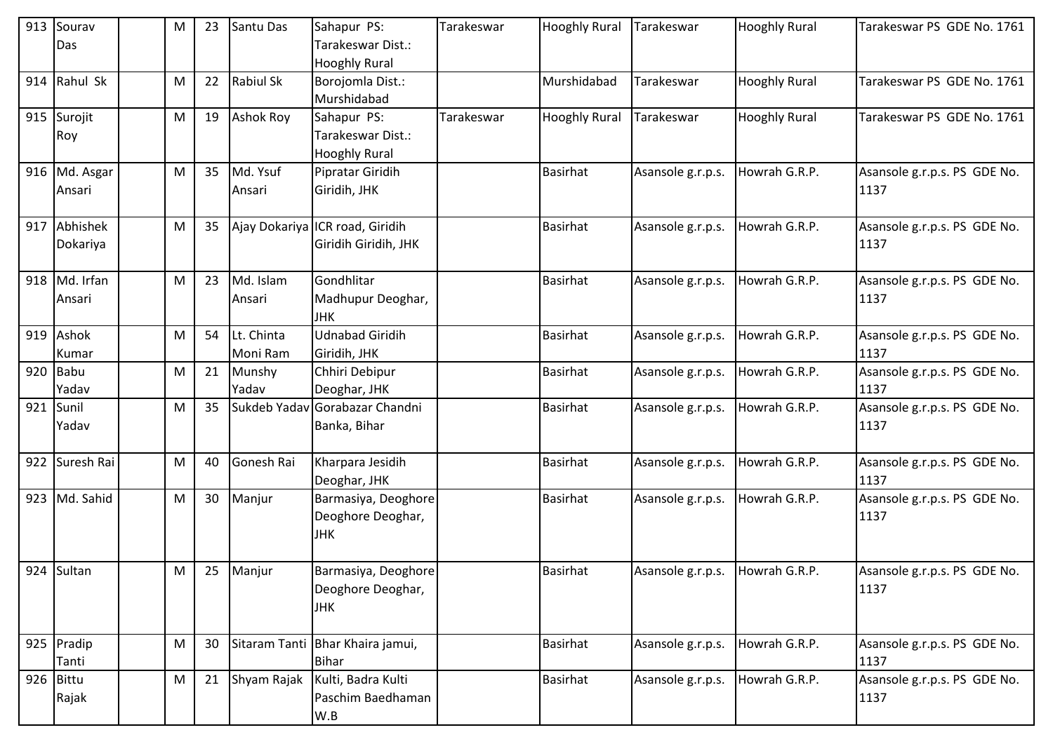| 913 | Sourav Das | | M | 23 | Santu Das | Sahapur PS: Tarakeswar Dist.: Hooghly Rural | Tarakeswar | Hooghly Rural | Tarakeswar | Hooghly Rural | Tarakeswar PS GDE No. 1761 |
|---|---|---|---|---|---|---|---|---|---|---|---|
| 914 | Rahul Sk | | M | 22 | Rabiul Sk | Borojomla Dist.: Murshidabad | | Murshidabad | Tarakeswar | Hooghly Rural | Tarakeswar PS GDE No. 1761 |
| 915 | Surojit Roy | | M | 19 | Ashok Roy | Sahapur PS: Tarakeswar Dist.: Hooghly Rural | Tarakeswar | Hooghly Rural | Tarakeswar | Hooghly Rural | Tarakeswar PS GDE No. 1761 |
| 916 | Md. Asgar Ansari | | M | 35 | Md. Ysuf Ansari | Pipratar Giridih Giridih, JHK | | Basirhat | Asansole g.r.p.s. | Howrah G.R.P. | Asansole g.r.p.s. PS GDE No. 1137 |
| 917 | Abhishek Dokariya | | M | 35 | Ajay Dokariya | ICR road, Giridih Giridih Giridih, JHK | | Basirhat | Asansole g.r.p.s. | Howrah G.R.P. | Asansole g.r.p.s. PS GDE No. 1137 |
| 918 | Md. Irfan Ansari | | M | 23 | Md. Islam Ansari | Gondhlitar Madhupur Deoghar, JHK | | Basirhat | Asansole g.r.p.s. | Howrah G.R.P. | Asansole g.r.p.s. PS GDE No. 1137 |
| 919 | Ashok Kumar | | M | 54 | Lt. Chinta Moni Ram | Udnabad Giridih Giridih, JHK | | Basirhat | Asansole g.r.p.s. | Howrah G.R.P. | Asansole g.r.p.s. PS GDE No. 1137 |
| 920 | Babu Yadav | | M | 21 | Munshy Yadav | Chhiri Debipur Deoghar, JHK | | Basirhat | Asansole g.r.p.s. | Howrah G.R.P. | Asansole g.r.p.s. PS GDE No. 1137 |
| 921 | Sunil Yadav | | M | 35 | Sukdeb Yadav | Gorabazar Chandni Banka, Bihar | | Basirhat | Asansole g.r.p.s. | Howrah G.R.P. | Asansole g.r.p.s. PS GDE No. 1137 |
| 922 | Suresh Rai | | M | 40 | Gonesh Rai | Kharpara Jesidih Deoghar, JHK | | Basirhat | Asansole g.r.p.s. | Howrah G.R.P. | Asansole g.r.p.s. PS GDE No. 1137 |
| 923 | Md. Sahid | | M | 30 | Manjur | Barmasiya, Deoghore Deoghore Deoghar, JHK | | Basirhat | Asansole g.r.p.s. | Howrah G.R.P. | Asansole g.r.p.s. PS GDE No. 1137 |
| 924 | Sultan | | M | 25 | Manjur | Barmasiya, Deoghore Deoghore Deoghar, JHK | | Basirhat | Asansole g.r.p.s. | Howrah G.R.P. | Asansole g.r.p.s. PS GDE No. 1137 |
| 925 | Pradip Tanti | | M | 30 | Sitaram Tanti | Bhar Khaira jamui, Bihar | | Basirhat | Asansole g.r.p.s. | Howrah G.R.P. | Asansole g.r.p.s. PS GDE No. 1137 |
| 926 | Bittu Rajak | | M | 21 | Shyam Rajak | Kulti, Badra Kulti Paschim Baedhaman W.B | | Basirhat | Asansole g.r.p.s. | Howrah G.R.P. | Asansole g.r.p.s. PS GDE No. 1137 |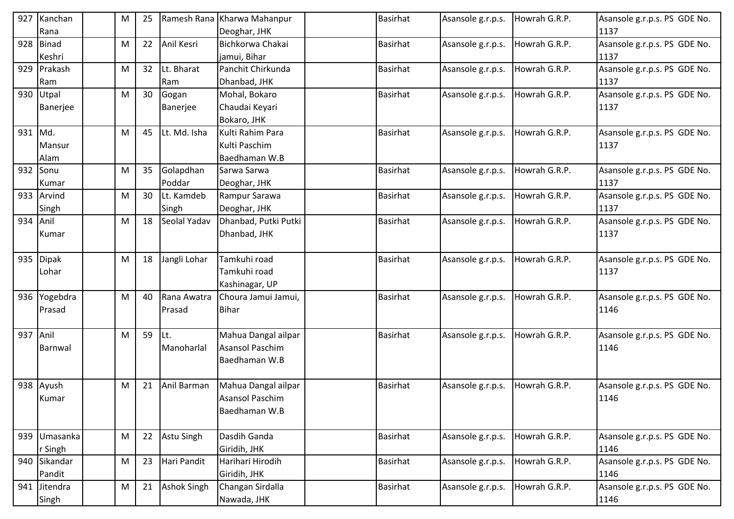| 927 | Kanchan Rana | | M | 25 | Ramesh Rana | Kharwa Mahanpur Deoghar, JHK | | Basirhat | Asansole g.r.p.s. | Howrah G.R.P. | Asansole g.r.p.s. PS GDE No. 1137 |
|---|---|---|---|---|---|---|---|---|---|---|---|
| 928 | Binad Keshri | | M | 22 | Anil Kesri | Bichkorwa Chakai jamui, Bihar | | Basirhat | Asansole g.r.p.s. | Howrah G.R.P. | Asansole g.r.p.s. PS GDE No. 1137 |
| 929 | Prakash Ram | | M | 32 | Lt. Bharat Ram | Panchit Chirkunda Dhanbad, JHK | | Basirhat | Asansole g.r.p.s. | Howrah G.R.P. | Asansole g.r.p.s. PS GDE No. 1137 |
| 930 | Utpal Banerjee | | M | 30 | Gogan Banerjee | Mohal, Bokaro Chaudai Keyari Bokaro, JHK | | Basirhat | Asansole g.r.p.s. | Howrah G.R.P. | Asansole g.r.p.s. PS GDE No. 1137 |
| 931 | Md. Mansur Alam | | M | 45 | Lt. Md. Isha | Kulti Rahim Para Kulti Paschim Baedhaman W.B | | Basirhat | Asansole g.r.p.s. | Howrah G.R.P. | Asansole g.r.p.s. PS GDE No. 1137 |
| 932 | Sonu Kumar | | M | 35 | Golapdhan Poddar | Sarwa Sarwa Deoghar, JHK | | Basirhat | Asansole g.r.p.s. | Howrah G.R.P. | Asansole g.r.p.s. PS GDE No. 1137 |
| 933 | Arvind Singh | | M | 30 | Lt. Kamdeb Singh | Rampur Sarawa Deoghar, JHK | | Basirhat | Asansole g.r.p.s. | Howrah G.R.P. | Asansole g.r.p.s. PS GDE No. 1137 |
| 934 | Anil Kumar | | M | 18 | Seolal Yadav | Dhanbad, Putki Putki Dhanbad, JHK | | Basirhat | Asansole g.r.p.s. | Howrah G.R.P. | Asansole g.r.p.s. PS GDE No. 1137 |
| 935 | Dipak Lohar | | M | 18 | Jangli Lohar | Tamkuhi road Tamkuhi road Kashinagar, UP | | Basirhat | Asansole g.r.p.s. | Howrah G.R.P. | Asansole g.r.p.s. PS GDE No. 1137 |
| 936 | Yogebdra Prasad | | M | 40 | Rana Awatra Prasad | Choura Jamui Jamui, Bihar | | Basirhat | Asansole g.r.p.s. | Howrah G.R.P. | Asansole g.r.p.s. PS GDE No. 1146 |
| 937 | Anil Barnwal | | M | 59 | Lt. Manoharlal | Mahua Dangal ailpar Asansol Paschim Baedhaman W.B | | Basirhat | Asansole g.r.p.s. | Howrah G.R.P. | Asansole g.r.p.s. PS GDE No. 1146 |
| 938 | Ayush Kumar | | M | 21 | Anil Barman | Mahua Dangal ailpar Asansol Paschim Baedhaman W.B | | Basirhat | Asansole g.r.p.s. | Howrah G.R.P. | Asansole g.r.p.s. PS GDE No. 1146 |
| 939 | Umasankar Singh | | M | 22 | Astu Singh | Dasdih Ganda Giridih, JHK | | Basirhat | Asansole g.r.p.s. | Howrah G.R.P. | Asansole g.r.p.s. PS GDE No. 1146 |
| 940 | Sikandar Pandit | | M | 23 | Hari Pandit | Harihari Hirodih Giridih, JHK | | Basirhat | Asansole g.r.p.s. | Howrah G.R.P. | Asansole g.r.p.s. PS GDE No. 1146 |
| 941 | Jitendra Singh | | M | 21 | Ashok Singh | Changan Sirdalla Nawada, JHK | | Basirhat | Asansole g.r.p.s. | Howrah G.R.P. | Asansole g.r.p.s. PS GDE No. 1146 |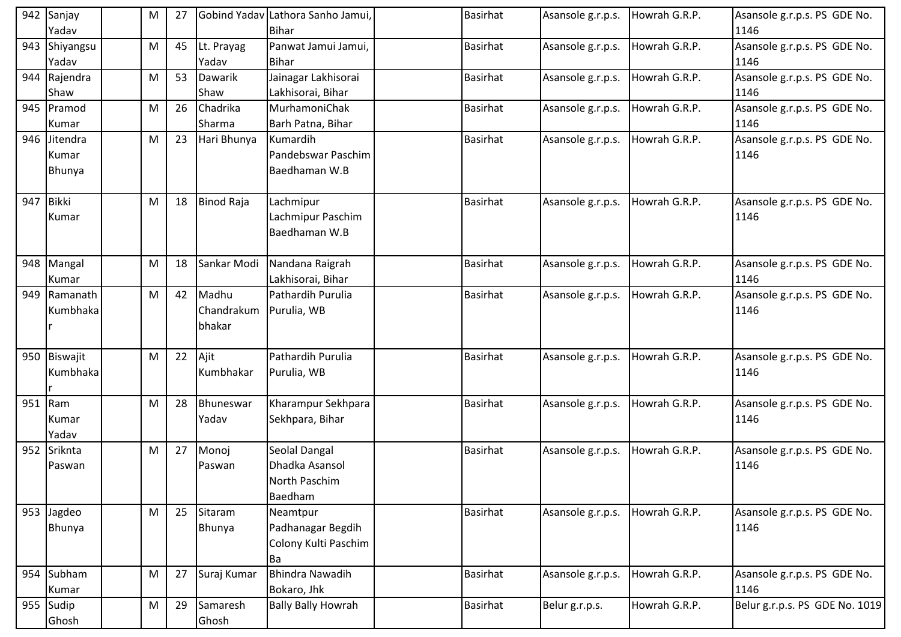| | | | | | | | | | | | |
|---|---|---|---|---|---|---|---|---|---|---|---|
| 942 | Sanjay Yadav | | M | 27 | Gobind Yadav | Lathora Sanho Jamui, Bihar | | Basirhat | Asansole g.r.p.s. | Howrah G.R.P. | Asansole g.r.p.s. PS GDE No. 1146 |
| 943 | Shiyangsu Yadav | | M | 45 | Lt. Prayag Yadav | Panwat Jamui Jamui, Bihar | | Basirhat | Asansole g.r.p.s. | Howrah G.R.P. | Asansole g.r.p.s. PS GDE No. 1146 |
| 944 | Rajendra Shaw | | M | 53 | Dawarik Shaw | Jainagar Lakhisorai Lakhisorai, Bihar | | Basirhat | Asansole g.r.p.s. | Howrah G.R.P. | Asansole g.r.p.s. PS GDE No. 1146 |
| 945 | Pramod Kumar | | M | 26 | Chadrika Sharma | MurhamoniChak Barh Patna, Bihar | | Basirhat | Asansole g.r.p.s. | Howrah G.R.P. | Asansole g.r.p.s. PS GDE No. 1146 |
| 946 | Jitendra Kumar Bhunya | | M | 23 | Hari Bhunya | Kumardih Pandebswar Paschim Baedhaman W.B | | Basirhat | Asansole g.r.p.s. | Howrah G.R.P. | Asansole g.r.p.s. PS GDE No. 1146 |
| 947 | Bikki Kumar | | M | 18 | Binod Raja | Lachmipur Lachmipur Paschim Baedhaman W.B | | Basirhat | Asansole g.r.p.s. | Howrah G.R.P. | Asansole g.r.p.s. PS GDE No. 1146 |
| 948 | Mangal Kumar | | M | 18 | Sankar Modi | Nandana Raigrah Lakhisorai, Bihar | | Basirhat | Asansole g.r.p.s. | Howrah G.R.P. | Asansole g.r.p.s. PS GDE No. 1146 |
| 949 | Ramanath Kumbhakar | | M | 42 | Madhu Chandrakumbhakar | Pathardih Purulia Purulia, WB | | Basirhat | Asansole g.r.p.s. | Howrah G.R.P. | Asansole g.r.p.s. PS GDE No. 1146 |
| 950 | Biswajit Kumbhakar | | M | 22 | Ajit Kumbhakar | Pathardih Purulia Purulia, WB | | Basirhat | Asansole g.r.p.s. | Howrah G.R.P. | Asansole g.r.p.s. PS GDE No. 1146 |
| 951 | Ram Kumar Yadav | | M | 28 | Bhuneswar Yadav | Kharampur Sekhpara Sekhpara, Bihar | | Basirhat | Asansole g.r.p.s. | Howrah G.R.P. | Asansole g.r.p.s. PS GDE No. 1146 |
| 952 | Sriknta Paswan | | M | 27 | Monoj Paswan | Seolal Dangal Dhadka Asansol North Paschim Baedham | | Basirhat | Asansole g.r.p.s. | Howrah G.R.P. | Asansole g.r.p.s. PS GDE No. 1146 |
| 953 | Jagdeo Bhunya | | M | 25 | Sitaram Bhunya | Neamtpur Padhanagar Begdih Colony Kulti Paschim Ba | | Basirhat | Asansole g.r.p.s. | Howrah G.R.P. | Asansole g.r.p.s. PS GDE No. 1146 |
| 954 | Subham Kumar | | M | 27 | Suraj Kumar | Bhindra Nawadih Bokaro, Jhk | | Basirhat | Asansole g.r.p.s. | Howrah G.R.P. | Asansole g.r.p.s. PS GDE No. 1146 |
| 955 | Sudip Ghosh | | M | 29 | Samaresh Ghosh | Bally Bally Howrah | | Basirhat | Belur g.r.p.s. | Howrah G.R.P. | Belur g.r.p.s. PS GDE No. 1019 |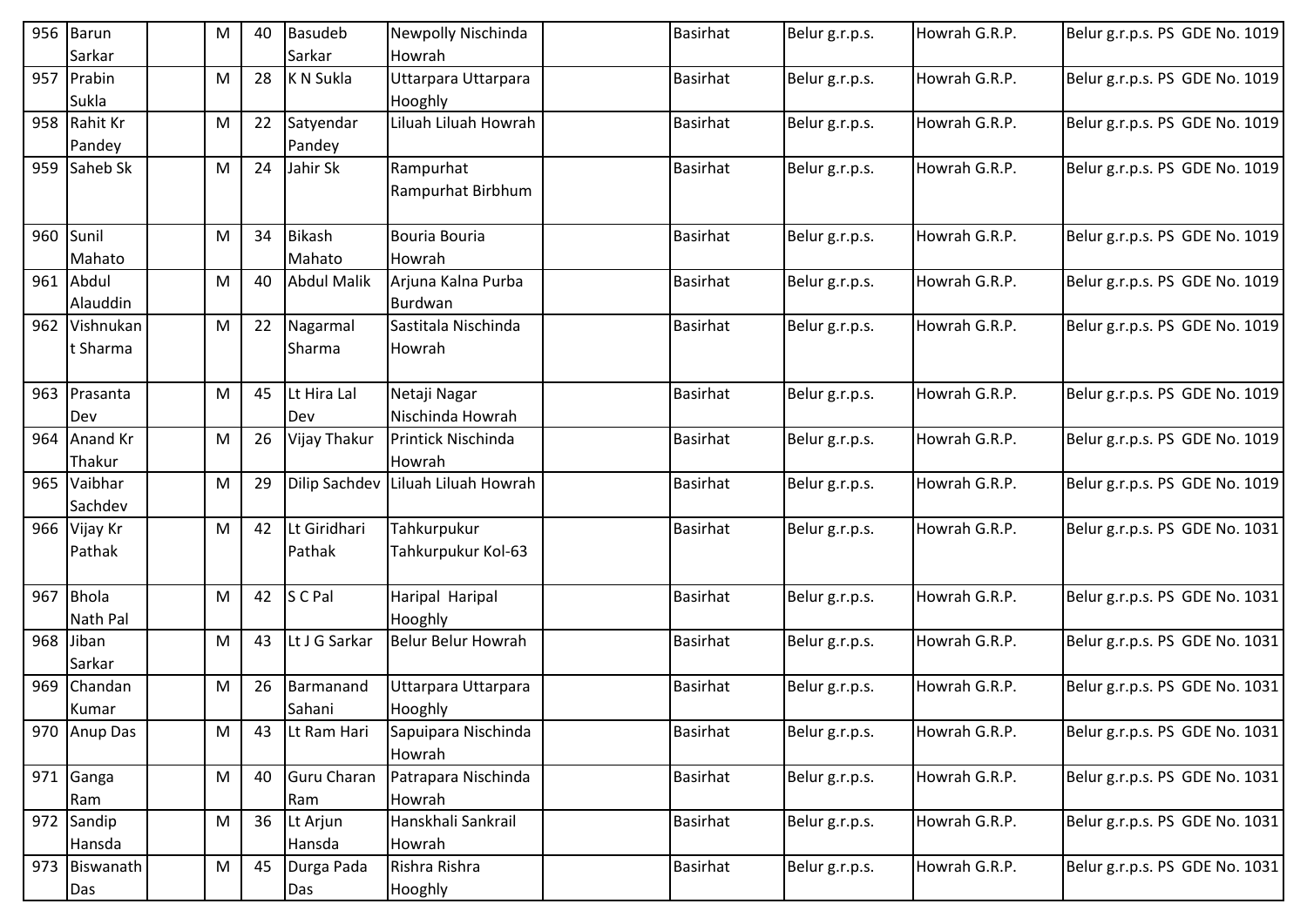| 956 | Barun Sarkar | | M | 40 | Basudeb Sarkar | Newpolly Nischinda Howrah | | Basirhat | Belur g.r.p.s. | Howrah G.R.P. | Belur g.r.p.s. PS GDE No. 1019 |
|---|---|---|---|---|---|---|---|---|---|---|---|
| 957 | Prabin Sukla | | M | 28 | K N Sukla | Uttarpara Uttarpara Hooghly | | Basirhat | Belur g.r.p.s. | Howrah G.R.P. | Belur g.r.p.s. PS GDE No. 1019 |
| 958 | Rahit Kr Pandey | | M | 22 | Satyendar Pandey | Liluah Liluah Howrah | | Basirhat | Belur g.r.p.s. | Howrah G.R.P. | Belur g.r.p.s. PS GDE No. 1019 |
| 959 | Saheb Sk | | M | 24 | Jahir Sk | Rampurhat Rampurhat Birbhum | | Basirhat | Belur g.r.p.s. | Howrah G.R.P. | Belur g.r.p.s. PS GDE No. 1019 |
| 960 | Sunil Mahato | | M | 34 | Bikash Mahato | Bouria Bouria Howrah | | Basirhat | Belur g.r.p.s. | Howrah G.R.P. | Belur g.r.p.s. PS GDE No. 1019 |
| 961 | Abdul Alauddin | | M | 40 | Abdul Malik | Arjuna Kalna Purba Burdwan | | Basirhat | Belur g.r.p.s. | Howrah G.R.P. | Belur g.r.p.s. PS GDE No. 1019 |
| 962 | Vishnukant Sharma | | M | 22 | Nagarmal Sharma | Sastitala Nischinda Howrah | | Basirhat | Belur g.r.p.s. | Howrah G.R.P. | Belur g.r.p.s. PS GDE No. 1019 |
| 963 | Prasanta Dev | | M | 45 | Lt Hira Lal Dev | Netaji Nagar Nischinda Howrah | | Basirhat | Belur g.r.p.s. | Howrah G.R.P. | Belur g.r.p.s. PS GDE No. 1019 |
| 964 | Anand Kr Thakur | | M | 26 | Vijay Thakur | Printick Nischinda Howrah | | Basirhat | Belur g.r.p.s. | Howrah G.R.P. | Belur g.r.p.s. PS GDE No. 1019 |
| 965 | Vaibhar Sachdev | | M | 29 | Dilip Sachdev | Liluah Liluah Howrah | | Basirhat | Belur g.r.p.s. | Howrah G.R.P. | Belur g.r.p.s. PS GDE No. 1019 |
| 966 | Vijay Kr Pathak | | M | 42 | Lt Giridhari Pathak | Tahkurpukur Tahkurpukur Kol-63 | | Basirhat | Belur g.r.p.s. | Howrah G.R.P. | Belur g.r.p.s. PS GDE No. 1031 |
| 967 | Bhola Nath Pal | | M | 42 | S C Pal | Haripal Haripal Hooghly | | Basirhat | Belur g.r.p.s. | Howrah G.R.P. | Belur g.r.p.s. PS GDE No. 1031 |
| 968 | Jiban Sarkar | | M | 43 | Lt J G Sarkar | Belur Belur Howrah | | Basirhat | Belur g.r.p.s. | Howrah G.R.P. | Belur g.r.p.s. PS GDE No. 1031 |
| 969 | Chandan Kumar | | M | 26 | Barmanand Sahani | Uttarpara Uttarpara Hooghly | | Basirhat | Belur g.r.p.s. | Howrah G.R.P. | Belur g.r.p.s. PS GDE No. 1031 |
| 970 | Anup Das | | M | 43 | Lt Ram Hari | Sapuipara Nischinda Howrah | | Basirhat | Belur g.r.p.s. | Howrah G.R.P. | Belur g.r.p.s. PS GDE No. 1031 |
| 971 | Ganga Ram | | M | 40 | Guru Charan Ram | Patrapara Nischinda Howrah | | Basirhat | Belur g.r.p.s. | Howrah G.R.P. | Belur g.r.p.s. PS GDE No. 1031 |
| 972 | Sandip Hansda | | M | 36 | Lt Arjun Hansda | Hanskhali Sankrail Howrah | | Basirhat | Belur g.r.p.s. | Howrah G.R.P. | Belur g.r.p.s. PS GDE No. 1031 |
| 973 | Biswanath Das | | M | 45 | Durga Pada Das | Rishra Rishra Hooghly | | Basirhat | Belur g.r.p.s. | Howrah G.R.P. | Belur g.r.p.s. PS GDE No. 1031 |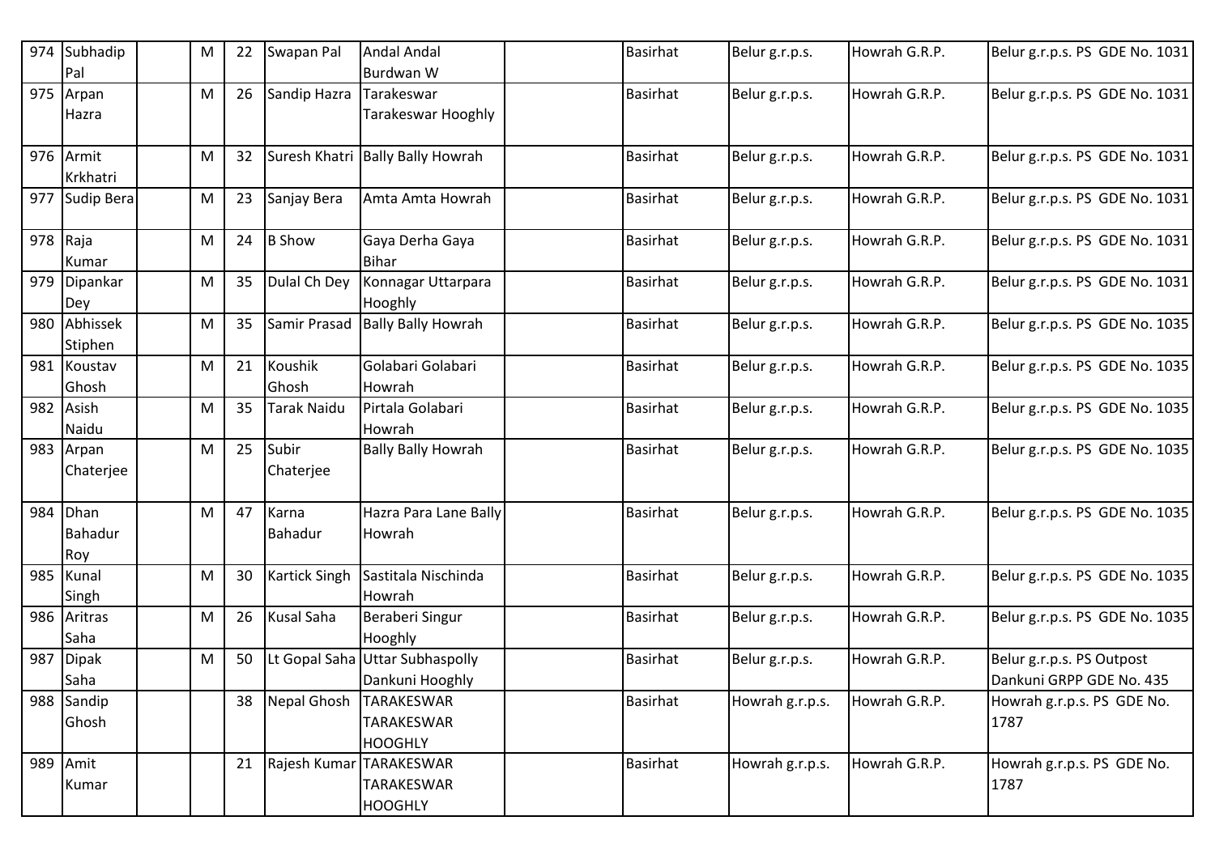| 974 | Subhadip Pal | | M | 22 | Swapan Pal | Andal Andal Burdwan W | | Basirhat | Belur g.r.p.s. | Howrah G.R.P. | Belur g.r.p.s. PS GDE No. 1031 |
|---|---|---|---|---|---|---|---|---|---|---|---|
| 975 | Arpan Hazra | | M | 26 | Sandip Hazra | Tarakeswar Tarakeswar Hooghly | | Basirhat | Belur g.r.p.s. | Howrah G.R.P. | Belur g.r.p.s. PS GDE No. 1031 |
| 976 | Armit Krkhatri | | M | 32 | Suresh Khatri | Bally Bally Howrah | | Basirhat | Belur g.r.p.s. | Howrah G.R.P. | Belur g.r.p.s. PS GDE No. 1031 |
| 977 | Sudip Bera | | M | 23 | Sanjay Bera | Amta Amta Howrah | | Basirhat | Belur g.r.p.s. | Howrah G.R.P. | Belur g.r.p.s. PS GDE No. 1031 |
| 978 | Raja Kumar | | M | 24 | B Show | Gaya Derha Gaya Bihar | | Basirhat | Belur g.r.p.s. | Howrah G.R.P. | Belur g.r.p.s. PS GDE No. 1031 |
| 979 | Dipankar Dey | | M | 35 | Dulal Ch Dey | Konnagar Uttarpara Hooghly | | Basirhat | Belur g.r.p.s. | Howrah G.R.P. | Belur g.r.p.s. PS GDE No. 1031 |
| 980 | Abhissek Stiphen | | M | 35 | Samir Prasad | Bally Bally Howrah | | Basirhat | Belur g.r.p.s. | Howrah G.R.P. | Belur g.r.p.s. PS GDE No. 1035 |
| 981 | Koustav Ghosh | | M | 21 | Koushik Ghosh | Golabari Golabari Howrah | | Basirhat | Belur g.r.p.s. | Howrah G.R.P. | Belur g.r.p.s. PS GDE No. 1035 |
| 982 | Asish Naidu | | M | 35 | Tarak Naidu | Pirtala Golabari Howrah | | Basirhat | Belur g.r.p.s. | Howrah G.R.P. | Belur g.r.p.s. PS GDE No. 1035 |
| 983 | Arpan Chaterjee | | M | 25 | Subir Chaterjee | Bally Bally Howrah | | Basirhat | Belur g.r.p.s. | Howrah G.R.P. | Belur g.r.p.s. PS GDE No. 1035 |
| 984 | Dhan Bahadur Roy | | M | 47 | Karna Bahadur | Hazra Para Lane Bally Howrah | | Basirhat | Belur g.r.p.s. | Howrah G.R.P. | Belur g.r.p.s. PS GDE No. 1035 |
| 985 | Kunal Singh | | M | 30 | Kartick Singh | Sastitala Nischinda Howrah | | Basirhat | Belur g.r.p.s. | Howrah G.R.P. | Belur g.r.p.s. PS GDE No. 1035 |
| 986 | Aritras Saha | | M | 26 | Kusal Saha | Beraberi Singur Hooghly | | Basirhat | Belur g.r.p.s. | Howrah G.R.P. | Belur g.r.p.s. PS GDE No. 1035 |
| 987 | Dipak Saha | | M | 50 | Lt Gopal Saha | Uttar Subhaspolly Dankuni Hooghly | | Basirhat | Belur g.r.p.s. | Howrah G.R.P. | Belur g.r.p.s. PS Outpost Dankuni GRPP GDE No. 435 |
| 988 | Sandip Ghosh | | | 38 | Nepal Ghosh | TARAKESWAR TARAKESWAR HOOGHLY | | Basirhat | Howrah g.r.p.s. | Howrah G.R.P. | Howrah g.r.p.s. PS GDE No. 1787 |
| 989 | Amit Kumar | | | 21 | Rajesh Kumar | TARAKESWAR TARAKESWAR HOOGHLY | | Basirhat | Howrah g.r.p.s. | Howrah G.R.P. | Howrah g.r.p.s. PS GDE No. 1787 |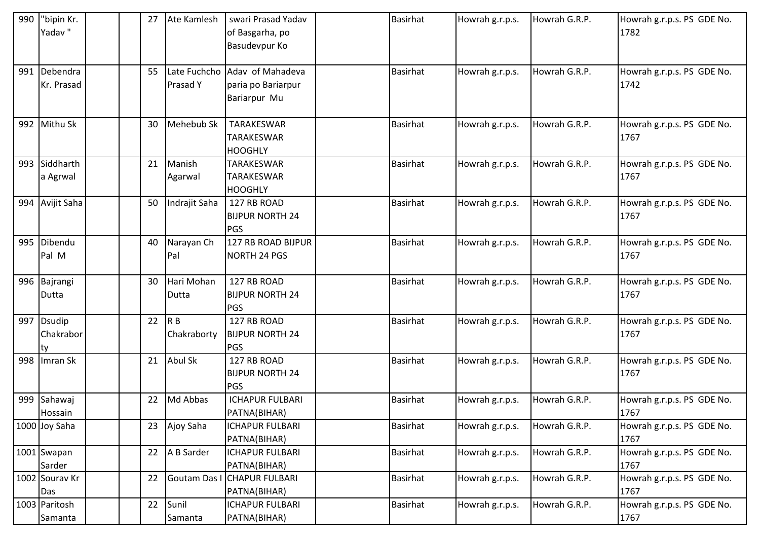| 990 | "bipin Kr. Yadav " | | | 27 | Ate Kamlesh | swari Prasad Yadav of Basgarha, po Basudevpur Ko | | Basirhat | Howrah g.r.p.s. | Howrah G.R.P. | Howrah g.r.p.s. PS GDE No. 1782 |
|---|---|---|---|---|---|---|---|---|---|---|---|
| 991 | Debendra Kr. Prasad | | | 55 | Late Fuchcho Prasad Y | Adav of Mahadeva paria po Bariarpur Bariarpur Mu | | Basirhat | Howrah g.r.p.s. | Howrah G.R.P. | Howrah g.r.p.s. PS GDE No. 1742 |
| 992 | Mithu Sk | | | 30 | Mehebub Sk | TARAKESWAR TARAKESWAR HOOGHLY | | Basirhat | Howrah g.r.p.s. | Howrah G.R.P. | Howrah g.r.p.s. PS GDE No. 1767 |
| 993 | Siddhartha Agrwal | | | 21 | Manish Agarwal | TARAKESWAR TARAKESWAR HOOGHLY | | Basirhat | Howrah g.r.p.s. | Howrah G.R.P. | Howrah g.r.p.s. PS GDE No. 1767 |
| 994 | Avijit Saha | | | 50 | Indrajit Saha | 127 RB ROAD BIJPUR NORTH 24 PGS | | Basirhat | Howrah g.r.p.s. | Howrah G.R.P. | Howrah g.r.p.s. PS GDE No. 1767 |
| 995 | Dibendu Pal M | | | 40 | Narayan Ch Pal | 127 RB ROAD BIJPUR NORTH 24 PGS | | Basirhat | Howrah g.r.p.s. | Howrah G.R.P. | Howrah g.r.p.s. PS GDE No. 1767 |
| 996 | Bajrangi Dutta | | | 30 | Hari Mohan Dutta | 127 RB ROAD BIJPUR NORTH 24 PGS | | Basirhat | Howrah g.r.p.s. | Howrah G.R.P. | Howrah g.r.p.s. PS GDE No. 1767 |
| 997 | Dsudip Chakraborty | | | 22 | R B Chakraborty | 127 RB ROAD BIJPUR NORTH 24 PGS | | Basirhat | Howrah g.r.p.s. | Howrah G.R.P. | Howrah g.r.p.s. PS GDE No. 1767 |
| 998 | Imran Sk | | | 21 | Abul Sk | 127 RB ROAD BIJPUR NORTH 24 PGS | | Basirhat | Howrah g.r.p.s. | Howrah G.R.P. | Howrah g.r.p.s. PS GDE No. 1767 |
| 999 | Sahawaj Hossain | | | 22 | Md Abbas | ICHAPUR FULBARI PATNA(BIHAR) | | Basirhat | Howrah g.r.p.s. | Howrah G.R.P. | Howrah g.r.p.s. PS GDE No. 1767 |
| 1000 | Joy Saha | | | 23 | Ajoy Saha | ICHAPUR FULBARI PATNA(BIHAR) | | Basirhat | Howrah g.r.p.s. | Howrah G.R.P. | Howrah g.r.p.s. PS GDE No. 1767 |
| 1001 | Swapan Sarder | | | 22 | A B Sarder | ICHAPUR FULBARI PATNA(BIHAR) | | Basirhat | Howrah g.r.p.s. | Howrah G.R.P. | Howrah g.r.p.s. PS GDE No. 1767 |
| 1002 | Sourav Kr Das | | | 22 | Goutam Das I | CHAPUR FULBARI PATNA(BIHAR) | | Basirhat | Howrah g.r.p.s. | Howrah G.R.P. | Howrah g.r.p.s. PS GDE No. 1767 |
| 1003 | Paritosh Samanta | | | 22 | Sunil Samanta | ICHAPUR FULBARI PATNA(BIHAR) | | Basirhat | Howrah g.r.p.s. | Howrah G.R.P. | Howrah g.r.p.s. PS GDE No. 1767 |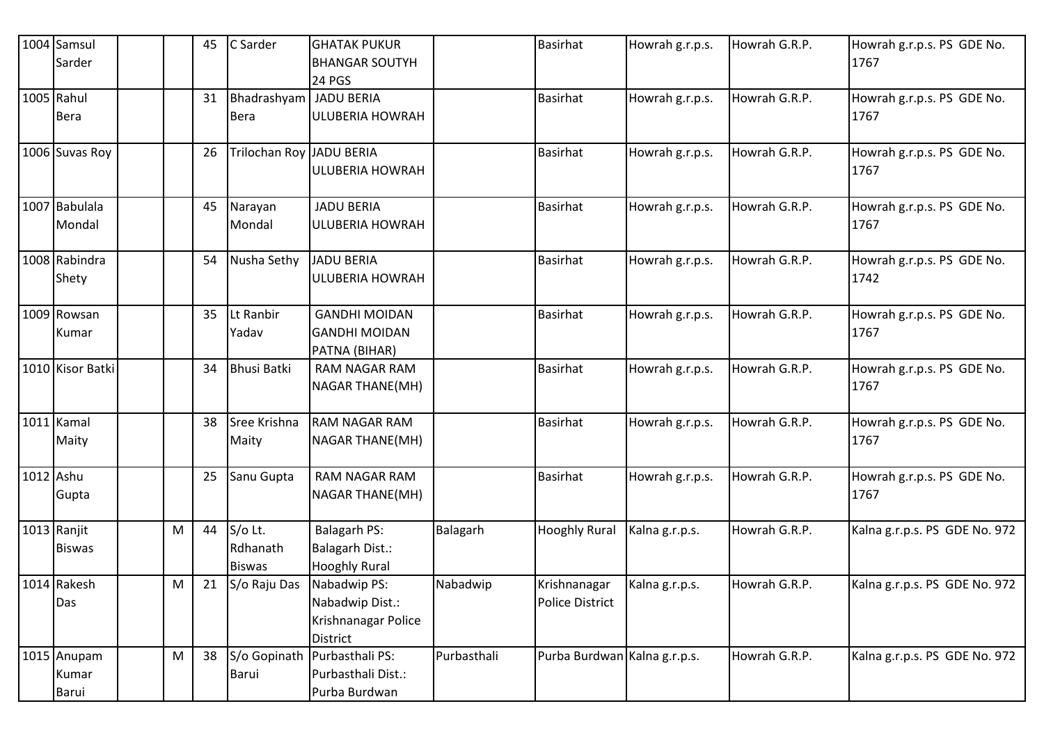| | | | | | | | | | | | |
|---|---|---|---|---|---|---|---|---|---|---|---|
| 1004 | Samsul Sarder | | | 45 | C Sarder | GHATAK PUKUR BHANGAR SOUTYH 24 PGS | | Basirhat | Howrah g.r.p.s. | Howrah G.R.P. | Howrah g.r.p.s. PS GDE No. 1767 |
| 1005 | Rahul Bera | | | 31 | Bhadrashyam Bera | JADU BERIA ULUBERIA HOWRAH | | Basirhat | Howrah g.r.p.s. | Howrah G.R.P. | Howrah g.r.p.s. PS GDE No. 1767 |
| 1006 | Suvas Roy | | | 26 | Trilochan Roy | JADU BERIA ULUBERIA HOWRAH | | Basirhat | Howrah g.r.p.s. | Howrah G.R.P. | Howrah g.r.p.s. PS GDE No. 1767 |
| 1007 | Babulala Mondal | | | 45 | Narayan Mondal | JADU BERIA ULUBERIA HOWRAH | | Basirhat | Howrah g.r.p.s. | Howrah G.R.P. | Howrah g.r.p.s. PS GDE No. 1767 |
| 1008 | Rabindra Shety | | | 54 | Nusha Sethy | JADU BERIA ULUBERIA HOWRAH | | Basirhat | Howrah g.r.p.s. | Howrah G.R.P. | Howrah g.r.p.s. PS GDE No. 1742 |
| 1009 | Rowsan Kumar | | | 35 | Lt Ranbir Yadav | GANDHI MOIDAN GANDHI MOIDAN PATNA (BIHAR) | | Basirhat | Howrah g.r.p.s. | Howrah G.R.P. | Howrah g.r.p.s. PS GDE No. 1767 |
| 1010 | Kisor Batki | | | 34 | Bhusi Batki | RAM NAGAR RAM NAGAR THANE(MH) | | Basirhat | Howrah g.r.p.s. | Howrah G.R.P. | Howrah g.r.p.s. PS GDE No. 1767 |
| 1011 | Kamal Maity | | | 38 | Sree Krishna Maity | RAM NAGAR RAM NAGAR THANE(MH) | | Basirhat | Howrah g.r.p.s. | Howrah G.R.P. | Howrah g.r.p.s. PS GDE No. 1767 |
| 1012 | Ashu Gupta | | | 25 | Sanu Gupta | RAM NAGAR RAM NAGAR THANE(MH) | | Basirhat | Howrah g.r.p.s. | Howrah G.R.P. | Howrah g.r.p.s. PS GDE No. 1767 |
| 1013 | Ranjit Biswas | | M | 44 | S/o Lt. Rdhanath Biswas | Balagarh PS: Balagarh Dist.: Hooghly Rural | Balagarh | Hooghly Rural | Kalna g.r.p.s. | Howrah G.R.P. | Kalna g.r.p.s. PS GDE No. 972 |
| 1014 | Rakesh Das | | M | 21 | S/o Raju Das | Nabadwip PS: Nabadwip Dist.: Krishnanagar Police District | Nabadwip | Krishnanagar Police District | Kalna g.r.p.s. | Howrah G.R.P. | Kalna g.r.p.s. PS GDE No. 972 |
| 1015 | Anupam Kumar Barui | | M | 38 | S/o Gopinath Barui | Purbasthali PS: Purbasthali Dist.: Purba Burdwan | Purbasthali | Purba Burdwan | Kalna g.r.p.s. | Howrah G.R.P. | Kalna g.r.p.s. PS GDE No. 972 |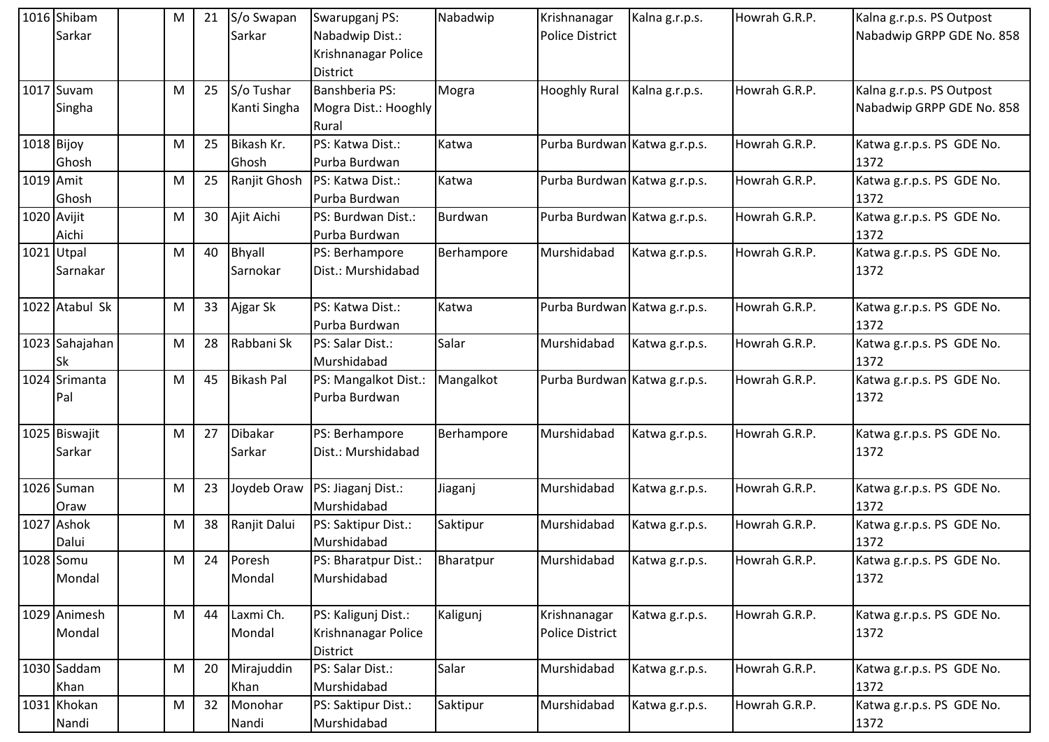| | | | | | | | | | | |
|---|---|---|---|---|---|---|---|---|---|---|
| 1016 | Shibam Sarkar | | M | 21 | S/o Swapan Sarkar | Swarupganj PS: Nabadwip Dist.: Krishnanagar Police District | Nabadwip | Krishnanagar Police District | Kalna g.r.p.s. | Howrah G.R.P. | Kalna g.r.p.s. PS Outpost Nabadwip GRPP GDE No. 858 |
| 1017 | Suvam Singha | | M | 25 | S/o Tushar Kanti Singha | Banshberia PS: Mogra Dist.: Hooghly Rural | Mogra | Hooghly Rural | Kalna g.r.p.s. | Howrah G.R.P. | Kalna g.r.p.s. PS Outpost Nabadwip GRPP GDE No. 858 |
| 1018 | Bijoy Ghosh | | M | 25 | Bikash Kr. Ghosh | PS: Katwa Dist.: Purba Burdwan | Katwa | Purba Burdwan | Katwa g.r.p.s. | Howrah G.R.P. | Katwa g.r.p.s. PS GDE No. 1372 |
| 1019 | Amit Ghosh | | M | 25 | Ranjit Ghosh | PS: Katwa Dist.: Purba Burdwan | Katwa | Purba Burdwan | Katwa g.r.p.s. | Howrah G.R.P. | Katwa g.r.p.s. PS GDE No. 1372 |
| 1020 | Avijit Aichi | | M | 30 | Ajit Aichi | PS: Burdwan Dist.: Purba Burdwan | Burdwan | Purba Burdwan | Katwa g.r.p.s. | Howrah G.R.P. | Katwa g.r.p.s. PS GDE No. 1372 |
| 1021 | Utpal Sarnakar | | M | 40 | Bhyall Sarnokar | PS: Berhampore Dist.: Murshidabad | Berhampore | Murshidabad | Katwa g.r.p.s. | Howrah G.R.P. | Katwa g.r.p.s. PS GDE No. 1372 |
| 1022 | Atabul Sk | | M | 33 | Ajgar Sk | PS: Katwa Dist.: Purba Burdwan | Katwa | Purba Burdwan | Katwa g.r.p.s. | Howrah G.R.P. | Katwa g.r.p.s. PS GDE No. 1372 |
| 1023 | Sahajahan Sk | | M | 28 | Rabbani Sk | PS: Salar Dist.: Murshidabad | Salar | Murshidabad | Katwa g.r.p.s. | Howrah G.R.P. | Katwa g.r.p.s. PS GDE No. 1372 |
| 1024 | Srimanta Pal | | M | 45 | Bikash Pal | PS: Mangalkot Dist.: Purba Burdwan | Mangalkot | Purba Burdwan | Katwa g.r.p.s. | Howrah G.R.P. | Katwa g.r.p.s. PS GDE No. 1372 |
| 1025 | Biswajit Sarkar | | M | 27 | Dibakar Sarkar | PS: Berhampore Dist.: Murshidabad | Berhampore | Murshidabad | Katwa g.r.p.s. | Howrah G.R.P. | Katwa g.r.p.s. PS GDE No. 1372 |
| 1026 | Suman Oraw | | M | 23 | Joydeb Oraw | PS: Jiaganj Dist.: Murshidabad | Jiaganj | Murshidabad | Katwa g.r.p.s. | Howrah G.R.P. | Katwa g.r.p.s. PS GDE No. 1372 |
| 1027 | Ashok Dalui | | M | 38 | Ranjit Dalui | PS: Saktipur Dist.: Murshidabad | Saktipur | Murshidabad | Katwa g.r.p.s. | Howrah G.R.P. | Katwa g.r.p.s. PS GDE No. 1372 |
| 1028 | Somu Mondal | | M | 24 | Poresh Mondal | PS: Bharatpur Dist.: Murshidabad | Bharatpur | Murshidabad | Katwa g.r.p.s. | Howrah G.R.P. | Katwa g.r.p.s. PS GDE No. 1372 |
| 1029 | Animesh Mondal | | M | 44 | Laxmi Ch. Mondal | PS: Kaligunj Dist.: Krishnanagar Police District | Kaligunj | Krishnanagar Police District | Katwa g.r.p.s. | Howrah G.R.P. | Katwa g.r.p.s. PS GDE No. 1372 |
| 1030 | Saddam Khan | | M | 20 | Mirajuddin Khan | PS: Salar Dist.: Murshidabad | Salar | Murshidabad | Katwa g.r.p.s. | Howrah G.R.P. | Katwa g.r.p.s. PS GDE No. 1372 |
| 1031 | Khokan Nandi | | M | 32 | Monohar Nandi | PS: Saktipur Dist.: Murshidabad | Saktipur | Murshidabad | Katwa g.r.p.s. | Howrah G.R.P. | Katwa g.r.p.s. PS GDE No. 1372 |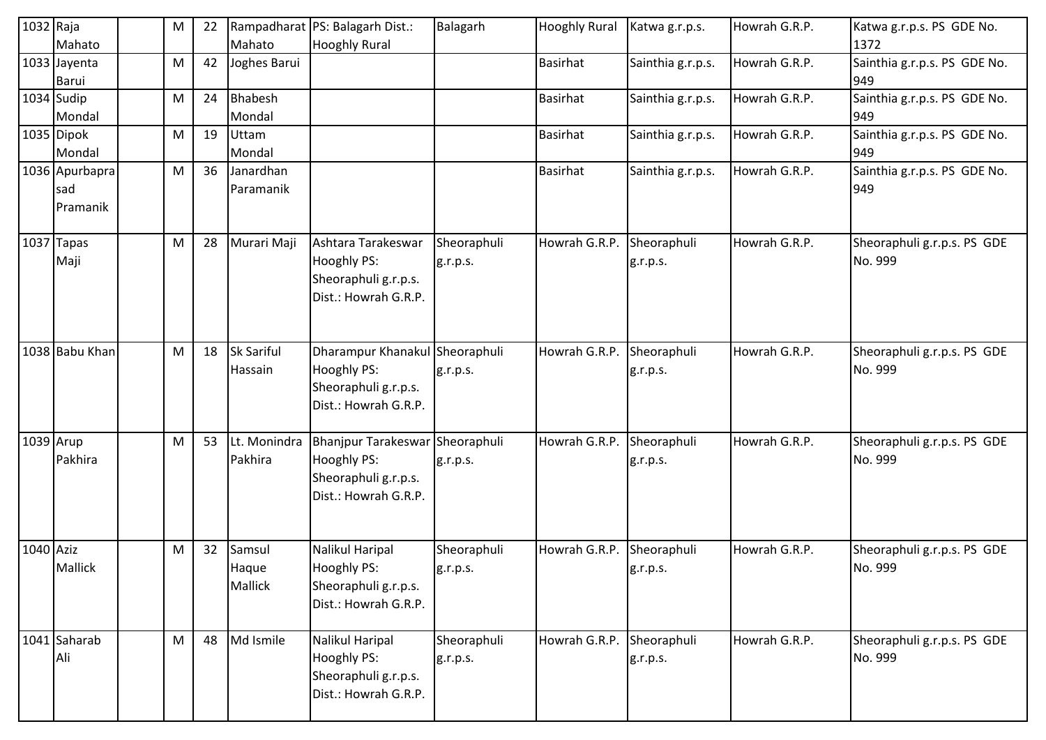| 1032 | Raja Mahato | | M | 22 | Rampadharat Mahato | PS: Balagarh Dist.: Hooghly Rural | Balagarh | Hooghly Rural | Katwa g.r.p.s. | Howrah G.R.P. | Katwa g.r.p.s. PS GDE No. 1372 |
|---|---|---|---|---|---|---|---|---|---|---|---|
| 1033 | Jayenta Barui | | M | 42 | Joghes Barui | | | Basirhat | Sainthia g.r.p.s. | Howrah G.R.P. | Sainthia g.r.p.s. PS GDE No. 949 |
| 1034 | Sudip Mondal | | M | 24 | Bhabesh Mondal | | | Basirhat | Sainthia g.r.p.s. | Howrah G.R.P. | Sainthia g.r.p.s. PS GDE No. 949 |
| 1035 | Dipok Mondal | | M | 19 | Uttam Mondal | | | Basirhat | Sainthia g.r.p.s. | Howrah G.R.P. | Sainthia g.r.p.s. PS GDE No. 949 |
| 1036 | Apurbaprasad Pramanik | | M | 36 | Janardhan Paramanik | | | Basirhat | Sainthia g.r.p.s. | Howrah G.R.P. | Sainthia g.r.p.s. PS GDE No. 949 |
| 1037 | Tapas Maji | | M | 28 | Murari Maji | Ashtara Tarakeswar Hooghly PS: Sheoraphuli g.r.p.s. Dist.: Howrah G.R.P. | Sheoraphuli g.r.p.s. | Howrah G.R.P. | Sheoraphuli g.r.p.s. | Howrah G.R.P. | Sheoraphuli g.r.p.s. PS GDE No. 999 |
| 1038 | Babu Khan | | M | 18 | Sk Sariful Hassain | Dharampur Khanakul Hooghly PS: Sheoraphuli g.r.p.s. Dist.: Howrah G.R.P. | Sheoraphuli g.r.p.s. | Howrah G.R.P. | Sheoraphuli g.r.p.s. | Howrah G.R.P. | Sheoraphuli g.r.p.s. PS GDE No. 999 |
| 1039 | Arup Pakhira | | M | 53 | Lt. Monindra Pakhira | Bhanjpur Tarakeswar Hooghly PS: Sheoraphuli g.r.p.s. Dist.: Howrah G.R.P. | Sheoraphuli g.r.p.s. | Howrah G.R.P. | Sheoraphuli g.r.p.s. | Howrah G.R.P. | Sheoraphuli g.r.p.s. PS GDE No. 999 |
| 1040 | Aziz Mallick | | M | 32 | Samsul Haque Mallick | Nalikul Haripal Hooghly PS: Sheoraphuli g.r.p.s. Dist.: Howrah G.R.P. | Sheoraphuli g.r.p.s. | Howrah G.R.P. | Sheoraphuli g.r.p.s. | Howrah G.R.P. | Sheoraphuli g.r.p.s. PS GDE No. 999 |
| 1041 | Saharab Ali | | M | 48 | Md Ismile | Nalikul Haripal Hooghly PS: Sheoraphuli g.r.p.s. Dist.: Howrah G.R.P. | Sheoraphuli g.r.p.s. | Howrah G.R.P. | Sheoraphuli g.r.p.s. | Howrah G.R.P. | Sheoraphuli g.r.p.s. PS GDE No. 999 |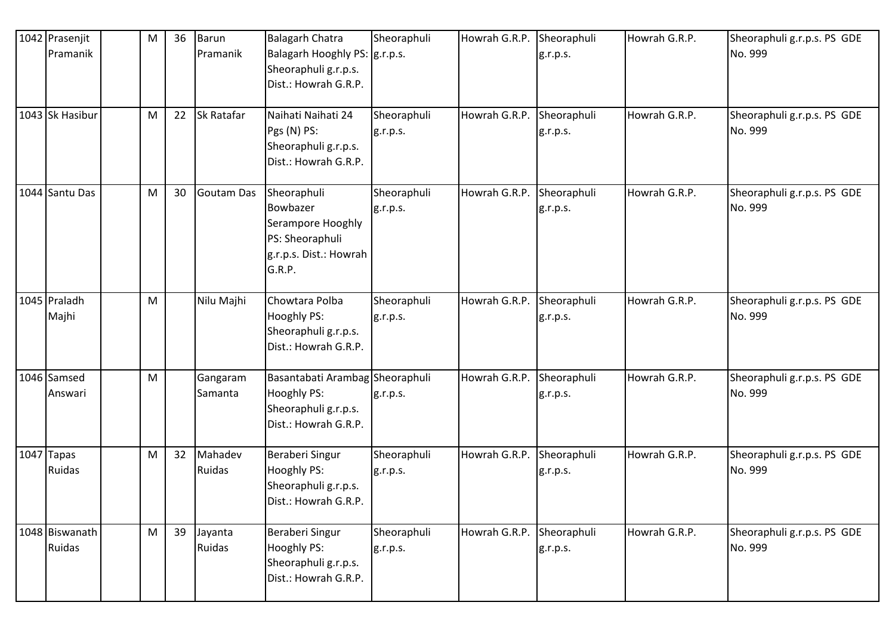| 1042 | Prasenjit Pramanik | | M | 36 | Barun Pramanik | Balagarh Chatra Balagarh Hooghly PS: Sheoraphuli g.r.p.s. Dist.: Howrah G.R.P. | Sheoraphuli g.r.p.s. | Howrah G.R.P. | Sheoraphuli g.r.p.s. | Howrah G.R.P. | Sheoraphuli g.r.p.s. PS GDE No. 999 |
|---|---|---|---|---|---|---|---|---|---|---|---|
| 1043 | Sk Hasibur | | M | 22 | Sk Ratafar | Naihati Naihati 24 Pgs (N) PS: Sheoraphuli g.r.p.s. Dist.: Howrah G.R.P. | Sheoraphuli g.r.p.s. | Howrah G.R.P. | Sheoraphuli g.r.p.s. | Howrah G.R.P. | Sheoraphuli g.r.p.s. PS GDE No. 999 |
| 1044 | Santu Das | | M | 30 | Goutam Das | Sheoraphuli Bowbazer Serampore Hooghly PS: Sheoraphuli g.r.p.s. Dist.: Howrah G.R.P. | Sheoraphuli g.r.p.s. | Howrah G.R.P. | Sheoraphuli g.r.p.s. | Howrah G.R.P. | Sheoraphuli g.r.p.s. PS GDE No. 999 |
| 1045 | Praladh Majhi | | M | | Nilu Majhi | Chowtara Polba Hooghly PS: Sheoraphuli g.r.p.s. Dist.: Howrah G.R.P. | Sheoraphuli g.r.p.s. | Howrah G.R.P. | Sheoraphuli g.r.p.s. | Howrah G.R.P. | Sheoraphuli g.r.p.s. PS GDE No. 999 |
| 1046 | Samsed Answari | | M | | Gangaram Samanta | Basantabati Arambag Hooghly PS: Sheoraphuli g.r.p.s. Dist.: Howrah G.R.P. | Sheoraphuli g.r.p.s. | Howrah G.R.P. | Sheoraphuli g.r.p.s. | Howrah G.R.P. | Sheoraphuli g.r.p.s. PS GDE No. 999 |
| 1047 | Tapas Ruidas | | M | 32 | Mahadev Ruidas | Beraberi Singur Hooghly PS: Sheoraphuli g.r.p.s. Dist.: Howrah G.R.P. | Sheoraphuli g.r.p.s. | Howrah G.R.P. | Sheoraphuli g.r.p.s. | Howrah G.R.P. | Sheoraphuli g.r.p.s. PS GDE No. 999 |
| 1048 | Biswanath Ruidas | | M | 39 | Jayanta Ruidas | Beraberi Singur Hooghly PS: Sheoraphuli g.r.p.s. Dist.: Howrah G.R.P. | Sheoraphuli g.r.p.s. | Howrah G.R.P. | Sheoraphuli g.r.p.s. | Howrah G.R.P. | Sheoraphuli g.r.p.s. PS GDE No. 999 |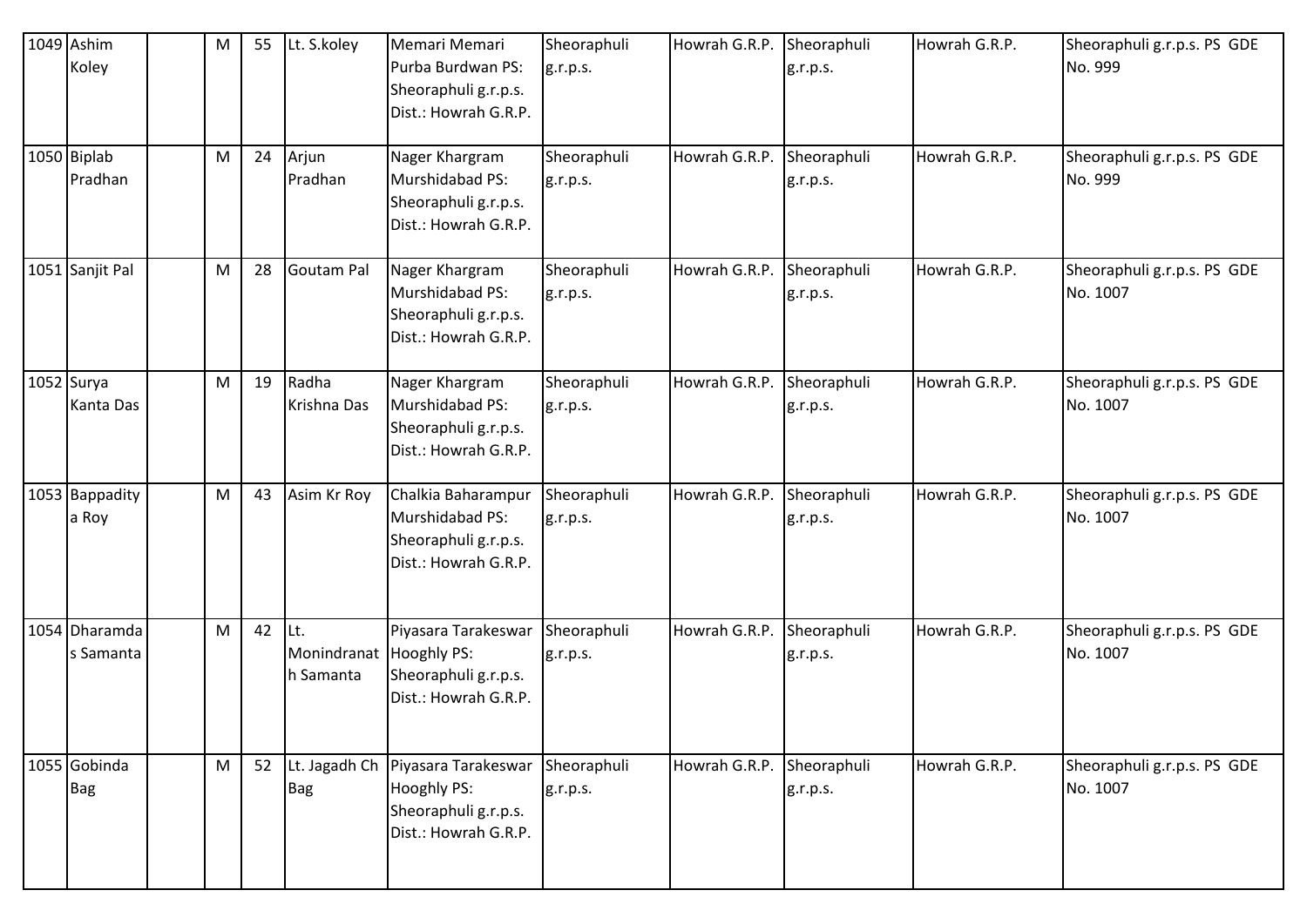| 1049 | Ashim Koley | | M | 55 | Lt. S.koley | Memari Memari Purba Burdwan PS: Sheoraphuli g.r.p.s. Dist.: Howrah G.R.P. | Sheoraphuli g.r.p.s. | Howrah G.R.P. | Sheoraphuli g.r.p.s. | Howrah G.R.P. | Sheoraphuli g.r.p.s. PS GDE No. 999 |
|---|---|---|---|---|---|---|---|---|---|---|---|
| 1050 | Biplab Pradhan | | M | 24 | Arjun Pradhan | Nager Khargram Murshidabad PS: Sheoraphuli g.r.p.s. Dist.: Howrah G.R.P. | Sheoraphuli g.r.p.s. | Howrah G.R.P. | Sheoraphuli g.r.p.s. | Howrah G.R.P. | Sheoraphuli g.r.p.s. PS GDE No. 999 |
| 1051 | Sanjit Pal | | M | 28 | Goutam Pal | Nager Khargram Murshidabad PS: Sheoraphuli g.r.p.s. Dist.: Howrah G.R.P. | Sheoraphuli g.r.p.s. | Howrah G.R.P. | Sheoraphuli g.r.p.s. | Howrah G.R.P. | Sheoraphuli g.r.p.s. PS GDE No. 1007 |
| 1052 | Surya Kanta Das | | M | 19 | Radha Krishna Das | Nager Khargram Murshidabad PS: Sheoraphuli g.r.p.s. Dist.: Howrah G.R.P. | Sheoraphuli g.r.p.s. | Howrah G.R.P. | Sheoraphuli g.r.p.s. | Howrah G.R.P. | Sheoraphuli g.r.p.s. PS GDE No. 1007 |
| 1053 | Bappaditya Roy | | M | 43 | Asim Kr Roy | Chalkia Baharampur Murshidabad PS: Sheoraphuli g.r.p.s. Dist.: Howrah G.R.P. | Sheoraphuli g.r.p.s. | Howrah G.R.P. | Sheoraphuli g.r.p.s. | Howrah G.R.P. | Sheoraphuli g.r.p.s. PS GDE No. 1007 |
| 1054 | Dharamdas Samanta | | M | 42 | Lt. Monindranath Samanta | Piyasara Tarakeswar Hooghly PS: Sheoraphuli g.r.p.s. Dist.: Howrah G.R.P. | Sheoraphuli g.r.p.s. | Howrah G.R.P. | Sheoraphuli g.r.p.s. | Howrah G.R.P. | Sheoraphuli g.r.p.s. PS GDE No. 1007 |
| 1055 | Gobinda Bag | | M | 52 | Lt. Jagadh Ch Bag | Piyasara Tarakeswar Hooghly PS: Sheoraphuli g.r.p.s. Dist.: Howrah G.R.P. | Sheoraphuli g.r.p.s. | Howrah G.R.P. | Sheoraphuli g.r.p.s. | Howrah G.R.P. | Sheoraphuli g.r.p.s. PS GDE No. 1007 |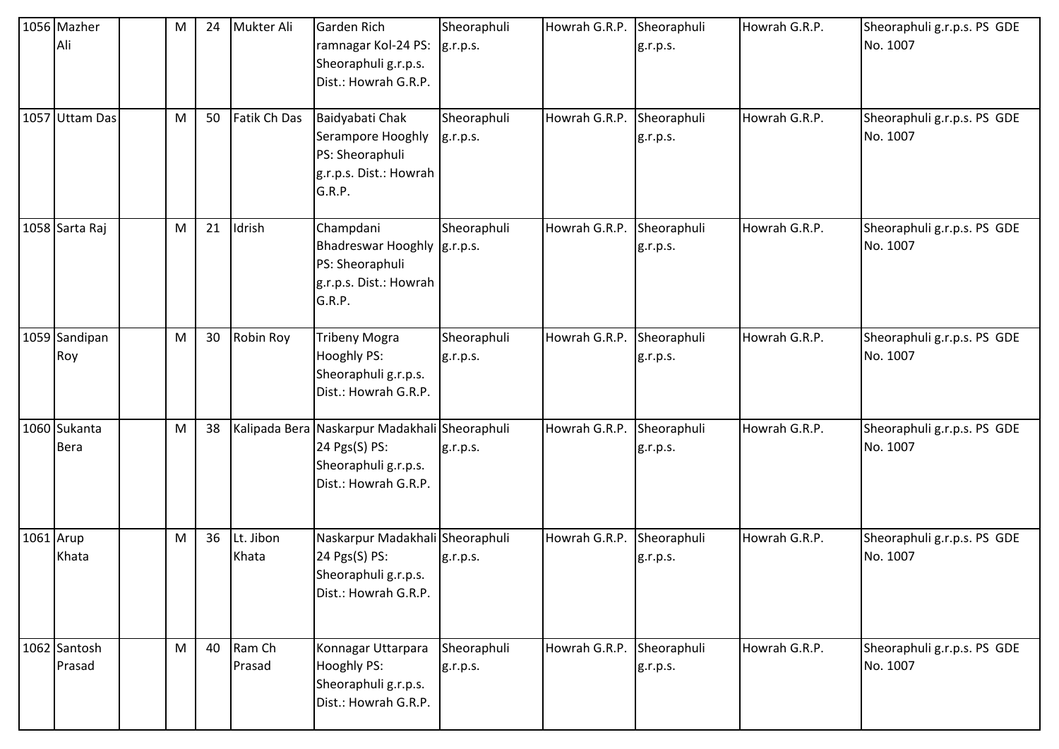| 1056 | Mazher Ali | | M | 24 | Mukter Ali | Garden Rich ramnagar Kol-24 PS: Sheoraphuli g.r.p.s. Dist.: Howrah G.R.P. | Sheoraphuli g.r.p.s. | Howrah G.R.P. | Sheoraphuli g.r.p.s. | Howrah G.R.P. | Sheoraphuli g.r.p.s. PS GDE No. 1007 |
|---|---|---|---|---|---|---|---|---|---|---|---|
| 1057 | Uttam Das | | M | 50 | Fatik Ch Das | Baidyabati Chak Serampore Hooghly PS: Sheoraphuli g.r.p.s. Dist.: Howrah G.R.P. | Sheoraphuli g.r.p.s. | Howrah G.R.P. | Sheoraphuli g.r.p.s. | Howrah G.R.P. | Sheoraphuli g.r.p.s. PS GDE No. 1007 |
| 1058 | Sarta Raj | | M | 21 | Idrish | Champdani Bhadreswar Hooghly PS: Sheoraphuli g.r.p.s. Dist.: Howrah G.R.P. | Sheoraphuli g.r.p.s. | Howrah G.R.P. | Sheoraphuli g.r.p.s. | Howrah G.R.P. | Sheoraphuli g.r.p.s. PS GDE No. 1007 |
| 1059 | Sandipan Roy | | M | 30 | Robin Roy | Tribeny Mogra Hooghly PS: Sheoraphuli g.r.p.s. Dist.: Howrah G.R.P. | Sheoraphuli g.r.p.s. | Howrah G.R.P. | Sheoraphuli g.r.p.s. | Howrah G.R.P. | Sheoraphuli g.r.p.s. PS GDE No. 1007 |
| 1060 | Sukanta Bera | | M | 38 | Kalipada Bera | Naskarpur Madakhali 24 Pgs(S) PS: Sheoraphuli g.r.p.s. Dist.: Howrah G.R.P. | Sheoraphuli g.r.p.s. | Howrah G.R.P. | Sheoraphuli g.r.p.s. | Howrah G.R.P. | Sheoraphuli g.r.p.s. PS GDE No. 1007 |
| 1061 | Arup Khata | | M | 36 | Lt. Jibon Khata | Naskarpur Madakhali 24 Pgs(S) PS: Sheoraphuli g.r.p.s. Dist.: Howrah G.R.P. | Sheoraphuli g.r.p.s. | Howrah G.R.P. | Sheoraphuli g.r.p.s. | Howrah G.R.P. | Sheoraphuli g.r.p.s. PS GDE No. 1007 |
| 1062 | Santosh Prasad | | M | 40 | Ram Ch Prasad | Konnagar Uttarpara Hooghly PS: Sheoraphuli g.r.p.s. Dist.: Howrah G.R.P. | Sheoraphuli g.r.p.s. | Howrah G.R.P. | Sheoraphuli g.r.p.s. | Howrah G.R.P. | Sheoraphuli g.r.p.s. PS GDE No. 1007 |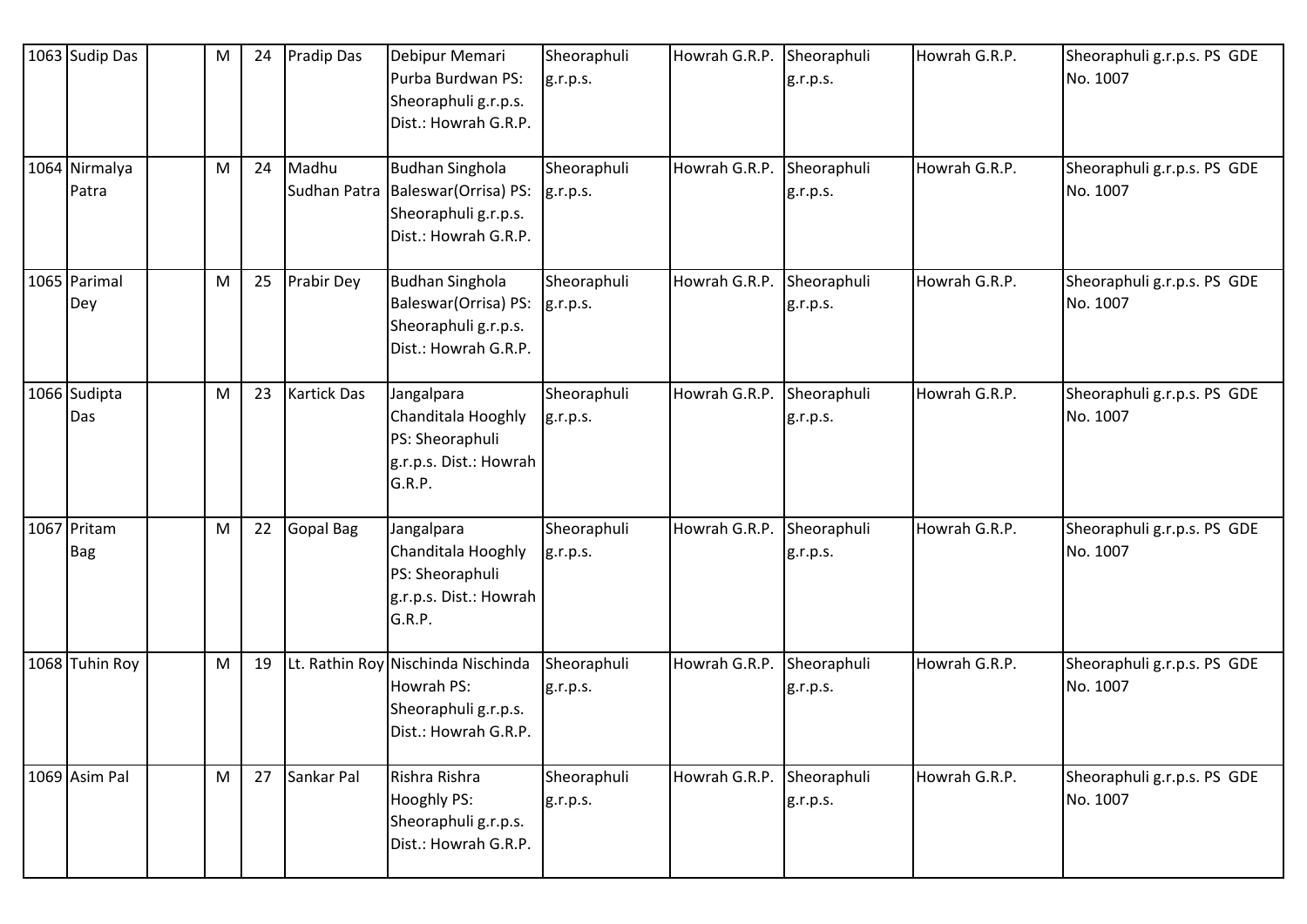| 1063 | Sudip Das | | M | 24 | Pradip Das | Debipur Memari Purba Burdwan PS: Sheoraphuli g.r.p.s. Dist.: Howrah G.R.P. | Sheoraphuli g.r.p.s. | Howrah G.R.P. | Sheoraphuli g.r.p.s. | Howrah G.R.P. | Sheoraphuli g.r.p.s. PS GDE No. 1007 |
|---|---|---|---|---|---|---|---|---|---|---|---|
| 1064 | Nirmalya Patra | | M | 24 | Madhu Sudhan Patra | Budhan Singhola Baleswar(Orrisa) PS: Sheoraphuli g.r.p.s. Dist.: Howrah G.R.P. | Sheoraphuli g.r.p.s. | Howrah G.R.P. | Sheoraphuli g.r.p.s. | Howrah G.R.P. | Sheoraphuli g.r.p.s. PS GDE No. 1007 |
| 1065 | Parimal Dey | | M | 25 | Prabir Dey | Budhan Singhola Baleswar(Orrisa) PS: Sheoraphuli g.r.p.s. Dist.: Howrah G.R.P. | Sheoraphuli g.r.p.s. | Howrah G.R.P. | Sheoraphuli g.r.p.s. | Howrah G.R.P. | Sheoraphuli g.r.p.s. PS GDE No. 1007 |
| 1066 | Sudipta Das | | M | 23 | Kartick Das | Jangalpara Chanditala Hooghly PS: Sheoraphuli g.r.p.s. Dist.: Howrah G.R.P. | Sheoraphuli g.r.p.s. | Howrah G.R.P. | Sheoraphuli g.r.p.s. | Howrah G.R.P. | Sheoraphuli g.r.p.s. PS GDE No. 1007 |
| 1067 | Pritam Bag | | M | 22 | Gopal Bag | Jangalpara Chanditala Hooghly PS: Sheoraphuli g.r.p.s. Dist.: Howrah G.R.P. | Sheoraphuli g.r.p.s. | Howrah G.R.P. | Sheoraphuli g.r.p.s. | Howrah G.R.P. | Sheoraphuli g.r.p.s. PS GDE No. 1007 |
| 1068 | Tuhin Roy | | M | 19 | Lt. Rathin Roy | Nischinda Nischinda Howrah PS: Sheoraphuli g.r.p.s. Dist.: Howrah G.R.P. | Sheoraphuli g.r.p.s. | Howrah G.R.P. | Sheoraphuli g.r.p.s. | Howrah G.R.P. | Sheoraphuli g.r.p.s. PS GDE No. 1007 |
| 1069 | Asim Pal | | M | 27 | Sankar Pal | Rishra Rishra Hooghly PS: Sheoraphuli g.r.p.s. Dist.: Howrah G.R.P. | Sheoraphuli g.r.p.s. | Howrah G.R.P. | Sheoraphuli g.r.p.s. | Howrah G.R.P. | Sheoraphuli g.r.p.s. PS GDE No. 1007 |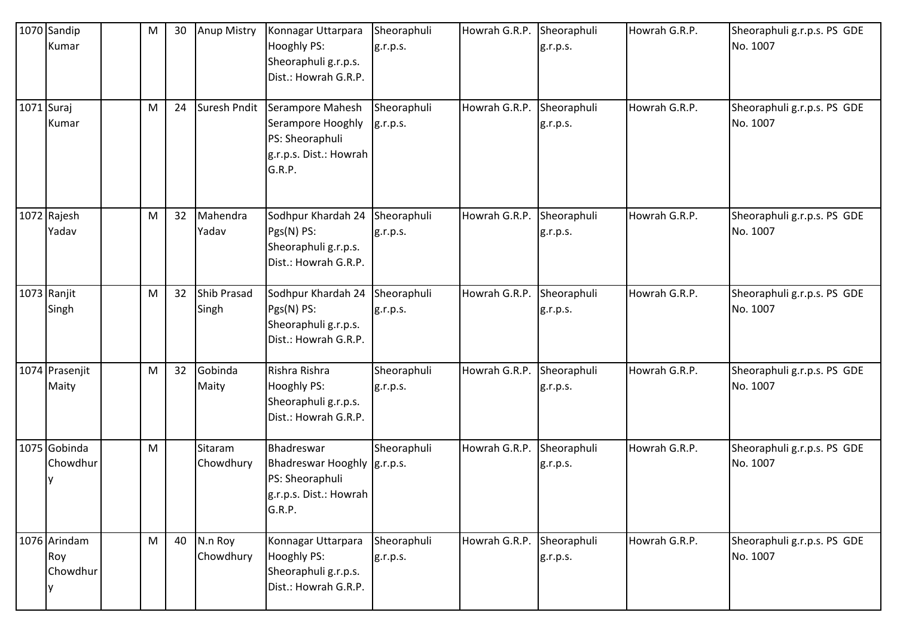| 1070 | Sandip Kumar | | M | 30 | Anup Mistry | Konnagar Uttarpara Hooghly PS: Sheoraphuli g.r.p.s. Dist.: Howrah G.R.P. | Sheoraphuli g.r.p.s. | Howrah G.R.P. | Sheoraphuli g.r.p.s. | Howrah G.R.P. | Sheoraphuli g.r.p.s. PS GDE No. 1007 |
|---|---|---|---|---|---|---|---|---|---|---|---|
| 1071 | Suraj Kumar | | M | 24 | Suresh Pndit | Serampore Mahesh Serampore Hooghly PS: Sheoraphuli g.r.p.s. Dist.: Howrah G.R.P. | Sheoraphuli g.r.p.s. | Howrah G.R.P. | Sheoraphuli g.r.p.s. | Howrah G.R.P. | Sheoraphuli g.r.p.s. PS GDE No. 1007 |
| 1072 | Rajesh Yadav | | M | 32 | Mahendra Yadav | Sodhpur Khardah 24 Pgs(N) PS: Sheoraphuli g.r.p.s. Dist.: Howrah G.R.P. | Sheoraphuli g.r.p.s. | Howrah G.R.P. | Sheoraphuli g.r.p.s. | Howrah G.R.P. | Sheoraphuli g.r.p.s. PS GDE No. 1007 |
| 1073 | Ranjit Singh | | M | 32 | Shib Prasad Singh | Sodhpur Khardah 24 Pgs(N) PS: Sheoraphuli g.r.p.s. Dist.: Howrah G.R.P. | Sheoraphuli g.r.p.s. | Howrah G.R.P. | Sheoraphuli g.r.p.s. | Howrah G.R.P. | Sheoraphuli g.r.p.s. PS GDE No. 1007 |
| 1074 | Prasenjit Maity | | M | 32 | Gobinda Maity | Rishra Rishra Hooghly PS: Sheoraphuli g.r.p.s. Dist.: Howrah G.R.P. | Sheoraphuli g.r.p.s. | Howrah G.R.P. | Sheoraphuli g.r.p.s. | Howrah G.R.P. | Sheoraphuli g.r.p.s. PS GDE No. 1007 |
| 1075 | Gobinda Chowdhury | | M | | Sitaram Chowdhury | Bhadreswar Bhadreswar Hooghly PS: Sheoraphuli g.r.p.s. Dist.: Howrah G.R.P. | Sheoraphuli g.r.p.s. | Howrah G.R.P. | Sheoraphuli g.r.p.s. | Howrah G.R.P. | Sheoraphuli g.r.p.s. PS GDE No. 1007 |
| 1076 | Arindam Roy Chowdhury | | M | 40 | N.n Roy Chowdhury | Konnagar Uttarpara Hooghly PS: Sheoraphuli g.r.p.s. Dist.: Howrah G.R.P. | Sheoraphuli g.r.p.s. | Howrah G.R.P. | Sheoraphuli g.r.p.s. | Howrah G.R.P. | Sheoraphuli g.r.p.s. PS GDE No. 1007 |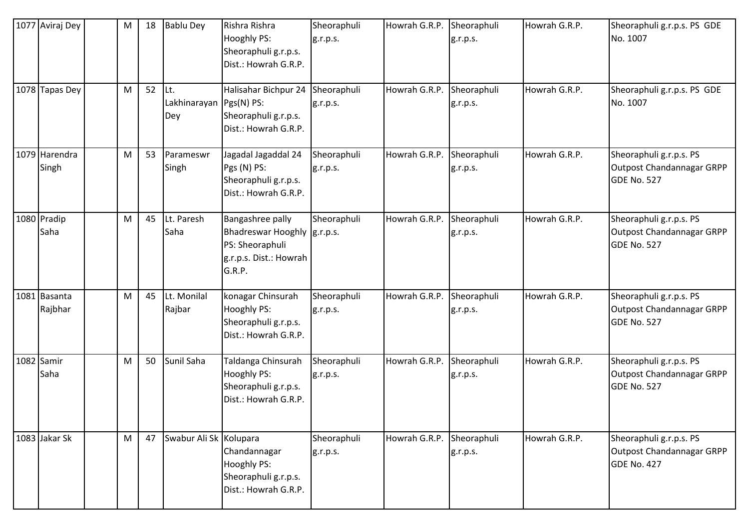| 1077 | Aviraj Dey | | M | 18 | Bablu Dey | Rishra Rishra Hooghly PS: Sheoraphuli g.r.p.s. Dist.: Howrah G.R.P. | Sheoraphuli g.r.p.s. | Howrah G.R.P. | Sheoraphuli g.r.p.s. | Howrah G.R.P. | Sheoraphuli g.r.p.s. PS GDE No. 1007 |
|---|---|---|---|---|---|---|---|---|---|---|---|
| 1078 | Tapas Dey | | M | 52 | Lt. Lakhinarayan Dey | Halisahar Bichpur 24 Pgs(N) PS: Sheoraphuli g.r.p.s. Dist.: Howrah G.R.P. | Sheoraphuli g.r.p.s. | Howrah G.R.P. | Sheoraphuli g.r.p.s. | Howrah G.R.P. | Sheoraphuli g.r.p.s. PS GDE No. 1007 |
| 1079 | Harendra Singh | | M | 53 | Parameswr Singh | Jagadal Jagaddal 24 Pgs (N) PS: Sheoraphuli g.r.p.s. Dist.: Howrah G.R.P. | Sheoraphuli g.r.p.s. | Howrah G.R.P. | Sheoraphuli g.r.p.s. | Howrah G.R.P. | Sheoraphuli g.r.p.s. PS Outpost Chandannagar GRPP GDE No. 527 |
| 1080 | Pradip Saha | | M | 45 | Lt. Paresh Saha | Bangashree pally Bhadreswar Hooghly PS: Sheoraphuli g.r.p.s. Dist.: Howrah G.R.P. | Sheoraphuli g.r.p.s. | Howrah G.R.P. | Sheoraphuli g.r.p.s. | Howrah G.R.P. | Sheoraphuli g.r.p.s. PS Outpost Chandannagar GRPP GDE No. 527 |
| 1081 | Basanta Rajbhar | | M | 45 | Lt. Monilal Rajbar | konagar Chinsurah Hooghly PS: Sheoraphuli g.r.p.s. Dist.: Howrah G.R.P. | Sheoraphuli g.r.p.s. | Howrah G.R.P. | Sheoraphuli g.r.p.s. | Howrah G.R.P. | Sheoraphuli g.r.p.s. PS Outpost Chandannagar GRPP GDE No. 527 |
| 1082 | Samir Saha | | M | 50 | Sunil Saha | Taldanga Chinsurah Hooghly PS: Sheoraphuli g.r.p.s. Dist.: Howrah G.R.P. | Sheoraphuli g.r.p.s. | Howrah G.R.P. | Sheoraphuli g.r.p.s. | Howrah G.R.P. | Sheoraphuli g.r.p.s. PS Outpost Chandannagar GRPP GDE No. 527 |
| 1083 | Jakar Sk | | M | 47 | Swabur Ali Sk | Kolupara Chandannagar Hooghly PS: Sheoraphuli g.r.p.s. Dist.: Howrah G.R.P. | Sheoraphuli g.r.p.s. | Howrah G.R.P. | Sheoraphuli g.r.p.s. | Howrah G.R.P. | Sheoraphuli g.r.p.s. PS Outpost Chandannagar GRPP GDE No. 427 |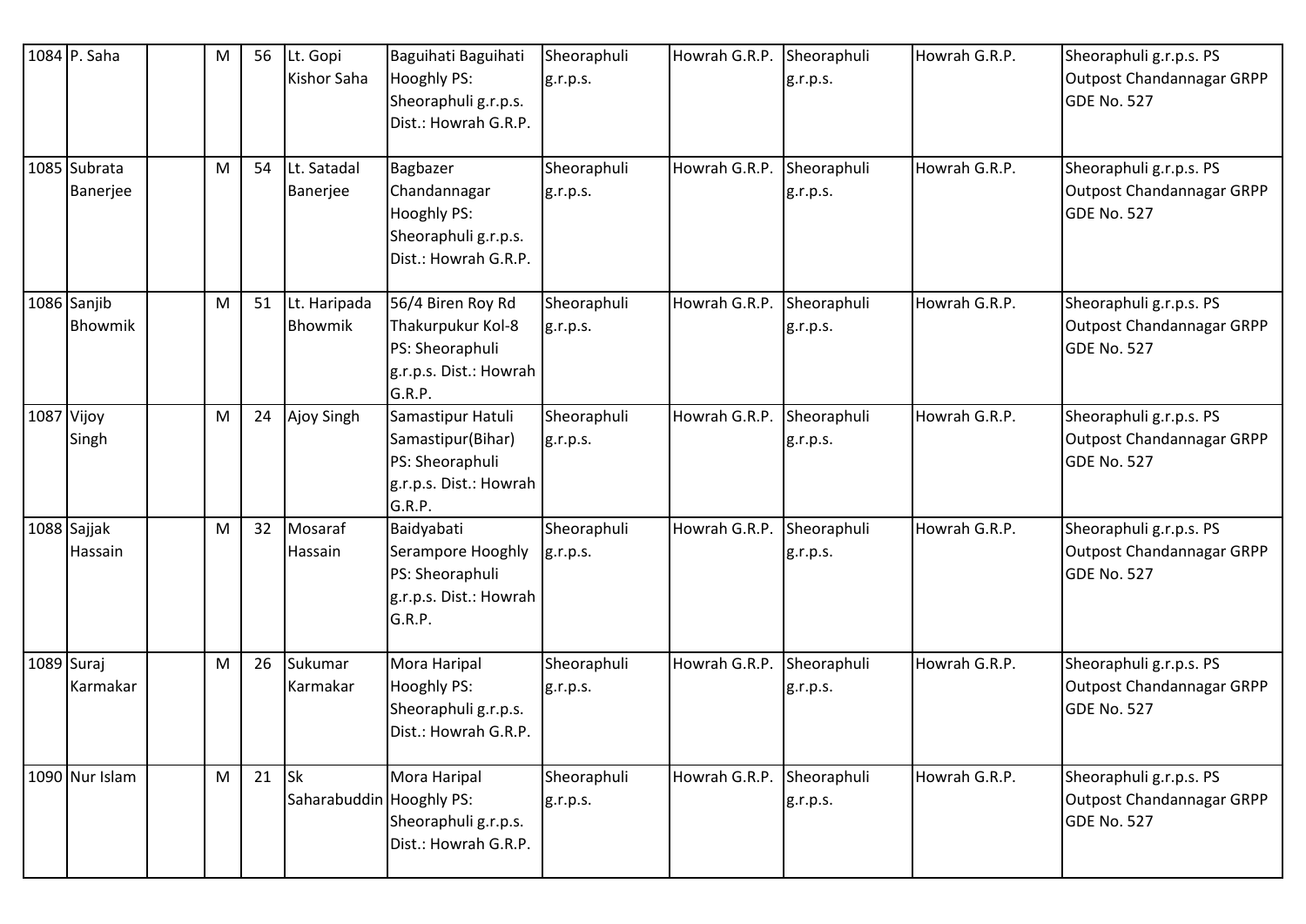| 1084 | P. Saha | | M | 56 | Lt. Gopi Kishor Saha | Baguihati Baguihati Hooghly PS: Sheoraphuli g.r.p.s. Dist.: Howrah G.R.P. | Sheoraphuli g.r.p.s. | Howrah G.R.P. | Sheoraphuli g.r.p.s. | Howrah G.R.P. | Sheoraphuli g.r.p.s. PS Outpost Chandannagar GRPP GDE No. 527 |
|---|---|---|---|---|---|---|---|---|---|---|---|
| 1085 | Subrata Banerjee | | M | 54 | Lt. Satadal Banerjee | Bagbazer Chandannagar Hooghly PS: Sheoraphuli g.r.p.s. Dist.: Howrah G.R.P. | Sheoraphuli g.r.p.s. | Howrah G.R.P. | Sheoraphuli g.r.p.s. | Howrah G.R.P. | Sheoraphuli g.r.p.s. PS Outpost Chandannagar GRPP GDE No. 527 |
| 1086 | Sanjib Bhowmik | | M | 51 | Lt. Haripada Bhowmik | 56/4 Biren Roy Rd Thakurpukur Kol-8 PS: Sheoraphuli g.r.p.s. Dist.: Howrah G.R.P. | Sheoraphuli g.r.p.s. | Howrah G.R.P. | Sheoraphuli g.r.p.s. | Howrah G.R.P. | Sheoraphuli g.r.p.s. PS Outpost Chandannagar GRPP GDE No. 527 |
| 1087 | Vijoy Singh | | M | 24 | Ajoy Singh | Samastipur Hatuli Samastipur(Bihar) PS: Sheoraphuli g.r.p.s. Dist.: Howrah G.R.P. | Sheoraphuli g.r.p.s. | Howrah G.R.P. | Sheoraphuli g.r.p.s. | Howrah G.R.P. | Sheoraphuli g.r.p.s. PS Outpost Chandannagar GRPP GDE No. 527 |
| 1088 | Sajjak Hassain | | M | 32 | Mosaraf Hassain | Baidyabati Serampore Hooghly PS: Sheoraphuli g.r.p.s. Dist.: Howrah G.R.P. | Sheoraphuli g.r.p.s. | Howrah G.R.P. | Sheoraphuli g.r.p.s. | Howrah G.R.P. | Sheoraphuli g.r.p.s. PS Outpost Chandannagar GRPP GDE No. 527 |
| 1089 | Suraj Karmakar | | M | 26 | Sukumar Karmakar | Mora Haripal Hooghly PS: Sheoraphuli g.r.p.s. Dist.: Howrah G.R.P. | Sheoraphuli g.r.p.s. | Howrah G.R.P. | Sheoraphuli g.r.p.s. | Howrah G.R.P. | Sheoraphuli g.r.p.s. PS Outpost Chandannagar GRPP GDE No. 527 |
| 1090 | Nur Islam | | M | 21 | Sk Saharabuddin | Mora Haripal Hooghly PS: Sheoraphuli g.r.p.s. Dist.: Howrah G.R.P. | Sheoraphuli g.r.p.s. | Howrah G.R.P. | Sheoraphuli g.r.p.s. | Howrah G.R.P. | Sheoraphuli g.r.p.s. PS Outpost Chandannagar GRPP GDE No. 527 |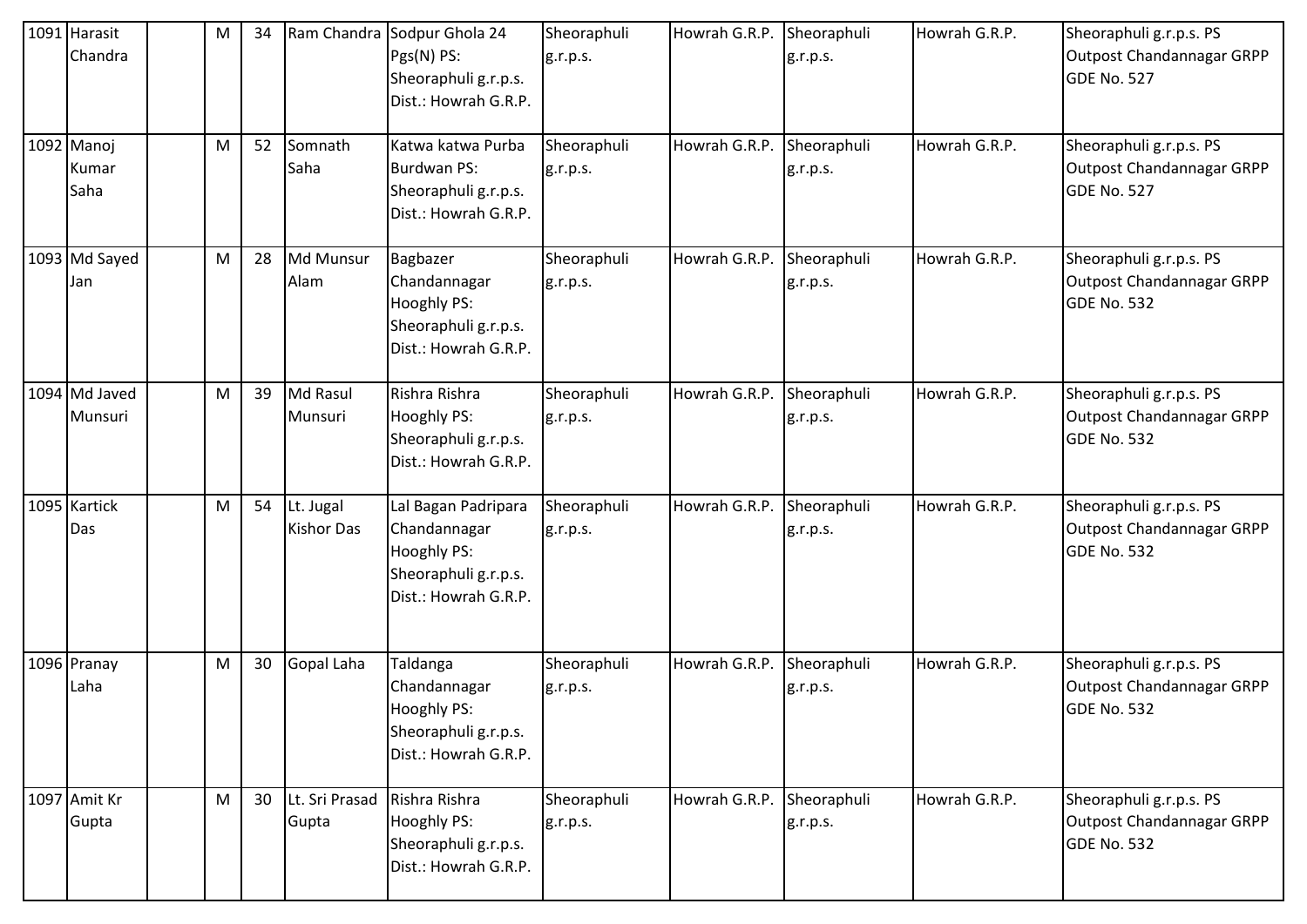| 1091 | Harasit Chandra | | M | 34 | Ram Chandra | Sodpur Ghola 24 Pgs(N) PS: Sheoraphuli g.r.p.s. Dist.: Howrah G.R.P. | Sheoraphuli g.r.p.s. | Howrah G.R.P. | Sheoraphuli g.r.p.s. | Howrah G.R.P. | Sheoraphuli g.r.p.s. PS Outpost Chandannagar GRPP GDE No. 527 |
|---|---|---|---|---|---|---|---|---|---|---|---|
| 1092 | Manoj Kumar Saha | | M | 52 | Somnath Saha | Katwa katwa Purba Burdwan PS: Sheoraphuli g.r.p.s. Dist.: Howrah G.R.P. | Sheoraphuli g.r.p.s. | Howrah G.R.P. | Sheoraphuli g.r.p.s. | Howrah G.R.P. | Sheoraphuli g.r.p.s. PS Outpost Chandannagar GRPP GDE No. 527 |
| 1093 | Md Sayed Jan | | M | 28 | Md Munsur Alam | Bagbazer Chandannagar Hooghly PS: Sheoraphuli g.r.p.s. Dist.: Howrah G.R.P. | Sheoraphuli g.r.p.s. | Howrah G.R.P. | Sheoraphuli g.r.p.s. | Howrah G.R.P. | Sheoraphuli g.r.p.s. PS Outpost Chandannagar GRPP GDE No. 532 |
| 1094 | Md Javed Munsuri | | M | 39 | Md Rasul Munsuri | Rishra Rishra Hooghly PS: Sheoraphuli g.r.p.s. Dist.: Howrah G.R.P. | Sheoraphuli g.r.p.s. | Howrah G.R.P. | Sheoraphuli g.r.p.s. | Howrah G.R.P. | Sheoraphuli g.r.p.s. PS Outpost Chandannagar GRPP GDE No. 532 |
| 1095 | Kartick Das | | M | 54 | Lt. Jugal Kishor Das | Lal Bagan Padripara Chandannagar Hooghly PS: Sheoraphuli g.r.p.s. Dist.: Howrah G.R.P. | Sheoraphuli g.r.p.s. | Howrah G.R.P. | Sheoraphuli g.r.p.s. | Howrah G.R.P. | Sheoraphuli g.r.p.s. PS Outpost Chandannagar GRPP GDE No. 532 |
| 1096 | Pranay Laha | | M | 30 | Gopal Laha | Taldanga Chandannagar Hooghly PS: Sheoraphuli g.r.p.s. Dist.: Howrah G.R.P. | Sheoraphuli g.r.p.s. | Howrah G.R.P. | Sheoraphuli g.r.p.s. | Howrah G.R.P. | Sheoraphuli g.r.p.s. PS Outpost Chandannagar GRPP GDE No. 532 |
| 1097 | Amit Kr Gupta | | M | 30 | Lt. Sri Prasad Gupta | Rishra Rishra Hooghly PS: Sheoraphuli g.r.p.s. Dist.: Howrah G.R.P. | Sheoraphuli g.r.p.s. | Howrah G.R.P. | Sheoraphuli g.r.p.s. | Howrah G.R.P. | Sheoraphuli g.r.p.s. PS Outpost Chandannagar GRPP GDE No. 532 |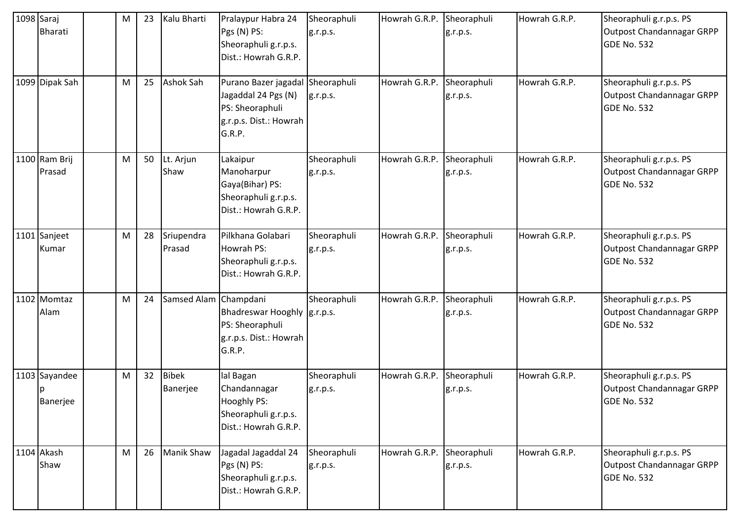| 1098 | Saraj Bharati | | M | 23 | Kalu Bharti | Pralaypur Habra 24 Pgs (N) PS: Sheoraphuli g.r.p.s. Dist.: Howrah G.R.P. | Sheoraphuli g.r.p.s. | Howrah G.R.P. | Sheoraphuli g.r.p.s. | Howrah G.R.P. | Sheoraphuli g.r.p.s. PS Outpost Chandannagar GRPP GDE No. 532 |
|---|---|---|---|---|---|---|---|---|---|---|---|
| 1099 | Dipak Sah | | M | 25 | Ashok Sah | Purano Bazer jagadal Jagaddal 24 Pgs (N) PS: Sheoraphuli g.r.p.s. Dist.: Howrah G.R.P. | Sheoraphuli g.r.p.s. | Howrah G.R.P. | Sheoraphuli g.r.p.s. | Howrah G.R.P. | Sheoraphuli g.r.p.s. PS Outpost Chandannagar GRPP GDE No. 532 |
| 1100 | Ram Brij Prasad | | M | 50 | Lt. Arjun Shaw | Lakaipur Manoharpur Gaya(Bihar) PS: Sheoraphuli g.r.p.s. Dist.: Howrah G.R.P. | Sheoraphuli g.r.p.s. | Howrah G.R.P. | Sheoraphuli g.r.p.s. | Howrah G.R.P. | Sheoraphuli g.r.p.s. PS Outpost Chandannagar GRPP GDE No. 532 |
| 1101 | Sanjeet Kumar | | M | 28 | Sriupendra Prasad | Pilkhana Golabari Howrah PS: Sheoraphuli g.r.p.s. Dist.: Howrah G.R.P. | Sheoraphuli g.r.p.s. | Howrah G.R.P. | Sheoraphuli g.r.p.s. | Howrah G.R.P. | Sheoraphuli g.r.p.s. PS Outpost Chandannagar GRPP GDE No. 532 |
| 1102 | Momtaz Alam | | M | 24 | Samsed Alam | Champdani Bhadreswar Hooghly PS: Sheoraphuli g.r.p.s. Dist.: Howrah G.R.P. | Sheoraphuli g.r.p.s. | Howrah G.R.P. | Sheoraphuli g.r.p.s. | Howrah G.R.P. | Sheoraphuli g.r.p.s. PS Outpost Chandannagar GRPP GDE No. 532 |
| 1103 | Sayandeep Banerjee | | M | 32 | Bibek Banerjee | lal Bagan Chandannagar Hooghly PS: Sheoraphuli g.r.p.s. Dist.: Howrah G.R.P. | Sheoraphuli g.r.p.s. | Howrah G.R.P. | Sheoraphuli g.r.p.s. | Howrah G.R.P. | Sheoraphuli g.r.p.s. PS Outpost Chandannagar GRPP GDE No. 532 |
| 1104 | Akash Shaw | | M | 26 | Manik Shaw | Jagadal Jagaddal 24 Pgs (N) PS: Sheoraphuli g.r.p.s. Dist.: Howrah G.R.P. | Sheoraphuli g.r.p.s. | Howrah G.R.P. | Sheoraphuli g.r.p.s. | Howrah G.R.P. | Sheoraphuli g.r.p.s. PS Outpost Chandannagar GRPP GDE No. 532 |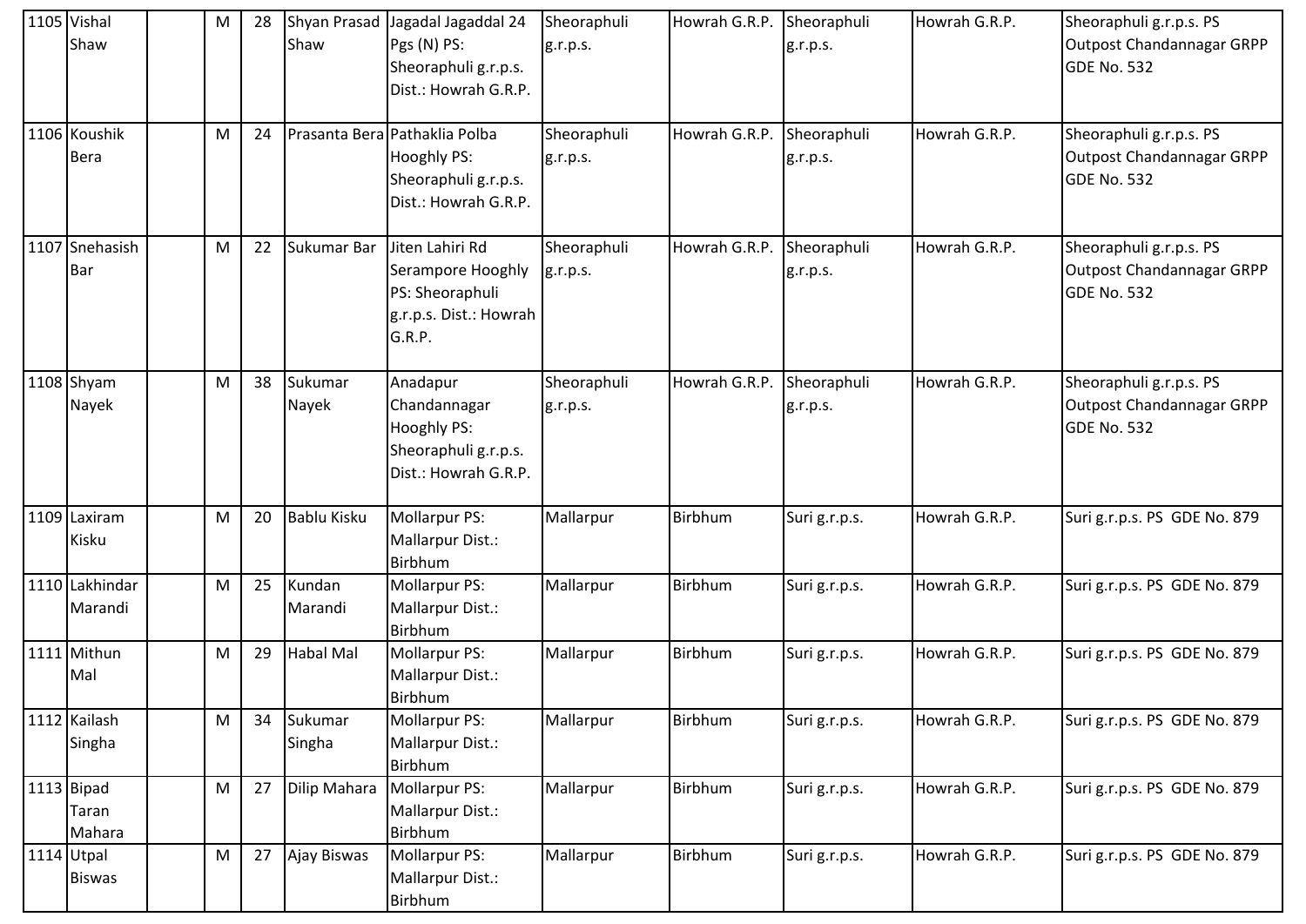| | | | | | | | | | | | |
|---|---|---|---|---|---|---|---|---|---|---|---|
| 1105 | Vishal Shaw | | M | 28 | Shyan Prasad Shaw | Jagadal Jagaddal 24 Pgs (N) PS: Sheoraphuli g.r.p.s. Dist.: Howrah G.R.P. | Sheoraphuli g.r.p.s. | Howrah G.R.P. | Sheoraphuli g.r.p.s. | Howrah G.R.P. | Sheoraphuli g.r.p.s. PS Outpost Chandannagar GRPP GDE No. 532 |
| 1106 | Koushik Bera | | M | 24 | Prasanta Bera | Pathaklia Polba Hooghly PS: Sheoraphuli g.r.p.s. Dist.: Howrah G.R.P. | Sheoraphuli g.r.p.s. | Howrah G.R.P. | Sheoraphuli g.r.p.s. | Howrah G.R.P. | Sheoraphuli g.r.p.s. PS Outpost Chandannagar GRPP GDE No. 532 |
| 1107 | Snehasish Bar | | M | 22 | Sukumar Bar | Jiten Lahiri Rd Serampore Hooghly PS: Sheoraphuli g.r.p.s. Dist.: Howrah G.R.P. | Sheoraphuli g.r.p.s. | Howrah G.R.P. | Sheoraphuli g.r.p.s. | Howrah G.R.P. | Sheoraphuli g.r.p.s. PS Outpost Chandannagar GRPP GDE No. 532 |
| 1108 | Shyam Nayek | | M | 38 | Sukumar Nayek | Anadapur Chandannagar Hooghly PS: Sheoraphuli g.r.p.s. Dist.: Howrah G.R.P. | Sheoraphuli g.r.p.s. | Howrah G.R.P. | Sheoraphuli g.r.p.s. | Howrah G.R.P. | Sheoraphuli g.r.p.s. PS Outpost Chandannagar GRPP GDE No. 532 |
| 1109 | Laxiram Kisku | | M | 20 | Bablu Kisku | Mollarpur PS: Mallarpur Dist.: Birbhum | Mallarpur | Birbhum | Suri g.r.p.s. | Howrah G.R.P. | Suri g.r.p.s. PS GDE No. 879 |
| 1110 | Lakhindar Marandi | | M | 25 | Kundan Marandi | Mollarpur PS: Mallarpur Dist.: Birbhum | Mallarpur | Birbhum | Suri g.r.p.s. | Howrah G.R.P. | Suri g.r.p.s. PS GDE No. 879 |
| 1111 | Mithun Mal | | M | 29 | Habal Mal | Mollarpur PS: Mallarpur Dist.: Birbhum | Mallarpur | Birbhum | Suri g.r.p.s. | Howrah G.R.P. | Suri g.r.p.s. PS GDE No. 879 |
| 1112 | Kailash Singha | | M | 34 | Sukumar Singha | Mollarpur PS: Mallarpur Dist.: Birbhum | Mallarpur | Birbhum | Suri g.r.p.s. | Howrah G.R.P. | Suri g.r.p.s. PS GDE No. 879 |
| 1113 | Bipad Taran Mahara | | M | 27 | Dilip Mahara | Mollarpur PS: Mallarpur Dist.: Birbhum | Mallarpur | Birbhum | Suri g.r.p.s. | Howrah G.R.P. | Suri g.r.p.s. PS GDE No. 879 |
| 1114 | Utpal Biswas | | M | 27 | Ajay Biswas | Mollarpur PS: Mallarpur Dist.: Birbhum | Mallarpur | Birbhum | Suri g.r.p.s. | Howrah G.R.P. | Suri g.r.p.s. PS GDE No. 879 |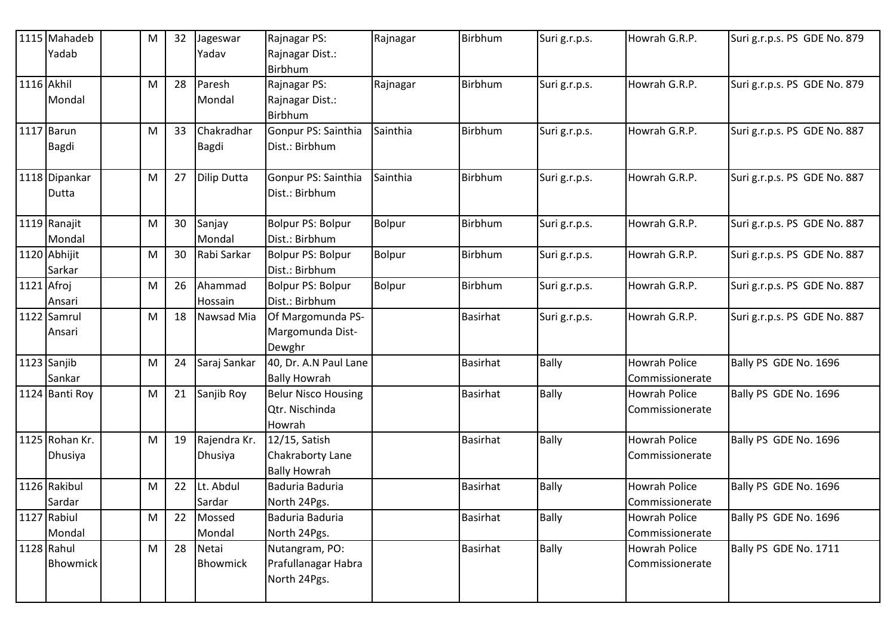| 1115 | Mahadeb Yadab | | M | 32 | Jageswar Yadav | Rajnagar PS: Rajnagar Dist.: Birbhum | Rajnagar | Birbhum | Suri g.r.p.s. | Howrah G.R.P. | Suri g.r.p.s. PS GDE No. 879 |
|---|---|---|---|---|---|---|---|---|---|---|---|
| 1116 | Akhil Mondal | | M | 28 | Paresh Mondal | Rajnagar PS: Rajnagar Dist.: Birbhum | Rajnagar | Birbhum | Suri g.r.p.s. | Howrah G.R.P. | Suri g.r.p.s. PS GDE No. 879 |
| 1117 | Barun Bagdi | | M | 33 | Chakradhar Bagdi | Gonpur PS: Sainthia Dist.: Birbhum | Sainthia | Birbhum | Suri g.r.p.s. | Howrah G.R.P. | Suri g.r.p.s. PS GDE No. 887 |
| 1118 | Dipankar Dutta | | M | 27 | Dilip Dutta | Gonpur PS: Sainthia Dist.: Birbhum | Sainthia | Birbhum | Suri g.r.p.s. | Howrah G.R.P. | Suri g.r.p.s. PS GDE No. 887 |
| 1119 | Ranajit Mondal | | M | 30 | Sanjay Mondal | Bolpur PS: Bolpur Dist.: Birbhum | Bolpur | Birbhum | Suri g.r.p.s. | Howrah G.R.P. | Suri g.r.p.s. PS GDE No. 887 |
| 1120 | Abhijit Sarkar | | M | 30 | Rabi Sarkar | Bolpur PS: Bolpur Dist.: Birbhum | Bolpur | Birbhum | Suri g.r.p.s. | Howrah G.R.P. | Suri g.r.p.s. PS GDE No. 887 |
| 1121 | Afroj Ansari | | M | 26 | Ahammad Hossain | Bolpur PS: Bolpur Dist.: Birbhum | Bolpur | Birbhum | Suri g.r.p.s. | Howrah G.R.P. | Suri g.r.p.s. PS GDE No. 887 |
| 1122 | Samrul Ansari | | M | 18 | Nawsad Mia | Of Margomunda PS-Margomunda Dist-Dewghr | | Basirhat | Suri g.r.p.s. | Howrah G.R.P. | Suri g.r.p.s. PS GDE No. 887 |
| 1123 | Sanjib Sankar | | M | 24 | Saraj Sankar | 40, Dr. A.N Paul Lane Bally Howrah | | Basirhat | Bally | Howrah Police Commissionerate | Bally PS GDE No. 1696 |
| 1124 | Banti Roy | | M | 21 | Sanjib Roy | Belur Nisco Housing Qtr. Nischinda Howrah | | Basirhat | Bally | Howrah Police Commissionerate | Bally PS GDE No. 1696 |
| 1125 | Rohan Kr. Dhusiya | | M | 19 | Rajendra Kr. Dhusiya | 12/15, Satish Chakraborty Lane Bally Howrah | | Basirhat | Bally | Howrah Police Commissionerate | Bally PS GDE No. 1696 |
| 1126 | Rakibul Sardar | | M | 22 | Lt. Abdul Sardar | Baduria Baduria North 24Pgs. | | Basirhat | Bally | Howrah Police Commissionerate | Bally PS GDE No. 1696 |
| 1127 | Rabiul Mondal | | M | 22 | Mossed Mondal | Baduria Baduria North 24Pgs. | | Basirhat | Bally | Howrah Police Commissionerate | Bally PS GDE No. 1696 |
| 1128 | Rahul Bhowmick | | M | 28 | Netai Bhowmick | Nutangram, PO: Prafullanagar Habra North 24Pgs. | | Basirhat | Bally | Howrah Police Commissionerate | Bally PS GDE No. 1711 |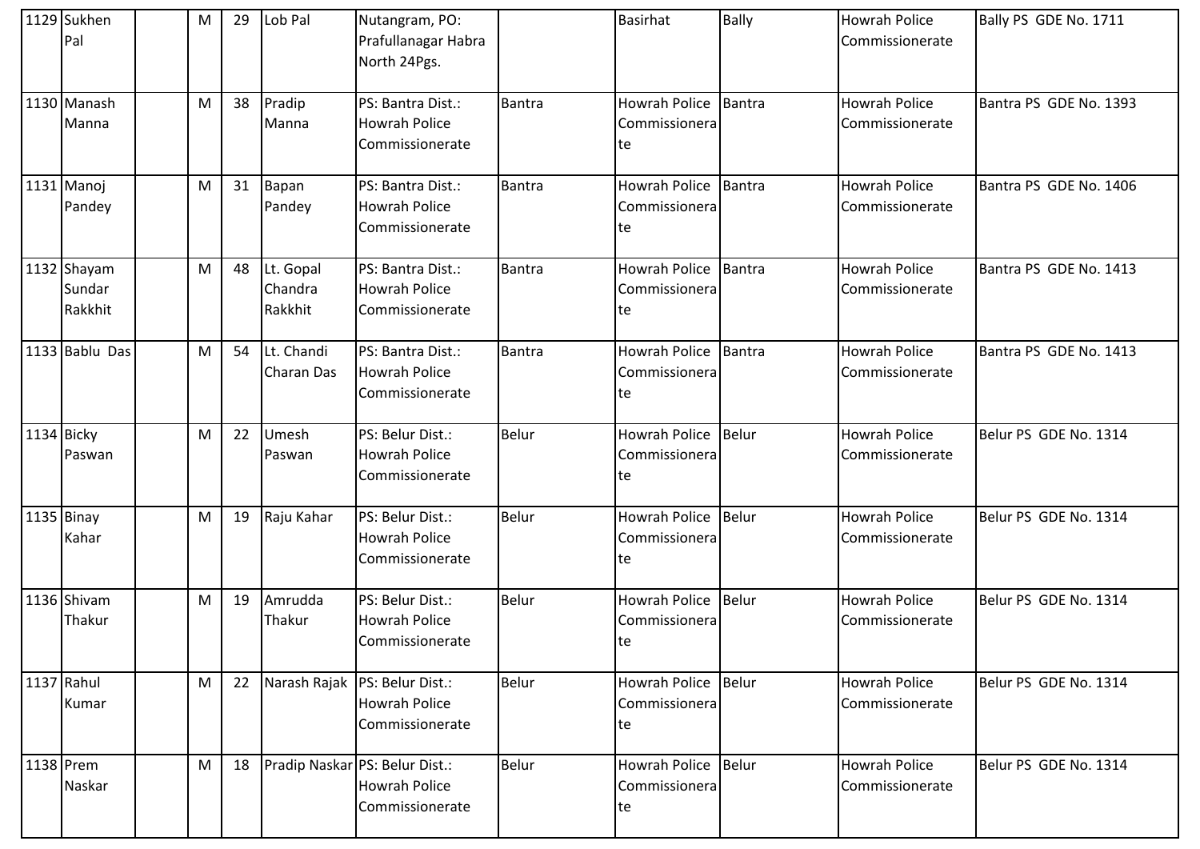| | | | | | | | | | | |
|---|---|---|---|---|---|---|---|---|---|---|
| 1129 | Sukhen Pal | | M | 29 | Lob Pal | Nutangram, PO: Prafullanagar Habra North 24Pgs. | | Basirhat | Bally | Howrah Police Commissionerate | Bally PS GDE No. 1711 |
| 1130 | Manash Manna | | M | 38 | Pradip Manna | PS: Bantra Dist.: Howrah Police Commissionerate | Bantra | Howrah Police Commissionerate | Bantra | Howrah Police Commissionerate | Bantra PS GDE No. 1393 |
| 1131 | Manoj Pandey | | M | 31 | Bapan Pandey | PS: Bantra Dist.: Howrah Police Commissionerate | Bantra | Howrah Police Commissionerate | Bantra | Howrah Police Commissionerate | Bantra PS GDE No. 1406 |
| 1132 | Shayam Sundar Rakkhit | | M | 48 | Lt. Gopal Chandra Rakkhit | PS: Bantra Dist.: Howrah Police Commissionerate | Bantra | Howrah Police Commissionerate | Bantra | Howrah Police Commissionerate | Bantra PS GDE No. 1413 |
| 1133 | Bablu Das | | M | 54 | Lt. Chandi Charan Das | PS: Bantra Dist.: Howrah Police Commissionerate | Bantra | Howrah Police Commissionerate | Bantra | Howrah Police Commissionerate | Bantra PS GDE No. 1413 |
| 1134 | Bicky Paswan | | M | 22 | Umesh Paswan | PS: Belur Dist.: Howrah Police Commissionerate | Belur | Howrah Police Commissionerate | Belur | Howrah Police Commissionerate | Belur PS GDE No. 1314 |
| 1135 | Binay Kahar | | M | 19 | Raju Kahar | PS: Belur Dist.: Howrah Police Commissionerate | Belur | Howrah Police Commissionerate | Belur | Howrah Police Commissionerate | Belur PS GDE No. 1314 |
| 1136 | Shivam Thakur | | M | 19 | Amrudda Thakur | PS: Belur Dist.: Howrah Police Commissionerate | Belur | Howrah Police Commissionerate | Belur | Howrah Police Commissionerate | Belur PS GDE No. 1314 |
| 1137 | Rahul Kumar | | M | 22 | Narash Rajak | PS: Belur Dist.: Howrah Police Commissionerate | Belur | Howrah Police Commissionerate | Belur | Howrah Police Commissionerate | Belur PS GDE No. 1314 |
| 1138 | Prem Naskar | | M | 18 | Pradip Naskar | PS: Belur Dist.: Howrah Police Commissionerate | Belur | Howrah Police Commissionerate | Belur | Howrah Police Commissionerate | Belur PS GDE No. 1314 |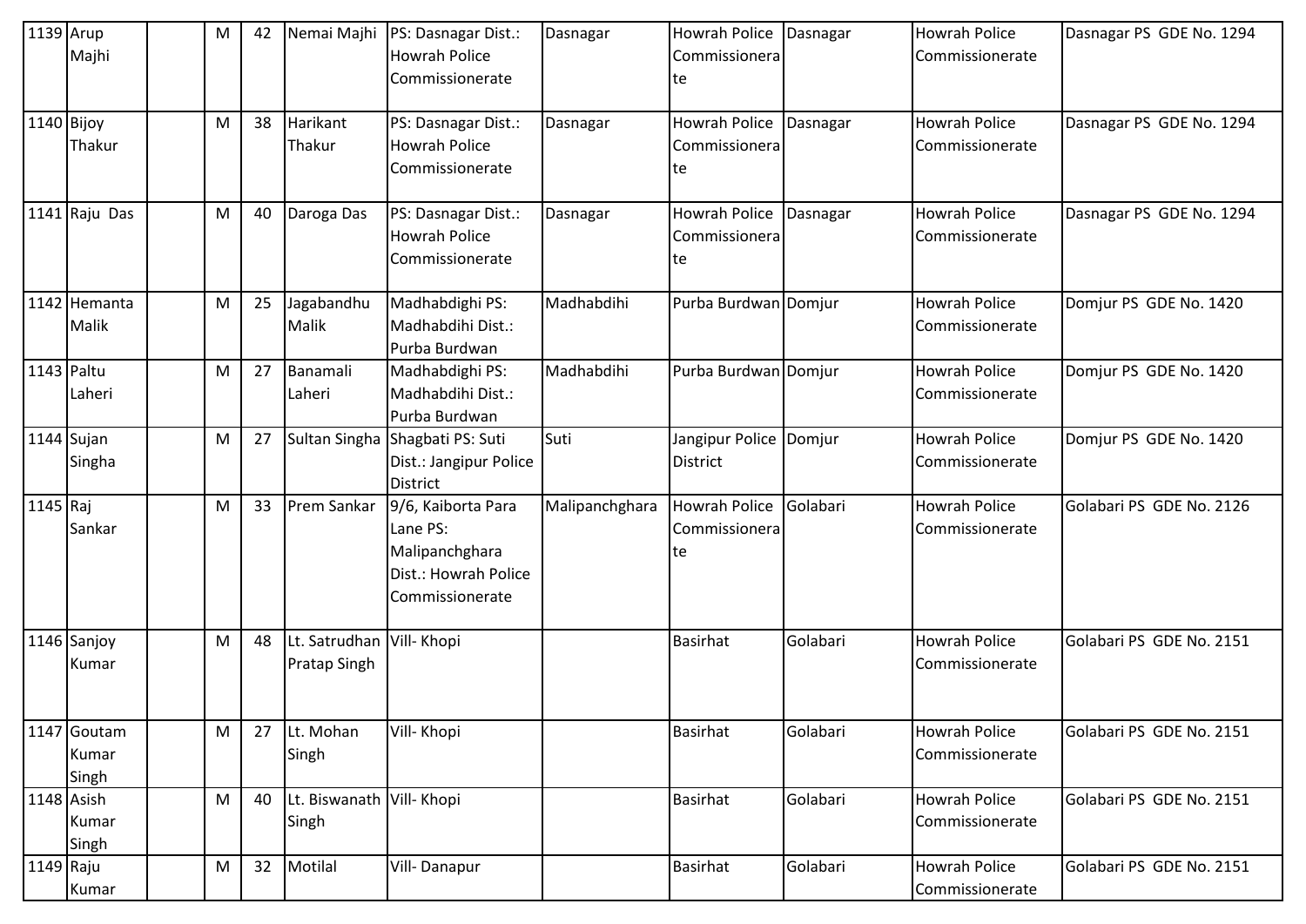| 1139 | Arup Majhi | | M | 42 | Nemai Majhi | PS: Dasnagar Dist.: Howrah Police Commissionerate | Dasnagar | Howrah Police Commissionerate | Dasnagar | Howrah Police Commissionerate | Dasnagar PS GDE No. 1294 |
|---|---|---|---|---|---|---|---|---|---|---|---|
| 1140 | Bijoy Thakur | | M | 38 | Harikant Thakur | PS: Dasnagar Dist.: Howrah Police Commissionerate | Dasnagar | Howrah Police Commissionerate | Dasnagar | Howrah Police Commissionerate | Dasnagar PS GDE No. 1294 |
| 1141 | Raju Das | | M | 40 | Daroga Das | PS: Dasnagar Dist.: Howrah Police Commissionerate | Dasnagar | Howrah Police Commissionerate | Dasnagar | Howrah Police Commissionerate | Dasnagar PS GDE No. 1294 |
| 1142 | Hemanta Malik | | M | 25 | Jagabandhu Malik | Madhabdighi PS: Madhabdihi Dist.: Purba Burdwan | Madhabdihi | Purba Burdwan | Domjur | Howrah Police Commissionerate | Domjur PS GDE No. 1420 |
| 1143 | Paltu Laheri | | M | 27 | Banamali Laheri | Madhabdighi PS: Madhabdihi Dist.: Purba Burdwan | Madhabdihi | Purba Burdwan | Domjur | Howrah Police Commissionerate | Domjur PS GDE No. 1420 |
| 1144 | Sujan Singha | | M | 27 | Sultan Singha | Shagbati PS: Suti Dist.: Jangipur Police District | Suti | Jangipur Police District | Domjur | Howrah Police Commissionerate | Domjur PS GDE No. 1420 |
| 1145 | Raj Sankar | | M | 33 | Prem Sankar | 9/6, Kaiborta Para Lane PS: Malipanchghara Dist.: Howrah Police Commissionerate | Malipanchghara | Howrah Police Commissionerate | Golabari | Howrah Police Commissionerate | Golabari PS GDE No. 2126 |
| 1146 | Sanjoy Kumar | | M | 48 | Lt. Satrudhan Pratap Singh | Vill- Khopi | | Basirhat | Golabari | Howrah Police Commissionerate | Golabari PS GDE No. 2151 |
| 1147 | Goutam Kumar Singh | | M | 27 | Lt. Mohan Singh | Vill- Khopi | | Basirhat | Golabari | Howrah Police Commissionerate | Golabari PS GDE No. 2151 |
| 1148 | Asish Kumar Singh | | M | 40 | Lt. Biswanath Singh | Vill- Khopi | | Basirhat | Golabari | Howrah Police Commissionerate | Golabari PS GDE No. 2151 |
| 1149 | Raju Kumar | | M | 32 | Motilal | Vill- Danapur | | Basirhat | Golabari | Howrah Police Commissionerate | Golabari PS GDE No. 2151 |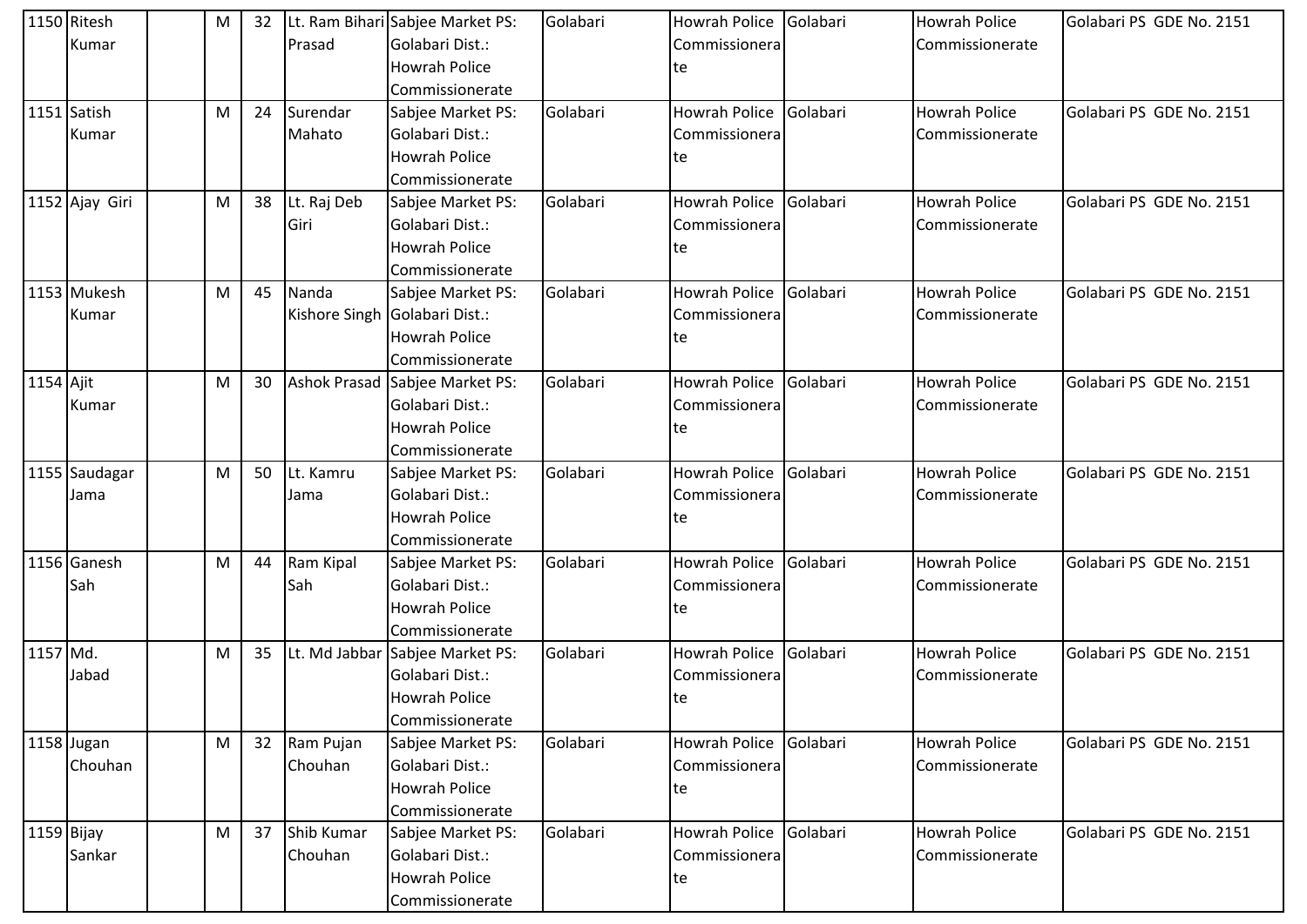| 1150 | Ritesh Kumar | | M | 32 | Lt. Ram Bihari Prasad | Sabjee Market PS: Golabari Dist.: Howrah Police Commissionerate | Golabari | Howrah Police Commissionerate | Golabari | Howrah Police Commissionerate | Golabari PS GDE No. 2151 |
|---|---|---|---|---|---|---|---|---|---|---|---|
| 1151 | Satish Kumar | | M | 24 | Surendar Mahato | Sabjee Market PS: Golabari Dist.: Howrah Police Commissionerate | Golabari | Howrah Police Commissionerate | Golabari | Howrah Police Commissionerate | Golabari PS GDE No. 2151 |
| 1152 | Ajay Giri | | M | 38 | Lt. Raj Deb Giri | Sabjee Market PS: Golabari Dist.: Howrah Police Commissionerate | Golabari | Howrah Police Commissionerate | Golabari | Howrah Police Commissionerate | Golabari PS GDE No. 2151 |
| 1153 | Mukesh Kumar | | M | 45 | Nanda Kishore Singh | Sabjee Market PS: Golabari Dist.: Howrah Police Commissionerate | Golabari | Howrah Police Commissionerate | Golabari | Howrah Police Commissionerate | Golabari PS GDE No. 2151 |
| 1154 | Ajit Kumar | | M | 30 | Ashok Prasad | Sabjee Market PS: Golabari Dist.: Howrah Police Commissionerate | Golabari | Howrah Police Commissionerate | Golabari | Howrah Police Commissionerate | Golabari PS GDE No. 2151 |
| 1155 | Saudagar Jama | | M | 50 | Lt. Kamru Jama | Sabjee Market PS: Golabari Dist.: Howrah Police Commissionerate | Golabari | Howrah Police Commissionerate | Golabari | Howrah Police Commissionerate | Golabari PS GDE No. 2151 |
| 1156 | Ganesh Sah | | M | 44 | Ram Kipal Sah | Sabjee Market PS: Golabari Dist.: Howrah Police Commissionerate | Golabari | Howrah Police Commissionerate | Golabari | Howrah Police Commissionerate | Golabari PS GDE No. 2151 |
| 1157 | Md. Jabad | | M | 35 | Lt. Md Jabbar | Sabjee Market PS: Golabari Dist.: Howrah Police Commissionerate | Golabari | Howrah Police Commissionerate | Golabari | Howrah Police Commissionerate | Golabari PS GDE No. 2151 |
| 1158 | Jugan Chouhan | | M | 32 | Ram Pujan Chouhan | Sabjee Market PS: Golabari Dist.: Howrah Police Commissionerate | Golabari | Howrah Police Commissionerate | Golabari | Howrah Police Commissionerate | Golabari PS GDE No. 2151 |
| 1159 | Bijay Sankar | | M | 37 | Shib Kumar Chouhan | Sabjee Market PS: Golabari Dist.: Howrah Police Commissionerate | Golabari | Howrah Police Commissionerate | Golabari | Howrah Police Commissionerate | Golabari PS GDE No. 2151 |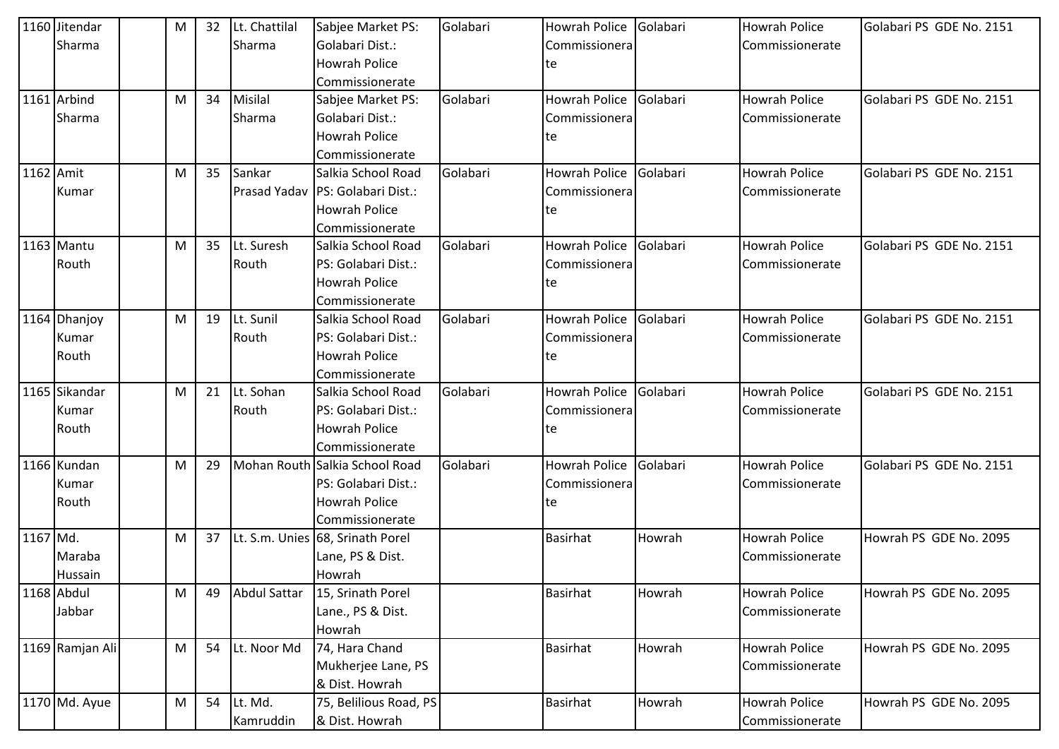| 1160 | Jitendar Sharma | | M | 32 | Lt. Chattilal Sharma | Sabjee Market PS: Golabari Dist.: Howrah Police Commissionerate | Golabari | Howrah Police Commissionerate | Golabari | Howrah Police Commissionerate | Golabari PS GDE No. 2151 |
|---|---|---|---|---|---|---|---|---|---|---|---|
| 1161 | Arbind Sharma | | M | 34 | Misilal Sharma | Sabjee Market PS: Golabari Dist.: Howrah Police Commissionerate | Golabari | Howrah Police Commissionerate | Golabari | Howrah Police Commissionerate | Golabari PS GDE No. 2151 |
| 1162 | Amit Kumar | | M | 35 | Sankar Prasad Yadav | Salkia School Road PS: Golabari Dist.: Howrah Police Commissionerate | Golabari | Howrah Police Commissionerate | Golabari | Howrah Police Commissionerate | Golabari PS GDE No. 2151 |
| 1163 | Mantu Routh | | M | 35 | Lt. Suresh Routh | Salkia School Road PS: Golabari Dist.: Howrah Police Commissionerate | Golabari | Howrah Police Commissionerate | Golabari | Howrah Police Commissionerate | Golabari PS GDE No. 2151 |
| 1164 | Dhanjoy Kumar Routh | | M | 19 | Lt. Sunil Routh | Salkia School Road PS: Golabari Dist.: Howrah Police Commissionerate | Golabari | Howrah Police Commissionerate | Golabari | Howrah Police Commissionerate | Golabari PS GDE No. 2151 |
| 1165 | Sikandar Kumar Routh | | M | 21 | Lt. Sohan Routh | Salkia School Road PS: Golabari Dist.: Howrah Police Commissionerate | Golabari | Howrah Police Commissionerate | Golabari | Howrah Police Commissionerate | Golabari PS GDE No. 2151 |
| 1166 | Kundan Kumar Routh | | M | 29 | Mohan Routh | Salkia School Road PS: Golabari Dist.: Howrah Police Commissionerate | Golabari | Howrah Police Commissionerate | Golabari | Howrah Police Commissionerate | Golabari PS GDE No. 2151 |
| 1167 | Md. Maraba Hussain | | M | 37 | Lt. S.m. Unies | 68, Srinath Porel Lane, PS & Dist. Howrah | | Basirhat | Howrah | Howrah Police Commissionerate | Howrah PS GDE No. 2095 |
| 1168 | Abdul Jabbar | | M | 49 | Abdul Sattar | 15, Srinath Porel Lane., PS & Dist. Howrah | | Basirhat | Howrah | Howrah Police Commissionerate | Howrah PS GDE No. 2095 |
| 1169 | Ramjan Ali | | M | 54 | Lt. Noor Md | 74, Hara Chand Mukherjee Lane, PS & Dist. Howrah | | Basirhat | Howrah | Howrah Police Commissionerate | Howrah PS GDE No. 2095 |
| 1170 | Md. Ayue | | M | 54 | Lt. Md. Kamruddin | 75, Belilious Road, PS & Dist. Howrah | | Basirhat | Howrah | Howrah Police Commissionerate | Howrah PS GDE No. 2095 |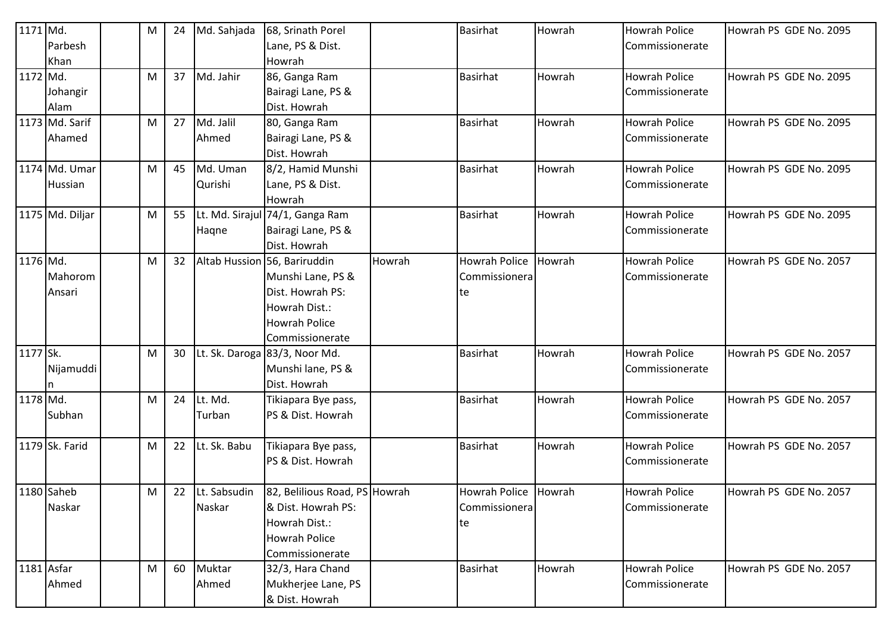| 1171 | Md. Parbesh Khan | | M | 24 | Md. Sahjada | 68, Srinath Porel Lane, PS & Dist. Howrah | | Basirhat | Howrah | Howrah Police Commissionerate | Howrah PS GDE No. 2095 |
|---|---|---|---|---|---|---|---|---|---|---|---|
| 1172 | Md. Johangir Alam | | M | 37 | Md. Jahir | 86, Ganga Ram Bairagi Lane, PS & Dist. Howrah | | Basirhat | Howrah | Howrah Police Commissionerate | Howrah PS GDE No. 2095 |
| 1173 | Md. Sarif Ahamed | | M | 27 | Md. Jalil Ahmed | 80, Ganga Ram Bairagi Lane, PS & Dist. Howrah | | Basirhat | Howrah | Howrah Police Commissionerate | Howrah PS GDE No. 2095 |
| 1174 | Md. Umar Hussian | | M | 45 | Md. Uman Qurishi | 8/2, Hamid Munshi Lane, PS & Dist. Howrah | | Basirhat | Howrah | Howrah Police Commissionerate | Howrah PS GDE No. 2095 |
| 1175 | Md. Diljar | | M | 55 | Lt. Md. Sirajul Haqne | 74/1, Ganga Ram Bairagi Lane, PS & Dist. Howrah | | Basirhat | Howrah | Howrah Police Commissionerate | Howrah PS GDE No. 2095 |
| 1176 | Md. Mahorom Ansari | | M | 32 | Altab Hussion | 56, Bariruddin Munshi Lane, PS & Dist. Howrah PS: Howrah Dist.: Howrah Police Commissionerate | Howrah | Howrah Police Commissionerate | Howrah | Howrah Police Commissionerate | Howrah PS GDE No. 2057 |
| 1177 | Sk. Nijamuddin | | M | 30 | Lt. Sk. Daroga | 83/3, Noor Md. Munshi lane, PS & Dist. Howrah | | Basirhat | Howrah | Howrah Police Commissionerate | Howrah PS GDE No. 2057 |
| 1178 | Md. Subhan | | M | 24 | Lt. Md. Turban | Tikiapara Bye pass, PS & Dist. Howrah | | Basirhat | Howrah | Howrah Police Commissionerate | Howrah PS GDE No. 2057 |
| 1179 | Sk. Farid | | M | 22 | Lt. Sk. Babu | Tikiapara Bye pass, PS & Dist. Howrah | | Basirhat | Howrah | Howrah Police Commissionerate | Howrah PS GDE No. 2057 |
| 1180 | Saheb Naskar | | M | 22 | Lt. Sabsudin Naskar | 82, Belilious Road, PS & Dist. Howrah PS: Howrah Dist.: Howrah Police Commissionerate | Howrah | Howrah Police Commissionerate | Howrah | Howrah Police Commissionerate | Howrah PS GDE No. 2057 |
| 1181 | Asfar Ahmed | | M | 60 | Muktar Ahmed | 32/3, Hara Chand Mukherjee Lane, PS & Dist. Howrah | | Basirhat | Howrah | Howrah Police Commissionerate | Howrah PS GDE No. 2057 |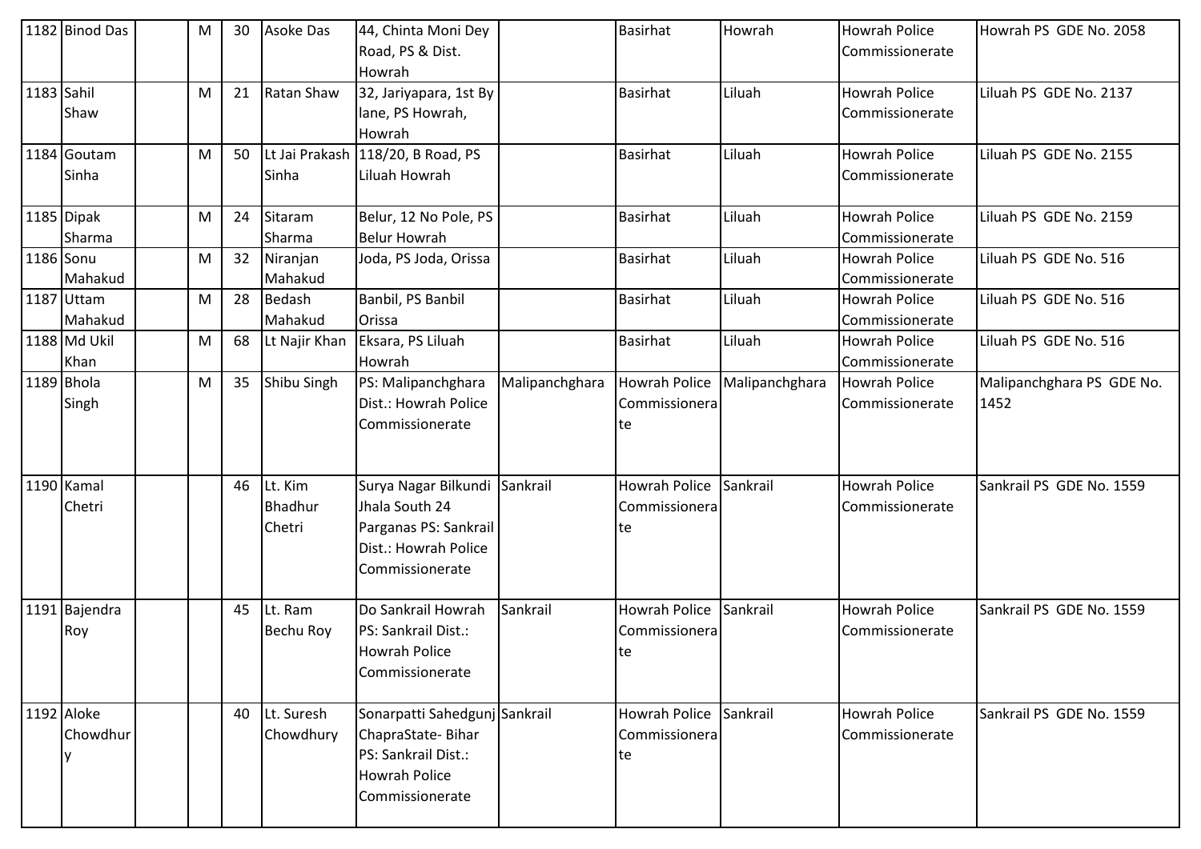| 1182 | Binod Das | | M | 30 | Asoke Das | 44, Chinta Moni Dey Road, PS & Dist. Howrah | | Basirhat | Howrah | Howrah Police Commissionerate | Howrah PS GDE No. 2058 |
|---|---|---|---|---|---|---|---|---|---|---|---|
| 1183 | Sahil Shaw | | M | 21 | Ratan Shaw | 32, Jariyapara, 1st By lane, PS Howrah, Howrah | | Basirhat | Liluah | Howrah Police Commissionerate | Liluah PS GDE No. 2137 |
| 1184 | Goutam Sinha | | M | 50 | Lt Jai Prakash Sinha | 118/20, B Road, PS Liluah Howrah | | Basirhat | Liluah | Howrah Police Commissionerate | Liluah PS GDE No. 2155 |
| 1185 | Dipak Sharma | | M | 24 | Sitaram Sharma | Belur, 12 No Pole, PS Belur Howrah | | Basirhat | Liluah | Howrah Police Commissionerate | Liluah PS GDE No. 2159 |
| 1186 | Sonu Mahakud | | M | 32 | Niranjan Mahakud | Joda, PS Joda, Orissa | | Basirhat | Liluah | Howrah Police Commissionerate | Liluah PS GDE No. 516 |
| 1187 | Uttam Mahakud | | M | 28 | Bedash Mahakud | Banbil, PS Banbil Orissa | | Basirhat | Liluah | Howrah Police Commissionerate | Liluah PS GDE No. 516 |
| 1188 | Md Ukil Khan | | M | 68 | Lt Najir Khan | Eksara, PS Liluah Howrah | | Basirhat | Liluah | Howrah Police Commissionerate | Liluah PS GDE No. 516 |
| 1189 | Bhola Singh | | M | 35 | Shibu Singh | PS: Malipanchghara Dist.: Howrah Police Commissionerate | Malipanchghara | Howrah Police Commissionerate | Malipanchghara | Howrah Police Commissionerate | Malipanchghara PS GDE No. 1452 |
| 1190 | Kamal Chetri | | | 46 | Lt. Kim Bhadhur Chetri | Surya Nagar Bilkundi Jhala South 24 Parganas PS: Sankrail Dist.: Howrah Police Commissionerate | Sankrail | Howrah Police Commissionerate | Sankrail | Howrah Police Commissionerate | Sankrail PS GDE No. 1559 |
| 1191 | Bajendra Roy | | | 45 | Lt. Ram Bechu Roy | Do Sankrail Howrah PS: Sankrail Dist.: Howrah Police Commissionerate | Sankrail | Howrah Police Commissionerate | Sankrail | Howrah Police Commissionerate | Sankrail PS GDE No. 1559 |
| 1192 | Aloke Chowdhury | | | 40 | Lt. Suresh Chowdhury | Sonarpatti Sahedgunj ChapraState- Bihar PS: Sankrail Dist.: Howrah Police Commissionerate | Sankrail | Howrah Police Commissionerate | Sankrail | Howrah Police Commissionerate | Sankrail PS GDE No. 1559 |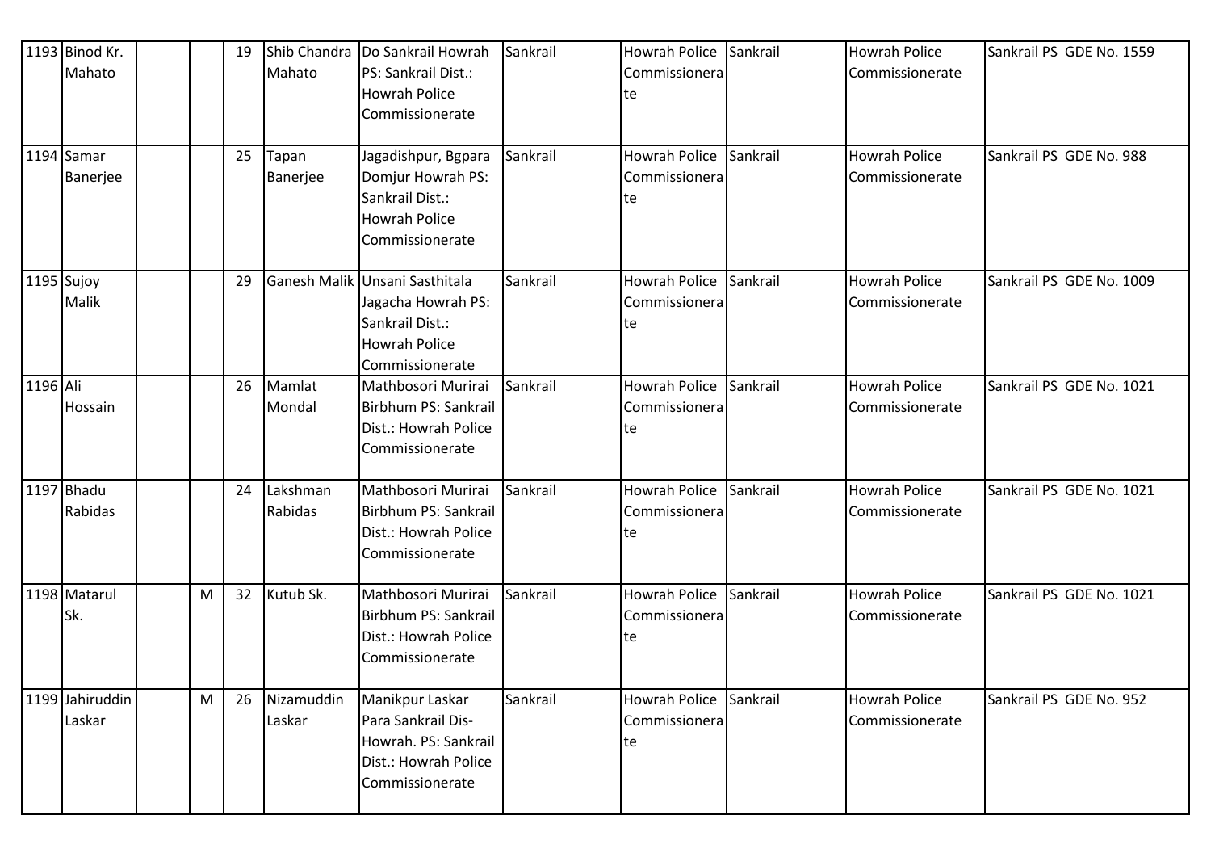| 1193 | Binod Kr. Mahato | | | 19 | Shib Chandra Mahato | Do Sankrail Howrah PS: Sankrail Dist.: Howrah Police Commissionerate | Sankrail | Howrah Police Commissionerate | Sankrail | Howrah Police Commissionerate | Sankrail PS GDE No. 1559 |
|---|---|---|---|---|---|---|---|---|---|---|---|
| 1194 | Samar Banerjee | | | 25 | Tapan Banerjee | Jagadishpur, Bgpara Domjur Howrah PS: Sankrail Dist.: Howrah Police Commissionerate | Sankrail | Howrah Police Commissionerate | Sankrail | Howrah Police Commissionerate | Sankrail PS GDE No. 988 |
| 1195 | Sujoy Malik | | | 29 | Ganesh Malik | Unsani Sasthitala Jagacha Howrah PS: Sankrail Dist.: Howrah Police Commissionerate | Sankrail | Howrah Police Commissionerate | Sankrail | Howrah Police Commissionerate | Sankrail PS GDE No. 1009 |
| 1196 | Ali Hossain | | | 26 | Mamlat Mondal | Mathbosori Murirai Birbhum PS: Sankrail Dist.: Howrah Police Commissionerate | Sankrail | Howrah Police Commissionerate | Sankrail | Howrah Police Commissionerate | Sankrail PS GDE No. 1021 |
| 1197 | Bhadu Rabidas | | | 24 | Lakshman Rabidas | Mathbosori Murirai Birbhum PS: Sankrail Dist.: Howrah Police Commissionerate | Sankrail | Howrah Police Commissionerate | Sankrail | Howrah Police Commissionerate | Sankrail PS GDE No. 1021 |
| 1198 | Matarul Sk. | | M | 32 | Kutub Sk. | Mathbosori Murirai Birbhum PS: Sankrail Dist.: Howrah Police Commissionerate | Sankrail | Howrah Police Commissionerate | Sankrail | Howrah Police Commissionerate | Sankrail PS GDE No. 1021 |
| 1199 | Jahiruddin Laskar | | M | 26 | Nizamuddin Laskar | Manikpur Laskar Para Sankrail Dis- Howrah. PS: Sankrail Dist.: Howrah Police Commissionerate | Sankrail | Howrah Police Commissionerate | Sankrail | Howrah Police Commissionerate | Sankrail PS GDE No. 952 |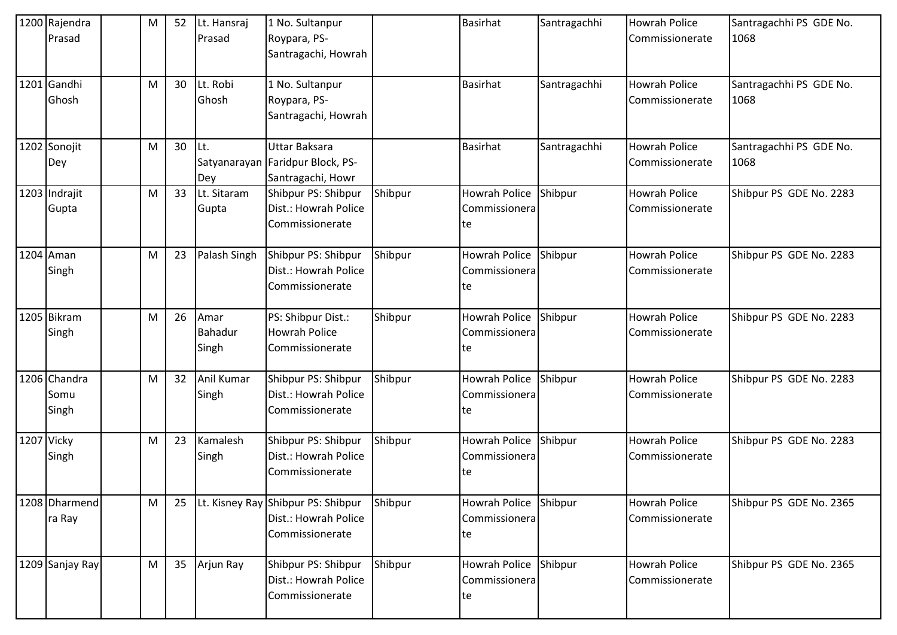| 1200 | Rajendra Prasad | | M | 52 | Lt. Hansraj Prasad | 1 No. Sultanpur Roypara, PS- Santragachi, Howrah | | Basirhat | Santragachhi | Howrah Police Commissionerate | Santragachhi PS GDE No. 1068 |
|---|---|---|---|---|---|---|---|---|---|---|---|
| 1201 | Gandhi Ghosh | | M | 30 | Lt. Robi Ghosh | 1 No. Sultanpur Roypara, PS- Santragachi, Howrah | | Basirhat | Santragachhi | Howrah Police Commissionerate | Santragachhi PS GDE No. 1068 |
| 1202 | Sonojit Dey | | M | 30 | Lt. Satyanarayan Dey | Uttar Baksara Faridpur Block, PS- Santragachi, Howr | | Basirhat | Santragachhi | Howrah Police Commissionerate | Santragachhi PS GDE No. 1068 |
| 1203 | Indrajit Gupta | | M | 33 | Lt. Sitaram Gupta | Shibpur PS: Shibpur Dist.: Howrah Police Commissionerate | Shibpur | Howrah Police Commissionerate | Shibpur | Howrah Police Commissionerate | Shibpur PS GDE No. 2283 |
| 1204 | Aman Singh | | M | 23 | Palash Singh | Shibpur PS: Shibpur Dist.: Howrah Police Commissionerate | Shibpur | Howrah Police Commissionerate | Shibpur | Howrah Police Commissionerate | Shibpur PS GDE No. 2283 |
| 1205 | Bikram Singh | | M | 26 | Amar Bahadur Singh | PS: Shibpur Dist.: Howrah Police Commissionerate | Shibpur | Howrah Police Commissionerate | Shibpur | Howrah Police Commissionerate | Shibpur PS GDE No. 2283 |
| 1206 | Chandra Somu Singh | | M | 32 | Anil Kumar Singh | Shibpur PS: Shibpur Dist.: Howrah Police Commissionerate | Shibpur | Howrah Police Commissionerate | Shibpur | Howrah Police Commissionerate | Shibpur PS GDE No. 2283 |
| 1207 | Vicky Singh | | M | 23 | Kamalesh Singh | Shibpur PS: Shibpur Dist.: Howrah Police Commissionerate | Shibpur | Howrah Police Commissionerate | Shibpur | Howrah Police Commissionerate | Shibpur PS GDE No. 2283 |
| 1208 | Dharmendra Ray | | M | 25 | Lt. Kisney Ray | Shibpur PS: Shibpur Dist.: Howrah Police Commissionerate | Shibpur | Howrah Police Commissionerate | Shibpur | Howrah Police Commissionerate | Shibpur PS GDE No. 2365 |
| 1209 | Sanjay Ray | | M | 35 | Arjun Ray | Shibpur PS: Shibpur Dist.: Howrah Police Commissionerate | Shibpur | Howrah Police Commissionerate | Shibpur | Howrah Police Commissionerate | Shibpur PS GDE No. 2365 |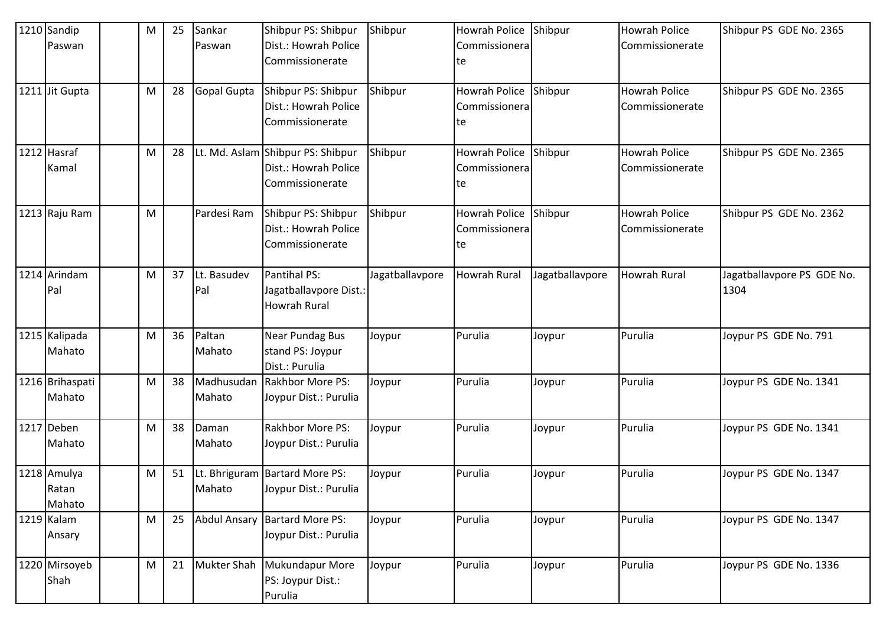| 1210 | Sandip Paswan | | M | 25 | Sankar Paswan | Shibpur PS: Shibpur Dist.: Howrah Police Commissionerate | Shibpur | Howrah Police Commissionerate | Shibpur | Howrah Police Commissionerate | Shibpur PS GDE No. 2365 |
|---|---|---|---|---|---|---|---|---|---|---|---|
| 1211 | Jit Gupta | | M | 28 | Gopal Gupta | Shibpur PS: Shibpur Dist.: Howrah Police Commissionerate | Shibpur | Howrah Police Commissionerate | Shibpur | Howrah Police Commissionerate | Shibpur PS GDE No. 2365 |
| 1212 | Hasraf Kamal | | M | 28 | Lt. Md. Aslam | Shibpur PS: Shibpur Dist.: Howrah Police Commissionerate | Shibpur | Howrah Police Commissionerate | Shibpur | Howrah Police Commissionerate | Shibpur PS GDE No. 2365 |
| 1213 | Raju Ram | | M | | Pardesi Ram | Shibpur PS: Shibpur Dist.: Howrah Police Commissionerate | Shibpur | Howrah Police Commissionerate | Shibpur | Howrah Police Commissionerate | Shibpur PS GDE No. 2362 |
| 1214 | Arindam Pal | | M | 37 | Lt. Basudev Pal | Pantihal PS: Jagatballavpore Dist.: Howrah Rural | Jagatballavpore | Howrah Rural | Jagatballavpore | Howrah Rural | Jagatballavpore PS GDE No. 1304 |
| 1215 | Kalipada Mahato | | M | 36 | Paltan Mahato | Near Pundag Bus stand PS: Joypur Dist.: Purulia | Joypur | Purulia | Joypur | Purulia | Joypur PS GDE No. 791 |
| 1216 | Brihaspati Mahato | | M | 38 | Madhusudan Mahato | Rakhbor More PS: Joypur Dist.: Purulia | Joypur | Purulia | Joypur | Purulia | Joypur PS GDE No. 1341 |
| 1217 | Deben Mahato | | M | 38 | Daman Mahato | Rakhbor More PS: Joypur Dist.: Purulia | Joypur | Purulia | Joypur | Purulia | Joypur PS GDE No. 1341 |
| 1218 | Amulya Ratan Mahato | | M | 51 | Lt. Bhriguram Mahato | Bartard More PS: Joypur Dist.: Purulia | Joypur | Purulia | Joypur | Purulia | Joypur PS GDE No. 1347 |
| 1219 | Kalam Ansary | | M | 25 | Abdul Ansary | Bartard More PS: Joypur Dist.: Purulia | Joypur | Purulia | Joypur | Purulia | Joypur PS GDE No. 1347 |
| 1220 | Mirsoyeb Shah | | M | 21 | Mukter Shah | Mukundapur More PS: Joypur Dist.: Purulia | Joypur | Purulia | Joypur | Purulia | Joypur PS GDE No. 1336 |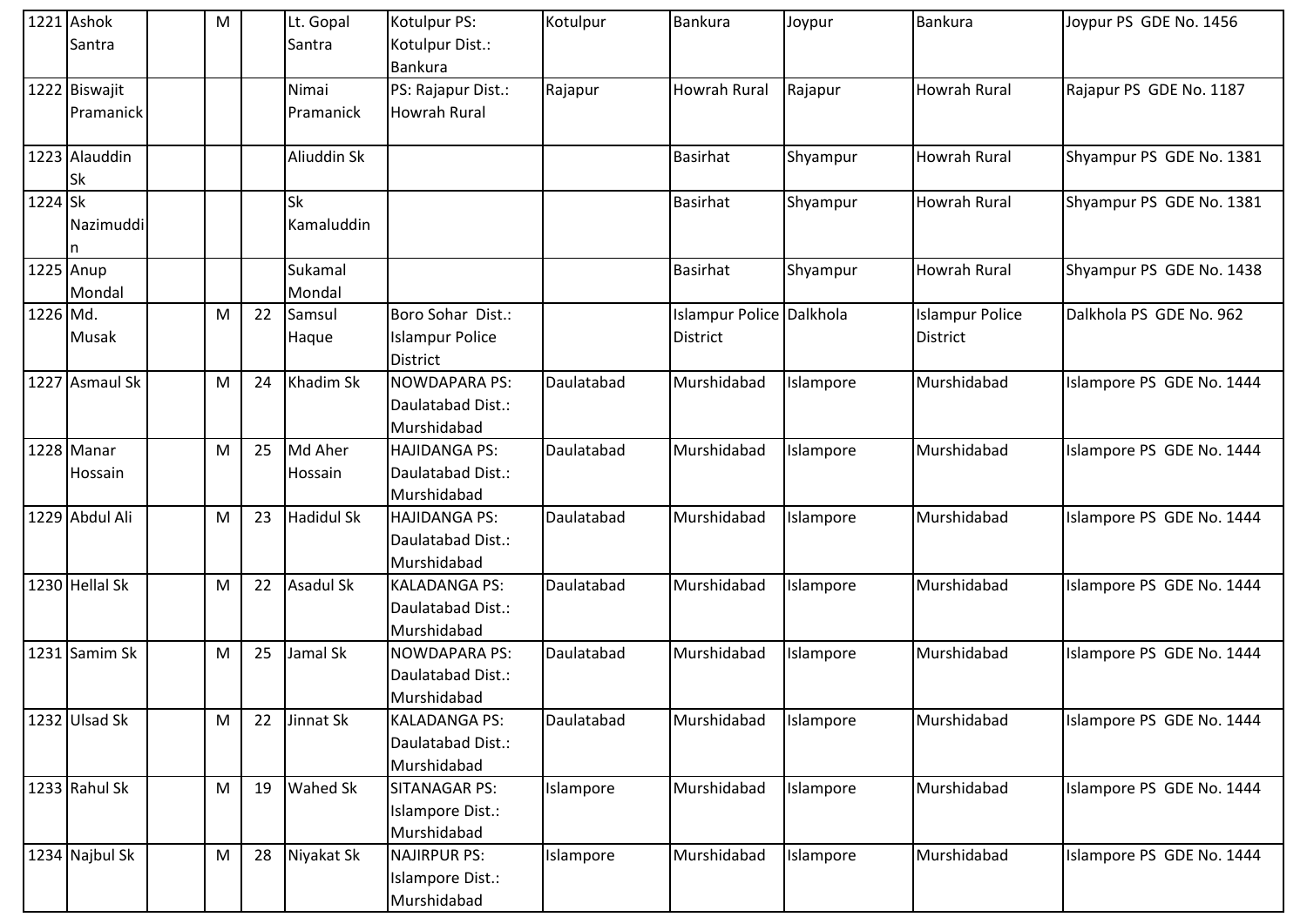| 1221 | Ashok Santra | | M | | Lt. Gopal Santra | Kotulpur PS: Kotulpur Dist.: Bankura | Kotulpur | Bankura | Joypur | Bankura | Joypur PS GDE No. 1456 |
|---|---|---|---|---|---|---|---|---|---|---|---|
| 1222 | Biswajit Pramanick | | | | Nimai Pramanick | PS: Rajapur Dist.: Howrah Rural | Rajapur | Howrah Rural | Rajapur | Howrah Rural | Rajapur PS GDE No. 1187 |
| 1223 | Alauddin Sk | | | | Aliuddin Sk | | | Basirhat | Shyampur | Howrah Rural | Shyampur PS GDE No. 1381 |
| 1224 | Sk Nazimuddin | | | | Sk Kamaluddin | | | Basirhat | Shyampur | Howrah Rural | Shyampur PS GDE No. 1381 |
| 1225 | Anup Mondal | | | | Sukamal Mondal | | | Basirhat | Shyampur | Howrah Rural | Shyampur PS GDE No. 1438 |
| 1226 | Md. Musak | | M | 22 | Samsul Haque | Boro Sohar Dist.: Islampur Police District | | Islampur Police District | Dalkhola | Islampur Police District | Dalkhola PS GDE No. 962 |
| 1227 | Asmaul Sk | | M | 24 | Khadim Sk | NOWDAPARA PS: Daulatabad Dist.: Murshidabad | Daulatabad | Murshidabad | Islampore | Murshidabad | Islampore PS GDE No. 1444 |
| 1228 | Manar Hossain | | M | 25 | Md Aher Hossain | HAJIDANGA PS: Daulatabad Dist.: Murshidabad | Daulatabad | Murshidabad | Islampore | Murshidabad | Islampore PS GDE No. 1444 |
| 1229 | Abdul Ali | | M | 23 | Hadidul Sk | HAJIDANGA PS: Daulatabad Dist.: Murshidabad | Daulatabad | Murshidabad | Islampore | Murshidabad | Islampore PS GDE No. 1444 |
| 1230 | Hellal Sk | | M | 22 | Asadul Sk | KALADANGA PS: Daulatabad Dist.: Murshidabad | Daulatabad | Murshidabad | Islampore | Murshidabad | Islampore PS GDE No. 1444 |
| 1231 | Samim Sk | | M | 25 | Jamal Sk | NOWDAPARA PS: Daulatabad Dist.: Murshidabad | Daulatabad | Murshidabad | Islampore | Murshidabad | Islampore PS GDE No. 1444 |
| 1232 | Ulsad Sk | | M | 22 | Jinnat Sk | KALADANGA PS: Daulatabad Dist.: Murshidabad | Daulatabad | Murshidabad | Islampore | Murshidabad | Islampore PS GDE No. 1444 |
| 1233 | Rahul Sk | | M | 19 | Wahed Sk | SITANAGAR PS: Islampore Dist.: Murshidabad | Islampore | Murshidabad | Islampore | Murshidabad | Islampore PS GDE No. 1444 |
| 1234 | Najbul Sk | | M | 28 | Niyakat Sk | NAJIRPUR PS: Islampore Dist.: Murshidabad | Islampore | Murshidabad | Islampore | Murshidabad | Islampore PS GDE No. 1444 |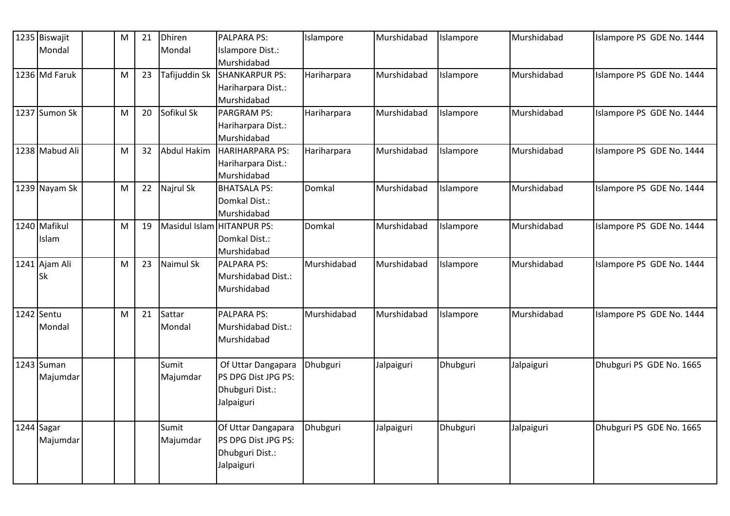| 1235 | Biswajit Mondal | | M | 21 | Dhiren Mondal | PALPARA PS: Islampore Dist.: Murshidabad | Islampore | Murshidabad | Islampore | Murshidabad | Islampore PS GDE No. 1444 |
|---|---|---|---|---|---|---|---|---|---|---|---|
| 1236 | Md Faruk | | M | 23 | Tafijuddin Sk | SHANKARPUR PS: Hariharpara Dist.: Murshidabad | Hariharpara | Murshidabad | Islampore | Murshidabad | Islampore PS GDE No. 1444 |
| 1237 | Sumon Sk | | M | 20 | Sofikul Sk | PARGRAM PS: Hariharpara Dist.: Murshidabad | Hariharpara | Murshidabad | Islampore | Murshidabad | Islampore PS GDE No. 1444 |
| 1238 | Mabud Ali | | M | 32 | Abdul Hakim | HARIHARPARA PS: Hariharpara Dist.: Murshidabad | Hariharpara | Murshidabad | Islampore | Murshidabad | Islampore PS GDE No. 1444 |
| 1239 | Nayam Sk | | M | 22 | Najrul Sk | BHATSALA PS: Domkal Dist.: Murshidabad | Domkal | Murshidabad | Islampore | Murshidabad | Islampore PS GDE No. 1444 |
| 1240 | Mafikul Islam | | M | 19 | Masidul Islam | HITANPUR PS: Domkal Dist.: Murshidabad | Domkal | Murshidabad | Islampore | Murshidabad | Islampore PS GDE No. 1444 |
| 1241 | Ajam Ali Sk | | M | 23 | Naimul Sk | PALPARA PS: Murshidabad Dist.: Murshidabad | Murshidabad | Murshidabad | Islampore | Murshidabad | Islampore PS GDE No. 1444 |
| 1242 | Sentu Mondal | | M | 21 | Sattar Mondal | PALPARA PS: Murshidabad Dist.: Murshidabad | Murshidabad | Murshidabad | Islampore | Murshidabad | Islampore PS GDE No. 1444 |
| 1243 | Suman Majumdar | | | | Sumit Majumdar | Of Uttar Dangapara PS DPG Dist JPG PS: Dhubguri Dist.: Jalpaiguri | Dhubguri | Jalpaiguri | Dhubguri | Jalpaiguri | Dhubguri PS GDE No. 1665 |
| 1244 | Sagar Majumdar | | | | Sumit Majumdar | Of Uttar Dangapara PS DPG Dist JPG PS: Dhubguri Dist.: Jalpaiguri | Dhubguri | Jalpaiguri | Dhubguri | Jalpaiguri | Dhubguri PS GDE No. 1665 |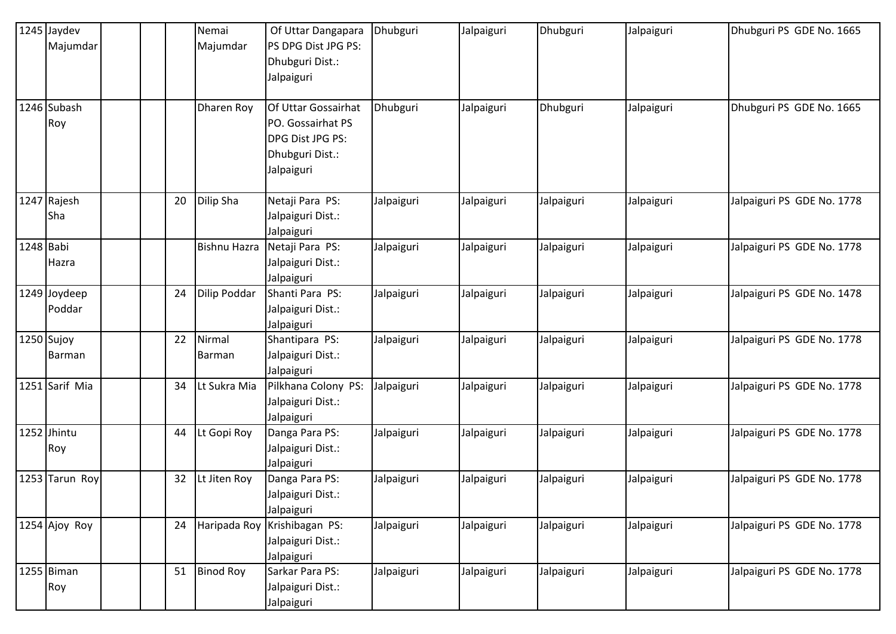| 1245 | Jaydev Majumdar | | | | Nemai Majumdar | Of Uttar Dangapara PS DPG Dist JPG PS: Dhubguri Dist.: Jalpaiguri | Dhubguri | Jalpaiguri | Dhubguri | Jalpaiguri | Dhubguri PS GDE No. 1665 |
|---|---|---|---|---|---|---|---|---|---|---|---|
| 1246 | Subash Roy | | | | Dharen Roy | Of Uttar Gossairhat PO. Gossairhat PS DPG Dist JPG PS: Dhubguri Dist.: Jalpaiguri | Dhubguri | Jalpaiguri | Dhubguri | Jalpaiguri | Dhubguri PS GDE No. 1665 |
| 1247 | Rajesh Sha | | | 20 | Dilip Sha | Netaji Para PS: Jalpaiguri Dist.: Jalpaiguri | Jalpaiguri | Jalpaiguri | Jalpaiguri | Jalpaiguri | Jalpaiguri PS GDE No. 1778 |
| 1248 | Babi Hazra | | | | Bishnu Hazra | Netaji Para PS: Jalpaiguri Dist.: Jalpaiguri | Jalpaiguri | Jalpaiguri | Jalpaiguri | Jalpaiguri | Jalpaiguri PS GDE No. 1778 |
| 1249 | Joydeep Poddar | | | 24 | Dilip Poddar | Shanti Para PS: Jalpaiguri Dist.: Jalpaiguri | Jalpaiguri | Jalpaiguri | Jalpaiguri | Jalpaiguri | Jalpaiguri PS GDE No. 1478 |
| 1250 | Sujoy Barman | | | 22 | Nirmal Barman | Shantipara PS: Jalpaiguri Dist.: Jalpaiguri | Jalpaiguri | Jalpaiguri | Jalpaiguri | Jalpaiguri | Jalpaiguri PS GDE No. 1778 |
| 1251 | Sarif Mia | | | 34 | Lt Sukra Mia | Pilkhana Colony PS: Jalpaiguri Dist.: Jalpaiguri | Jalpaiguri | Jalpaiguri | Jalpaiguri | Jalpaiguri | Jalpaiguri PS GDE No. 1778 |
| 1252 | Jhintu Roy | | | 44 | Lt Gopi Roy | Danga Para PS: Jalpaiguri Dist.: Jalpaiguri | Jalpaiguri | Jalpaiguri | Jalpaiguri | Jalpaiguri | Jalpaiguri PS GDE No. 1778 |
| 1253 | Tarun Roy | | | 32 | Lt Jiten Roy | Danga Para PS: Jalpaiguri Dist.: Jalpaiguri | Jalpaiguri | Jalpaiguri | Jalpaiguri | Jalpaiguri | Jalpaiguri PS GDE No. 1778 |
| 1254 | Ajoy Roy | | | 24 | Haripada Roy | Krishibagan PS: Jalpaiguri Dist.: Jalpaiguri | Jalpaiguri | Jalpaiguri | Jalpaiguri | Jalpaiguri | Jalpaiguri PS GDE No. 1778 |
| 1255 | Biman Roy | | | 51 | Binod Roy | Sarkar Para PS: Jalpaiguri Dist.: Jalpaiguri | Jalpaiguri | Jalpaiguri | Jalpaiguri | Jalpaiguri | Jalpaiguri PS GDE No. 1778 |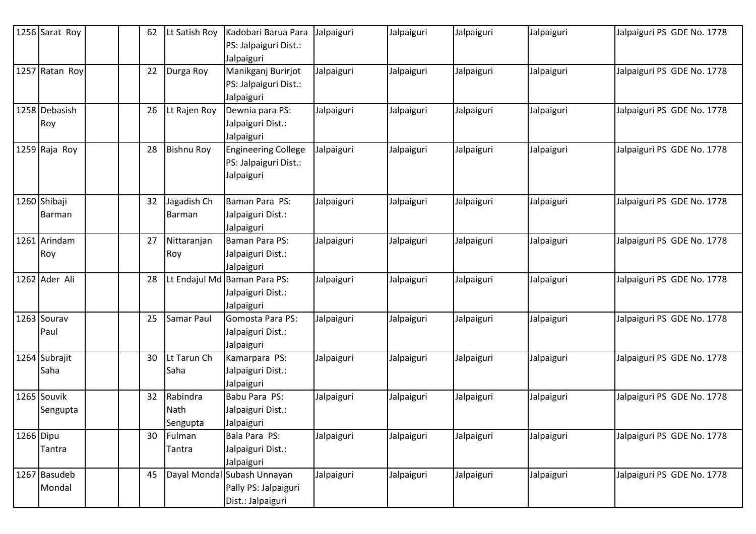| 1256 | Sarat Roy | | | 62 | Lt Satish Roy | Kadobari Barua Para PS: Jalpaiguri Dist.: Jalpaiguri | Jalpaiguri | Jalpaiguri | Jalpaiguri | Jalpaiguri | Jalpaiguri PS GDE No. 1778 |
|---|---|---|---|---|---|---|---|---|---|---|---|
| 1257 | Ratan Roy | | | 22 | Durga Roy | Manikganj Burirjot PS: Jalpaiguri Dist.: Jalpaiguri | Jalpaiguri | Jalpaiguri | Jalpaiguri | Jalpaiguri | Jalpaiguri PS GDE No. 1778 |
| 1258 | Debasish Roy | | | 26 | Lt Rajen Roy | Dewnia para PS: Jalpaiguri Dist.: Jalpaiguri | Jalpaiguri | Jalpaiguri | Jalpaiguri | Jalpaiguri | Jalpaiguri PS GDE No. 1778 |
| 1259 | Raja Roy | | | 28 | Bishnu Roy | Engineering College PS: Jalpaiguri Dist.: Jalpaiguri | Jalpaiguri | Jalpaiguri | Jalpaiguri | Jalpaiguri | Jalpaiguri PS GDE No. 1778 |
| 1260 | Shibaji Barman | | | 32 | Jagadish Ch Barman | Baman Para PS: Jalpaiguri Dist.: Jalpaiguri | Jalpaiguri | Jalpaiguri | Jalpaiguri | Jalpaiguri | Jalpaiguri PS GDE No. 1778 |
| 1261 | Arindam Roy | | | 27 | Nittaranjan Roy | Baman Para PS: Jalpaiguri Dist.: Jalpaiguri | Jalpaiguri | Jalpaiguri | Jalpaiguri | Jalpaiguri | Jalpaiguri PS GDE No. 1778 |
| 1262 | Ader Ali | | | 28 | Lt Endajul Md | Baman Para PS: Jalpaiguri Dist.: Jalpaiguri | Jalpaiguri | Jalpaiguri | Jalpaiguri | Jalpaiguri | Jalpaiguri PS GDE No. 1778 |
| 1263 | Sourav Paul | | | 25 | Samar Paul | Gomosta Para PS: Jalpaiguri Dist.: Jalpaiguri | Jalpaiguri | Jalpaiguri | Jalpaiguri | Jalpaiguri | Jalpaiguri PS GDE No. 1778 |
| 1264 | Subrajit Saha | | | 30 | Lt Tarun Ch Saha | Kamarpara PS: Jalpaiguri Dist.: Jalpaiguri | Jalpaiguri | Jalpaiguri | Jalpaiguri | Jalpaiguri | Jalpaiguri PS GDE No. 1778 |
| 1265 | Souvik Sengupta | | | 32 | Rabindra Nath Sengupta | Babu Para PS: Jalpaiguri Dist.: Jalpaiguri | Jalpaiguri | Jalpaiguri | Jalpaiguri | Jalpaiguri | Jalpaiguri PS GDE No. 1778 |
| 1266 | Dipu Tantra | | | 30 | Fulman Tantra | Bala Para PS: Jalpaiguri Dist.: Jalpaiguri | Jalpaiguri | Jalpaiguri | Jalpaiguri | Jalpaiguri | Jalpaiguri PS GDE No. 1778 |
| 1267 | Basudeb Mondal | | | 45 | Dayal Mondal | Subash Unnayan Pally PS: Jalpaiguri Dist.: Jalpaiguri | Jalpaiguri | Jalpaiguri | Jalpaiguri | Jalpaiguri | Jalpaiguri PS GDE No. 1778 |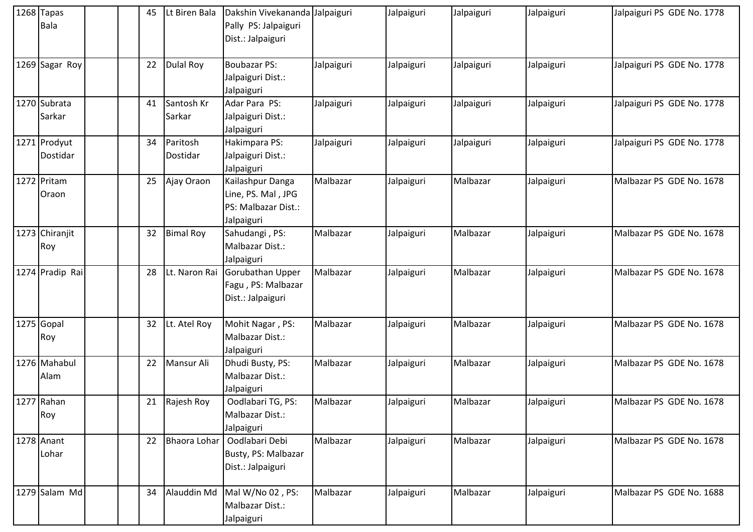| | | | | | | | | | | | |
|---|---|---|---|---|---|---|---|---|---|---|---|
| 1268 | Tapas Bala | | | 45 | Lt Biren Bala | Dakshin Vivekananda Pally PS: Jalpaiguri Dist.: Jalpaiguri | Jalpaiguri | Jalpaiguri | Jalpaiguri | Jalpaiguri | Jalpaiguri PS GDE No. 1778 |
| 1269 | Sagar Roy | | | 22 | Dulal Roy | Boubazar PS: Jalpaiguri Dist.: Jalpaiguri | Jalpaiguri | Jalpaiguri | Jalpaiguri | Jalpaiguri | Jalpaiguri PS GDE No. 1778 |
| 1270 | Subrata Sarkar | | | 41 | Santosh Kr Sarkar | Adar Para PS: Jalpaiguri Dist.: Jalpaiguri | Jalpaiguri | Jalpaiguri | Jalpaiguri | Jalpaiguri | Jalpaiguri PS GDE No. 1778 |
| 1271 | Prodyut Dostidar | | | 34 | Paritosh Dostidar | Hakimpara PS: Jalpaiguri Dist.: Jalpaiguri | Jalpaiguri | Jalpaiguri | Jalpaiguri | Jalpaiguri | Jalpaiguri PS GDE No. 1778 |
| 1272 | Pritam Oraon | | | 25 | Ajay Oraon | Kailashpur Danga Line, PS. Mal , JPG PS: Malbazar Dist.: Jalpaiguri | Malbazar | Jalpaiguri | Malbazar | Jalpaiguri | Malbazar PS GDE No. 1678 |
| 1273 | Chiranjit Roy | | | 32 | Bimal Roy | Sahudangi , PS: Malbazar Dist.: Jalpaiguri | Malbazar | Jalpaiguri | Malbazar | Jalpaiguri | Malbazar PS GDE No. 1678 |
| 1274 | Pradip Rai | | | 28 | Lt. Naron Rai | Gorubathan Upper Fagu , PS: Malbazar Dist.: Jalpaiguri | Malbazar | Jalpaiguri | Malbazar | Jalpaiguri | Malbazar PS GDE No. 1678 |
| 1275 | Gopal Roy | | | 32 | Lt. Atel Roy | Mohit Nagar , PS: Malbazar Dist.: Jalpaiguri | Malbazar | Jalpaiguri | Malbazar | Jalpaiguri | Malbazar PS GDE No. 1678 |
| 1276 | Mahabul Alam | | | 22 | Mansur Ali | Dhudi Busty, PS: Malbazar Dist.: Jalpaiguri | Malbazar | Jalpaiguri | Malbazar | Jalpaiguri | Malbazar PS GDE No. 1678 |
| 1277 | Rahan Roy | | | 21 | Rajesh Roy | Oodlabari TG, PS: Malbazar Dist.: Jalpaiguri | Malbazar | Jalpaiguri | Malbazar | Jalpaiguri | Malbazar PS GDE No. 1678 |
| 1278 | Anant Lohar | | | 22 | Bhaora Lohar | Oodlabari Debi Busty, PS: Malbazar Dist.: Jalpaiguri | Malbazar | Jalpaiguri | Malbazar | Jalpaiguri | Malbazar PS GDE No. 1678 |
| 1279 | Salam Md | | | 34 | Alauddin Md | Mal W/No 02 , PS: Malbazar Dist.: Jalpaiguri | Malbazar | Jalpaiguri | Malbazar | Jalpaiguri | Malbazar PS GDE No. 1688 |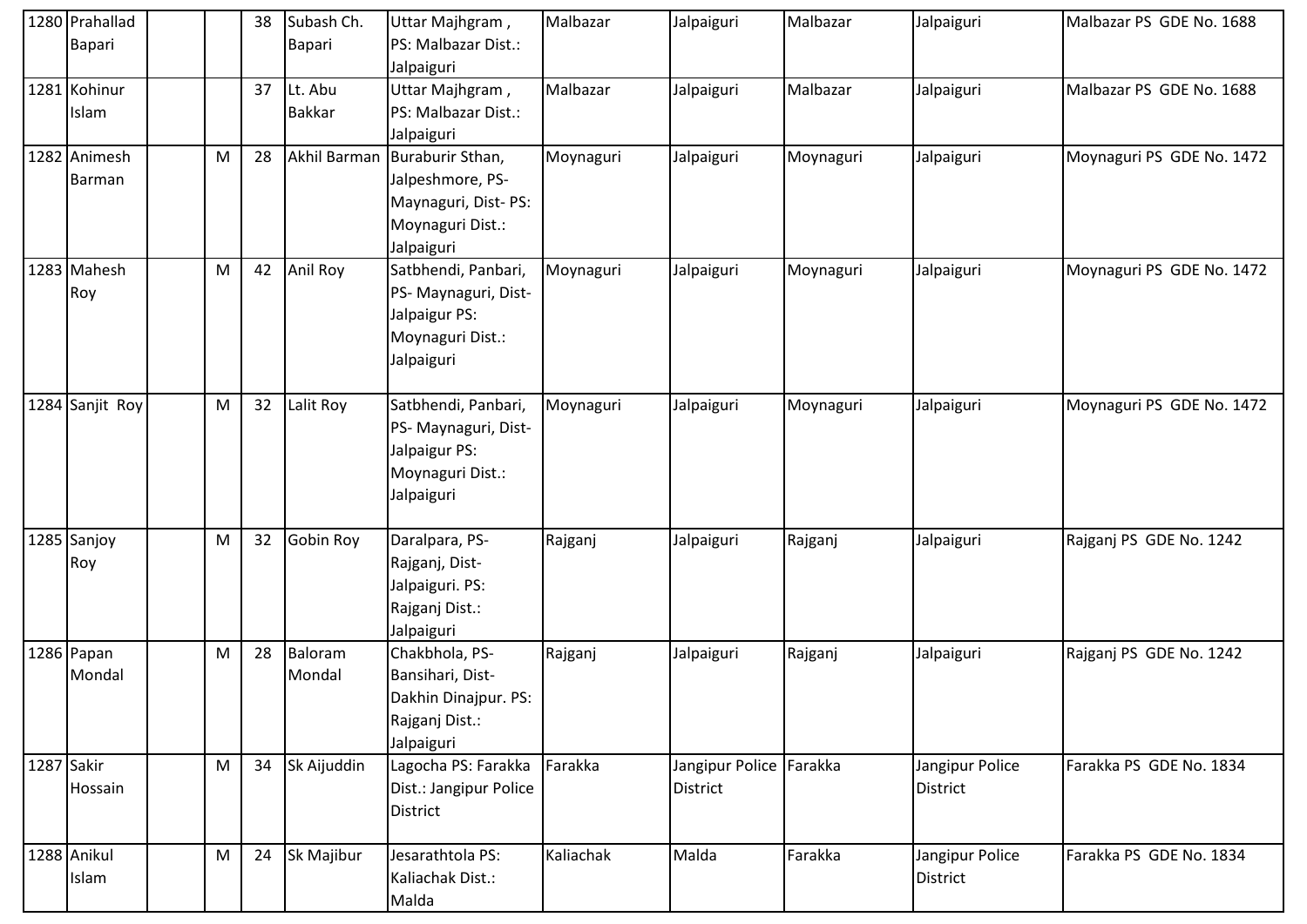| | | | | | | | | | | |
|---|---|---|---|---|---|---|---|---|---|---|
| 1280 | Prahallad Bapari | | | 38 | Subash Ch. Bapari | Uttar Majhgram , PS: Malbazar Dist.: Jalpaiguri | Malbazar | Jalpaiguri | Malbazar | Jalpaiguri | Malbazar PS GDE No. 1688 |
| 1281 | Kohinur Islam | | | 37 | Lt. Abu Bakkar | Uttar Majhgram , PS: Malbazar Dist.: Jalpaiguri | Malbazar | Jalpaiguri | Malbazar | Jalpaiguri | Malbazar PS GDE No. 1688 |
| 1282 | Animesh Barman | | M | 28 | Akhil Barman | Buraburir Sthan, Jalpeshmore, PS-Maynaguri, Dist- PS: Moynaguri Dist.: Jalpaiguri | Moynaguri | Jalpaiguri | Moynaguri | Jalpaiguri | Moynaguri PS GDE No. 1472 |
| 1283 | Mahesh Roy | | M | 42 | Anil Roy | Satbhendi, Panbari, PS- Maynaguri, Dist-Jalpaigur PS: Moynaguri Dist.: Jalpaiguri | Moynaguri | Jalpaiguri | Moynaguri | Jalpaiguri | Moynaguri PS GDE No. 1472 |
| 1284 | Sanjit Roy | | M | 32 | Lalit Roy | Satbhendi, Panbari, PS- Maynaguri, Dist-Jalpaigur PS: Moynaguri Dist.: Jalpaiguri | Moynaguri | Jalpaiguri | Moynaguri | Jalpaiguri | Moynaguri PS GDE No. 1472 |
| 1285 | Sanjoy Roy | | M | 32 | Gobin Roy | Daralpara, PS-Rajganj, Dist-Jalpaiguri. PS: Rajganj Dist.: Jalpaiguri | Rajganj | Jalpaiguri | Rajganj | Jalpaiguri | Rajganj PS GDE No. 1242 |
| 1286 | Papan Mondal | | M | 28 | Baloram Mondal | Chakbhola, PS-Bansihari, Dist-Dakhin Dinajpur. PS: Rajganj Dist.: Jalpaiguri | Rajganj | Jalpaiguri | Rajganj | Jalpaiguri | Rajganj PS GDE No. 1242 |
| 1287 | Sakir Hossain | | M | 34 | Sk Aijuddin | Lagocha PS: Farakka Dist.: Jangipur Police District | Farakka | Jangipur Police District | Farakka | Jangipur Police District | Farakka PS GDE No. 1834 |
| 1288 | Anikul Islam | | M | 24 | Sk Majibur | Jesarathtola PS: Kaliachak Dist.: Malda | Kaliachak | Malda | Farakka | Jangipur Police District | Farakka PS GDE No. 1834 |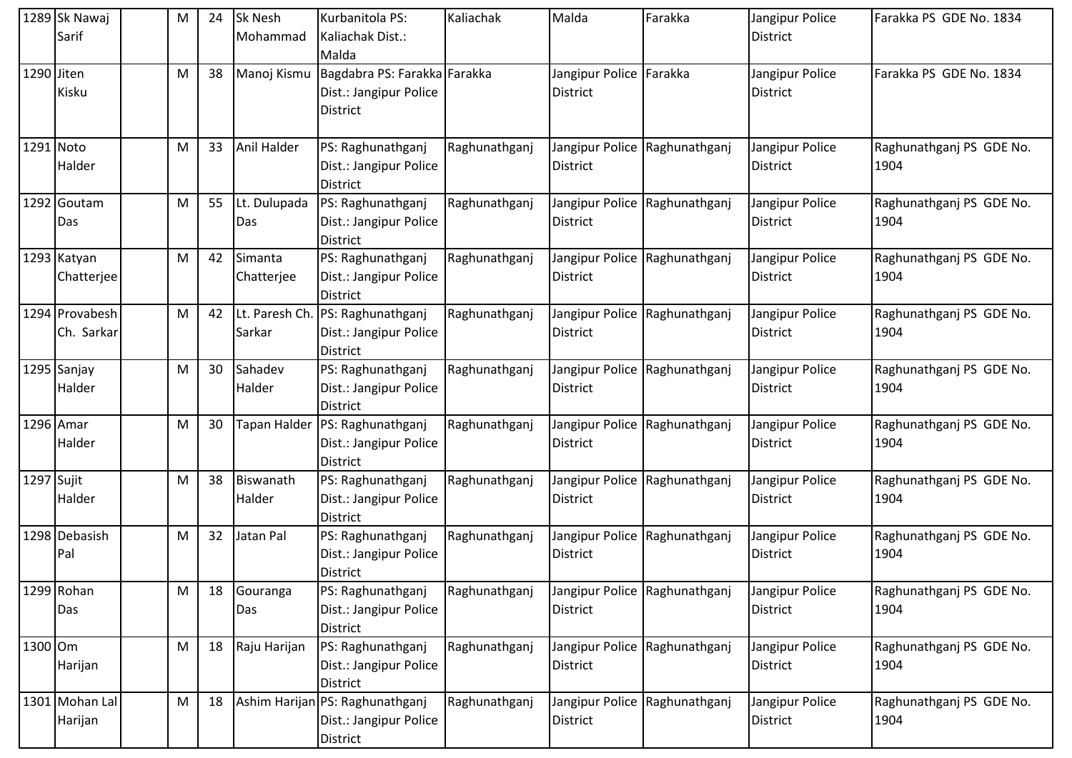| | | | | | | | | | | | |
|---|---|---|---|---|---|---|---|---|---|---|---|
| 1289 | Sk Nawaj Sarif | | M | 24 | Sk Nesh Mohammad | Kurbanitola PS: Kaliachak Dist.: Malda | Kaliachak | Malda | Farakka | Jangipur Police District | Farakka PS GDE No. 1834 |
| 1290 | Jiten Kisku | | M | 38 | Manoj Kismu | Bagdabra PS: Farakka Dist.: Jangipur Police District | Farakka | Jangipur Police District | Farakka | Jangipur Police District | Farakka PS GDE No. 1834 |
| 1291 | Noto Halder | | M | 33 | Anil Halder | PS: Raghunathganj Dist.: Jangipur Police District | Raghunathganj | Jangipur Police District | Raghunathganj | Jangipur Police District | Raghunathganj PS GDE No. 1904 |
| 1292 | Goutam Das | | M | 55 | Lt. Dulupada Das | PS: Raghunathganj Dist.: Jangipur Police District | Raghunathganj | Jangipur Police District | Raghunathganj | Jangipur Police District | Raghunathganj PS GDE No. 1904 |
| 1293 | Katyan Chatterjee | | M | 42 | Simanta Chatterjee | PS: Raghunathganj Dist.: Jangipur Police District | Raghunathganj | Jangipur Police District | Raghunathganj | Jangipur Police District | Raghunathganj PS GDE No. 1904 |
| 1294 | Provabesh Ch. Sarkar | | M | 42 | Lt. Paresh Ch. Sarkar | PS: Raghunathganj Dist.: Jangipur Police District | Raghunathganj | Jangipur Police District | Raghunathganj | Jangipur Police District | Raghunathganj PS GDE No. 1904 |
| 1295 | Sanjay Halder | | M | 30 | Sahadev Halder | PS: Raghunathganj Dist.: Jangipur Police District | Raghunathganj | Jangipur Police District | Raghunathganj | Jangipur Police District | Raghunathganj PS GDE No. 1904 |
| 1296 | Amar Halder | | M | 30 | Tapan Halder | PS: Raghunathganj Dist.: Jangipur Police District | Raghunathganj | Jangipur Police District | Raghunathganj | Jangipur Police District | Raghunathganj PS GDE No. 1904 |
| 1297 | Sujit Halder | | M | 38 | Biswanath Halder | PS: Raghunathganj Dist.: Jangipur Police District | Raghunathganj | Jangipur Police District | Raghunathganj | Jangipur Police District | Raghunathganj PS GDE No. 1904 |
| 1298 | Debasish Pal | | M | 32 | Jatan Pal | PS: Raghunathganj Dist.: Jangipur Police District | Raghunathganj | Jangipur Police District | Raghunathganj | Jangipur Police District | Raghunathganj PS GDE No. 1904 |
| 1299 | Rohan Das | | M | 18 | Gouranga Das | PS: Raghunathganj Dist.: Jangipur Police District | Raghunathganj | Jangipur Police District | Raghunathganj | Jangipur Police District | Raghunathganj PS GDE No. 1904 |
| 1300 | Om Harijan | | M | 18 | Raju Harijan | PS: Raghunathganj Dist.: Jangipur Police District | Raghunathganj | Jangipur Police District | Raghunathganj | Jangipur Police District | Raghunathganj PS GDE No. 1904 |
| 1301 | Mohan Lal Harijan | | M | 18 | Ashim Harijan | PS: Raghunathganj Dist.: Jangipur Police District | Raghunathganj | Jangipur Police District | Raghunathganj | Jangipur Police District | Raghunathganj PS GDE No. 1904 |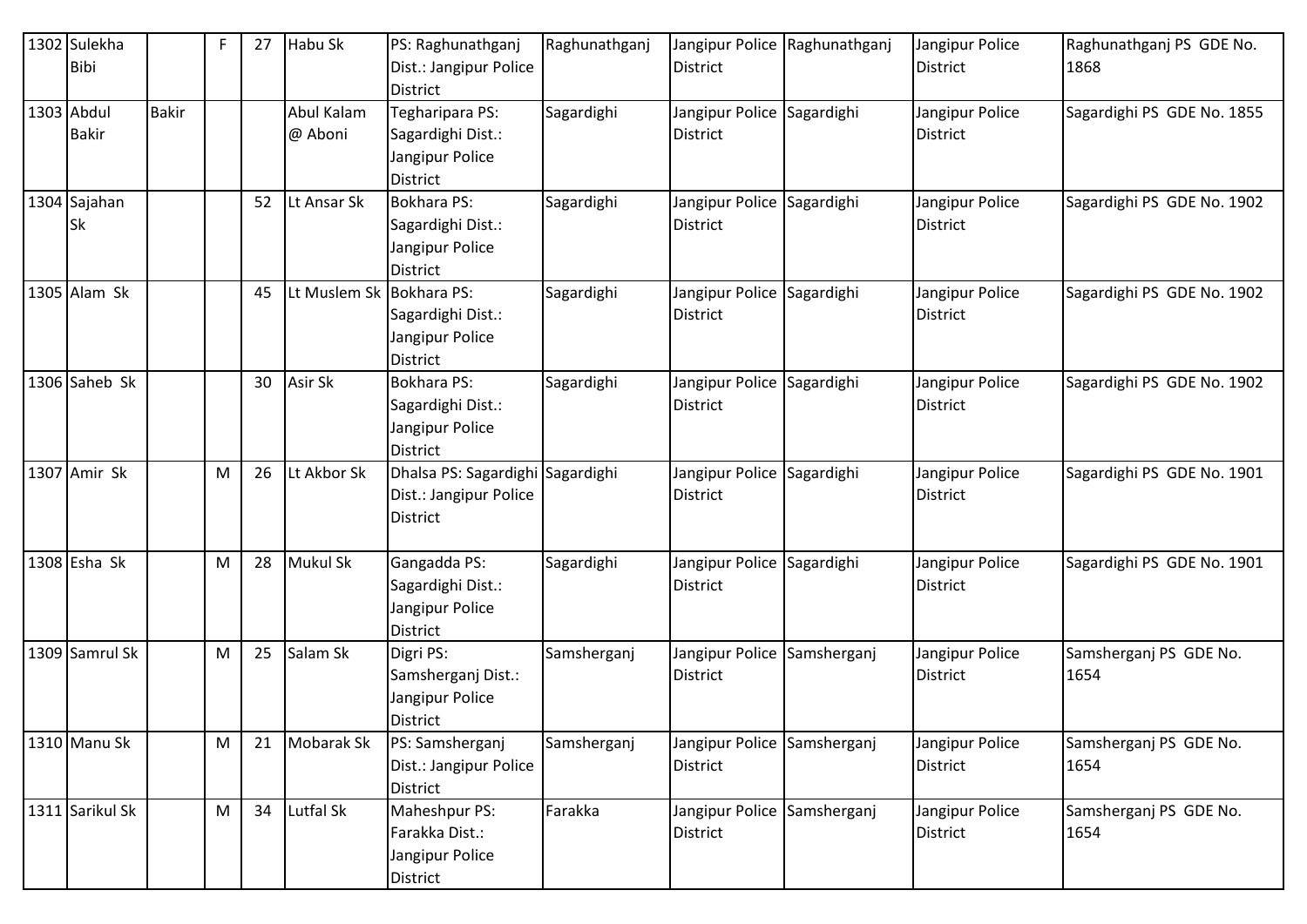| 1302 | Sulekha Bibi | | F | 27 | Habu Sk | PS: Raghunathganj Dist.: Jangipur Police District | Raghunathganj | Jangipur Police District | Raghunathganj | Jangipur Police District | Raghunathganj PS GDE No. 1868 |
|---|---|---|---|---|---|---|---|---|---|---|---|
| 1303 | Abdul Bakir | Bakir | | | Abul Kalam @ Aboni | Tegharipara PS: Sagardighi Dist.: Jangipur Police District | Sagardighi | Jangipur Police District | Sagardighi | Jangipur Police District | Sagardighi PS GDE No. 1855 |
| 1304 | Sajahan Sk | | | 52 | Lt Ansar Sk | Bokhara PS: Sagardighi Dist.: Jangipur Police District | Sagardighi | Jangipur Police District | Sagardighi | Jangipur Police District | Sagardighi PS GDE No. 1902 |
| 1305 | Alam Sk | | | 45 | Lt Muslem Sk | Bokhara PS: Sagardighi Dist.: Jangipur Police District | Sagardighi | Jangipur Police District | Sagardighi | Jangipur Police District | Sagardighi PS GDE No. 1902 |
| 1306 | Saheb Sk | | | 30 | Asir Sk | Bokhara PS: Sagardighi Dist.: Jangipur Police District | Sagardighi | Jangipur Police District | Sagardighi | Jangipur Police District | Sagardighi PS GDE No. 1902 |
| 1307 | Amir Sk | | M | 26 | Lt Akbor Sk | Dhalsa PS: Sagardighi Dist.: Jangipur Police District | Sagardighi | Jangipur Police District | Sagardighi | Jangipur Police District | Sagardighi PS GDE No. 1901 |
| 1308 | Esha Sk | | M | 28 | Mukul Sk | Gangadda PS: Sagardighi Dist.: Jangipur Police District | Sagardighi | Jangipur Police District | Sagardighi | Jangipur Police District | Sagardighi PS GDE No. 1901 |
| 1309 | Samrul Sk | | M | 25 | Salam Sk | Digri PS: Samsherganj Dist.: Jangipur Police District | Samsherganj | Jangipur Police District | Samsherganj | Jangipur Police District | Samsherganj PS GDE No. 1654 |
| 1310 | Manu Sk | | M | 21 | Mobarak Sk | PS: Samsherganj Dist.: Jangipur Police District | Samsherganj | Jangipur Police District | Samsherganj | Jangipur Police District | Samsherganj PS GDE No. 1654 |
| 1311 | Sarikul Sk | | M | 34 | Lutfal Sk | Maheshpur PS: Farakka Dist.: Jangipur Police District | Farakka | Jangipur Police District | Samsherganj | Jangipur Police District | Samsherganj PS GDE No. 1654 |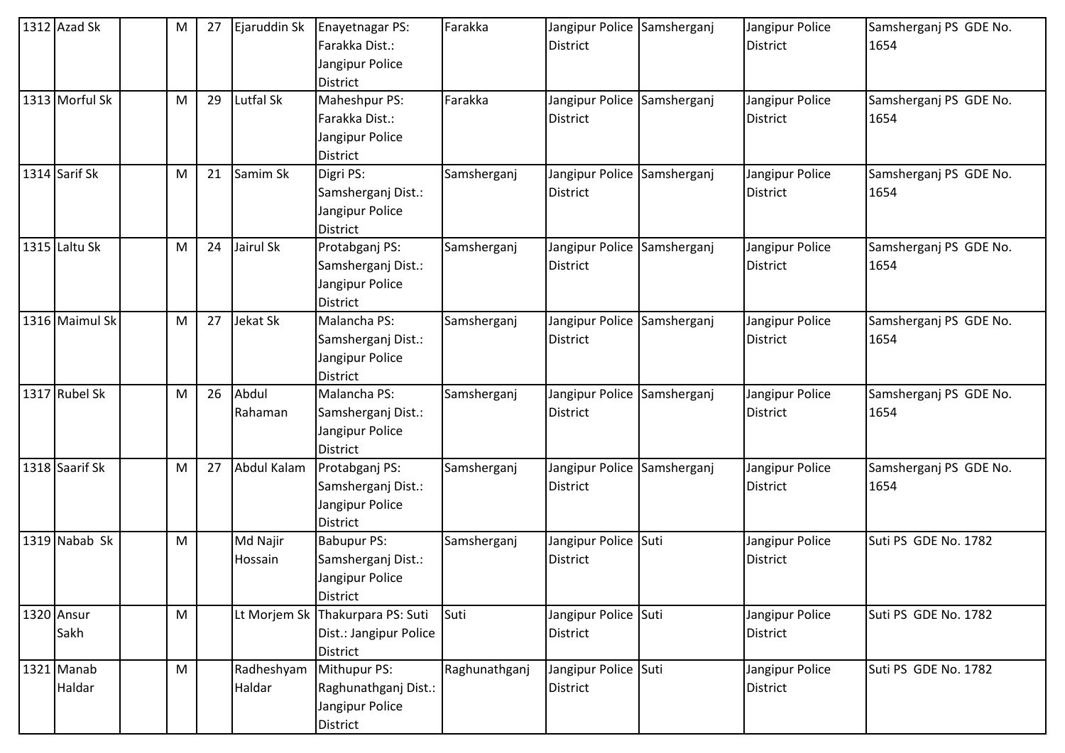| | | | | | | | | | | | |
|---|---|---|---|---|---|---|---|---|---|---|---|
| 1312 | Azad Sk | | M | 27 | Ejaruddin Sk | Enayetnagar PS: Farakka Dist.: Jangipur Police District | Farakka | Jangipur Police District | Samsherganj | Jangipur Police District | Samsherganj PS GDE No. 1654 |
| 1313 | Morful Sk | | M | 29 | Lutfal Sk | Maheshpur PS: Farakka Dist.: Jangipur Police District | Farakka | Jangipur Police District | Samsherganj | Jangipur Police District | Samsherganj PS GDE No. 1654 |
| 1314 | Sarif Sk | | M | 21 | Samim Sk | Digri PS: Samsherganj Dist.: Jangipur Police District | Samsherganj | Jangipur Police District | Samsherganj | Jangipur Police District | Samsherganj PS GDE No. 1654 |
| 1315 | Laltu Sk | | M | 24 | Jairul Sk | Protabganj PS: Samsherganj Dist.: Jangipur Police District | Samsherganj | Jangipur Police District | Samsherganj | Jangipur Police District | Samsherganj PS GDE No. 1654 |
| 1316 | Maimul Sk | | M | 27 | Jekat Sk | Malancha PS: Samsherganj Dist.: Jangipur Police District | Samsherganj | Jangipur Police District | Samsherganj | Jangipur Police District | Samsherganj PS GDE No. 1654 |
| 1317 | Rubel Sk | | M | 26 | Abdul Rahaman | Malancha PS: Samsherganj Dist.: Jangipur Police District | Samsherganj | Jangipur Police District | Samsherganj | Jangipur Police District | Samsherganj PS GDE No. 1654 |
| 1318 | Saarif Sk | | M | 27 | Abdul Kalam | Protabganj PS: Samsherganj Dist.: Jangipur Police District | Samsherganj | Jangipur Police District | Samsherganj | Jangipur Police District | Samsherganj PS GDE No. 1654 |
| 1319 | Nabab Sk | | M | | Md Najir Hossain | Babupur PS: Samsherganj Dist.: Jangipur Police District | Samsherganj | Jangipur Police District | Suti | Jangipur Police District | Suti PS GDE No. 1782 |
| 1320 | Ansur Sakh | | M | | Lt Morjem Sk | Thakurpara PS: Suti Dist.: Jangipur Police District | Suti | Jangipur Police District | Suti | Jangipur Police District | Suti PS GDE No. 1782 |
| 1321 | Manab Haldar | | M | | Radheshyam Haldar | Mithupur PS: Raghunathganj Dist.: Jangipur Police District | Raghunathganj | Jangipur Police District | Suti | Jangipur Police District | Suti PS GDE No. 1782 |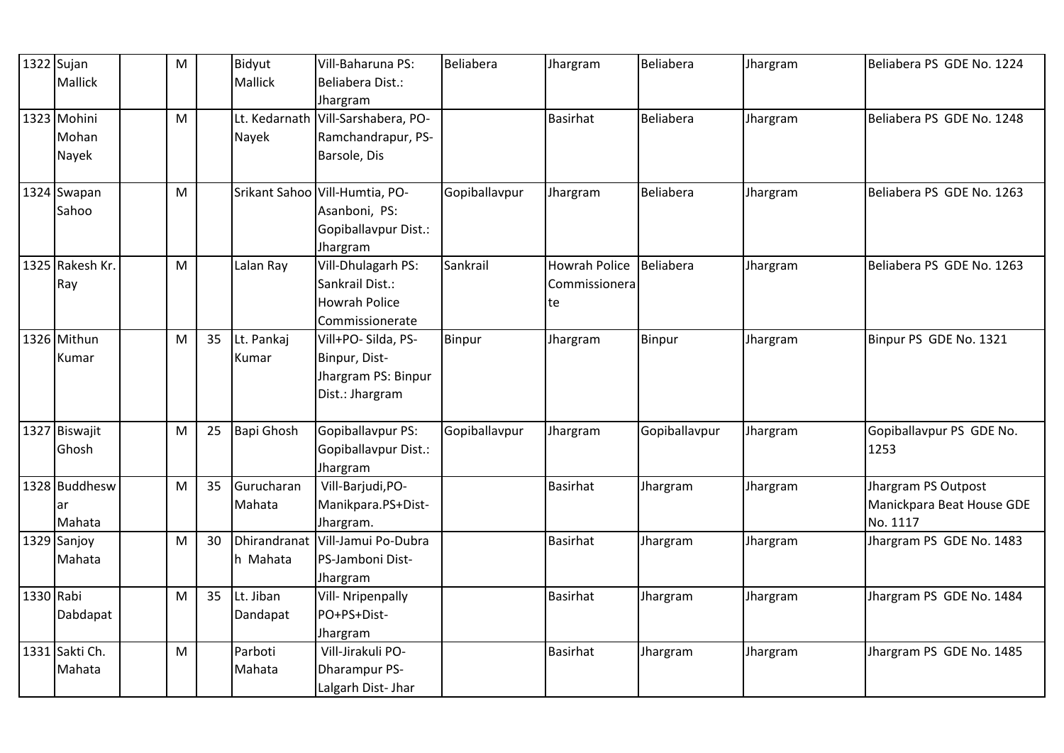| | | | | | | | | | | | |
|---|---|---|---|---|---|---|---|---|---|---|---|
| 1322 | Sujan Mallick | | M | | Bidyut Mallick | Vill-Baharuna PS: Beliabera Dist.: Jhargram | Beliabera | Jhargram | Beliabera | Jhargram | Beliabera PS GDE No. 1224 |
| 1323 | Mohini Mohan Nayek | | M | | Lt. Kedarnath Nayek | Vill-Sarshabera, PO-Ramchandrapur, PS-Barsole, Dis | | Basirhat | Beliabera | Jhargram | Beliabera PS GDE No. 1248 |
| 1324 | Swapan Sahoo | | M | | Srikant Sahoo | Vill-Humtia, PO-Asanboni, PS: Gopiballavpur Dist.: Jhargram | Gopiballavpur | Jhargram | Beliabera | Jhargram | Beliabera PS GDE No. 1263 |
| 1325 | Rakesh Kr. Ray | | M | | Lalan Ray | Vill-Dhulagarh PS: Sankrail Dist.: Howrah Police Commissionerate | Sankrail | Howrah Police Commissionerate | Beliabera | Jhargram | Beliabera PS GDE No. 1263 |
| 1326 | Mithun Kumar | | M | 35 | Lt. Pankaj Kumar | Vill+PO- Silda, PS-Binpur, Dist-Jhargram PS: Binpur Dist.: Jhargram | Binpur | Jhargram | Binpur | Jhargram | Binpur PS GDE No. 1321 |
| 1327 | Biswajit Ghosh | | M | 25 | Bapi Ghosh | Gopiballavpur PS: Gopiballavpur Dist.: Jhargram | Gopiballavpur | Jhargram | Gopiballavpur | Jhargram | Gopiballavpur PS GDE No. 1253 |
| 1328 | Buddheswar Mahata | | M | 35 | Gurucharan Mahata | Vill-Barjudi,PO-Manikpara.PS+Dist-Jhargram. | | Basirhat | Jhargram | Jhargram | Jhargram PS Outpost Manickpara Beat House GDE No. 1117 |
| 1329 | Sanjoy Mahata | | M | 30 | Dhirandranath Mahata | Vill-Jamui Po-Dubra PS-Jamboni Dist-Jhargram | | Basirhat | Jhargram | Jhargram | Jhargram PS GDE No. 1483 |
| 1330 | Rabi Dabdapat | | M | 35 | Lt. Jiban Dandapat | Vill- Nripenpally PO+PS+Dist-Jhargram | | Basirhat | Jhargram | Jhargram | Jhargram PS GDE No. 1484 |
| 1331 | Sakti Ch. Mahata | | M | | Parboti Mahata | Vill-Jirakuli PO-Dharampur PS-Lalgarh Dist- Jhar | | Basirhat | Jhargram | Jhargram | Jhargram PS GDE No. 1485 |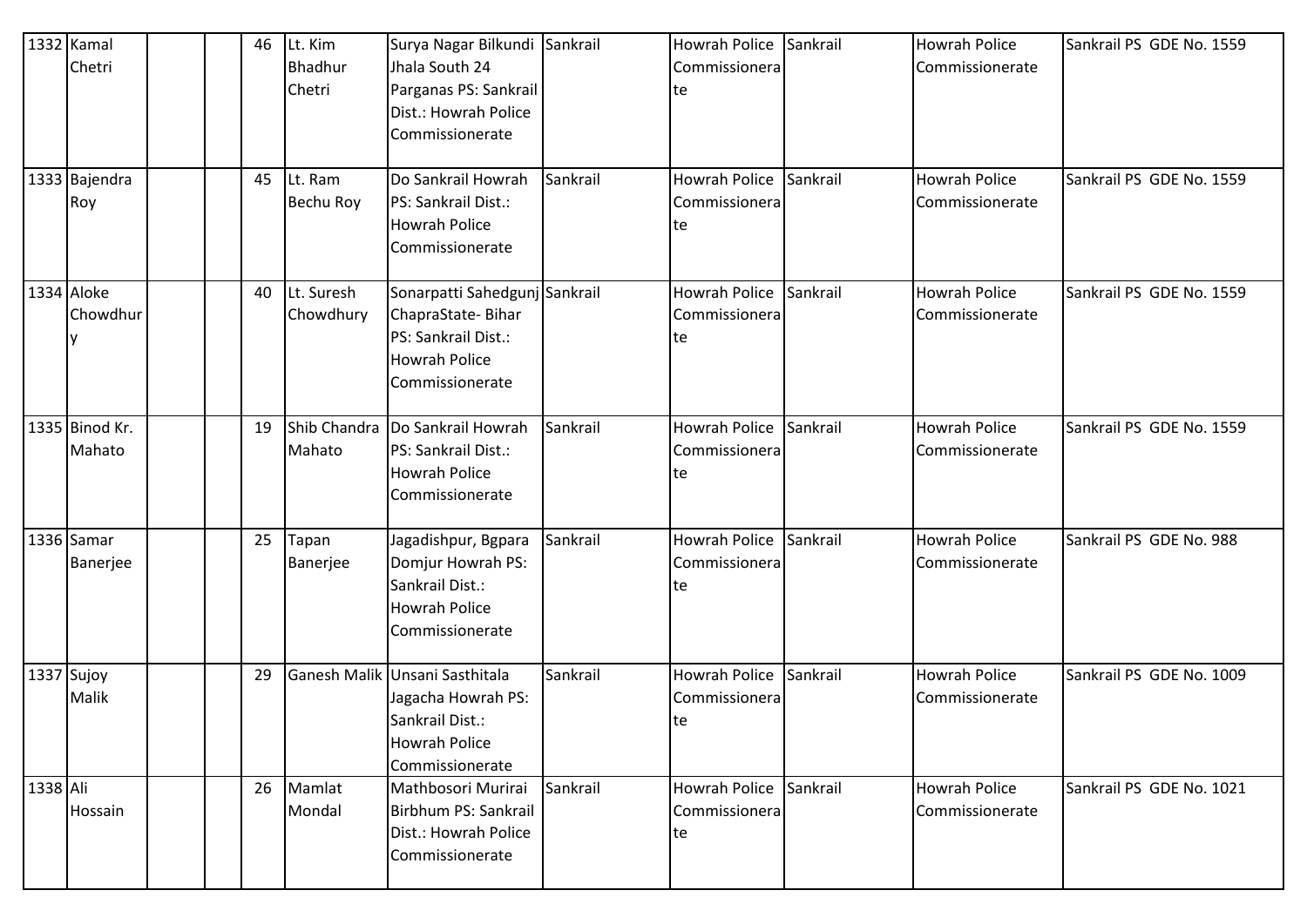| 1332 | Kamal Chetri | | | 46 | Lt. Kim Bhadhur Chetri | Surya Nagar Bilkundi Jhala South 24 Parganas PS: Sankrail Dist.: Howrah Police Commissionerate | Sankrail | Howrah Police Commissionerate | Sankrail | Howrah Police Commissionerate | Sankrail PS GDE No. 1559 |
|---|---|---|---|---|---|---|---|---|---|---|---|
| 1333 | Bajendra Roy | | | 45 | Lt. Ram Bechu Roy | Do Sankrail Howrah PS: Sankrail Dist.: Howrah Police Commissionerate | Sankrail | Howrah Police Commissionerate | Sankrail | Howrah Police Commissionerate | Sankrail PS GDE No. 1559 |
| 1334 | Aloke Chowdhury | | | 40 | Lt. Suresh Chowdhury | Sonarpatti Sahedgunj ChapraState- Bihar PS: Sankrail Dist.: Howrah Police Commissionerate | Sankrail | Howrah Police Commissionerate | Sankrail | Howrah Police Commissionerate | Sankrail PS GDE No. 1559 |
| 1335 | Binod Kr. Mahato | | | 19 | Shib Chandra Mahato | Do Sankrail Howrah PS: Sankrail Dist.: Howrah Police Commissionerate | Sankrail | Howrah Police Commissionerate | Sankrail | Howrah Police Commissionerate | Sankrail PS GDE No. 1559 |
| 1336 | Samar Banerjee | | | 25 | Tapan Banerjee | Jagadishpur, Bgpara Domjur Howrah PS: Sankrail Dist.: Howrah Police Commissionerate | Sankrail | Howrah Police Commissionerate | Sankrail | Howrah Police Commissionerate | Sankrail PS GDE No. 988 |
| 1337 | Sujoy Malik | | | 29 | Ganesh Malik | Unsani Sasthitala Jagacha Howrah PS: Sankrail Dist.: Howrah Police Commissionerate | Sankrail | Howrah Police Commissionerate | Sankrail | Howrah Police Commissionerate | Sankrail PS GDE No. 1009 |
| 1338 | Ali Hossain | | | 26 | Mamlat Mondal | Mathbosori Murirai Birbhum PS: Sankrail Dist.: Howrah Police Commissionerate | Sankrail | Howrah Police Commissionerate | Sankrail | Howrah Police Commissionerate | Sankrail PS GDE No. 1021 |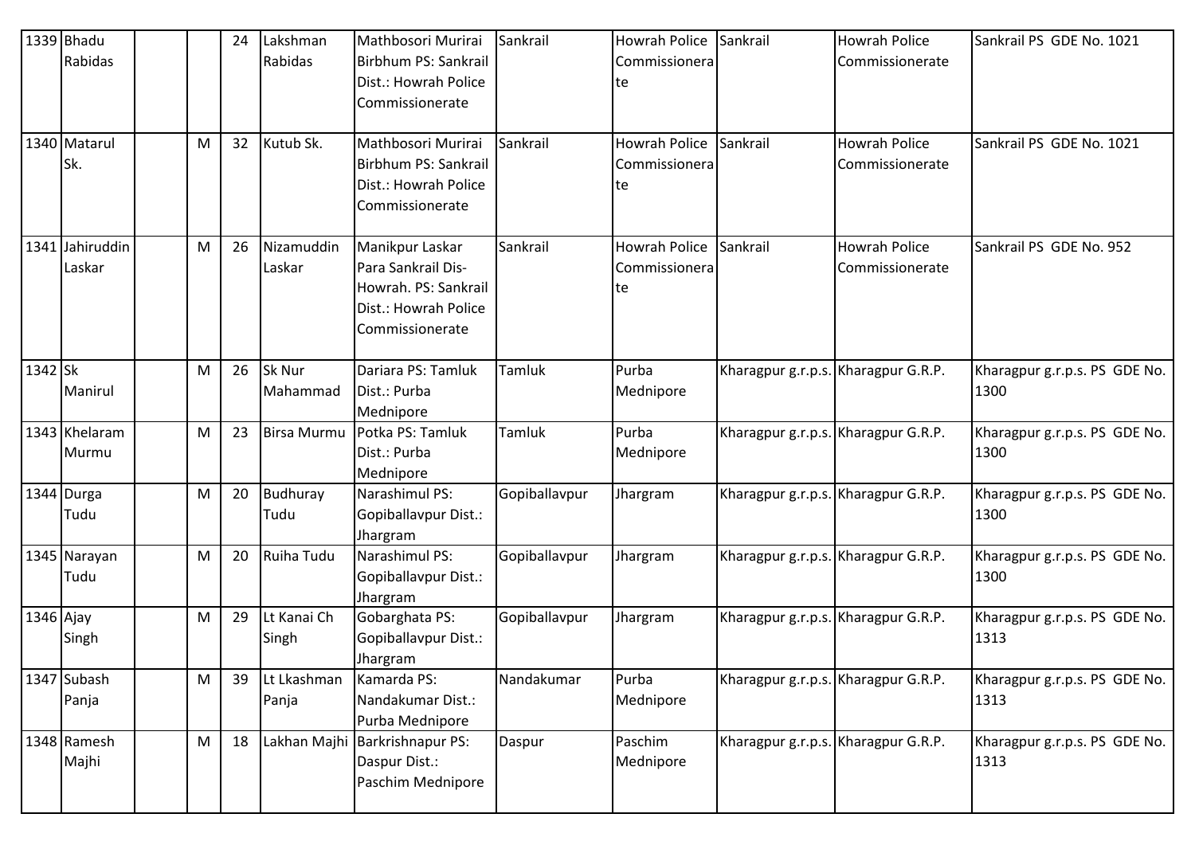| 1339 | Bhadu Rabidas | | | 24 | Lakshman Rabidas | Mathbosori Murirai Birbhum PS: Sankrail Dist.: Howrah Police Commissionerate | Sankrail | Howrah Police Commissionerate | Sankrail | Howrah Police Commissionerate | Sankrail PS GDE No. 1021 |
|---|---|---|---|---|---|---|---|---|---|---|---|
| 1340 | Matarul Sk. | | M | 32 | Kutub Sk. | Mathbosori Murirai Birbhum PS: Sankrail Dist.: Howrah Police Commissionerate | Sankrail | Howrah Police Commissionerate | Sankrail | Howrah Police Commissionerate | Sankrail PS GDE No. 1021 |
| 1341 | Jahiruddin Laskar | | M | 26 | Nizamuddin Laskar | Manikpur Laskar Para Sankrail Dis- Howrah. PS: Sankrail Dist.: Howrah Police Commissionerate | Sankrail | Howrah Police Commissionerate | Sankrail | Howrah Police Commissionerate | Sankrail PS GDE No. 952 |
| 1342 | Sk Manirul | | M | 26 | Sk Nur Mahammad | Dariara PS: Tamluk Dist.: Purba Mednipore | Tamluk | Purba Mednipore | Kharagpur g.r.p.s. | Kharagpur G.R.P. | Kharagpur g.r.p.s. PS GDE No. 1300 |
| 1343 | Khelaram Murmu | | M | 23 | Birsa Murmu | Potka PS: Tamluk Dist.: Purba Mednipore | Tamluk | Purba Mednipore | Kharagpur g.r.p.s. | Kharagpur G.R.P. | Kharagpur g.r.p.s. PS GDE No. 1300 |
| 1344 | Durga Tudu | | M | 20 | Budhuray Tudu | Narashimul PS: Gopiballavpur Dist.: Jhargram | Gopiballavpur | Jhargram | Kharagpur g.r.p.s. | Kharagpur G.R.P. | Kharagpur g.r.p.s. PS GDE No. 1300 |
| 1345 | Narayan Tudu | | M | 20 | Ruiha Tudu | Narashimul PS: Gopiballavpur Dist.: Jhargram | Gopiballavpur | Jhargram | Kharagpur g.r.p.s. | Kharagpur G.R.P. | Kharagpur g.r.p.s. PS GDE No. 1300 |
| 1346 | Ajay Singh | | M | 29 | Lt Kanai Ch Singh | Gobarghata PS: Gopiballavpur Dist.: Jhargram | Gopiballavpur | Jhargram | Kharagpur g.r.p.s. | Kharagpur G.R.P. | Kharagpur g.r.p.s. PS GDE No. 1313 |
| 1347 | Subash Panja | | M | 39 | Lt Lkashman Panja | Kamarda PS: Nandakumar Dist.: Purba Mednipore | Nandakumar | Purba Mednipore | Kharagpur g.r.p.s. | Kharagpur G.R.P. | Kharagpur g.r.p.s. PS GDE No. 1313 |
| 1348 | Ramesh Majhi | | M | 18 | Lakhan Majhi | Barkrishnapur PS: Daspur Dist.: Paschim Mednipore | Daspur | Paschim Mednipore | Kharagpur g.r.p.s. | Kharagpur G.R.P. | Kharagpur g.r.p.s. PS GDE No. 1313 |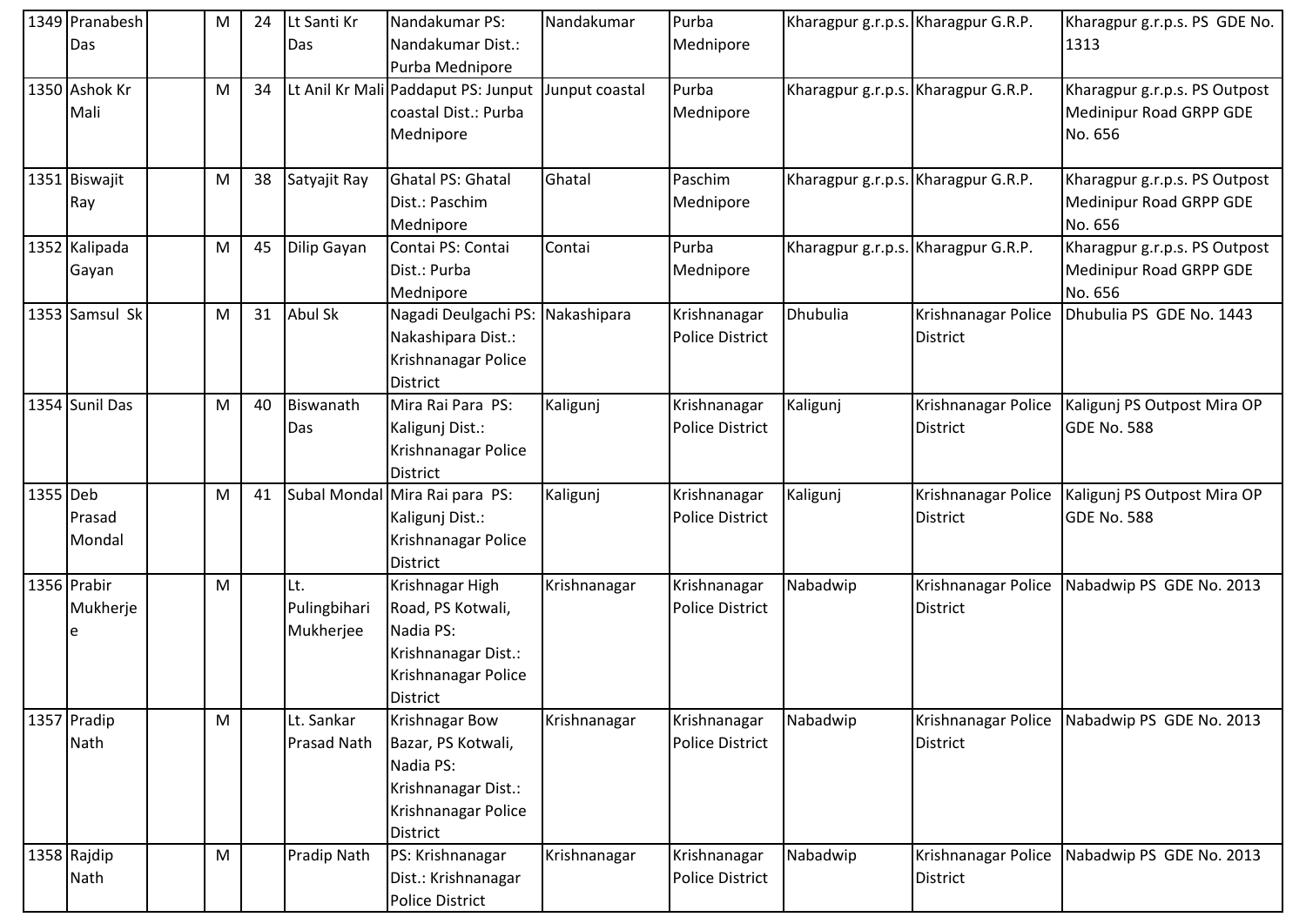| 1349 | Pranabesh Das | | M | 24 | Lt Santi Kr Das | Nandakumar PS: Nandakumar Dist.: Purba Mednipore | Nandakumar | Purba Mednipore | Kharagpur g.r.p.s. | Kharagpur G.R.P. | Kharagpur g.r.p.s. PS GDE No. 1313 |
|---|---|---|---|---|---|---|---|---|---|---|---|
| 1350 | Ashok Kr Mali | | M | 34 | Lt Anil Kr Mali | Paddaput PS: Junput coastal Dist.: Purba Mednipore | Junput coastal | Purba Mednipore | Kharagpur g.r.p.s. | Kharagpur G.R.P. | Kharagpur g.r.p.s. PS Outpost Medinipur Road GRPP GDE No. 656 |
| 1351 | Biswajit Ray | | M | 38 | Satyajit Ray | Ghatal PS: Ghatal Dist.: Paschim Mednipore | Ghatal | Paschim Mednipore | Kharagpur g.r.p.s. | Kharagpur G.R.P. | Kharagpur g.r.p.s. PS Outpost Medinipur Road GRPP GDE No. 656 |
| 1352 | Kalipada Gayan | | M | 45 | Dilip Gayan | Contai PS: Contai Dist.: Purba Mednipore | Contai | Purba Mednipore | Kharagpur g.r.p.s. | Kharagpur G.R.P. | Kharagpur g.r.p.s. PS Outpost Medinipur Road GRPP GDE No. 656 |
| 1353 | Samsul Sk | | M | 31 | Abul Sk | Nagadi Deulgachi PS: Nakashipara Dist.: Krishnanagar Police District | Nakashipara | Krishnanagar Police District | Dhubulia | Krishnanagar Police District | Dhubulia PS GDE No. 1443 |
| 1354 | Sunil Das | | M | 40 | Biswanath Das | Mira Rai Para PS: Kaligunj Dist.: Krishnanagar Police District | Kaligunj | Krishnanagar Police District | Kaligunj | Krishnanagar Police District | Kaligunj PS Outpost Mira OP GDE No. 588 |
| 1355 | Deb Prasad Mondal | | M | 41 | Subal Mondal | Mira Rai para PS: Kaligunj Dist.: Krishnanagar Police District | Kaligunj | Krishnanagar Police District | Kaligunj | Krishnanagar Police District | Kaligunj PS Outpost Mira OP GDE No. 588 |
| 1356 | Prabir Mukherjee | | M | | Lt. Pulingbihari Mukherjee | Krishnagar High Road, PS Kotwali, Nadia PS: Krishnanagar Dist.: Krishnanagar Police District | Krishnanagar | Krishnanagar Police District | Nabadwip | Krishnanagar Police District | Nabadwip PS GDE No. 2013 |
| 1357 | Pradip Nath | | M | | Lt. Sankar Prasad Nath | Krishnagar Bow Bazar, PS Kotwali, Nadia PS: Krishnanagar Dist.: Krishnanagar Police District | Krishnanagar | Krishnanagar Police District | Nabadwip | Krishnanagar Police District | Nabadwip PS GDE No. 2013 |
| 1358 | Rajdip Nath | | M | | Pradip Nath | PS: Krishnanagar Dist.: Krishnanagar Police District | Krishnanagar | Krishnanagar Police District | Nabadwip | Krishnanagar Police District | Nabadwip PS GDE No. 2013 |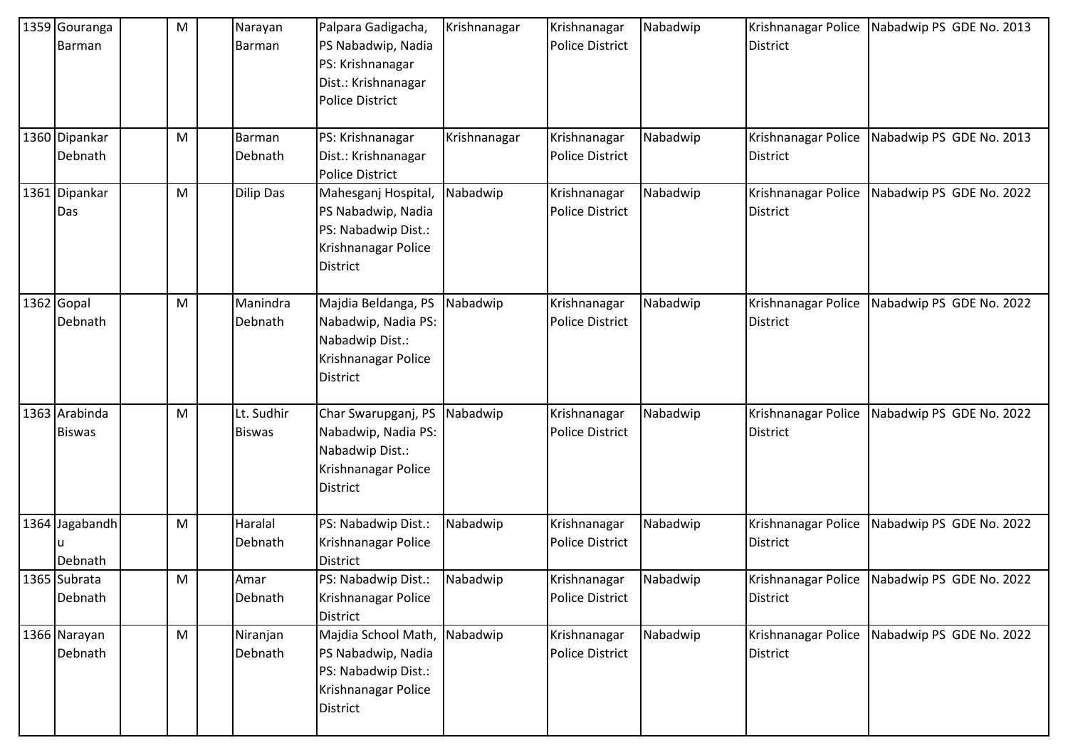| 1359 | Gouranga Barman | | M | | Narayan Barman | Palpara Gadigacha, PS Nabadwip, Nadia PS: Krishnanagar Dist.: Krishnanagar Police District | Krishnanagar | Krishnanagar Police District | Nabadwip | Krishnanagar Police District | Nabadwip PS GDE No. 2013 |
|---|---|---|---|---|---|---|---|---|---|---|---|
| 1360 | Dipankar Debnath | | M | | Barman Debnath | PS: Krishnanagar Dist.: Krishnanagar Police District | Krishnanagar | Krishnanagar Police District | Nabadwip | Krishnanagar Police District | Nabadwip PS GDE No. 2013 |
| 1361 | Dipankar Das | | M | | Dilip Das | Mahesganj Hospital, PS Nabadwip, Nadia PS: Nabadwip Dist.: Krishnanagar Police District | Nabadwip | Krishnanagar Police District | Nabadwip | Krishnanagar Police District | Nabadwip PS GDE No. 2022 |
| 1362 | Gopal Debnath | | M | | Manindra Debnath | Majdia Beldanga, PS Nabadwip, Nadia PS: Nabadwip Dist.: Krishnanagar Police District | Nabadwip | Krishnanagar Police District | Nabadwip | Krishnanagar Police District | Nabadwip PS GDE No. 2022 |
| 1363 | Arabinda Biswas | | M | | Lt. Sudhir Biswas | Char Swarupganj, PS Nabadwip, Nadia PS: Nabadwip Dist.: Krishnanagar Police District | Nabadwip | Krishnanagar Police District | Nabadwip | Krishnanagar Police District | Nabadwip PS GDE No. 2022 |
| 1364 | Jagabandhu Debnath | | M | | Haralal Debnath | PS: Nabadwip Dist.: Krishnanagar Police District | Nabadwip | Krishnanagar Police District | Nabadwip | Krishnanagar Police District | Nabadwip PS GDE No. 2022 |
| 1365 | Subrata Debnath | | M | | Amar Debnath | PS: Nabadwip Dist.: Krishnanagar Police District | Nabadwip | Krishnanagar Police District | Nabadwip | Krishnanagar Police District | Nabadwip PS GDE No. 2022 |
| 1366 | Narayan Debnath | | M | | Niranjan Debnath | Majdia School Math, PS Nabadwip, Nadia PS: Nabadwip Dist.: Krishnanagar Police District | Nabadwip | Krishnanagar Police District | Nabadwip | Krishnanagar Police District | Nabadwip PS GDE No. 2022 |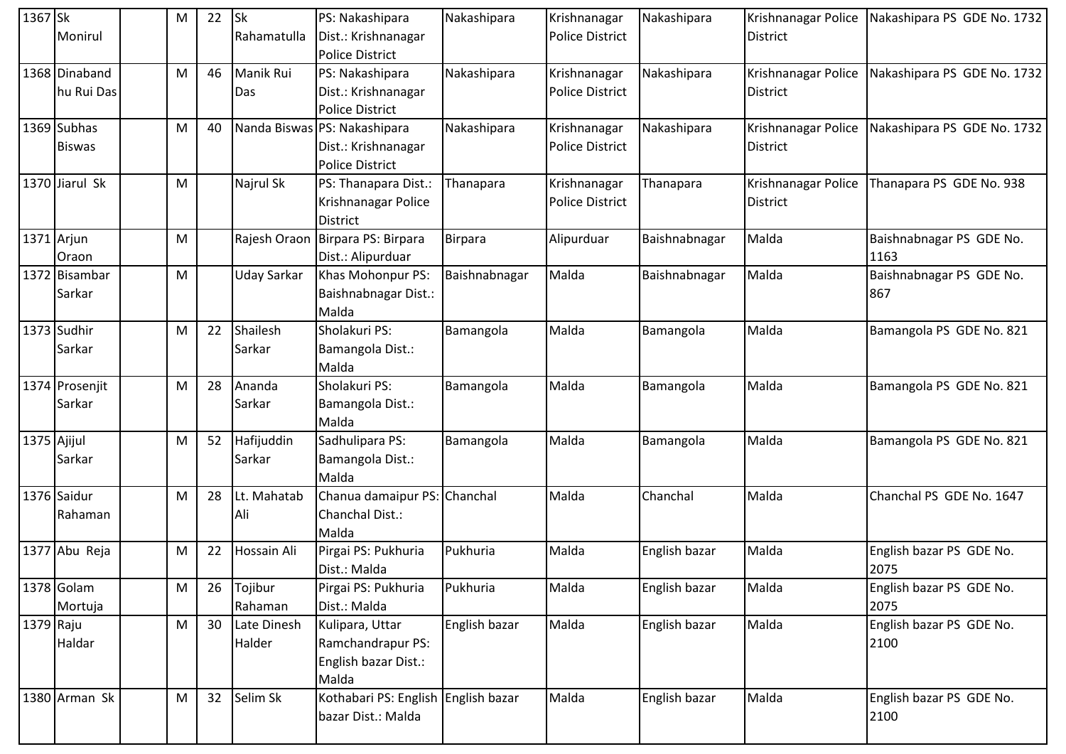| 1367 | Sk Monirul | | M | 22 | Sk Rahamatulla | PS: Nakashipara Dist.: Krishnanagar Police District | Nakashipara | Krishnanagar Police District | Nakashipara | Krishnanagar Police District | Nakashipara PS GDE No. 1732 |
|---|---|---|---|---|---|---|---|---|---|---|---|
| 1368 | Dinabandhu Rui Das | | M | 46 | Manik Rui Das | PS: Nakashipara Dist.: Krishnanagar Police District | Nakashipara | Krishnanagar Police District | Nakashipara | Krishnanagar Police District | Nakashipara PS GDE No. 1732 |
| 1369 | Subhas Biswas | | M | 40 | Nanda Biswas | PS: Nakashipara Dist.: Krishnanagar Police District | Nakashipara | Krishnanagar Police District | Nakashipara | Krishnanagar Police District | Nakashipara PS GDE No. 1732 |
| 1370 | Jiarul Sk | | M | | Najrul Sk | PS: Thanapara Dist.: Krishnanagar Police District | Thanapara | Krishnanagar Police District | Thanapara | Krishnanagar Police District | Thanapara PS GDE No. 938 |
| 1371 | Arjun Oraon | | M | | Rajesh Oraon | Birpara PS: Birpara Dist.: Alipurduar | Birpara | Alipurduar | Baishnabnagar | Malda | Baishnabnagar PS GDE No. 1163 |
| 1372 | Bisambar Sarkar | | M | | Uday Sarkar | Khas Mohonpur PS: Baishnabnagar Dist.: Malda | Baishnabnagar | Malda | Baishnabnagar | Malda | Baishnabnagar PS GDE No. 867 |
| 1373 | Sudhir Sarkar | | M | 22 | Shailesh Sarkar | Sholakuri PS: Bamangola Dist.: Malda | Bamangola | Malda | Bamangola | Malda | Bamangola PS GDE No. 821 |
| 1374 | Prosenjit Sarkar | | M | 28 | Ananda Sarkar | Sholakuri PS: Bamangola Dist.: Malda | Bamangola | Malda | Bamangola | Malda | Bamangola PS GDE No. 821 |
| 1375 | Ajijul Sarkar | | M | 52 | Hafijuddin Sarkar | Sadhulipara PS: Bamangola Dist.: Malda | Bamangola | Malda | Bamangola | Malda | Bamangola PS GDE No. 821 |
| 1376 | Saidur Rahaman | | M | 28 | Lt. Mahatab Ali | Chanua damaipur PS: Chanchal Dist.: Malda | Chanchal | Malda | Chanchal | Malda | Chanchal PS GDE No. 1647 |
| 1377 | Abu Reja | | M | 22 | Hossain Ali | Pirgai PS: Pukhuria Dist.: Malda | Pukhuria | Malda | English bazar | Malda | English bazar PS GDE No. 2075 |
| 1378 | Golam Mortuja | | M | 26 | Tojibur Rahaman | Pirgai PS: Pukhuria Dist.: Malda | Pukhuria | Malda | English bazar | Malda | English bazar PS GDE No. 2075 |
| 1379 | Raju Haldar | | M | 30 | Late Dinesh Halder | Kulipara, Uttar Ramchandrapur PS: English bazar Dist.: Malda | English bazar | Malda | English bazar | Malda | English bazar PS GDE No. 2100 |
| 1380 | Arman Sk | | M | 32 | Selim Sk | Kothabari PS: English bazar Dist.: Malda | English bazar | Malda | English bazar | Malda | English bazar PS GDE No. 2100 |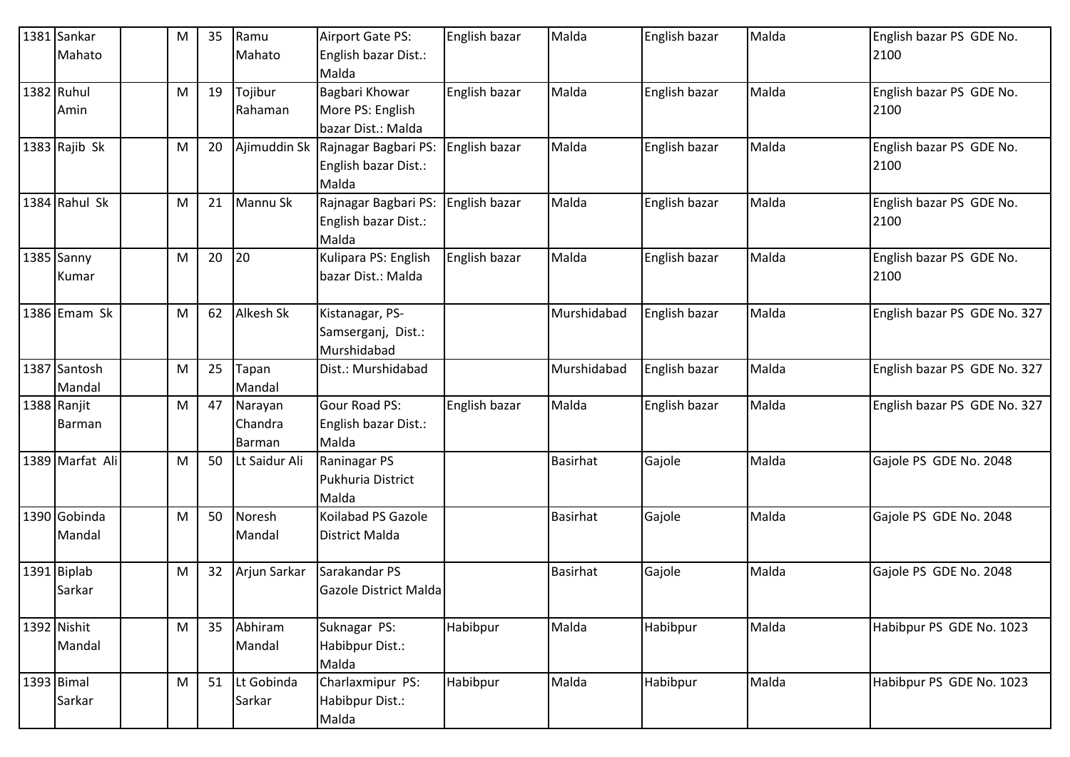| 1381 | Sankar Mahato | | M | 35 | Ramu Mahato | Airport Gate PS: English bazar Dist.: Malda | English bazar | Malda | English bazar | Malda | English bazar PS GDE No. 2100 |
|---|---|---|---|---|---|---|---|---|---|---|---|
| 1382 | Ruhul Amin | | M | 19 | Tojibur Rahaman | Bagbari Khowar More PS: English bazar Dist.: Malda | English bazar | Malda | English bazar | Malda | English bazar PS GDE No. 2100 |
| 1383 | Rajib Sk | | M | 20 | Ajimuddin Sk | Rajnagar Bagbari PS: English bazar Dist.: Malda | English bazar | Malda | English bazar | Malda | English bazar PS GDE No. 2100 |
| 1384 | Rahul Sk | | M | 21 | Mannu Sk | Rajnagar Bagbari PS: English bazar Dist.: Malda | English bazar | Malda | English bazar | Malda | English bazar PS GDE No. 2100 |
| 1385 | Sanny Kumar | | M | 20 | 20 | Kulipara PS: English bazar Dist.: Malda | English bazar | Malda | English bazar | Malda | English bazar PS GDE No. 2100 |
| 1386 | Emam Sk | | M | 62 | Alkesh Sk | Kistanagar, PS- Samserganj, Dist.: Murshidabad | | Murshidabad | English bazar | Malda | English bazar PS GDE No. 327 |
| 1387 | Santosh Mandal | | M | 25 | Tapan Mandal | Dist.: Murshidabad | | Murshidabad | English bazar | Malda | English bazar PS GDE No. 327 |
| 1388 | Ranjit Barman | | M | 47 | Narayan Chandra Barman | Gour Road PS: English bazar Dist.: Malda | English bazar | Malda | English bazar | Malda | English bazar PS GDE No. 327 |
| 1389 | Marfat Ali | | M | 50 | Lt Saidur Ali | Raninagar PS Pukhuria District Malda | | Basirhat | Gajole | Malda | Gajole PS GDE No. 2048 |
| 1390 | Gobinda Mandal | | M | 50 | Noresh Mandal | Koilabad PS Gazole District Malda | | Basirhat | Gajole | Malda | Gajole PS GDE No. 2048 |
| 1391 | Biplab Sarkar | | M | 32 | Arjun Sarkar | Sarakandar PS Gazole District Malda | | Basirhat | Gajole | Malda | Gajole PS GDE No. 2048 |
| 1392 | Nishit Mandal | | M | 35 | Abhiram Mandal | Suknagar PS: Habibpur Dist.: Malda | Habibpur | Malda | Habibpur | Malda | Habibpur PS GDE No. 1023 |
| 1393 | Bimal Sarkar | | M | 51 | Lt Gobinda Sarkar | Charlaxmipur PS: Habibpur Dist.: Malda | Habibpur | Malda | Habibpur | Malda | Habibpur PS GDE No. 1023 |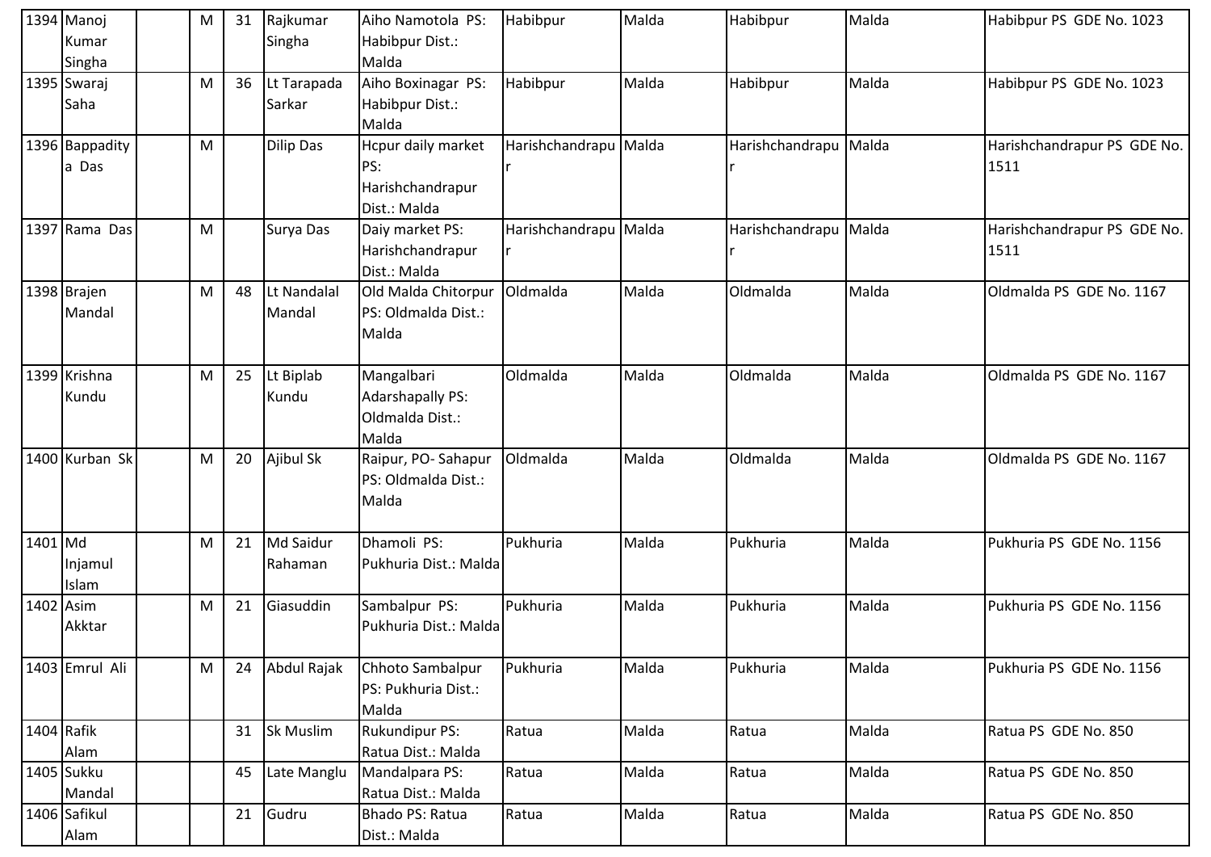| 1394 | Manoj Kumar Singha | | M | 31 | Rajkumar Singha | Aiho Namotola PS: Habibpur Dist.: Malda | Habibpur | Malda | Habibpur | Malda | Habibpur PS GDE No. 1023 |
|---|---|---|---|---|---|---|---|---|---|---|---|
| 1395 | Swaraj Saha | | M | 36 | Lt Tarapada Sarkar | Aiho Boxinagar PS: Habibpur Dist.: Malda | Habibpur | Malda | Habibpur | Malda | Habibpur PS GDE No. 1023 |
| 1396 | Bappadity a Das | | M | | Dilip Das | Hcpur daily market PS: Harishchandrapur Dist.: Malda | Harishchandrapu r | Malda | Harishchandrapu r | Malda | Harishchandrapur PS GDE No. 1511 |
| 1397 | Rama Das | | M | | Surya Das | Daiy market PS: Harishchandrapur Dist.: Malda | Harishchandrapu r | Malda | Harishchandrapu r | Malda | Harishchandrapur PS GDE No. 1511 |
| 1398 | Brajen Mandal | | M | 48 | Lt Nandalal Mandal | Old Malda Chitorpur PS: Oldmalda Dist.: Malda | Oldmalda | Malda | Oldmalda | Malda | Oldmalda PS GDE No. 1167 |
| 1399 | Krishna Kundu | | M | 25 | Lt Biplab Kundu | Mangalbari Adarshapally PS: Oldmalda Dist.: Malda | Oldmalda | Malda | Oldmalda | Malda | Oldmalda PS GDE No. 1167 |
| 1400 | Kurban Sk | | M | 20 | Ajibul Sk | Raipur, PO- Sahapur PS: Oldmalda Dist.: Malda | Oldmalda | Malda | Oldmalda | Malda | Oldmalda PS GDE No. 1167 |
| 1401 | Md Injamul Islam | | M | 21 | Md Saidur Rahaman | Dhamoli PS: Pukhuria Dist.: Malda | Pukhuria | Malda | Pukhuria | Malda | Pukhuria PS GDE No. 1156 |
| 1402 | Asim Akktar | | M | 21 | Giasuddin | Sambalpur PS: Pukhuria Dist.: Malda | Pukhuria | Malda | Pukhuria | Malda | Pukhuria PS GDE No. 1156 |
| 1403 | Emrul Ali | | M | 24 | Abdul Rajak | Chhoto Sambalpur PS: Pukhuria Dist.: Malda | Pukhuria | Malda | Pukhuria | Malda | Pukhuria PS GDE No. 1156 |
| 1404 | Rafik Alam | | | 31 | Sk Muslim | Rukundipur PS: Ratua Dist.: Malda | Ratua | Malda | Ratua | Malda | Ratua PS GDE No. 850 |
| 1405 | Sukku Mandal | | | 45 | Late Manglu | Mandalpara PS: Ratua Dist.: Malda | Ratua | Malda | Ratua | Malda | Ratua PS GDE No. 850 |
| 1406 | Safikul Alam | | | 21 | Gudru | Bhado PS: Ratua Dist.: Malda | Ratua | Malda | Ratua | Malda | Ratua PS GDE No. 850 |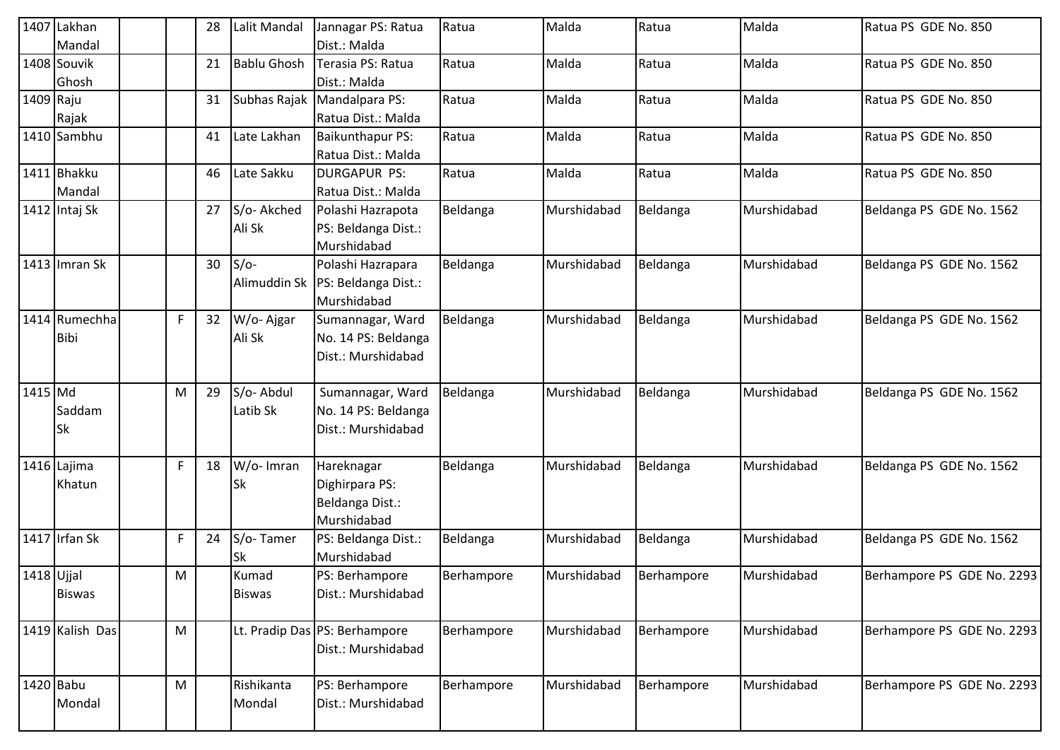| | | | | | | | | | | | |
|---|---|---|---|---|---|---|---|---|---|---|---|
| 1407 | Lakhan Mandal | | | 28 | Lalit Mandal | Jannagar PS: Ratua Dist.: Malda | Ratua | Malda | Ratua | Malda | Ratua PS GDE No. 850 |
| 1408 | Souvik Ghosh | | | 21 | Bablu Ghosh | Terasia PS: Ratua Dist.: Malda | Ratua | Malda | Ratua | Malda | Ratua PS GDE No. 850 |
| 1409 | Raju Rajak | | | 31 | Subhas Rajak | Mandalpara PS: Ratua Dist.: Malda | Ratua | Malda | Ratua | Malda | Ratua PS GDE No. 850 |
| 1410 | Sambhu | | | 41 | Late Lakhan | Baikunthapur PS: Ratua Dist.: Malda | Ratua | Malda | Ratua | Malda | Ratua PS GDE No. 850 |
| 1411 | Bhakku Mandal | | | 46 | Late Sakku | DURGAPUR PS: Ratua Dist.: Malda | Ratua | Malda | Ratua | Malda | Ratua PS GDE No. 850 |
| 1412 | Intaj Sk | | | 27 | S/o- Akched Ali Sk | Polashi Hazrapota PS: Beldanga Dist.: Murshidabad | Beldanga | Murshidabad | Beldanga | Murshidabad | Beldanga PS GDE No. 1562 |
| 1413 | Imran Sk | | | 30 | S/o- Alimuddin Sk | Polashi Hazrapara PS: Beldanga Dist.: Murshidabad | Beldanga | Murshidabad | Beldanga | Murshidabad | Beldanga PS GDE No. 1562 |
| 1414 | Rumechha Bibi | | F | 32 | W/o- Ajgar Ali Sk | Sumannagar, Ward No. 14 PS: Beldanga Dist.: Murshidabad | Beldanga | Murshidabad | Beldanga | Murshidabad | Beldanga PS GDE No. 1562 |
| 1415 | Md Saddam Sk | | M | 29 | S/o- Abdul Latib Sk | Sumannagar, Ward No. 14 PS: Beldanga Dist.: Murshidabad | Beldanga | Murshidabad | Beldanga | Murshidabad | Beldanga PS GDE No. 1562 |
| 1416 | Lajima Khatun | | F | 18 | W/o- Imran Sk | Hareknagar Dighirpara PS: Beldanga Dist.: Murshidabad | Beldanga | Murshidabad | Beldanga | Murshidabad | Beldanga PS GDE No. 1562 |
| 1417 | Irfan Sk | | F | 24 | S/o- Tamer Sk | PS: Beldanga Dist.: Murshidabad | Beldanga | Murshidabad | Beldanga | Murshidabad | Beldanga PS GDE No. 1562 |
| 1418 | Ujjal Biswas | | M | | Kumad Biswas | PS: Berhampore Dist.: Murshidabad | Berhampore | Murshidabad | Berhampore | Murshidabad | Berhampore PS GDE No. 2293 |
| 1419 | Kalish Das | | M | | Lt. Pradip Das | PS: Berhampore Dist.: Murshidabad | Berhampore | Murshidabad | Berhampore | Murshidabad | Berhampore PS GDE No. 2293 |
| 1420 | Babu Mondal | | M | | Rishikanta Mondal | PS: Berhampore Dist.: Murshidabad | Berhampore | Murshidabad | Berhampore | Murshidabad | Berhampore PS GDE No. 2293 |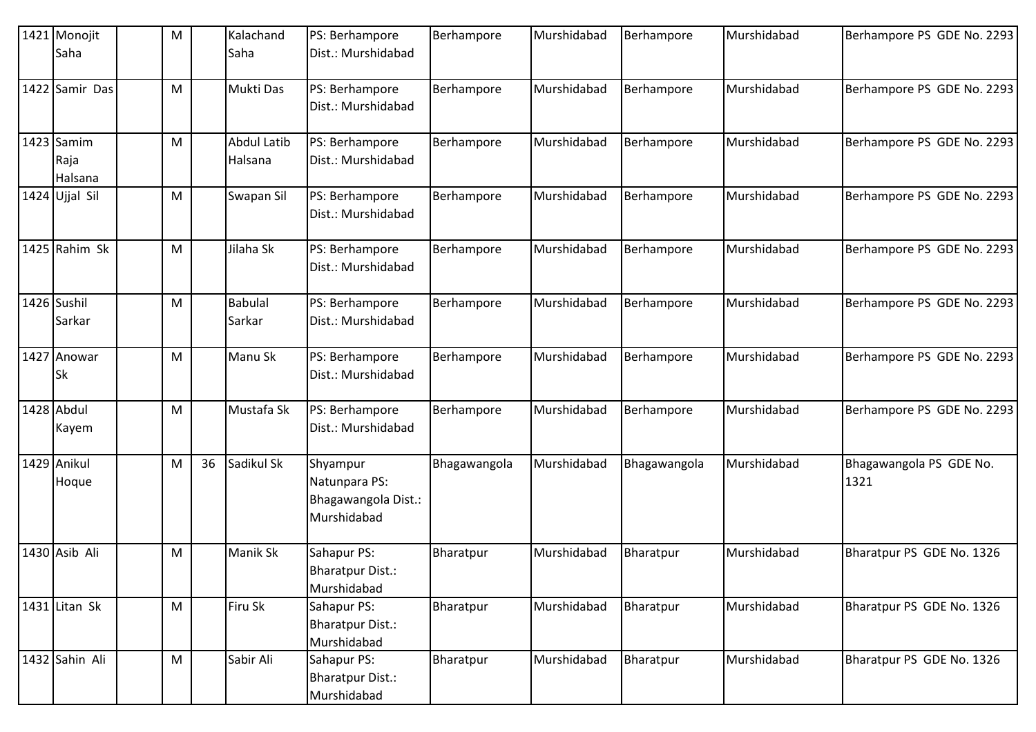| 1421 | Monojit Saha | | M | | Kalachand Saha | PS: Berhampore Dist.: Murshidabad | Berhampore | Murshidabad | Berhampore | Murshidabad | Berhampore PS GDE No. 2293 |
|---|---|---|---|---|---|---|---|---|---|---|---|
| 1422 | Samir Das | | M | | Mukti Das | PS: Berhampore Dist.: Murshidabad | Berhampore | Murshidabad | Berhampore | Murshidabad | Berhampore PS GDE No. 2293 |
| 1423 | Samim Raja Halsana | | M | | Abdul Latib Halsana | PS: Berhampore Dist.: Murshidabad | Berhampore | Murshidabad | Berhampore | Murshidabad | Berhampore PS GDE No. 2293 |
| 1424 | Ujjal Sil | | M | | Swapan Sil | PS: Berhampore Dist.: Murshidabad | Berhampore | Murshidabad | Berhampore | Murshidabad | Berhampore PS GDE No. 2293 |
| 1425 | Rahim Sk | | M | | Jilaha Sk | PS: Berhampore Dist.: Murshidabad | Berhampore | Murshidabad | Berhampore | Murshidabad | Berhampore PS GDE No. 2293 |
| 1426 | Sushil Sarkar | | M | | Babulal Sarkar | PS: Berhampore Dist.: Murshidabad | Berhampore | Murshidabad | Berhampore | Murshidabad | Berhampore PS GDE No. 2293 |
| 1427 | Anowar Sk | | M | | Manu Sk | PS: Berhampore Dist.: Murshidabad | Berhampore | Murshidabad | Berhampore | Murshidabad | Berhampore PS GDE No. 2293 |
| 1428 | Abdul Kayem | | M | | Mustafa Sk | PS: Berhampore Dist.: Murshidabad | Berhampore | Murshidabad | Berhampore | Murshidabad | Berhampore PS GDE No. 2293 |
| 1429 | Anikul Hoque | | M | 36 | Sadikul Sk | Shyampur Natunpara PS: Bhagawangola Dist.: Murshidabad | Bhagawangola | Murshidabad | Bhagawangola | Murshidabad | Bhagawangola PS GDE No. 1321 |
| 1430 | Asib Ali | | M | | Manik Sk | Sahapur PS: Bharatpur Dist.: Murshidabad | Bharatpur | Murshidabad | Bharatpur | Murshidabad | Bharatpur PS GDE No. 1326 |
| 1431 | Litan Sk | | M | | Firu Sk | Sahapur PS: Bharatpur Dist.: Murshidabad | Bharatpur | Murshidabad | Bharatpur | Murshidabad | Bharatpur PS GDE No. 1326 |
| 1432 | Sahin Ali | | M | | Sabir Ali | Sahapur PS: Bharatpur Dist.: Murshidabad | Bharatpur | Murshidabad | Bharatpur | Murshidabad | Bharatpur PS GDE No. 1326 |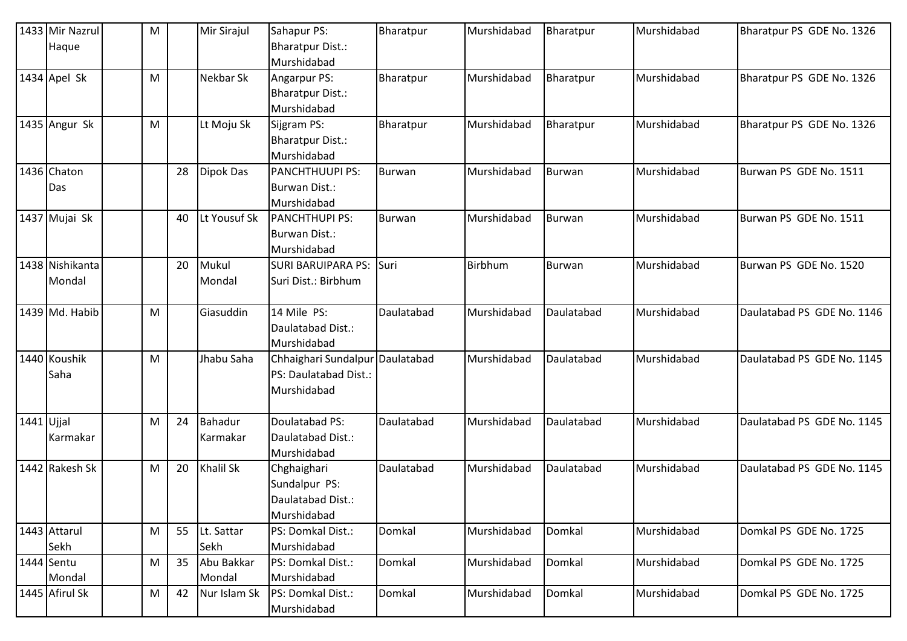| 1433 | Mir Nazrul Haque | | M | | Mir Sirajul | Sahapur PS: Bharatpur Dist.: Murshidabad | Bharatpur | Murshidabad | Bharatpur | Murshidabad | Bharatpur PS GDE No. 1326 |
|---|---|---|---|---|---|---|---|---|---|---|---|
| 1434 | Apel Sk | | M | | Nekbar Sk | Angarpur PS: Bharatpur Dist.: Murshidabad | Bharatpur | Murshidabad | Bharatpur | Murshidabad | Bharatpur PS GDE No. 1326 |
| 1435 | Angur Sk | | M | | Lt Moju Sk | Sijgram PS: Bharatpur Dist.: Murshidabad | Bharatpur | Murshidabad | Bharatpur | Murshidabad | Bharatpur PS GDE No. 1326 |
| 1436 | Chaton Das | | | 28 | Dipok Das | PANCHTHUUPI PS: Burwan Dist.: Murshidabad | Burwan | Murshidabad | Burwan | Murshidabad | Burwan PS GDE No. 1511 |
| 1437 | Mujai Sk | | | 40 | Lt Yousuf Sk | PANCHTHUPI PS: Burwan Dist.: Murshidabad | Burwan | Murshidabad | Burwan | Murshidabad | Burwan PS GDE No. 1511 |
| 1438 | Nishikanta Mondal | | | 20 | Mukul Mondal | SURI BARUIPARA PS: Suri Dist.: Birbhum | Suri | Birbhum | Burwan | Murshidabad | Burwan PS GDE No. 1520 |
| 1439 | Md. Habib | | M | | Giasuddin | 14 Mile PS: Daulatabad Dist.: Murshidabad | Daulatabad | Murshidabad | Daulatabad | Murshidabad | Daulatabad PS GDE No. 1146 |
| 1440 | Koushik Saha | | M | | Jhabu Saha | Chhaighari Sundalpur PS: Daulatabad Dist.: Murshidabad | Daulatabad | Murshidabad | Daulatabad | Murshidabad | Daulatabad PS GDE No. 1145 |
| 1441 | Ujjal Karmakar | | M | 24 | Bahadur Karmakar | Doulatabad PS: Daulatabad Dist.: Murshidabad | Daulatabad | Murshidabad | Daulatabad | Murshidabad | Daulatabad PS GDE No. 1145 |
| 1442 | Rakesh Sk | | M | 20 | Khalil Sk | Chghaighari Sundalpur PS: Daulatabad Dist.: Murshidabad | Daulatabad | Murshidabad | Daulatabad | Murshidabad | Daulatabad PS GDE No. 1145 |
| 1443 | Attarul Sekh | | M | 55 | Lt. Sattar Sekh | PS: Domkal Dist.: Murshidabad | Domkal | Murshidabad | Domkal | Murshidabad | Domkal PS GDE No. 1725 |
| 1444 | Sentu Mondal | | M | 35 | Abu Bakkar Mondal | PS: Domkal Dist.: Murshidabad | Domkal | Murshidabad | Domkal | Murshidabad | Domkal PS GDE No. 1725 |
| 1445 | Afirul Sk | | M | 42 | Nur Islam Sk | PS: Domkal Dist.: Murshidabad | Domkal | Murshidabad | Domkal | Murshidabad | Domkal PS GDE No. 1725 |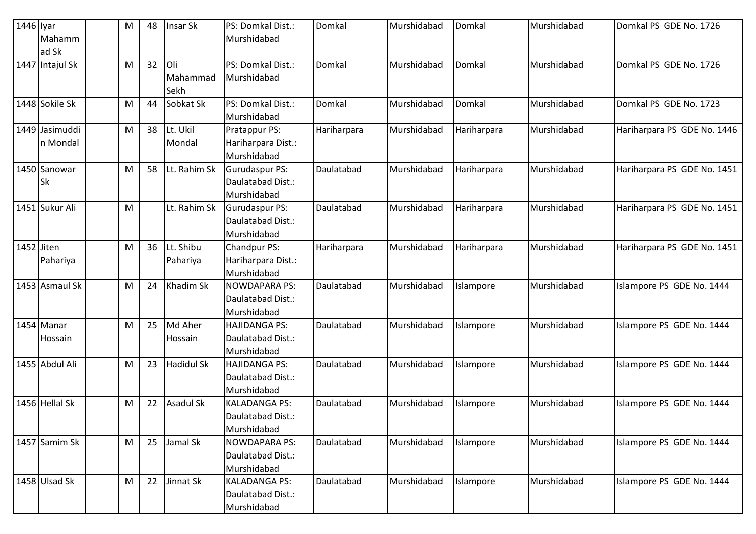| 1446 | Iyar Mahammad Sk | | M | 48 | Insar Sk | PS: Domkal Dist.: Murshidabad | Domkal | Murshidabad | Domkal | Murshidabad | Domkal PS GDE No. 1726 |
|---|---|---|---|---|---|---|---|---|---|---|---|
| 1447 | Intajul Sk | | M | 32 | Oli Mahammad Sekh | PS: Domkal Dist.: Murshidabad | Domkal | Murshidabad | Domkal | Murshidabad | Domkal PS GDE No. 1726 |
| 1448 | Sokile Sk | | M | 44 | Sobkat Sk | PS: Domkal Dist.: Murshidabad | Domkal | Murshidabad | Domkal | Murshidabad | Domkal PS GDE No. 1723 |
| 1449 | Jasimuddin Mondal | | M | 38 | Lt. Ukil Mondal | Pratappur PS: Hariharpara Dist.: Murshidabad | Hariharpara | Murshidabad | Hariharpara | Murshidabad | Hariharpara PS GDE No. 1446 |
| 1450 | Sanowar Sk | | M | 58 | Lt. Rahim Sk | Gurudaspur PS: Daulatabad Dist.: Murshidabad | Daulatabad | Murshidabad | Hariharpara | Murshidabad | Hariharpara PS GDE No. 1451 |
| 1451 | Sukur Ali | | M | | Lt. Rahim Sk | Gurudaspur PS: Daulatabad Dist.: Murshidabad | Daulatabad | Murshidabad | Hariharpara | Murshidabad | Hariharpara PS GDE No. 1451 |
| 1452 | Jiten Pahariya | | M | 36 | Lt. Shibu Pahariya | Chandpur PS: Hariharpara Dist.: Murshidabad | Hariharpara | Murshidabad | Hariharpara | Murshidabad | Hariharpara PS GDE No. 1451 |
| 1453 | Asmaul Sk | | M | 24 | Khadim Sk | NOWDAPARA PS: Daulatabad Dist.: Murshidabad | Daulatabad | Murshidabad | Islampore | Murshidabad | Islampore PS GDE No. 1444 |
| 1454 | Manar Hossain | | M | 25 | Md Aher Hossain | HAJIDANGA PS: Daulatabad Dist.: Murshidabad | Daulatabad | Murshidabad | Islampore | Murshidabad | Islampore PS GDE No. 1444 |
| 1455 | Abdul Ali | | M | 23 | Hadidul Sk | HAJIDANGA PS: Daulatabad Dist.: Murshidabad | Daulatabad | Murshidabad | Islampore | Murshidabad | Islampore PS GDE No. 1444 |
| 1456 | Hellal Sk | | M | 22 | Asadul Sk | KALADANGA PS: Daulatabad Dist.: Murshidabad | Daulatabad | Murshidabad | Islampore | Murshidabad | Islampore PS GDE No. 1444 |
| 1457 | Samim Sk | | M | 25 | Jamal Sk | NOWDAPARA PS: Daulatabad Dist.: Murshidabad | Daulatabad | Murshidabad | Islampore | Murshidabad | Islampore PS GDE No. 1444 |
| 1458 | Ulsad Sk | | M | 22 | Jinnat Sk | KALADANGA PS: Daulatabad Dist.: Murshidabad | Daulatabad | Murshidabad | Islampore | Murshidabad | Islampore PS GDE No. 1444 |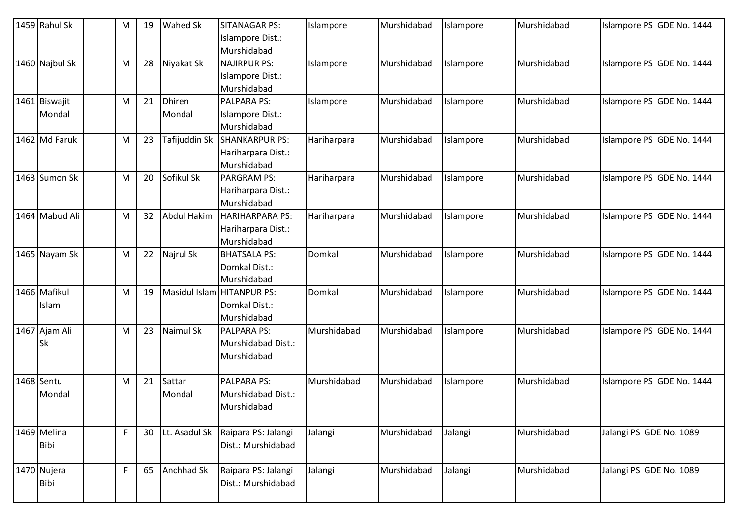| 1459 | Rahul Sk | | M | 19 | Wahed Sk | SITANAGAR PS: Islampore Dist.: Murshidabad | Islampore | Murshidabad | Islampore | Murshidabad | Islampore PS GDE No. 1444 |
|---|---|---|---|---|---|---|---|---|---|---|---|
| 1460 | Najbul Sk | | M | 28 | Niyakat Sk | NAJIRPUR PS: Islampore Dist.: Murshidabad | Islampore | Murshidabad | Islampore | Murshidabad | Islampore PS GDE No. 1444 |
| 1461 | Biswajit Mondal | | M | 21 | Dhiren Mondal | PALPARA PS: Islampore Dist.: Murshidabad | Islampore | Murshidabad | Islampore | Murshidabad | Islampore PS GDE No. 1444 |
| 1462 | Md Faruk | | M | 23 | Tafijuddin Sk | SHANKARPUR PS: Hariharpara Dist.: Murshidabad | Hariharpara | Murshidabad | Islampore | Murshidabad | Islampore PS GDE No. 1444 |
| 1463 | Sumon Sk | | M | 20 | Sofikul Sk | PARGRAM PS: Hariharpara Dist.: Murshidabad | Hariharpara | Murshidabad | Islampore | Murshidabad | Islampore PS GDE No. 1444 |
| 1464 | Mabud Ali | | M | 32 | Abdul Hakim | HARIHARPARA PS: Hariharpara Dist.: Murshidabad | Hariharpara | Murshidabad | Islampore | Murshidabad | Islampore PS GDE No. 1444 |
| 1465 | Nayam Sk | | M | 22 | Najrul Sk | BHATSALA PS: Domkal Dist.: Murshidabad | Domkal | Murshidabad | Islampore | Murshidabad | Islampore PS GDE No. 1444 |
| 1466 | Mafikul Islam | | M | 19 | Masidul Islam | HITANPUR PS: Domkal Dist.: Murshidabad | Domkal | Murshidabad | Islampore | Murshidabad | Islampore PS GDE No. 1444 |
| 1467 | Ajam Ali Sk | | M | 23 | Naimul Sk | PALPARA PS: Murshidabad Dist.: Murshidabad | Murshidabad | Murshidabad | Islampore | Murshidabad | Islampore PS GDE No. 1444 |
| 1468 | Sentu Mondal | | M | 21 | Sattar Mondal | PALPARA PS: Murshidabad Dist.: Murshidabad | Murshidabad | Murshidabad | Islampore | Murshidabad | Islampore PS GDE No. 1444 |
| 1469 | Melina Bibi | | F | 30 | Lt. Asadul Sk | Raipara PS: Jalangi Dist.: Murshidabad | Jalangi | Murshidabad | Jalangi | Murshidabad | Jalangi PS GDE No. 1089 |
| 1470 | Nujera Bibi | | F | 65 | Anchhad Sk | Raipara PS: Jalangi Dist.: Murshidabad | Jalangi | Murshidabad | Jalangi | Murshidabad | Jalangi PS GDE No. 1089 |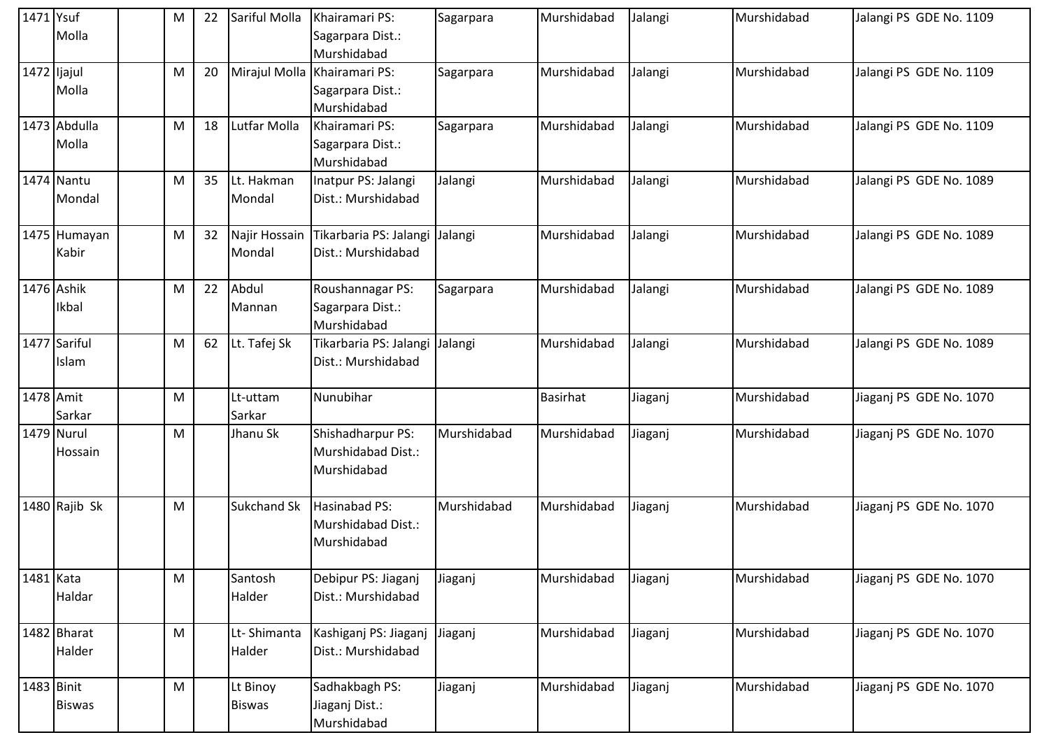| 1471 | Ysuf Molla | | M | 22 | Sariful Molla | Khairamari PS: Sagarpara Dist.: Murshidabad | Sagarpara | Murshidabad | Jalangi | Murshidabad | Jalangi PS GDE No. 1109 |
|---|---|---|---|---|---|---|---|---|---|---|---|
| 1472 | Ijajul Molla | | M | 20 | Mirajul Molla | Khairamari PS: Sagarpara Dist.: Murshidabad | Sagarpara | Murshidabad | Jalangi | Murshidabad | Jalangi PS GDE No. 1109 |
| 1473 | Abdulla Molla | | M | 18 | Lutfar Molla | Khairamari PS: Sagarpara Dist.: Murshidabad | Sagarpara | Murshidabad | Jalangi | Murshidabad | Jalangi PS GDE No. 1109 |
| 1474 | Nantu Mondal | | M | 35 | Lt. Hakman Mondal | Inatpur PS: Jalangi Dist.: Murshidabad | Jalangi | Murshidabad | Jalangi | Murshidabad | Jalangi PS GDE No. 1089 |
| 1475 | Humayan Kabir | | M | 32 | Najir Hossain Mondal | Tikarbaria PS: Jalangi Dist.: Murshidabad | Jalangi | Murshidabad | Jalangi | Murshidabad | Jalangi PS GDE No. 1089 |
| 1476 | Ashik Ikbal | | M | 22 | Abdul Mannan | Roushannagar PS: Sagarpara Dist.: Murshidabad | Sagarpara | Murshidabad | Jalangi | Murshidabad | Jalangi PS GDE No. 1089 |
| 1477 | Sariful Islam | | M | 62 | Lt. Tafej Sk | Tikarbaria PS: Jalangi Dist.: Murshidabad | Jalangi | Murshidabad | Jalangi | Murshidabad | Jalangi PS GDE No. 1089 |
| 1478 | Amit Sarkar | | M | | Lt-uttam Sarkar | Nunubihar | | Basirhat | Jiaganj | Murshidabad | Jiaganj PS GDE No. 1070 |
| 1479 | Nurul Hossain | | M | | Jhanu Sk | Shishadharpur PS: Murshidabad Dist.: Murshidabad | Murshidabad | Murshidabad | Jiaganj | Murshidabad | Jiaganj PS GDE No. 1070 |
| 1480 | Rajib Sk | | M | | Sukchand Sk | Hasinabad PS: Murshidabad Dist.: Murshidabad | Murshidabad | Murshidabad | Jiaganj | Murshidabad | Jiaganj PS GDE No. 1070 |
| 1481 | Kata Haldar | | M | | Santosh Halder | Debipur PS: Jiaganj Dist.: Murshidabad | Jiaganj | Murshidabad | Jiaganj | Murshidabad | Jiaganj PS GDE No. 1070 |
| 1482 | Bharat Halder | | M | | Lt- Shimanta Halder | Kashiganj PS: Jiaganj Dist.: Murshidabad | Jiaganj | Murshidabad | Jiaganj | Murshidabad | Jiaganj PS GDE No. 1070 |
| 1483 | Binit Biswas | | M | | Lt Binoy Biswas | Sadhakbagh PS: Jiaganj Dist.: Murshidabad | Jiaganj | Murshidabad | Jiaganj | Murshidabad | Jiaganj PS GDE No. 1070 |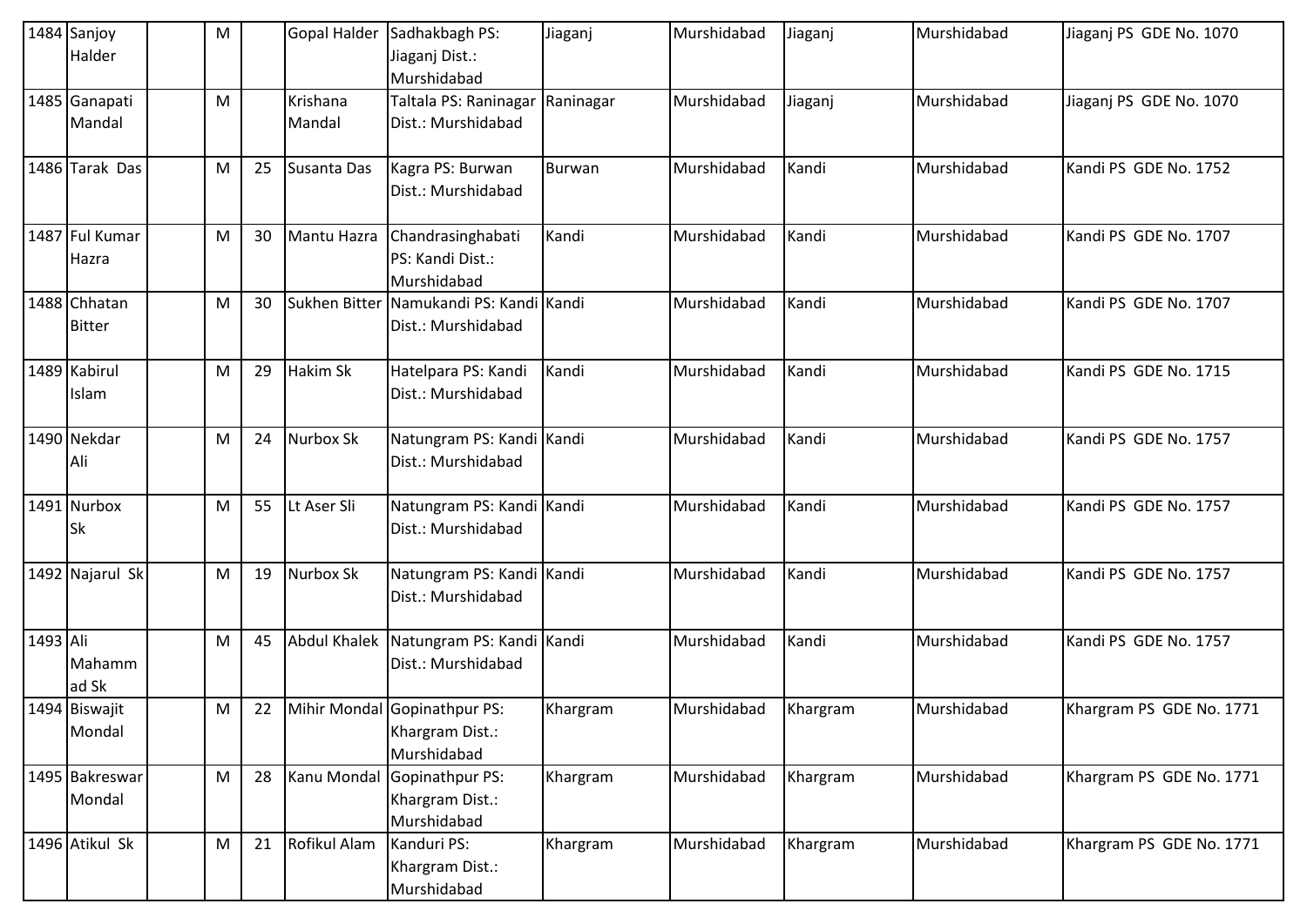| 1484 | Sanjoy Halder | | M | | Gopal Halder | Sadhakbagh PS: Jiaganj Dist.: Murshidabad | Jiaganj | Murshidabad | Jiaganj | Murshidabad | Jiaganj PS GDE No. 1070 |
|---|---|---|---|---|---|---|---|---|---|---|---|
| 1485 | Ganapati Mandal | | M | | Krishana Mandal | Taltala PS: Raninagar Dist.: Murshidabad | Raninagar | Murshidabad | Jiaganj | Murshidabad | Jiaganj PS GDE No. 1070 |
| 1486 | Tarak Das | | M | 25 | Susanta Das | Kagra PS: Burwan Dist.: Murshidabad | Burwan | Murshidabad | Kandi | Murshidabad | Kandi PS GDE No. 1752 |
| 1487 | Ful Kumar Hazra | | M | 30 | Mantu Hazra | Chandrasinghabati PS: Kandi Dist.: Murshidabad | Kandi | Murshidabad | Kandi | Murshidabad | Kandi PS GDE No. 1707 |
| 1488 | Chhatan Bitter | | M | 30 | Sukhen Bitter | Namukandi PS: Kandi Dist.: Murshidabad | Kandi | Murshidabad | Kandi | Murshidabad | Kandi PS GDE No. 1707 |
| 1489 | Kabirul Islam | | M | 29 | Hakim Sk | Hatelpara PS: Kandi Dist.: Murshidabad | Kandi | Murshidabad | Kandi | Murshidabad | Kandi PS GDE No. 1715 |
| 1490 | Nekdar Ali | | M | 24 | Nurbox Sk | Natungram PS: Kandi Dist.: Murshidabad | Kandi | Murshidabad | Kandi | Murshidabad | Kandi PS GDE No. 1757 |
| 1491 | Nurbox Sk | | M | 55 | Lt Aser Sli | Natungram PS: Kandi Dist.: Murshidabad | Kandi | Murshidabad | Kandi | Murshidabad | Kandi PS GDE No. 1757 |
| 1492 | Najarul Sk | | M | 19 | Nurbox Sk | Natungram PS: Kandi Dist.: Murshidabad | Kandi | Murshidabad | Kandi | Murshidabad | Kandi PS GDE No. 1757 |
| 1493 | Ali Mahammad Sk | | M | 45 | Abdul Khalek | Natungram PS: Kandi Dist.: Murshidabad | Kandi | Murshidabad | Kandi | Murshidabad | Kandi PS GDE No. 1757 |
| 1494 | Biswajit Mondal | | M | 22 | Mihir Mondal | Gopinathpur PS: Khargram Dist.: Murshidabad | Khargram | Murshidabad | Khargram | Murshidabad | Khargram PS GDE No. 1771 |
| 1495 | Bakreswar Mondal | | M | 28 | Kanu Mondal | Gopinathpur PS: Khargram Dist.: Murshidabad | Khargram | Murshidabad | Khargram | Murshidabad | Khargram PS GDE No. 1771 |
| 1496 | Atikul Sk | | M | 21 | Rofikul Alam | Kanduri PS: Khargram Dist.: Murshidabad | Khargram | Murshidabad | Khargram | Murshidabad | Khargram PS GDE No. 1771 |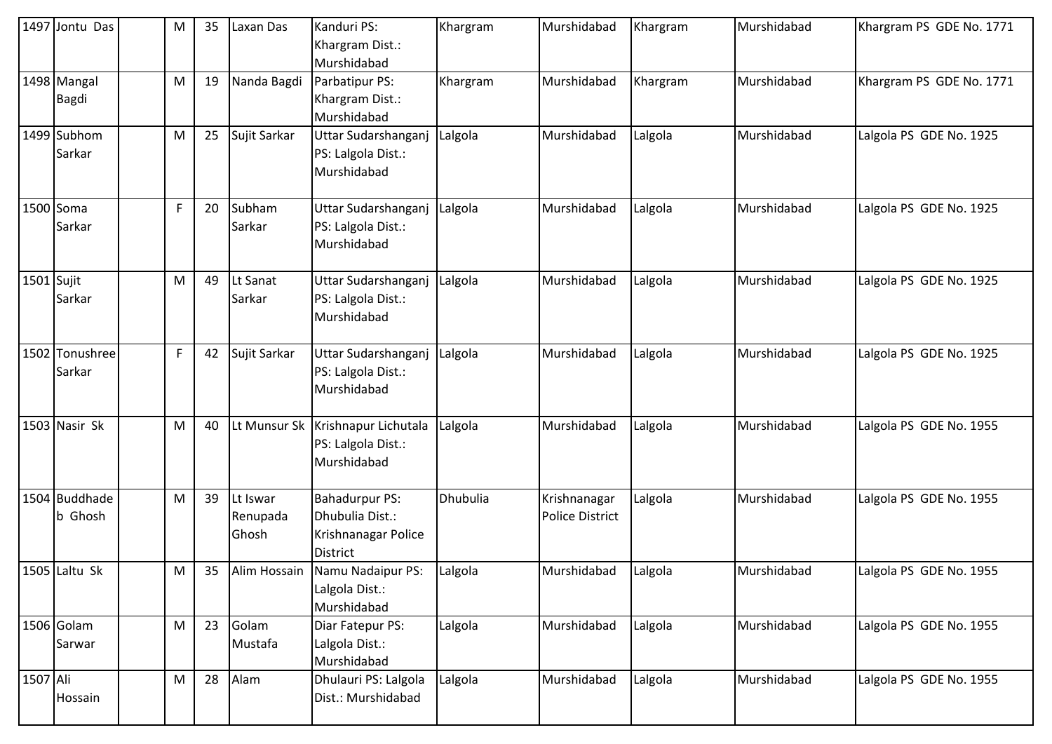| 1497 | Jontu Das | | M | 35 | Laxan Das | Kanduri PS: Khargram Dist.: Murshidabad | Khargram | Murshidabad | Khargram | Murshidabad | Khargram PS GDE No. 1771 |
|---|---|---|---|---|---|---|---|---|---|---|---|
| 1498 | Mangal Bagdi | | M | 19 | Nanda Bagdi | Parbatipur PS: Khargram Dist.: Murshidabad | Khargram | Murshidabad | Khargram | Murshidabad | Khargram PS GDE No. 1771 |
| 1499 | Subhom Sarkar | | M | 25 | Sujit Sarkar | Uttar Sudarshanganj PS: Lalgola Dist.: Murshidabad | Lalgola | Murshidabad | Lalgola | Murshidabad | Lalgola PS GDE No. 1925 |
| 1500 | Soma Sarkar | | F | 20 | Subham Sarkar | Uttar Sudarshanganj PS: Lalgola Dist.: Murshidabad | Lalgola | Murshidabad | Lalgola | Murshidabad | Lalgola PS GDE No. 1925 |
| 1501 | Sujit Sarkar | | M | 49 | Lt Sanat Sarkar | Uttar Sudarshanganj PS: Lalgola Dist.: Murshidabad | Lalgola | Murshidabad | Lalgola | Murshidabad | Lalgola PS GDE No. 1925 |
| 1502 | Tonushree Sarkar | | F | 42 | Sujit Sarkar | Uttar Sudarshanganj PS: Lalgola Dist.: Murshidabad | Lalgola | Murshidabad | Lalgola | Murshidabad | Lalgola PS GDE No. 1925 |
| 1503 | Nasir Sk | | M | 40 | Lt Munsur Sk | Krishnapur Lichutala PS: Lalgola Dist.: Murshidabad | Lalgola | Murshidabad | Lalgola | Murshidabad | Lalgola PS GDE No. 1955 |
| 1504 | Buddhadeb Ghosh | | M | 39 | Lt Iswar Renupada Ghosh | Bahadurpur PS: Dhubulia Dist.: Krishnanagar Police District | Dhubulia | Krishnanagar Police District | Lalgola | Murshidabad | Lalgola PS GDE No. 1955 |
| 1505 | Laltu Sk | | M | 35 | Alim Hossain | Namu Nadaipur PS: Lalgola Dist.: Murshidabad | Lalgola | Murshidabad | Lalgola | Murshidabad | Lalgola PS GDE No. 1955 |
| 1506 | Golam Sarwar | | M | 23 | Golam Mustafa | Diar Fatepur PS: Lalgola Dist.: Murshidabad | Lalgola | Murshidabad | Lalgola | Murshidabad | Lalgola PS GDE No. 1955 |
| 1507 | Ali Hossain | | M | 28 | Alam | Dhulauri PS: Lalgola Dist.: Murshidabad | Lalgola | Murshidabad | Lalgola | Murshidabad | Lalgola PS GDE No. 1955 |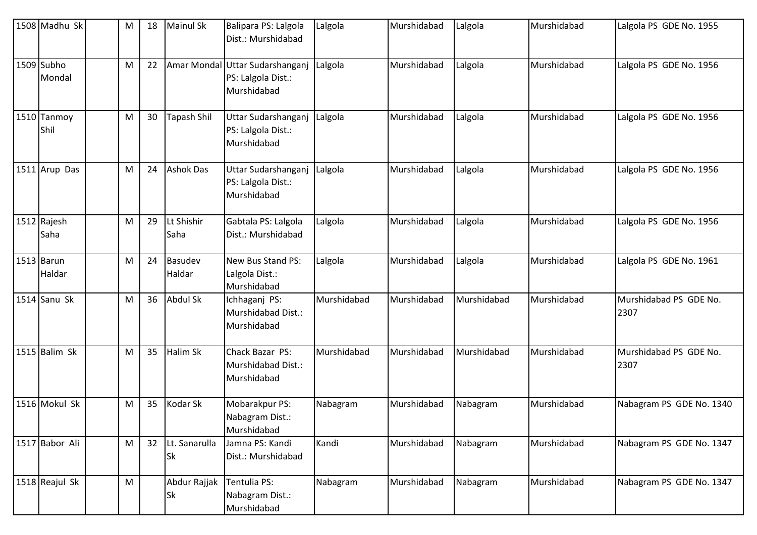| 1508 | Madhu Sk | | M | 18 | Mainul Sk | Balipara PS: Lalgola Dist.: Murshidabad | Lalgola | Murshidabad | Lalgola | Murshidabad | Lalgola PS GDE No. 1955 |
|---|---|---|---|---|---|---|---|---|---|---|---|
| 1509 | Subho Mondal | | M | 22 | Amar Mondal | Uttar Sudarshanganj PS: Lalgola Dist.: Murshidabad | Lalgola | Murshidabad | Lalgola | Murshidabad | Lalgola PS GDE No. 1956 |
| 1510 | Tanmoy Shil | | M | 30 | Tapash Shil | Uttar Sudarshanganj PS: Lalgola Dist.: Murshidabad | Lalgola | Murshidabad | Lalgola | Murshidabad | Lalgola PS GDE No. 1956 |
| 1511 | Arup Das | | M | 24 | Ashok Das | Uttar Sudarshanganj PS: Lalgola Dist.: Murshidabad | Lalgola | Murshidabad | Lalgola | Murshidabad | Lalgola PS GDE No. 1956 |
| 1512 | Rajesh Saha | | M | 29 | Lt Shishir Saha | Gabtala PS: Lalgola Dist.: Murshidabad | Lalgola | Murshidabad | Lalgola | Murshidabad | Lalgola PS GDE No. 1956 |
| 1513 | Barun Haldar | | M | 24 | Basudev Haldar | New Bus Stand PS: Lalgola Dist.: Murshidabad | Lalgola | Murshidabad | Lalgola | Murshidabad | Lalgola PS GDE No. 1961 |
| 1514 | Sanu Sk | | M | 36 | Abdul Sk | Ichhaganj PS: Murshidabad Dist.: Murshidabad | Murshidabad | Murshidabad | Murshidabad | Murshidabad | Murshidabad PS GDE No. 2307 |
| 1515 | Balim Sk | | M | 35 | Halim Sk | Chack Bazar PS: Murshidabad Dist.: Murshidabad | Murshidabad | Murshidabad | Murshidabad | Murshidabad | Murshidabad PS GDE No. 2307 |
| 1516 | Mokul Sk | | M | 35 | Kodar Sk | Mobarakpur PS: Nabagram Dist.: Murshidabad | Nabagram | Murshidabad | Nabagram | Murshidabad | Nabagram PS GDE No. 1340 |
| 1517 | Babor Ali | | M | 32 | Lt. Sanarulla Sk | Jamna PS: Kandi Dist.: Murshidabad | Kandi | Murshidabad | Nabagram | Murshidabad | Nabagram PS GDE No. 1347 |
| 1518 | Reajul Sk | | M | | Abdur Rajjak Sk | Tentulia PS: Nabagram Dist.: Murshidabad | Nabagram | Murshidabad | Nabagram | Murshidabad | Nabagram PS GDE No. 1347 |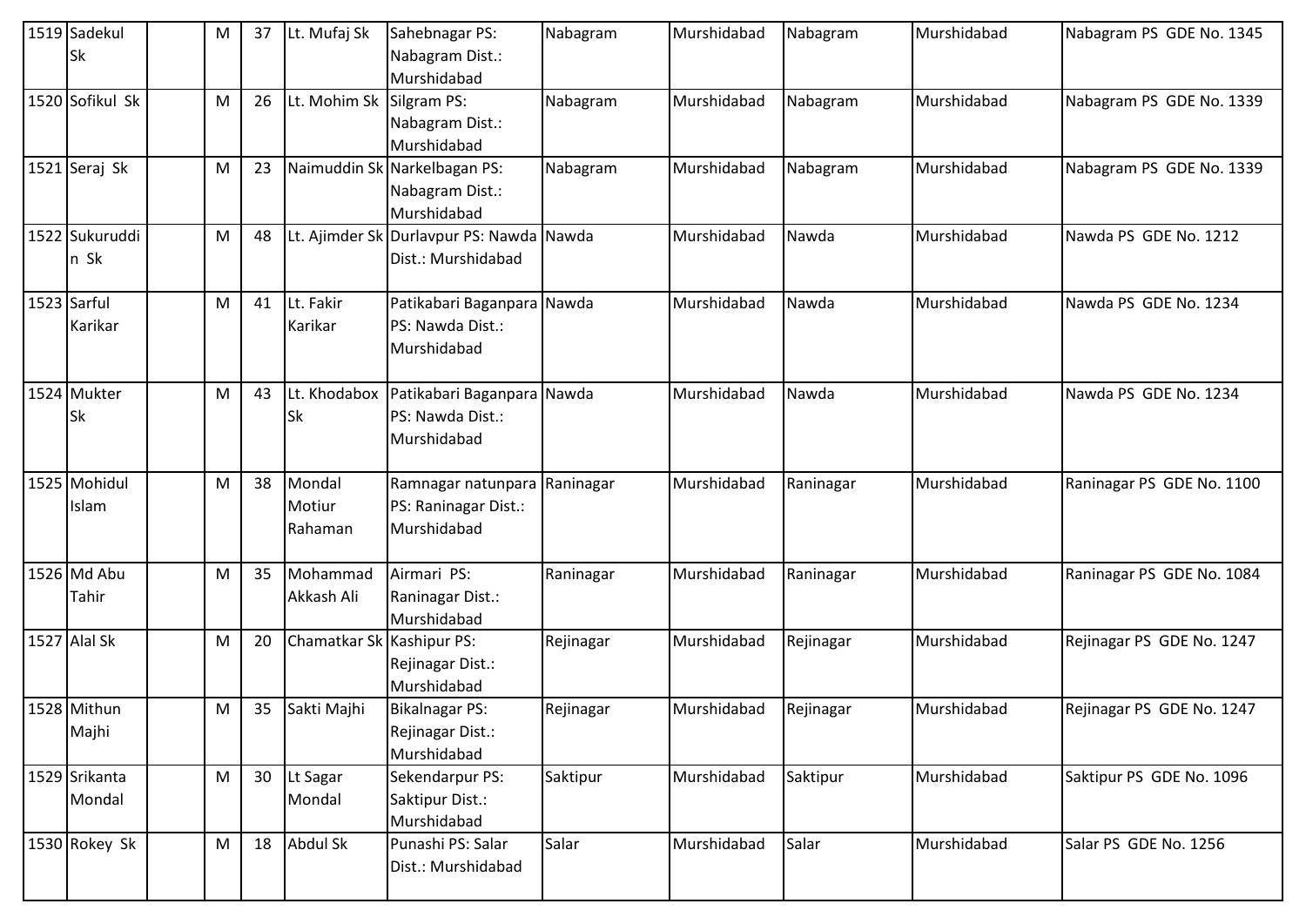| 1519 | Sadekul Sk | | M | 37 | Lt. Mufaj Sk | Sahebnagar PS: Nabagram Dist.: Murshidabad | Nabagram | Murshidabad | Nabagram | Murshidabad | Nabagram PS GDE No. 1345 |
|---|---|---|---|---|---|---|---|---|---|---|---|
| 1520 | Sofikul Sk | | M | 26 | Lt. Mohim Sk | Silgram PS: Nabagram Dist.: Murshidabad | Nabagram | Murshidabad | Nabagram | Murshidabad | Nabagram PS GDE No. 1339 |
| 1521 | Seraj Sk | | M | 23 | Naimuddin Sk | Narkelbagan PS: Nabagram Dist.: Murshidabad | Nabagram | Murshidabad | Nabagram | Murshidabad | Nabagram PS GDE No. 1339 |
| 1522 | Sukuruddin Sk | | M | 48 | Lt. Ajimder Sk | Durlavpur PS: Nawda Dist.: Murshidabad | Nawda | Murshidabad | Nawda | Murshidabad | Nawda PS GDE No. 1212 |
| 1523 | Sarful Karikar | | M | 41 | Lt. Fakir Karikar | Patikabari Baganpara PS: Nawda Dist.: Murshidabad | Nawda | Murshidabad | Nawda | Murshidabad | Nawda PS GDE No. 1234 |
| 1524 | Mukter Sk | | M | 43 | Lt. Khodabox Sk | Patikabari Baganpara PS: Nawda Dist.: Murshidabad | Nawda | Murshidabad | Nawda | Murshidabad | Nawda PS GDE No. 1234 |
| 1525 | Mohidul Islam | | M | 38 | Mondal Motiur Rahaman | Ramnagar natunpara PS: Raninagar Dist.: Murshidabad | Raninagar | Murshidabad | Raninagar | Murshidabad | Raninagar PS GDE No. 1100 |
| 1526 | Md Abu Tahir | | M | 35 | Mohammad Akkash Ali | Airmari PS: Raninagar Dist.: Murshidabad | Raninagar | Murshidabad | Raninagar | Murshidabad | Raninagar PS GDE No. 1084 |
| 1527 | Alal Sk | | M | 20 | Chamatkar Sk | Kashipur PS: Rejinagar Dist.: Murshidabad | Rejinagar | Murshidabad | Rejinagar | Murshidabad | Rejinagar PS GDE No. 1247 |
| 1528 | Mithun Majhi | | M | 35 | Sakti Majhi | Bikalnagar PS: Rejinagar Dist.: Murshidabad | Rejinagar | Murshidabad | Rejinagar | Murshidabad | Rejinagar PS GDE No. 1247 |
| 1529 | Srikanta Mondal | | M | 30 | Lt Sagar Mondal | Sekendarpur PS: Saktipur Dist.: Murshidabad | Saktipur | Murshidabad | Saktipur | Murshidabad | Saktipur PS GDE No. 1096 |
| 1530 | Rokey Sk | | M | 18 | Abdul Sk | Punashi PS: Salar Dist.: Murshidabad | Salar | Murshidabad | Salar | Murshidabad | Salar PS GDE No. 1256 |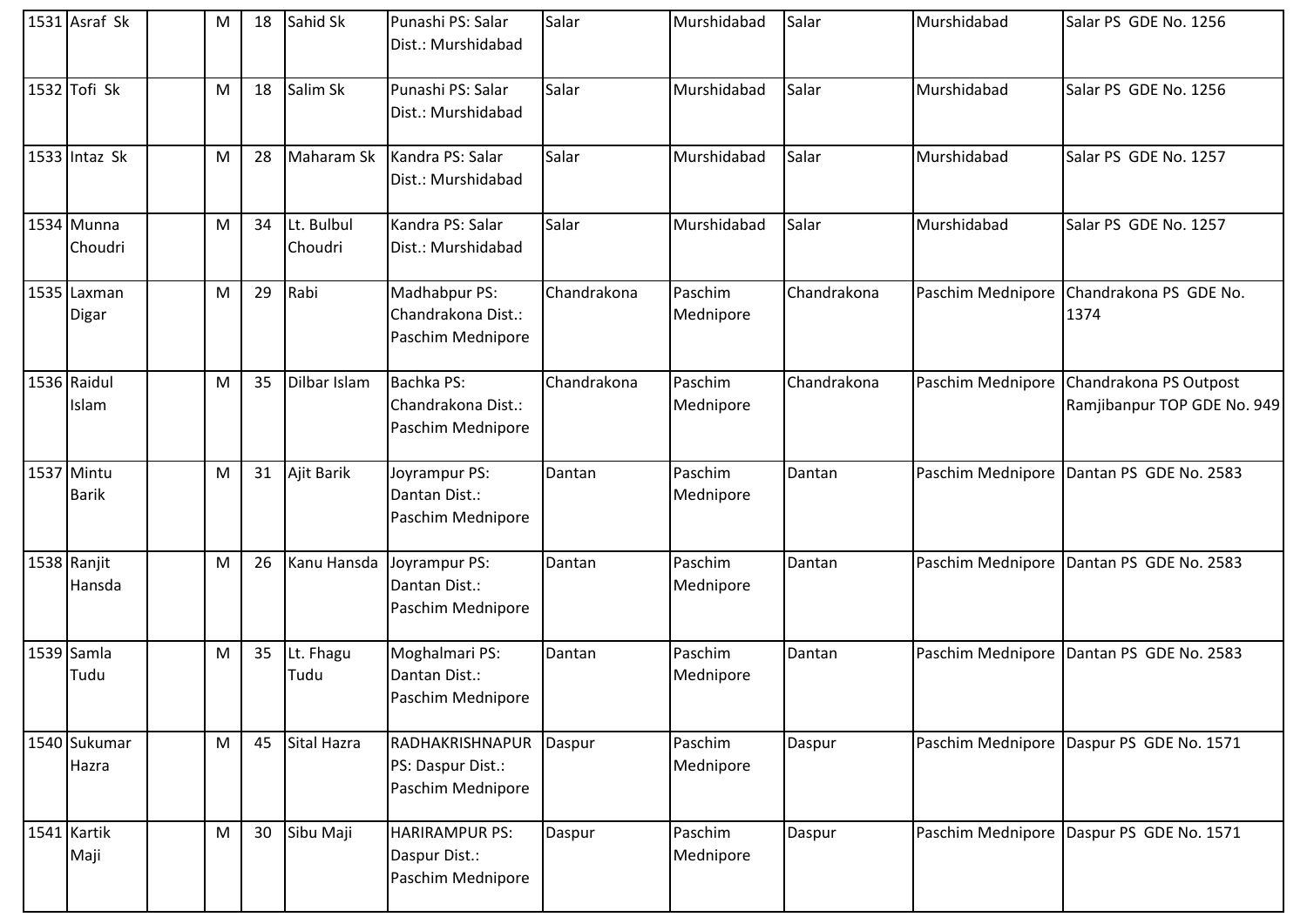| | | | | | | | | | | |
|---|---|---|---|---|---|---|---|---|---|---|
| 1531 | Asraf Sk | | M | 18 | Sahid Sk | Punashi PS: Salar Dist.: Murshidabad | Salar | Murshidabad | Salar | Murshidabad | Salar PS GDE No. 1256 |
| 1532 | Tofi Sk | | M | 18 | Salim Sk | Punashi PS: Salar Dist.: Murshidabad | Salar | Murshidabad | Salar | Murshidabad | Salar PS GDE No. 1256 |
| 1533 | Intaz Sk | | M | 28 | Maharam Sk | Kandra PS: Salar Dist.: Murshidabad | Salar | Murshidabad | Salar | Murshidabad | Salar PS GDE No. 1257 |
| 1534 | Munna Choudri | | M | 34 | Lt. Bulbul Choudri | Kandra PS: Salar Dist.: Murshidabad | Salar | Murshidabad | Salar | Murshidabad | Salar PS GDE No. 1257 |
| 1535 | Laxman Digar | | M | 29 | Rabi | Madhabpur PS: Chandrakona Dist.: Paschim Mednipore | Chandrakona | Paschim Mednipore | Chandrakona | Paschim Mednipore | Chandrakona PS GDE No. 1374 |
| 1536 | Raidul Islam | | M | 35 | Dilbar Islam | Bachka PS: Chandrakona Dist.: Paschim Mednipore | Chandrakona | Paschim Mednipore | Chandrakona | Paschim Mednipore | Chandrakona PS Outpost Ramjibanpur TOP GDE No. 949 |
| 1537 | Mintu Barik | | M | 31 | Ajit Barik | Joyrampur PS: Dantan Dist.: Paschim Mednipore | Dantan | Paschim Mednipore | Dantan | Paschim Mednipore | Dantan PS GDE No. 2583 |
| 1538 | Ranjit Hansda | | M | 26 | Kanu Hansda | Joyrampur PS: Dantan Dist.: Paschim Mednipore | Dantan | Paschim Mednipore | Dantan | Paschim Mednipore | Dantan PS GDE No. 2583 |
| 1539 | Samla Tudu | | M | 35 | Lt. Fhagu Tudu | Moghalmari PS: Dantan Dist.: Paschim Mednipore | Dantan | Paschim Mednipore | Dantan | Paschim Mednipore | Dantan PS GDE No. 2583 |
| 1540 | Sukumar Hazra | | M | 45 | Sital Hazra | RADHAKRISHNAPUR PS: Daspur Dist.: Paschim Mednipore | Daspur | Paschim Mednipore | Daspur | Paschim Mednipore | Daspur PS GDE No. 1571 |
| 1541 | Kartik Maji | | M | 30 | Sibu Maji | HARIRAMPUR PS: Daspur Dist.: Paschim Mednipore | Daspur | Paschim Mednipore | Daspur | Paschim Mednipore | Daspur PS GDE No. 1571 |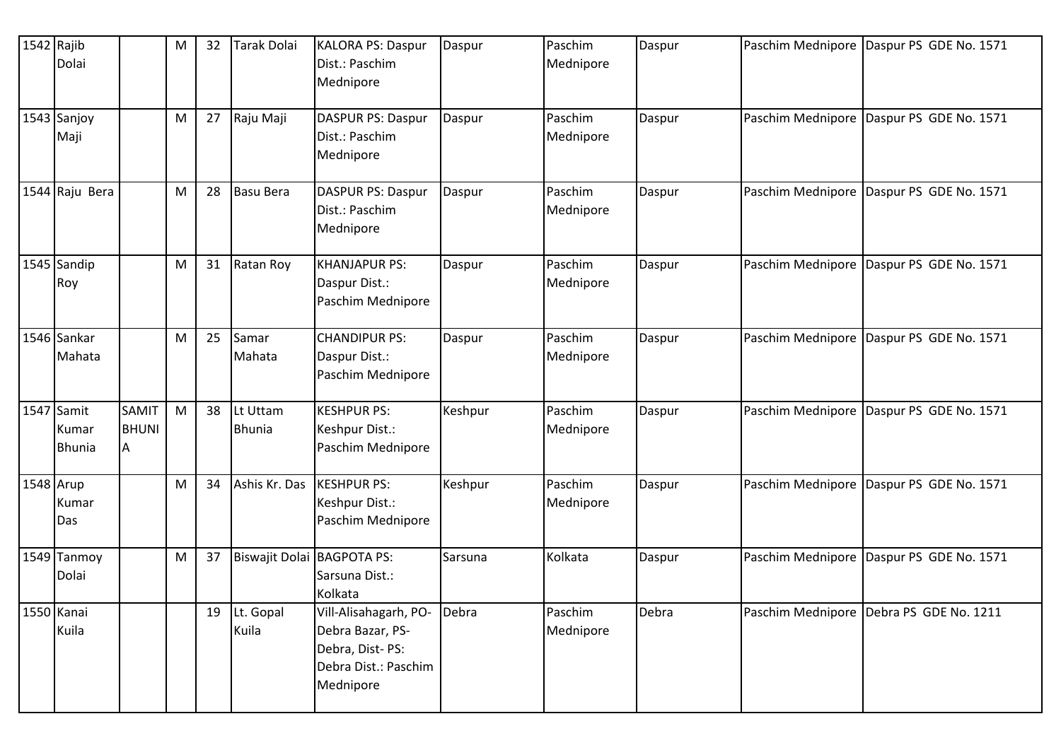| | | | | | | | | | | | |
|---|---|---|---|---|---|---|---|---|---|---|---|
| 1542 | Rajib Dolai | | M | 32 | Tarak Dolai | KALORA PS: Daspur Dist.: Paschim Mednipore | Daspur | Paschim Mednipore | Daspur | Paschim Mednipore | Daspur PS GDE No. 1571 |
| 1543 | Sanjoy Maji | | M | 27 | Raju Maji | DASPUR PS: Daspur Dist.: Paschim Mednipore | Daspur | Paschim Mednipore | Daspur | Paschim Mednipore | Daspur PS GDE No. 1571 |
| 1544 | Raju Bera | | M | 28 | Basu Bera | DASPUR PS: Daspur Dist.: Paschim Mednipore | Daspur | Paschim Mednipore | Daspur | Paschim Mednipore | Daspur PS GDE No. 1571 |
| 1545 | Sandip Roy | | M | 31 | Ratan Roy | KHANJAPUR PS: Daspur Dist.: Paschim Mednipore | Daspur | Paschim Mednipore | Daspur | Paschim Mednipore | Daspur PS GDE No. 1571 |
| 1546 | Sankar Mahata | | M | 25 | Samar Mahata | CHANDIPUR PS: Daspur Dist.: Paschim Mednipore | Daspur | Paschim Mednipore | Daspur | Paschim Mednipore | Daspur PS GDE No. 1571 |
| 1547 | Samit Kumar Bhunia | SAMIT BHUNIA | M | 38 | Lt Uttam Bhunia | KESHPUR PS: Keshpur Dist.: Paschim Mednipore | Keshpur | Paschim Mednipore | Daspur | Paschim Mednipore | Daspur PS GDE No. 1571 |
| 1548 | Arup Kumar Das | | M | 34 | Ashis Kr. Das | KESHPUR PS: Keshpur Dist.: Paschim Mednipore | Keshpur | Paschim Mednipore | Daspur | Paschim Mednipore | Daspur PS GDE No. 1571 |
| 1549 | Tanmoy Dolai | | M | 37 | Biswajit Dolai | BAGPOTA PS: Sarsuna Dist.: Kolkata | Sarsuna | Kolkata | Daspur | Paschim Mednipore | Daspur PS GDE No. 1571 |
| 1550 | Kanai Kuila | | | 19 | Lt. Gopal Kuila | Vill-Alisahagarh, PO-Debra Bazar, PS-Debra, Dist- PS: Debra Dist.: Paschim Mednipore | Debra | Paschim Mednipore | Debra | Paschim Mednipore | Debra PS GDE No. 1211 |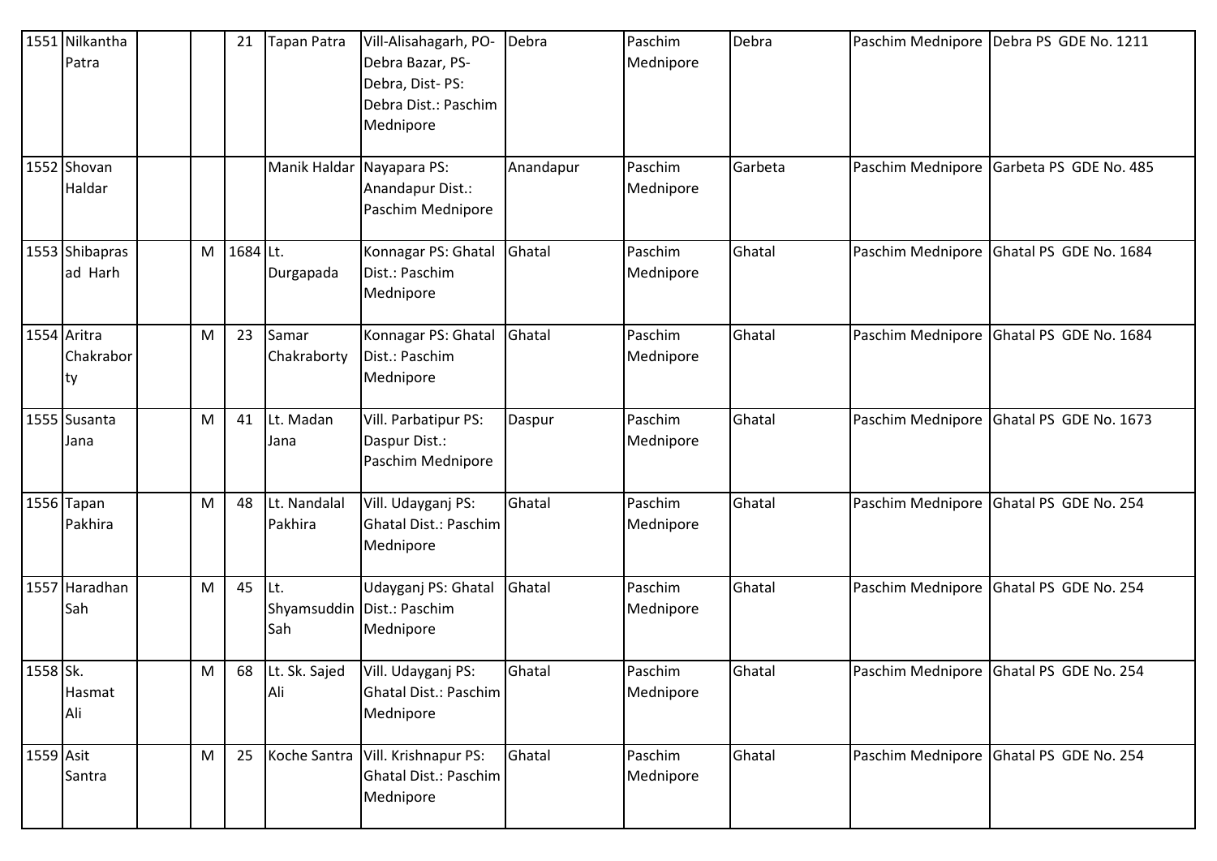| 1551 | Nilkantha Patra | | | 21 | Tapan Patra | Vill-Alisahagarh, PO-Debra Bazar, PS-Debra, Dist- PS: Debra Dist.: Paschim Mednipore | Debra | Paschim Mednipore | Debra | Paschim Mednipore | Debra PS GDE No. 1211 |
|---|---|---|---|---|---|---|---|---|---|---|---|
| 1552 | Shovan Haldar | | | | Manik Haldar | Nayapara PS: Anandapur Dist.: Paschim Mednipore | Anandapur | Paschim Mednipore | Garbeta | Paschim Mednipore | Garbeta PS GDE No. 485 |
| 1553 | Shibaprasad Harh | | M | 1684 | Lt. Durgapada | Konnagar PS: Ghatal Dist.: Paschim Mednipore | Ghatal | Paschim Mednipore | Ghatal | Paschim Mednipore | Ghatal PS GDE No. 1684 |
| 1554 | Aritra Chakraborty | | M | 23 | Samar Chakraborty | Konnagar PS: Ghatal Dist.: Paschim Mednipore | Ghatal | Paschim Mednipore | Ghatal | Paschim Mednipore | Ghatal PS GDE No. 1684 |
| 1555 | Susanta Jana | | M | 41 | Lt. Madan Jana | Vill. Parbatipur PS: Daspur Dist.: Paschim Mednipore | Daspur | Paschim Mednipore | Ghatal | Paschim Mednipore | Ghatal PS GDE No. 1673 |
| 1556 | Tapan Pakhira | | M | 48 | Lt. Nandalal Pakhira | Vill. Udayganj PS: Ghatal Dist.: Paschim Mednipore | Ghatal | Paschim Mednipore | Ghatal | Paschim Mednipore | Ghatal PS GDE No. 254 |
| 1557 | Haradhan Sah | | M | 45 | Lt. Shyamsuddin Sah | Udayganj PS: Ghatal Dist.: Paschim Mednipore | Ghatal | Paschim Mednipore | Ghatal | Paschim Mednipore | Ghatal PS GDE No. 254 |
| 1558 | Sk. Hasmat Ali | | M | 68 | Lt. Sk. Sajed Ali | Vill. Udayganj PS: Ghatal Dist.: Paschim Mednipore | Ghatal | Paschim Mednipore | Ghatal | Paschim Mednipore | Ghatal PS GDE No. 254 |
| 1559 | Asit Santra | | M | 25 | Koche Santra | Vill. Krishnapur PS: Ghatal Dist.: Paschim Mednipore | Ghatal | Paschim Mednipore | Ghatal | Paschim Mednipore | Ghatal PS GDE No. 254 |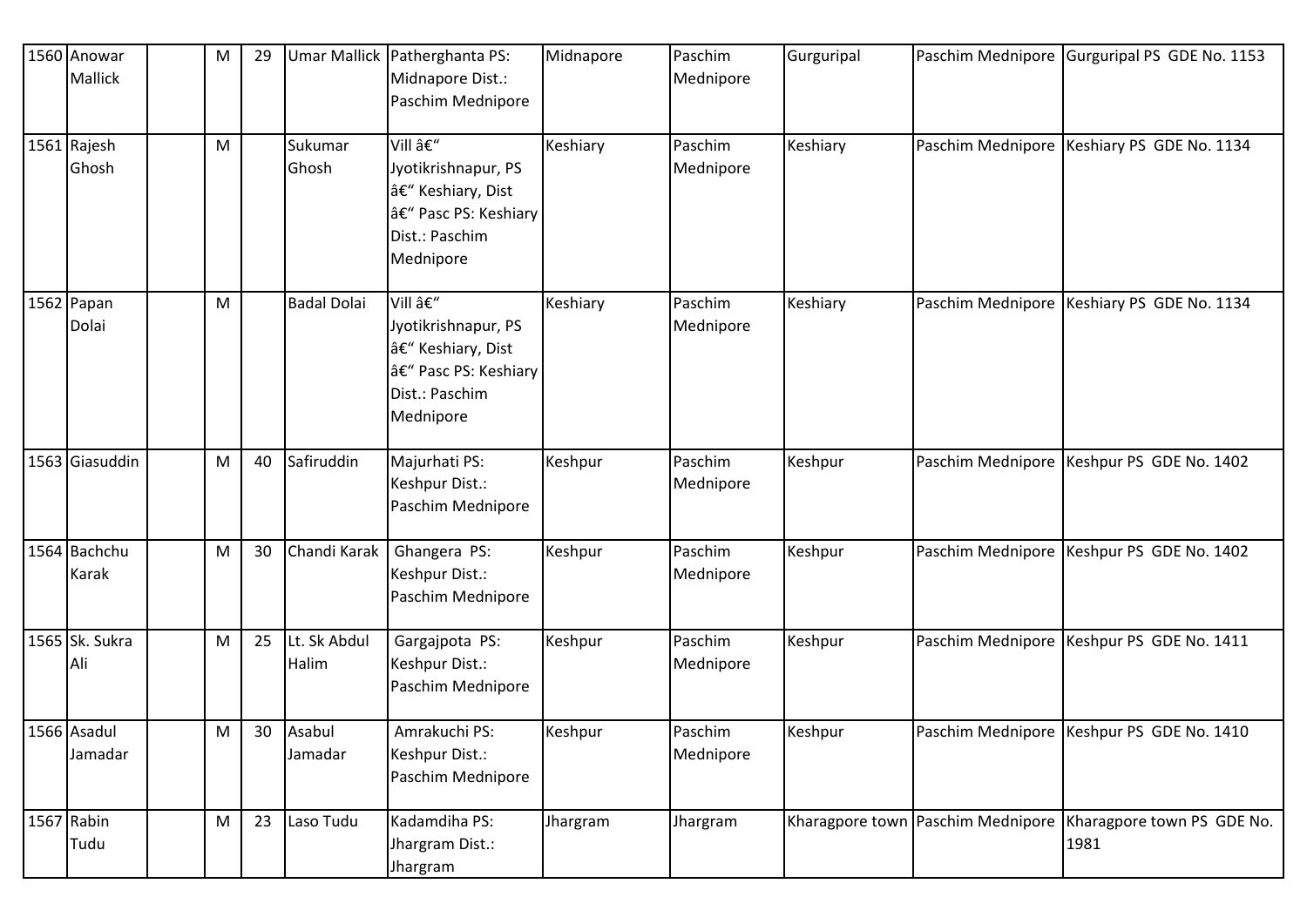| 1560 | Anowar Mallick | | M | 29 | Umar Mallick | Patherghanta PS: Midnapore Dist.: Paschim Mednipore | Midnapore | Paschim Mednipore | Gurguripal | Paschim Mednipore | Gurguripal PS GDE No. 1153 |
|---|---|---|---|---|---|---|---|---|---|---|---|
| 1561 | Rajesh Ghosh | | M | | Sukumar Ghosh | Vill â€“ Jyotikrishnapur, PS â€“ Keshiary, Dist â€“ Pasc PS: Keshiary Dist.: Paschim Mednipore | Keshiary | Paschim Mednipore | Keshiary | Paschim Mednipore | Keshiary PS GDE No. 1134 |
| 1562 | Papan Dolai | | M | | Badal Dolai | Vill â€“ Jyotikrishnapur, PS â€“ Keshiary, Dist â€“ Pasc PS: Keshiary Dist.: Paschim Mednipore | Keshiary | Paschim Mednipore | Keshiary | Paschim Mednipore | Keshiary PS GDE No. 1134 |
| 1563 | Giasuddin | | M | 40 | Safiruddin | Majurhati PS: Keshpur Dist.: Paschim Mednipore | Keshpur | Paschim Mednipore | Keshpur | Paschim Mednipore | Keshpur PS GDE No. 1402 |
| 1564 | Bachchu Karak | | M | 30 | Chandi Karak | Ghangera PS: Keshpur Dist.: Paschim Mednipore | Keshpur | Paschim Mednipore | Keshpur | Paschim Mednipore | Keshpur PS GDE No. 1402 |
| 1565 | Sk. Sukra Ali | | M | 25 | Lt. Sk Abdul Halim | Gargajpota PS: Keshpur Dist.: Paschim Mednipore | Keshpur | Paschim Mednipore | Keshpur | Paschim Mednipore | Keshpur PS GDE No. 1411 |
| 1566 | Asadul Jamadar | | M | 30 | Asabul Jamadar | Amrakuchi PS: Keshpur Dist.: Paschim Mednipore | Keshpur | Paschim Mednipore | Keshpur | Paschim Mednipore | Keshpur PS GDE No. 1410 |
| 1567 | Rabin Tudu | | M | 23 | Laso Tudu | Kadamdiha PS: Jhargram Dist.: Jhargram | Jhargram | Jhargram | Kharagpore town | Paschim Mednipore | Kharagpore town PS GDE No. 1981 |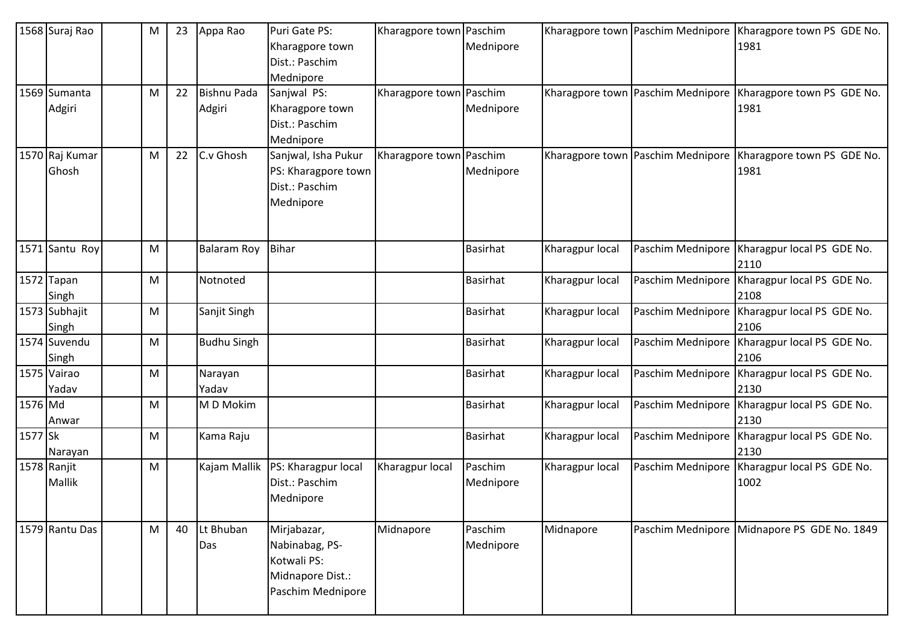| 1568 | Suraj Rao | | M | 23 | Appa Rao | Puri Gate PS: Kharagpore town Dist.: Paschim Mednipore | Kharagpore town | Paschim Mednipore | Kharagpore town | Paschim Mednipore | Kharagpore town PS GDE No. 1981 |
|---|---|---|---|---|---|---|---|---|---|---|---|
| 1569 | Sumanta Adgiri | | M | 22 | Bishnu Pada Adgiri | Sanjwal PS: Kharagpore town Dist.: Paschim Mednipore | Kharagpore town | Paschim Mednipore | Kharagpore town | Paschim Mednipore | Kharagpore town PS GDE No. 1981 |
| 1570 | Raj Kumar Ghosh | | M | 22 | C.v Ghosh | Sanjwal, Isha Pukur PS: Kharagpore town Dist.: Paschim Mednipore | Kharagpore town | Paschim Mednipore | Kharagpore town | Paschim Mednipore | Kharagpore town PS GDE No. 1981 |
| 1571 | Santu Roy | | M | | Balaram Roy | Bihar | | Basirhat | Kharagpur local | Paschim Mednipore | Kharagpur local PS GDE No. 2110 |
| 1572 | Tapan Singh | | M | | Notnoted | | | Basirhat | Kharagpur local | Paschim Mednipore | Kharagpur local PS GDE No. 2108 |
| 1573 | Subhajit Singh | | M | | Sanjit Singh | | | Basirhat | Kharagpur local | Paschim Mednipore | Kharagpur local PS GDE No. 2106 |
| 1574 | Suvendu Singh | | M | | Budhu Singh | | | Basirhat | Kharagpur local | Paschim Mednipore | Kharagpur local PS GDE No. 2106 |
| 1575 | Vairao Yadav | | M | | Narayan Yadav | | | Basirhat | Kharagpur local | Paschim Mednipore | Kharagpur local PS GDE No. 2130 |
| 1576 | Md Anwar | | M | | M D Mokim | | | Basirhat | Kharagpur local | Paschim Mednipore | Kharagpur local PS GDE No. 2130 |
| 1577 | Sk Narayan | | M | | Kama Raju | | | Basirhat | Kharagpur local | Paschim Mednipore | Kharagpur local PS GDE No. 2130 |
| 1578 | Ranjit Mallik | | M | | Kajam Mallik | PS: Kharagpur local Dist.: Paschim Mednipore | Kharagpur local | Paschim Mednipore | Kharagpur local | Paschim Mednipore | Kharagpur local PS GDE No. 1002 |
| 1579 | Rantu Das | | M | 40 | Lt Bhuban Das | Mirjabazar, Nabinabag, PS-Kotwali PS: Midnapore Dist.: Paschim Mednipore | Midnapore | Paschim Mednipore | Midnapore | Paschim Mednipore | Midnapore PS GDE No. 1849 |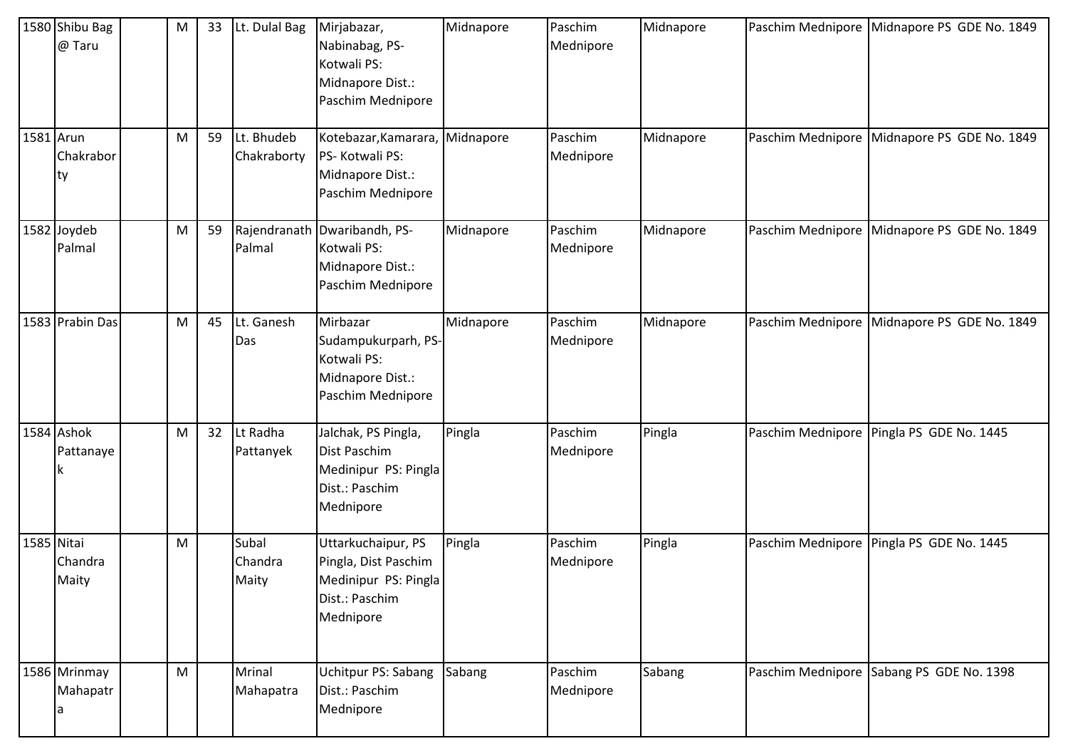| 1580 | Shibu Bag @ Taru | | M | 33 | Lt. Dulal Bag | Mirjabazar, Nabinabag, PS- Kotwali PS: Midnapore Dist.: Paschim Mednipore | Midnapore | Paschim Mednipore | Midnapore | Paschim Mednipore | Midnapore PS GDE No. 1849 |
|---|---|---|---|---|---|---|---|---|---|---|---|
| 1581 | Arun Chakraborty | | M | 59 | Lt. Bhudeb Chakraborty | Kotebazar,Kamarara, PS- Kotwali PS: Midnapore Dist.: Paschim Mednipore | Midnapore | Paschim Mednipore | Midnapore | Paschim Mednipore | Midnapore PS GDE No. 1849 |
| 1582 | Joydeb Palmal | | M | 59 | Rajendranath Palmal | Dwaribandh, PS- Kotwali PS: Midnapore Dist.: Paschim Mednipore | Midnapore | Paschim Mednipore | Midnapore | Paschim Mednipore | Midnapore PS GDE No. 1849 |
| 1583 | Prabin Das | | M | 45 | Lt. Ganesh Das | Mirbazar Sudampukurparh, PS- Kotwali PS: Midnapore Dist.: Paschim Mednipore | Midnapore | Paschim Mednipore | Midnapore | Paschim Mednipore | Midnapore PS GDE No. 1849 |
| 1584 | Ashok Pattanayek | | M | 32 | Lt Radha Pattanyek | Jalchak, PS Pingla, Dist Paschim Medinipur PS: Pingla Dist.: Paschim Mednipore | Pingla | Paschim Mednipore | Pingla | Paschim Mednipore | Pingla PS GDE No. 1445 |
| 1585 | Nitai Chandra Maity | | M | | Subal Chandra Maity | Uttarkuchaipur, PS Pingla, Dist Paschim Medinipur PS: Pingla Dist.: Paschim Mednipore | Pingla | Paschim Mednipore | Pingla | Paschim Mednipore | Pingla PS GDE No. 1445 |
| 1586 | Mrinmay Mahapatra | | M | | Mrinal Mahapatra | Uchitpur PS: Sabang Dist.: Paschim Mednipore | Sabang | Paschim Mednipore | Sabang | Paschim Mednipore | Sabang PS GDE No. 1398 |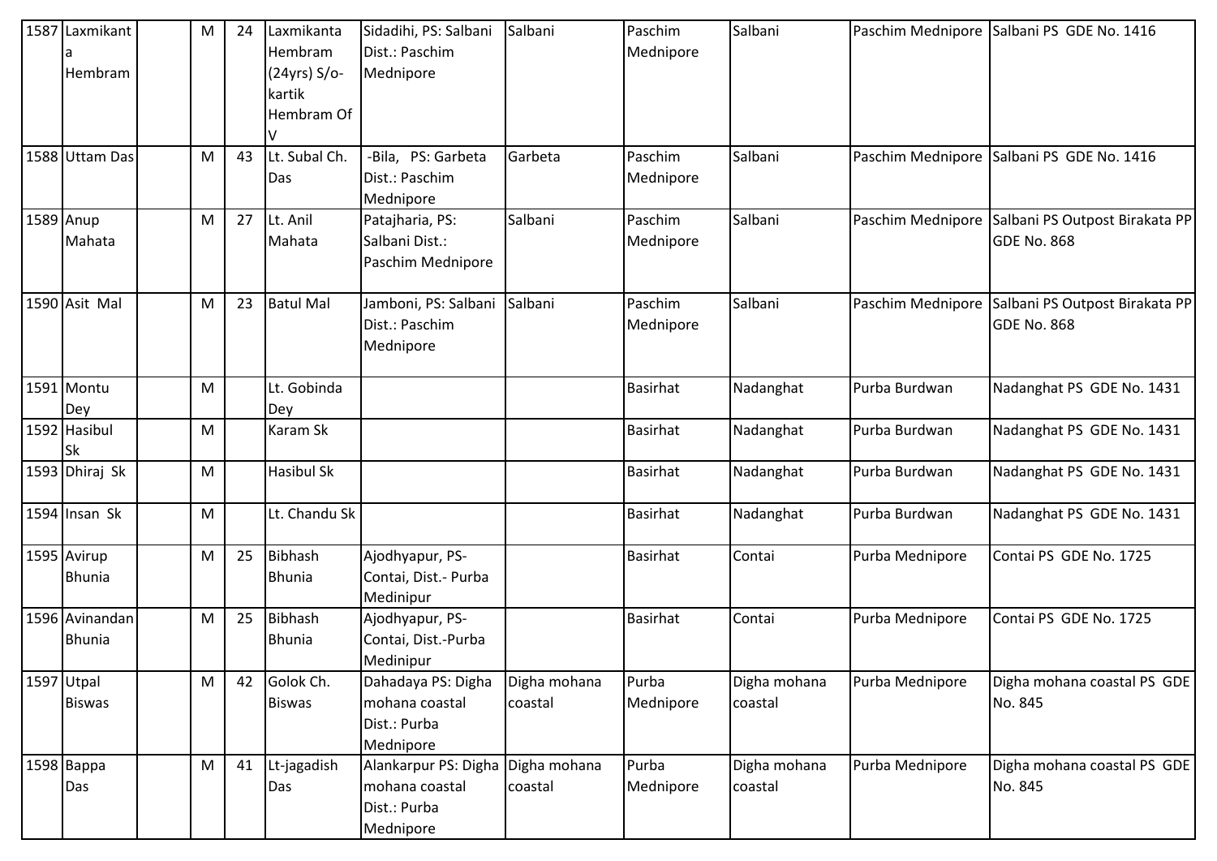| 1587 | Laxmikanta Hembram | | M | 24 | Laxmikanta Hembram (24yrs) S/o- kartik Hembram Of V | Sidadihi, PS: Salbani Dist.: Paschim Mednipore | Salbani | Paschim Mednipore | Salbani | Paschim Mednipore | Salbani PS GDE No. 1416 |
|---|---|---|---|---|---|---|---|---|---|---|---|
| 1588 | Uttam Das | | M | 43 | Lt. Subal Ch. Das | -Bila, PS: Garbeta Dist.: Paschim Mednipore | Garbeta | Paschim Mednipore | Salbani | Paschim Mednipore | Salbani PS GDE No. 1416 |
| 1589 | Anup Mahata | | M | 27 | Lt. Anil Mahata | Patajharia, PS: Salbani Dist.: Paschim Mednipore | Salbani | Paschim Mednipore | Salbani | Paschim Mednipore | Salbani PS Outpost Birakata PP GDE No. 868 |
| 1590 | Asit Mal | | M | 23 | Batul Mal | Jamboni, PS: Salbani Dist.: Paschim Mednipore | Salbani | Paschim Mednipore | Salbani | Paschim Mednipore | Salbani PS Outpost Birakata PP GDE No. 868 |
| 1591 | Montu Dey | | M | | Lt. Gobinda Dey | | | Basirhat | Nadanghat | Purba Burdwan | Nadanghat PS GDE No. 1431 |
| 1592 | Hasibul Sk | | M | | Karam Sk | | | Basirhat | Nadanghat | Purba Burdwan | Nadanghat PS GDE No. 1431 |
| 1593 | Dhiraj Sk | | M | | Hasibul Sk | | | Basirhat | Nadanghat | Purba Burdwan | Nadanghat PS GDE No. 1431 |
| 1594 | Insan Sk | | M | | Lt. Chandu Sk | | | Basirhat | Nadanghat | Purba Burdwan | Nadanghat PS GDE No. 1431 |
| 1595 | Avirup Bhunia | | M | 25 | Bibhash Bhunia | Ajodhyapur, PS- Contai, Dist.- Purba Medinipur | | Basirhat | Contai | Purba Mednipore | Contai PS GDE No. 1725 |
| 1596 | Avinandan Bhunia | | M | 25 | Bibhash Bhunia | Ajodhyapur, PS- Contai, Dist.-Purba Medinipur | | Basirhat | Contai | Purba Mednipore | Contai PS GDE No. 1725 |
| 1597 | Utpal Biswas | | M | 42 | Golok Ch. Biswas | Dahadaya PS: Digha mohana coastal Dist.: Purba Mednipore | Digha mohana coastal | Purba Mednipore | Digha mohana coastal | Purba Mednipore | Digha mohana coastal PS GDE No. 845 |
| 1598 | Bappa Das | | M | 41 | Lt-jagadish Das | Alankarpur PS: Digha mohana coastal Dist.: Purba Mednipore | Digha mohana coastal | Purba Mednipore | Digha mohana coastal | Purba Mednipore | Digha mohana coastal PS GDE No. 845 |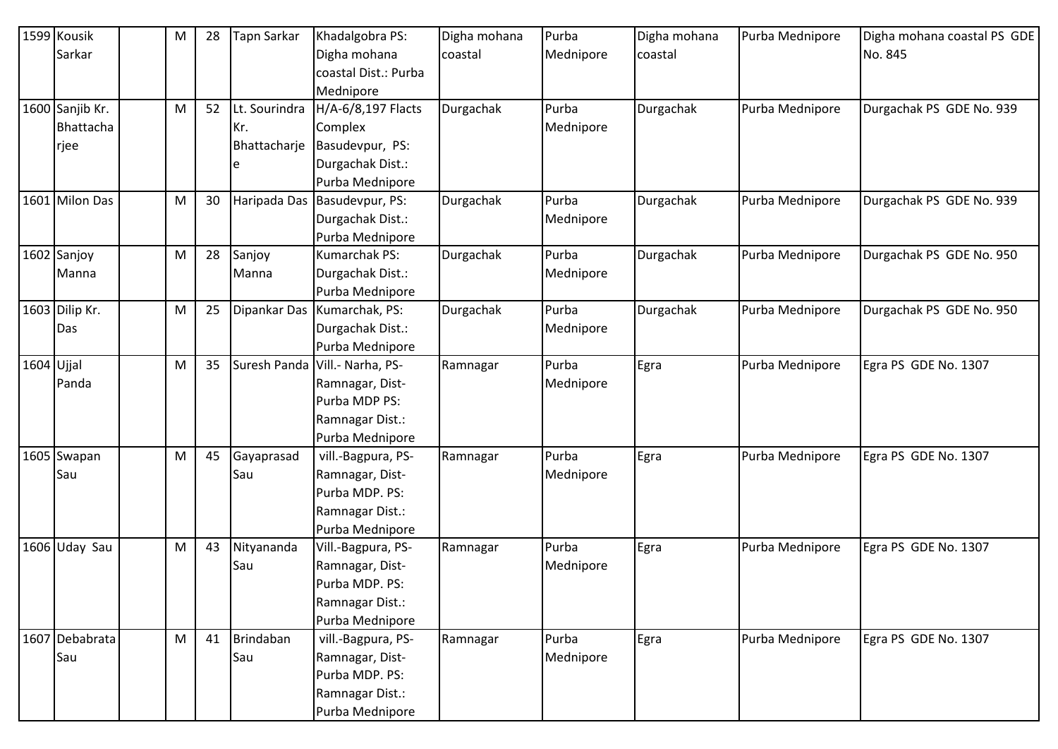| 1599 | Kousik Sarkar | | M | 28 | Tapn Sarkar | Khadalgobra PS: Digha mohana coastal Dist.: Purba Mednipore | Digha mohana coastal | Purba Mednipore | Digha mohana coastal | Purba Mednipore | Digha mohana coastal PS GDE No. 845 |
|---|---|---|---|---|---|---|---|---|---|---|---|
| 1600 | Sanjib Kr. Bhattacharjee | | M | 52 | Lt. Sourindra Kr. Bhattacharjee | H/A-6/8,197 Flacts Complex Basudevpur, PS: Durgachak Dist.: Purba Mednipore | Durgachak | Purba Mednipore | Durgachak | Purba Mednipore | Durgachak PS GDE No. 939 |
| 1601 | Milon Das | | M | 30 | Haripada Das | Basudevpur, PS: Durgachak Dist.: Purba Mednipore | Durgachak | Purba Mednipore | Durgachak | Purba Mednipore | Durgachak PS GDE No. 939 |
| 1602 | Sanjoy Manna | | M | 28 | Sanjoy Manna | Kumarchak PS: Durgachak Dist.: Purba Mednipore | Durgachak | Purba Mednipore | Durgachak | Purba Mednipore | Durgachak PS GDE No. 950 |
| 1603 | Dilip Kr. Das | | M | 25 | Dipankar Das | Kumarchak, PS: Durgachak Dist.: Purba Mednipore | Durgachak | Purba Mednipore | Durgachak | Purba Mednipore | Durgachak PS GDE No. 950 |
| 1604 | Ujjal Panda | | M | 35 | Suresh Panda | Vill.- Narha, PS-Ramnagar, Dist-Purba MDP PS: Ramnagar Dist.: Purba Mednipore | Ramnagar | Purba Mednipore | Egra | Purba Mednipore | Egra PS GDE No. 1307 |
| 1605 | Swapan Sau | | M | 45 | Gayaprasad Sau | vill.-Bagpura, PS-Ramnagar, Dist-Purba MDP. PS: Ramnagar Dist.: Purba Mednipore | Ramnagar | Purba Mednipore | Egra | Purba Mednipore | Egra PS GDE No. 1307 |
| 1606 | Uday Sau | | M | 43 | Nityananda Sau | Vill.-Bagpura, PS-Ramnagar, Dist-Purba MDP. PS: Ramnagar Dist.: Purba Mednipore | Ramnagar | Purba Mednipore | Egra | Purba Mednipore | Egra PS GDE No. 1307 |
| 1607 | Debabrata Sau | | M | 41 | Brindaban Sau | vill.-Bagpura, PS-Ramnagar, Dist-Purba MDP. PS: Ramnagar Dist.: Purba Mednipore | Ramnagar | Purba Mednipore | Egra | Purba Mednipore | Egra PS GDE No. 1307 |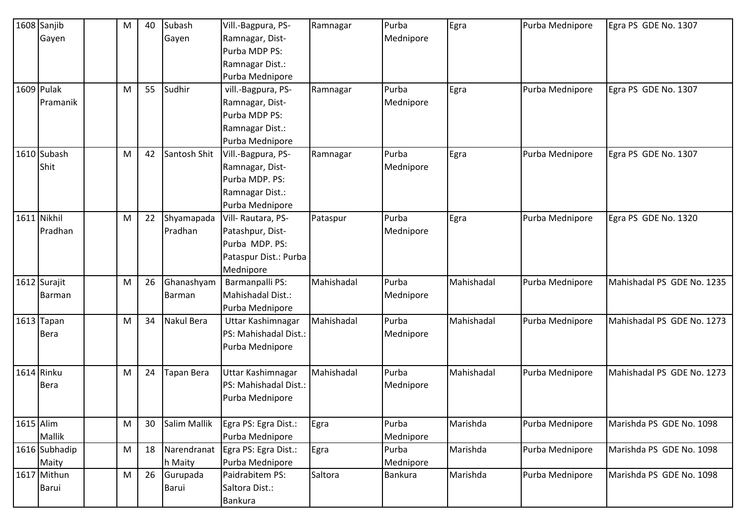| 1608 | Sanjib Gayen | | M | 40 | Subash Gayen | Vill.-Bagpura, PS-Ramnagar, Dist-Purba MDP PS: Ramnagar Dist.: Purba Mednipore | Ramnagar | Purba Mednipore | Egra | Purba Mednipore | Egra PS GDE No. 1307 |
|---|---|---|---|---|---|---|---|---|---|---|---|
| 1609 | Pulak Pramanik | | M | 55 | Sudhir | vill.-Bagpura, PS-Ramnagar, Dist-Purba MDP PS: Ramnagar Dist.: Purba Mednipore | Ramnagar | Purba Mednipore | Egra | Purba Mednipore | Egra PS GDE No. 1307 |
| 1610 | Subash Shit | | M | 42 | Santosh Shit | Vill.-Bagpura, PS-Ramnagar, Dist-Purba MDP. PS: Ramnagar Dist.: Purba Mednipore | Ramnagar | Purba Mednipore | Egra | Purba Mednipore | Egra PS GDE No. 1307 |
| 1611 | Nikhil Pradhan | | M | 22 | Shyamapada Pradhan | Vill- Rautara, PS-Patashpur, Dist-Purba MDP. PS: Pataspur Dist.: Purba Mednipore | Pataspur | Purba Mednipore | Egra | Purba Mednipore | Egra PS GDE No. 1320 |
| 1612 | Surajit Barman | | M | 26 | Ghanashyam Barman | Barmanpalli PS: Mahishadal Dist.: Purba Mednipore | Mahishadal | Purba Mednipore | Mahishadal | Purba Mednipore | Mahishadal PS GDE No. 1235 |
| 1613 | Tapan Bera | | M | 34 | Nakul Bera | Uttar Kashimnagar PS: Mahishadal Dist.: Purba Mednipore | Mahishadal | Purba Mednipore | Mahishadal | Purba Mednipore | Mahishadal PS GDE No. 1273 |
| 1614 | Rinku Bera | | M | 24 | Tapan Bera | Uttar Kashimnagar PS: Mahishadal Dist.: Purba Mednipore | Mahishadal | Purba Mednipore | Mahishadal | Purba Mednipore | Mahishadal PS GDE No. 1273 |
| 1615 | Alim Mallik | | M | 30 | Salim Mallik | Egra PS: Egra Dist.: Purba Mednipore | Egra | Purba Mednipore | Marishda | Purba Mednipore | Marishda PS GDE No. 1098 |
| 1616 | Subhadip Maity | | M | 18 | Narendranath Maity | Egra PS: Egra Dist.: Purba Mednipore | Egra | Purba Mednipore | Marishda | Purba Mednipore | Marishda PS GDE No. 1098 |
| 1617 | Mithun Barui | | M | 26 | Gurupada Barui | Paidrabitem PS: Saltora Dist.: Bankura | Saltora | Bankura | Marishda | Purba Mednipore | Marishda PS GDE No. 1098 |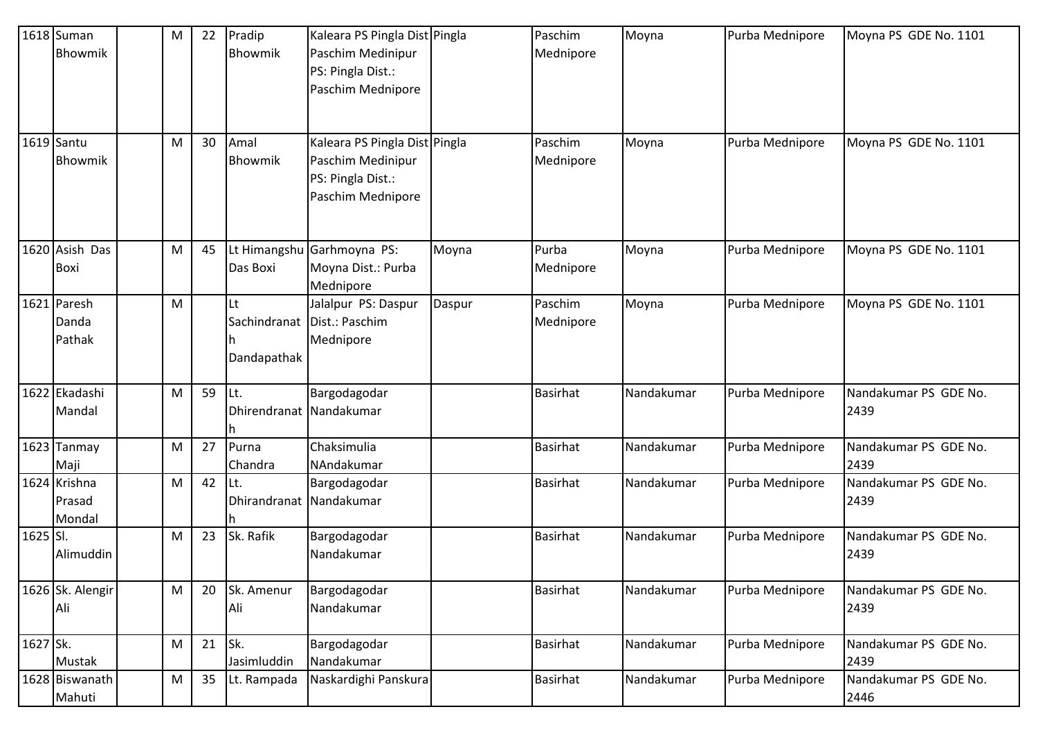| | | | | | | | | | | | |
|---|---|---|---|---|---|---|---|---|---|---|---|
| 1618 | Suman Bhowmik | | M | 22 | Pradip Bhowmik | Kaleara PS Pingla Dist Paschim Medinipur PS: Pingla Dist.: Paschim Mednipore | Pingla | Paschim Mednipore | Moyna | Purba Mednipore | Moyna PS GDE No. 1101 |
| 1619 | Santu Bhowmik | | M | 30 | Amal Bhowmik | Kaleara PS Pingla Dist Paschim Medinipur PS: Pingla Dist.: Paschim Mednipore | Pingla | Paschim Mednipore | Moyna | Purba Mednipore | Moyna PS GDE No. 1101 |
| 1620 | Asish Das Boxi | | M | 45 | Lt Himangshu Das Boxi | Garhmoyna PS: Moyna Dist.: Purba Mednipore | Moyna | Purba Mednipore | Moyna | Purba Mednipore | Moyna PS GDE No. 1101 |
| 1621 | Paresh Danda Pathak | | M | | Lt Sachindranath Dandapathak | Jalalpur PS: Daspur Dist.: Paschim Mednipore | Daspur | Paschim Mednipore | Moyna | Purba Mednipore | Moyna PS GDE No. 1101 |
| 1622 | Ekadashi Mandal | | M | 59 | Lt. Dhirendranath | Bargodagodar Nandakumar | | Basirhat | Nandakumar | Purba Mednipore | Nandakumar PS GDE No. 2439 |
| 1623 | Tanmay Maji | | M | 27 | Purna Chandra | Chaksimulia NAndakumar | | Basirhat | Nandakumar | Purba Mednipore | Nandakumar PS GDE No. 2439 |
| 1624 | Krishna Prasad Mondal | | M | 42 | Lt. Dhirandranath | Bargodagodar Nandakumar | | Basirhat | Nandakumar | Purba Mednipore | Nandakumar PS GDE No. 2439 |
| 1625 | Sl. Alimuddin | | M | 23 | Sk. Rafik | Bargodagodar Nandakumar | | Basirhat | Nandakumar | Purba Mednipore | Nandakumar PS GDE No. 2439 |
| 1626 | Sk. Alengir Ali | | M | 20 | Sk. Amenur Ali | Bargodagodar Nandakumar | | Basirhat | Nandakumar | Purba Mednipore | Nandakumar PS GDE No. 2439 |
| 1627 | Sk. Mustak | | M | 21 | Sk. Jasimluddin | Bargodagodar Nandakumar | | Basirhat | Nandakumar | Purba Mednipore | Nandakumar PS GDE No. 2439 |
| 1628 | Biswanath Mahuti | | M | 35 | Lt. Rampada | Naskardighi Panskura | | Basirhat | Nandakumar | Purba Mednipore | Nandakumar PS GDE No. 2446 |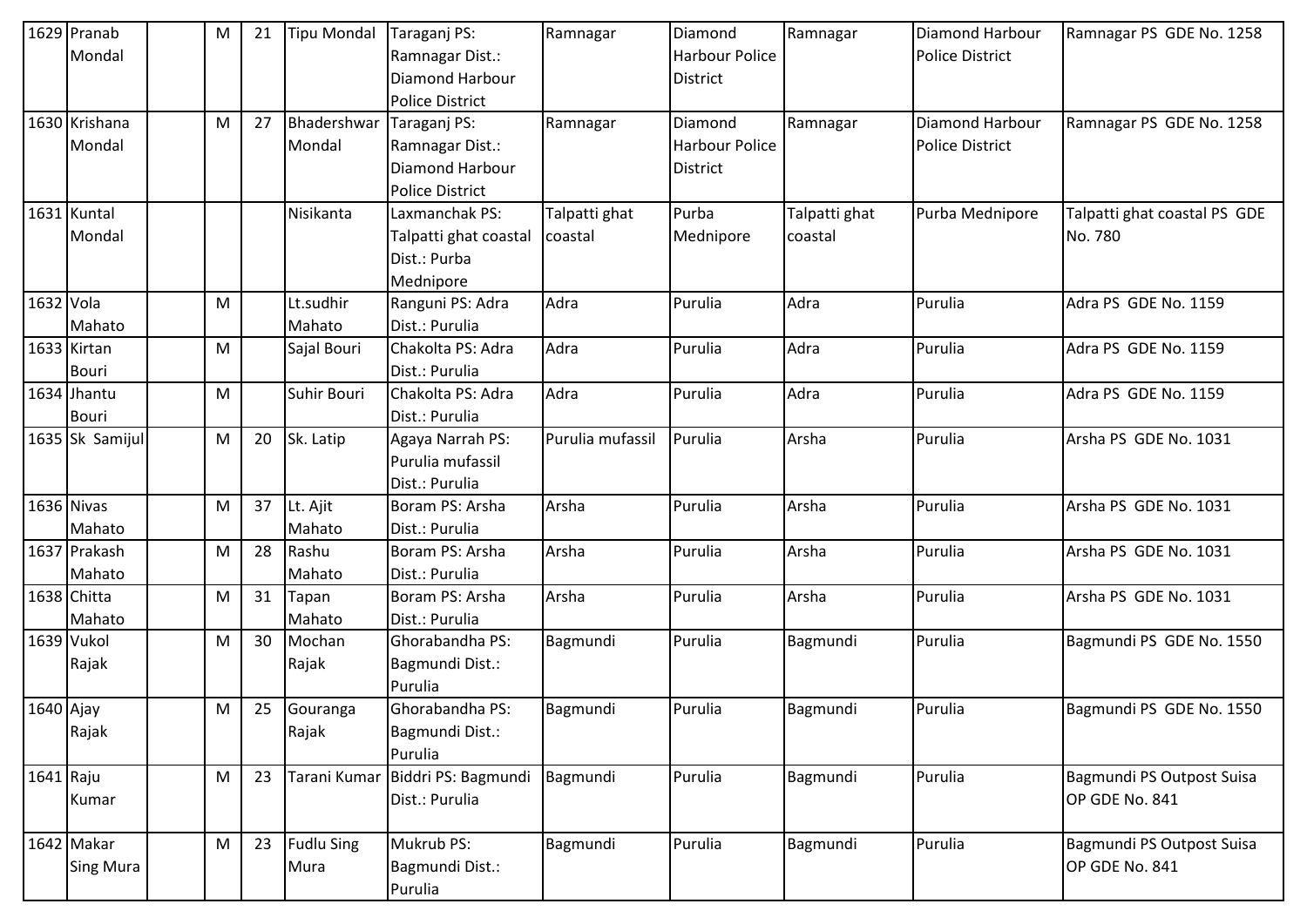| 1629 | Pranab Mondal | | M | 21 | Tipu Mondal | Taraganj PS: Ramnagar Dist.: Diamond Harbour Police District | Ramnagar | Diamond Harbour Police District | Ramnagar | Diamond Harbour Police District | Ramnagar PS GDE No. 1258 |
|---|---|---|---|---|---|---|---|---|---|---|---|
| 1630 | Krishana Mondal | | M | 27 | Bhadershwar Mondal | Taraganj PS: Ramnagar Dist.: Diamond Harbour Police District | Ramnagar | Diamond Harbour Police District | Ramnagar | Diamond Harbour Police District | Ramnagar PS GDE No. 1258 |
| 1631 | Kuntal Mondal | | | | Nisikanta | Laxmanchak PS: Talpatti ghat coastal Dist.: Purba Mednipore | Talpatti ghat coastal | Purba Mednipore | Talpatti ghat coastal | Purba Mednipore | Talpatti ghat coastal PS GDE No. 780 |
| 1632 | Vola Mahato | | M | | Lt.sudhir Mahato | Ranguni PS: Adra Dist.: Purulia | Adra | Purulia | Adra | Purulia | Adra PS GDE No. 1159 |
| 1633 | Kirtan Bouri | | M | | Sajal Bouri | Chakolta PS: Adra Dist.: Purulia | Adra | Purulia | Adra | Purulia | Adra PS GDE No. 1159 |
| 1634 | Jhantu Bouri | | M | | Suhir Bouri | Chakolta PS: Adra Dist.: Purulia | Adra | Purulia | Adra | Purulia | Adra PS GDE No. 1159 |
| 1635 | Sk Samijul | | M | 20 | Sk. Latip | Agaya Narrah PS: Purulia mufassil Dist.: Purulia | Purulia mufassil | Purulia | Arsha | Purulia | Arsha PS GDE No. 1031 |
| 1636 | Nivas Mahato | | M | 37 | Lt. Ajit Mahato | Boram PS: Arsha Dist.: Purulia | Arsha | Purulia | Arsha | Purulia | Arsha PS GDE No. 1031 |
| 1637 | Prakash Mahato | | M | 28 | Rashu Mahato | Boram PS: Arsha Dist.: Purulia | Arsha | Purulia | Arsha | Purulia | Arsha PS GDE No. 1031 |
| 1638 | Chitta Mahato | | M | 31 | Tapan Mahato | Boram PS: Arsha Dist.: Purulia | Arsha | Purulia | Arsha | Purulia | Arsha PS GDE No. 1031 |
| 1639 | Vukol Rajak | | M | 30 | Mochan Rajak | Ghorabandha PS: Bagmundi Dist.: Purulia | Bagmundi | Purulia | Bagmundi | Purulia | Bagmundi PS GDE No. 1550 |
| 1640 | Ajay Rajak | | M | 25 | Gouranga Rajak | Ghorabandha PS: Bagmundi Dist.: Purulia | Bagmundi | Purulia | Bagmundi | Purulia | Bagmundi PS GDE No. 1550 |
| 1641 | Raju Kumar | | M | 23 | Tarani Kumar | Biddri PS: Bagmundi Dist.: Purulia | Bagmundi | Purulia | Bagmundi | Purulia | Bagmundi PS Outpost Suisa OP GDE No. 841 |
| 1642 | Makar Sing Mura | | M | 23 | Fudlu Sing Mura | Mukrub PS: Bagmundi Dist.: Purulia | Bagmundi | Purulia | Bagmundi | Purulia | Bagmundi PS Outpost Suisa OP GDE No. 841 |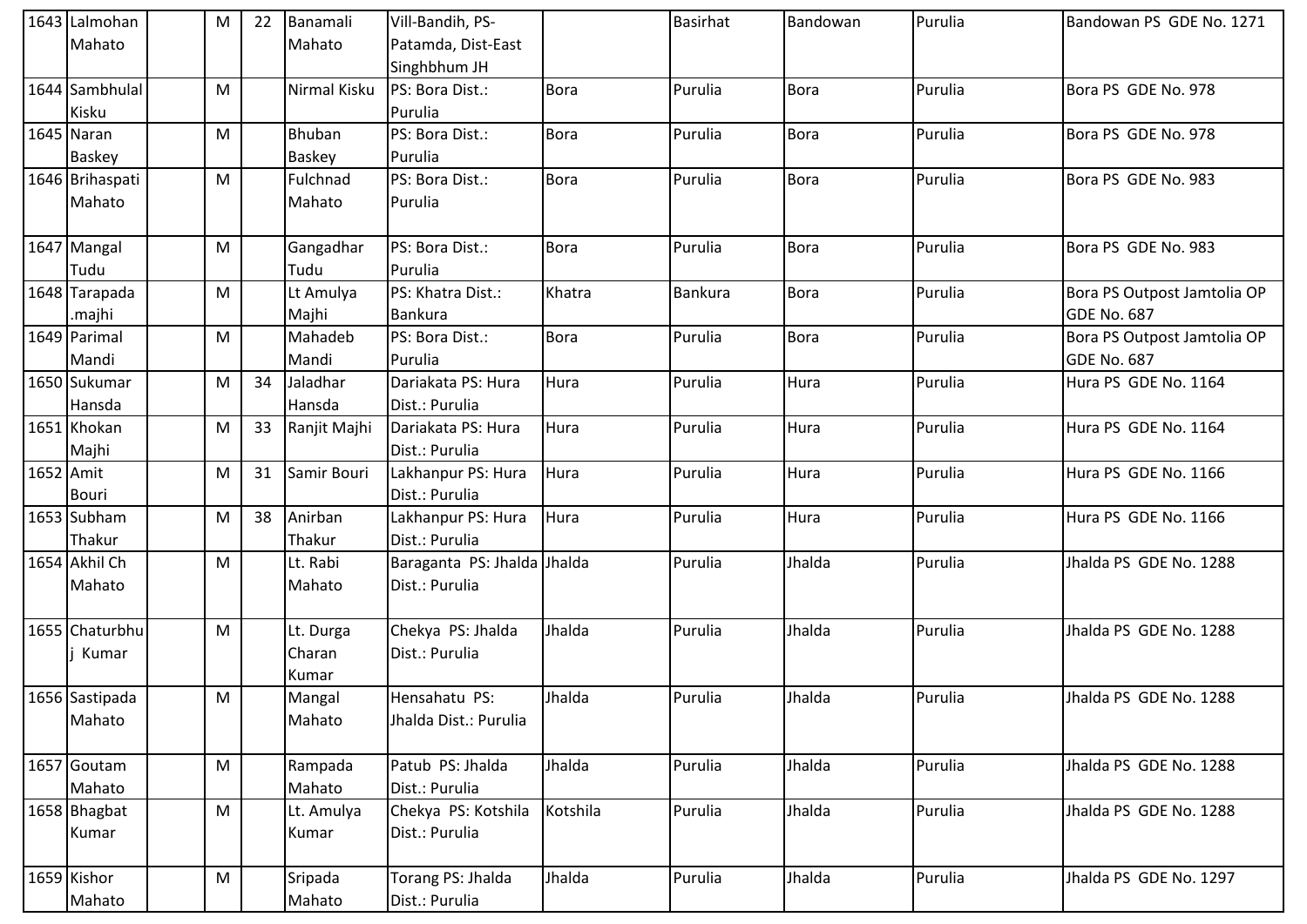| 1643 | Lalmohan Mahato | | M | 22 | Banamali Mahato | Vill-Bandih, PS-Patamda, Dist-East Singhbhum JH | | Basirhat | Bandowan | Purulia | Bandowan PS GDE No. 1271 |
|---|---|---|---|---|---|---|---|---|---|---|---|
| 1644 | Sambhulal Kisku | | M | | Nirmal Kisku | PS: Bora Dist.: Purulia | Bora | Purulia | Bora | Purulia | Bora PS GDE No. 978 |
| 1645 | Naran Baskey | | M | | Bhuban Baskey | PS: Bora Dist.: Purulia | Bora | Purulia | Bora | Purulia | Bora PS GDE No. 978 |
| 1646 | Brihaspati Mahato | | M | | Fulchnad Mahato | PS: Bora Dist.: Purulia | Bora | Purulia | Bora | Purulia | Bora PS GDE No. 983 |
| 1647 | Mangal Tudu | | M | | Gangadhar Tudu | PS: Bora Dist.: Purulia | Bora | Purulia | Bora | Purulia | Bora PS GDE No. 983 |
| 1648 | Tarapada .majhi | | M | | Lt Amulya Majhi | PS: Khatra Dist.: Bankura | Khatra | Bankura | Bora | Purulia | Bora PS Outpost Jamtolia OP GDE No. 687 |
| 1649 | Parimal Mandi | | M | | Mahadeb Mandi | PS: Bora Dist.: Purulia | Bora | Purulia | Bora | Purulia | Bora PS Outpost Jamtolia OP GDE No. 687 |
| 1650 | Sukumar Hansda | | M | 34 | Jaladhar Hansda | Dariakata PS: Hura Dist.: Purulia | Hura | Purulia | Hura | Purulia | Hura PS GDE No. 1164 |
| 1651 | Khokan Majhi | | M | 33 | Ranjit Majhi | Dariakata PS: Hura Dist.: Purulia | Hura | Purulia | Hura | Purulia | Hura PS GDE No. 1164 |
| 1652 | Amit Bouri | | M | 31 | Samir Bouri | Lakhanpur PS: Hura Dist.: Purulia | Hura | Purulia | Hura | Purulia | Hura PS GDE No. 1166 |
| 1653 | Subham Thakur | | M | 38 | Anirban Thakur | Lakhanpur PS: Hura Dist.: Purulia | Hura | Purulia | Hura | Purulia | Hura PS GDE No. 1166 |
| 1654 | Akhil Ch Mahato | | M | | Lt. Rabi Mahato | Baraganta PS: Jhalda Dist.: Purulia | Jhalda | Purulia | Jhalda | Purulia | Jhalda PS GDE No. 1288 |
| 1655 | Chaturbhuj Kumar | | M | | Lt. Durga Charan Kumar | Chekya PS: Jhalda Dist.: Purulia | Jhalda | Purulia | Jhalda | Purulia | Jhalda PS GDE No. 1288 |
| 1656 | Sastipada Mahato | | M | | Mangal Mahato | Hensahatu PS: Jhalda Dist.: Purulia | Jhalda | Purulia | Jhalda | Purulia | Jhalda PS GDE No. 1288 |
| 1657 | Goutam Mahato | | M | | Rampada Mahato | Patub PS: Jhalda Dist.: Purulia | Jhalda | Purulia | Jhalda | Purulia | Jhalda PS GDE No. 1288 |
| 1658 | Bhagbat Kumar | | M | | Lt. Amulya Kumar | Chekya PS: Kotshila Dist.: Purulia | Kotshila | Purulia | Jhalda | Purulia | Jhalda PS GDE No. 1288 |
| 1659 | Kishor Mahato | | M | | Sripada Mahato | Torang PS: Jhalda Dist.: Purulia | Jhalda | Purulia | Jhalda | Purulia | Jhalda PS GDE No. 1297 |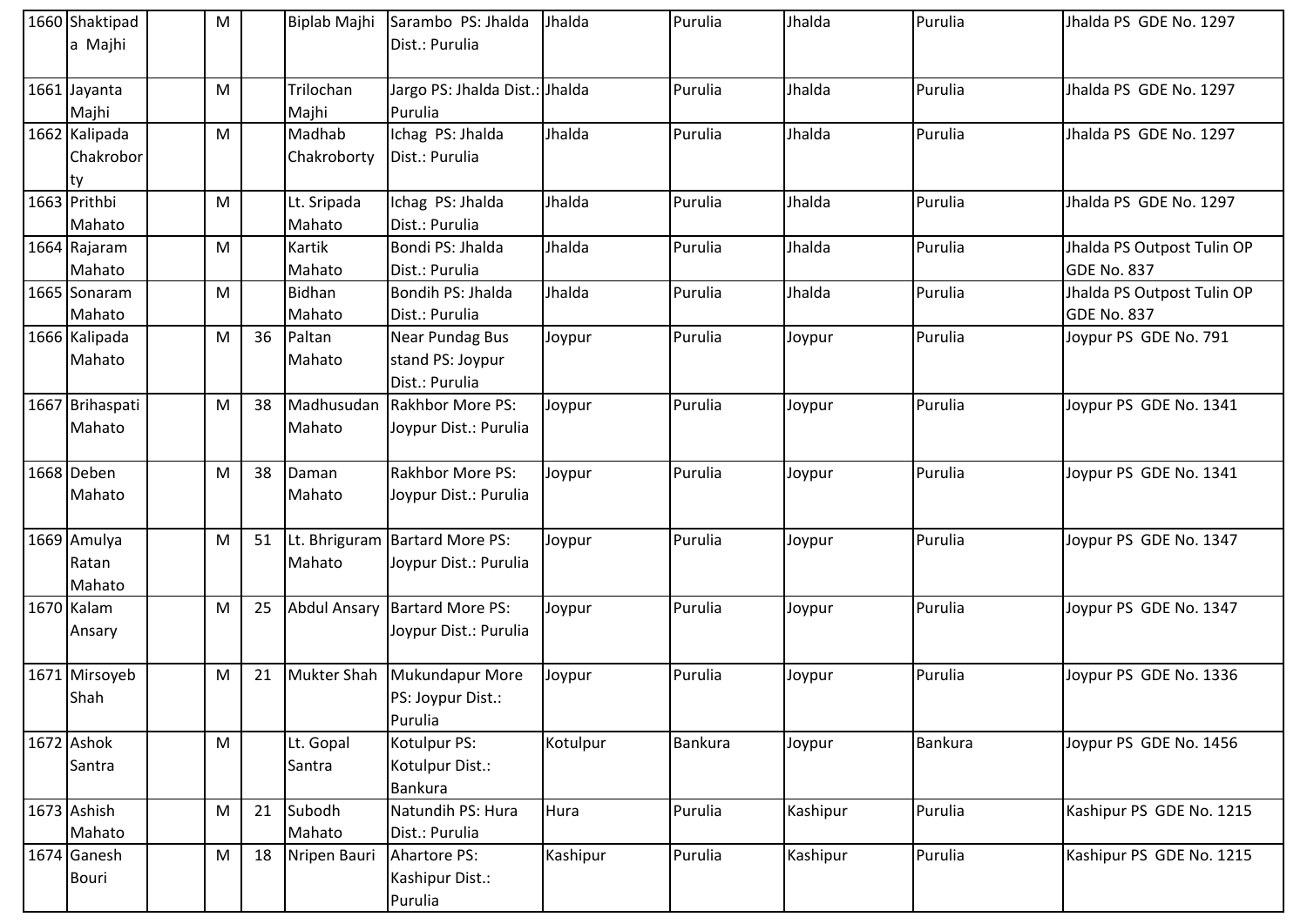| | | | | | | | | | | | |
|---|---|---|---|---|---|---|---|---|---|---|---|
| 1660 | Shaktipada Majhi | | M | | Biplab Majhi | Sarambo PS: Jhalda Dist.: Purulia | Jhalda | Purulia | Jhalda | Purulia | Jhalda PS GDE No. 1297 |
| 1661 | Jayanta Majhi | | M | | Trilochan Majhi | Jargo PS: Jhalda Dist.: Purulia | Jhalda | Purulia | Jhalda | Purulia | Jhalda PS GDE No. 1297 |
| 1662 | Kalipada Chakroborty | | M | | Madhab Chakroborty | Ichag PS: Jhalda Dist.: Purulia | Jhalda | Purulia | Jhalda | Purulia | Jhalda PS GDE No. 1297 |
| 1663 | Prithbi Mahato | | M | | Lt. Sripada Mahato | Ichag PS: Jhalda Dist.: Purulia | Jhalda | Purulia | Jhalda | Purulia | Jhalda PS GDE No. 1297 |
| 1664 | Rajaram Mahato | | M | | Kartik Mahato | Bondi PS: Jhalda Dist.: Purulia | Jhalda | Purulia | Jhalda | Purulia | Jhalda PS Outpost Tulin OP GDE No. 837 |
| 1665 | Sonaram Mahato | | M | | Bidhan Mahato | Bondih PS: Jhalda Dist.: Purulia | Jhalda | Purulia | Jhalda | Purulia | Jhalda PS Outpost Tulin OP GDE No. 837 |
| 1666 | Kalipada Mahato | | M | 36 | Paltan Mahato | Near Pundag Bus stand PS: Joypur Dist.: Purulia | Joypur | Purulia | Joypur | Purulia | Joypur PS GDE No. 791 |
| 1667 | Brihaspati Mahato | | M | 38 | Madhusudan Mahato | Rakhbor More PS: Joypur Dist.: Purulia | Joypur | Purulia | Joypur | Purulia | Joypur PS GDE No. 1341 |
| 1668 | Deben Mahato | | M | 38 | Daman Mahato | Rakhbor More PS: Joypur Dist.: Purulia | Joypur | Purulia | Joypur | Purulia | Joypur PS GDE No. 1341 |
| 1669 | Amulya Ratan Mahato | | M | 51 | Lt. Bhriguram Mahato | Bartard More PS: Joypur Dist.: Purulia | Joypur | Purulia | Joypur | Purulia | Joypur PS GDE No. 1347 |
| 1670 | Kalam Ansary | | M | 25 | Abdul Ansary | Bartard More PS: Joypur Dist.: Purulia | Joypur | Purulia | Joypur | Purulia | Joypur PS GDE No. 1347 |
| 1671 | Mirsoyeb Shah | | M | 21 | Mukter Shah | Mukundapur More PS: Joypur Dist.: Purulia | Joypur | Purulia | Joypur | Purulia | Joypur PS GDE No. 1336 |
| 1672 | Ashok Santra | | M | | Lt. Gopal Santra | Kotulpur PS: Kotulpur Dist.: Bankura | Kotulpur | Bankura | Joypur | Bankura | Joypur PS GDE No. 1456 |
| 1673 | Ashish Mahato | | M | 21 | Subodh Mahato | Natundih PS: Hura Dist.: Purulia | Hura | Purulia | Kashipur | Purulia | Kashipur PS GDE No. 1215 |
| 1674 | Ganesh Bouri | | M | 18 | Nripen Bauri | Ahartore PS: Kashipur Dist.: Purulia | Kashipur | Purulia | Kashipur | Purulia | Kashipur PS GDE No. 1215 |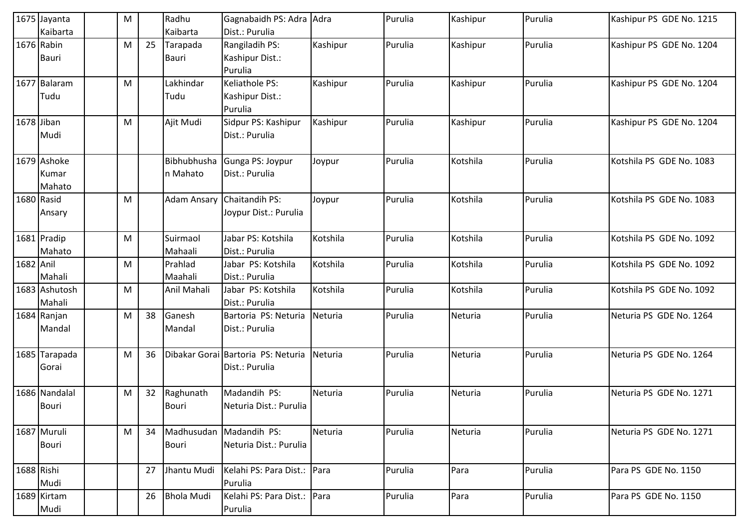| | | | | | | | | | | | |
|---|---|---|---|---|---|---|---|---|---|---|---|
| 1675 | Jayanta Kaibarta | | M | | Radhu Kaibarta | Gagnabaidh PS: Adra Dist.: Purulia | Adra | Purulia | Kashipur | Purulia | Kashipur PS GDE No. 1215 |
| 1676 | Rabin Bauri | | M | 25 | Tarapada Bauri | Rangiladih PS: Kashipur Dist.: Purulia | Kashipur | Purulia | Kashipur | Purulia | Kashipur PS GDE No. 1204 |
| 1677 | Balaram Tudu | | M | | Lakhindar Tudu | Keliathole PS: Kashipur Dist.: Purulia | Kashipur | Purulia | Kashipur | Purulia | Kashipur PS GDE No. 1204 |
| 1678 | Jiban Mudi | | M | | Ajit Mudi | Sidpur PS: Kashipur Dist.: Purulia | Kashipur | Purulia | Kashipur | Purulia | Kashipur PS GDE No. 1204 |
| 1679 | Ashoke Kumar Mahato | | | | Bibhubhushan Mahato | Gunga PS: Joypur Dist.: Purulia | Joypur | Purulia | Kotshila | Purulia | Kotshila PS GDE No. 1083 |
| 1680 | Rasid Ansary | | M | | Adam Ansary | Chaitandih PS: Joypur Dist.: Purulia | Joypur | Purulia | Kotshila | Purulia | Kotshila PS GDE No. 1083 |
| 1681 | Pradip Mahato | | M | | Suirmaol Mahaali | Jabar PS: Kotshila Dist.: Purulia | Kotshila | Purulia | Kotshila | Purulia | Kotshila PS GDE No. 1092 |
| 1682 | Anil Mahali | | M | | Prahlad Maahali | Jabar PS: Kotshila Dist.: Purulia | Kotshila | Purulia | Kotshila | Purulia | Kotshila PS GDE No. 1092 |
| 1683 | Ashutosh Mahali | | M | | Anil Mahali | Jabar PS: Kotshila Dist.: Purulia | Kotshila | Purulia | Kotshila | Purulia | Kotshila PS GDE No. 1092 |
| 1684 | Ranjan Mandal | | M | 38 | Ganesh Mandal | Bartoria PS: Neturia Dist.: Purulia | Neturia | Purulia | Neturia | Purulia | Neturia PS GDE No. 1264 |
| 1685 | Tarapada Gorai | | M | 36 | Dibakar Gorai | Bartoria PS: Neturia Dist.: Purulia | Neturia | Purulia | Neturia | Purulia | Neturia PS GDE No. 1264 |
| 1686 | Nandalal Bouri | | M | 32 | Raghunath Bouri | Madandih PS: Neturia Dist.: Purulia | Neturia | Purulia | Neturia | Purulia | Neturia PS GDE No. 1271 |
| 1687 | Muruli Bouri | | M | 34 | Madhusudan Bouri | Madandih PS: Neturia Dist.: Purulia | Neturia | Purulia | Neturia | Purulia | Neturia PS GDE No. 1271 |
| 1688 | Rishi Mudi | | | 27 | Jhantu Mudi | Kelahi PS: Para Dist.: Purulia | Para | Purulia | Para | Purulia | Para PS GDE No. 1150 |
| 1689 | Kirtam Mudi | | | 26 | Bhola Mudi | Kelahi PS: Para Dist.: Purulia | Para | Purulia | Para | Purulia | Para PS GDE No. 1150 |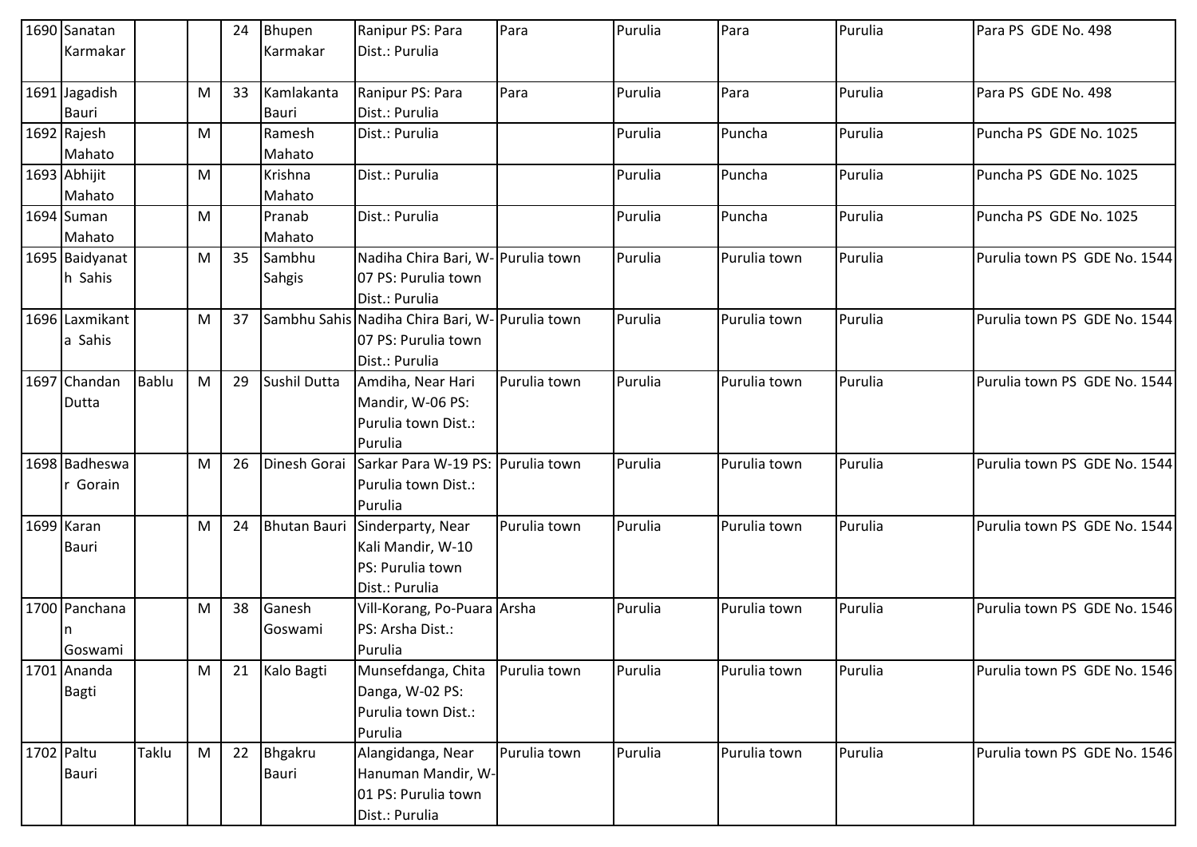| | | | | | | | | | | | |
|---|---|---|---|---|---|---|---|---|---|---|---|
| 1690 | Sanatan Karmakar | | | 24 | Bhupen Karmakar | Ranipur PS: Para Dist.: Purulia | Para | Purulia | Para | Purulia | Para PS GDE No. 498 |
| 1691 | Jagadish Bauri | | M | 33 | Kamlakanta Bauri | Ranipur PS: Para Dist.: Purulia | Para | Purulia | Para | Purulia | Para PS GDE No. 498 |
| 1692 | Rajesh Mahato | | M | | Ramesh Mahato | Dist.: Purulia | | Purulia | Puncha | Purulia | Puncha PS GDE No. 1025 |
| 1693 | Abhijit Mahato | | M | | Krishna Mahato | Dist.: Purulia | | Purulia | Puncha | Purulia | Puncha PS GDE No. 1025 |
| 1694 | Suman Mahato | | M | | Pranab Mahato | Dist.: Purulia | | Purulia | Puncha | Purulia | Puncha PS GDE No. 1025 |
| 1695 | Baidyanath Sahis | | M | 35 | Sambhu Sahgis | Nadiha Chira Bari, W-07 PS: Purulia town Dist.: Purulia | Purulia town | Purulia | Purulia town | Purulia | Purulia town PS GDE No. 1544 |
| 1696 | Laxmikanta Sahis | | M | 37 | Sambhu Sahis | Nadiha Chira Bari, W-07 PS: Purulia town Dist.: Purulia | Purulia town | Purulia | Purulia town | Purulia | Purulia town PS GDE No. 1544 |
| 1697 | Chandan Dutta | Bablu | M | 29 | Sushil Dutta | Amdiha, Near Hari Mandir, W-06 PS: Purulia town Dist.: Purulia | Purulia town | Purulia | Purulia town | Purulia | Purulia town PS GDE No. 1544 |
| 1698 | Badheswar Gorain | | M | 26 | Dinesh Gorai | Sarkar Para W-19 PS: Purulia town Dist.: Purulia | Purulia town | Purulia | Purulia town | Purulia | Purulia town PS GDE No. 1544 |
| 1699 | Karan Bauri | | M | 24 | Bhutan Bauri | Sinderparty, Near Kali Mandir, W-10 PS: Purulia town Dist.: Purulia | Purulia town | Purulia | Purulia town | Purulia | Purulia town PS GDE No. 1544 |
| 1700 | Panchanan Goswami | | M | 38 | Ganesh Goswami | Vill-Korang, Po-Puara PS: Arsha Dist.: Purulia | Arsha | Purulia | Purulia town | Purulia | Purulia town PS GDE No. 1546 |
| 1701 | Ananda Bagti | | M | 21 | Kalo Bagti | Munsefdanga, Chita Danga, W-02 PS: Purulia town Dist.: Purulia | Purulia town | Purulia | Purulia town | Purulia | Purulia town PS GDE No. 1546 |
| 1702 | Paltu Bauri | Taklu | M | 22 | Bhgakru Bauri | Alangidanga, Near Hanuman Mandir, W-01 PS: Purulia town Dist.: Purulia | Purulia town | Purulia | Purulia town | Purulia | Purulia town PS GDE No. 1546 |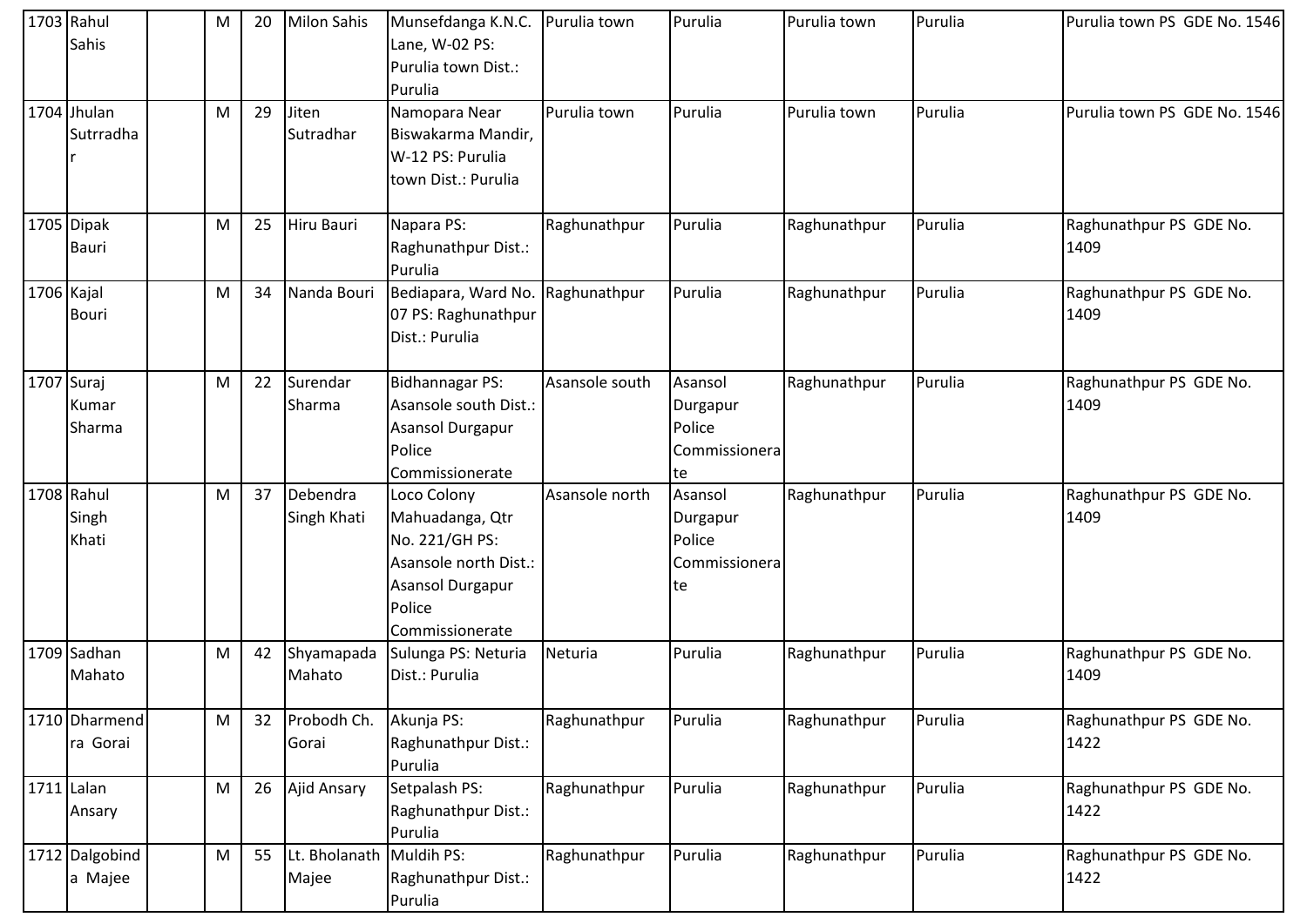| 1703 | Rahul Sahis | | M | 20 | Milon Sahis | Munsefdanga K.N.C. Lane, W-02 PS: Purulia town Dist.: Purulia | Purulia town | Purulia | Purulia town | Purulia | Purulia town PS GDE No. 1546 |
|---|---|---|---|---|---|---|---|---|---|---|---|
| 1704 | Jhulan Sutrradhar | | M | 29 | Jiten Sutradhar | Namopara Near Biswakarma Mandir, W-12 PS: Purulia town Dist.: Purulia | Purulia town | Purulia | Purulia town | Purulia | Purulia town PS GDE No. 1546 |
| 1705 | Dipak Bauri | | M | 25 | Hiru Bauri | Napara PS: Raghunathpur Dist.: Purulia | Raghunathpur | Purulia | Raghunathpur | Purulia | Raghunathpur PS GDE No. 1409 |
| 1706 | Kajal Bouri | | M | 34 | Nanda Bouri | Bediapara, Ward No. 07 PS: Raghunathpur Dist.: Purulia | Raghunathpur | Purulia | Raghunathpur | Purulia | Raghunathpur PS GDE No. 1409 |
| 1707 | Suraj Kumar Sharma | | M | 22 | Surendar Sharma | Bidhannagar PS: Asansole south Dist.: Asansol Durgapur Police Commissionerate | Asansole south | Asansol Durgapur Police Commissionerate | Raghunathpur | Purulia | Raghunathpur PS GDE No. 1409 |
| 1708 | Rahul Singh Khati | | M | 37 | Debendra Singh Khati | Loco Colony Mahuadanga, Qtr No. 221/GH PS: Asansole north Dist.: Asansol Durgapur Police Commissionerate | Asansole north | Asansol Durgapur Police Commissionerate | Raghunathpur | Purulia | Raghunathpur PS GDE No. 1409 |
| 1709 | Sadhan Mahato | | M | 42 | Shyamapada Mahato | Sulunga PS: Neturia Dist.: Purulia | Neturia | Purulia | Raghunathpur | Purulia | Raghunathpur PS GDE No. 1409 |
| 1710 | Dharmendra Gorai | | M | 32 | Probodh Ch. Gorai | Akunja PS: Raghunathpur Dist.: Purulia | Raghunathpur | Purulia | Raghunathpur | Purulia | Raghunathpur PS GDE No. 1422 |
| 1711 | Lalan Ansary | | M | 26 | Ajid Ansary | Setpalash PS: Raghunathpur Dist.: Purulia | Raghunathpur | Purulia | Raghunathpur | Purulia | Raghunathpur PS GDE No. 1422 |
| 1712 | Dalgobinda Majee | | M | 55 | Lt. Bholanath Majee | Muldih PS: Raghunathpur Dist.: Purulia | Raghunathpur | Purulia | Raghunathpur | Purulia | Raghunathpur PS GDE No. 1422 |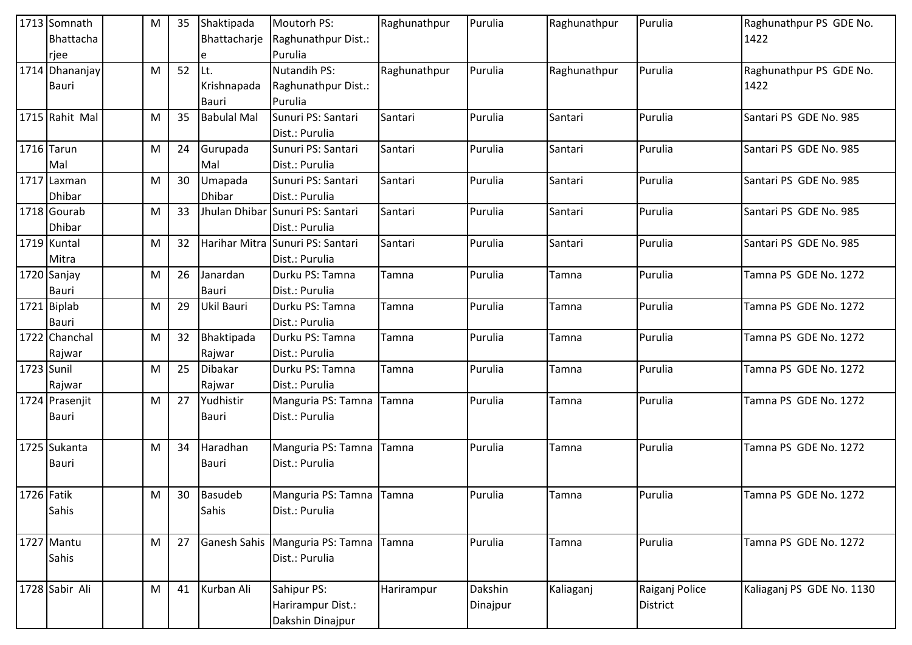| 1713 | Somnath Bhattacharjee | | M | 35 | Shaktipada Bhattacharjee | Moutorh PS: Raghunathpur Dist.: Purulia | Raghunathpur | Purulia | Raghunathpur | Purulia | Raghunathpur PS GDE No. 1422 |
|---|---|---|---|---|---|---|---|---|---|---|---|
| 1714 | Dhananjay Bauri | | M | 52 | Lt. Krishnapada Bauri | Nutandih PS: Raghunathpur Dist.: Purulia | Raghunathpur | Purulia | Raghunathpur | Purulia | Raghunathpur PS GDE No. 1422 |
| 1715 | Rahit Mal | | M | 35 | Babulal Mal | Sunuri PS: Santari Dist.: Purulia | Santari | Purulia | Santari | Purulia | Santari PS GDE No. 985 |
| 1716 | Tarun Mal | | M | 24 | Gurupada Mal | Sunuri PS: Santari Dist.: Purulia | Santari | Purulia | Santari | Purulia | Santari PS GDE No. 985 |
| 1717 | Laxman Dhibar | | M | 30 | Umapada Dhibar | Sunuri PS: Santari Dist.: Purulia | Santari | Purulia | Santari | Purulia | Santari PS GDE No. 985 |
| 1718 | Gourab Dhibar | | M | 33 | Jhulan Dhibar | Sunuri PS: Santari Dist.: Purulia | Santari | Purulia | Santari | Purulia | Santari PS GDE No. 985 |
| 1719 | Kuntal Mitra | | M | 32 | Harihar Mitra | Sunuri PS: Santari Dist.: Purulia | Santari | Purulia | Santari | Purulia | Santari PS GDE No. 985 |
| 1720 | Sanjay Bauri | | M | 26 | Janardan Bauri | Durku PS: Tamna Dist.: Purulia | Tamna | Purulia | Tamna | Purulia | Tamna PS GDE No. 1272 |
| 1721 | Biplab Bauri | | M | 29 | Ukil Bauri | Durku PS: Tamna Dist.: Purulia | Tamna | Purulia | Tamna | Purulia | Tamna PS GDE No. 1272 |
| 1722 | Chanchal Rajwar | | M | 32 | Bhaktipada Rajwar | Durku PS: Tamna Dist.: Purulia | Tamna | Purulia | Tamna | Purulia | Tamna PS GDE No. 1272 |
| 1723 | Sunil Rajwar | | M | 25 | Dibakar Rajwar | Durku PS: Tamna Dist.: Purulia | Tamna | Purulia | Tamna | Purulia | Tamna PS GDE No. 1272 |
| 1724 | Prasenjit Bauri | | M | 27 | Yudhistir Bauri | Manguria PS: Tamna Dist.: Purulia | Tamna | Purulia | Tamna | Purulia | Tamna PS GDE No. 1272 |
| 1725 | Sukanta Bauri | | M | 34 | Haradhan Bauri | Manguria PS: Tamna Dist.: Purulia | Tamna | Purulia | Tamna | Purulia | Tamna PS GDE No. 1272 |
| 1726 | Fatik Sahis | | M | 30 | Basudeb Sahis | Manguria PS: Tamna Dist.: Purulia | Tamna | Purulia | Tamna | Purulia | Tamna PS GDE No. 1272 |
| 1727 | Mantu Sahis | | M | 27 | Ganesh Sahis | Manguria PS: Tamna Dist.: Purulia | Tamna | Purulia | Tamna | Purulia | Tamna PS GDE No. 1272 |
| 1728 | Sabir Ali | | M | 41 | Kurban Ali | Sahipur PS: Harirampur Dist.: Dakshin Dinajpur | Harirampur | Dakshin Dinajpur | Kaliaganj | Raiganj Police District | Kaliaganj PS GDE No. 1130 |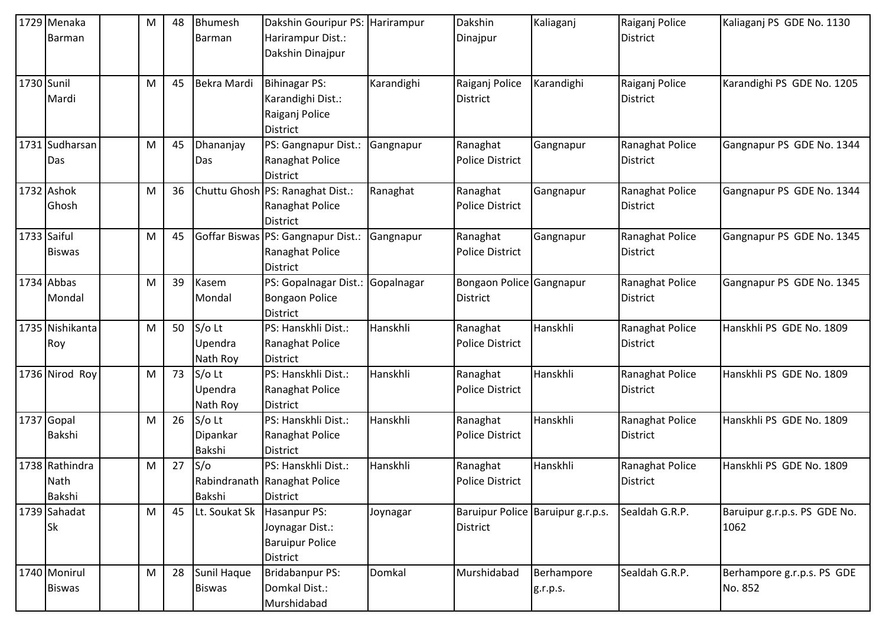| 1729 | Menaka Barman | | M | 48 | Bhumesh Barman | Dakshin Gouripur PS: Harirampur Dist.: Dakshin Dinajpur | Harirampur | Dakshin Dinajpur | Kaliaganj | Raiganj Police District | Kaliaganj PS GDE No. 1130 |
|---|---|---|---|---|---|---|---|---|---|---|---|
| 1730 | Sunil Mardi | | M | 45 | Bekra Mardi | Bihinagar PS: Karandighi Dist.: Raiganj Police District | Karandighi | Raiganj Police District | Karandighi | Raiganj Police District | Karandighi PS GDE No. 1205 |
| 1731 | Sudharsan Das | | M | 45 | Dhananjay Das | PS: Gangnapur Dist.: Ranaghat Police District | Gangnapur | Ranaghat Police District | Gangnapur | Ranaghat Police District | Gangnapur PS GDE No. 1344 |
| 1732 | Ashok Ghosh | | M | 36 | Chuttu Ghosh | PS: Ranaghat Dist.: Ranaghat Police District | Ranaghat | Ranaghat Police District | Gangnapur | Ranaghat Police District | Gangnapur PS GDE No. 1344 |
| 1733 | Saiful Biswas | | M | 45 | Goffar Biswas | PS: Gangnapur Dist.: Ranaghat Police District | Gangnapur | Ranaghat Police District | Gangnapur | Ranaghat Police District | Gangnapur PS GDE No. 1345 |
| 1734 | Abbas Mondal | | M | 39 | Kasem Mondal | PS: Gopalnagar Dist.: Bongaon Police District | Gopalnagar | Bongaon Police District | Gangnapur | Ranaghat Police District | Gangnapur PS GDE No. 1345 |
| 1735 | Nishikanta Roy | | M | 50 | S/o Lt Upendra Nath Roy | PS: Hanskhli Dist.: Ranaghat Police District | Hanskhli | Ranaghat Police District | Hanskhli | Ranaghat Police District | Hanskhli PS GDE No. 1809 |
| 1736 | Nirod Roy | | M | 73 | S/o Lt Upendra Nath Roy | PS: Hanskhli Dist.: Ranaghat Police District | Hanskhli | Ranaghat Police District | Hanskhli | Ranaghat Police District | Hanskhli PS GDE No. 1809 |
| 1737 | Gopal Bakshi | | M | 26 | S/o Lt Dipankar Bakshi | PS: Hanskhli Dist.: Ranaghat Police District | Hanskhli | Ranaghat Police District | Hanskhli | Ranaghat Police District | Hanskhli PS GDE No. 1809 |
| 1738 | Rathindra Nath Bakshi | | M | 27 | S/o Rabindranath Bakshi | PS: Hanskhli Dist.: Ranaghat Police District | Hanskhli | Ranaghat Police District | Hanskhli | Ranaghat Police District | Hanskhli PS GDE No. 1809 |
| 1739 | Sahadat Sk | | M | 45 | Lt. Soukat Sk | Hasanpur PS: Joynagar Dist.: Baruipur Police District | Joynagar | Baruipur Police District | Baruipur g.r.p.s. | Sealdah G.R.P. | Baruipur g.r.p.s. PS GDE No. 1062 |
| 1740 | Monirul Biswas | | M | 28 | Sunil Haque Biswas | Bridabanpur PS: Domkal Dist.: Murshidabad | Domkal | Murshidabad | Berhampore g.r.p.s. | Sealdah G.R.P. | Berhampore g.r.p.s. PS GDE No. 852 |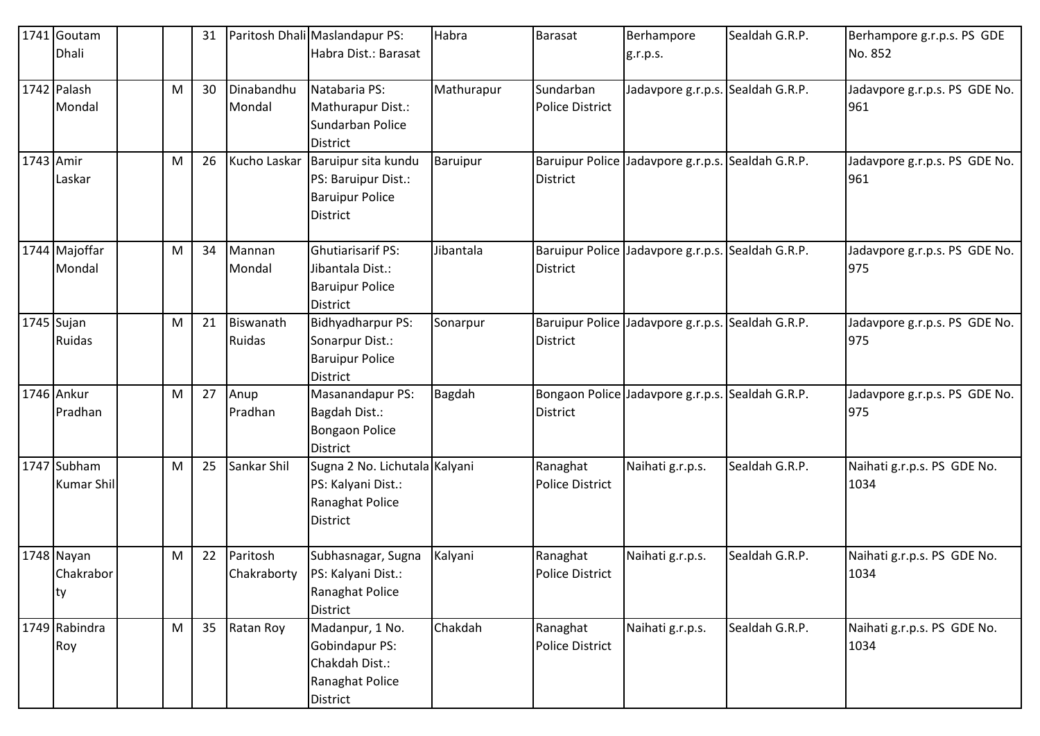| 1741 | Goutam Dhali | | | 31 | Paritosh Dhali | Maslandapur PS: Habra Dist.: Barasat | Habra | Barasat | Berhampore g.r.p.s. | Sealdah G.R.P. | Berhampore g.r.p.s. PS GDE No. 852 |
|---|---|---|---|---|---|---|---|---|---|---|---|
| 1742 | Palash Mondal | | M | 30 | Dinabandhu Mondal | Natabaria PS: Mathurapur Dist.: Sundarban Police District | Mathurapur | Sundarban Police District | Jadavpore g.r.p.s. | Sealdah G.R.P. | Jadavpore g.r.p.s. PS GDE No. 961 |
| 1743 | Amir Laskar | | M | 26 | Kucho Laskar | Baruipur sita kundu PS: Baruipur Dist.: Baruipur Police District | Baruipur | Baruipur Police District | Jadavpore g.r.p.s. | Sealdah G.R.P. | Jadavpore g.r.p.s. PS GDE No. 961 |
| 1744 | Majoffar Mondal | | M | 34 | Mannan Mondal | Ghutiarisarif PS: Jibantala Dist.: Baruipur Police District | Jibantala | Baruipur Police District | Jadavpore g.r.p.s. | Sealdah G.R.P. | Jadavpore g.r.p.s. PS GDE No. 975 |
| 1745 | Sujan Ruidas | | M | 21 | Biswanath Ruidas | Bidhyadharpur PS: Sonarpur Dist.: Baruipur Police District | Sonarpur | Baruipur Police District | Jadavpore g.r.p.s. | Sealdah G.R.P. | Jadavpore g.r.p.s. PS GDE No. 975 |
| 1746 | Ankur Pradhan | | M | 27 | Anup Pradhan | Masanandapur PS: Bagdah Dist.: Bongaon Police District | Bagdah | Bongaon Police District | Jadavpore g.r.p.s. | Sealdah G.R.P. | Jadavpore g.r.p.s. PS GDE No. 975 |
| 1747 | Subham Kumar Shil | | M | 25 | Sankar Shil | Sugna 2 No. Lichutala PS: Kalyani Dist.: Ranaghat Police District | Kalyani | Ranaghat Police District | Naihati g.r.p.s. | Sealdah G.R.P. | Naihati g.r.p.s. PS GDE No. 1034 |
| 1748 | Nayan Chakraborty | | M | 22 | Paritosh Chakraborty | Subhasnagar, Sugna PS: Kalyani Dist.: Ranaghat Police District | Kalyani | Ranaghat Police District | Naihati g.r.p.s. | Sealdah G.R.P. | Naihati g.r.p.s. PS GDE No. 1034 |
| 1749 | Rabindra Roy | | M | 35 | Ratan Roy | Madanpur, 1 No. Gobindapur PS: Chakdah Dist.: Ranaghat Police District | Chakdah | Ranaghat Police District | Naihati g.r.p.s. | Sealdah G.R.P. | Naihati g.r.p.s. PS GDE No. 1034 |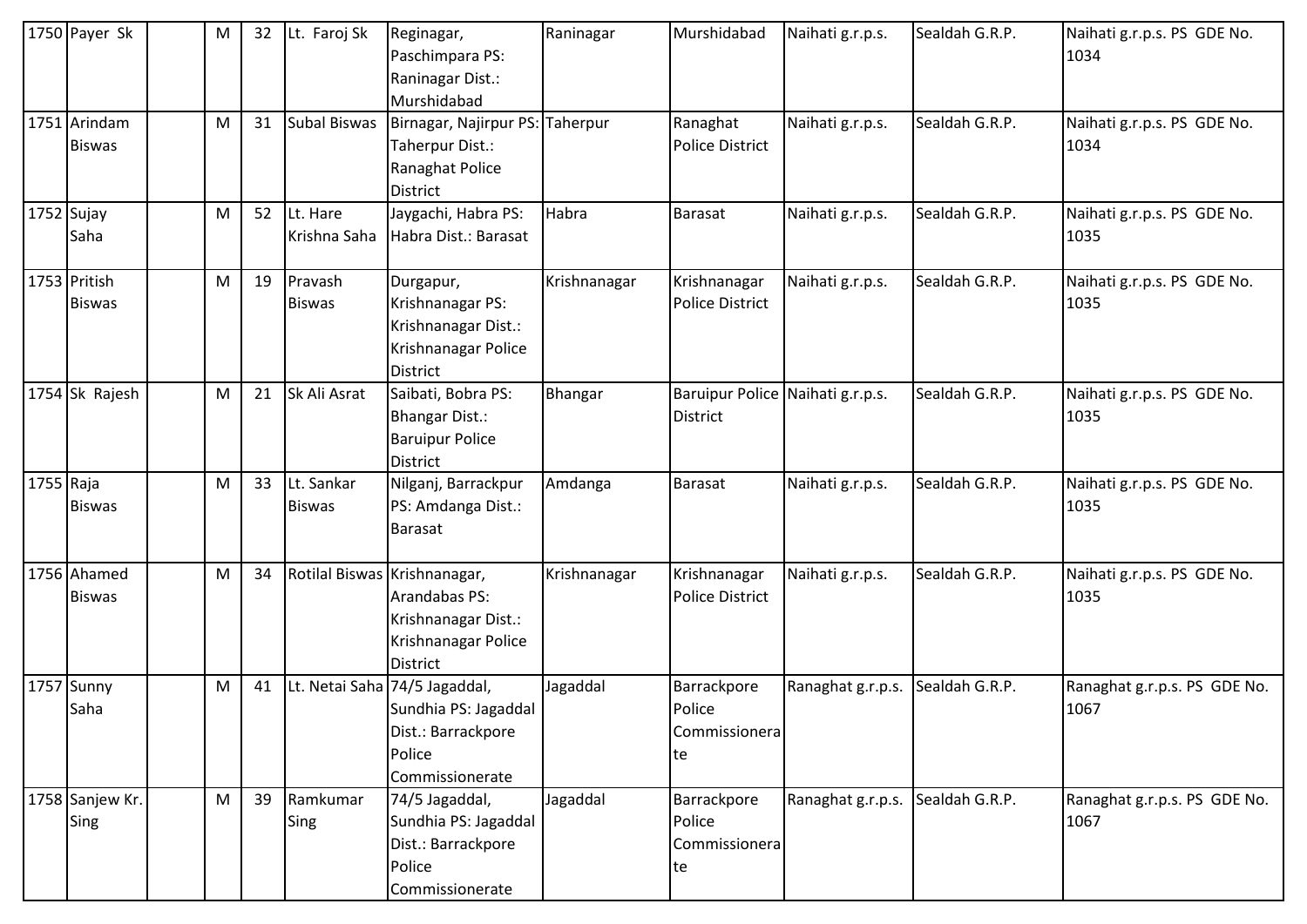| 1750 | Payer Sk | | M | 32 | Lt. Faroj Sk | Reginagar, Paschimpara PS: Raninagar Dist.: Murshidabad | Raninagar | Murshidabad | Naihati g.r.p.s. | Sealdah G.R.P. | Naihati g.r.p.s. PS GDE No. 1034 |
|---|---|---|---|---|---|---|---|---|---|---|---|
| 1751 | Arindam Biswas | | M | 31 | Subal Biswas | Birnagar, Najirpur PS: Taherpur Dist.: Ranaghat Police District | Taherpur | Ranaghat Police District | Naihati g.r.p.s. | Sealdah G.R.P. | Naihati g.r.p.s. PS GDE No. 1034 |
| 1752 | Sujay Saha | | M | 52 | Lt. Hare Krishna Saha | Jaygachi, Habra PS: Habra Dist.: Barasat | Habra | Barasat | Naihati g.r.p.s. | Sealdah G.R.P. | Naihati g.r.p.s. PS GDE No. 1035 |
| 1753 | Pritish Biswas | | M | 19 | Pravash Biswas | Durgapur, Krishnanagar PS: Krishnanagar Dist.: Krishnanagar Police District | Krishnanagar | Krishnanagar Police District | Naihati g.r.p.s. | Sealdah G.R.P. | Naihati g.r.p.s. PS GDE No. 1035 |
| 1754 | Sk Rajesh | | M | 21 | Sk Ali Asrat | Saibati, Bobra PS: Bhangar Dist.: Baruipur Police District | Bhangar | Baruipur Police District | Naihati g.r.p.s. | Sealdah G.R.P. | Naihati g.r.p.s. PS GDE No. 1035 |
| 1755 | Raja Biswas | | M | 33 | Lt. Sankar Biswas | Nilganj, Barrackpur PS: Amdanga Dist.: Barasat | Amdanga | Barasat | Naihati g.r.p.s. | Sealdah G.R.P. | Naihati g.r.p.s. PS GDE No. 1035 |
| 1756 | Ahamed Biswas | | M | 34 | Rotilal Biswas | Krishnanagar, Arandabas PS: Krishnanagar Dist.: Krishnanagar Police District | Krishnanagar | Krishnanagar Police District | Naihati g.r.p.s. | Sealdah G.R.P. | Naihati g.r.p.s. PS GDE No. 1035 |
| 1757 | Sunny Saha | | M | 41 | Lt. Netai Saha | 74/5 Jagaddal, Sundhia PS: Jagaddal Dist.: Barrackpore Police Commissionerate | Jagaddal | Barrackpore Police Commissionerate | Ranaghat g.r.p.s. | Sealdah G.R.P. | Ranaghat g.r.p.s. PS GDE No. 1067 |
| 1758 | Sanjew Kr. Sing | | M | 39 | Ramkumar Sing | 74/5 Jagaddal, Sundhia PS: Jagaddal Dist.: Barrackpore Police Commissionerate | Jagaddal | Barrackpore Police Commissionerate | Ranaghat g.r.p.s. | Sealdah G.R.P. | Ranaghat g.r.p.s. PS GDE No. 1067 |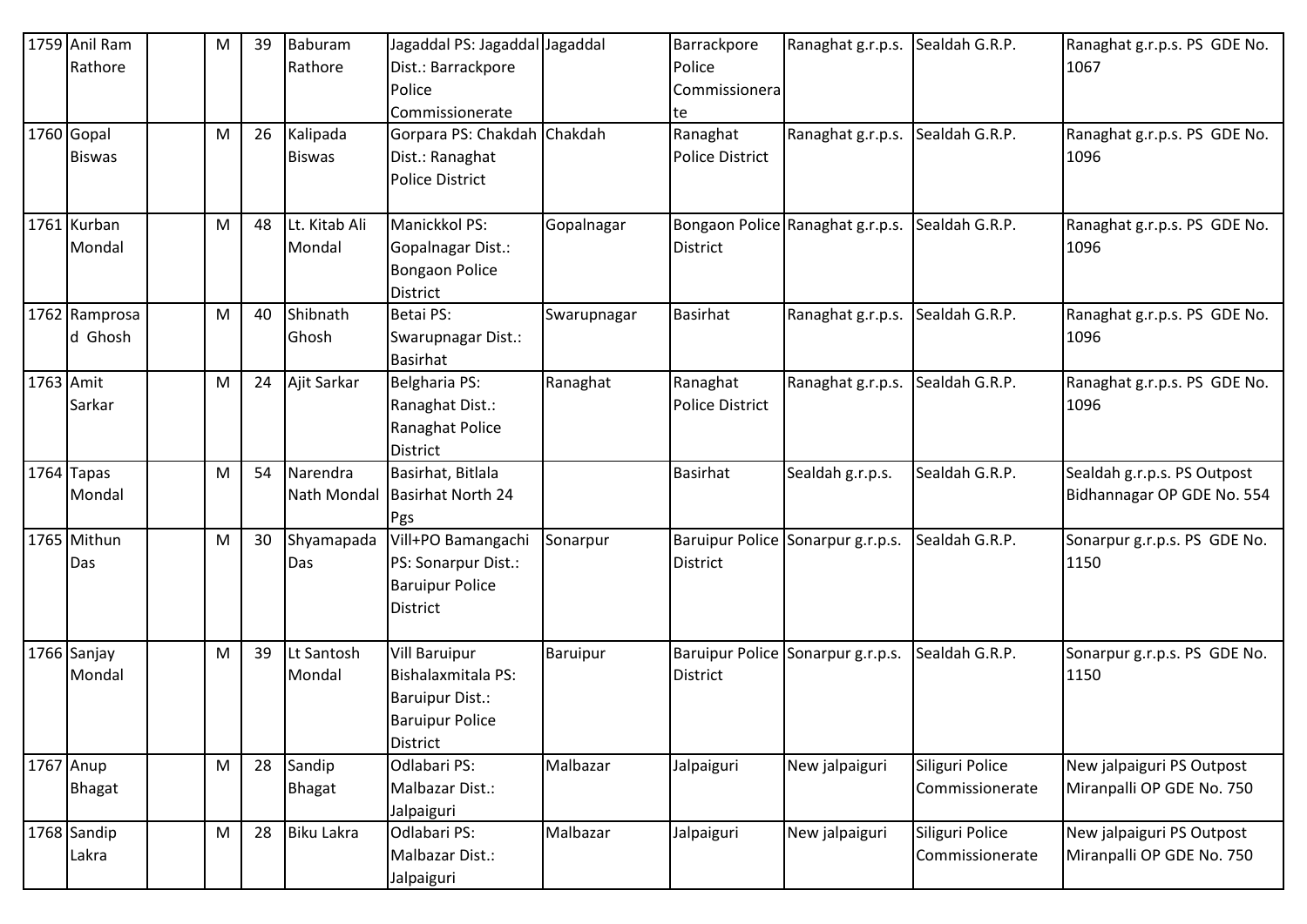| 1759 | Anil Ram Rathore | | M | 39 | Baburam Rathore | Jagaddal PS: Jagaddal Dist.: Barrackpore Police Commissionerate | Jagaddal | Barrackpore Police Commissionerate | Ranaghat g.r.p.s. | Sealdah G.R.P. | Ranaghat g.r.p.s. PS GDE No. 1067 |
|---|---|---|---|---|---|---|---|---|---|---|---|
| 1760 | Gopal Biswas | | M | 26 | Kalipada Biswas | Gorpara PS: Chakdah Dist.: Ranaghat Police District | Chakdah | Ranaghat Police District | Ranaghat g.r.p.s. | Sealdah G.R.P. | Ranaghat g.r.p.s. PS GDE No. 1096 |
| 1761 | Kurban Mondal | | M | 48 | Lt. Kitab Ali Mondal | Manickkol PS: Gopalnagar Dist.: Bongaon Police District | Gopalnagar | Bongaon Police District | Ranaghat g.r.p.s. | Sealdah G.R.P. | Ranaghat g.r.p.s. PS GDE No. 1096 |
| 1762 | Ramprosad Ghosh | | M | 40 | Shibnath Ghosh | Betai PS: Swarupnagar Dist.: Basirhat | Swarupnagar | Basirhat | Ranaghat g.r.p.s. | Sealdah G.R.P. | Ranaghat g.r.p.s. PS GDE No. 1096 |
| 1763 | Amit Sarkar | | M | 24 | Ajit Sarkar | Belgharia PS: Ranaghat Dist.: Ranaghat Police District | Ranaghat | Ranaghat Police District | Ranaghat g.r.p.s. | Sealdah G.R.P. | Ranaghat g.r.p.s. PS GDE No. 1096 |
| 1764 | Tapas Mondal | | M | 54 | Narendra Nath Mondal | Basirhat, Bitlala Basirhat North 24 Pgs | | Basirhat | Sealdah g.r.p.s. | Sealdah G.R.P. | Sealdah g.r.p.s. PS Outpost Bidhannagar OP GDE No. 554 |
| 1765 | Mithun Das | | M | 30 | Shyamapada Das | Vill+PO Bamangachi PS: Sonarpur Dist.: Baruipur Police District | Sonarpur | Baruipur Police District | Sonarpur g.r.p.s. | Sealdah G.R.P. | Sonarpur g.r.p.s. PS GDE No. 1150 |
| 1766 | Sanjay Mondal | | M | 39 | Lt Santosh Mondal | Vill Baruipur Bishalaxmitala PS: Baruipur Dist.: Baruipur Police District | Baruipur | Baruipur Police District | Sonarpur g.r.p.s. | Sealdah G.R.P. | Sonarpur g.r.p.s. PS GDE No. 1150 |
| 1767 | Anup Bhagat | | M | 28 | Sandip Bhagat | Odlabari PS: Malbazar Dist.: Jalpaiguri | Malbazar | Jalpaiguri | New jalpaiguri | Siliguri Police Commissionerate | New jalpaiguri PS Outpost Miranpalli OP GDE No. 750 |
| 1768 | Sandip Lakra | | M | 28 | Biku Lakra | Odlabari PS: Malbazar Dist.: Jalpaiguri | Malbazar | Jalpaiguri | New jalpaiguri | Siliguri Police Commissionerate | New jalpaiguri PS Outpost Miranpalli OP GDE No. 750 |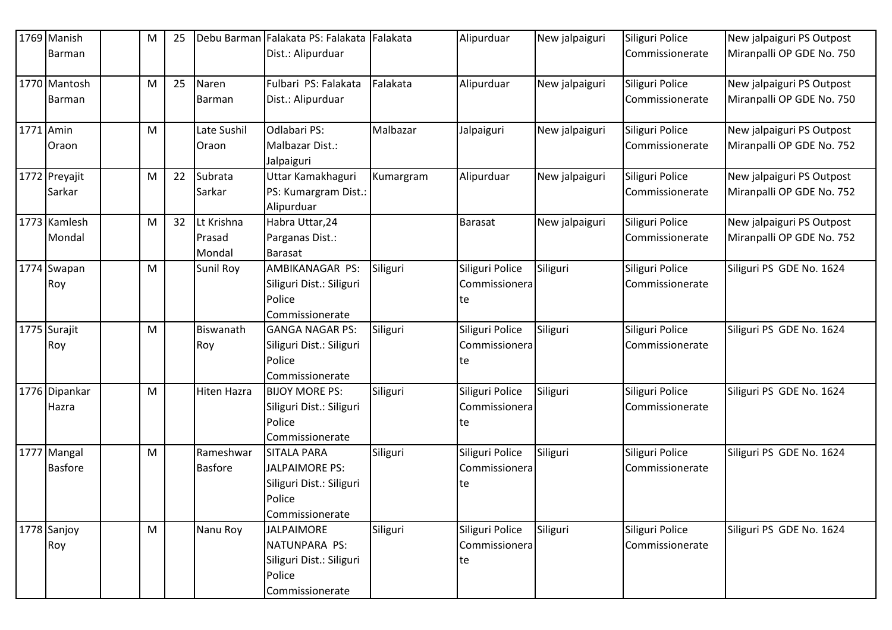| 1769 | Manish Barman | | M | 25 | Debu Barman | Falakata PS: Falakata Dist.: Alipurduar | Falakata | Alipurduar | New jalpaiguri | Siliguri Police Commissionerate | New jalpaiguri PS Outpost Miranpalli OP GDE No. 750 |
|---|---|---|---|---|---|---|---|---|---|---|---|
| 1770 | Mantosh Barman | | M | 25 | Naren Barman | Fulbari PS: Falakata Dist.: Alipurduar | Falakata | Alipurduar | New jalpaiguri | Siliguri Police Commissionerate | New jalpaiguri PS Outpost Miranpalli OP GDE No. 750 |
| 1771 | Amin Oraon | | M | | Late Sushil Oraon | Odlabari PS: Malbazar Dist.: Jalpaiguri | Malbazar | Jalpaiguri | New jalpaiguri | Siliguri Police Commissionerate | New jalpaiguri PS Outpost Miranpalli OP GDE No. 752 |
| 1772 | Preyajit Sarkar | | M | 22 | Subrata Sarkar | Uttar Kamakhaguri PS: Kumargram Dist.: Alipurduar | Kumargram | Alipurduar | New jalpaiguri | Siliguri Police Commissionerate | New jalpaiguri PS Outpost Miranpalli OP GDE No. 752 |
| 1773 | Kamlesh Mondal | | M | 32 | Lt Krishna Prasad Mondal | Habra Uttar,24 Parganas Dist.: Barasat | | Barasat | New jalpaiguri | Siliguri Police Commissionerate | New jalpaiguri PS Outpost Miranpalli OP GDE No. 752 |
| 1774 | Swapan Roy | | M | | Sunil Roy | AMBIKANAGAR PS: Siliguri Dist.: Siliguri Police Commissionerate | Siliguri | Siliguri Police Commissionerate | Siliguri | Siliguri Police Commissionerate | Siliguri PS GDE No. 1624 |
| 1775 | Surajit Roy | | M | | Biswanath Roy | GANGA NAGAR PS: Siliguri Dist.: Siliguri Police Commissionerate | Siliguri | Siliguri Police Commissionerate | Siliguri | Siliguri Police Commissionerate | Siliguri PS GDE No. 1624 |
| 1776 | Dipankar Hazra | | M | | Hiten Hazra | BIJOY MORE PS: Siliguri Dist.: Siliguri Police Commissionerate | Siliguri | Siliguri Police Commissionerate | Siliguri | Siliguri Police Commissionerate | Siliguri PS GDE No. 1624 |
| 1777 | Mangal Basfore | | M | | Rameshwar Basfore | SITALA PARA JALPAIMORE PS: Siliguri Dist.: Siliguri Police Commissionerate | Siliguri | Siliguri Police Commissionerate | Siliguri | Siliguri Police Commissionerate | Siliguri PS GDE No. 1624 |
| 1778 | Sanjoy Roy | | M | | Nanu Roy | JALPAIMORE NATUNPARA PS: Siliguri Dist.: Siliguri Police Commissionerate | Siliguri | Siliguri Police Commissionerate | Siliguri | Siliguri Police Commissionerate | Siliguri PS GDE No. 1624 |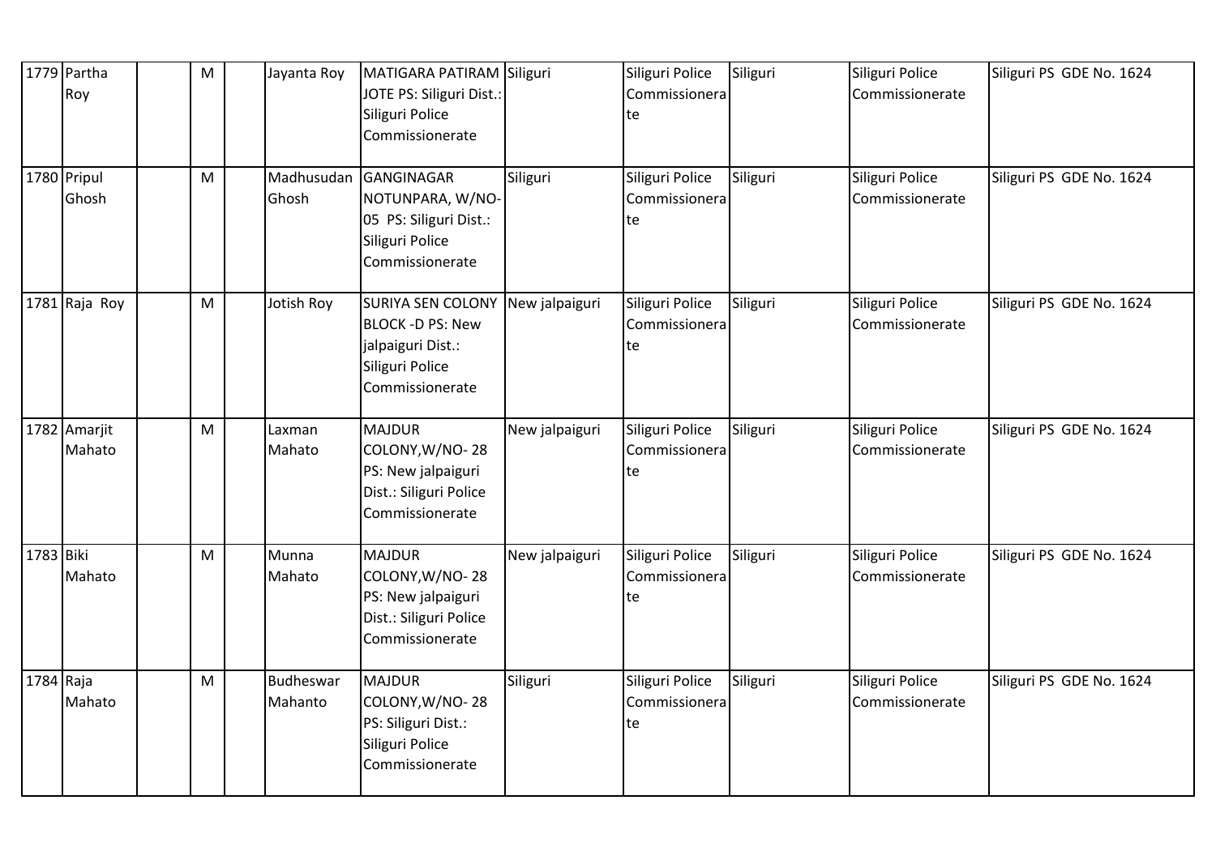| | | | | | | | | | | | |
|---|---|---|---|---|---|---|---|---|---|---|---|
| 1779 | Partha Roy | | M | | Jayanta Roy | MATIGARA PATIRAM JOTE PS: Siliguri Dist.: Siliguri Police Commissionerate | Siliguri | Siliguri Police Commissionerate | Siliguri | Siliguri Police Commissionerate | Siliguri PS GDE No. 1624 |
| 1780 | Pripul Ghosh | | M | | Madhusudan Ghosh | GANGINAGAR NOTUNPARA, W/NO-05 PS: Siliguri Dist.: Siliguri Police Commissionerate | Siliguri | Siliguri Police Commissionerate | Siliguri | Siliguri Police Commissionerate | Siliguri PS GDE No. 1624 |
| 1781 | Raja Roy | | M | | Jotish Roy | SURIYA SEN COLONY BLOCK -D PS: New jalpaiguri Dist.: Siliguri Police Commissionerate | New jalpaiguri | Siliguri Police Commissionerate | Siliguri | Siliguri Police Commissionerate | Siliguri PS GDE No. 1624 |
| 1782 | Amarjit Mahato | | M | | Laxman Mahato | MAJDUR COLONY,W/NO- 28 PS: New jalpaiguri Dist.: Siliguri Police Commissionerate | New jalpaiguri | Siliguri Police Commissionerate | Siliguri | Siliguri Police Commissionerate | Siliguri PS GDE No. 1624 |
| 1783 | Biki Mahato | | M | | Munna Mahato | MAJDUR COLONY,W/NO- 28 PS: New jalpaiguri Dist.: Siliguri Police Commissionerate | New jalpaiguri | Siliguri Police Commissionerate | Siliguri | Siliguri Police Commissionerate | Siliguri PS GDE No. 1624 |
| 1784 | Raja Mahato | | M | | Budheswar Mahanto | MAJDUR COLONY,W/NO- 28 PS: Siliguri Dist.: Siliguri Police Commissionerate | Siliguri | Siliguri Police Commissionerate | Siliguri | Siliguri Police Commissionerate | Siliguri PS GDE No. 1624 |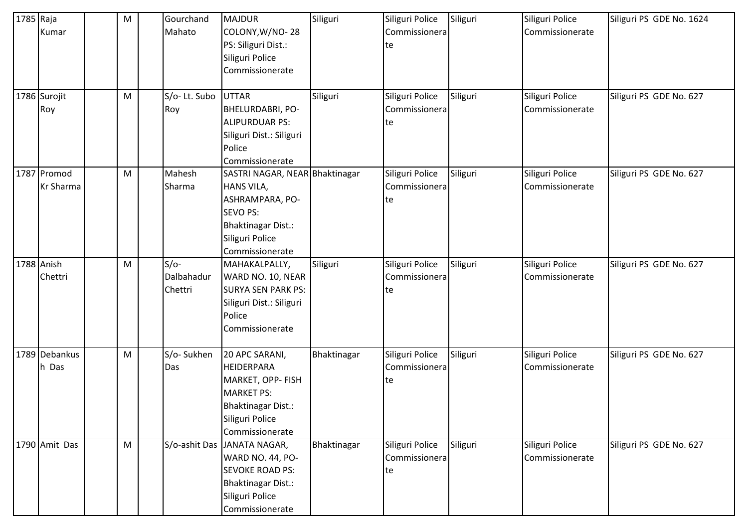| 1785 | Raja Kumar | | M | | Gourchand Mahato | MAJDUR COLONY,W/NO- 28 PS: Siliguri Dist.: Siliguri Police Commissionerate | Siliguri | Siliguri Police Commissionerate | Siliguri | Siliguri Police Commissionerate | Siliguri PS GDE No. 1624 |
|---|---|---|---|---|---|---|---|---|---|---|---|
| 1786 | Surojit Roy | | M | | S/o- Lt. Subo Roy | UTTAR BHELURDABRI, PO- ALIPURDUAR PS: Siliguri Dist.: Siliguri Police Commissionerate | Siliguri | Siliguri Police Commissionerate | Siliguri | Siliguri Police Commissionerate | Siliguri PS GDE No. 627 |
| 1787 | Promod Kr Sharma | | M | | Mahesh Sharma | SASTRI NAGAR, NEAR HANS VILA, ASHRAMPARA, PO- SEVO PS: Bhaktinagar Dist.: Siliguri Police Commissionerate | Bhaktinagar | Siliguri Police Commissionerate | Siliguri | Siliguri Police Commissionerate | Siliguri PS GDE No. 627 |
| 1788 | Anish Chettri | | M | | S/o- Dalbahadur Chettri | MAHAKALPALLY, WARD NO. 10, NEAR SURYA SEN PARK PS: Siliguri Dist.: Siliguri Police Commissionerate | Siliguri | Siliguri Police Commissionerate | Siliguri | Siliguri Police Commissionerate | Siliguri PS GDE No. 627 |
| 1789 | Debankush Das | | M | | S/o- Sukhen Das | 20 APC SARANI, HEIDERPARA MARKET, OPP- FISH MARKET PS: Bhaktinagar Dist.: Siliguri Police Commissionerate | Bhaktinagar | Siliguri Police Commissionerate | Siliguri | Siliguri Police Commissionerate | Siliguri PS GDE No. 627 |
| 1790 | Amit Das | | M | | S/o-ashit Das | JANATA NAGAR, WARD NO. 44, PO- SEVOKE ROAD PS: Bhaktinagar Dist.: Siliguri Police Commissionerate | Bhaktinagar | Siliguri Police Commissionerate | Siliguri | Siliguri Police Commissionerate | Siliguri PS GDE No. 627 |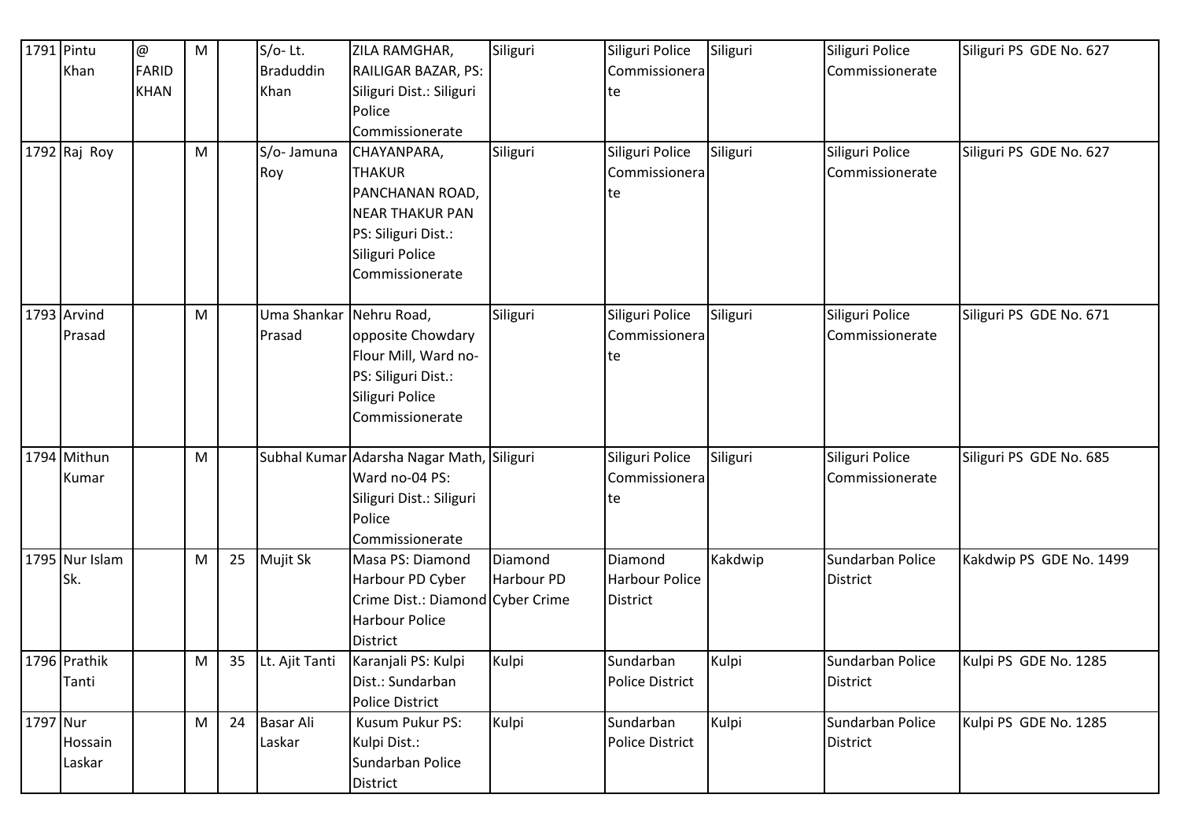| 1791 | Pintu Khan | @ FARID KHAN | M | | S/o- Lt. Braduddin Khan | ZILA RAMGHAR, RAILIGAR BAZAR, PS: Siliguri Dist.: Siliguri Police Commissionerate | Siliguri | Siliguri Police Commissionerate | Siliguri | Siliguri Police Commissionerate | Siliguri PS GDE No. 627 |
|---|---|---|---|---|---|---|---|---|---|---|---|
| 1792 | Raj Roy | | M | | S/o- Jamuna Roy | CHAYANPARA, THAKUR PANCHANAN ROAD, NEAR THAKUR PAN PS: Siliguri Dist.: Siliguri Police Commissionerate | Siliguri | Siliguri Police Commissionerate | Siliguri | Siliguri Police Commissionerate | Siliguri PS GDE No. 627 |
| 1793 | Arvind Prasad | | M | | Uma Shankar Prasad | Nehru Road, opposite Chowdary Flour Mill, Ward no- PS: Siliguri Dist.: Siliguri Police Commissionerate | Siliguri | Siliguri Police Commissionerate | Siliguri | Siliguri Police Commissionerate | Siliguri PS GDE No. 671 |
| 1794 | Mithun Kumar | | M | | Subhal Kumar | Adarsha Nagar Math, Ward no-04 PS: Siliguri Dist.: Siliguri Police Commissionerate | Siliguri | Siliguri Police Commissionerate | Siliguri | Siliguri Police Commissionerate | Siliguri PS GDE No. 685 |
| 1795 | Nur Islam Sk. | | M | 25 | Mujit Sk | Masa PS: Diamond Harbour PD Cyber Crime Dist.: Diamond Harbour Police District | Diamond Harbour PD Cyber Crime | Diamond Harbour Police District | Kakdwip | Sundarban Police District | Kakdwip PS GDE No. 1499 |
| 1796 | Prathik Tanti | | M | 35 | Lt. Ajit Tanti | Karanjali PS: Kulpi Dist.: Sundarban Police District | Kulpi | Sundarban Police District | Kulpi | Sundarban Police District | Kulpi PS GDE No. 1285 |
| 1797 | Nur Hossain Laskar | | M | 24 | Basar Ali Laskar | Kusum Pukur PS: Kulpi Dist.: Sundarban Police District | Kulpi | Sundarban Police District | Kulpi | Sundarban Police District | Kulpi PS GDE No. 1285 |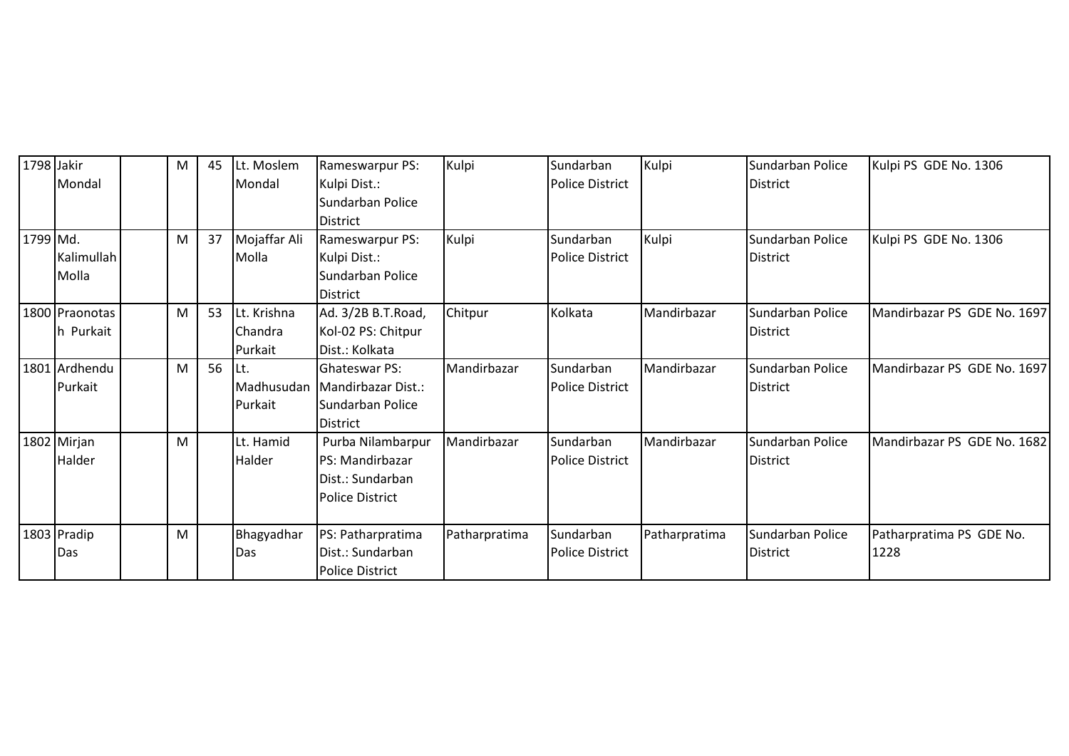| | | | | | | | | | | |
|---|---|---|---|---|---|---|---|---|---|---|
| 1798 | Jakir Mondal | | M | 45 | Lt. Moslem Mondal | Rameswarpur PS: Kulpi Dist.: Sundarban Police District | Kulpi | Sundarban Police District | Kulpi | Sundarban Police District | Kulpi PS GDE No. 1306 |
| 1799 | Md. Kalimullah Molla | | M | 37 | Mojaffar Ali Molla | Rameswarpur PS: Kulpi Dist.: Sundarban Police District | Kulpi | Sundarban Police District | Kulpi | Sundarban Police District | Kulpi PS GDE No. 1306 |
| 1800 | Praonotash Purkait | | M | 53 | Lt. Krishna Chandra Purkait | Ad. 3/2B B.T.Road, Kol-02 PS: Chitpur Dist.: Kolkata | Chitpur | Kolkata | Mandirbazar | Sundarban Police District | Mandirbazar PS GDE No. 1697 |
| 1801 | Ardhendu Purkait | | M | 56 | Lt. Madhusudan Purkait | Ghateswar PS: Mandirbazar Dist.: Sundarban Police District | Mandirbazar | Sundarban Police District | Mandirbazar | Sundarban Police District | Mandirbazar PS GDE No. 1697 |
| 1802 | Mirjan Halder | | M | | Lt. Hamid Halder | Purba Nilambarpur PS: Mandirbazar Dist.: Sundarban Police District | Mandirbazar | Sundarban Police District | Mandirbazar | Sundarban Police District | Mandirbazar PS GDE No. 1682 |
| 1803 | Pradip Das | | M | | Bhagyadhar Das | PS: Patharpratima Dist.: Sundarban Police District | Patharpratima | Sundarban Police District | Patharpratima | Sundarban Police District | Patharpratima PS GDE No. 1228 |